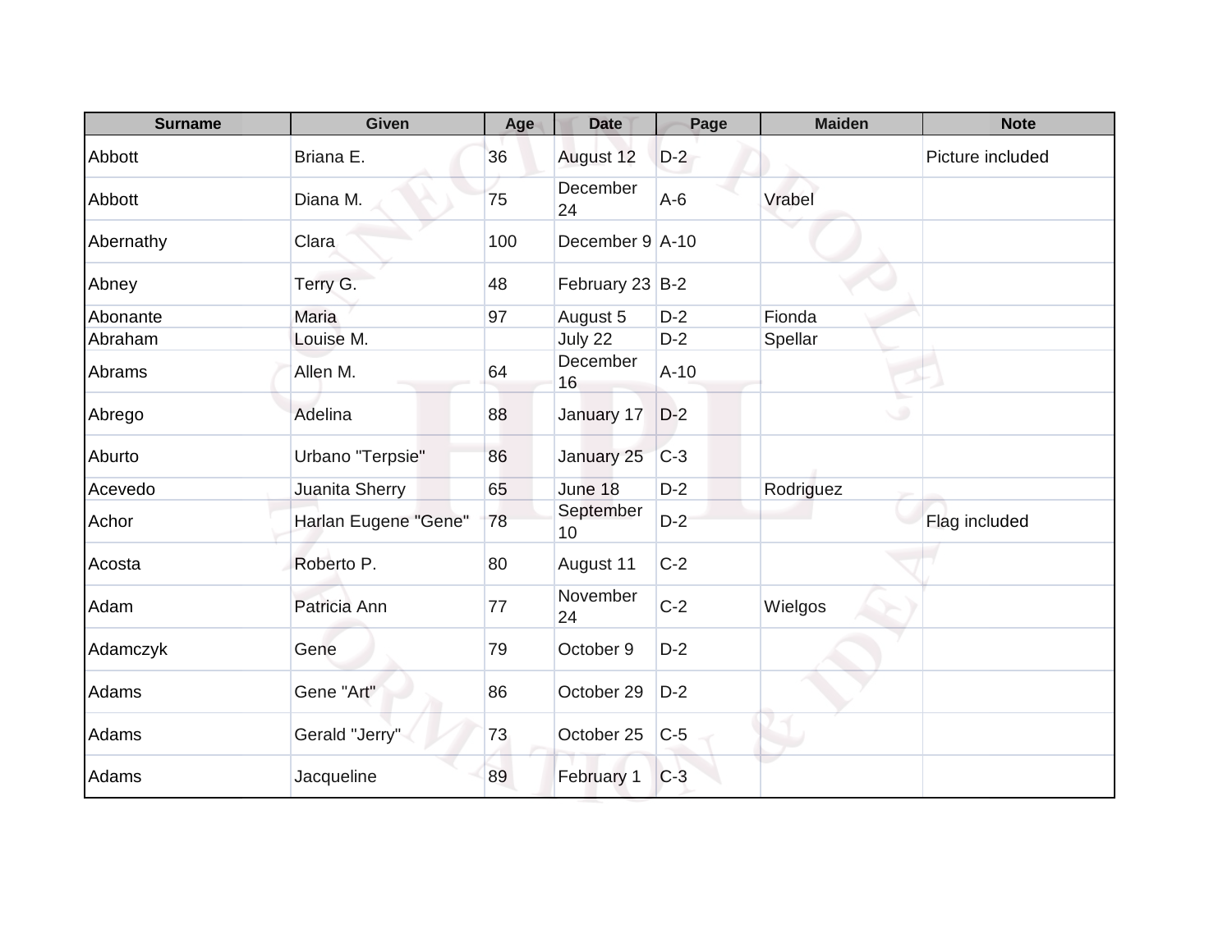| Surname | Given | Age | Date | Page | Maiden | Note |
|---|---|---|---|---|---|---|
| Abbott | Briana E. | 36 | August 12 | D-2 | | Picture included |
| Abbott | Diana M. | 75 | December 24 | A-6 | Vrabel | |
| Abernathy | Clara | 100 | December 9 | A-10 | | |
| Abney | Terry G. | 48 | February 23 | B-2 | | |
| Abonante | Maria | 97 | August 5 | D-2 | Fionda | |
| Abraham | Louise M. | | July 22 | D-2 | Spellar | |
| Abrams | Allen M. | 64 | December 16 | A-10 | | |
| Abrego | Adelina | 88 | January 17 | D-2 | | |
| Aburto | Urbano "Terpsie" | 86 | January 25 | C-3 | | |
| Acevedo | Juanita Sherry | 65 | June 18 | D-2 | Rodriguez | |
| Achor | Harlan Eugene "Gene" | 78 | September 10 | D-2 | | Flag included |
| Acosta | Roberto P. | 80 | August 11 | C-2 | | |
| Adam | Patricia Ann | 77 | November 24 | C-2 | Wielgos | |
| Adamczyk | Gene | 79 | October 9 | D-2 | | |
| Adams | Gene "Art" | 86 | October 29 | D-2 | | |
| Adams | Gerald "Jerry" | 73 | October 25 | C-5 | | |
| Adams | Jacqueline | 89 | February 1 | C-3 | | |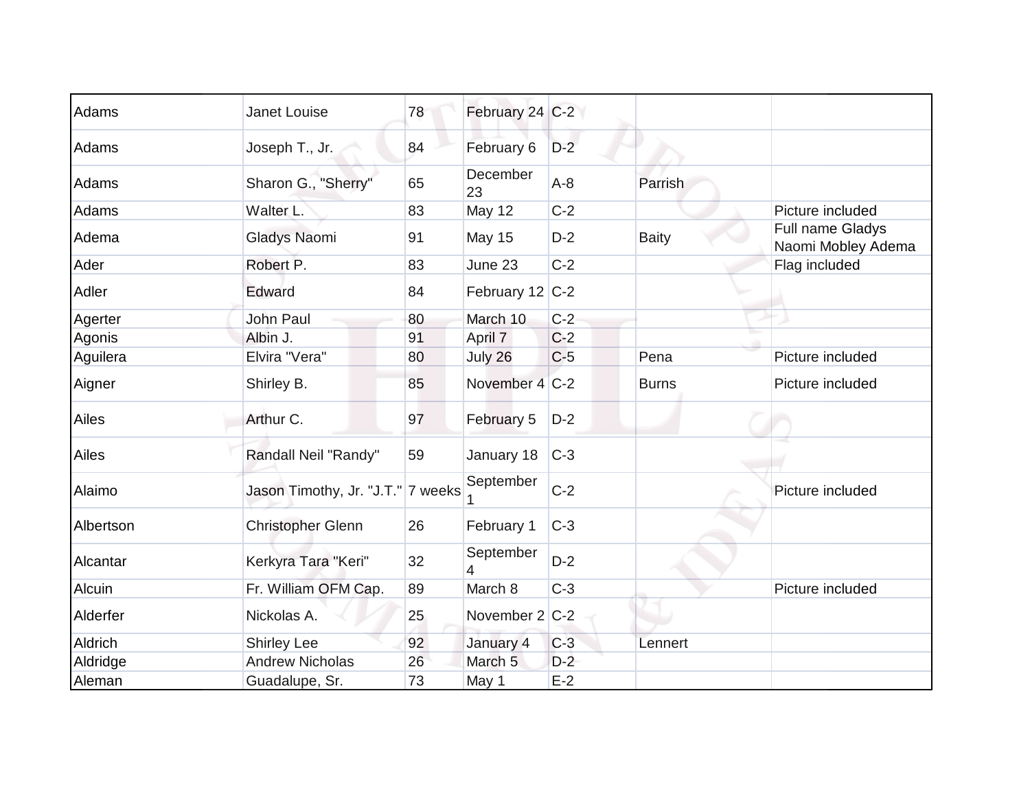| | | | | | | |
|---|---|---|---|---|---|---|
| Adams | Janet Louise | 78 | February 24 | C-2 | | |
| Adams | Joseph T., Jr. | 84 | February 6 | D-2 | | |
| Adams | Sharon G., "Sherry" | 65 | December 23 | A-8 | Parrish | |
| Adams | Walter L. | 83 | May 12 | C-2 | | Picture included |
| Adema | Gladys Naomi | 91 | May 15 | D-2 | Baity | Full name Gladys Naomi Mobley Adema |
| Ader | Robert P. | 83 | June 23 | C-2 | | Flag included |
| Adler | Edward | 84 | February 12 | C-2 | | |
| Agerter | John Paul | 80 | March 10 | C-2 | | |
| Agonis | Albin J. | 91 | April 7 | C-2 | | |
| Aguilera | Elvira "Vera" | 80 | July 26 | C-5 | Pena | Picture included |
| Aigner | Shirley B. | 85 | November 4 | C-2 | Burns | Picture included |
| Ailes | Arthur C. | 97 | February 5 | D-2 | | |
| Ailes | Randall Neil "Randy" | 59 | January 18 | C-3 | | |
| Alaimo | Jason Timothy, Jr. "J.T." | 7 weeks | September 1 | C-2 | | Picture included |
| Albertson | Christopher Glenn | 26 | February 1 | C-3 | | |
| Alcantar | Kerkyra Tara "Keri" | 32 | September 4 | D-2 | | |
| Alcuin | Fr. William OFM Cap. | 89 | March 8 | C-3 | | Picture included |
| Alderfer | Nickolas A. | 25 | November 2 | C-2 | | |
| Aldrich | Shirley Lee | 92 | January 4 | C-3 | Lennert | |
| Aldridge | Andrew Nicholas | 26 | March 5 | D-2 | | |
| Aleman | Guadalupe, Sr. | 73 | May 1 | E-2 | | |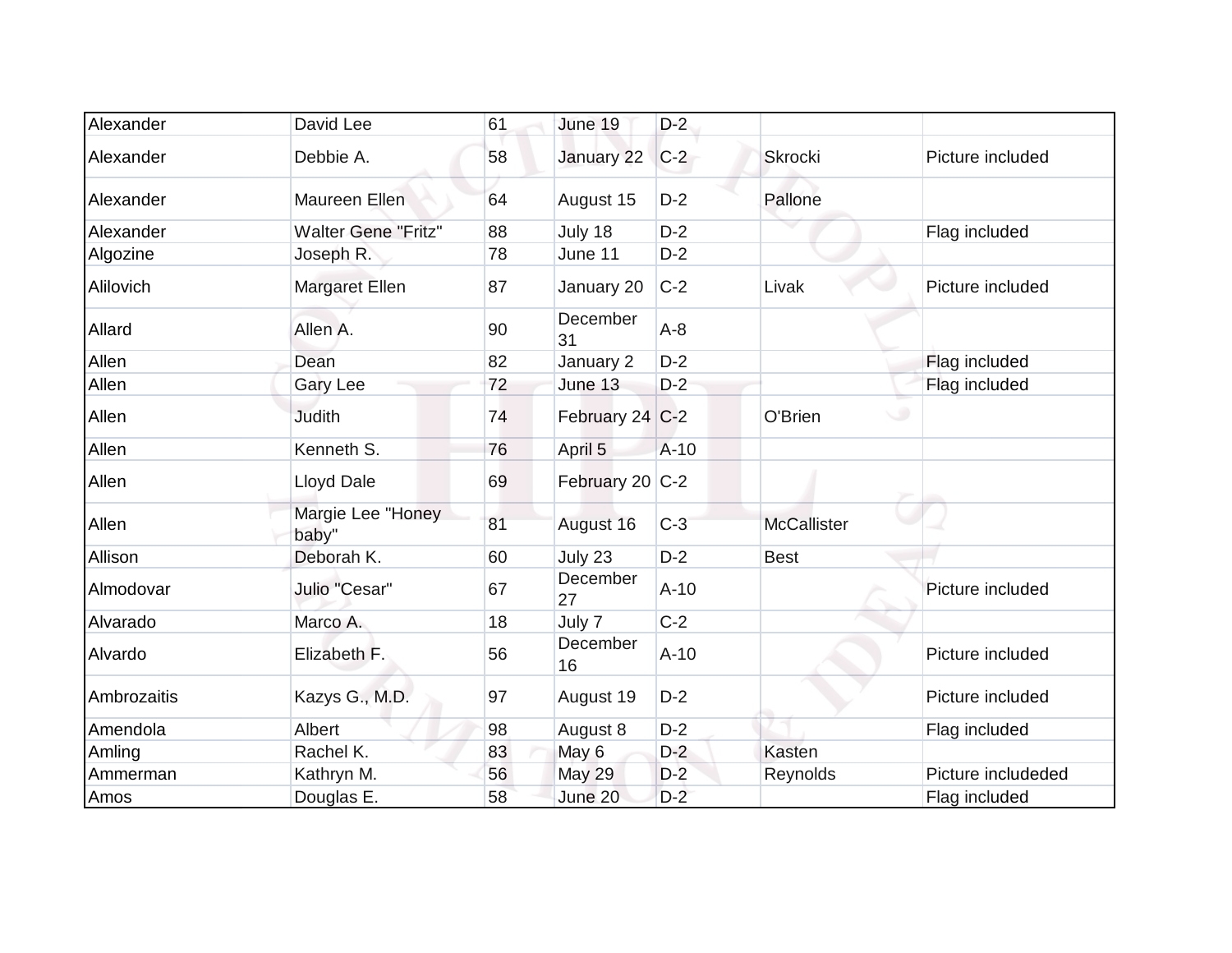| | | | | | | |
|---|---|---|---|---|---|---|
| Alexander | David Lee | 61 | June 19 | D-2 | | |
| Alexander | Debbie A. | 58 | January 22 | C-2 | Skrocki | Picture included |
| Alexander | Maureen Ellen | 64 | August 15 | D-2 | Pallone | |
| Alexander | Walter Gene "Fritz" | 88 | July 18 | D-2 | | Flag included |
| Algozine | Joseph R. | 78 | June 11 | D-2 | | |
| Alilovich | Margaret Ellen | 87 | January 20 | C-2 | Livak | Picture included |
| Allard | Allen A. | 90 | December 31 | A-8 | | |
| Allen | Dean | 82 | January 2 | D-2 | | Flag included |
| Allen | Gary Lee | 72 | June 13 | D-2 | | Flag included |
| Allen | Judith | 74 | February 24 | C-2 | O'Brien | |
| Allen | Kenneth S. | 76 | April 5 | A-10 | | |
| Allen | Lloyd Dale | 69 | February 20 | C-2 | | |
| Allen | Margie Lee "Honey baby" | 81 | August 16 | C-3 | McCallister | |
| Allison | Deborah K. | 60 | July 23 | D-2 | Best | |
| Almodovar | Julio "Cesar" | 67 | December 27 | A-10 | | Picture included |
| Alvarado | Marco A. | 18 | July 7 | C-2 | | |
| Alvardo | Elizabeth F. | 56 | December 16 | A-10 | | Picture included |
| Ambrozaitis | Kazys G., M.D. | 97 | August 19 | D-2 | | Picture included |
| Amendola | Albert | 98 | August 8 | D-2 | | Flag included |
| Amling | Rachel K. | 83 | May 6 | D-2 | Kasten | |
| Ammerman | Kathryn M. | 56 | May 29 | D-2 | Reynolds | Picture includeded |
| Amos | Douglas E. | 58 | June 20 | D-2 | | Flag included |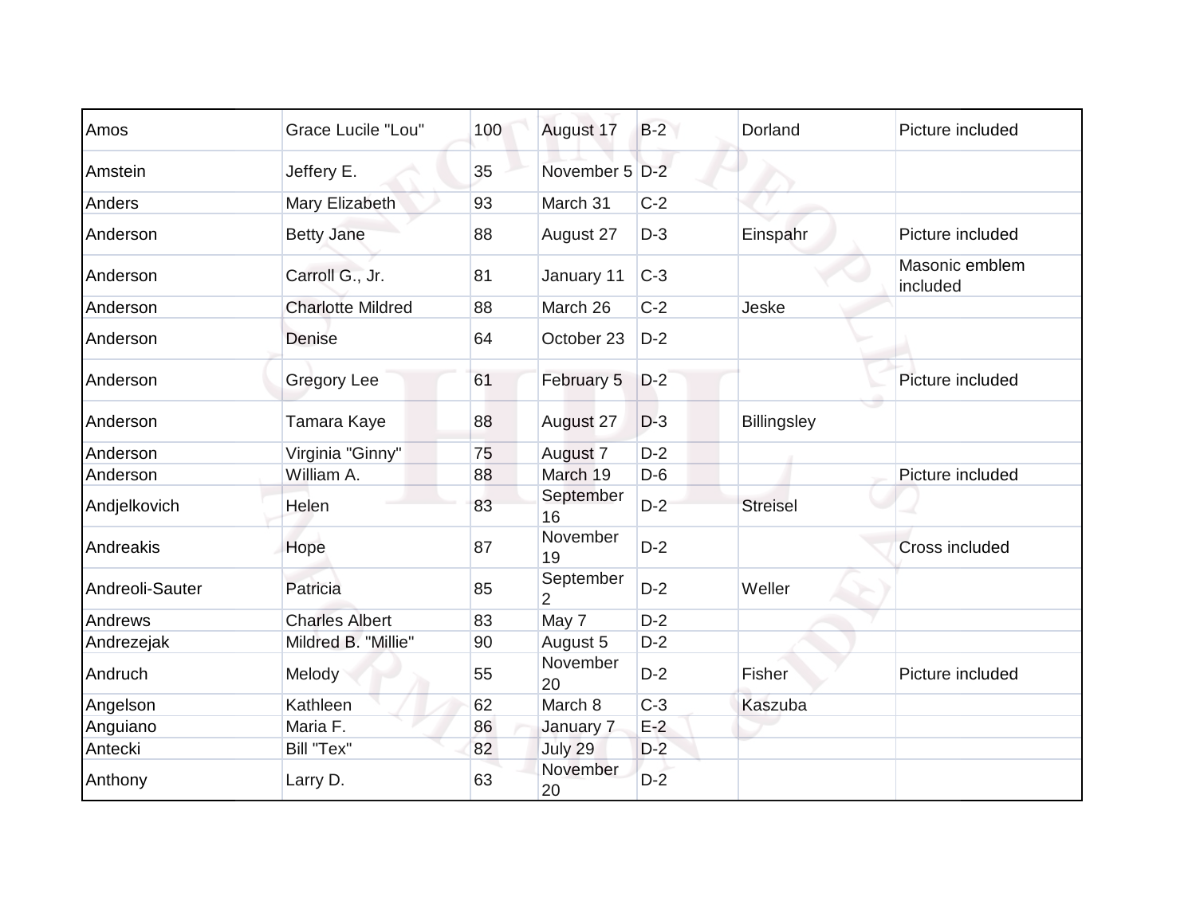| | | | | | | |
|---|---|---|---|---|---|---|
| Amos | Grace Lucile "Lou" | 100 | August 17 | B-2 | Dorland | Picture included |
| Amstein | Jeffery E. | 35 | November 5 | D-2 | | |
| Anders | Mary Elizabeth | 93 | March 31 | C-2 | | |
| Anderson | Betty Jane | 88 | August 27 | D-3 | Einspahr | Picture included |
| Anderson | Carroll G., Jr. | 81 | January 11 | C-3 | | Masonic emblem included |
| Anderson | Charlotte Mildred | 88 | March 26 | C-2 | Jeske | |
| Anderson | Denise | 64 | October 23 | D-2 | | |
| Anderson | Gregory Lee | 61 | February 5 | D-2 | | Picture included |
| Anderson | Tamara Kaye | 88 | August 27 | D-3 | Billingsley | |
| Anderson | Virginia "Ginny" | 75 | August 7 | D-2 | | |
| Anderson | William A. | 88 | March 19 | D-6 | | Picture included |
| Andjelkovich | Helen | 83 | September 16 | D-2 | Streisel | |
| Andreakis | Hope | 87 | November 19 | D-2 | | Cross included |
| Andreoli-Sauter | Patricia | 85 | September 2 | D-2 | Weller | |
| Andrews | Charles Albert | 83 | May 7 | D-2 | | |
| Andrezejak | Mildred B. "Millie" | 90 | August 5 | D-2 | | |
| Andruch | Melody | 55 | November 20 | D-2 | Fisher | Picture included |
| Angelson | Kathleen | 62 | March 8 | C-3 | Kaszuba | |
| Anguiano | Maria F. | 86 | January 7 | E-2 | | |
| Antecki | Bill "Tex" | 82 | July 29 | D-2 | | |
| Anthony | Larry D. | 63 | November 20 | D-2 | | |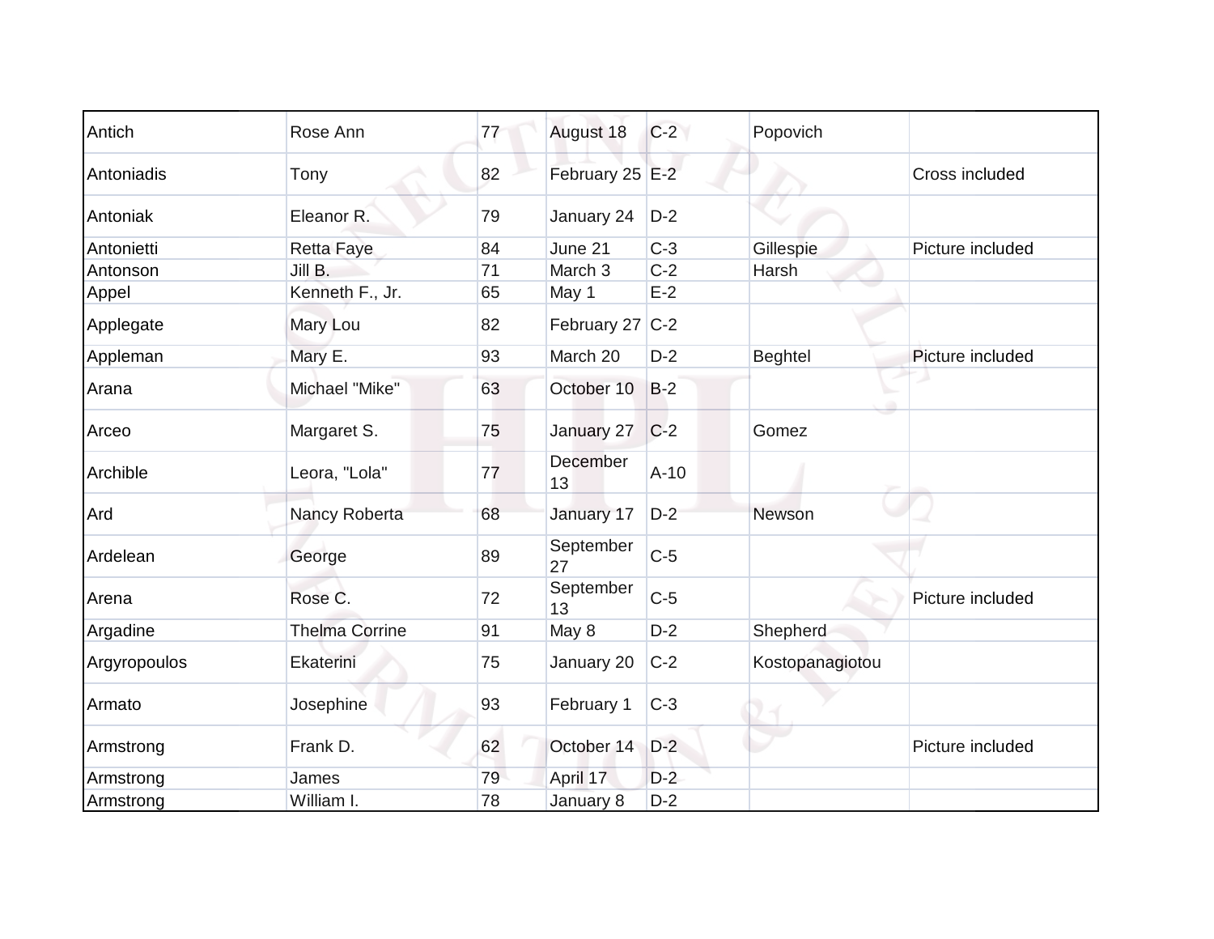| | | | | | | |
|---|---|---|---|---|---|---|
| Antich | Rose Ann | 77 | August 18 | C-2 | Popovich | |
| Antoniadis | Tony | 82 | February 25 | E-2 | | Cross included |
| Antoniak | Eleanor R. | 79 | January 24 | D-2 | | |
| Antonietti | Retta Faye | 84 | June 21 | C-3 | Gillespie | Picture included |
| Antonson | Jill B. | 71 | March 3 | C-2 | Harsh | |
| Appel | Kenneth F., Jr. | 65 | May 1 | E-2 | | |
| Applegate | Mary Lou | 82 | February 27 | C-2 | | |
| Appleman | Mary E. | 93 | March 20 | D-2 | Beghtel | Picture included |
| Arana | Michael "Mike" | 63 | October 10 | B-2 | | |
| Arceo | Margaret S. | 75 | January 27 | C-2 | Gomez | |
| Archible | Leora, "Lola" | 77 | December 13 | A-10 | | |
| Ard | Nancy Roberta | 68 | January 17 | D-2 | Newson | |
| Ardelean | George | 89 | September 27 | C-5 | | |
| Arena | Rose C. | 72 | September 13 | C-5 | | Picture included |
| Argadine | Thelma Corrine | 91 | May 8 | D-2 | Shepherd | |
| Argyropoulos | Ekaterini | 75 | January 20 | C-2 | Kostopanagiotou | |
| Armato | Josephine | 93 | February 1 | C-3 | | |
| Armstrong | Frank D. | 62 | October 14 | D-2 | | Picture included |
| Armstrong | James | 79 | April 17 | D-2 | | |
| Armstrong | William I. | 78 | January 8 | D-2 | | |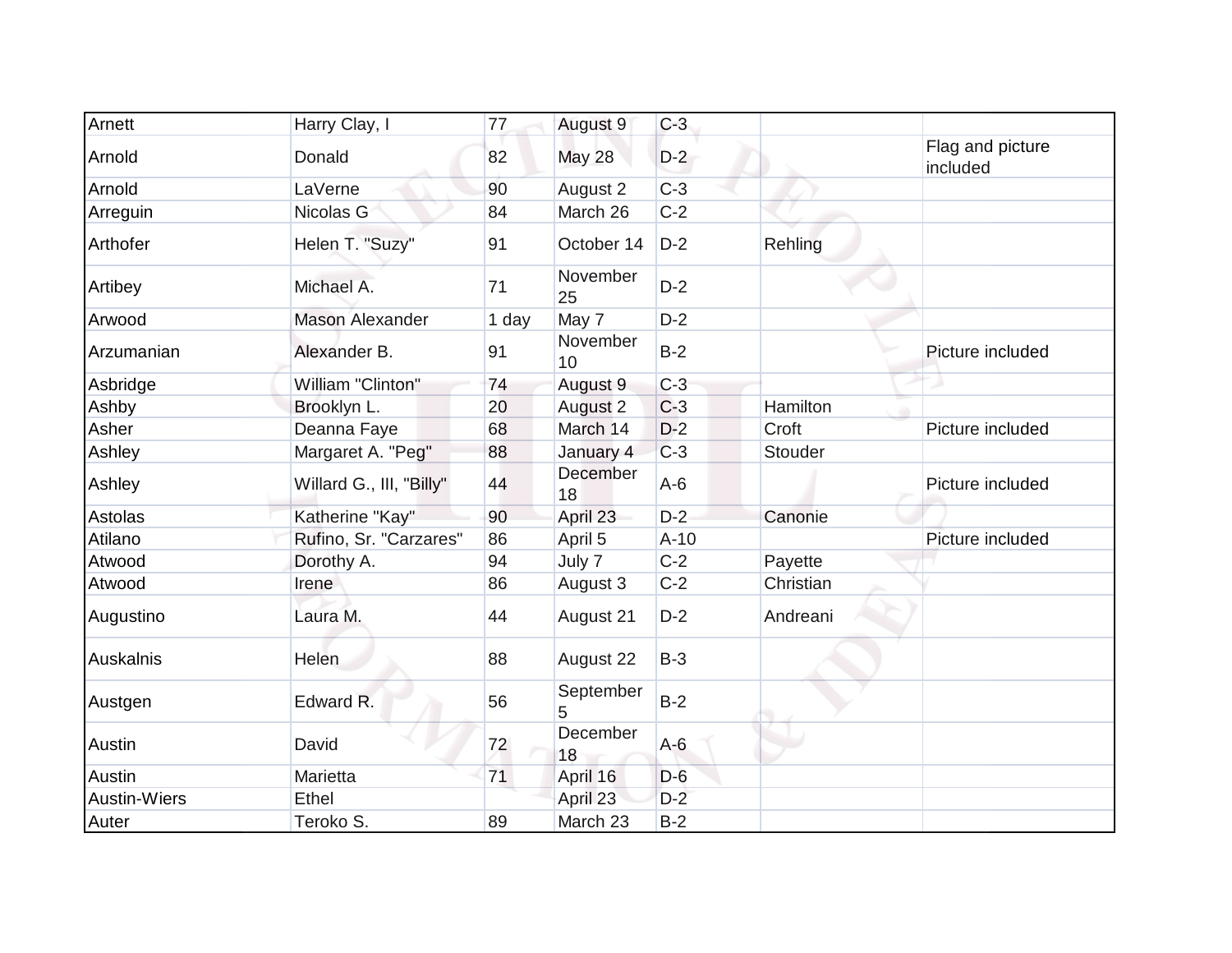| | | | | | | |
|---|---|---|---|---|---|---|
| Arnett | Harry Clay, I | 77 | August 9 | C-3 | | |
| Arnold | Donald | 82 | May 28 | D-2 | | Flag and picture included |
| Arnold | LaVerne | 90 | August 2 | C-3 | | |
| Arreguin | Nicolas G | 84 | March 26 | C-2 | | |
| Arthofer | Helen T. "Suzy" | 91 | October 14 | D-2 | Rehling | |
| Artibey | Michael A. | 71 | November 25 | D-2 | | |
| Arwood | Mason Alexander | 1 day | May 7 | D-2 | | |
| Arzumanian | Alexander B. | 91 | November 10 | B-2 | | Picture included |
| Asbridge | William "Clinton" | 74 | August 9 | C-3 | | |
| Ashby | Brooklyn L. | 20 | August 2 | C-3 | Hamilton | |
| Asher | Deanna Faye | 68 | March 14 | D-2 | Croft | Picture included |
| Ashley | Margaret A. "Peg" | 88 | January 4 | C-3 | Stouder | |
| Ashley | Willard G., III, "Billy" | 44 | December 18 | A-6 | | Picture included |
| Astolas | Katherine "Kay" | 90 | April 23 | D-2 | Canonie | |
| Atilano | Rufino, Sr. "Carzares" | 86 | April 5 | A-10 | | Picture included |
| Atwood | Dorothy A. | 94 | July 7 | C-2 | Payette | |
| Atwood | Irene | 86 | August 3 | C-2 | Christian | |
| Augustino | Laura M. | 44 | August 21 | D-2 | Andreani | |
| Auskalnis | Helen | 88 | August 22 | B-3 | | |
| Austgen | Edward R. | 56 | September 5 | B-2 | | |
| Austin | David | 72 | December 18 | A-6 | | |
| Austin | Marietta | 71 | April 16 | D-6 | | |
| Austin-Wiers | Ethel | | April 23 | D-2 | | |
| Auter | Teroko S. | 89 | March 23 | B-2 | | |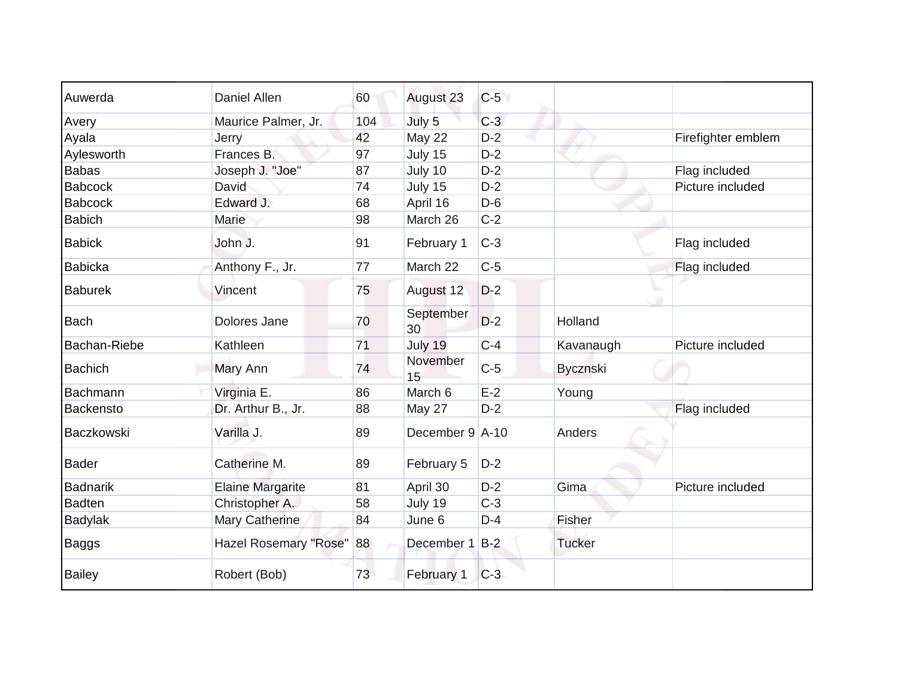| | | | | | | |
|---|---|---|---|---|---|---|
| Auwerda | Daniel Allen | 60 | August 23 | C-5 | | |
| Avery | Maurice Palmer, Jr. | 104 | July 5 | C-3 | | |
| Ayala | Jerry | 42 | May 22 | D-2 | | Firefighter emblem |
| Aylesworth | Frances B. | 97 | July 15 | D-2 | | |
| Babas | Joseph J. "Joe" | 87 | July 10 | D-2 | | Flag included |
| Babcock | David | 74 | July 15 | D-2 | | Picture included |
| Babcock | Edward J. | 68 | April 16 | D-6 | | |
| Babich | Marie | 98 | March 26 | C-2 | | |
| Babick | John J. | 91 | February 1 | C-3 | | Flag included |
| Babicka | Anthony F., Jr. | 77 | March 22 | C-5 | | Flag included |
| Baburek | Vincent | 75 | August 12 | D-2 | | |
| Bach | Dolores Jane | 70 | September 30 | D-2 | Holland | |
| Bachan-Riebe | Kathleen | 71 | July 19 | C-4 | Kavanaugh | Picture included |
| Bachich | Mary Ann | 74 | November 15 | C-5 | Byczynski | |
| Bachmann | Virginia E. | 86 | March 6 | E-2 | Young | |
| Backensto | Dr. Arthur B., Jr. | 88 | May 27 | D-2 | | Flag included |
| Baczkowski | Varilla J. | 89 | December 9 | A-10 | Anders | |
| Bader | Catherine M. | 89 | February 5 | D-2 | | |
| Badnarik | Elaine Margarite | 81 | April 30 | D-2 | Gima | Picture included |
| Badten | Christopher A. | 58 | July 19 | C-3 | | |
| Badylak | Mary Catherine | 84 | June 6 | D-4 | Fisher | |
| Baggs | Hazel Rosemary "Rose" | 88 | December 1 | B-2 | Tucker | |
| Bailey | Robert (Bob) | 73 | February 1 | C-3 | | |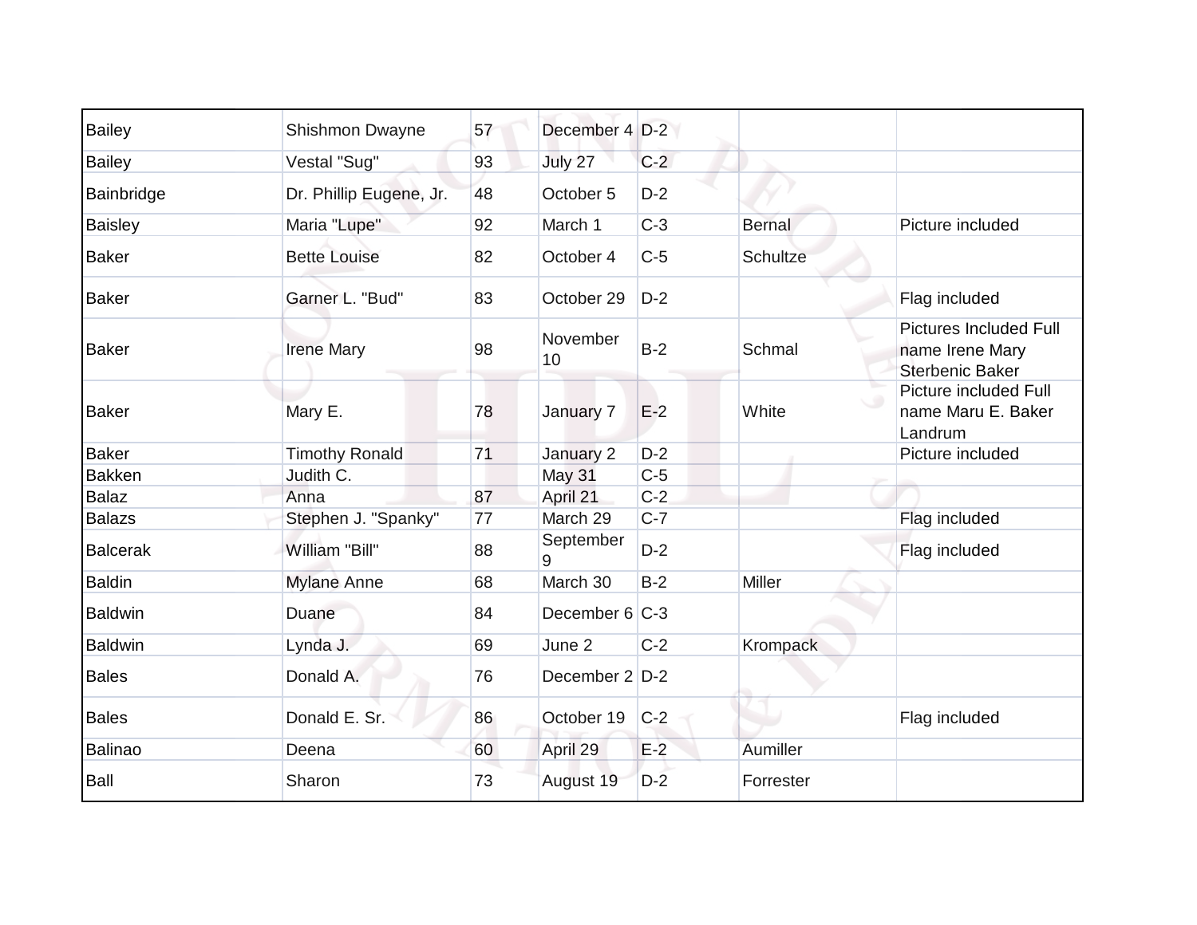| Bailey | Shishmon Dwayne | 57 | December 4 | D-2 | | |
|---|---|---|---|---|---|---|
| Bailey | Vestal "Sug" | 93 | July 27 | C-2 | | |
| Bainbridge | Dr. Phillip Eugene, Jr. | 48 | October 5 | D-2 | | |
| Baisley | Maria "Lupe" | 92 | March 1 | C-3 | Bernal | Picture included |
| Baker | Bette Louise | 82 | October 4 | C-5 | Schultze | |
| Baker | Garner L. "Bud" | 83 | October 29 | D-2 | | Flag included |
| Baker | Irene Mary | 98 | November 10 | B-2 | Schmal | Pictures Included Full name Irene Mary Sterbenic Baker |
| Baker | Mary E. | 78 | January 7 | E-2 | White | Picture included Full name Maru E. Baker Landrum |
| Baker | Timothy Ronald | 71 | January 2 | D-2 | | Picture included |
| Bakken | Judith C. | | May 31 | C-5 | | |
| Balaz | Anna | 87 | April 21 | C-2 | | |
| Balazs | Stephen J. "Spanky" | 77 | March 29 | C-7 | | Flag included |
| Balcerak | William "Bill" | 88 | September 9 | D-2 | | Flag included |
| Baldin | Mylane Anne | 68 | March 30 | B-2 | Miller | |
| Baldwin | Duane | 84 | December 6 | C-3 | | |
| Baldwin | Lynda J. | 69 | June 2 | C-2 | Krompack | |
| Bales | Donald A. | 76 | December 2 | D-2 | | |
| Bales | Donald E. Sr. | 86 | October 19 | C-2 | | Flag included |
| Balinao | Deena | 60 | April 29 | E-2 | Aumiller | |
| Ball | Sharon | 73 | August 19 | D-2 | Forrester | |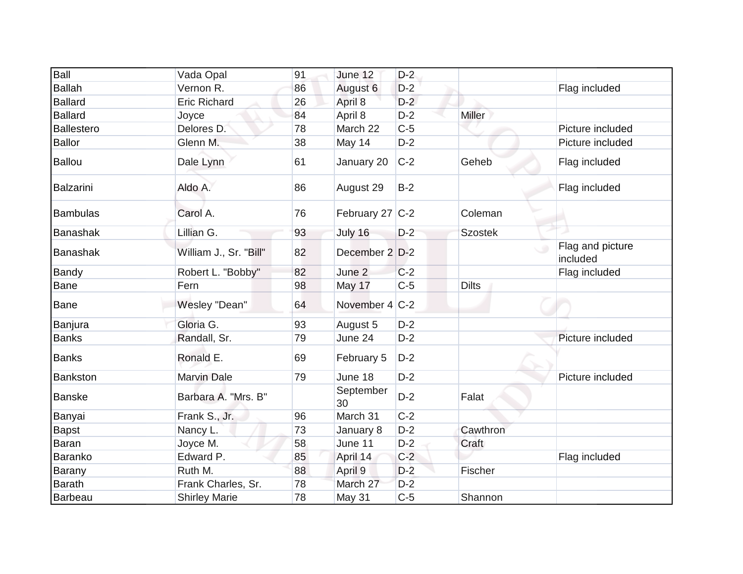| Ball | Vada Opal | 91 | June 12 | D-2 | | |
|---|---|---|---|---|---|---|
| Ballah | Vernon R. | 86 | August 6 | D-2 | | Flag included |
| Ballard | Eric Richard | 26 | April 8 | D-2 | | |
| Ballard | Joyce | 84 | April 8 | D-2 | Miller | |
| Ballestero | Delores D. | 78 | March 22 | C-5 | | Picture included |
| Ballor | Glenn M. | 38 | May 14 | D-2 | | Picture included |
| Ballou | Dale Lynn | 61 | January 20 | C-2 | Geheb | Flag included |
| Balzarini | Aldo A. | 86 | August 29 | B-2 | | Flag included |
| Bambulas | Carol A. | 76 | February 27 | C-2 | Coleman | |
| Banashak | Lillian G. | 93 | July 16 | D-2 | Szostek | |
| Banashak | William J., Sr. "Bill" | 82 | December 2 | D-2 | | Flag and picture included |
| Bandy | Robert L. "Bobby" | 82 | June 2 | C-2 | | Flag included |
| Bane | Fern | 98 | May 17 | C-5 | Dilts | |
| Bane | Wesley "Dean" | 64 | November 4 | C-2 | | |
| Banjura | Gloria G. | 93 | August 5 | D-2 | | |
| Banks | Randall, Sr. | 79 | June 24 | D-2 | | Picture included |
| Banks | Ronald E. | 69 | February 5 | D-2 | | |
| Bankston | Marvin Dale | 79 | June 18 | D-2 | | Picture included |
| Banske | Barbara A. "Mrs. B" | | September 30 | D-2 | Falat | |
| Banyai | Frank S., Jr. | 96 | March 31 | C-2 | | |
| Bapst | Nancy L. | 73 | January 8 | D-2 | Cawthron | |
| Baran | Joyce M. | 58 | June 11 | D-2 | Craft | |
| Baranko | Edward P. | 85 | April 14 | C-2 | | Flag included |
| Barany | Ruth M. | 88 | April 9 | D-2 | Fischer | |
| Barath | Frank Charles, Sr. | 78 | March 27 | D-2 | | |
| Barbeau | Shirley Marie | 78 | May 31 | C-5 | Shannon | |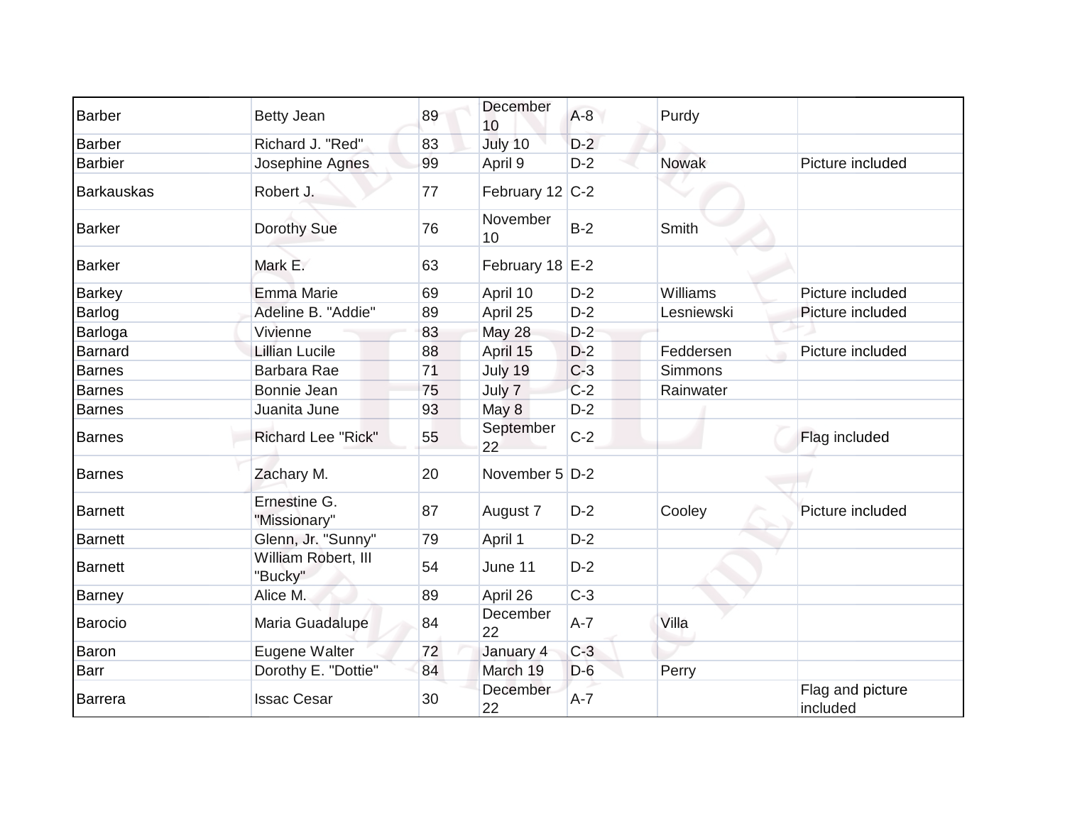| | | | | | | |
|---|---|---|---|---|---|---|
| Barber | Betty Jean | 89 | December 10 | A-8 | Purdy | |
| Barber | Richard J. "Red" | 83 | July 10 | D-2 | | |
| Barbier | Josephine Agnes | 99 | April 9 | D-2 | Nowak | Picture included |
| Barkauskas | Robert J. | 77 | February 12 | C-2 | | |
| Barker | Dorothy Sue | 76 | November 10 | B-2 | Smith | |
| Barker | Mark E. | 63 | February 18 | E-2 | | |
| Barkey | Emma Marie | 69 | April 10 | D-2 | Williams | Picture included |
| Barlog | Adeline B. "Addie" | 89 | April 25 | D-2 | Lesniewski | Picture included |
| Barloga | Vivienne | 83 | May 28 | D-2 | | |
| Barnard | Lillian Lucile | 88 | April 15 | D-2 | Feddersen | Picture included |
| Barnes | Barbara Rae | 71 | July 19 | C-3 | Simmons | |
| Barnes | Bonnie Jean | 75 | July 7 | C-2 | Rainwater | |
| Barnes | Juanita June | 93 | May 8 | D-2 | | |
| Barnes | Richard Lee "Rick" | 55 | September 22 | C-2 | | Flag included |
| Barnes | Zachary M. | 20 | November 5 | D-2 | | |
| Barnett | Ernestine G. "Missionary" | 87 | August 7 | D-2 | Cooley | Picture included |
| Barnett | Glenn, Jr. "Sunny" | 79 | April 1 | D-2 | | |
| Barnett | William Robert, III "Bucky" | 54 | June 11 | D-2 | | |
| Barney | Alice M. | 89 | April 26 | C-3 | | |
| Barocio | Maria Guadalupe | 84 | December 22 | A-7 | Villa | |
| Baron | Eugene Walter | 72 | January 4 | C-3 | | |
| Barr | Dorothy E. "Dottie" | 84 | March 19 | D-6 | Perry | |
| Barrera | Issac Cesar | 30 | December 22 | A-7 | | Flag and picture included |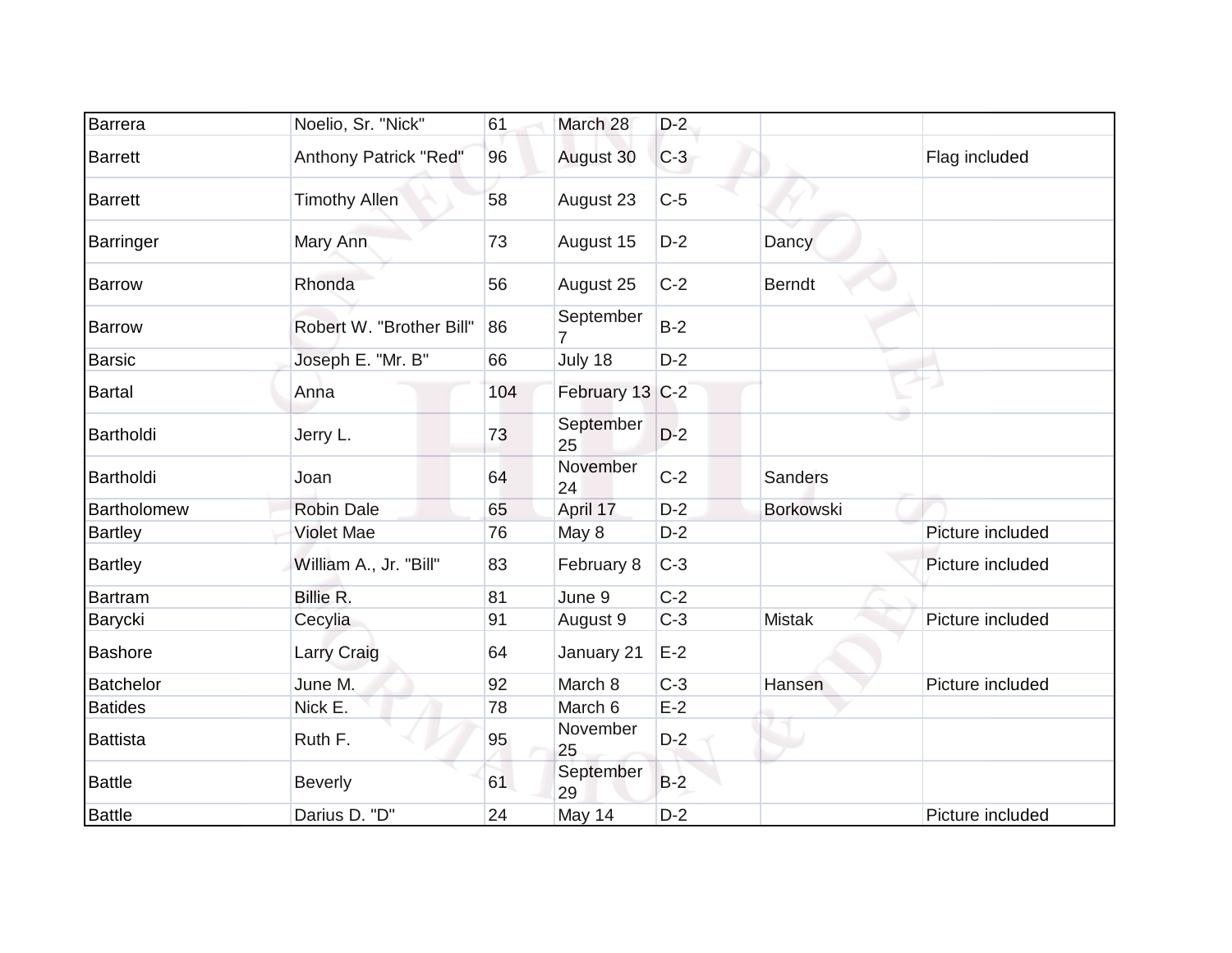| | | | | | | |
|---|---|---|---|---|---|---|
| Barrera | Noelio, Sr. "Nick" | 61 | March 28 | D-2 | | |
| Barrett | Anthony Patrick "Red" | 96 | August 30 | C-3 | | Flag included |
| Barrett | Timothy Allen | 58 | August 23 | C-5 | | |
| Barringer | Mary Ann | 73 | August 15 | D-2 | Dancy | |
| Barrow | Rhonda | 56 | August 25 | C-2 | Berndt | |
| Barrow | Robert W. "Brother Bill" | 86 | September 7 | B-2 | | |
| Barsic | Joseph E. "Mr. B" | 66 | July 18 | D-2 | | |
| Bartal | Anna | 104 | February 13 | C-2 | | |
| Bartholdi | Jerry L. | 73 | September 25 | D-2 | | |
| Bartholdi | Joan | 64 | November 24 | C-2 | Sanders | |
| Bartholomew | Robin Dale | 65 | April 17 | D-2 | Borkowski | |
| Bartley | Violet Mae | 76 | May 8 | D-2 | | Picture included |
| Bartley | William A., Jr. "Bill" | 83 | February 8 | C-3 | | Picture included |
| Bartram | Billie R. | 81 | June 9 | C-2 | | |
| Barycki | Cecylia | 91 | August 9 | C-3 | Mistak | Picture included |
| Bashore | Larry Craig | 64 | January 21 | E-2 | | |
| Batchelor | June M. | 92 | March 8 | C-3 | Hansen | Picture included |
| Batides | Nick E. | 78 | March 6 | E-2 | | |
| Battista | Ruth F. | 95 | November 25 | D-2 | | |
| Battle | Beverly | 61 | September 29 | B-2 | | |
| Battle | Darius D. "D" | 24 | May 14 | D-2 | | Picture included |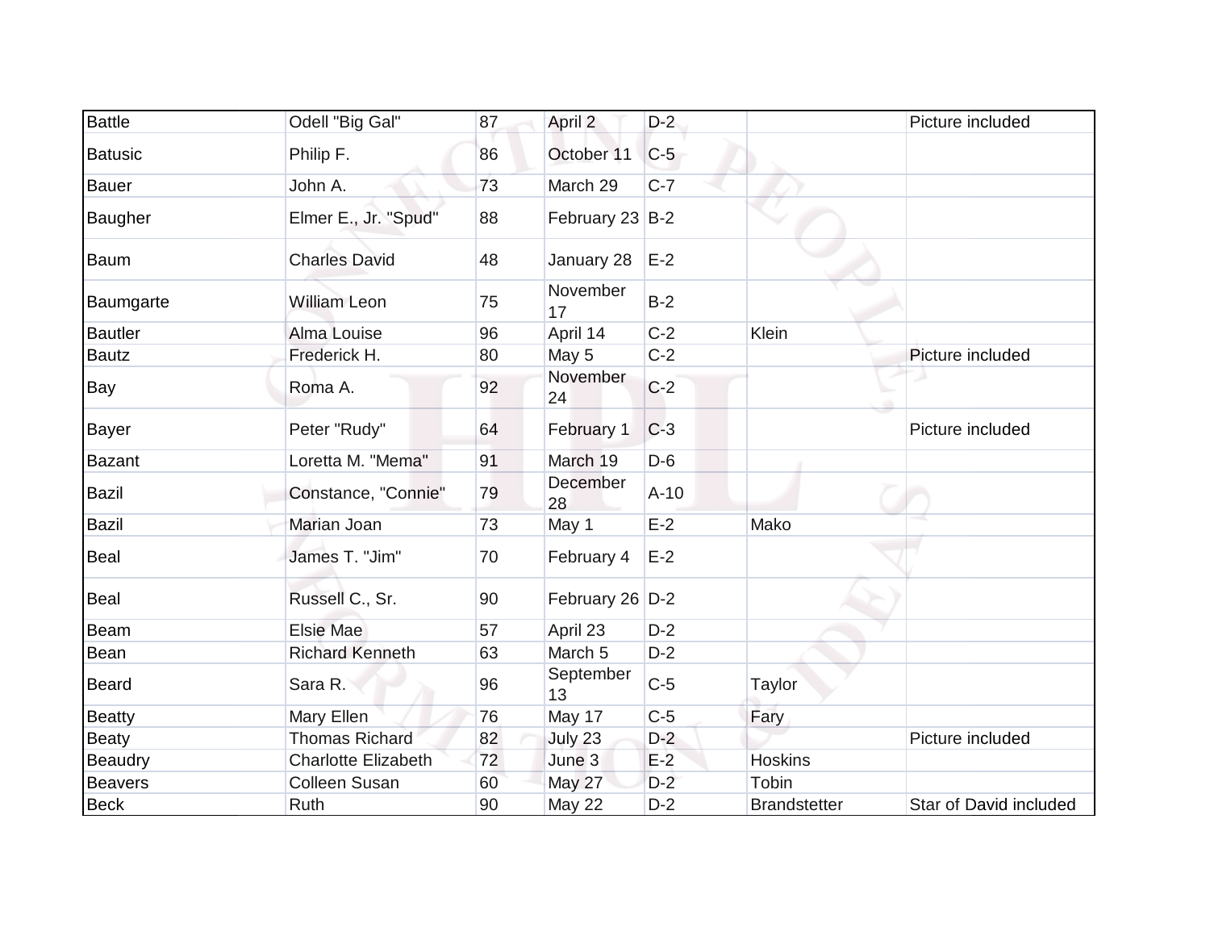| | | | | | | |
|---|---|---|---|---|---|---|
| Battle | Odell "Big Gal" | 87 | April 2 | D-2 | | Picture included |
| Batusic | Philip F. | 86 | October 11 | C-5 | | |
| Bauer | John A. | 73 | March 29 | C-7 | | |
| Baugher | Elmer E., Jr. "Spud" | 88 | February 23 | B-2 | | |
| Baum | Charles David | 48 | January 28 | E-2 | | |
| Baumgarte | William Leon | 75 | November 17 | B-2 | | |
| Bautler | Alma Louise | 96 | April 14 | C-2 | Klein | |
| Bautz | Frederick H. | 80 | May 5 | C-2 | | Picture included |
| Bay | Roma A. | 92 | November 24 | C-2 | | |
| Bayer | Peter "Rudy" | 64 | February 1 | C-3 | | Picture included |
| Bazant | Loretta M. "Mema" | 91 | March 19 | D-6 | | |
| Bazil | Constance, "Connie" | 79 | December 28 | A-10 | | |
| Bazil | Marian Joan | 73 | May 1 | E-2 | Mako | |
| Beal | James T. "Jim" | 70 | February 4 | E-2 | | |
| Beal | Russell C., Sr. | 90 | February 26 | D-2 | | |
| Beam | Elsie Mae | 57 | April 23 | D-2 | | |
| Bean | Richard Kenneth | 63 | March 5 | D-2 | | |
| Beard | Sara R. | 96 | September 13 | C-5 | Taylor | |
| Beatty | Mary Ellen | 76 | May 17 | C-5 | Fary | |
| Beaty | Thomas Richard | 82 | July 23 | D-2 | | Picture included |
| Beaudry | Charlotte Elizabeth | 72 | June 3 | E-2 | Hoskins | |
| Beavers | Colleen Susan | 60 | May 27 | D-2 | Tobin | |
| Beck | Ruth | 90 | May 22 | D-2 | Brandstetter | Star of David included |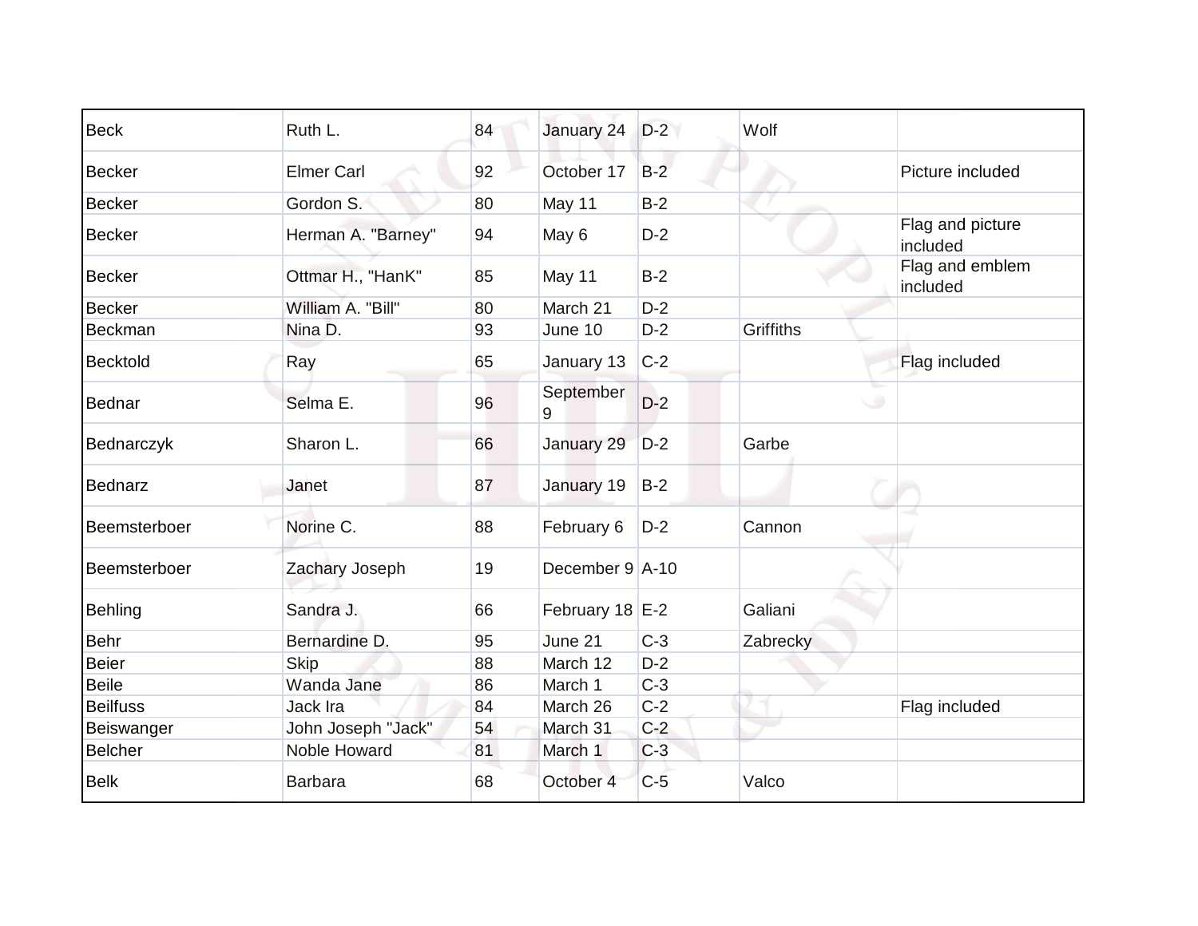| Beck | Ruth L. | 84 | January 24 | D-2 | Wolf | |
|---|---|---|---|---|---|---|
| Becker | Elmer Carl | 92 | October 17 | B-2 | | Picture included |
| Becker | Gordon S. | 80 | May 11 | B-2 | | |
| Becker | Herman A. "Barney" | 94 | May 6 | D-2 | | Flag and picture included |
| Becker | Ottmar H., "HanK" | 85 | May 11 | B-2 | | Flag and emblem included |
| Becker | William A. "Bill" | 80 | March 21 | D-2 | | |
| Beckman | Nina D. | 93 | June 10 | D-2 | Griffiths | |
| Becktold | Ray | 65 | January 13 | C-2 | | Flag included |
| Bednar | Selma E. | 96 | September 9 | D-2 | | |
| Bednarczyk | Sharon L. | 66 | January 29 | D-2 | Garbe | |
| Bednarz | Janet | 87 | January 19 | B-2 | | |
| Beemsterboer | Norine C. | 88 | February 6 | D-2 | Cannon | |
| Beemsterboer | Zachary Joseph | 19 | December 9 | A-10 | | |
| Behling | Sandra J. | 66 | February 18 | E-2 | Galiani | |
| Behr | Bernardine D. | 95 | June 21 | C-3 | Zabrecky | |
| Beier | Skip | 88 | March 12 | D-2 | | |
| Beile | Wanda Jane | 86 | March 1 | C-3 | | |
| Beilfuss | Jack Ira | 84 | March 26 | C-2 | | Flag included |
| Beiswanger | John Joseph "Jack" | 54 | March 31 | C-2 | | |
| Belcher | Noble Howard | 81 | March 1 | C-3 | | |
| Belk | Barbara | 68 | October 4 | C-5 | Valco | |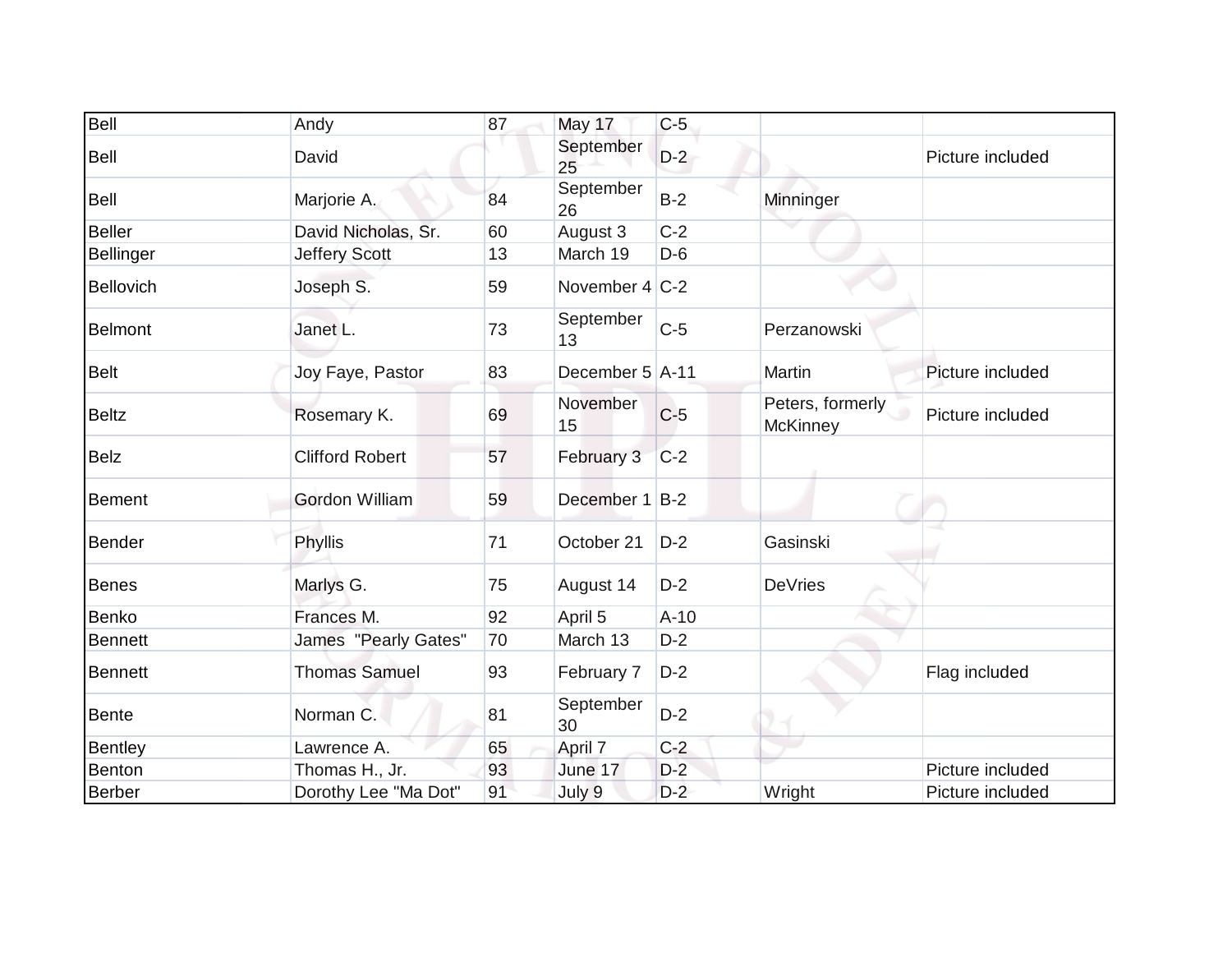| | | | | | | |
|---|---|---|---|---|---|---|
| Bell | Andy | 87 | May 17 | C-5 | | |
| Bell | David | | September 25 | D-2 | | Picture included |
| Bell | Marjorie A. | 84 | September 26 | B-2 | Minninger | |
| Beller | David Nicholas, Sr. | 60 | August 3 | C-2 | | |
| Bellinger | Jeffery Scott | 13 | March 19 | D-6 | | |
| Bellovich | Joseph S. | 59 | November 4 | C-2 | | |
| Belmont | Janet L. | 73 | September 13 | C-5 | Perzanowski | |
| Belt | Joy Faye, Pastor | 83 | December 5 | A-11 | Martin | Picture included |
| Beltz | Rosemary K. | 69 | November 15 | C-5 | Peters, formerly McKinney | Picture included |
| Belz | Clifford Robert | 57 | February 3 | C-2 | | |
| Bement | Gordon William | 59 | December 1 | B-2 | | |
| Bender | Phyllis | 71 | October 21 | D-2 | Gasinski | |
| Benes | Marlys G. | 75 | August 14 | D-2 | DeVries | |
| Benko | Frances M. | 92 | April 5 | A-10 | | |
| Bennett | James "Pearly Gates" | 70 | March 13 | D-2 | | |
| Bennett | Thomas Samuel | 93 | February 7 | D-2 | | Flag included |
| Bente | Norman C. | 81 | September 30 | D-2 | | |
| Bentley | Lawrence A. | 65 | April 7 | C-2 | | |
| Benton | Thomas H., Jr. | 93 | June 17 | D-2 | | Picture included |
| Berber | Dorothy Lee "Ma Dot" | 91 | July 9 | D-2 | Wright | Picture included |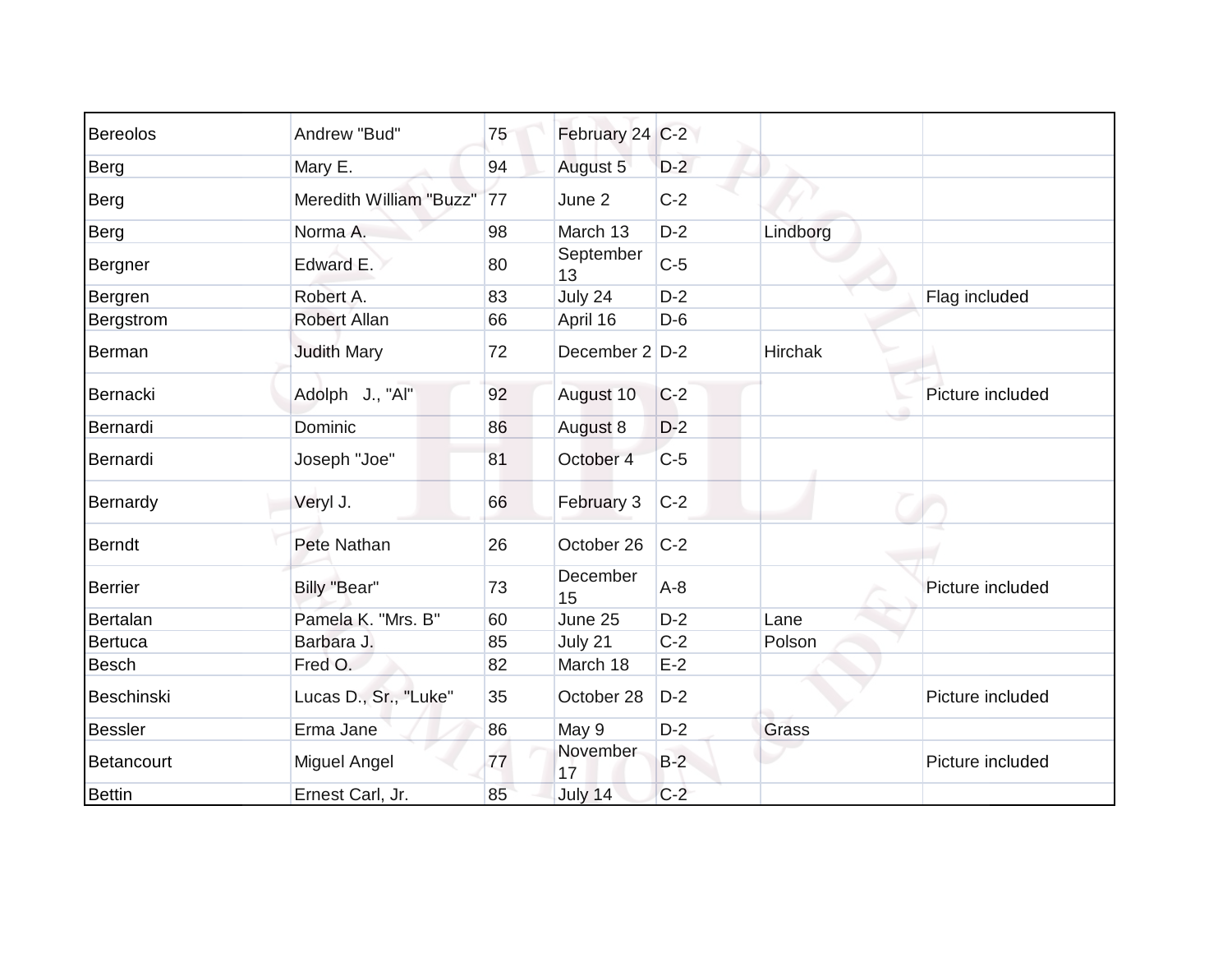| | | | | | | |
|---|---|---|---|---|---|---|
| Bereolos | Andrew "Bud" | 75 | February 24 | C-2 | | |
| Berg | Mary E. | 94 | August 5 | D-2 | | |
| Berg | Meredith William "Buzz" | 77 | June 2 | C-2 | | |
| Berg | Norma A. | 98 | March 13 | D-2 | Lindborg | |
| Bergner | Edward E. | 80 | September 13 | C-5 | | |
| Bergren | Robert A. | 83 | July 24 | D-2 | | Flag included |
| Bergstrom | Robert Allan | 66 | April 16 | D-6 | | |
| Berman | Judith Mary | 72 | December 2 | D-2 | Hirchak | |
| Bernacki | Adolph J., "Al" | 92 | August 10 | C-2 | | Picture included |
| Bernardi | Dominic | 86 | August 8 | D-2 | | |
| Bernardi | Joseph "Joe" | 81 | October 4 | C-5 | | |
| Bernardy | Veryl J. | 66 | February 3 | C-2 | | |
| Berndt | Pete Nathan | 26 | October 26 | C-2 | | |
| Berrier | Billy "Bear" | 73 | December 15 | A-8 | | Picture included |
| Bertalan | Pamela K. "Mrs. B" | 60 | June 25 | D-2 | Lane | |
| Bertuca | Barbara J. | 85 | July 21 | C-2 | Polson | |
| Besch | Fred O. | 82 | March 18 | E-2 | | |
| Beschinski | Lucas D., Sr., "Luke" | 35 | October 28 | D-2 | | Picture included |
| Bessler | Erma Jane | 86 | May 9 | D-2 | Grass | |
| Betancourt | Miguel Angel | 77 | November 17 | B-2 | | Picture included |
| Bettin | Ernest Carl, Jr. | 85 | July 14 | C-2 | | |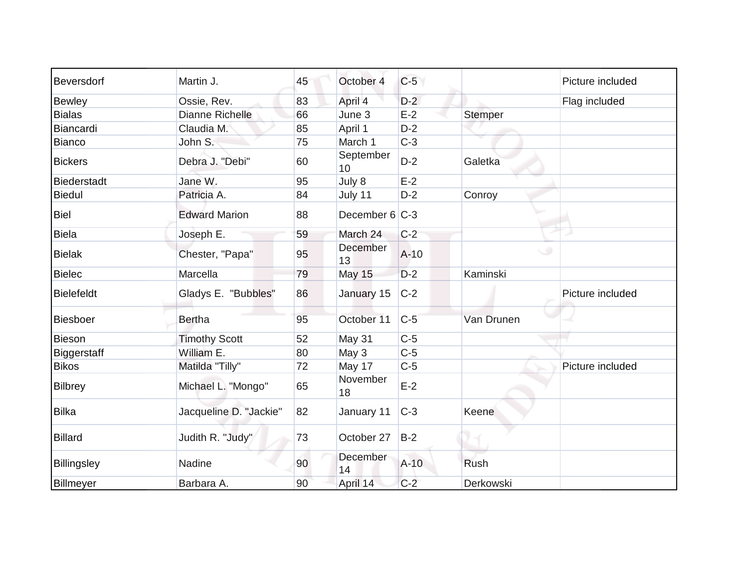| | | | | | | |
|---|---|---|---|---|---|---|
| Beversdorf | Martin J. | 45 | October 4 | C-5 | | Picture included |
| Bewley | Ossie, Rev. | 83 | April 4 | D-2 | | Flag included |
| Bialas | Dianne Richelle | 66 | June 3 | E-2 | Stemper | |
| Biancardi | Claudia M. | 85 | April 1 | D-2 | | |
| Bianco | John S. | 75 | March 1 | C-3 | | |
| Bickers | Debra J. "Debi" | 60 | September 10 | D-2 | Galetka | |
| Biederstadt | Jane W. | 95 | July 8 | E-2 | | |
| Biedul | Patricia A. | 84 | July 11 | D-2 | Conroy | |
| Biel | Edward Marion | 88 | December 6 | C-3 | | |
| Biela | Joseph E. | 59 | March 24 | C-2 | | |
| Bielak | Chester, "Papa" | 95 | December 13 | A-10 | | |
| Bielec | Marcella | 79 | May 15 | D-2 | Kaminski | |
| Bielefeldt | Gladys E. "Bubbles" | 86 | January 15 | C-2 | | Picture included |
| Biesboer | Bertha | 95 | October 11 | C-5 | Van Drunen | |
| Bieson | Timothy Scott | 52 | May 31 | C-5 | | |
| Biggerstaff | William E. | 80 | May 3 | C-5 | | |
| Bikos | Matilda "Tilly" | 72 | May 17 | C-5 | | Picture included |
| Bilbrey | Michael L. "Mongo" | 65 | November 18 | E-2 | | |
| Bilka | Jacqueline D. "Jackie" | 82 | January 11 | C-3 | Keene | |
| Billard | Judith R. "Judy" | 73 | October 27 | B-2 | | |
| Billingsley | Nadine | 90 | December 14 | A-10 | Rush | |
| Billmeyer | Barbara A. | 90 | April 14 | C-2 | Derkowski | |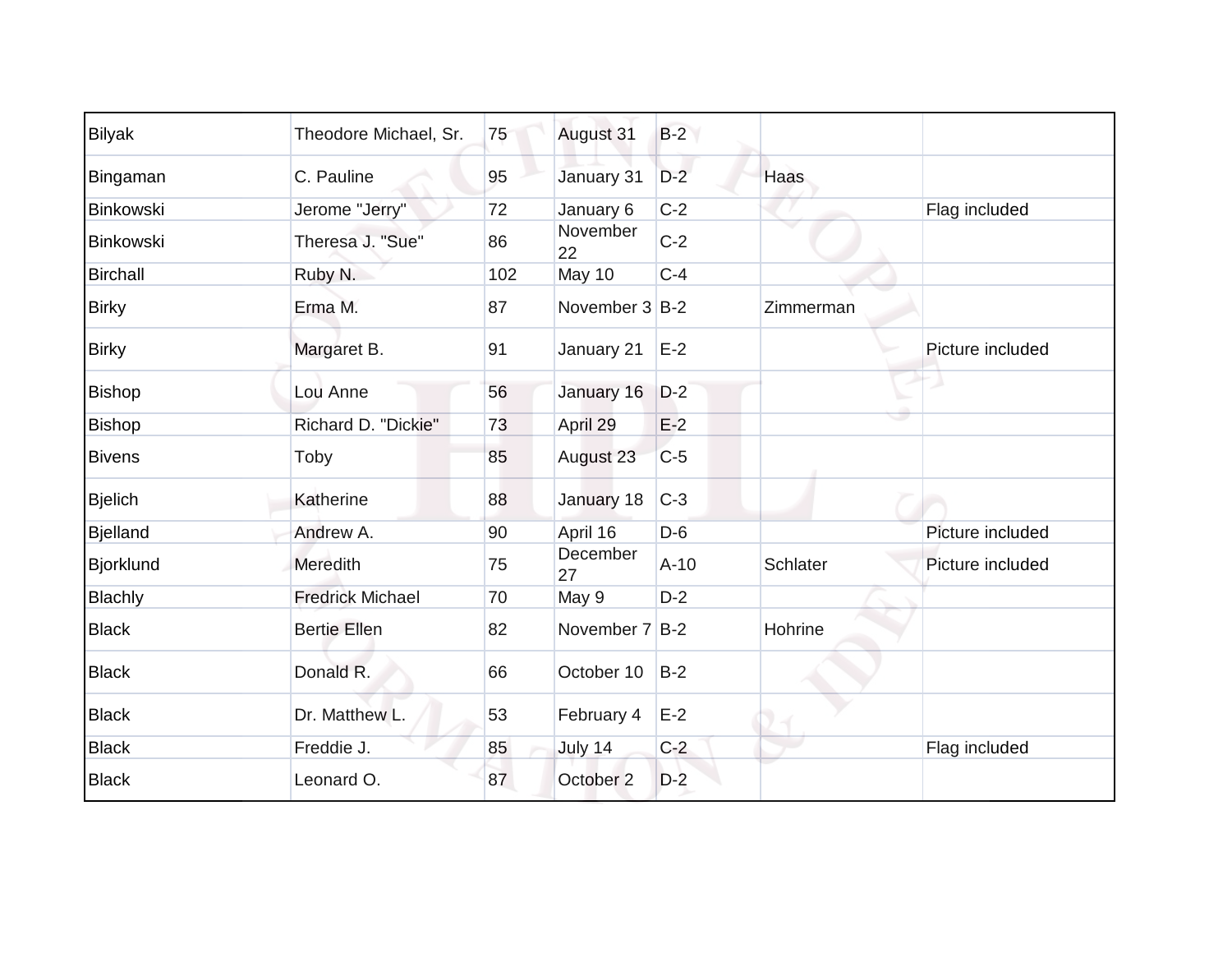| | | | | | | |
|---|---|---|---|---|---|---|
| Bilyak | Theodore Michael, Sr. | 75 | August 31 | B-2 | | |
| Bingaman | C. Pauline | 95 | January 31 | D-2 | Haas | |
| Binkowski | Jerome "Jerry" | 72 | January 6 | C-2 | | Flag included |
| Binkowski | Theresa J. "Sue" | 86 | November 22 | C-2 | | |
| Birchall | Ruby N. | 102 | May 10 | C-4 | | |
| Birky | Erma M. | 87 | November 3 | B-2 | Zimmerman | |
| Birky | Margaret B. | 91 | January 21 | E-2 | | Picture included |
| Bishop | Lou Anne | 56 | January 16 | D-2 | | |
| Bishop | Richard D. "Dickie" | 73 | April 29 | E-2 | | |
| Bivens | Toby | 85 | August 23 | C-5 | | |
| Bjelich | Katherine | 88 | January 18 | C-3 | | |
| Bjelland | Andrew A. | 90 | April 16 | D-6 | | Picture included |
| Bjorklund | Meredith | 75 | December 27 | A-10 | Schlater | Picture included |
| Blachly | Fredrick Michael | 70 | May 9 | D-2 | | |
| Black | Bertie Ellen | 82 | November 7 | B-2 | Hohrine | |
| Black | Donald R. | 66 | October 10 | B-2 | | |
| Black | Dr. Matthew L. | 53 | February 4 | E-2 | | |
| Black | Freddie J. | 85 | July 14 | C-2 | | Flag included |
| Black | Leonard O. | 87 | October 2 | D-2 | | |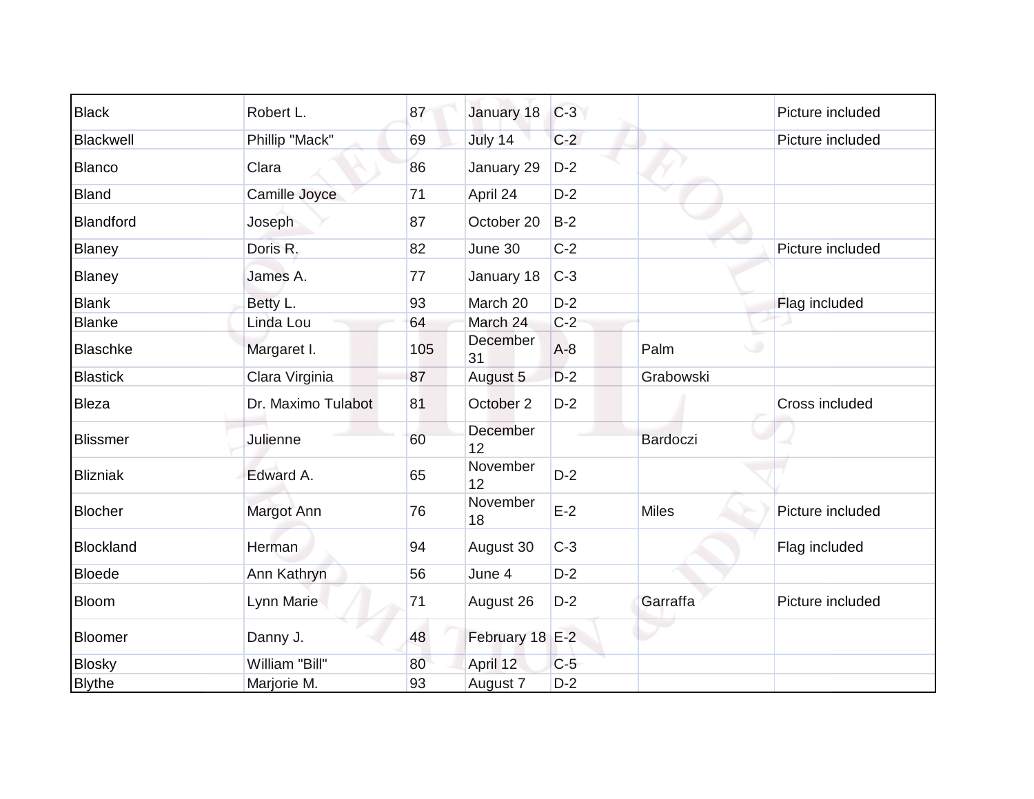| Black | Robert L. | 87 | January 18 | C-3 | | Picture included |
|---|---|---|---|---|---|---|
| Blackwell | Phillip "Mack" | 69 | July 14 | C-2 | | Picture included |
| Blanco | Clara | 86 | January 29 | D-2 | | |
| Bland | Camille Joyce | 71 | April 24 | D-2 | | |
| Blandford | Joseph | 87 | October 20 | B-2 | | |
| Blaney | Doris R. | 82 | June 30 | C-2 | | Picture included |
| Blaney | James A. | 77 | January 18 | C-3 | | |
| Blank | Betty L. | 93 | March 20 | D-2 | | Flag included |
| Blanke | Linda Lou | 64 | March 24 | C-2 | | |
| Blaschke | Margaret I. | 105 | December 31 | A-8 | Palm | |
| Blastick | Clara Virginia | 87 | August 5 | D-2 | Grabowski | |
| Bleza | Dr. Maximo Tulabot | 81 | October 2 | D-2 | | Cross included |
| Blissmer | Julienne | 60 | December 12 | | Bardoczi | |
| Blizniak | Edward A. | 65 | November 12 | D-2 | | |
| Blocher | Margot Ann | 76 | November 18 | E-2 | Miles | Picture included |
| Blockland | Herman | 94 | August 30 | C-3 | | Flag included |
| Bloede | Ann Kathryn | 56 | June 4 | D-2 | | |
| Bloom | Lynn Marie | 71 | August 26 | D-2 | Garraffa | Picture included |
| Bloomer | Danny J. | 48 | February 18 | E-2 | | |
| Blosky | William "Bill" | 80 | April 12 | C-5 | | |
| Blythe | Marjorie M. | 93 | August 7 | D-2 | | |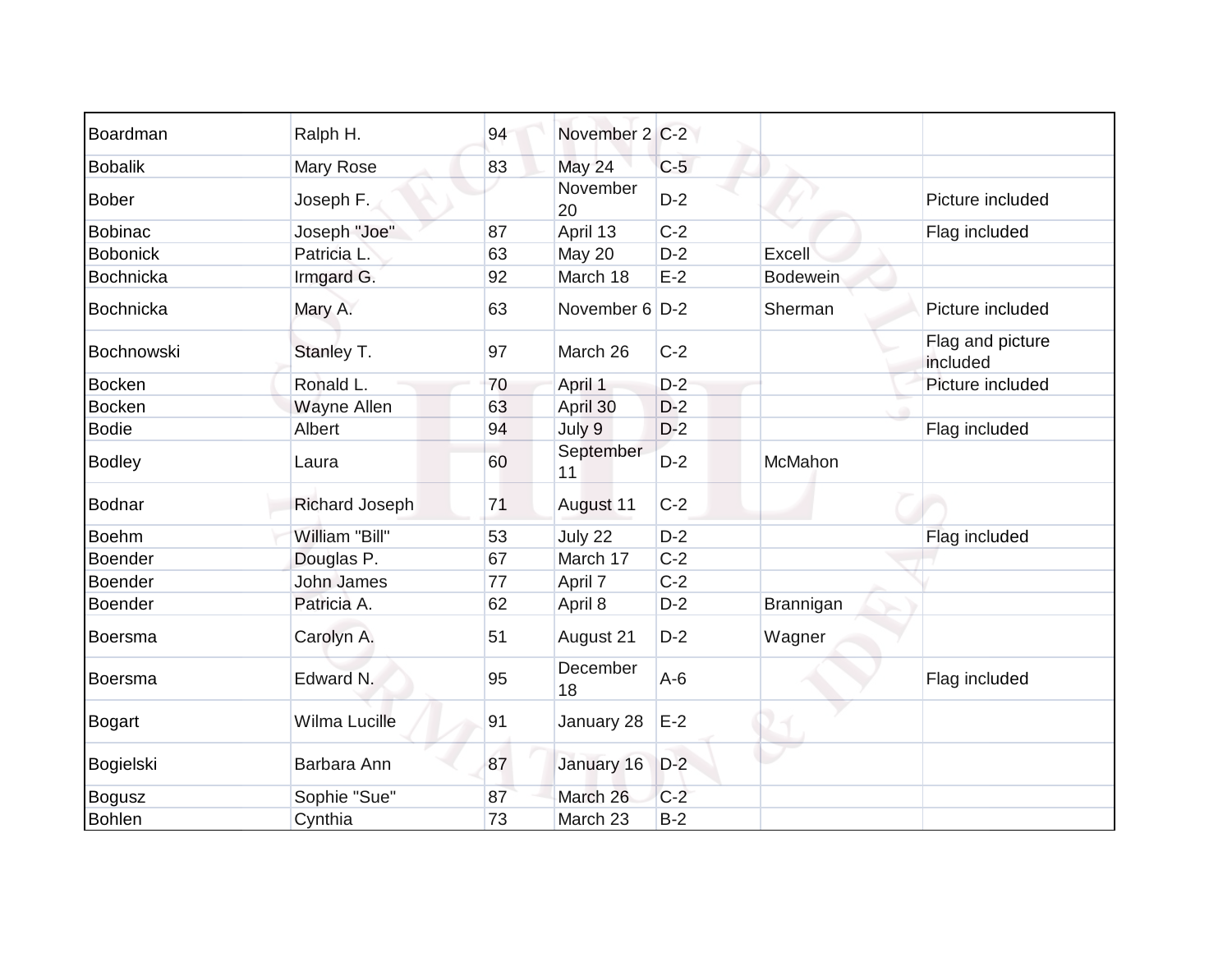| Boardman | Ralph H. | 94 | November 2 | C-2 | | |
|---|---|---|---|---|---|---|
| Bobalik | Mary Rose | 83 | May 24 | C-5 | | |
| Bober | Joseph F. | | November 20 | D-2 | | Picture included |
| Bobinac | Joseph "Joe" | 87 | April 13 | C-2 | | Flag included |
| Bobonick | Patricia L. | 63 | May 20 | D-2 | Excell | |
| Bochnicka | Irmgard G. | 92 | March 18 | E-2 | Bodewein | |
| Bochnicka | Mary A. | 63 | November 6 | D-2 | Sherman | Picture included |
| Bochnowski | Stanley T. | 97 | March 26 | C-2 | | Flag and picture included |
| Bocken | Ronald L. | 70 | April 1 | D-2 | | Picture included |
| Bocken | Wayne Allen | 63 | April 30 | D-2 | | |
| Bodie | Albert | 94 | July 9 | D-2 | | Flag included |
| Bodley | Laura | 60 | September 11 | D-2 | McMahon | |
| Bodnar | Richard Joseph | 71 | August 11 | C-2 | | |
| Boehm | William "Bill" | 53 | July 22 | D-2 | | Flag included |
| Boender | Douglas P. | 67 | March 17 | C-2 | | |
| Boender | John James | 77 | April 7 | C-2 | | |
| Boender | Patricia A. | 62 | April 8 | D-2 | Brannigan | |
| Boersma | Carolyn A. | 51 | August 21 | D-2 | Wagner | |
| Boersma | Edward N. | 95 | December 18 | A-6 | | Flag included |
| Bogart | Wilma Lucille | 91 | January 28 | E-2 | | |
| Bogielski | Barbara Ann | 87 | January 16 | D-2 | | |
| Bogusz | Sophie "Sue" | 87 | March 26 | C-2 | | |
| Bohlen | Cynthia | 73 | March 23 | B-2 | | |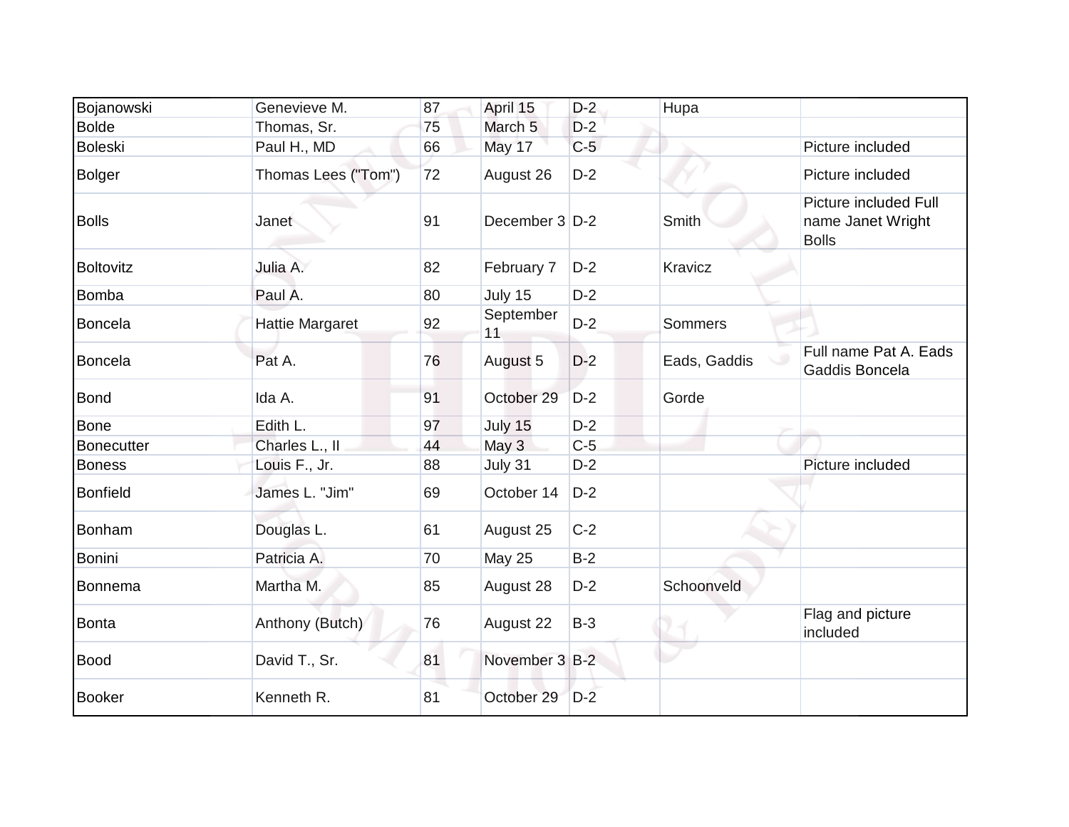| | | | | | | |
|---|---|---|---|---|---|---|
| Bojanowski | Genevieve M. | 87 | April 15 | D-2 | Hupa | |
| Bolde | Thomas, Sr. | 75 | March 5 | D-2 | | |
| Boleski | Paul H., MD | 66 | May 17 | C-5 | | Picture included |
| Bolger | Thomas Lees ("Tom") | 72 | August 26 | D-2 | | Picture included |
| Bolls | Janet | 91 | December 3 | D-2 | Smith | Picture included Full name Janet Wright Bolls |
| Boltovitz | Julia A. | 82 | February 7 | D-2 | Kravicz | |
| Bomba | Paul A. | 80 | July 15 | D-2 | | |
| Boncela | Hattie Margaret | 92 | September 11 | D-2 | Sommers | |
| Boncela | Pat A. | 76 | August 5 | D-2 | Eads, Gaddis | Full name Pat A. Eads Gaddis Boncela |
| Bond | Ida A. | 91 | October 29 | D-2 | Gorde | |
| Bone | Edith L. | 97 | July 15 | D-2 | | |
| Bonecutter | Charles L., II | 44 | May 3 | C-5 | | |
| Boness | Louis F., Jr. | 88 | July 31 | D-2 | | Picture included |
| Bonfield | James L. "Jim" | 69 | October 14 | D-2 | | |
| Bonham | Douglas L. | 61 | August 25 | C-2 | | |
| Bonini | Patricia A. | 70 | May 25 | B-2 | | |
| Bonnema | Martha M. | 85 | August 28 | D-2 | Schoonveld | |
| Bonta | Anthony (Butch) | 76 | August 22 | B-3 | | Flag and picture included |
| Bood | David T., Sr. | 81 | November 3 | B-2 | | |
| Booker | Kenneth R. | 81 | October 29 | D-2 | | |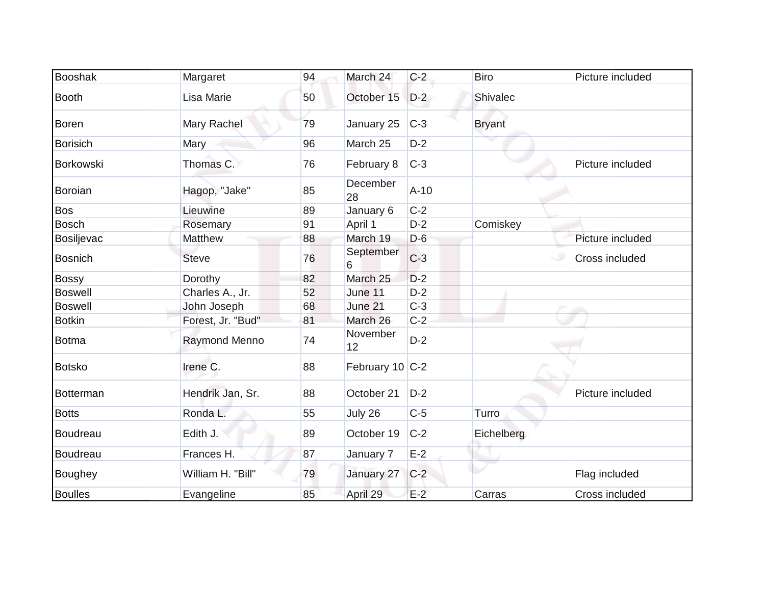| Booshak | Margaret | 94 | March 24 | C-2 | Biro | Picture included |
|---|---|---|---|---|---|---|
| Booth | Lisa Marie | 50 | October 15 | D-2 | Shivalec | |
| Boren | Mary Rachel | 79 | January 25 | C-3 | Bryant | |
| Borisich | Mary | 96 | March 25 | D-2 | | |
| Borkowski | Thomas C. | 76 | February 8 | C-3 | | Picture included |
| Boroian | Hagop, "Jake" | 85 | December 28 | A-10 | | |
| Bos | Lieuwine | 89 | January 6 | C-2 | | |
| Bosch | Rosemary | 91 | April 1 | D-2 | Comiskey | |
| Bosiljevac | Matthew | 88 | March 19 | D-6 | | Picture included |
| Bosnich | Steve | 76 | September 6 | C-3 | | Cross included |
| Bossy | Dorothy | 82 | March 25 | D-2 | | |
| Boswell | Charles A., Jr. | 52 | June 11 | D-2 | | |
| Boswell | John Joseph | 68 | June 21 | C-3 | | |
| Botkin | Forest, Jr. "Bud" | 81 | March 26 | C-2 | | |
| Botma | Raymond Menno | 74 | November 12 | D-2 | | |
| Botsko | Irene C. | 88 | February 10 | C-2 | | |
| Botterman | Hendrik Jan, Sr. | 88 | October 21 | D-2 | | Picture included |
| Botts | Ronda L. | 55 | July 26 | C-5 | Turro | |
| Boudreau | Edith J. | 89 | October 19 | C-2 | Eichelberg | |
| Boudreau | Frances H. | 87 | January 7 | E-2 | | |
| Boughey | William H. "Bill" | 79 | January 27 | C-2 | | Flag included |
| Boulles | Evangeline | 85 | April 29 | E-2 | Carras | Cross included |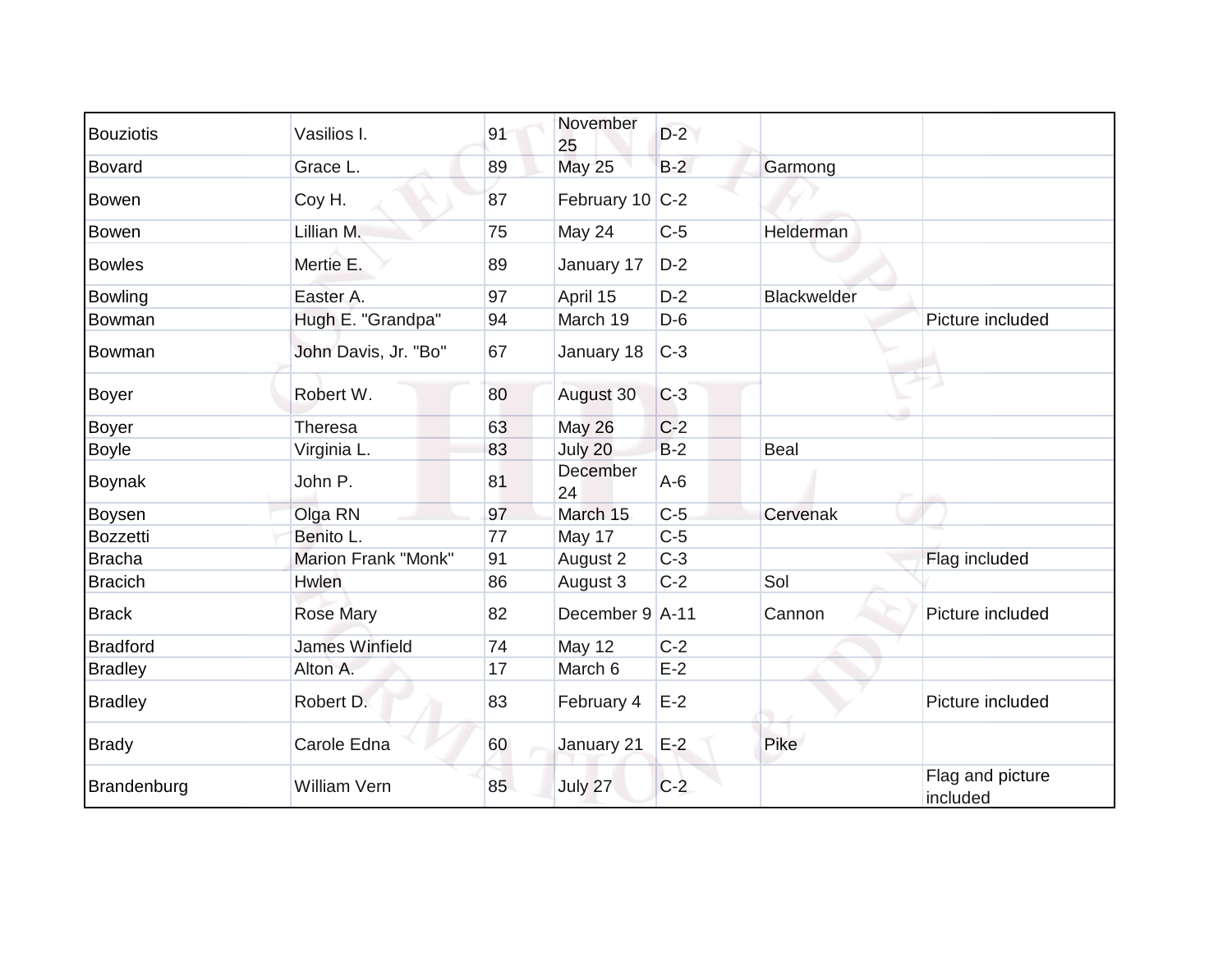| | | | | | | |
|---|---|---|---|---|---|---|
| Bouziotis | Vasilios I. | 91 | November 25 | D-2 | | |
| Bovard | Grace L. | 89 | May 25 | B-2 | Garmong | |
| Bowen | Coy H. | 87 | February 10 | C-2 | | |
| Bowen | Lillian M. | 75 | May 24 | C-5 | Helderman | |
| Bowles | Mertie E. | 89 | January 17 | D-2 | | |
| Bowling | Easter A. | 97 | April 15 | D-2 | Blackwelder | |
| Bowman | Hugh E. "Grandpa" | 94 | March 19 | D-6 | | Picture included |
| Bowman | John Davis, Jr. "Bo" | 67 | January 18 | C-3 | | |
| Boyer | Robert W. | 80 | August 30 | C-3 | | |
| Boyer | Theresa | 63 | May 26 | C-2 | | |
| Boyle | Virginia L. | 83 | July 20 | B-2 | Beal | |
| Boynak | John P. | 81 | December 24 | A-6 | | |
| Boysen | Olga RN | 97 | March 15 | C-5 | Cervenak | |
| Bozzetti | Benito L. | 77 | May 17 | C-5 | | |
| Bracha | Marion Frank "Monk" | 91 | August 2 | C-3 | | Flag included |
| Bracich | Hwlen | 86 | August 3 | C-2 | Sol | |
| Brack | Rose Mary | 82 | December 9 | A-11 | Cannon | Picture included |
| Bradford | James Winfield | 74 | May 12 | C-2 | | |
| Bradley | Alton A. | 17 | March 6 | E-2 | | |
| Bradley | Robert D. | 83 | February 4 | E-2 | | Picture included |
| Brady | Carole Edna | 60 | January 21 | E-2 | Pike | |
| Brandenburg | William Vern | 85 | July 27 | C-2 | | Flag and picture included |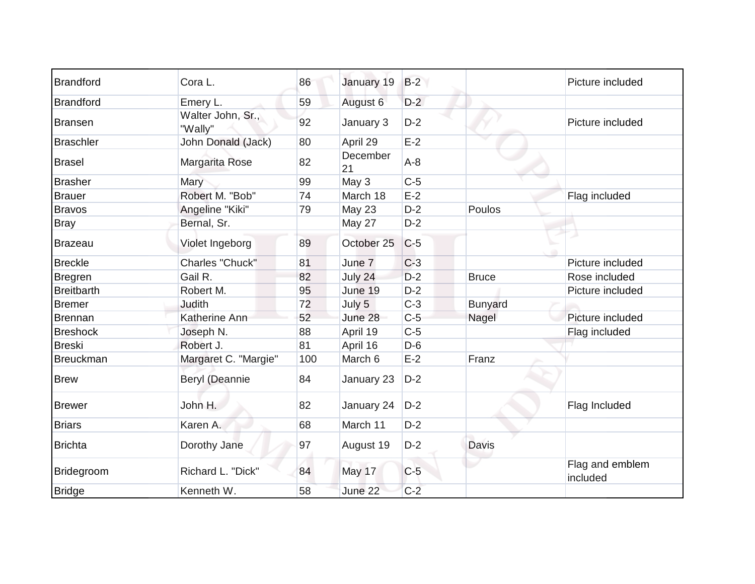| Brandford | Cora L. | 86 | January 19 | B-2 | | Picture included |
|---|---|---|---|---|---|---|
| Brandford | Emery L. | 59 | August 6 | D-2 | | |
| Bransen | Walter John, Sr., "Wally" | 92 | January 3 | D-2 | | Picture included |
| Braschler | John Donald (Jack) | 80 | April 29 | E-2 | | |
| Brasel | Margarita Rose | 82 | December 21 | A-8 | | |
| Brasher | Mary | 99 | May 3 | C-5 | | |
| Brauer | Robert M. "Bob" | 74 | March 18 | E-2 | | Flag included |
| Bravos | Angeline "Kiki" | 79 | May 23 | D-2 | Poulos | |
| Bray | Bernal, Sr. | | May 27 | D-2 | | |
| Brazeau | Violet Ingeborg | 89 | October 25 | C-5 | | |
| Breckle | Charles "Chuck" | 81 | June 7 | C-3 | | Picture included |
| Bregren | Gail R. | 82 | July 24 | D-2 | Bruce | Rose included |
| Breitbarth | Robert M. | 95 | June 19 | D-2 | | Picture included |
| Bremer | Judith | 72 | July 5 | C-3 | Bunyard | |
| Brennan | Katherine Ann | 52 | June 28 | C-5 | Nagel | Picture included |
| Breshock | Joseph N. | 88 | April 19 | C-5 | | Flag included |
| Breski | Robert J. | 81 | April 16 | D-6 | | |
| Breuckman | Margaret C. "Margie" | 100 | March 6 | E-2 | Franz | |
| Brew | Beryl (Deannie | 84 | January 23 | D-2 | | |
| Brewer | John H. | 82 | January 24 | D-2 | | Flag Included |
| Briars | Karen A. | 68 | March 11 | D-2 | | |
| Brichta | Dorothy Jane | 97 | August 19 | D-2 | Davis | |
| Bridegroom | Richard L. "Dick" | 84 | May 17 | C-5 | | Flag and emblem included |
| Bridge | Kenneth W. | 58 | June 22 | C-2 | | |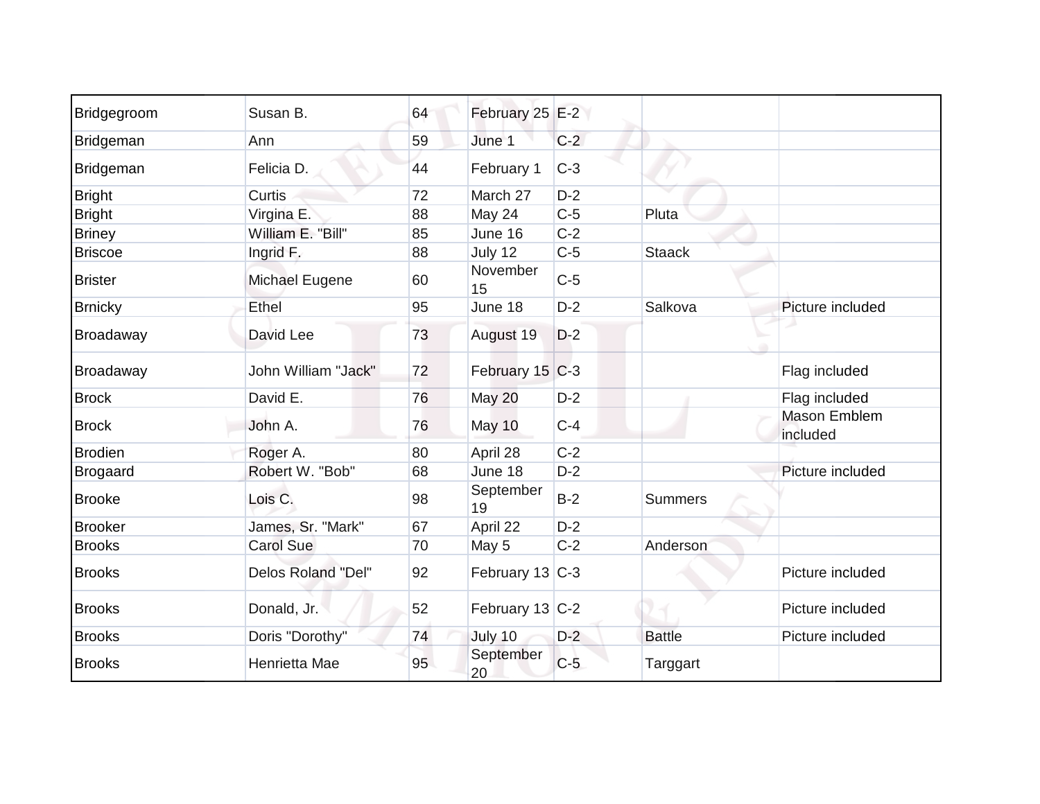| | | | | | | |
|---|---|---|---|---|---|---|
| Bridgegroom | Susan B. | 64 | February 25 | E-2 | | |
| Bridgeman | Ann | 59 | June 1 | C-2 | | |
| Bridgeman | Felicia D. | 44 | February 1 | C-3 | | |
| Bright | Curtis | 72 | March 27 | D-2 | | |
| Bright | Virgina E. | 88 | May 24 | C-5 | Pluta | |
| Briney | William E. "Bill" | 85 | June 16 | C-2 | | |
| Briscoe | Ingrid F. | 88 | July 12 | C-5 | Staack | |
| Brister | Michael Eugene | 60 | November 15 | C-5 | | |
| Brnicky | Ethel | 95 | June 18 | D-2 | Salkova | Picture included |
| Broadaway | David Lee | 73 | August 19 | D-2 | | |
| Broadaway | John William "Jack" | 72 | February 15 | C-3 | | Flag included |
| Brock | David E. | 76 | May 20 | D-2 | | Flag included |
| Brock | John A. | 76 | May 10 | C-4 | | Mason Emblem included |
| Brodien | Roger A. | 80 | April 28 | C-2 | | |
| Brogaard | Robert W. "Bob" | 68 | June 18 | D-2 | | Picture included |
| Brooke | Lois C. | 98 | September 19 | B-2 | Summers | |
| Brooker | James, Sr. "Mark" | 67 | April 22 | D-2 | | |
| Brooks | Carol Sue | 70 | May 5 | C-2 | Anderson | |
| Brooks | Delos Roland "Del" | 92 | February 13 | C-3 | | Picture included |
| Brooks | Donald, Jr. | 52 | February 13 | C-2 | | Picture included |
| Brooks | Doris "Dorothy" | 74 | July 10 | D-2 | Battle | Picture included |
| Brooks | Henrietta Mae | 95 | September 20 | C-5 | Targgart | |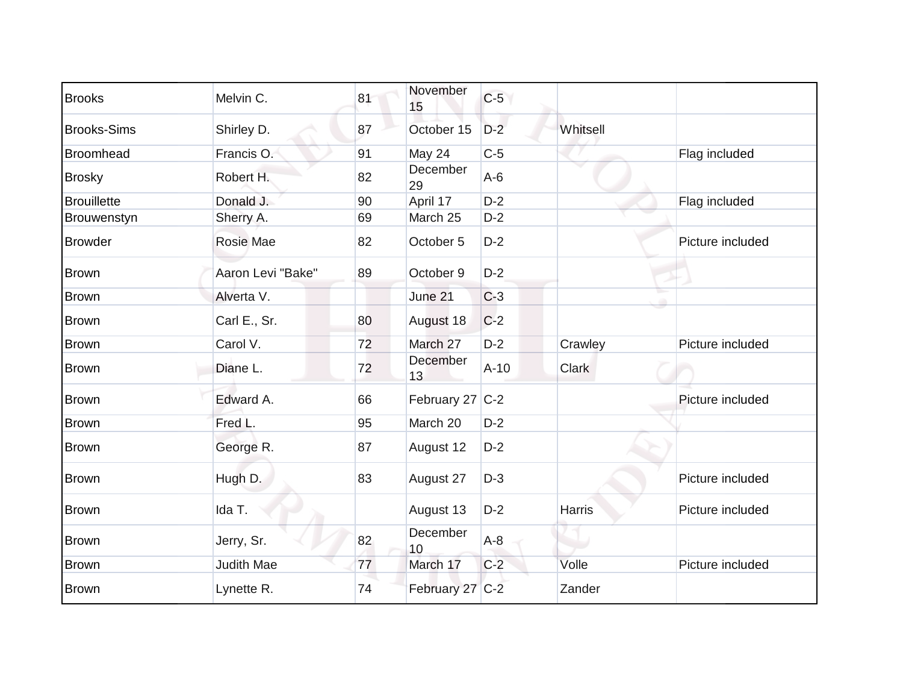| | | | | | | |
|---|---|---|---|---|---|---|
| Brooks | Melvin C. | 81 | November 15 | C-5 | | |
| Brooks-Sims | Shirley D. | 87 | October 15 | D-2 | Whitsell | |
| Broomhead | Francis O. | 91 | May 24 | C-5 | | Flag included |
| Brosky | Robert H. | 82 | December 29 | A-6 | | |
| Brouillette | Donald J. | 90 | April 17 | D-2 | | Flag included |
| Brouwenstyn | Sherry A. | 69 | March 25 | D-2 | | |
| Browder | Rosie Mae | 82 | October 5 | D-2 | | Picture included |
| Brown | Aaron Levi "Bake" | 89 | October 9 | D-2 | | |
| Brown | Alverta V. | | June 21 | C-3 | | |
| Brown | Carl E., Sr. | 80 | August 18 | C-2 | | |
| Brown | Carol V. | 72 | March 27 | D-2 | Crawley | Picture included |
| Brown | Diane L. | 72 | December 13 | A-10 | Clark | |
| Brown | Edward A. | 66 | February 27 | C-2 | | Picture included |
| Brown | Fred L. | 95 | March 20 | D-2 | | |
| Brown | George R. | 87 | August 12 | D-2 | | |
| Brown | Hugh D. | 83 | August 27 | D-3 | | Picture included |
| Brown | Ida T. | | August 13 | D-2 | Harris | Picture included |
| Brown | Jerry, Sr. | 82 | December 10 | A-8 | | |
| Brown | Judith Mae | 77 | March 17 | C-2 | Volle | Picture included |
| Brown | Lynette R. | 74 | February 27 | C-2 | Zander | |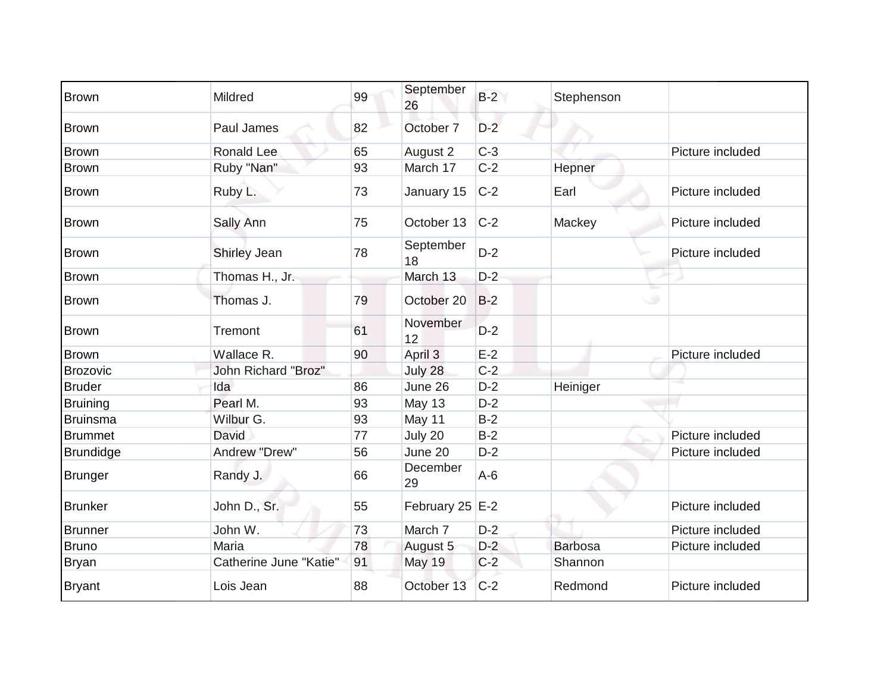| | | | | | | |
|---|---|---|---|---|---|---|
| Brown | Mildred | 99 | September 26 | B-2 | Stephenson | |
| Brown | Paul James | 82 | October 7 | D-2 | | |
| Brown | Ronald Lee | 65 | August 2 | C-3 | | Picture included |
| Brown | Ruby "Nan" | 93 | March 17 | C-2 | Hepner | |
| Brown | Ruby L. | 73 | January 15 | C-2 | Earl | Picture included |
| Brown | Sally Ann | 75 | October 13 | C-2 | Mackey | Picture included |
| Brown | Shirley Jean | 78 | September 18 | D-2 | | Picture included |
| Brown | Thomas H., Jr. | | March 13 | D-2 | | |
| Brown | Thomas J. | 79 | October 20 | B-2 | | |
| Brown | Tremont | 61 | November 12 | D-2 | | |
| Brown | Wallace R. | 90 | April 3 | E-2 | | Picture included |
| Brozovic | John Richard "Broz" | | July 28 | C-2 | | |
| Bruder | Ida | 86 | June 26 | D-2 | Heiniger | |
| Bruining | Pearl M. | 93 | May 13 | D-2 | | |
| Bruinsma | Wilbur G. | 93 | May 11 | B-2 | | |
| Brummet | David | 77 | July 20 | B-2 | | Picture included |
| Brundidge | Andrew "Drew" | 56 | June 20 | D-2 | | Picture included |
| Brunger | Randy J. | 66 | December 29 | A-6 | | |
| Brunker | John D., Sr. | 55 | February 25 | E-2 | | Picture included |
| Brunner | John W. | 73 | March 7 | D-2 | | Picture included |
| Bruno | Maria | 78 | August 5 | D-2 | Barbosa | Picture included |
| Bryan | Catherine June "Katie" | 91 | May 19 | C-2 | Shannon | |
| Bryant | Lois Jean | 88 | October 13 | C-2 | Redmond | Picture included |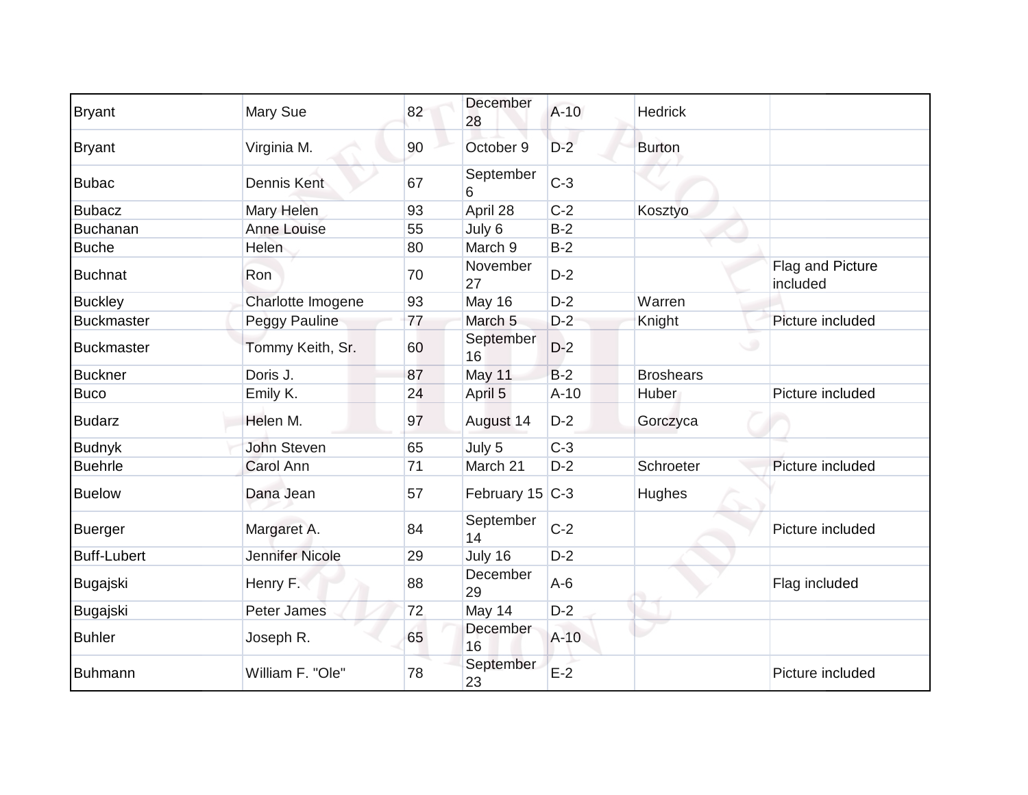| Bryant | Mary Sue | 82 | December 28 | A-10 | Hedrick | |
|---|---|---|---|---|---|---|
| Bryant | Virginia M. | 90 | October 9 | D-2 | Burton | |
| Bubac | Dennis Kent | 67 | September 6 | C-3 | | |
| Bubacz | Mary Helen | 93 | April 28 | C-2 | Kosztyo | |
| Buchanan | Anne Louise | 55 | July 6 | B-2 | | |
| Buche | Helen | 80 | March 9 | B-2 | | |
| Buchnat | Ron | 70 | November 27 | D-2 | | Flag and Picture included |
| Buckley | Charlotte Imogene | 93 | May 16 | D-2 | Warren | |
| Buckmaster | Peggy Pauline | 77 | March 5 | D-2 | Knight | Picture included |
| Buckmaster | Tommy Keith, Sr. | 60 | September 16 | D-2 | | |
| Buckner | Doris J. | 87 | May 11 | B-2 | Broshears | |
| Buco | Emily K. | 24 | April 5 | A-10 | Huber | Picture included |
| Budarz | Helen M. | 97 | August 14 | D-2 | Gorczyca | |
| Budnyk | John Steven | 65 | July 5 | C-3 | | |
| Buehrle | Carol Ann | 71 | March 21 | D-2 | Schroeter | Picture included |
| Buelow | Dana Jean | 57 | February 15 | C-3 | Hughes | |
| Buerger | Margaret A. | 84 | September 14 | C-2 | | Picture included |
| Buff-Lubert | Jennifer Nicole | 29 | July 16 | D-2 | | |
| Bugajski | Henry F. | 88 | December 29 | A-6 | | Flag included |
| Bugajski | Peter James | 72 | May 14 | D-2 | | |
| Buhler | Joseph R. | 65 | December 16 | A-10 | | |
| Buhmann | William F. "Ole" | 78 | September 23 | E-2 | | Picture included |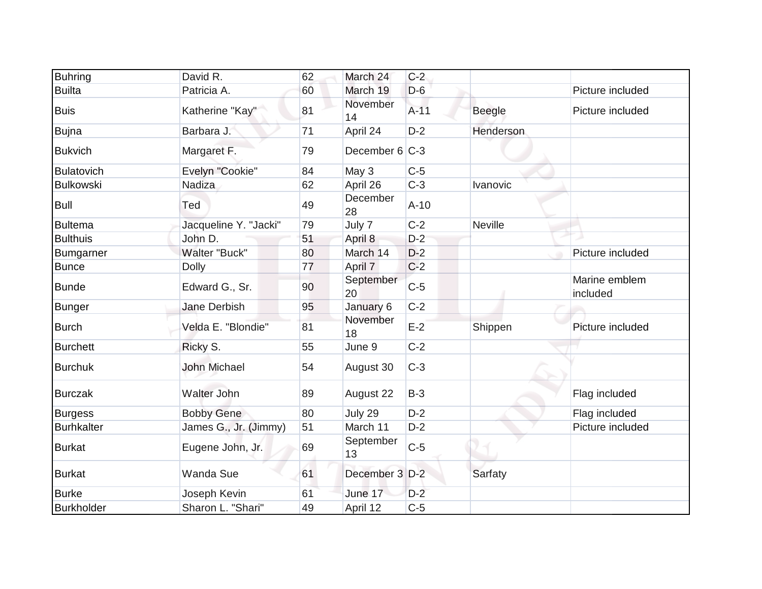| Buhring | David R. | 62 | March 24 | C-2 | | |
|---|---|---|---|---|---|---|
| Builta | Patricia A. | 60 | March 19 | D-6 | | Picture included |
| Buis | Katherine "Kay" | 81 | November 14 | A-11 | Beegle | Picture included |
| Bujna | Barbara J. | 71 | April 24 | D-2 | Henderson | |
| Bukvich | Margaret F. | 79 | December 6 | C-3 | | |
| Bulatovich | Evelyn "Cookie" | 84 | May 3 | C-5 | | |
| Bulkowski | Nadiza | 62 | April 26 | C-3 | Ivanovic | |
| Bull | Ted | 49 | December 28 | A-10 | | |
| Bultema | Jacqueline Y. "Jacki" | 79 | July 7 | C-2 | Neville | |
| Bulthuis | John D. | 51 | April 8 | D-2 | | |
| Bumgarner | Walter "Buck" | 80 | March 14 | D-2 | | Picture included |
| Bunce | Dolly | 77 | April 7 | C-2 | | |
| Bunde | Edward G., Sr. | 90 | September 20 | C-5 | | Marine emblem included |
| Bunger | Jane Derbish | 95 | January 6 | C-2 | | |
| Burch | Velda E. "Blondie" | 81 | November 18 | E-2 | Shippen | Picture included |
| Burchett | Ricky S. | 55 | June 9 | C-2 | | |
| Burchuk | John Michael | 54 | August 30 | C-3 | | |
| Burczak | Walter John | 89 | August 22 | B-3 | | Flag included |
| Burgess | Bobby Gene | 80 | July 29 | D-2 | | Flag included |
| Burhkalter | James G., Jr. (Jimmy) | 51 | March 11 | D-2 | | Picture included |
| Burkat | Eugene John, Jr. | 69 | September 13 | C-5 | | |
| Burkat | Wanda Sue | 61 | December 3 | D-2 | Sarfaty | |
| Burke | Joseph Kevin | 61 | June 17 | D-2 | | |
| Burkholder | Sharon L. "Shari" | 49 | April 12 | C-5 | | |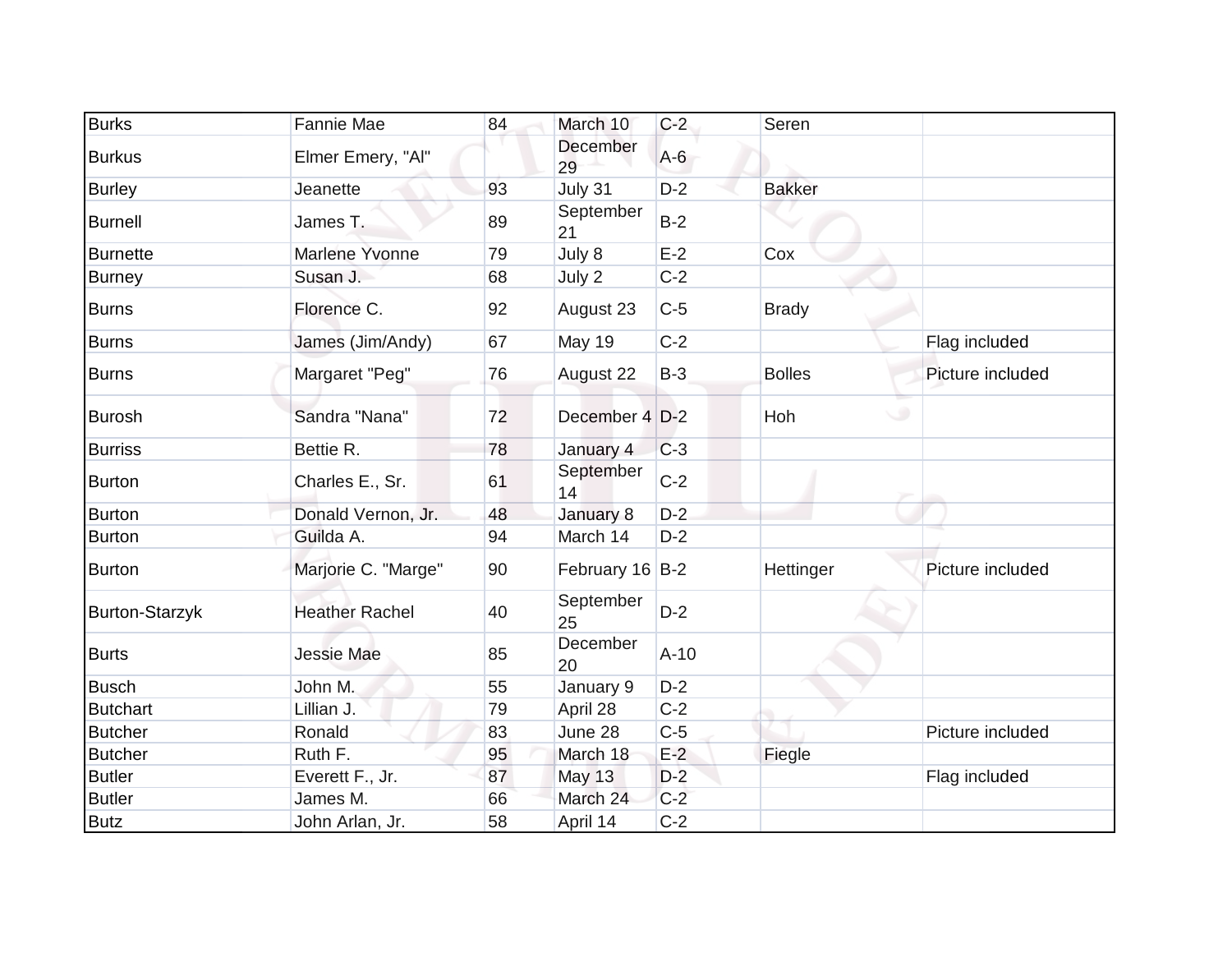| Burks | Fannie Mae | 84 | March 10 | C-2 | Seren | |
|---|---|---|---|---|---|---|
| Burkus | Elmer Emery, "Al" | | December 29 | A-6 | | |
| Burley | Jeanette | 93 | July 31 | D-2 | Bakker | |
| Burnell | James T. | 89 | September 21 | B-2 | | |
| Burnette | Marlene Yvonne | 79 | July 8 | E-2 | Cox | |
| Burney | Susan J. | 68 | July 2 | C-2 | | |
| Burns | Florence C. | 92 | August 23 | C-5 | Brady | |
| Burns | James (Jim/Andy) | 67 | May 19 | C-2 | | Flag included |
| Burns | Margaret "Peg" | 76 | August 22 | B-3 | Bolles | Picture included |
| Burosh | Sandra "Nana" | 72 | December 4 | D-2 | Hoh | |
| Burriss | Bettie R. | 78 | January 4 | C-3 | | |
| Burton | Charles E., Sr. | 61 | September 14 | C-2 | | |
| Burton | Donald Vernon, Jr. | 48 | January 8 | D-2 | | |
| Burton | Guilda A. | 94 | March 14 | D-2 | | |
| Burton | Marjorie C. "Marge" | 90 | February 16 | B-2 | Hettinger | Picture included |
| Burton-Starzyk | Heather Rachel | 40 | September 25 | D-2 | | |
| Burts | Jessie Mae | 85 | December 20 | A-10 | | |
| Busch | John M. | 55 | January 9 | D-2 | | |
| Butchart | Lillian J. | 79 | April 28 | C-2 | | |
| Butcher | Ronald | 83 | June 28 | C-5 | | Picture included |
| Butcher | Ruth F. | 95 | March 18 | E-2 | Fiegle | |
| Butler | Everett F., Jr. | 87 | May 13 | D-2 | | Flag included |
| Butler | James M. | 66 | March 24 | C-2 | | |
| Butz | John Arlan, Jr. | 58 | April 14 | C-2 | | |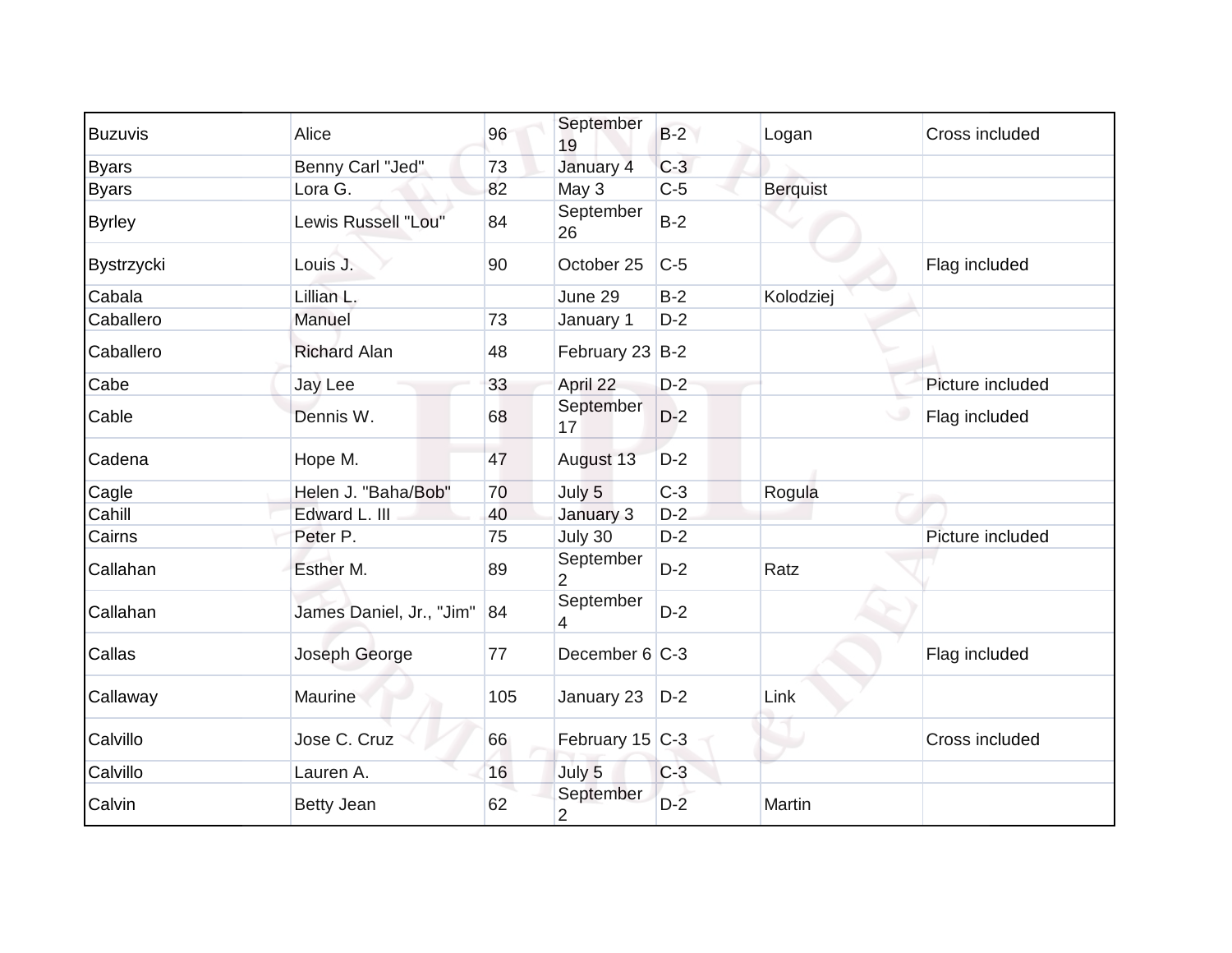| Buzuvis | Alice | 96 | September 19 | B-2 | Logan | Cross included |
|---|---|---|---|---|---|---|
| Byars | Benny Carl "Jed" | 73 | January 4 | C-3 | | |
| Byars | Lora G. | 82 | May 3 | C-5 | Berquist | |
| Byrley | Lewis Russell "Lou" | 84 | September 26 | B-2 | | |
| Bystrzycki | Louis J. | 90 | October 25 | C-5 | | Flag included |
| Cabala | Lillian L. | | June 29 | B-2 | Kolodziej | |
| Caballero | Manuel | 73 | January 1 | D-2 | | |
| Caballero | Richard Alan | 48 | February 23 | B-2 | | |
| Cabe | Jay Lee | 33 | April 22 | D-2 | | Picture included |
| Cable | Dennis W. | 68 | September 17 | D-2 | | Flag included |
| Cadena | Hope M. | 47 | August 13 | D-2 | | |
| Cagle | Helen J. "Baha/Bob" | 70 | July 5 | C-3 | Rogula | |
| Cahill | Edward L. III | 40 | January 3 | D-2 | | |
| Cairns | Peter P. | 75 | July 30 | D-2 | | Picture included |
| Callahan | Esther M. | 89 | September 2 | D-2 | Ratz | |
| Callahan | James Daniel, Jr., "Jim" | 84 | September 4 | D-2 | | |
| Callas | Joseph George | 77 | December 6 | C-3 | | Flag included |
| Callaway | Maurine | 105 | January 23 | D-2 | Link | |
| Calvillo | Jose C. Cruz | 66 | February 15 | C-3 | | Cross included |
| Calvillo | Lauren A. | 16 | July 5 | C-3 | | |
| Calvin | Betty Jean | 62 | September 2 | D-2 | Martin | |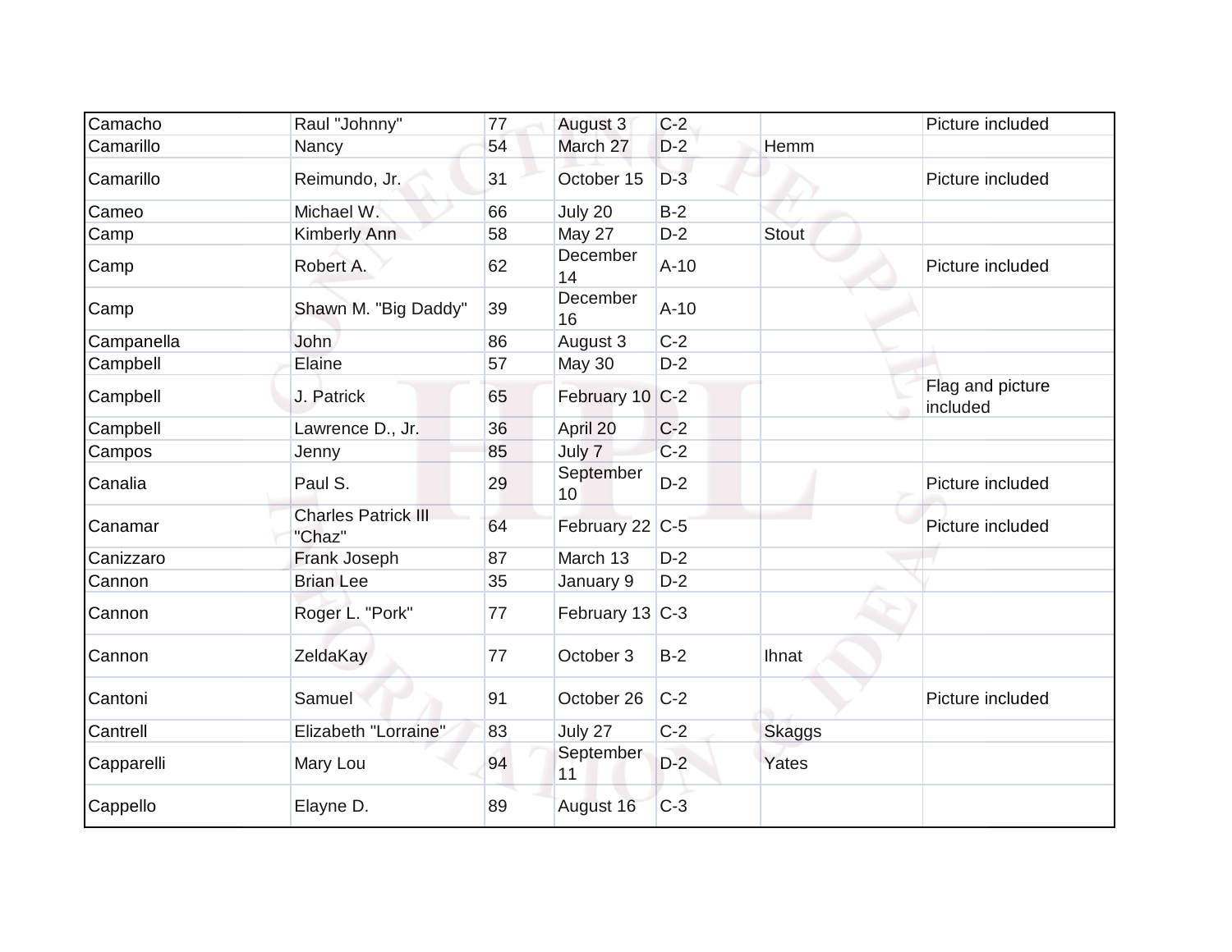| | | | | | | |
|---|---|---|---|---|---|---|
| Camacho | Raul "Johnny" | 77 | August 3 | C-2 | | Picture included |
| Camarillo | Nancy | 54 | March 27 | D-2 | Hemm | |
| Camarillo | Reimundo, Jr. | 31 | October 15 | D-3 | | Picture included |
| Cameo | Michael W. | 66 | July 20 | B-2 | | |
| Camp | Kimberly Ann | 58 | May 27 | D-2 | Stout | |
| Camp | Robert A. | 62 | December 14 | A-10 | | Picture included |
| Camp | Shawn M. "Big Daddy" | 39 | December 16 | A-10 | | |
| Campanella | John | 86 | August 3 | C-2 | | |
| Campbell | Elaine | 57 | May 30 | D-2 | | |
| Campbell | J. Patrick | 65 | February 10 | C-2 | | Flag and picture included |
| Campbell | Lawrence D., Jr. | 36 | April 20 | C-2 | | |
| Campos | Jenny | 85 | July 7 | C-2 | | |
| Canalia | Paul S. | 29 | September 10 | D-2 | | Picture included |
| Canamar | Charles Patrick III "Chaz" | 64 | February 22 | C-5 | | Picture included |
| Canizzaro | Frank Joseph | 87 | March 13 | D-2 | | |
| Cannon | Brian Lee | 35 | January 9 | D-2 | | |
| Cannon | Roger L. "Pork" | 77 | February 13 | C-3 | | |
| Cannon | ZeldaKay | 77 | October 3 | B-2 | Ihnat | |
| Cantoni | Samuel | 91 | October 26 | C-2 | | Picture included |
| Cantrell | Elizabeth "Lorraine" | 83 | July 27 | C-2 | Skaggs | |
| Capparelli | Mary Lou | 94 | September 11 | D-2 | Yates | |
| Cappello | Elayne D. | 89 | August 16 | C-3 | | |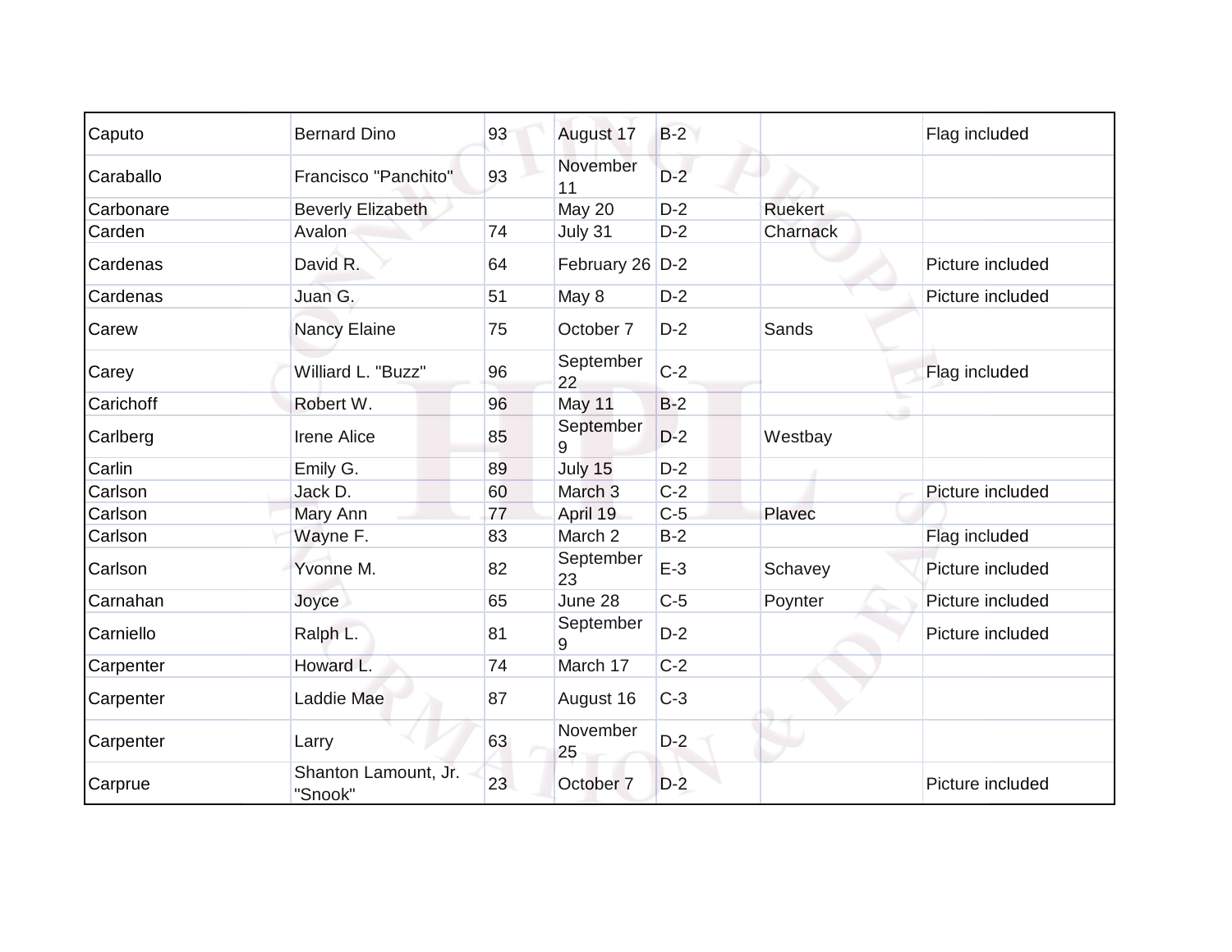| | | | | | | |
|---|---|---|---|---|---|---|
| Caputo | Bernard Dino | 93 | August 17 | B-2 | | Flag included |
| Caraballo | Francisco "Panchito" | 93 | November 11 | D-2 | | |
| Carbonare | Beverly Elizabeth | | May 20 | D-2 | Ruekert | |
| Carden | Avalon | 74 | July 31 | D-2 | Charnack | |
| Cardenas | David R. | 64 | February 26 | D-2 | | Picture included |
| Cardenas | Juan G. | 51 | May 8 | D-2 | | Picture included |
| Carew | Nancy Elaine | 75 | October 7 | D-2 | Sands | |
| Carey | Williard L. "Buzz" | 96 | September 22 | C-2 | | Flag included |
| Carichoff | Robert W. | 96 | May 11 | B-2 | | |
| Carlberg | Irene Alice | 85 | September 9 | D-2 | Westbay | |
| Carlin | Emily G. | 89 | July 15 | D-2 | | |
| Carlson | Jack D. | 60 | March 3 | C-2 | | Picture included |
| Carlson | Mary Ann | 77 | April 19 | C-5 | Plavec | |
| Carlson | Wayne F. | 83 | March 2 | B-2 | | Flag included |
| Carlson | Yvonne M. | 82 | September 23 | E-3 | Schavey | Picture included |
| Carnahan | Joyce | 65 | June 28 | C-5 | Poynter | Picture included |
| Carniello | Ralph L. | 81 | September 9 | D-2 | | Picture included |
| Carpenter | Howard L. | 74 | March 17 | C-2 | | |
| Carpenter | Laddie Mae | 87 | August 16 | C-3 | | |
| Carpenter | Larry | 63 | November 25 | D-2 | | |
| Carprue | Shanton Lamount, Jr. "Snook" | 23 | October 7 | D-2 | | Picture included |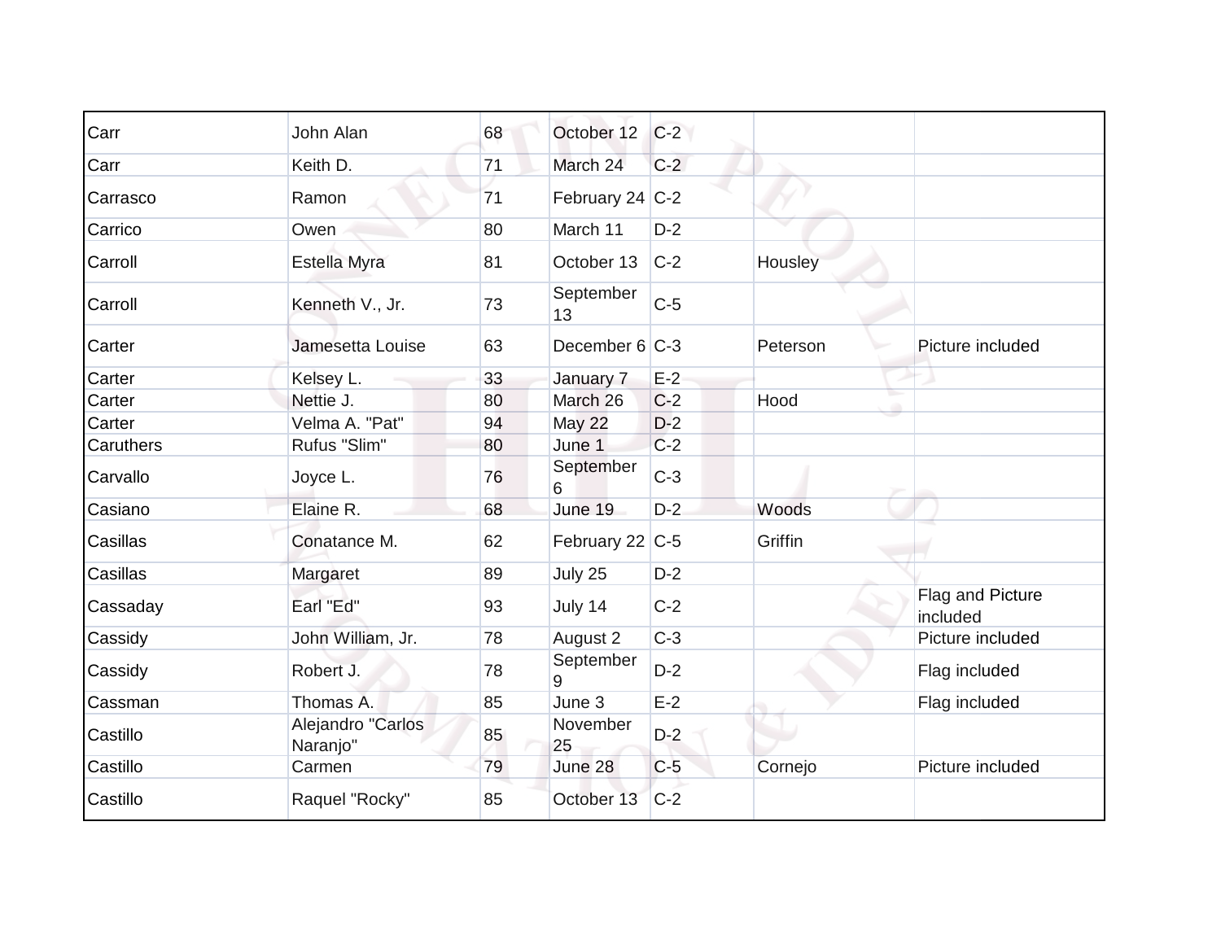| | | | | | | |
|---|---|---|---|---|---|---|
| Carr | John Alan | 68 | October 12 | C-2 | | |
| Carr | Keith D. | 71 | March 24 | C-2 | | |
| Carrasco | Ramon | 71 | February 24 | C-2 | | |
| Carrico | Owen | 80 | March 11 | D-2 | | |
| Carroll | Estella Myra | 81 | October 13 | C-2 | Housley | |
| Carroll | Kenneth V., Jr. | 73 | September 13 | C-5 | | |
| Carter | Jamesetta Louise | 63 | December 6 | C-3 | Peterson | Picture included |
| Carter | Kelsey L. | 33 | January 7 | E-2 | | |
| Carter | Nettie J. | 80 | March 26 | C-2 | Hood | |
| Carter | Velma A. "Pat" | 94 | May 22 | D-2 | | |
| Caruthers | Rufus "Slim" | 80 | June 1 | C-2 | | |
| Carvallo | Joyce L. | 76 | September 6 | C-3 | | |
| Casiano | Elaine R. | 68 | June 19 | D-2 | Woods | |
| Casillas | Conatance M. | 62 | February 22 | C-5 | Griffin | |
| Casillas | Margaret | 89 | July 25 | D-2 | | |
| Cassaday | Earl "Ed" | 93 | July 14 | C-2 | | Flag and Picture included |
| Cassidy | John William, Jr. | 78 | August 2 | C-3 | | Picture included |
| Cassidy | Robert J. | 78 | September 9 | D-2 | | Flag included |
| Cassman | Thomas A. | 85 | June 3 | E-2 | | Flag included |
| Castillo | Alejandro "Carlos Naranjo" | 85 | November 25 | D-2 | | |
| Castillo | Carmen | 79 | June 28 | C-5 | Cornejo | Picture included |
| Castillo | Raquel "Rocky" | 85 | October 13 | C-2 | | |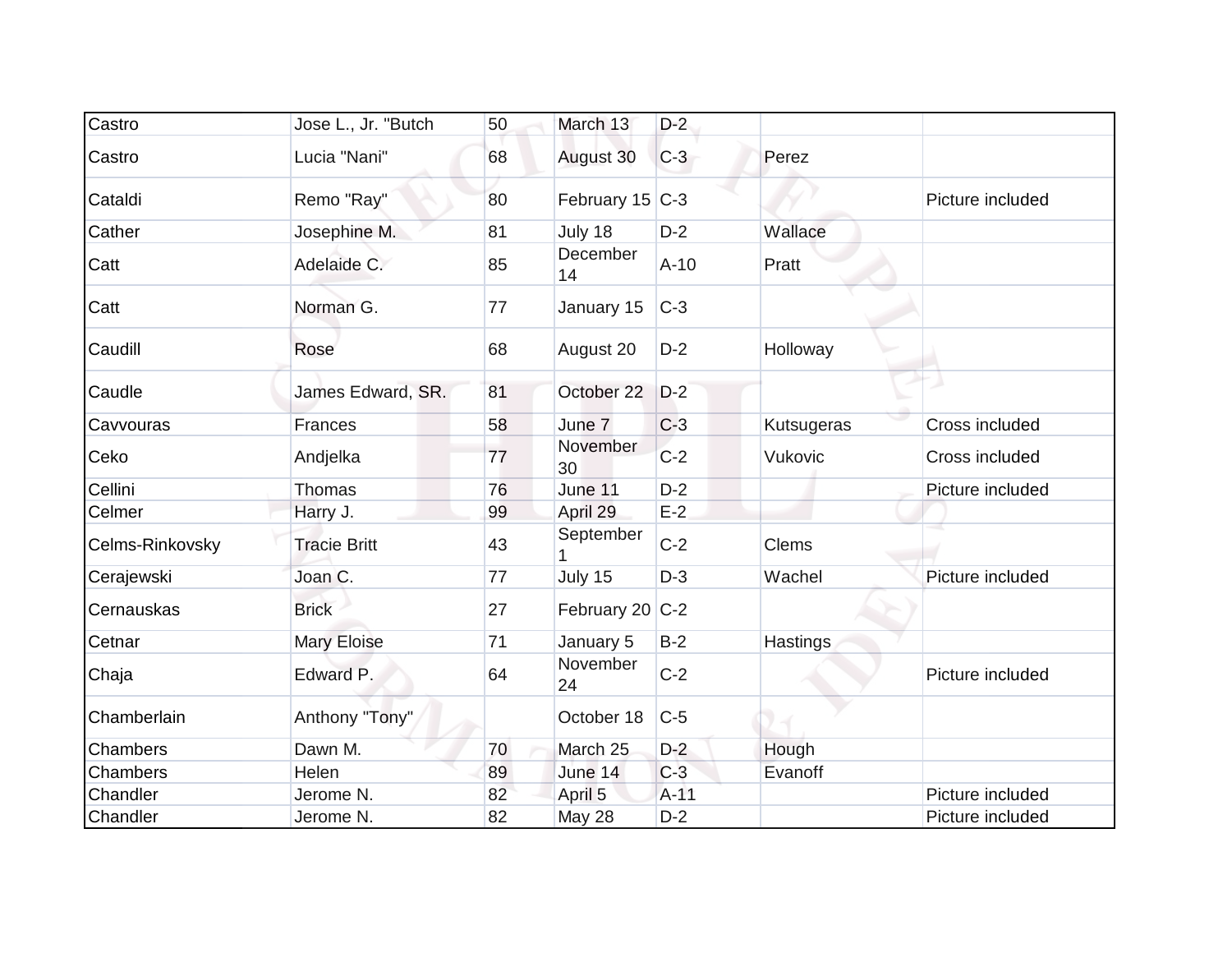| | | | | | | |
|---|---|---|---|---|---|---|
| Castro | Jose L., Jr. "Butch | 50 | March 13 | D-2 | | |
| Castro | Lucia "Nani" | 68 | August 30 | C-3 | Perez | |
| Cataldi | Remo "Ray" | 80 | February 15 | C-3 | | Picture included |
| Cather | Josephine M. | 81 | July 18 | D-2 | Wallace | |
| Catt | Adelaide C. | 85 | December 14 | A-10 | Pratt | |
| Catt | Norman G. | 77 | January 15 | C-3 | | |
| Caudill | Rose | 68 | August 20 | D-2 | Holloway | |
| Caudle | James Edward, SR. | 81 | October 22 | D-2 | | |
| Cavvouras | Frances | 58 | June 7 | C-3 | Kutsugeras | Cross included |
| Ceko | Andjelka | 77 | November 30 | C-2 | Vukovic | Cross included |
| Cellini | Thomas | 76 | June 11 | D-2 | | Picture included |
| Celmer | Harry J. | 99 | April 29 | E-2 | | |
| Celms-Rinkovsky | Tracie Britt | 43 | September 1 | C-2 | Clems | |
| Cerajewski | Joan C. | 77 | July 15 | D-3 | Wachel | Picture included |
| Cernauskas | Brick | 27 | February 20 | C-2 | | |
| Cetnar | Mary Eloise | 71 | January 5 | B-2 | Hastings | |
| Chaja | Edward P. | 64 | November 24 | C-2 | | Picture included |
| Chamberlain | Anthony "Tony" | | October 18 | C-5 | | |
| Chambers | Dawn M. | 70 | March 25 | D-2 | Hough | |
| Chambers | Helen | 89 | June 14 | C-3 | Evanoff | |
| Chandler | Jerome N. | 82 | April 5 | A-11 | | Picture included |
| Chandler | Jerome N. | 82 | May 28 | D-2 | | Picture included |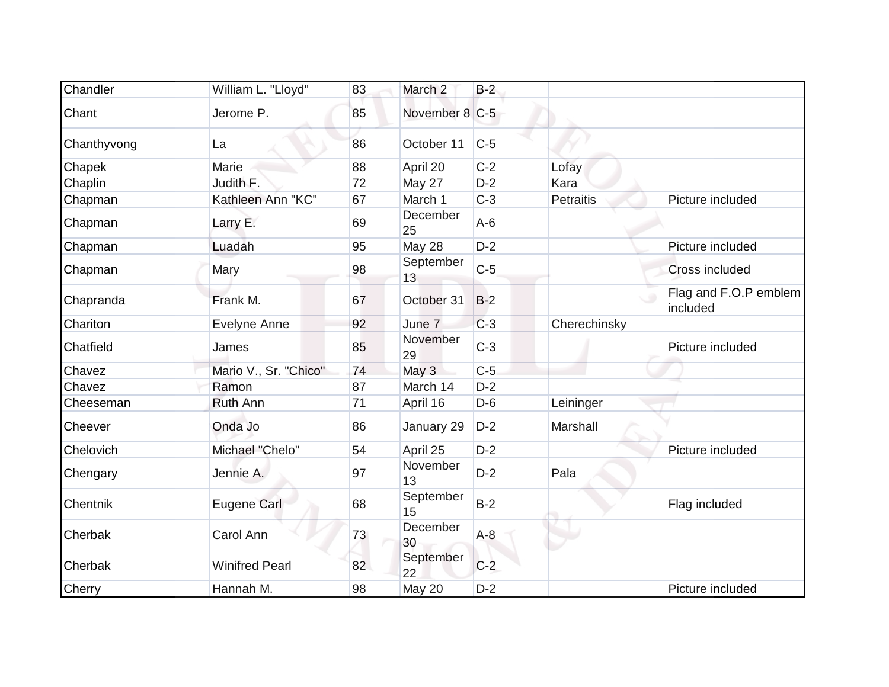| | | | | | | |
|---|---|---|---|---|---|---|
| Chandler | William L. "Lloyd" | 83 | March 2 | B-2 | | |
| Chant | Jerome P. | 85 | November 8 | C-5 | | |
| Chanthyvong | La | 86 | October 11 | C-5 | | |
| Chapek | Marie | 88 | April 20 | C-2 | Lofay | |
| Chaplin | Judith F. | 72 | May 27 | D-2 | Kara | |
| Chapman | Kathleen Ann "KC" | 67 | March 1 | C-3 | Petraitis | Picture included |
| Chapman | Larry E. | 69 | December 25 | A-6 | | |
| Chapman | Luadah | 95 | May 28 | D-2 | | Picture included |
| Chapman | Mary | 98 | September 13 | C-5 | | Cross included |
| Chapranda | Frank M. | 67 | October 31 | B-2 | | Flag and F.O.P emblem included |
| Chariton | Evelyne Anne | 92 | June 7 | C-3 | Cherechinsky | |
| Chatfield | James | 85 | November 29 | C-3 | | Picture included |
| Chavez | Mario V., Sr. "Chico" | 74 | May 3 | C-5 | | |
| Chavez | Ramon | 87 | March 14 | D-2 | | |
| Cheeseman | Ruth Ann | 71 | April 16 | D-6 | Leininger | |
| Cheever | Onda Jo | 86 | January 29 | D-2 | Marshall | |
| Chelovich | Michael "Chelo" | 54 | April 25 | D-2 | | Picture included |
| Chengary | Jennie A. | 97 | November 13 | D-2 | Pala | |
| Chentnik | Eugene Carl | 68 | September 15 | B-2 | | Flag included |
| Cherbak | Carol Ann | 73 | December 30 | A-8 | | |
| Cherbak | Winifred Pearl | 82 | September 22 | C-2 | | |
| Cherry | Hannah M. | 98 | May 20 | D-2 | | Picture included |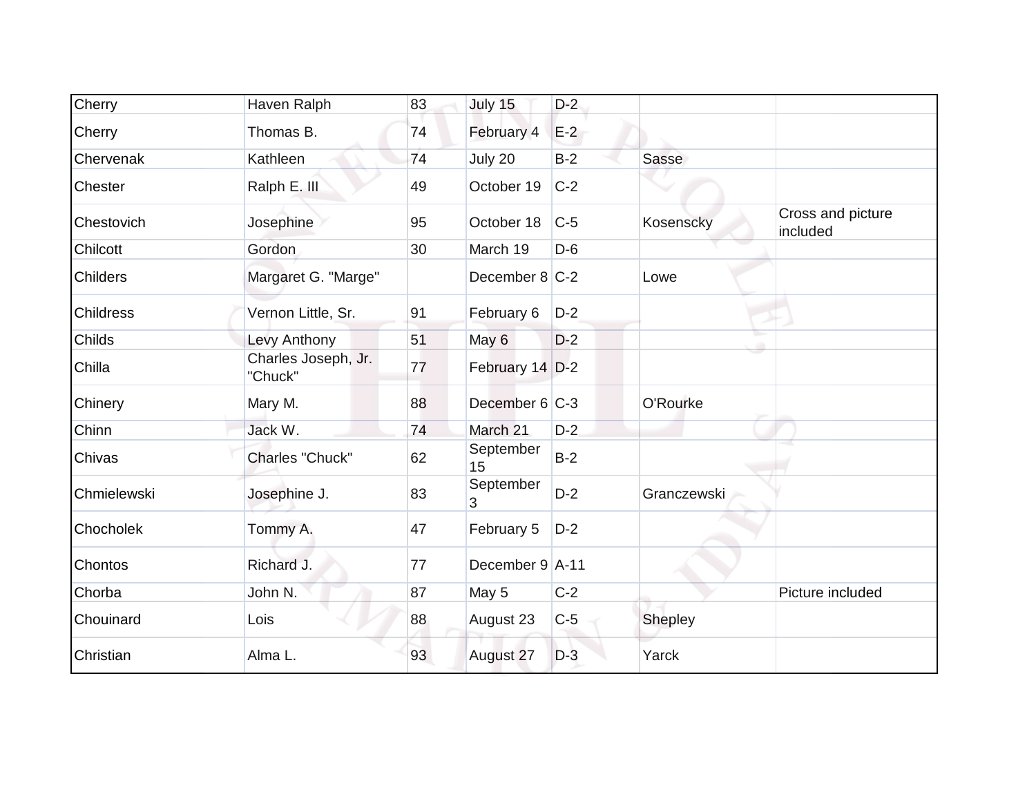| Cherry | Haven Ralph | 83 | July 15 | D-2 | | |
|---|---|---|---|---|---|---|
| Cherry | Thomas B. | 74 | February 4 | E-2 | | |
| Chervenak | Kathleen | 74 | July 20 | B-2 | Sasse | |
| Chester | Ralph E. III | 49 | October 19 | C-2 | | |
| Chestovich | Josephine | 95 | October 18 | C-5 | Kosenscky | Cross and picture included |
| Chilcott | Gordon | 30 | March 19 | D-6 | | |
| Childers | Margaret G. "Marge" | | December 8 | C-2 | Lowe | |
| Childress | Vernon Little, Sr. | 91 | February 6 | D-2 | | |
| Childs | Levy Anthony | 51 | May 6 | D-2 | | |
| Chilla | Charles Joseph, Jr. "Chuck" | 77 | February 14 | D-2 | | |
| Chinery | Mary M. | 88 | December 6 | C-3 | O'Rourke | |
| Chinn | Jack W. | 74 | March 21 | D-2 | | |
| Chivas | Charles "Chuck" | 62 | September 15 | B-2 | | |
| Chmielewski | Josephine J. | 83 | September 3 | D-2 | Granczewski | |
| Chocholek | Tommy A. | 47 | February 5 | D-2 | | |
| Chontos | Richard J. | 77 | December 9 | A-11 | | |
| Chorba | John N. | 87 | May 5 | C-2 | | Picture included |
| Chouinard | Lois | 88 | August 23 | C-5 | Shepley | |
| Christian | Alma L. | 93 | August 27 | D-3 | Yarck | |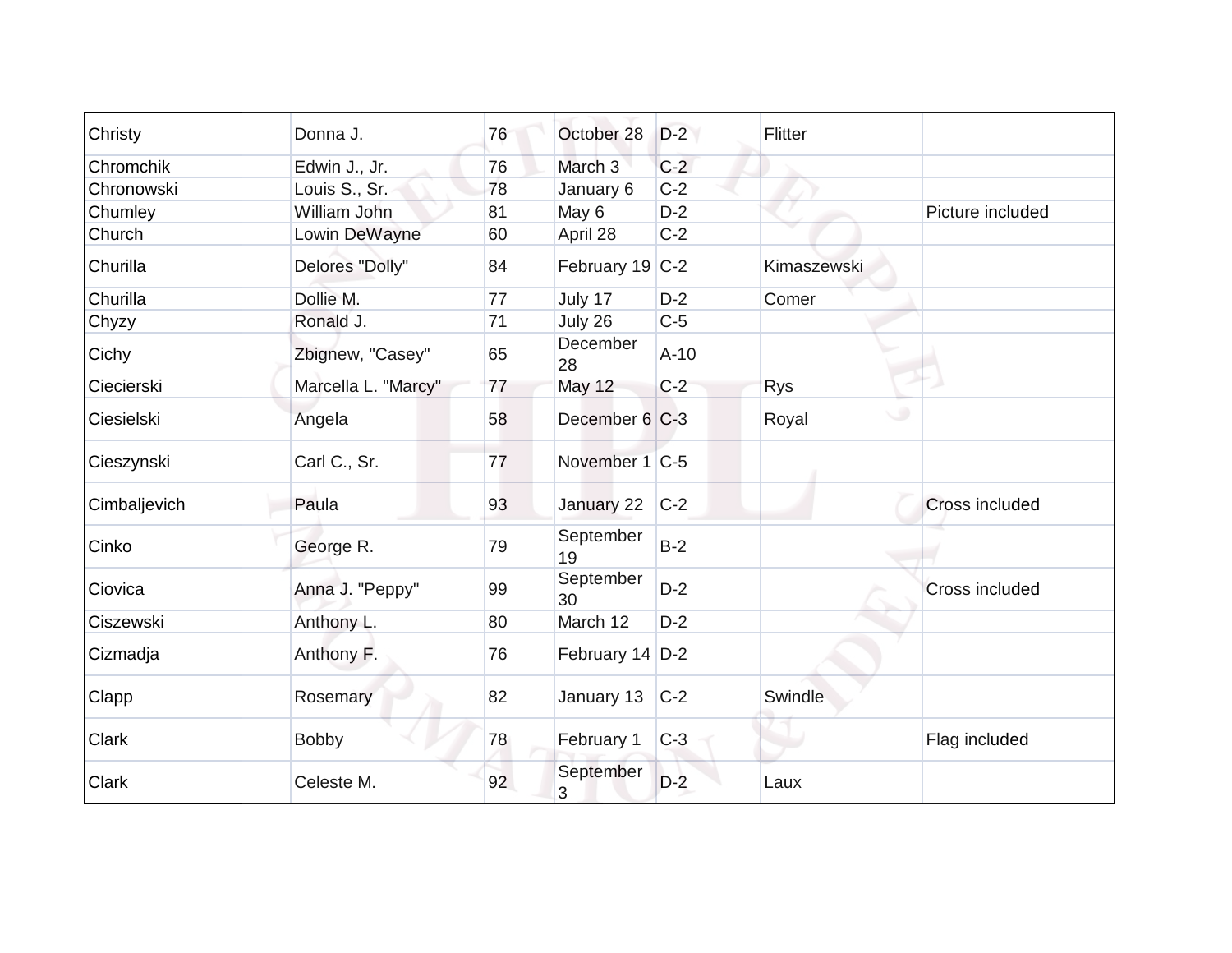| Christy | Donna J. | 76 | October 28 | D-2 | Flitter | |
|---|---|---|---|---|---|---|
| Chromchik | Edwin J., Jr. | 76 | March 3 | C-2 | | |
| Chronowski | Louis S., Sr. | 78 | January 6 | C-2 | | |
| Chumley | William John | 81 | May 6 | D-2 | | Picture included |
| Church | Lowin DeWayne | 60 | April 28 | C-2 | | |
| Churilla | Delores "Dolly" | 84 | February 19 | C-2 | Kimaszewski | |
| Churilla | Dollie M. | 77 | July 17 | D-2 | Comer | |
| Chyzy | Ronald J. | 71 | July 26 | C-5 | | |
| Cichy | Zbignew, "Casey" | 65 | December 28 | A-10 | | |
| Ciecierski | Marcella L. "Marcy" | 77 | May 12 | C-2 | Rys | |
| Ciesielski | Angela | 58 | December 6 | C-3 | Royal | |
| Cieszynski | Carl C., Sr. | 77 | November 1 | C-5 | | |
| Cimbaljevich | Paula | 93 | January 22 | C-2 | | Cross included |
| Cinko | George R. | 79 | September 19 | B-2 | | |
| Ciovica | Anna J. "Peppy" | 99 | September 30 | D-2 | | Cross included |
| Ciszewski | Anthony L. | 80 | March 12 | D-2 | | |
| Cizmadja | Anthony F. | 76 | February 14 | D-2 | | |
| Clapp | Rosemary | 82 | January 13 | C-2 | Swindle | |
| Clark | Bobby | 78 | February 1 | C-3 | | Flag included |
| Clark | Celeste M. | 92 | September 3 | D-2 | Laux | |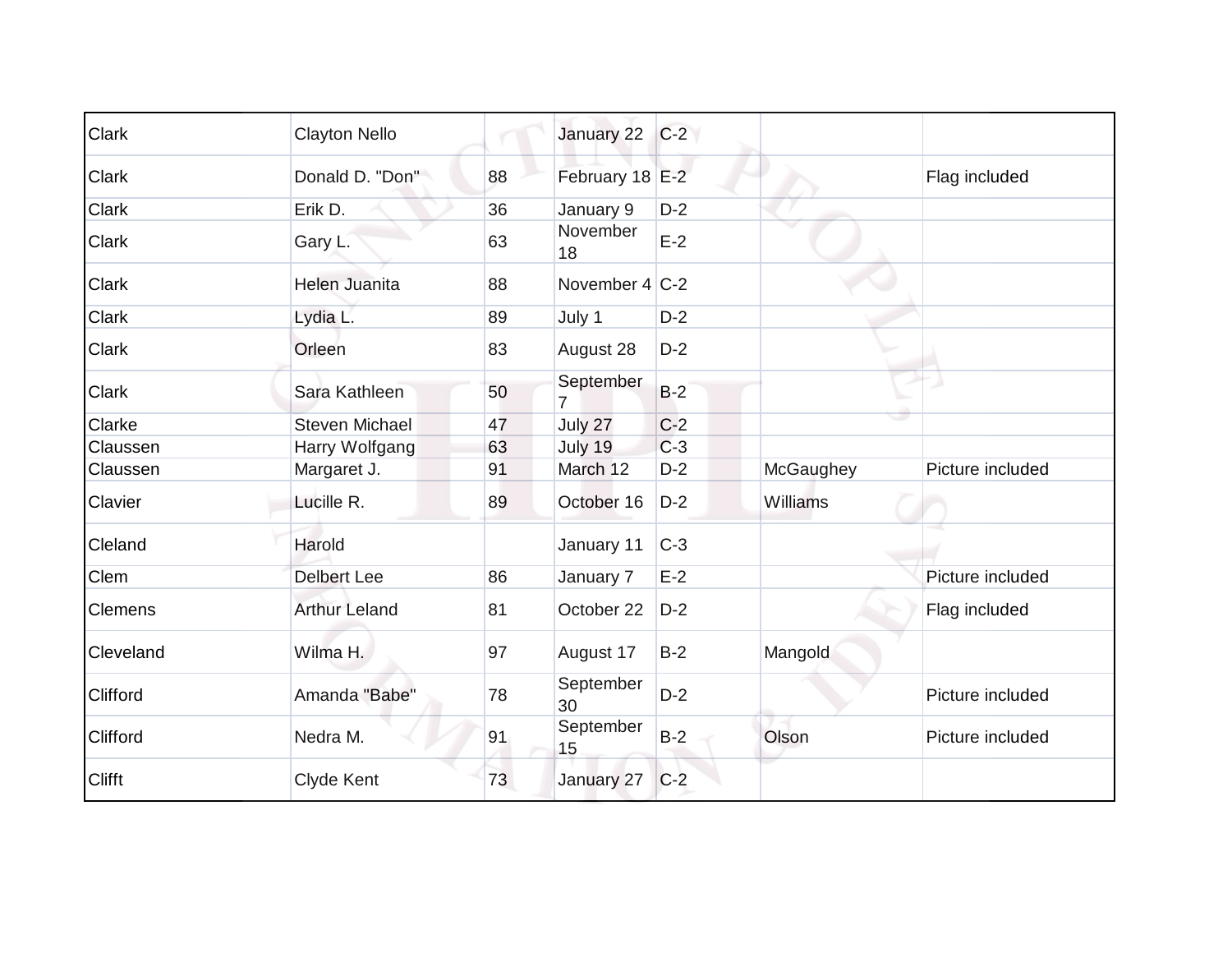| | | | | | | |
|---|---|---|---|---|---|---|
| Clark | Clayton Nello | | January 22 | C-2 | | |
| Clark | Donald D. "Don" | 88 | February 18 | E-2 | | Flag included |
| Clark | Erik D. | 36 | January 9 | D-2 | | |
| Clark | Gary L. | 63 | November 18 | E-2 | | |
| Clark | Helen Juanita | 88 | November 4 | C-2 | | |
| Clark | Lydia L. | 89 | July 1 | D-2 | | |
| Clark | Orleen | 83 | August 28 | D-2 | | |
| Clark | Sara Kathleen | 50 | September 7 | B-2 | | |
| Clarke | Steven Michael | 47 | July 27 | C-2 | | |
| Claussen | Harry Wolfgang | 63 | July 19 | C-3 | | |
| Claussen | Margaret J. | 91 | March 12 | D-2 | McGaughey | Picture included |
| Clavier | Lucille R. | 89 | October 16 | D-2 | Williams | |
| Cleland | Harold | | January 11 | C-3 | | |
| Clem | Delbert Lee | 86 | January 7 | E-2 | | Picture included |
| Clemens | Arthur Leland | 81 | October 22 | D-2 | | Flag included |
| Cleveland | Wilma H. | 97 | August 17 | B-2 | Mangold | |
| Clifford | Amanda "Babe" | 78 | September 30 | D-2 | | Picture included |
| Clifford | Nedra M. | 91 | September 15 | B-2 | Olson | Picture included |
| Clifft | Clyde Kent | 73 | January 27 | C-2 | | |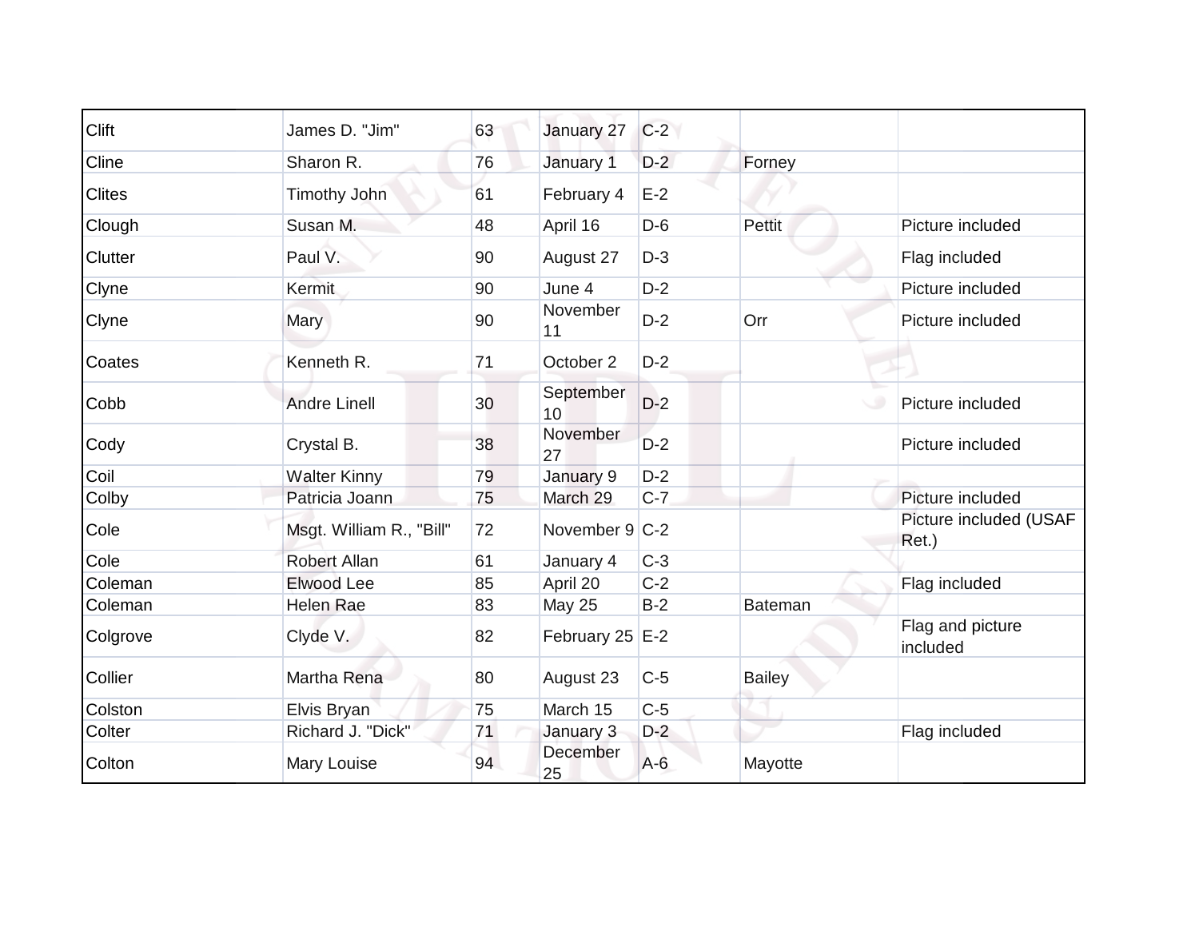| | | | | | | |
|---|---|---|---|---|---|---|
| Clift | James D. "Jim" | 63 | January 27 | C-2 | | |
| Cline | Sharon R. | 76 | January 1 | D-2 | Forney | |
| Clites | Timothy John | 61 | February 4 | E-2 | | |
| Clough | Susan M. | 48 | April 16 | D-6 | Pettit | Picture included |
| Clutter | Paul V. | 90 | August 27 | D-3 | | Flag included |
| Clyne | Kermit | 90 | June 4 | D-2 | | Picture included |
| Clyne | Mary | 90 | November 11 | D-2 | Orr | Picture included |
| Coates | Kenneth R. | 71 | October 2 | D-2 | | |
| Cobb | Andre Linell | 30 | September 10 | D-2 | | Picture included |
| Cody | Crystal B. | 38 | November 27 | D-2 | | Picture included |
| Coil | Walter Kinny | 79 | January 9 | D-2 | | |
| Colby | Patricia Joann | 75 | March 29 | C-7 | | Picture included |
| Cole | Msgt. William R., "Bill" | 72 | November 9 | C-2 | | Picture included (USAF Ret.) |
| Cole | Robert Allan | 61 | January 4 | C-3 | | |
| Coleman | Elwood Lee | 85 | April 20 | C-2 | | Flag included |
| Coleman | Helen Rae | 83 | May 25 | B-2 | Bateman | |
| Colgrove | Clyde V. | 82 | February 25 | E-2 | | Flag and picture included |
| Collier | Martha Rena | 80 | August 23 | C-5 | Bailey | |
| Colston | Elvis Bryan | 75 | March 15 | C-5 | | |
| Colter | Richard J. "Dick" | 71 | January 3 | D-2 | | Flag included |
| Colton | Mary Louise | 94 | December 25 | A-6 | Mayotte | |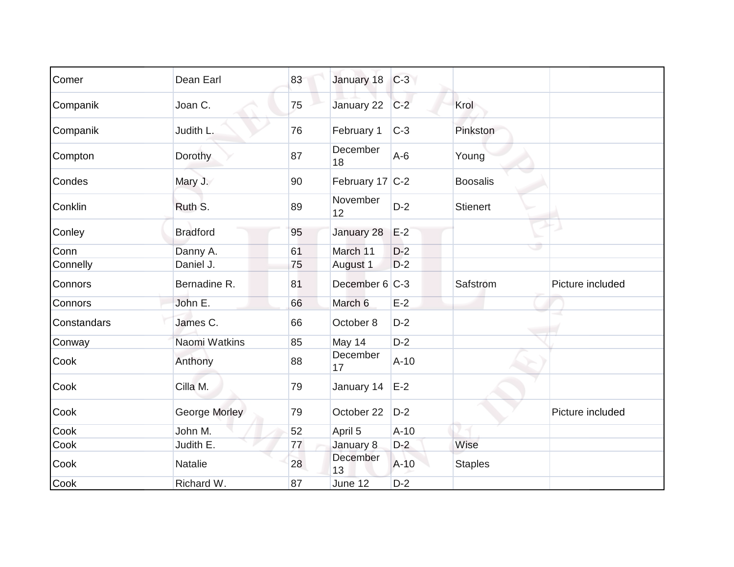| | | | | | | |
|---|---|---|---|---|---|---|
| Comer | Dean Earl | 83 | January 18 | C-3 | | |
| Companik | Joan C. | 75 | January 22 | C-2 | Krol | |
| Companik | Judith L. | 76 | February 1 | C-3 | Pinkston | |
| Compton | Dorothy | 87 | December 18 | A-6 | Young | |
| Condes | Mary J. | 90 | February 17 | C-2 | Boosalis | |
| Conklin | Ruth S. | 89 | November 12 | D-2 | Stienert | |
| Conley | Bradford | 95 | January 28 | E-2 | | |
| Conn | Danny A. | 61 | March 11 | D-2 | | |
| Connelly | Daniel J. | 75 | August 1 | D-2 | | |
| Connors | Bernadine R. | 81 | December 6 | C-3 | Safstrom | Picture included |
| Connors | John E. | 66 | March 6 | E-2 | | |
| Constandars | James C. | 66 | October 8 | D-2 | | |
| Conway | Naomi Watkins | 85 | May 14 | D-2 | | |
| Cook | Anthony | 88 | December 17 | A-10 | | |
| Cook | Cilla M. | 79 | January 14 | E-2 | | |
| Cook | George Morley | 79 | October 22 | D-2 | | Picture included |
| Cook | John M. | 52 | April 5 | A-10 | | |
| Cook | Judith E. | 77 | January 8 | D-2 | Wise | |
| Cook | Natalie | 28 | December 13 | A-10 | Staples | |
| Cook | Richard W. | 87 | June 12 | D-2 | | |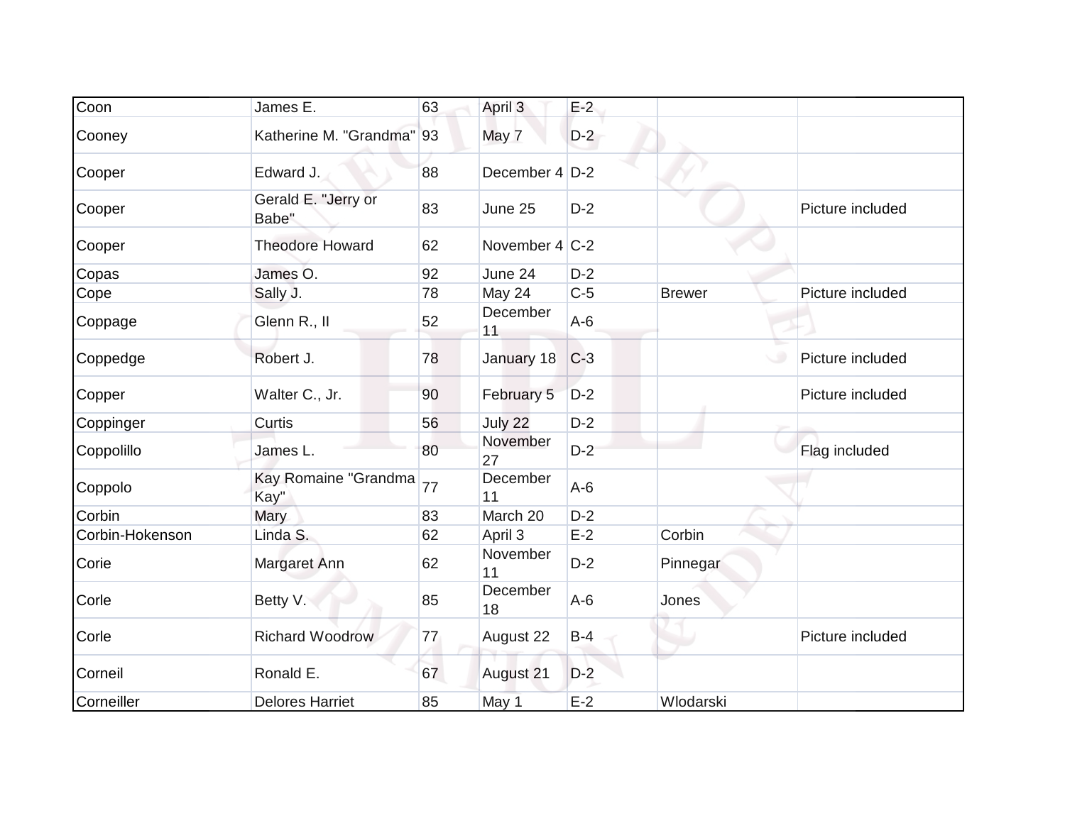| | | | | | | |
|---|---|---|---|---|---|---|
| Coon | James E. | 63 | April 3 | E-2 | | |
| Cooney | Katherine M. "Grandma" | 93 | May 7 | D-2 | | |
| Cooper | Edward J. | 88 | December 4 | D-2 | | |
| Cooper | Gerald E. "Jerry or Babe" | 83 | June 25 | D-2 | | Picture included |
| Cooper | Theodore Howard | 62 | November 4 | C-2 | | |
| Copas | James O. | 92 | June 24 | D-2 | | |
| Cope | Sally J. | 78 | May 24 | C-5 | Brewer | Picture included |
| Coppage | Glenn R., II | 52 | December 11 | A-6 | | |
| Coppedge | Robert J. | 78 | January 18 | C-3 | | Picture included |
| Copper | Walter C., Jr. | 90 | February 5 | D-2 | | Picture included |
| Coppinger | Curtis | 56 | July 22 | D-2 | | |
| Coppolillo | James L. | 80 | November 27 | D-2 | | Flag included |
| Coppolo | Kay Romaine "Grandma Kay" | 77 | December 11 | A-6 | | |
| Corbin | Mary | 83 | March 20 | D-2 | | |
| Corbin-Hokenson | Linda S. | 62 | April 3 | E-2 | Corbin | |
| Corie | Margaret Ann | 62 | November 11 | D-2 | Pinnegar | |
| Corle | Betty V. | 85 | December 18 | A-6 | Jones | |
| Corle | Richard Woodrow | 77 | August 22 | B-4 | | Picture included |
| Corneil | Ronald E. | 67 | August 21 | D-2 | | |
| Corneiller | Delores Harriet | 85 | May 1 | E-2 | Wlodarski | |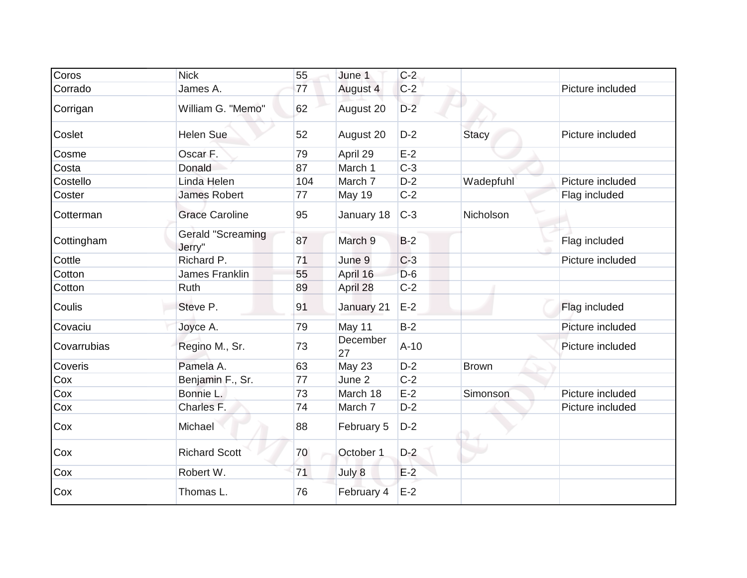| | | | | | | |
|---|---|---|---|---|---|---|
| Coros | Nick | 55 | June 1 | C-2 | | |
| Corrado | James A. | 77 | August 4 | C-2 | | Picture included |
| Corrigan | William G. "Memo" | 62 | August 20 | D-2 | | |
| Coslet | Helen Sue | 52 | August 20 | D-2 | Stacy | Picture included |
| Cosme | Oscar F. | 79 | April 29 | E-2 | | |
| Costa | Donald | 87 | March 1 | C-3 | | |
| Costello | Linda Helen | 104 | March 7 | D-2 | Wadepfuhl | Picture included |
| Coster | James Robert | 77 | May 19 | C-2 | | Flag included |
| Cotterman | Grace Caroline | 95 | January 18 | C-3 | Nicholson | |
| Cottingham | Gerald "Screaming Jerry" | 87 | March 9 | B-2 | | Flag included |
| Cottle | Richard P. | 71 | June 9 | C-3 | | Picture included |
| Cotton | James Franklin | 55 | April 16 | D-6 | | |
| Cotton | Ruth | 89 | April 28 | C-2 | | |
| Coulis | Steve P. | 91 | January 21 | E-2 | | Flag included |
| Covaciu | Joyce A. | 79 | May 11 | B-2 | | Picture included |
| Covarrubias | Regino M., Sr. | 73 | December 27 | A-10 | | Picture included |
| Coveris | Pamela A. | 63 | May 23 | D-2 | Brown | |
| Cox | Benjamin F., Sr. | 77 | June 2 | C-2 | | |
| Cox | Bonnie L. | 73 | March 18 | E-2 | Simonson | Picture included |
| Cox | Charles F. | 74 | March 7 | D-2 | | Picture included |
| Cox | Michael | 88 | February 5 | D-2 | | |
| Cox | Richard Scott | 70 | October 1 | D-2 | | |
| Cox | Robert W. | 71 | July 8 | E-2 | | |
| Cox | Thomas L. | 76 | February 4 | E-2 | | |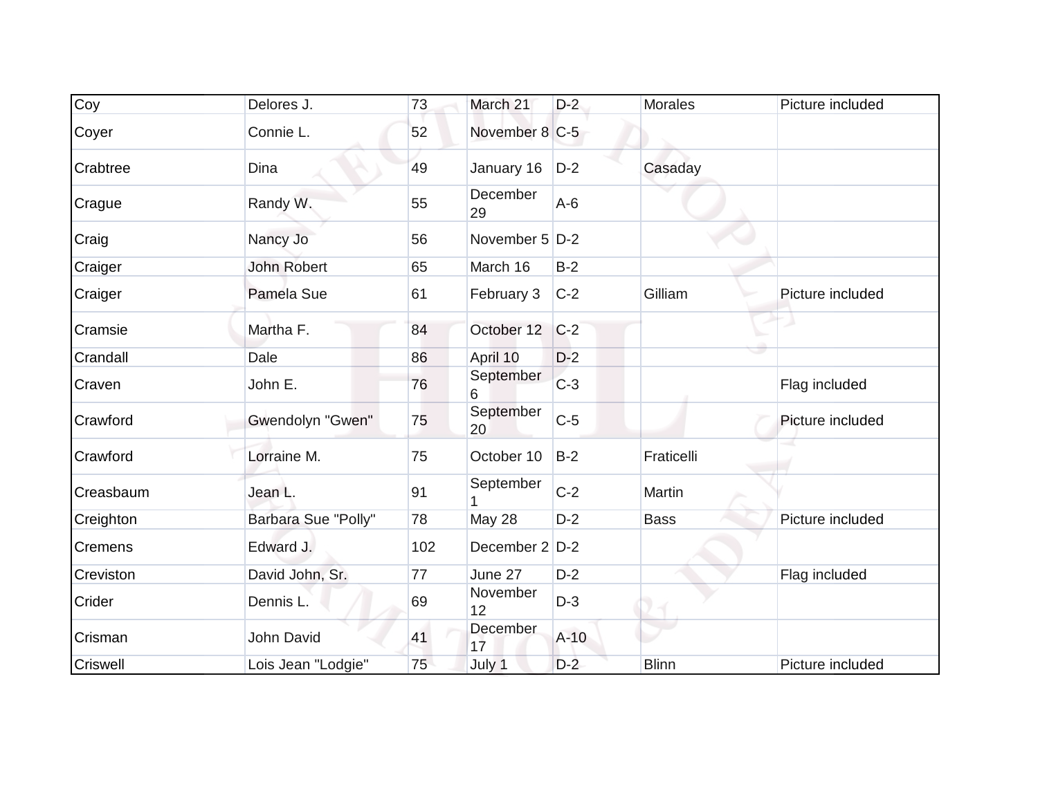| Coy | Delores J. | 73 | March 21 | D-2 | Morales | Picture included |
|---|---|---|---|---|---|---|
| Coyer | Connie L. | 52 | November 8 | C-5 | | |
| Crabtree | Dina | 49 | January 16 | D-2 | Casaday | |
| Crague | Randy W. | 55 | December 29 | A-6 | | |
| Craig | Nancy Jo | 56 | November 5 | D-2 | | |
| Craiger | John Robert | 65 | March 16 | B-2 | | |
| Craiger | Pamela Sue | 61 | February 3 | C-2 | Gilliam | Picture included |
| Cramsie | Martha F. | 84 | October 12 | C-2 | | |
| Crandall | Dale | 86 | April 10 | D-2 | | |
| Craven | John E. | 76 | September 6 | C-3 | | Flag included |
| Crawford | Gwendolyn "Gwen" | 75 | September 20 | C-5 | | Picture included |
| Crawford | Lorraine M. | 75 | October 10 | B-2 | Fraticelli | |
| Creasbaum | Jean L. | 91 | September 1 | C-2 | Martin | |
| Creighton | Barbara Sue "Polly" | 78 | May 28 | D-2 | Bass | Picture included |
| Cremens | Edward J. | 102 | December 2 | D-2 | | |
| Creviston | David John, Sr. | 77 | June 27 | D-2 | | Flag included |
| Crider | Dennis L. | 69 | November 12 | D-3 | | |
| Crisman | John David | 41 | December 17 | A-10 | | |
| Criswell | Lois Jean "Lodgie" | 75 | July 1 | D-2 | Blinn | Picture included |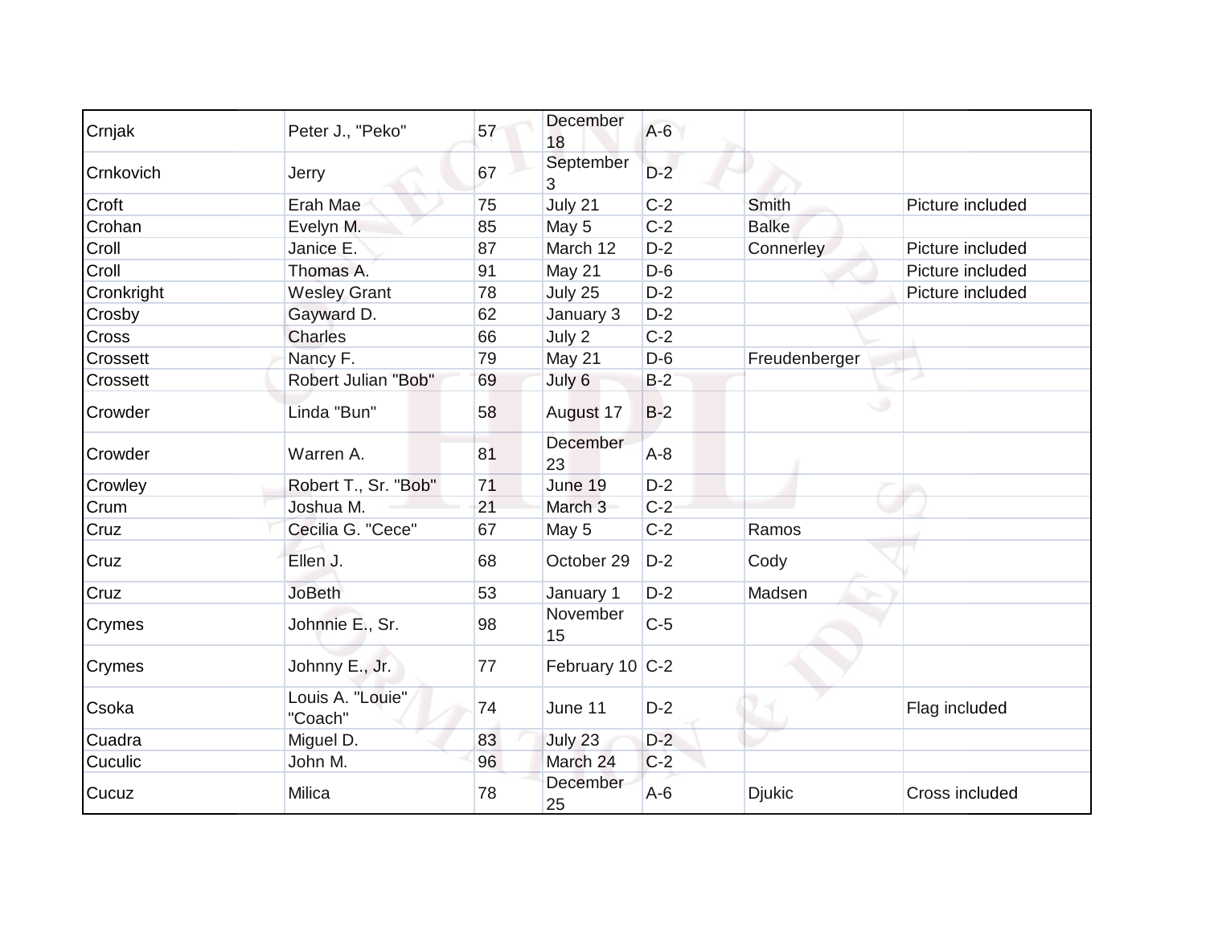| | | | | | | |
|---|---|---|---|---|---|---|
| Crnjak | Peter J., "Peko" | 57 | December 18 | A-6 | | |
| Crnkovich | Jerry | 67 | September 3 | D-2 | | |
| Croft | Erah Mae | 75 | July 21 | C-2 | Smith | Picture included |
| Crohan | Evelyn M. | 85 | May 5 | C-2 | Balke | |
| Croll | Janice E. | 87 | March 12 | D-2 | Connerley | Picture included |
| Croll | Thomas A. | 91 | May 21 | D-6 | | Picture included |
| Cronkright | Wesley Grant | 78 | July 25 | D-2 | | Picture included |
| Crosby | Gayward D. | 62 | January 3 | D-2 | | |
| Cross | Charles | 66 | July 2 | C-2 | | |
| Crossett | Nancy F. | 79 | May 21 | D-6 | Freudenberger | |
| Crossett | Robert Julian "Bob" | 69 | July 6 | B-2 | | |
| Crowder | Linda "Bun" | 58 | August 17 | B-2 | | |
| Crowder | Warren A. | 81 | December 23 | A-8 | | |
| Crowley | Robert T., Sr. "Bob" | 71 | June 19 | D-2 | | |
| Crum | Joshua M. | 21 | March 3 | C-2 | | |
| Cruz | Cecilia G. "Cece" | 67 | May 5 | C-2 | Ramos | |
| Cruz | Ellen J. | 68 | October 29 | D-2 | Cody | |
| Cruz | JoBeth | 53 | January 1 | D-2 | Madsen | |
| Crymes | Johnnie E., Sr. | 98 | November 15 | C-5 | | |
| Crymes | Johnny E., Jr. | 77 | February 10 | C-2 | | |
| Csoka | Louis A. "Louie" "Coach" | 74 | June 11 | D-2 | | Flag included |
| Cuadra | Miguel D. | 83 | July 23 | D-2 | | |
| Cuculic | John M. | 96 | March 24 | C-2 | | |
| Cucuz | Milica | 78 | December 25 | A-6 | Djukic | Cross included |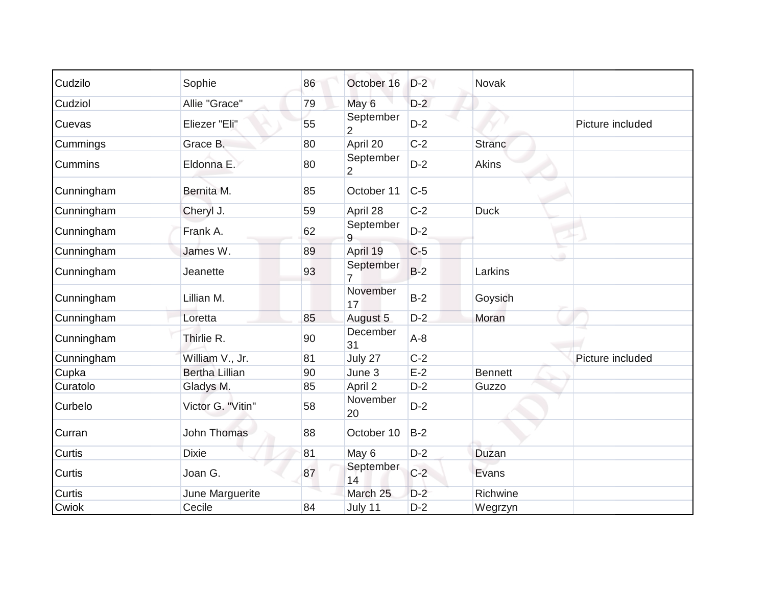| | | | | | | |
|---|---|---|---|---|---|---|
| Cudzilo | Sophie | 86 | October 16 | D-2 | Novak | |
| Cudziol | Allie "Grace" | 79 | May 6 | D-2 | | |
| Cuevas | Eliezer "Eli" | 55 | September 2 | D-2 | | Picture included |
| Cummings | Grace B. | 80 | April 20 | C-2 | Stranc | |
| Cummins | Eldonna E. | 80 | September 2 | D-2 | Akins | |
| Cunningham | Bernita M. | 85 | October 11 | C-5 | | |
| Cunningham | Cheryl J. | 59 | April 28 | C-2 | Duck | |
| Cunningham | Frank A. | 62 | September 9 | D-2 | | |
| Cunningham | James W. | 89 | April 19 | C-5 | | |
| Cunningham | Jeanette | 93 | September 7 | B-2 | Larkins | |
| Cunningham | Lillian M. | | November 17 | B-2 | Goysich | |
| Cunningham | Loretta | 85 | August 5 | D-2 | Moran | |
| Cunningham | Thirlie R. | 90 | December 31 | A-8 | | |
| Cunningham | William V., Jr. | 81 | July 27 | C-2 | | Picture included |
| Cupka | Bertha Lillian | 90 | June 3 | E-2 | Bennett | |
| Curatolo | Gladys M. | 85 | April 2 | D-2 | Guzzo | |
| Curbelo | Victor G. "Vitin" | 58 | November 20 | D-2 | | |
| Curran | John Thomas | 88 | October 10 | B-2 | | |
| Curtis | Dixie | 81 | May 6 | D-2 | Duzan | |
| Curtis | Joan G. | 87 | September 14 | C-2 | Evans | |
| Curtis | June Marguerite | | March 25 | D-2 | Richwine | |
| Cwiok | Cecile | 84 | July 11 | D-2 | Wegrzyn | |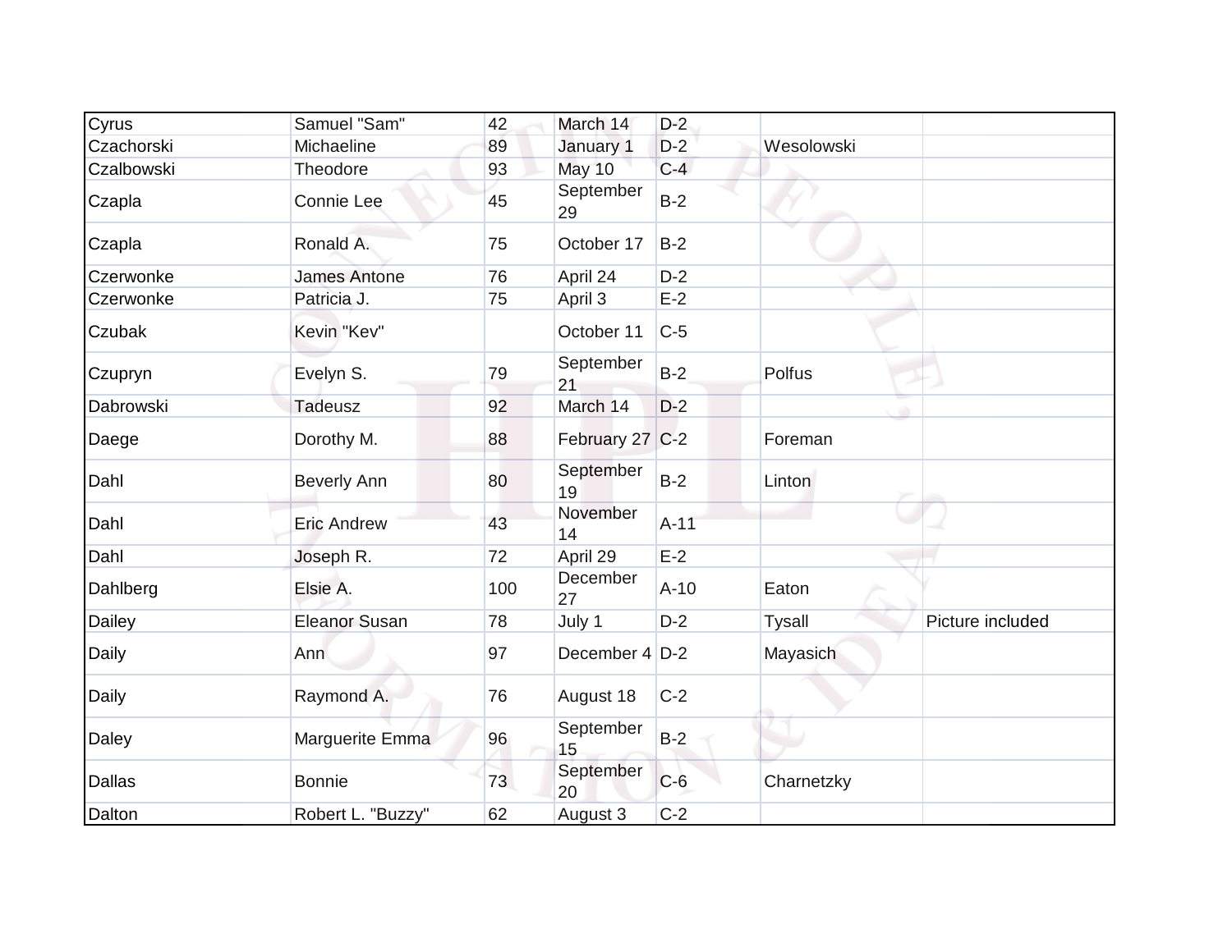| | | | | | | |
|---|---|---|---|---|---|---|
| Cyrus | Samuel "Sam" | 42 | March 14 | D-2 | | |
| Czachorski | Michaeline | 89 | January 1 | D-2 | Wesolowski | |
| Czalbowski | Theodore | 93 | May 10 | C-4 | | |
| Czapla | Connie Lee | 45 | September 29 | B-2 | | |
| Czapla | Ronald A. | 75 | October 17 | B-2 | | |
| Czerwonke | James Antone | 76 | April 24 | D-2 | | |
| Czerwonke | Patricia J. | 75 | April 3 | E-2 | | |
| Czubak | Kevin "Kev" | | October 11 | C-5 | | |
| Czupryn | Evelyn S. | 79 | September 21 | B-2 | Polfus | |
| Dabrowski | Tadeusz | 92 | March 14 | D-2 | | |
| Daege | Dorothy M. | 88 | February 27 | C-2 | Foreman | |
| Dahl | Beverly Ann | 80 | September 19 | B-2 | Linton | |
| Dahl | Eric Andrew | 43 | November 14 | A-11 | | |
| Dahl | Joseph R. | 72 | April 29 | E-2 | | |
| Dahlberg | Elsie A. | 100 | December 27 | A-10 | Eaton | |
| Dailey | Eleanor Susan | 78 | July 1 | D-2 | Tysall | Picture included |
| Daily | Ann | 97 | December 4 | D-2 | Mayasich | |
| Daily | Raymond A. | 76 | August 18 | C-2 | | |
| Daley | Marguerite Emma | 96 | September 15 | B-2 | | |
| Dallas | Bonnie | 73 | September 20 | C-6 | Charnetzky | |
| Dalton | Robert L. "Buzzy" | 62 | August 3 | C-2 | | |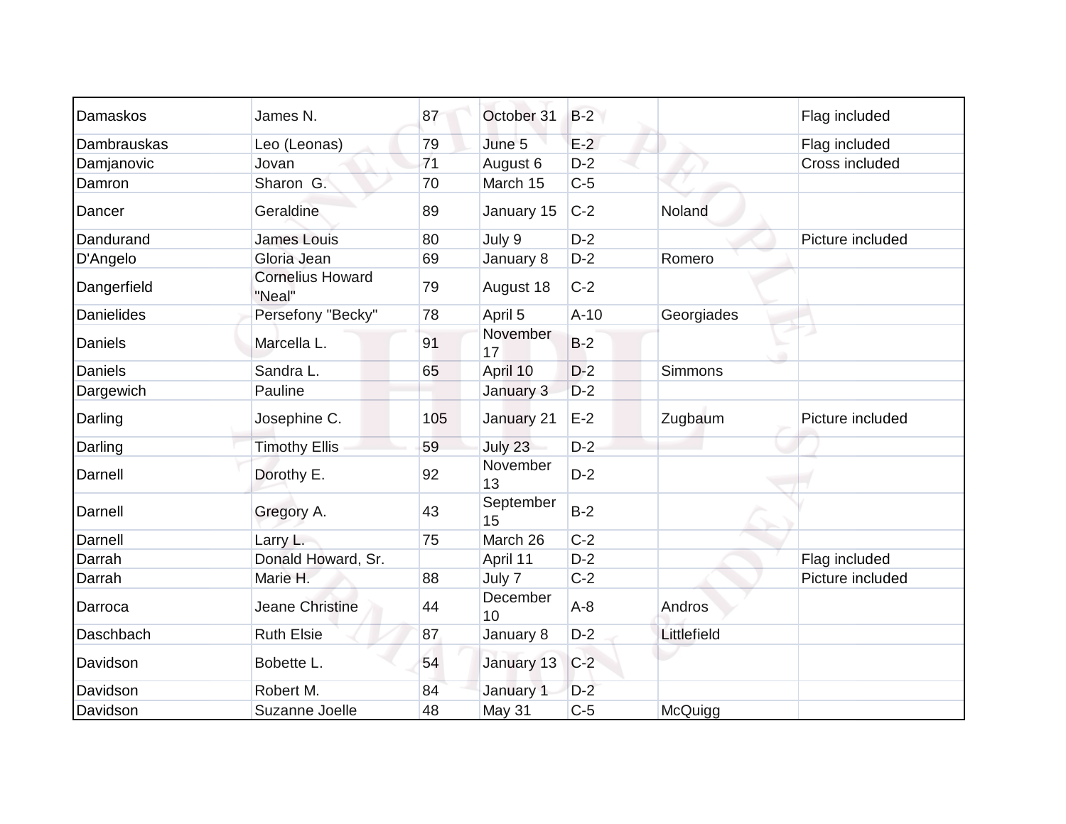| | | | | | | |
|---|---|---|---|---|---|---|
| Damaskos | James N. | 87 | October 31 | B-2 | | Flag included |
| Dambrauskas | Leo (Leonas) | 79 | June 5 | E-2 | | Flag included |
| Damjanovic | Jovan | 71 | August 6 | D-2 | | Cross included |
| Damron | Sharon G. | 70 | March 15 | C-5 | | |
| Dancer | Geraldine | 89 | January 15 | C-2 | Noland | |
| Dandurand | James Louis | 80 | July 9 | D-2 | | Picture included |
| D'Angelo | Gloria Jean | 69 | January 8 | D-2 | Romero | |
| Dangerfield | Cornelius Howard "Neal" | 79 | August 18 | C-2 | | |
| Danielides | Persefony "Becky" | 78 | April 5 | A-10 | Georgiades | |
| Daniels | Marcella L. | 91 | November 17 | B-2 | | |
| Daniels | Sandra L. | 65 | April 10 | D-2 | Simmons | |
| Dargewich | Pauline | | January 3 | D-2 | | |
| Darling | Josephine C. | 105 | January 21 | E-2 | Zugbaum | Picture included |
| Darling | Timothy Ellis | 59 | July 23 | D-2 | | |
| Darnell | Dorothy E. | 92 | November 13 | D-2 | | |
| Darnell | Gregory A. | 43 | September 15 | B-2 | | |
| Darnell | Larry L. | 75 | March 26 | C-2 | | |
| Darrah | Donald Howard, Sr. | | April 11 | D-2 | | Flag included |
| Darrah | Marie H. | 88 | July 7 | C-2 | | Picture included |
| Darroca | Jeane Christine | 44 | December 10 | A-8 | Andros | |
| Daschbach | Ruth Elsie | 87 | January 8 | D-2 | Littlefield | |
| Davidson | Bobette L. | 54 | January 13 | C-2 | | |
| Davidson | Robert M. | 84 | January 1 | D-2 | | |
| Davidson | Suzanne Joelle | 48 | May 31 | C-5 | McQuigg | |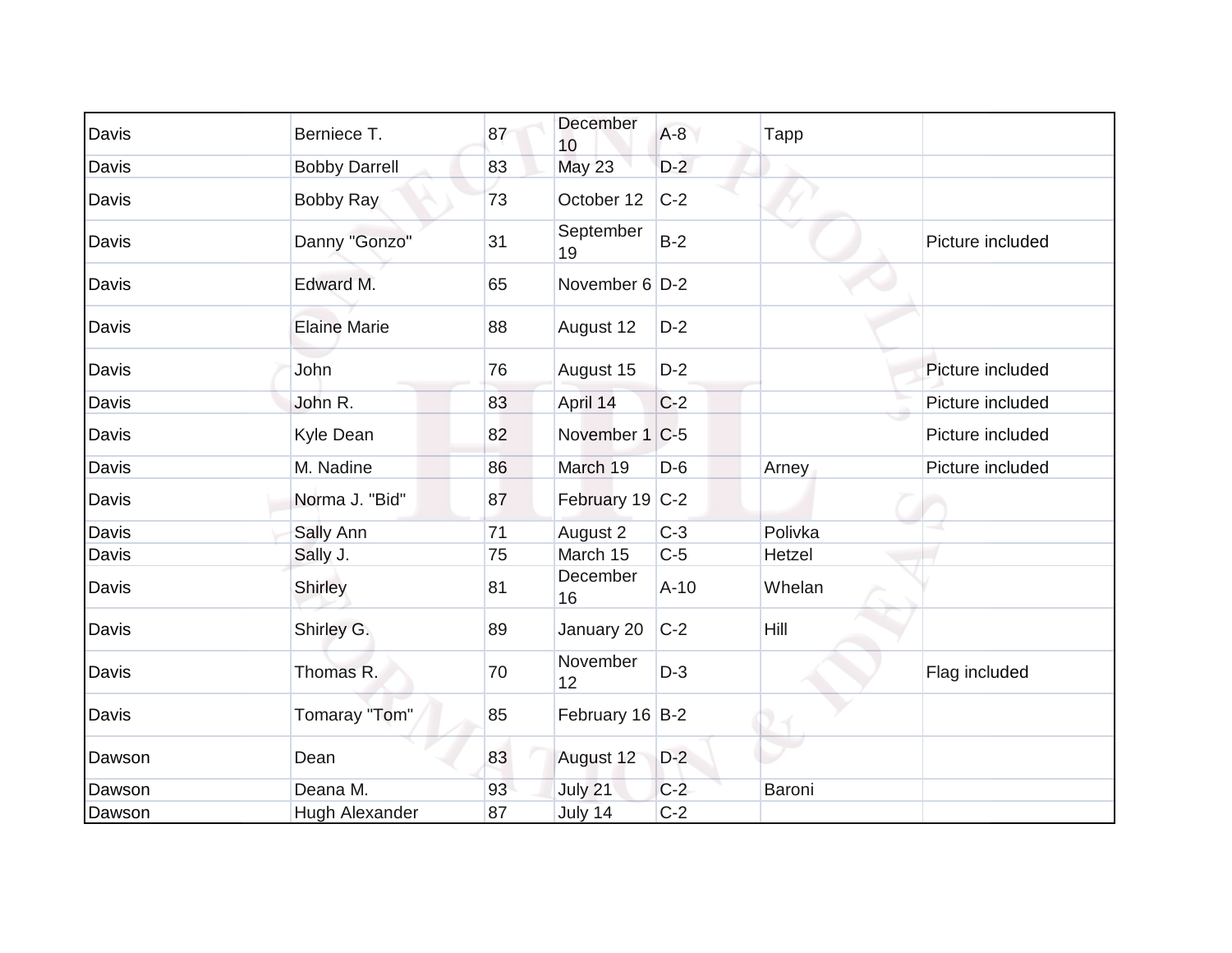| Davis | Berniece T. | 87 | December 10 | A-8 | Tapp | |
|---|---|---|---|---|---|---|
| Davis | Bobby Darrell | 83 | May 23 | D-2 | | |
| Davis | Bobby Ray | 73 | October 12 | C-2 | | |
| Davis | Danny "Gonzo" | 31 | September 19 | B-2 | | Picture included |
| Davis | Edward M. | 65 | November 6 | D-2 | | |
| Davis | Elaine Marie | 88 | August 12 | D-2 | | |
| Davis | John | 76 | August 15 | D-2 | | Picture included |
| Davis | John R. | 83 | April 14 | C-2 | | Picture included |
| Davis | Kyle Dean | 82 | November 1 | C-5 | | Picture included |
| Davis | M. Nadine | 86 | March 19 | D-6 | Arney | Picture included |
| Davis | Norma J. "Bid" | 87 | February 19 | C-2 | | |
| Davis | Sally Ann | 71 | August 2 | C-3 | Polivka | |
| Davis | Sally J. | 75 | March 15 | C-5 | Hetzel | |
| Davis | Shirley | 81 | December 16 | A-10 | Whelan | |
| Davis | Shirley G. | 89 | January 20 | C-2 | Hill | |
| Davis | Thomas R. | 70 | November 12 | D-3 | | Flag included |
| Davis | Tomaray "Tom" | 85 | February 16 | B-2 | | |
| Dawson | Dean | 83 | August 12 | D-2 | | |
| Dawson | Deana M. | 93 | July 21 | C-2 | Baroni | |
| Dawson | Hugh Alexander | 87 | July 14 | C-2 | | |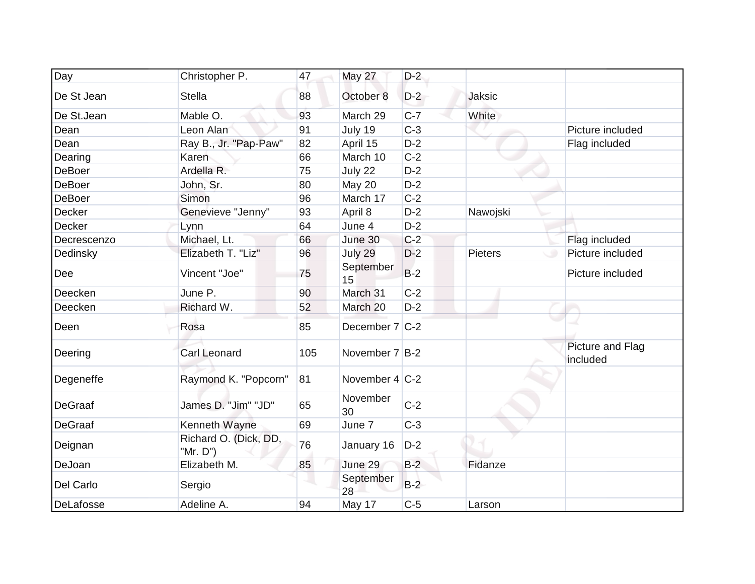| | | | | | | |
|---|---|---|---|---|---|---|
| Day | Christopher P. | 47 | May 27 | D-2 | | |
| De St Jean | Stella | 88 | October 8 | D-2 | Jaksic | |
| De St.Jean | Mable O. | 93 | March 29 | C-7 | White | |
| Dean | Leon Alan | 91 | July 19 | C-3 | | Picture included |
| Dean | Ray B., Jr. "Pap-Paw" | 82 | April 15 | D-2 | | Flag included |
| Dearing | Karen | 66 | March 10 | C-2 | | |
| DeBoer | Ardella R. | 75 | July 22 | D-2 | | |
| DeBoer | John, Sr. | 80 | May 20 | D-2 | | |
| DeBoer | Simon | 96 | March 17 | C-2 | | |
| Decker | Genevieve "Jenny" | 93 | April 8 | D-2 | Nawojski | |
| Decker | Lynn | 64 | June 4 | D-2 | | |
| Decrescenzo | Michael, Lt. | 66 | June 30 | C-2 | | Flag included |
| Dedinsky | Elizabeth T. "Liz" | 96 | July 29 | D-2 | Pieters | Picture included |
| Dee | Vincent "Joe" | 75 | September 15 | B-2 | | Picture included |
| Deecken | June P. | 90 | March 31 | C-2 | | |
| Deecken | Richard W. | 52 | March 20 | D-2 | | |
| Deen | Rosa | 85 | December 7 | C-2 | | |
| Deering | Carl Leonard | 105 | November 7 | B-2 | | Picture and Flag included |
| Degeneffe | Raymond K. "Popcorn" | 81 | November 4 | C-2 | | |
| DeGraaf | James D. "Jim" "JD" | 65 | November 30 | C-2 | | |
| DeGraaf | Kenneth Wayne | 69 | June 7 | C-3 | | |
| Deignan | Richard O. (Dick, DD, "Mr. D") | 76 | January 16 | D-2 | | |
| DeJoan | Elizabeth M. | 85 | June 29 | B-2 | Fidanze | |
| Del Carlo | Sergio | | September 28 | B-2 | | |
| DeLafosse | Adeline A. | 94 | May 17 | C-5 | Larson | |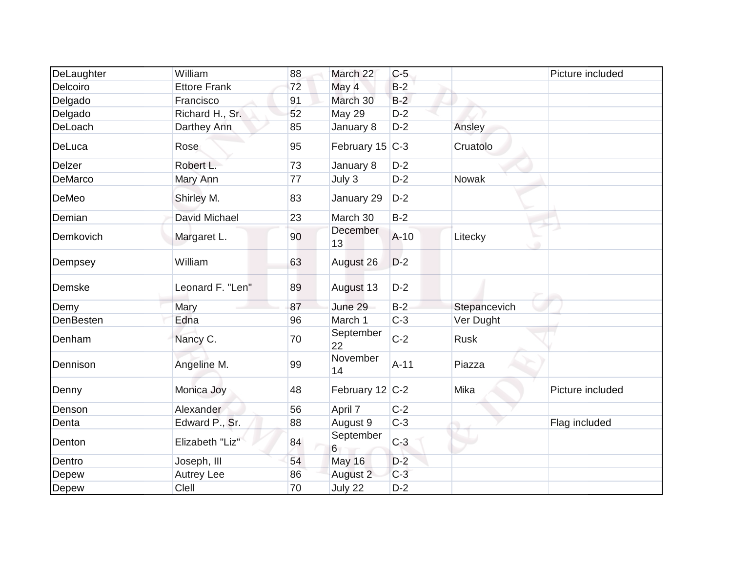| DeLaughter | William | 88 | March 22 | C-5 | | Picture included |
|---|---|---|---|---|---|---|
| Delcoiro | Ettore Frank | 72 | May 4 | B-2 | | |
| Delgado | Francisco | 91 | March 30 | B-2 | | |
| Delgado | Richard H., Sr. | 52 | May 29 | D-2 | | |
| DeLoach | Darthey Ann | 85 | January 8 | D-2 | Ansley | |
| DeLuca | Rose | 95 | February 15 | C-3 | Cruatolo | |
| Delzer | Robert L. | 73 | January 8 | D-2 | | |
| DeMarco | Mary Ann | 77 | July 3 | D-2 | Nowak | |
| DeMeo | Shirley M. | 83 | January 29 | D-2 | | |
| Demian | David Michael | 23 | March 30 | B-2 | | |
| Demkovich | Margaret L. | 90 | December 13 | A-10 | Litecky | |
| Dempsey | William | 63 | August 26 | D-2 | | |
| Demske | Leonard F. "Len" | 89 | August 13 | D-2 | | |
| Demy | Mary | 87 | June 29 | B-2 | Stepancevich | |
| DenBesten | Edna | 96 | March 1 | C-3 | Ver Dught | |
| Denham | Nancy C. | 70 | September 22 | C-2 | Rusk | |
| Dennison | Angeline M. | 99 | November 14 | A-11 | Piazza | |
| Denny | Monica Joy | 48 | February 12 | C-2 | Mika | Picture included |
| Denson | Alexander | 56 | April 7 | C-2 | | |
| Denta | Edward P., Sr. | 88 | August 9 | C-3 | | Flag included |
| Denton | Elizabeth "Liz" | 84 | September 6 | C-3 | | |
| Dentro | Joseph, III | 54 | May 16 | D-2 | | |
| Depew | Autrey Lee | 86 | August 2 | C-3 | | |
| Depew | Clell | 70 | July 22 | D-2 | | |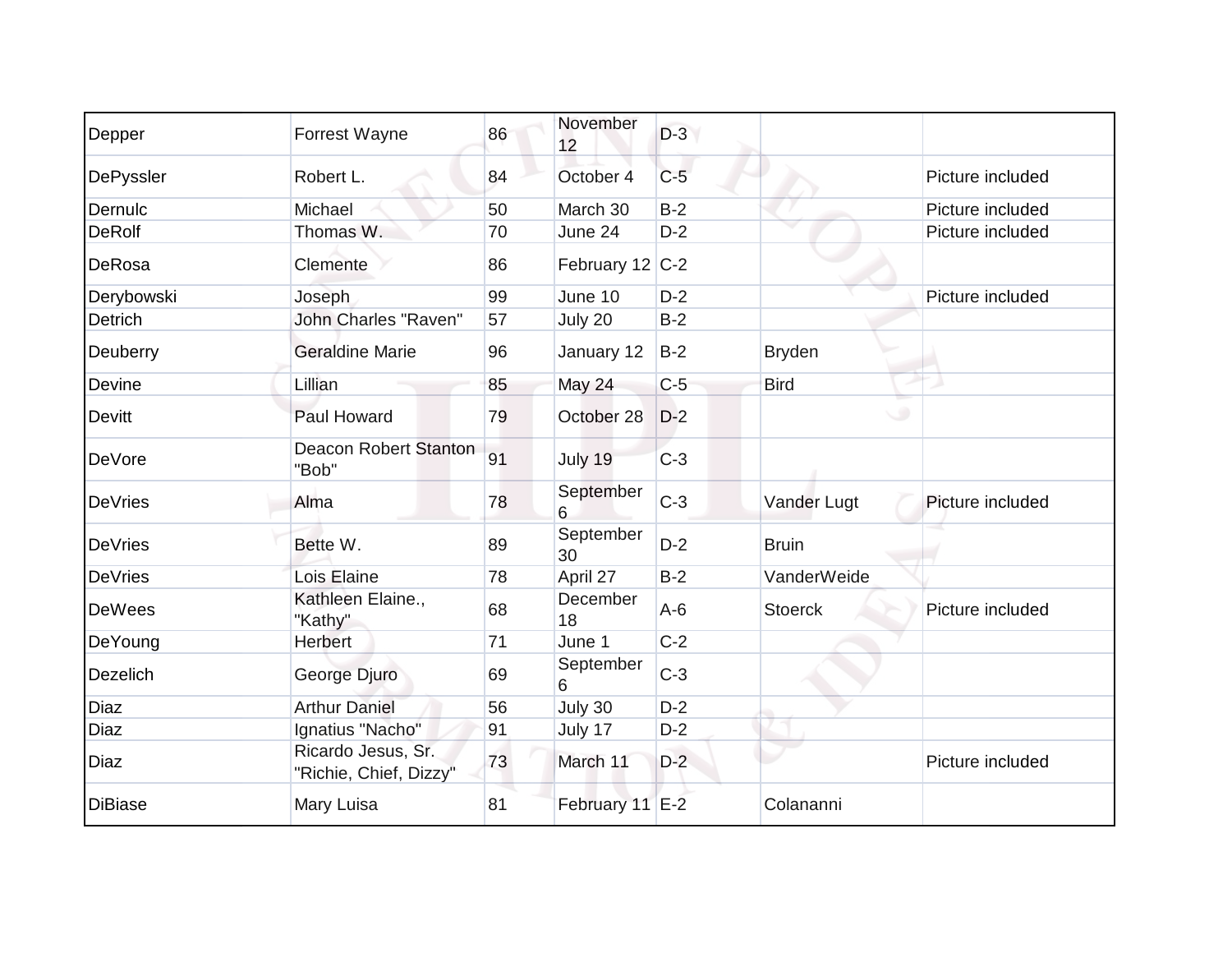| | | | | | | |
|---|---|---|---|---|---|---|
| Depper | Forrest Wayne | 86 | November 12 | D-3 | | |
| DePyssler | Robert L. | 84 | October 4 | C-5 | | Picture included |
| Dernulc | Michael | 50 | March 30 | B-2 | | Picture included |
| DeRolf | Thomas W. | 70 | June 24 | D-2 | | Picture included |
| DeRosa | Clemente | 86 | February 12 | C-2 | | |
| Derybowski | Joseph | 99 | June 10 | D-2 | | Picture included |
| Detrich | John Charles "Raven" | 57 | July 20 | B-2 | | |
| Deuberry | Geraldine Marie | 96 | January 12 | B-2 | Bryden | |
| Devine | Lillian | 85 | May 24 | C-5 | Bird | |
| Devitt | Paul Howard | 79 | October 28 | D-2 | | |
| DeVore | Deacon Robert Stanton "Bob" | 91 | July 19 | C-3 | | |
| DeVries | Alma | 78 | September 6 | C-3 | Vander Lugt | Picture included |
| DeVries | Bette W. | 89 | September 30 | D-2 | Bruin | |
| DeVries | Lois Elaine | 78 | April 27 | B-2 | VanderWeide | |
| DeWees | Kathleen Elaine., "Kathy" | 68 | December 18 | A-6 | Storck | Picture included |
| DeYoung | Herbert | 71 | June 1 | C-2 | | |
| Dezelich | George Djuro | 69 | September 6 | C-3 | | |
| Diaz | Arthur Daniel | 56 | July 30 | D-2 | | |
| Diaz | Ignatius "Nacho" | 91 | July 17 | D-2 | | |
| Diaz | Ricardo Jesus, Sr. "Richie, Chief, Dizzy" | 73 | March 11 | D-2 | | Picture included |
| DiBiase | Mary Luisa | 81 | February 11 | E-2 | Colananni | |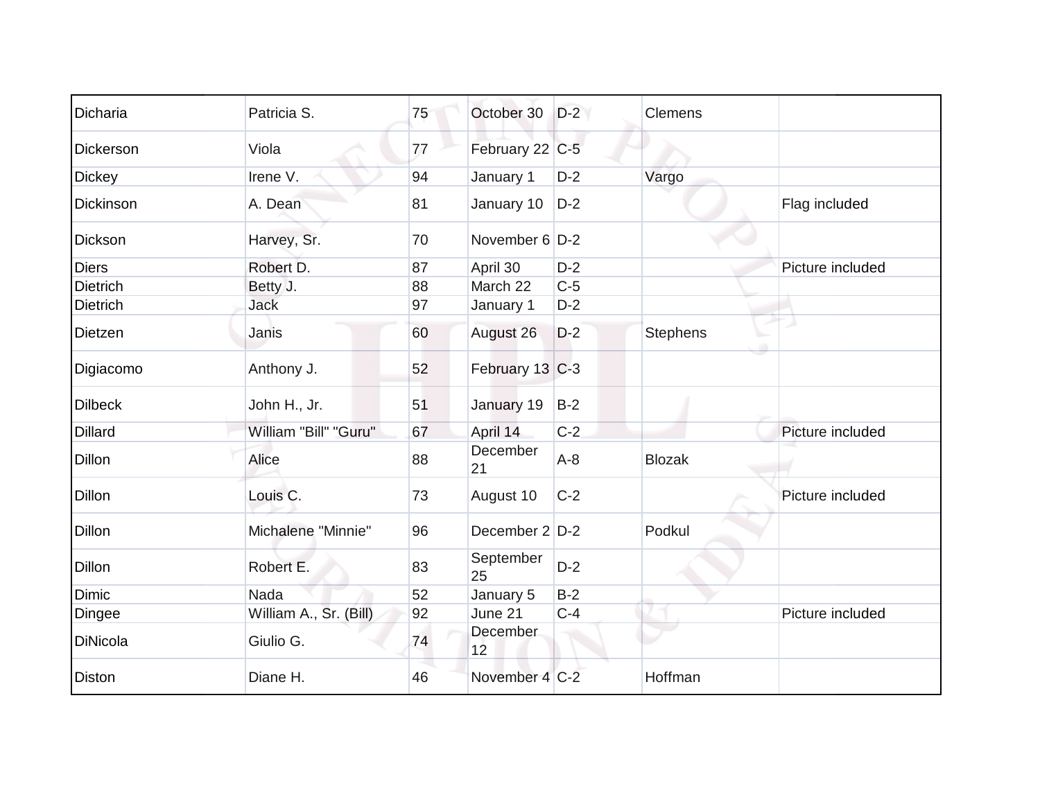| Dicharia | Patricia S. | 75 | October 30 | D-2 | Clemens | |
|---|---|---|---|---|---|---|
| Dickerson | Viola | 77 | February 22 | C-5 | | |
| Dickey | Irene V. | 94 | January 1 | D-2 | Vargo | |
| Dickinson | A. Dean | 81 | January 10 | D-2 | | Flag included |
| Dickson | Harvey, Sr. | 70 | November 6 | D-2 | | |
| Diers | Robert D. | 87 | April 30 | D-2 | | Picture included |
| Dietrich | Betty J. | 88 | March 22 | C-5 | | |
| Dietrich | Jack | 97 | January 1 | D-2 | | |
| Dietzen | Janis | 60 | August 26 | D-2 | Stephens | |
| Digiacomo | Anthony J. | 52 | February 13 | C-3 | | |
| Dilbeck | John H., Jr. | 51 | January 19 | B-2 | | |
| Dillard | William "Bill" "Guru" | 67 | April 14 | C-2 | | Picture included |
| Dillon | Alice | 88 | December 21 | A-8 | Blozak | |
| Dillon | Louis C. | 73 | August 10 | C-2 | | Picture included |
| Dillon | Michalene "Minnie" | 96 | December 2 | D-2 | Podkul | |
| Dillon | Robert E. | 83 | September 25 | D-2 | | |
| Dimic | Nada | 52 | January 5 | B-2 | | |
| Dingee | William A., Sr. (Bill) | 92 | June 21 | C-4 | | Picture included |
| DiNicola | Giulio G. | 74 | December 12 | | | |
| Diston | Diane H. | 46 | November 4 | C-2 | Hoffman | |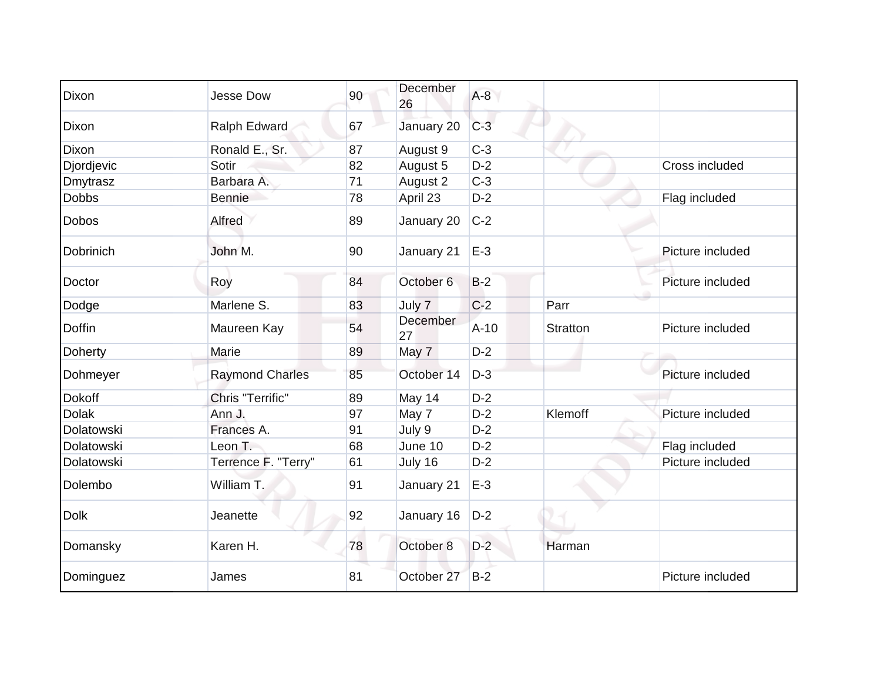| | | | | | | |
|---|---|---|---|---|---|---|
| Dixon | Jesse Dow | 90 | December 26 | A-8 | | |
| Dixon | Ralph Edward | 67 | January 20 | C-3 | | |
| Dixon | Ronald E., Sr. | 87 | August 9 | C-3 | | |
| Djordjevic | Sotir | 82 | August 5 | D-2 | | Cross included |
| Dmytrasz | Barbara A. | 71 | August 2 | C-3 | | |
| Dobbs | Bennie | 78 | April 23 | D-2 | | Flag included |
| Dobos | Alfred | 89 | January 20 | C-2 | | |
| Dobrinich | John M. | 90 | January 21 | E-3 | | Picture included |
| Doctor | Roy | 84 | October 6 | B-2 | | Picture included |
| Dodge | Marlene S. | 83 | July 7 | C-2 | Parr | |
| Doffin | Maureen Kay | 54 | December 27 | A-10 | Stratton | Picture included |
| Doherty | Marie | 89 | May 7 | D-2 | | |
| Dohmeyer | Raymond Charles | 85 | October 14 | D-3 | | Picture included |
| Dokoff | Chris "Terrific" | 89 | May 14 | D-2 | | |
| Dolak | Ann J. | 97 | May 7 | D-2 | Klemoff | Picture included |
| Dolatowski | Frances A. | 91 | July 9 | D-2 | | |
| Dolatowski | Leon T. | 68 | June 10 | D-2 | | Flag included |
| Dolatowski | Terrence F. "Terry" | 61 | July 16 | D-2 | | Picture included |
| Dolembo | William T. | 91 | January 21 | E-3 | | |
| Dolk | Jeanette | 92 | January 16 | D-2 | | |
| Domansky | Karen H. | 78 | October 8 | D-2 | Harman | |
| Dominguez | James | 81 | October 27 | B-2 | | Picture included |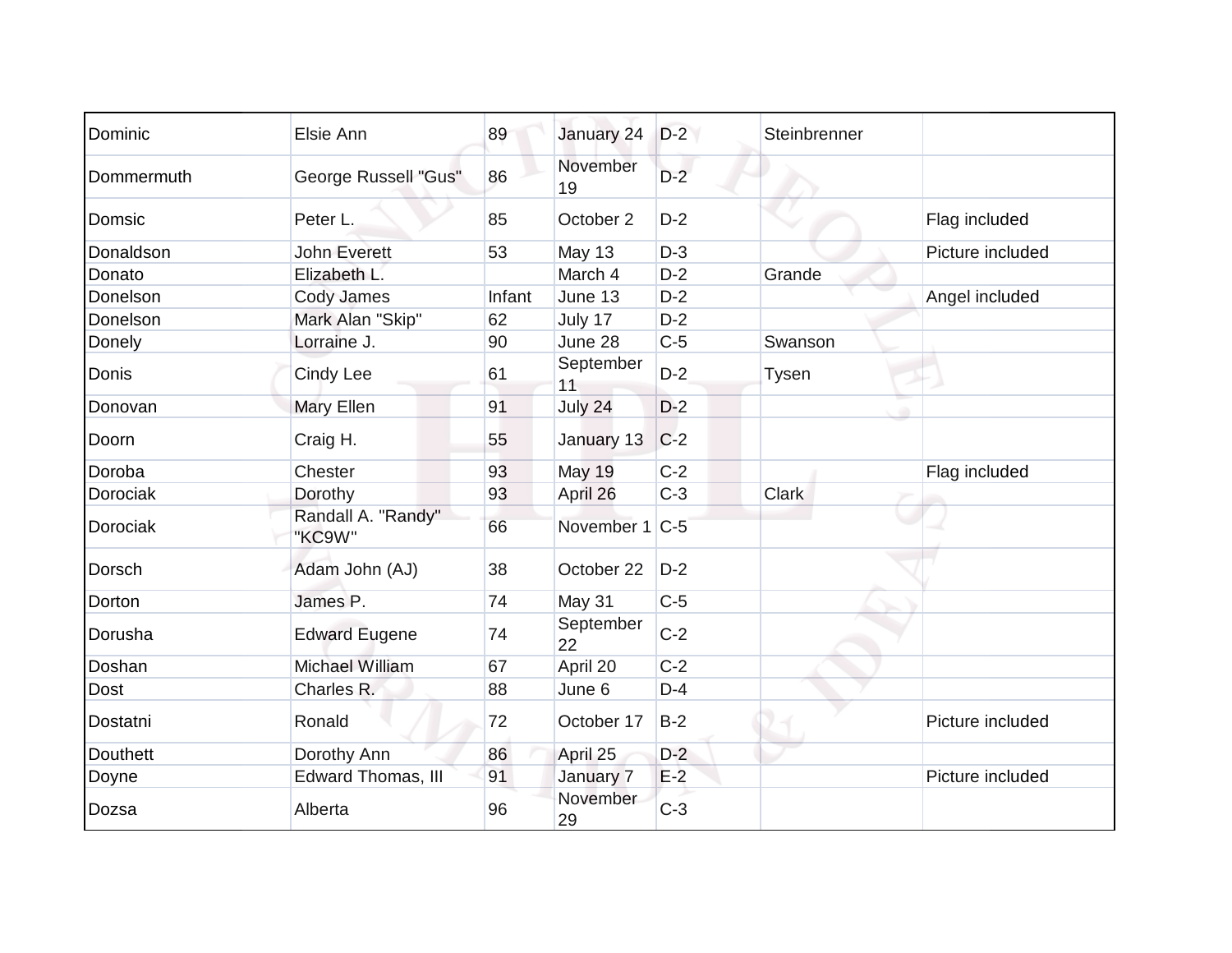| | | | | | | |
|---|---|---|---|---|---|---|
| Dominic | Elsie Ann | 89 | January 24 | D-2 | Steinbrenner | |
| Dommermuth | George Russell "Gus" | 86 | November 19 | D-2 | | |
| Domsic | Peter L. | 85 | October 2 | D-2 | | Flag included |
| Donaldson | John Everett | 53 | May 13 | D-3 | | Picture included |
| Donato | Elizabeth L. | | March 4 | D-2 | Grande | |
| Donelson | Cody James | Infant | June 13 | D-2 | | Angel included |
| Donelson | Mark Alan "Skip" | 62 | July 17 | D-2 | | |
| Donely | Lorraine J. | 90 | June 28 | C-5 | Swanson | |
| Donis | Cindy Lee | 61 | September 11 | D-2 | Tysen | |
| Donovan | Mary Ellen | 91 | July 24 | D-2 | | |
| Doorn | Craig H. | 55 | January 13 | C-2 | | |
| Doroba | Chester | 93 | May 19 | C-2 | | Flag included |
| Dorociak | Dorothy | 93 | April 26 | C-3 | Clark | |
| Dorociak | Randall A. "Randy" "KC9W" | 66 | November 1 | C-5 | | |
| Dorsch | Adam John (AJ) | 38 | October 22 | D-2 | | |
| Dorton | James P. | 74 | May 31 | C-5 | | |
| Dorusha | Edward Eugene | 74 | September 22 | C-2 | | |
| Doshan | Michael William | 67 | April 20 | C-2 | | |
| Dost | Charles R. | 88 | June 6 | D-4 | | |
| Dostatni | Ronald | 72 | October 17 | B-2 | | Picture included |
| Douthett | Dorothy Ann | 86 | April 25 | D-2 | | |
| Doyne | Edward Thomas, III | 91 | January 7 | E-2 | | Picture included |
| Dozsa | Alberta | 96 | November 29 | C-3 | | |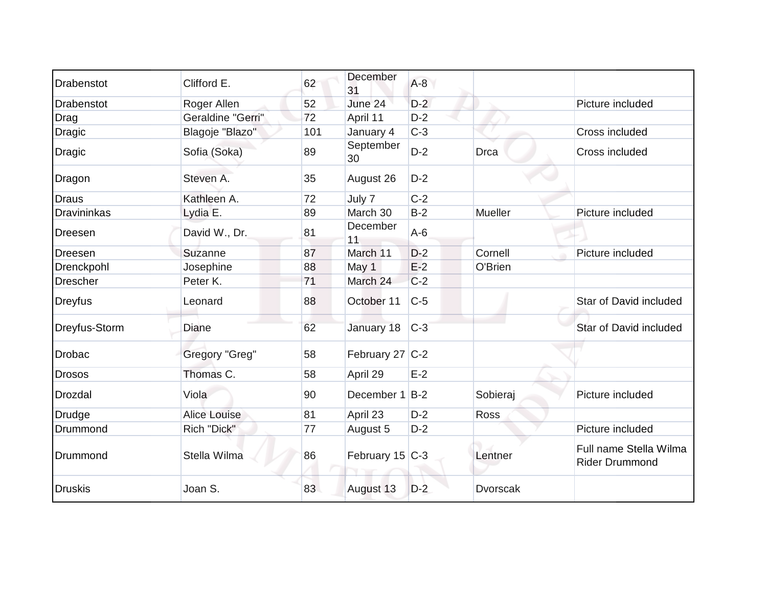| | | | | | | |
|---|---|---|---|---|---|---|
| Drabenstot | Clifford E. | 62 | December 31 | A-8 | | |
| Drabenstot | Roger Allen | 52 | June 24 | D-2 | | Picture included |
| Drag | Geraldine "Gerri" | 72 | April 11 | D-2 | | |
| Dragic | Blagoje "Blazo" | 101 | January 4 | C-3 | | Cross included |
| Dragic | Sofia (Soka) | 89 | September 30 | D-2 | Drca | Cross included |
| Dragon | Steven A. | 35 | August 26 | D-2 | | |
| Draus | Kathleen A. | 72 | July 7 | C-2 | | |
| Dravininkas | Lydia E. | 89 | March 30 | B-2 | Mueller | Picture included |
| Dreesen | David W., Dr. | 81 | December 11 | A-6 | | |
| Dreesen | Suzanne | 87 | March 11 | D-2 | Cornell | Picture included |
| Drenckpohl | Josephine | 88 | May 1 | E-2 | O'Brien | |
| Drescher | Peter K. | 71 | March 24 | C-2 | | |
| Dreyfus | Leonard | 88 | October 11 | C-5 | | Star of David included |
| Dreyfus-Storm | Diane | 62 | January 18 | C-3 | | Star of David included |
| Drobac | Gregory "Greg" | 58 | February 27 | C-2 | | |
| Drosos | Thomas C. | 58 | April 29 | E-2 | | |
| Drozdal | Viola | 90 | December 1 | B-2 | Sobieraj | Picture included |
| Drudge | Alice Louise | 81 | April 23 | D-2 | Ross | |
| Drummond | Rich "Dick" | 77 | August 5 | D-2 | | Picture included |
| Drummond | Stella Wilma | 86 | February 15 | C-3 | Lentner | Full name Stella Wilma Rider Drummond |
| Druskis | Joan S. | 83 | August 13 | D-2 | Dvorscak | |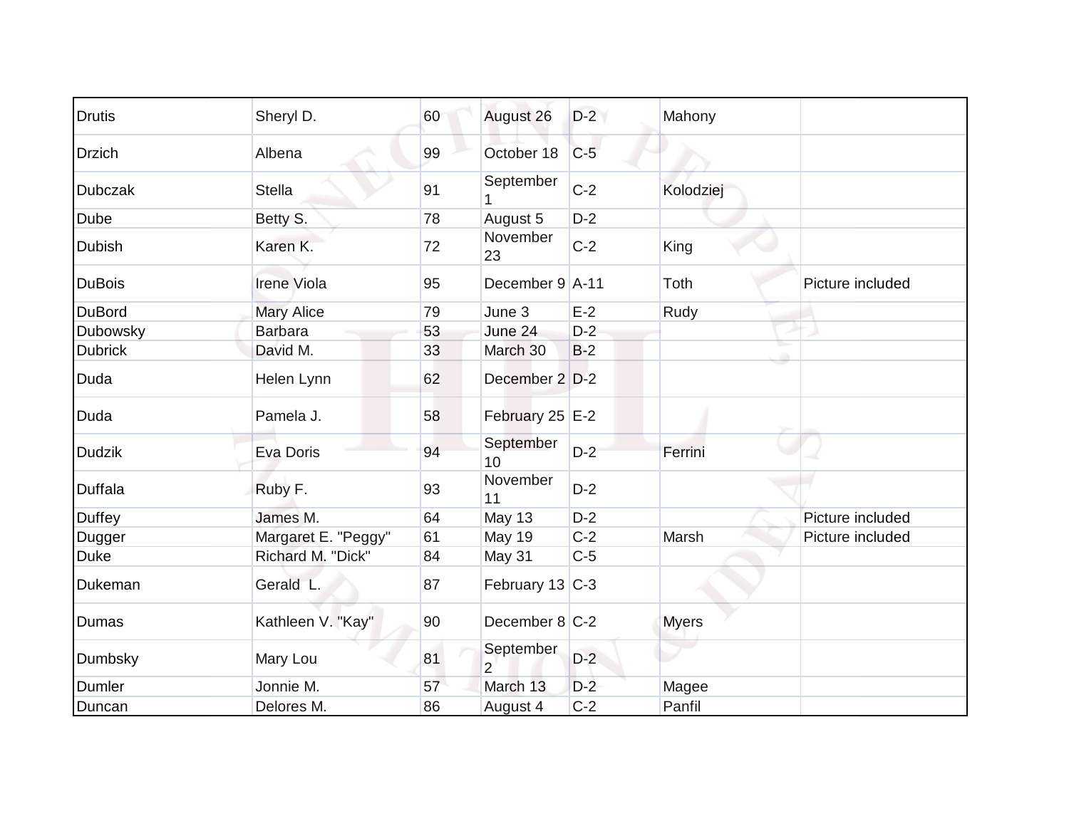| | | | | | | |
|---|---|---|---|---|---|---|
| Drutis | Sheryl D. | 60 | August 26 | D-2 | Mahony | |
| Drzich | Albena | 99 | October 18 | C-5 | | |
| Dubczak | Stella | 91 | September 1 | C-2 | Kolodziej | |
| Dube | Betty S. | 78 | August 5 | D-2 | | |
| Dubish | Karen K. | 72 | November 23 | C-2 | King | |
| DuBois | Irene Viola | 95 | December 9 | A-11 | Toth | Picture included |
| DuBord | Mary Alice | 79 | June 3 | E-2 | Rudy | |
| Dubowsky | Barbara | 53 | June 24 | D-2 | | |
| Dubrick | David M. | 33 | March 30 | B-2 | | |
| Duda | Helen Lynn | 62 | December 2 | D-2 | | |
| Duda | Pamela J. | 58 | February 25 | E-2 | | |
| Dudzik | Eva Doris | 94 | September 10 | D-2 | Ferrini | |
| Duffala | Ruby F. | 93 | November 11 | D-2 | | |
| Duffey | James M. | 64 | May 13 | D-2 | | Picture included |
| Dugger | Margaret E. "Peggy" | 61 | May 19 | C-2 | Marsh | Picture included |
| Duke | Richard M. "Dick" | 84 | May 31 | C-5 | | |
| Dukeman | Gerald L. | 87 | February 13 | C-3 | | |
| Dumas | Kathleen V. "Kay" | 90 | December 8 | C-2 | Myers | |
| Dumbsky | Mary Lou | 81 | September 2 | D-2 | | |
| Dumler | Jonnie M. | 57 | March 13 | D-2 | Magee | |
| Duncan | Delores M. | 86 | August 4 | C-2 | Panfil | |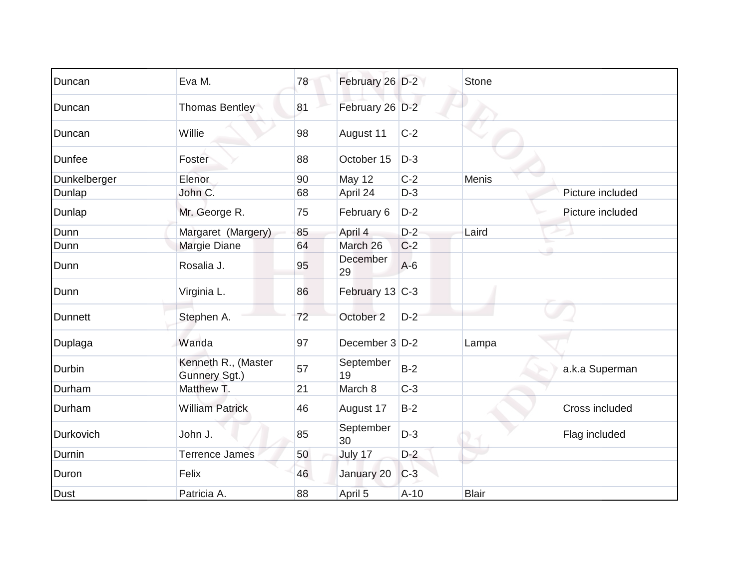| | | | | | | |
|---|---|---|---|---|---|---|
| Duncan | Eva M. | 78 | February 26 | D-2 | Stone | |
| Duncan | Thomas Bentley | 81 | February 26 | D-2 | | |
| Duncan | Willie | 98 | August 11 | C-2 | | |
| Dunfee | Foster | 88 | October 15 | D-3 | | |
| Dunkelberger | Elenor | 90 | May 12 | C-2 | Menis | |
| Dunlap | John C. | 68 | April 24 | D-3 | | Picture included |
| Dunlap | Mr. George R. | 75 | February 6 | D-2 | | Picture included |
| Dunn | Margaret (Margery) | 85 | April 4 | D-2 | Laird | |
| Dunn | Margie Diane | 64 | March 26 | C-2 | | |
| Dunn | Rosalia J. | 95 | December 29 | A-6 | | |
| Dunn | Virginia L. | 86 | February 13 | C-3 | | |
| Dunnett | Stephen A. | 72 | October 2 | D-2 | | |
| Duplaga | Wanda | 97 | December 3 | D-2 | Lampa | |
| Durbin | Kenneth R., (Master Gunnery Sgt.) | 57 | September 19 | B-2 | | a.k.a Superman |
| Durham | Matthew T. | 21 | March 8 | C-3 | | |
| Durham | William Patrick | 46 | August 17 | B-2 | | Cross included |
| Durkovich | John J. | 85 | September 30 | D-3 | | Flag included |
| Durnin | Terrence James | 50 | July 17 | D-2 | | |
| Duron | Felix | 46 | January 20 | C-3 | | |
| Dust | Patricia A. | 88 | April 5 | A-10 | Blair | |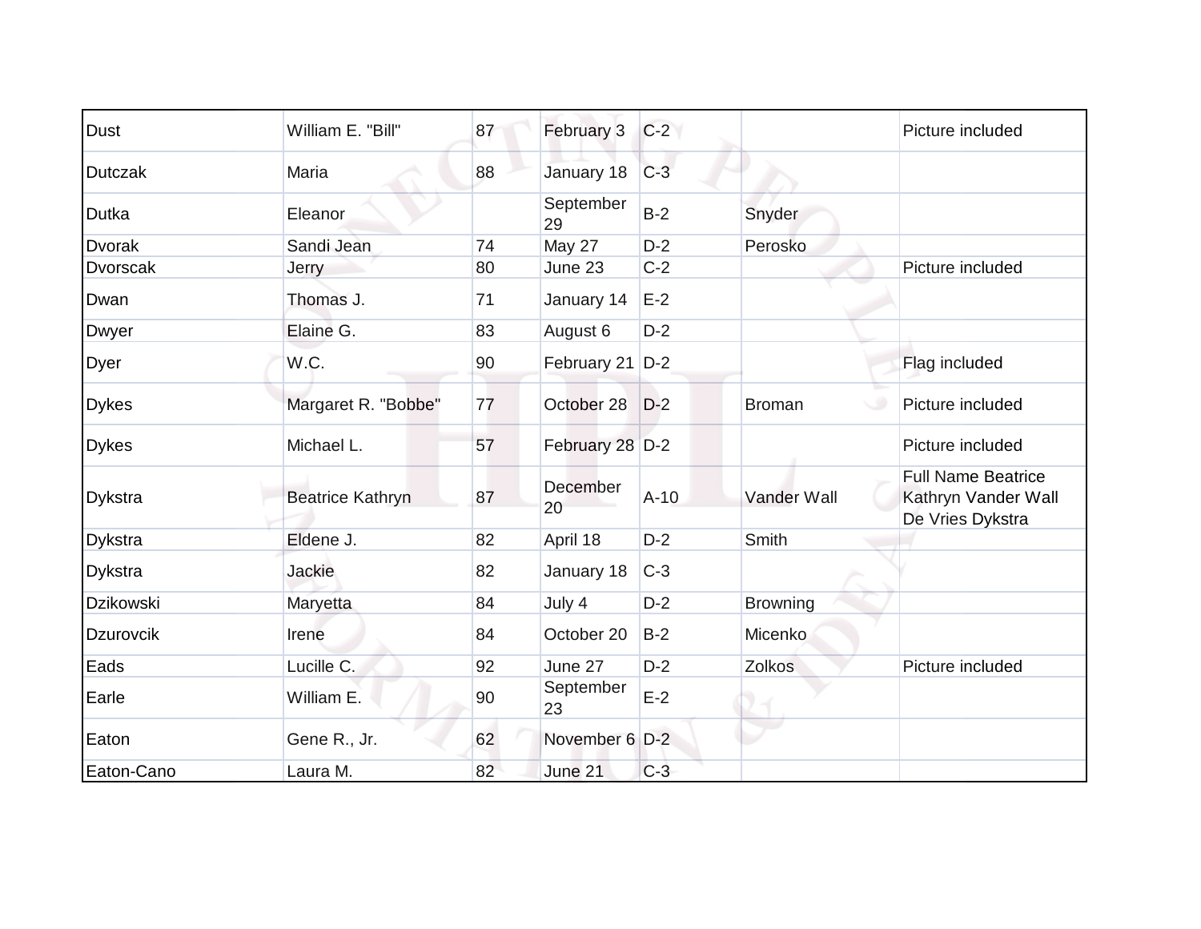| | | | | | | |
|---|---|---|---|---|---|---|
| Dust | William E. "Bill" | 87 | February 3 | C-2 | | Picture included |
| Dutczak | Maria | 88 | January 18 | C-3 | | |
| Dutka | Eleanor | | September 29 | B-2 | Snyder | |
| Dvorak | Sandi Jean | 74 | May 27 | D-2 | Perosko | |
| Dvorscak | Jerry | 80 | June 23 | C-2 | | Picture included |
| Dwan | Thomas J. | 71 | January 14 | E-2 | | |
| Dwyer | Elaine G. | 83 | August 6 | D-2 | | |
| Dyer | W.C. | 90 | February 21 | D-2 | | Flag included |
| Dykes | Margaret R. "Bobbe" | 77 | October 28 | D-2 | Broman | Picture included |
| Dykes | Michael L. | 57 | February 28 | D-2 | | Picture included |
| Dykstra | Beatrice Kathryn | 87 | December 20 | A-10 | Vander Wall | Full Name Beatrice Kathryn Vander Wall De Vries Dykstra |
| Dykstra | Eldene J. | 82 | April 18 | D-2 | Smith | |
| Dykstra | Jackie | 82 | January 18 | C-3 | | |
| Dzikowski | Maryetta | 84 | July 4 | D-2 | Browning | |
| Dzurovcik | Irene | 84 | October 20 | B-2 | Micenko | |
| Eads | Lucille C. | 92 | June 27 | D-2 | Zolkos | Picture included |
| Earle | William E. | 90 | September 23 | E-2 | | |
| Eaton | Gene R., Jr. | 62 | November 6 | D-2 | | |
| Eaton-Cano | Laura M. | 82 | June 21 | C-3 | | |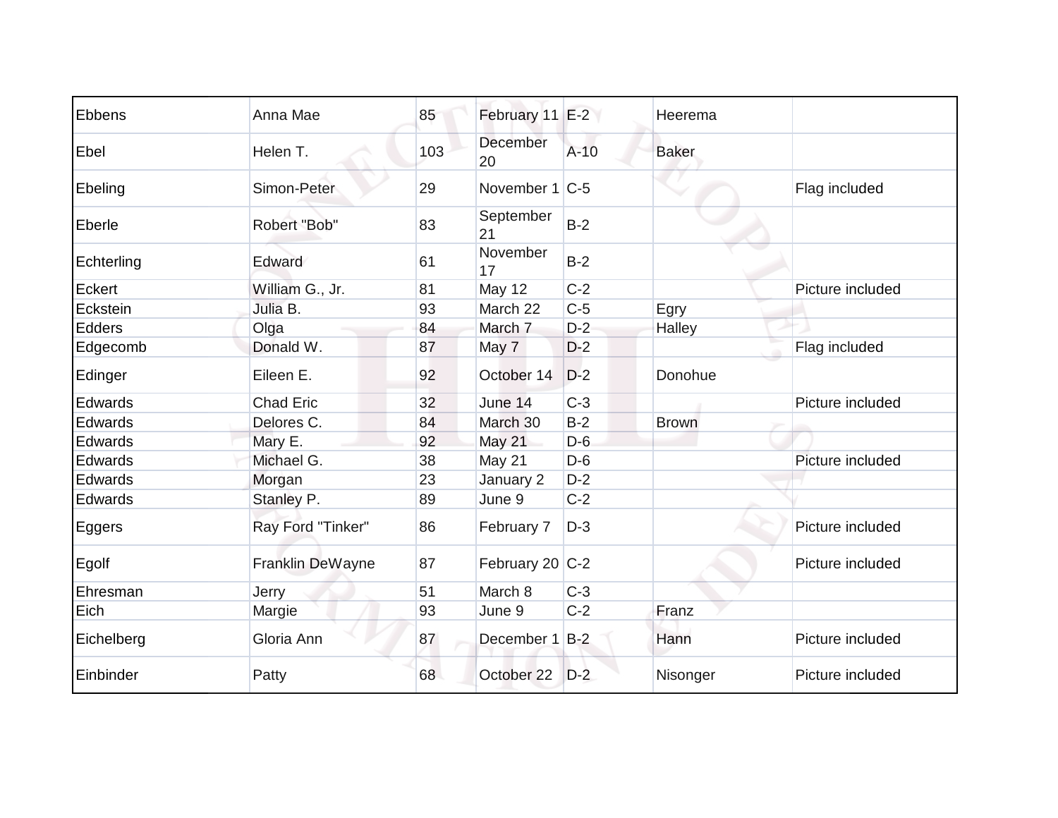| Ebbens | Anna Mae | 85 | February 11 | E-2 | Heerema | |
|---|---|---|---|---|---|---|
| Ebel | Helen T. | 103 | December 20 | A-10 | Baker | |
| Ebeling | Simon-Peter | 29 | November 1 | C-5 | | Flag included |
| Eberle | Robert "Bob" | 83 | September 21 | B-2 | | |
| Echterling | Edward | 61 | November 17 | B-2 | | |
| Eckert | William G., Jr. | 81 | May 12 | C-2 | | Picture included |
| Eckstein | Julia B. | 93 | March 22 | C-5 | Egry | |
| Edders | Olga | 84 | March 7 | D-2 | Halley | |
| Edgecomb | Donald W. | 87 | May 7 | D-2 | | Flag included |
| Edinger | Eileen E. | 92 | October 14 | D-2 | Donohue | |
| Edwards | Chad Eric | 32 | June 14 | C-3 | | Picture included |
| Edwards | Delores C. | 84 | March 30 | B-2 | Brown | |
| Edwards | Mary E. | 92 | May 21 | D-6 | | |
| Edwards | Michael G. | 38 | May 21 | D-6 | | Picture included |
| Edwards | Morgan | 23 | January 2 | D-2 | | |
| Edwards | Stanley P. | 89 | June 9 | C-2 | | |
| Eggers | Ray Ford "Tinker" | 86 | February 7 | D-3 | | Picture included |
| Egolf | Franklin DeWayne | 87 | February 20 | C-2 | | Picture included |
| Ehresman | Jerry | 51 | March 8 | C-3 | | |
| Eich | Margie | 93 | June 9 | C-2 | Franz | |
| Eichelberg | Gloria Ann | 87 | December 1 | B-2 | Hann | Picture included |
| Einbinder | Patty | 68 | October 22 | D-2 | Nisonger | Picture included |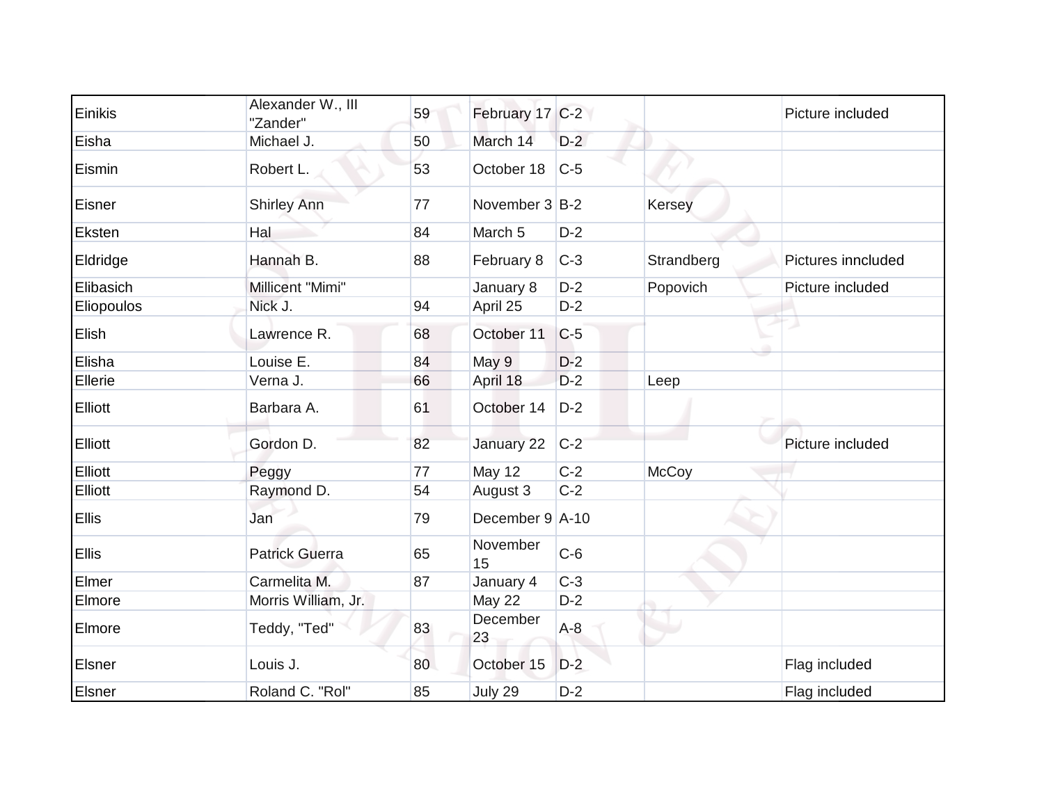| | | | | | | |
|---|---|---|---|---|---|---|
| Einikis | Alexander W., III "Zander" | 59 | February 17 | C-2 | | Picture included |
| Eisha | Michael J. | 50 | March 14 | D-2 | | |
| Eismin | Robert L. | 53 | October 18 | C-5 | | |
| Eisner | Shirley Ann | 77 | November 3 | B-2 | Kersey | |
| Eksten | Hal | 84 | March 5 | D-2 | | |
| Eldridge | Hannah B. | 88 | February 8 | C-3 | Strandberg | Pictures inncluded |
| Elibasich | Millicent "Mimi" | | January 8 | D-2 | Popovich | Picture included |
| Eliopoulos | Nick J. | 94 | April 25 | D-2 | | |
| Elish | Lawrence R. | 68 | October 11 | C-5 | | |
| Elisha | Louise E. | 84 | May 9 | D-2 | | |
| Ellerie | Verna J. | 66 | April 18 | D-2 | Leep | |
| Elliott | Barbara A. | 61 | October 14 | D-2 | | |
| Elliott | Gordon D. | 82 | January 22 | C-2 | | Picture included |
| Elliott | Peggy | 77 | May 12 | C-2 | McCoy | |
| Elliott | Raymond D. | 54 | August 3 | C-2 | | |
| Ellis | Jan | 79 | December 9 | A-10 | | |
| Ellis | Patrick Guerra | 65 | November 15 | C-6 | | |
| Elmer | Carmelita M. | 87 | January 4 | C-3 | | |
| Elmore | Morris William, Jr. | | May 22 | D-2 | | |
| Elmore | Teddy, "Ted" | 83 | December 23 | A-8 | | |
| Elsner | Louis J. | 80 | October 15 | D-2 | | Flag included |
| Elsner | Roland C. "Rol" | 85 | July 29 | D-2 | | Flag included |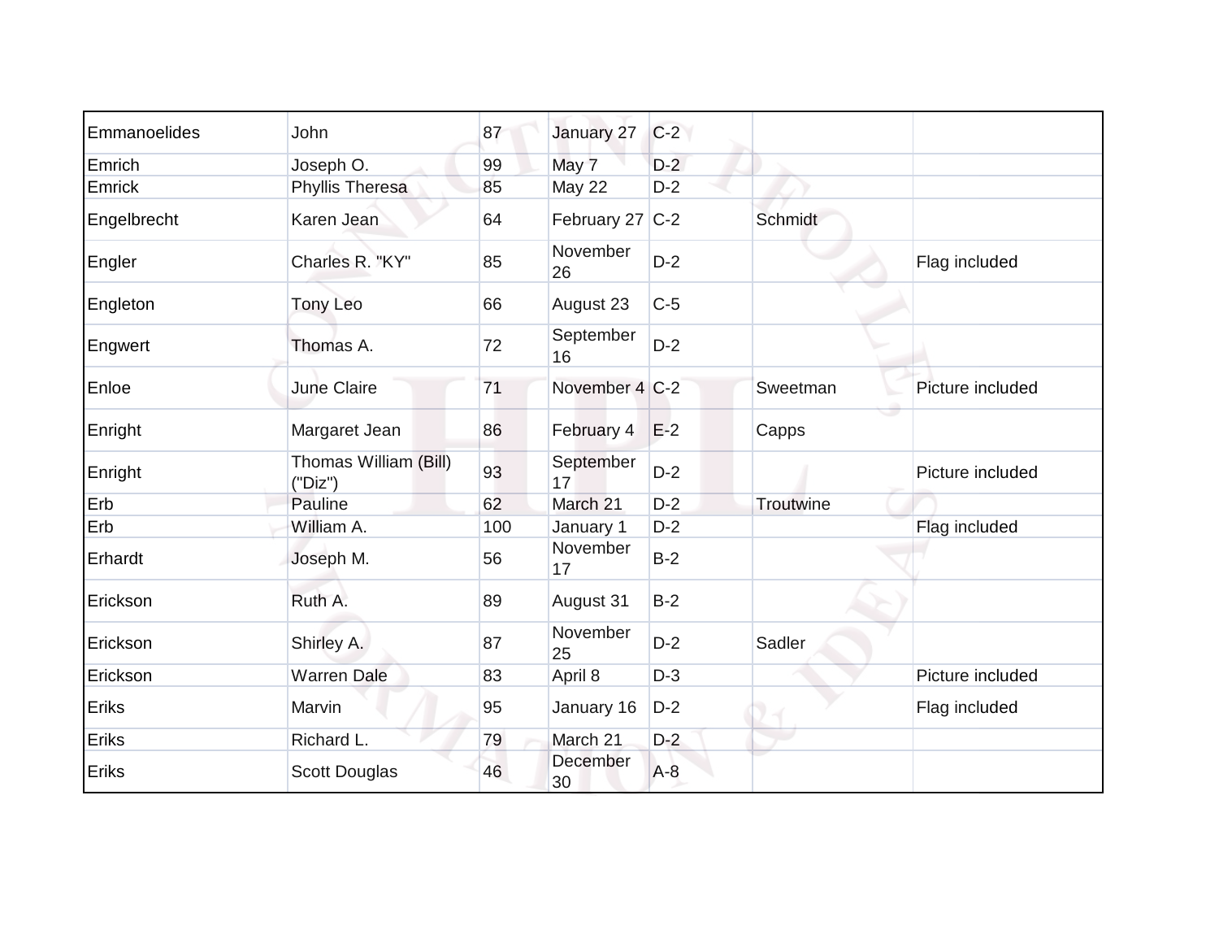| Emmanoelides | John | 87 | January 27 | C-2 | | |
|---|---|---|---|---|---|---|
| Emrich | Joseph O. | 99 | May 7 | D-2 | | |
| Emrick | Phyllis Theresa | 85 | May 22 | D-2 | | |
| Engelbrecht | Karen Jean | 64 | February 27 | C-2 | Schmidt | |
| Engler | Charles R. "KY" | 85 | November 26 | D-2 | | Flag included |
| Engleton | Tony Leo | 66 | August 23 | C-5 | | |
| Engwert | Thomas A. | 72 | September 16 | D-2 | | |
| Enloe | June Claire | 71 | November 4 | C-2 | Sweetman | Picture included |
| Enright | Margaret Jean | 86 | February 4 | E-2 | Capps | |
| Enright | Thomas William (Bill) ("Diz") | 93 | September 17 | D-2 | | Picture included |
| Erb | Pauline | 62 | March 21 | D-2 | Troutwine | |
| Erb | William A. | 100 | January 1 | D-2 | | Flag included |
| Erhardt | Joseph M. | 56 | November 17 | B-2 | | |
| Erickson | Ruth A. | 89 | August 31 | B-2 | | |
| Erickson | Shirley A. | 87 | November 25 | D-2 | Sadler | |
| Erickson | Warren Dale | 83 | April 8 | D-3 | | Picture included |
| Eriks | Marvin | 95 | January 16 | D-2 | | Flag included |
| Eriks | Richard L. | 79 | March 21 | D-2 | | |
| Eriks | Scott Douglas | 46 | December 30 | A-8 | | |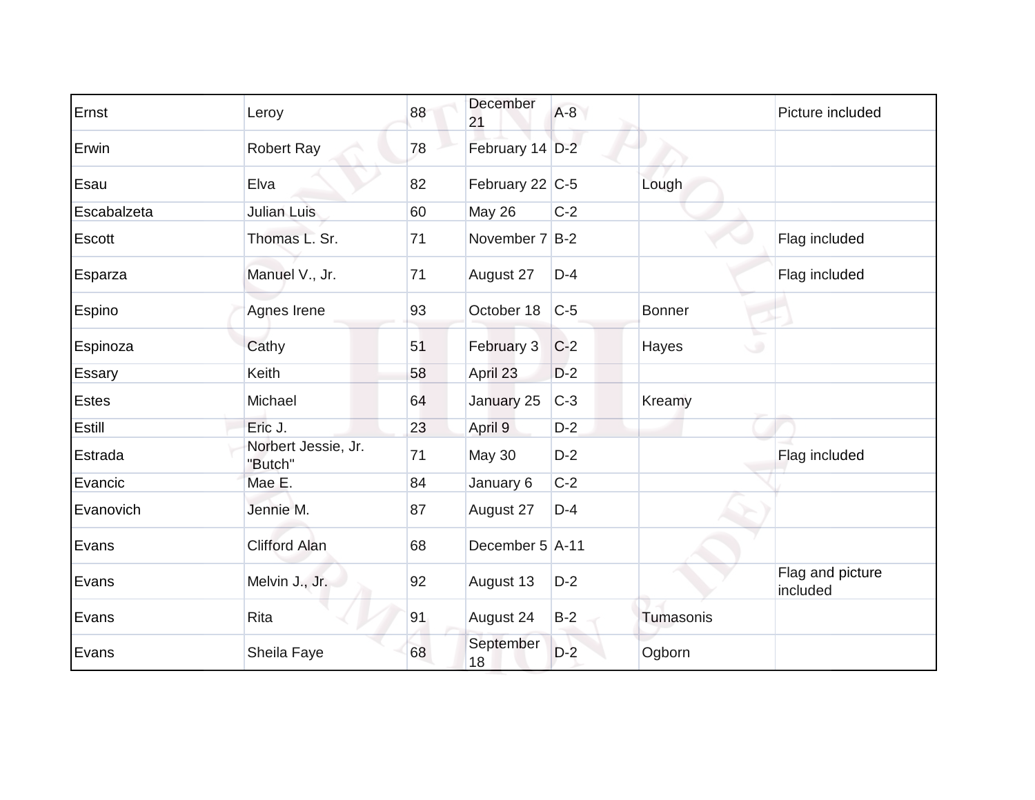| | | | | | | |
|---|---|---|---|---|---|---|
| Ernst | Leroy | 88 | December 21 | A-8 | | Picture included |
| Erwin | Robert Ray | 78 | February 14 | D-2 | | |
| Esau | Elva | 82 | February 22 | C-5 | Lough | |
| Escabalzeta | Julian Luis | 60 | May 26 | C-2 | | |
| Escott | Thomas L. Sr. | 71 | November 7 | B-2 | | Flag included |
| Esparza | Manuel V., Jr. | 71 | August 27 | D-4 | | Flag included |
| Espino | Agnes Irene | 93 | October 18 | C-5 | Bonner | |
| Espinoza | Cathy | 51 | February 3 | C-2 | Hayes | |
| Essary | Keith | 58 | April 23 | D-2 | | |
| Estes | Michael | 64 | January 25 | C-3 | Kreamy | |
| Estill | Eric J. | 23 | April 9 | D-2 | | |
| Estrada | Norbert Jessie, Jr. "Butch" | 71 | May 30 | D-2 | | Flag included |
| Evancic | Mae E. | 84 | January 6 | C-2 | | |
| Evanovich | Jennie M. | 87 | August 27 | D-4 | | |
| Evans | Clifford Alan | 68 | December 5 | A-11 | | |
| Evans | Melvin J., Jr. | 92 | August 13 | D-2 | | Flag and picture included |
| Evans | Rita | 91 | August 24 | B-2 | Tumasonis | |
| Evans | Sheila Faye | 68 | September 18 | D-2 | Ogborn | |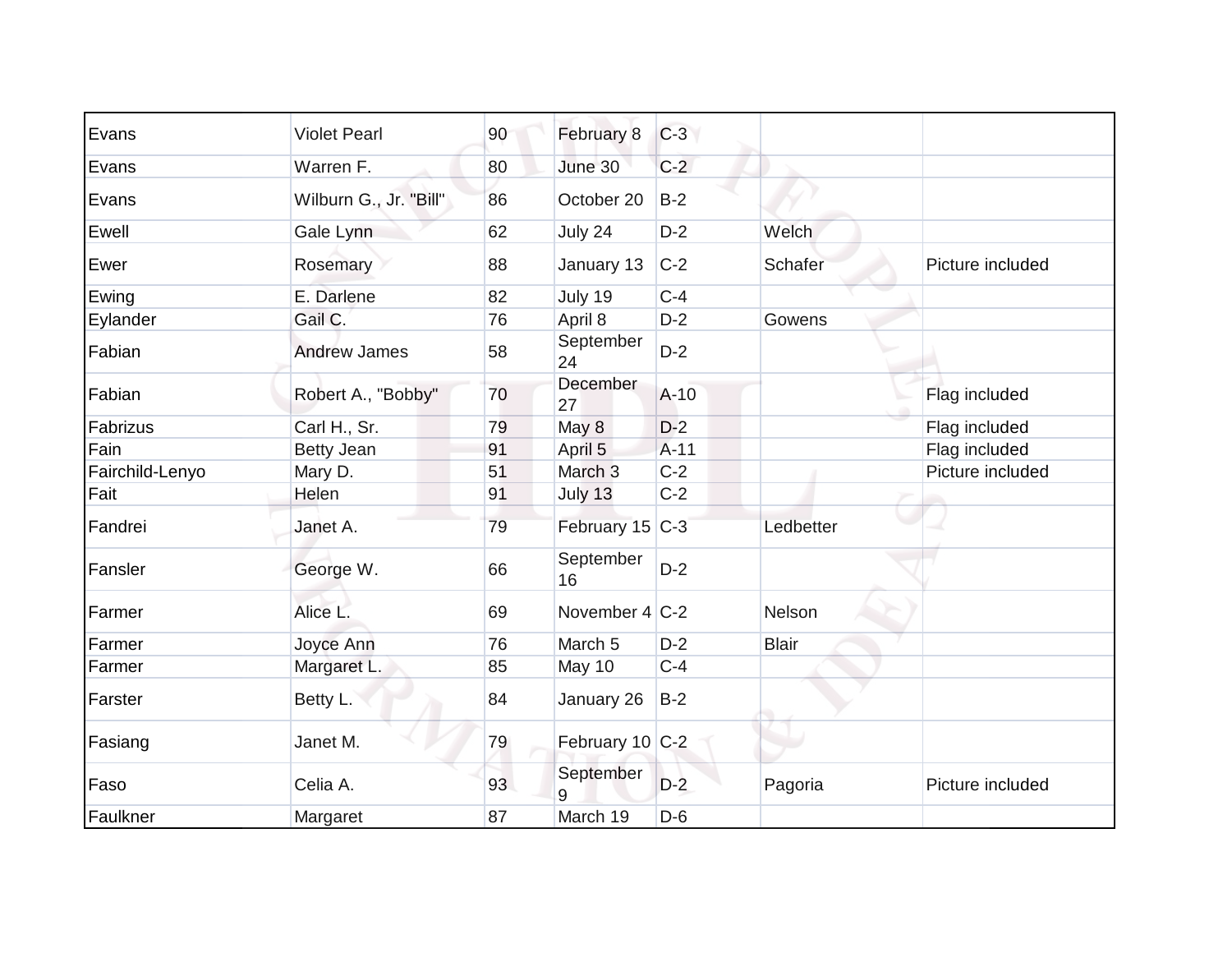| | | | | | | |
|---|---|---|---|---|---|---|
| Evans | Violet Pearl | 90 | February 8 | C-3 | | |
| Evans | Warren F. | 80 | June 30 | C-2 | | |
| Evans | Wilburn G., Jr. "Bill" | 86 | October 20 | B-2 | | |
| Ewell | Gale Lynn | 62 | July 24 | D-2 | Welch | |
| Ewer | Rosemary | 88 | January 13 | C-2 | Schafer | Picture included |
| Ewing | E. Darlene | 82 | July 19 | C-4 | | |
| Eylander | Gail C. | 76 | April 8 | D-2 | Gowens | |
| Fabian | Andrew James | 58 | September 24 | D-2 | | |
| Fabian | Robert A., "Bobby" | 70 | December 27 | A-10 | | Flag included |
| Fabrizus | Carl H., Sr. | 79 | May 8 | D-2 | | Flag included |
| Fain | Betty Jean | 91 | April 5 | A-11 | | Flag included |
| Fairchild-Lenyo | Mary D. | 51 | March 3 | C-2 | | Picture included |
| Fait | Helen | 91 | July 13 | C-2 | | |
| Fandrei | Janet A. | 79 | February 15 | C-3 | Ledbetter | |
| Fansler | George W. | 66 | September 16 | D-2 | | |
| Farmer | Alice L. | 69 | November 4 | C-2 | Nelson | |
| Farmer | Joyce Ann | 76 | March 5 | D-2 | Blair | |
| Farmer | Margaret L. | 85 | May 10 | C-4 | | |
| Farster | Betty L. | 84 | January 26 | B-2 | | |
| Fasiang | Janet M. | 79 | February 10 | C-2 | | |
| Faso | Celia A. | 93 | September 9 | D-2 | Pagoria | Picture included |
| Faulkner | Margaret | 87 | March 19 | D-6 | | |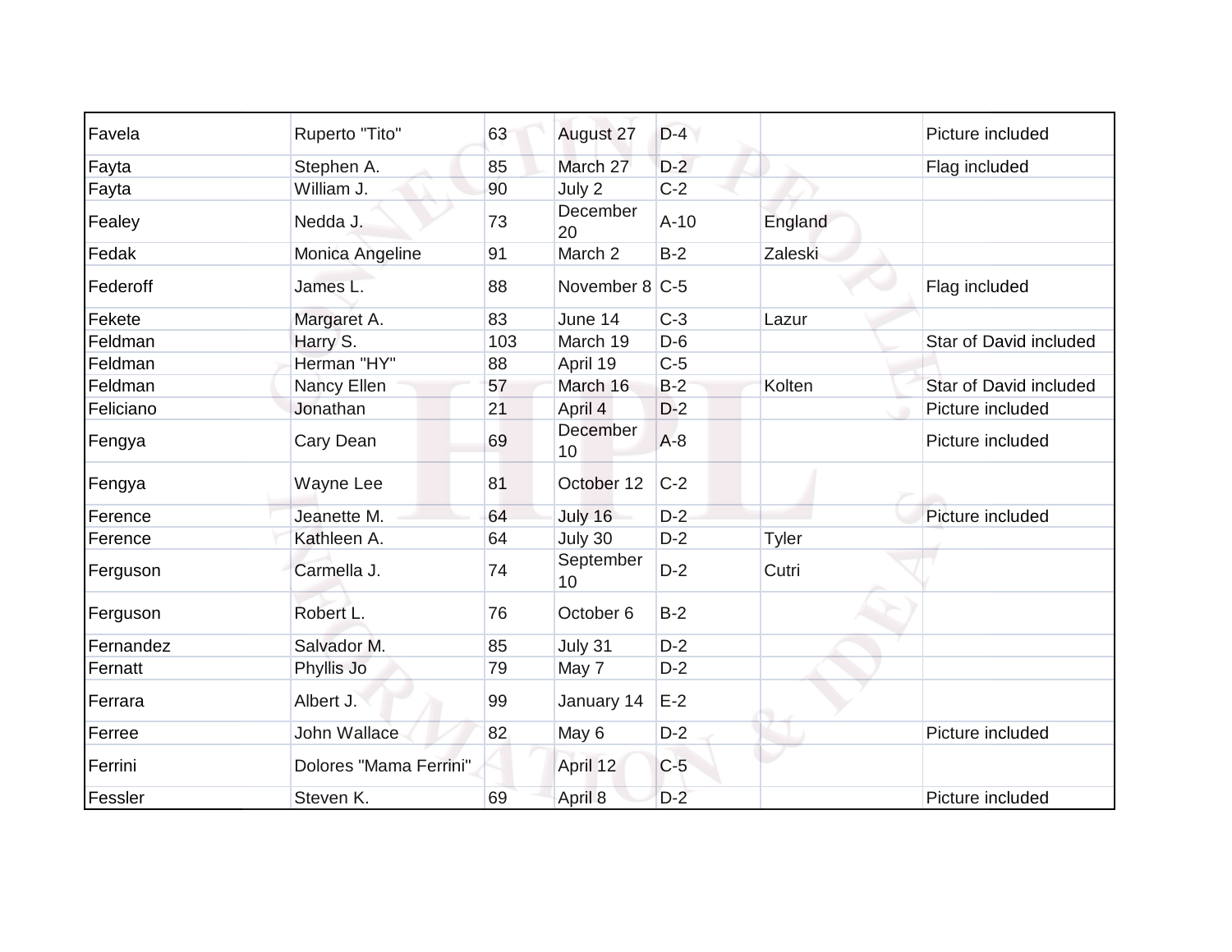| | | | | | | |
|---|---|---|---|---|---|---|
| Favela | Ruperto "Tito" | 63 | August 27 | D-4 | | Picture included |
| Fayta | Stephen A. | 85 | March 27 | D-2 | | Flag included |
| Fayta | William J. | 90 | July 2 | C-2 | | |
| Fealey | Nedda J. | 73 | December 20 | A-10 | England | |
| Fedak | Monica Angeline | 91 | March 2 | B-2 | Zaleski | |
| Federoff | James L. | 88 | November 8 | C-5 | | Flag included |
| Fekete | Margaret A. | 83 | June 14 | C-3 | Lazur | |
| Feldman | Harry S. | 103 | March 19 | D-6 | | Star of David included |
| Feldman | Herman "HY" | 88 | April 19 | C-5 | | |
| Feldman | Nancy Ellen | 57 | March 16 | B-2 | Kolten | Star of David included |
| Feliciano | Jonathan | 21 | April 4 | D-2 | | Picture included |
| Fengya | Cary Dean | 69 | December 10 | A-8 | | Picture included |
| Fengya | Wayne Lee | 81 | October 12 | C-2 | | |
| Ference | Jeanette M. | 64 | July 16 | D-2 | | Picture included |
| Ference | Kathleen A. | 64 | July 30 | D-2 | Tyler | |
| Ferguson | Carmella J. | 74 | September 10 | D-2 | Cutri | |
| Ferguson | Robert L. | 76 | October 6 | B-2 | | |
| Fernandez | Salvador M. | 85 | July 31 | D-2 | | |
| Fernatt | Phyllis Jo | 79 | May 7 | D-2 | | |
| Ferrara | Albert J. | 99 | January 14 | E-2 | | |
| Ferree | John Wallace | 82 | May 6 | D-2 | | Picture included |
| Ferrini | Dolores "Mama Ferrini" | | April 12 | C-5 | | |
| Fessler | Steven K. | 69 | April 8 | D-2 | | Picture included |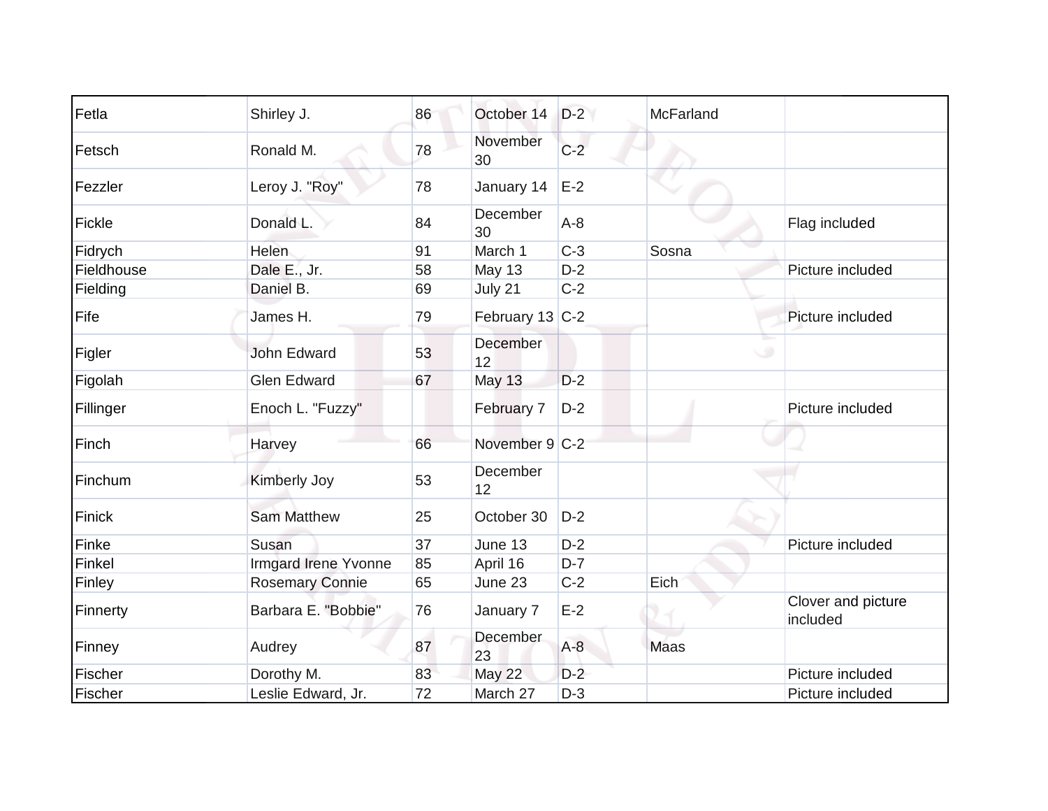| | | | | | | |
|---|---|---|---|---|---|---|
| Fetla | Shirley J. | 86 | October 14 | D-2 | McFarland | |
| Fetsch | Ronald M. | 78 | November 30 | C-2 | | |
| Fezzler | Leroy J. "Roy" | 78 | January 14 | E-2 | | |
| Fickle | Donald L. | 84 | December 30 | A-8 | | Flag included |
| Fidrych | Helen | 91 | March 1 | C-3 | Sosna | |
| Fieldhouse | Dale E., Jr. | 58 | May 13 | D-2 | | Picture included |
| Fielding | Daniel B. | 69 | July 21 | C-2 | | |
| Fife | James H. | 79 | February 13 | C-2 | | Picture included |
| Figler | John Edward | 53 | December 12 | | | |
| Figolah | Glen Edward | 67 | May 13 | D-2 | | |
| Fillinger | Enoch L. "Fuzzy" | | February 7 | D-2 | | Picture included |
| Finch | Harvey | 66 | November 9 | C-2 | | |
| Finchum | Kimberly Joy | 53 | December 12 | | | |
| Finick | Sam Matthew | 25 | October 30 | D-2 | | |
| Finke | Susan | 37 | June 13 | D-2 | | Picture included |
| Finkel | Irmgard Irene Yvonne | 85 | April 16 | D-7 | | |
| Finley | Rosemary Connie | 65 | June 23 | C-2 | Eich | |
| Finnerty | Barbara E. "Bobbie" | 76 | January 7 | E-2 | | Clover and picture included |
| Finney | Audrey | 87 | December 23 | A-8 | Maas | |
| Fischer | Dorothy M. | 83 | May 22 | D-2 | | Picture included |
| Fischer | Leslie Edward, Jr. | 72 | March 27 | D-3 | | Picture included |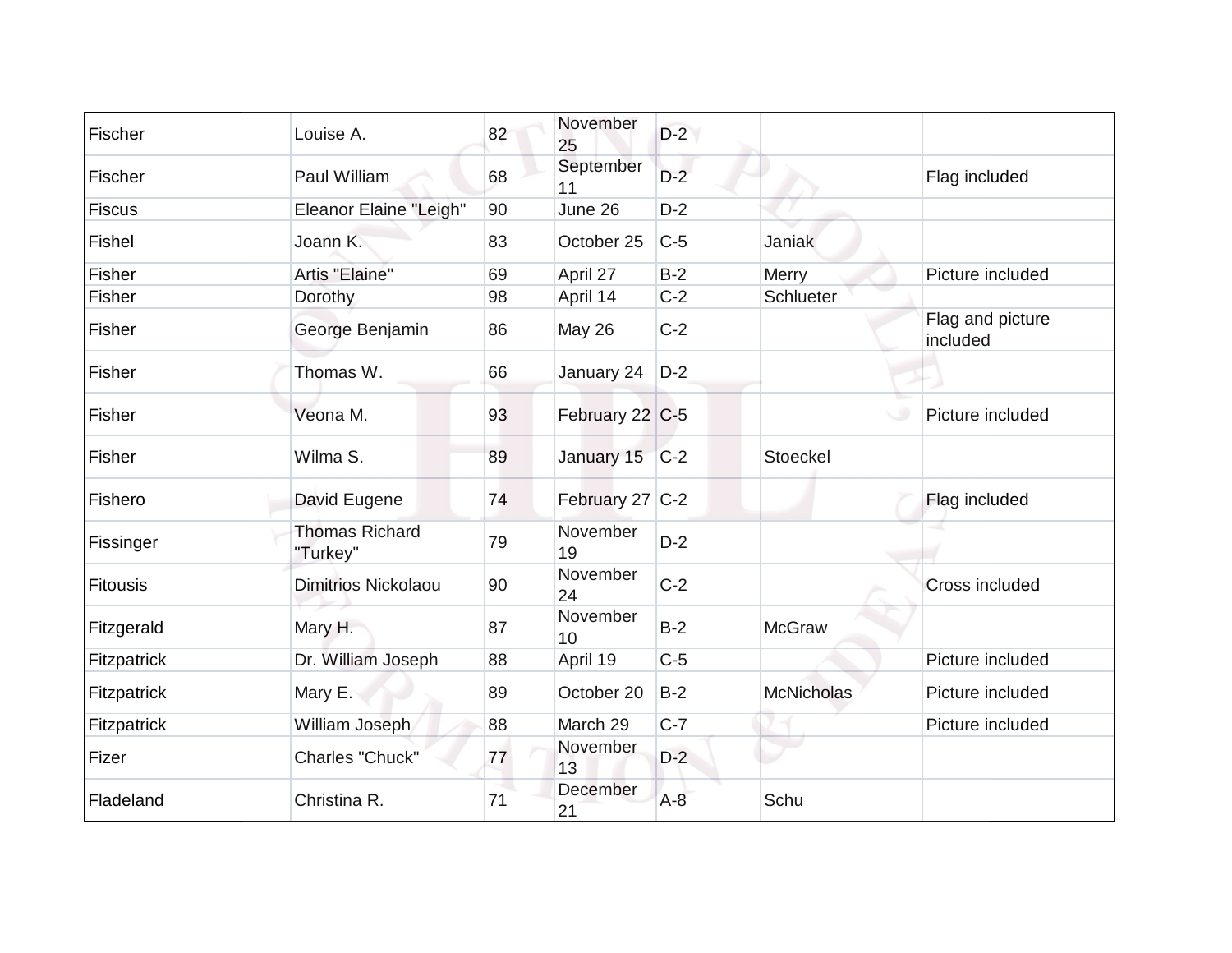| | | | | | | |
|---|---|---|---|---|---|---|
| Fischer | Louise A. | 82 | November 25 | D-2 | | |
| Fischer | Paul William | 68 | September 11 | D-2 | | Flag included |
| Fiscus | Eleanor Elaine "Leigh" | 90 | June 26 | D-2 | | |
| Fishel | Joann K. | 83 | October 25 | C-5 | Janiak | |
| Fisher | Artis "Elaine" | 69 | April 27 | B-2 | Merry | Picture included |
| Fisher | Dorothy | 98 | April 14 | C-2 | Schlueter | |
| Fisher | George Benjamin | 86 | May 26 | C-2 | | Flag and picture included |
| Fisher | Thomas W. | 66 | January 24 | D-2 | | |
| Fisher | Veona M. | 93 | February 22 | C-5 | | Picture included |
| Fisher | Wilma S. | 89 | January 15 | C-2 | Stoeckel | |
| Fishero | David Eugene | 74 | February 27 | C-2 | | Flag included |
| Fissinger | Thomas Richard "Turkey" | 79 | November 19 | D-2 | | |
| Fitousis | Dimitrios Nickolaou | 90 | November 24 | C-2 | | Cross included |
| Fitzgerald | Mary H. | 87 | November 10 | B-2 | McGraw | |
| Fitzpatrick | Dr. William Joseph | 88 | April 19 | C-5 | | Picture included |
| Fitzpatrick | Mary E. | 89 | October 20 | B-2 | McNicholas | Picture included |
| Fitzpatrick | William Joseph | 88 | March 29 | C-7 | | Picture included |
| Fizer | Charles "Chuck" | 77 | November 13 | D-2 | | |
| Fladeland | Christina R. | 71 | December 21 | A-8 | Schu | |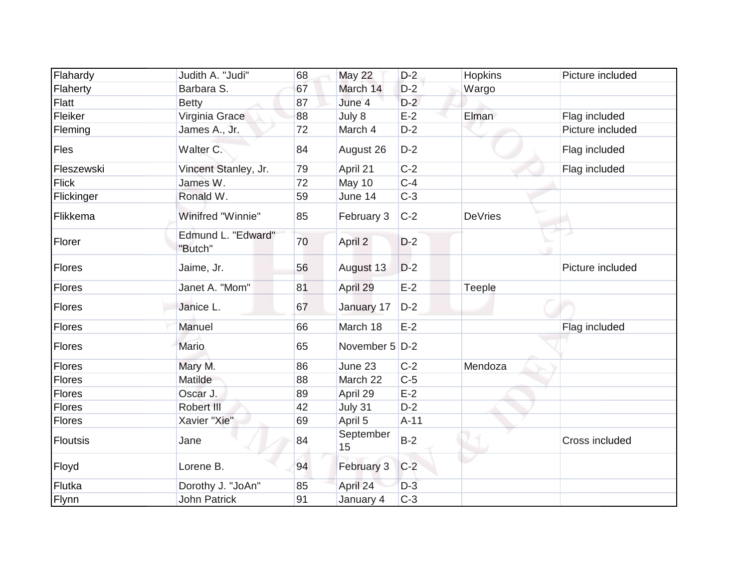| | | | | | | |
|---|---|---|---|---|---|---|
| Flahardy | Judith A. "Judi" | 68 | May 22 | D-2 | Hopkins | Picture included |
| Flaherty | Barbara S. | 67 | March 14 | D-2 | Wargo | |
| Flatt | Betty | 87 | June 4 | D-2 | | |
| Fleiker | Virginia Grace | 88 | July 8 | E-2 | Elman | Flag included |
| Fleming | James A., Jr. | 72 | March 4 | D-2 | | Picture included |
| Fles | Walter C. | 84 | August 26 | D-2 | | Flag included |
| Fleszewski | Vincent Stanley, Jr. | 79 | April 21 | C-2 | | Flag included |
| Flick | James W. | 72 | May 10 | C-4 | | |
| Flickinger | Ronald W. | 59 | June 14 | C-3 | | |
| Flikkema | Winifred "Winnie" | 85 | February 3 | C-2 | DeVries | |
| Florer | Edmund L. "Edward" "Butch" | 70 | April 2 | D-2 | | |
| Flores | Jaime, Jr. | 56 | August 13 | D-2 | | Picture included |
| Flores | Janet A. "Mom" | 81 | April 29 | E-2 | Teeple | |
| Flores | Janice L. | 67 | January 17 | D-2 | | |
| Flores | Manuel | 66 | March 18 | E-2 | | Flag included |
| Flores | Mario | 65 | November 5 | D-2 | | |
| Flores | Mary M. | 86 | June 23 | C-2 | Mendoza | |
| Flores | Matilde | 88 | March 22 | C-5 | | |
| Flores | Oscar J. | 89 | April 29 | E-2 | | |
| Flores | Robert III | 42 | July 31 | D-2 | | |
| Flores | Xavier "Xie" | 69 | April 5 | A-11 | | |
| Floutsis | Jane | 84 | September 15 | B-2 | | Cross included |
| Floyd | Lorene B. | 94 | February 3 | C-2 | | |
| Flutka | Dorothy J. "JoAn" | 85 | April 24 | D-3 | | |
| Flynn | John Patrick | 91 | January 4 | C-3 | | |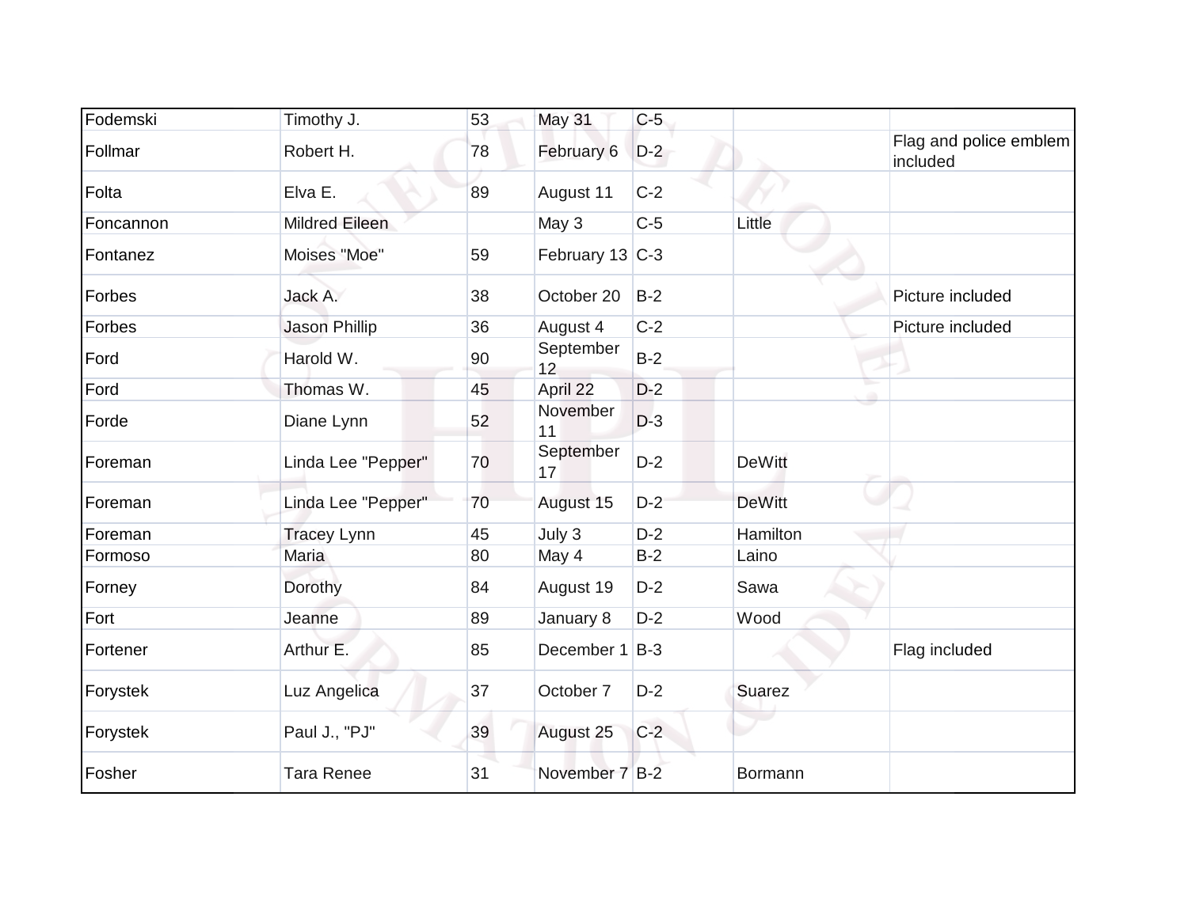| | | | | | | |
|---|---|---|---|---|---|---|
| Fodemski | Timothy J. | 53 | May 31 | C-5 | | |
| Follmar | Robert H. | 78 | February 6 | D-2 | | Flag and police emblem included |
| Folta | Elva E. | 89 | August 11 | C-2 | | |
| Foncannon | Mildred Eileen | | May 3 | C-5 | Little | |
| Fontanez | Moises "Moe" | 59 | February 13 | C-3 | | |
| Forbes | Jack A. | 38 | October 20 | B-2 | | Picture included |
| Forbes | Jason Phillip | 36 | August 4 | C-2 | | Picture included |
| Ford | Harold W. | 90 | September 12 | B-2 | | |
| Ford | Thomas W. | 45 | April 22 | D-2 | | |
| Forde | Diane Lynn | 52 | November 11 | D-3 | | |
| Foreman | Linda Lee "Pepper" | 70 | September 17 | D-2 | DeWitt | |
| Foreman | Linda Lee "Pepper" | 70 | August 15 | D-2 | DeWitt | |
| Foreman | Tracey Lynn | 45 | July 3 | D-2 | Hamilton | |
| Formoso | Maria | 80 | May 4 | B-2 | Laino | |
| Forney | Dorothy | 84 | August 19 | D-2 | Sawa | |
| Fort | Jeanne | 89 | January 8 | D-2 | Wood | |
| Fortener | Arthur E. | 85 | December 1 | B-3 | | Flag included |
| Forystek | Luz Angelica | 37 | October 7 | D-2 | Suarez | |
| Forystek | Paul J., "PJ" | 39 | August 25 | C-2 | | |
| Fosher | Tara Renee | 31 | November 7 | B-2 | Bormann | |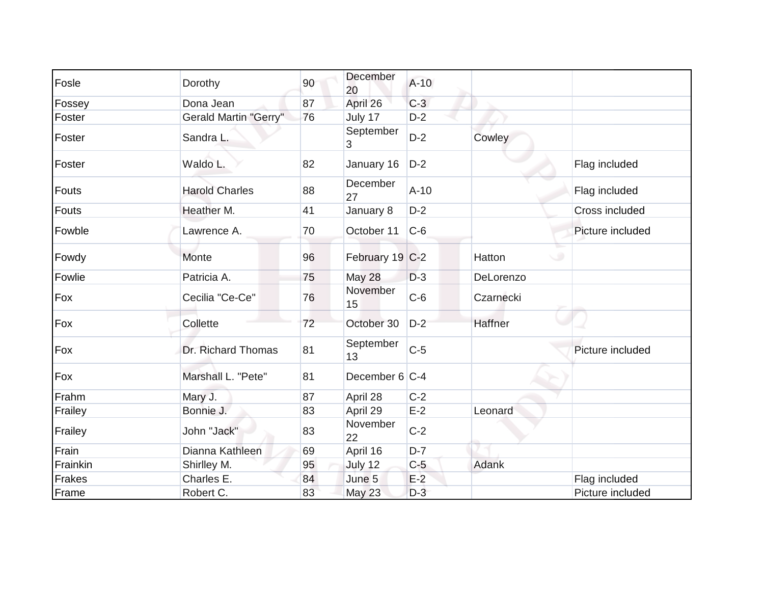| | | | | | | |
|---|---|---|---|---|---|---|
| Fosle | Dorothy | 90 | December 20 | A-10 | | |
| Fossey | Dona Jean | 87 | April 26 | C-3 | | |
| Foster | Gerald Martin "Gerry" | 76 | July 17 | D-2 | | |
| Foster | Sandra L. | | September 3 | D-2 | Cowley | |
| Foster | Waldo L. | 82 | January 16 | D-2 | | Flag included |
| Fouts | Harold Charles | 88 | December 27 | A-10 | | Flag included |
| Fouts | Heather M. | 41 | January 8 | D-2 | | Cross included |
| Fowble | Lawrence A. | 70 | October 11 | C-6 | | Picture included |
| Fowdy | Monte | 96 | February 19 | C-2 | Hatton | |
| Fowlie | Patricia A. | 75 | May 28 | D-3 | DeLorenzo | |
| Fox | Cecilia "Ce-Ce" | 76 | November 15 | C-6 | Czarnecki | |
| Fox | Collette | 72 | October 30 | D-2 | Haffner | |
| Fox | Dr. Richard Thomas | 81 | September 13 | C-5 | | Picture included |
| Fox | Marshall L. "Pete" | 81 | December 6 | C-4 | | |
| Frahm | Mary J. | 87 | April 28 | C-2 | | |
| Frailey | Bonnie J. | 83 | April 29 | E-2 | Leonard | |
| Frailey | John "Jack" | 83 | November 22 | C-2 | | |
| Frain | Dianna Kathleen | 69 | April 16 | D-7 | | |
| Frainkin | Shirlley M. | 95 | July 12 | C-5 | Adank | |
| Frakes | Charles E. | 84 | June 5 | E-2 | | Flag included |
| Frame | Robert C. | 83 | May 23 | D-3 | | Picture included |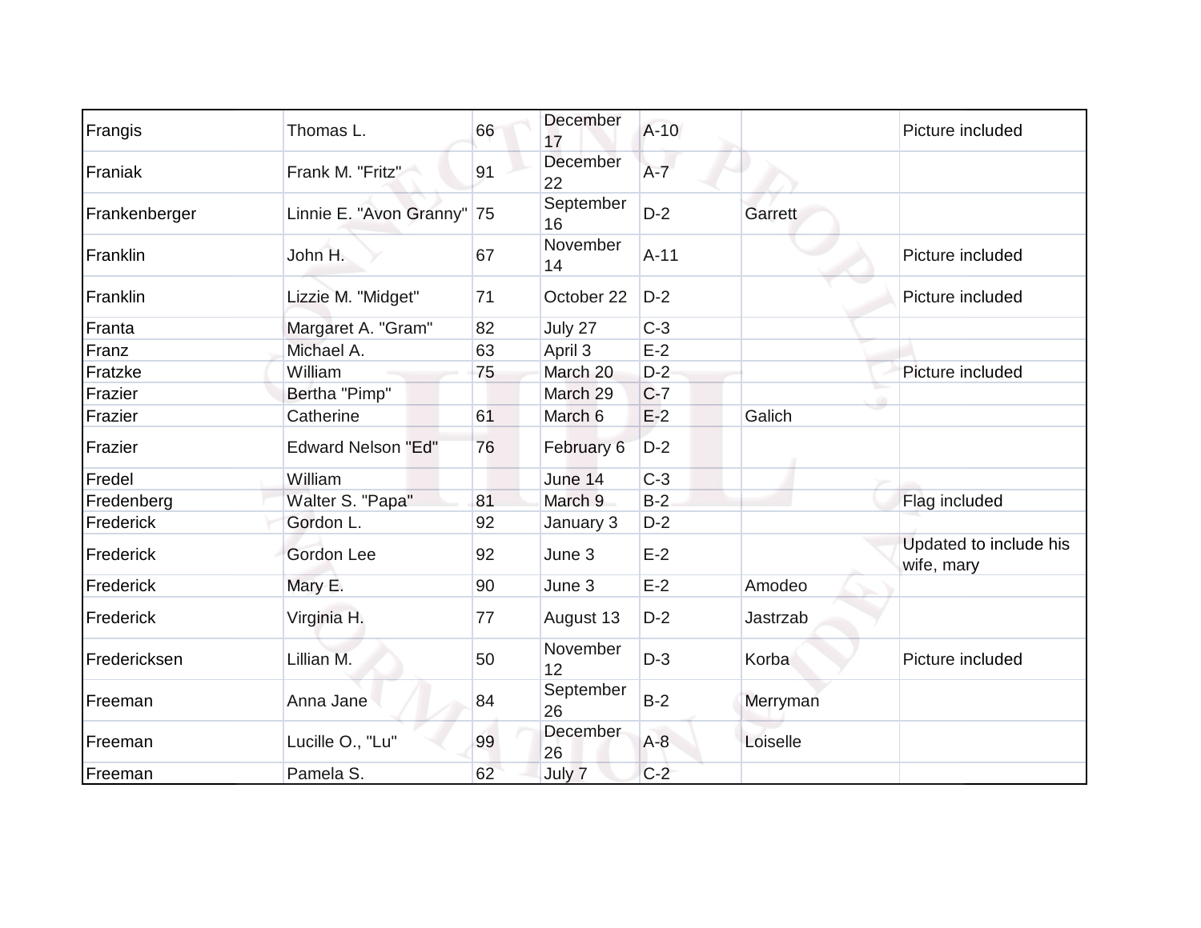| | | | | | | |
|---|---|---|---|---|---|---|
| Frangis | Thomas L. | 66 | December 17 | A-10 | | Picture included |
| Franiak | Frank M. "Fritz" | 91 | December 22 | A-7 | | |
| Frankenberger | Linnie E. "Avon Granny" | 75 | September 16 | D-2 | Garrett | |
| Franklin | John H. | 67 | November 14 | A-11 | | Picture included |
| Franklin | Lizzie M. "Midget" | 71 | October 22 | D-2 | | Picture included |
| Franta | Margaret A. "Gram" | 82 | July 27 | C-3 | | |
| Franz | Michael A. | 63 | April 3 | E-2 | | |
| Fratzke | William | 75 | March 20 | D-2 | | Picture included |
| Frazier | Bertha "Pimp" | | March 29 | C-7 | | |
| Frazier | Catherine | 61 | March 6 | E-2 | Galich | |
| Frazier | Edward Nelson "Ed" | 76 | February 6 | D-2 | | |
| Fredel | William | | June 14 | C-3 | | |
| Fredenberg | Walter S. "Papa" | 81 | March 9 | B-2 | | Flag included |
| Frederick | Gordon L. | 92 | January 3 | D-2 | | |
| Frederick | Gordon Lee | 92 | June 3 | E-2 | | Updated to include his wife, mary |
| Frederick | Mary E. | 90 | June 3 | E-2 | Amodeo | |
| Frederick | Virginia H. | 77 | August 13 | D-2 | Jastrzab | |
| Fredericksen | Lillian M. | 50 | November 12 | D-3 | Korba | Picture included |
| Freeman | Anna Jane | 84 | September 26 | B-2 | Merryman | |
| Freeman | Lucille O., "Lu" | 99 | December 26 | A-8 | Loiselle | |
| Freeman | Pamela S. | 62 | July 7 | C-2 | | |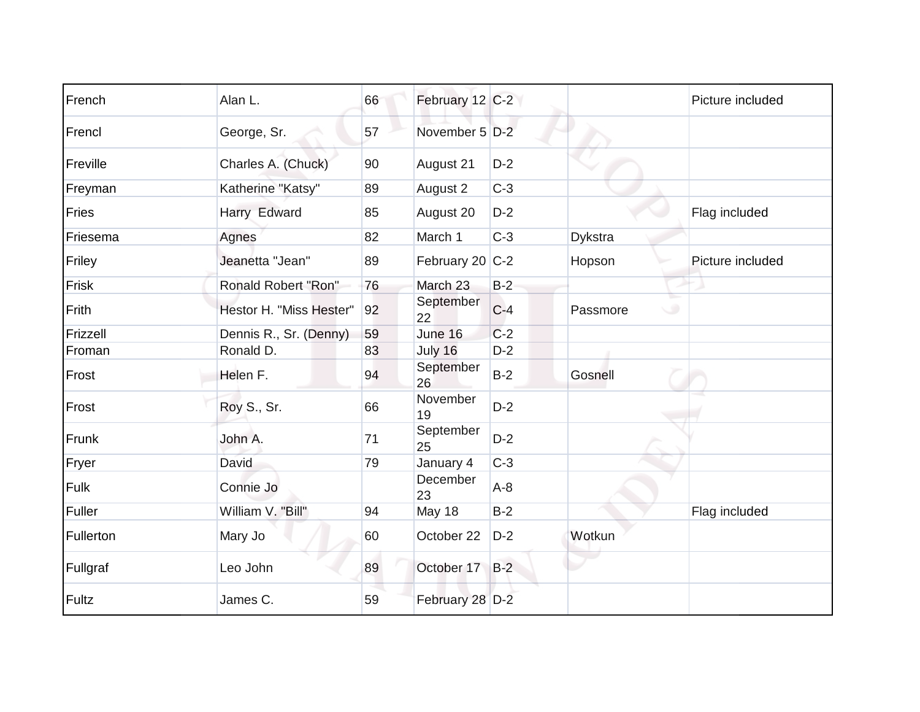| French | Alan L. | 66 | February 12 | C-2 | | Picture included |
|---|---|---|---|---|---|---|
| Frencl | George, Sr. | 57 | November 5 | D-2 | | |
| Freville | Charles A. (Chuck) | 90 | August 21 | D-2 | | |
| Freyman | Katherine "Katsy" | 89 | August 2 | C-3 | | |
| Fries | Harry Edward | 85 | August 20 | D-2 | | Flag included |
| Friesema | Agnes | 82 | March 1 | C-3 | Dykstra | |
| Friley | Jeanetta "Jean" | 89 | February 20 | C-2 | Hopson | Picture included |
| Frisk | Ronald Robert "Ron" | 76 | March 23 | B-2 | | |
| Frith | Hestor H. "Miss Hester" | 92 | September 22 | C-4 | Passmore | |
| Frizzell | Dennis R., Sr. (Denny) | 59 | June 16 | C-2 | | |
| Froman | Ronald D. | 83 | July 16 | D-2 | | |
| Frost | Helen F. | 94 | September 26 | B-2 | Gosnell | |
| Frost | Roy S., Sr. | 66 | November 19 | D-2 | | |
| Frunk | John A. | 71 | September 25 | D-2 | | |
| Fryer | David | 79 | January 4 | C-3 | | |
| Fulk | Connie Jo | | December 23 | A-8 | | |
| Fuller | William V. "Bill" | 94 | May 18 | B-2 | | Flag included |
| Fullerton | Mary Jo | 60 | October 22 | D-2 | Wotkun | |
| Fullgraf | Leo John | 89 | October 17 | B-2 | | |
| Fultz | James C. | 59 | February 28 | D-2 | | |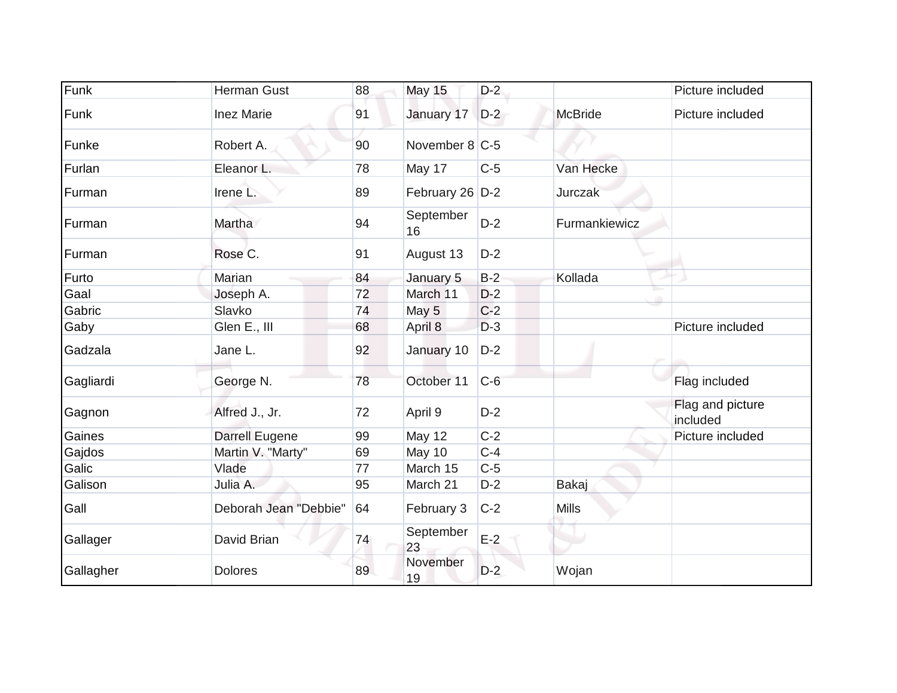| | | | | | | |
|---|---|---|---|---|---|---|
| Funk | Herman Gust | 88 | May 15 | D-2 | | Picture included |
| Funk | Inez Marie | 91 | January 17 | D-2 | McBride | Picture included |
| Funke | Robert A. | 90 | November 8 | C-5 | | |
| Furlan | Eleanor L. | 78 | May 17 | C-5 | Van Hecke | |
| Furman | Irene L. | 89 | February 26 | D-2 | Jurczak | |
| Furman | Martha | 94 | September 16 | D-2 | Furmankiewicz | |
| Furman | Rose C. | 91 | August 13 | D-2 | | |
| Furto | Marian | 84 | January 5 | B-2 | Kollada | |
| Gaal | Joseph A. | 72 | March 11 | D-2 | | |
| Gabric | Slavko | 74 | May 5 | C-2 | | |
| Gaby | Glen E., III | 68 | April 8 | D-3 | | Picture included |
| Gadzala | Jane L. | 92 | January 10 | D-2 | | |
| Gagliardi | George N. | 78 | October 11 | C-6 | | Flag included |
| Gagnon | Alfred J., Jr. | 72 | April 9 | D-2 | | Flag and picture included |
| Gaines | Darrell Eugene | 99 | May 12 | C-2 | | Picture included |
| Gajdos | Martin V. "Marty" | 69 | May 10 | C-4 | | |
| Galic | Vlade | 77 | March 15 | C-5 | | |
| Galison | Julia A. | 95 | March 21 | D-2 | Bakaj | |
| Gall | Deborah Jean "Debbie" | 64 | February 3 | C-2 | Mills | |
| Gallager | David Brian | 74 | September 23 | E-2 | | |
| Gallagher | Dolores | 89 | November 19 | D-2 | Wojan | |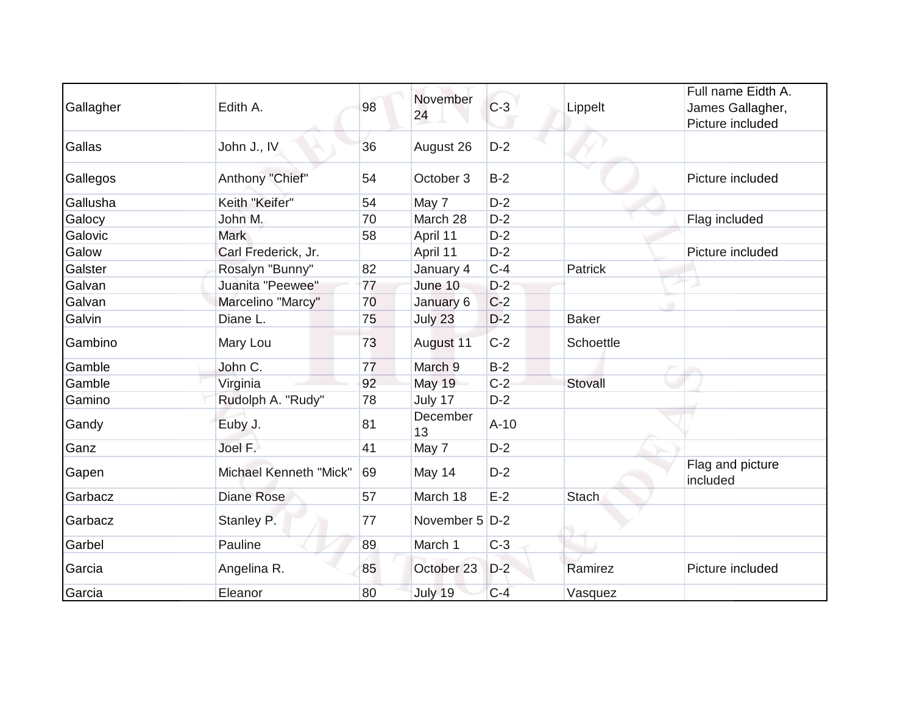| | | | | | | |
|---|---|---|---|---|---|---|
| Gallagher | Edith A. | 98 | November 24 | C-3 | Lippelt | Full name Eidth A. James Gallagher, Picture included |
| Gallas | John J., IV | 36 | August 26 | D-2 | | |
| Gallegos | Anthony "Chief" | 54 | October 3 | B-2 | | Picture included |
| Gallusha | Keith "Keifer" | 54 | May 7 | D-2 | | |
| Galocy | John M. | 70 | March 28 | D-2 | | Flag included |
| Galovic | Mark | 58 | April 11 | D-2 | | |
| Galow | Carl Frederick, Jr. | | April 11 | D-2 | | Picture included |
| Galster | Rosalyn "Bunny" | 82 | January 4 | C-4 | Patrick | |
| Galvan | Juanita "Peewee" | 77 | June 10 | D-2 | | |
| Galvan | Marcelino "Marcy" | 70 | January 6 | C-2 | | |
| Galvin | Diane L. | 75 | July 23 | D-2 | Baker | |
| Gambino | Mary Lou | 73 | August 11 | C-2 | Schoettle | |
| Gamble | John C. | 77 | March 9 | B-2 | | |
| Gamble | Virginia | 92 | May 19 | C-2 | Stovall | |
| Gamino | Rudolph A. "Rudy" | 78 | July 17 | D-2 | | |
| Gandy | Euby J. | 81 | December 13 | A-10 | | |
| Ganz | Joel F. | 41 | May 7 | D-2 | | |
| Gapen | Michael Kenneth "Mick" | 69 | May 14 | D-2 | | Flag and picture included |
| Garbacz | Diane Rose | 57 | March 18 | E-2 | Stach | |
| Garbacz | Stanley P. | 77 | November 5 | D-2 | | |
| Garbel | Pauline | 89 | March 1 | C-3 | | |
| Garcia | Angelina R. | 85 | October 23 | D-2 | Ramirez | Picture included |
| Garcia | Eleanor | 80 | July 19 | C-4 | Vasquez | |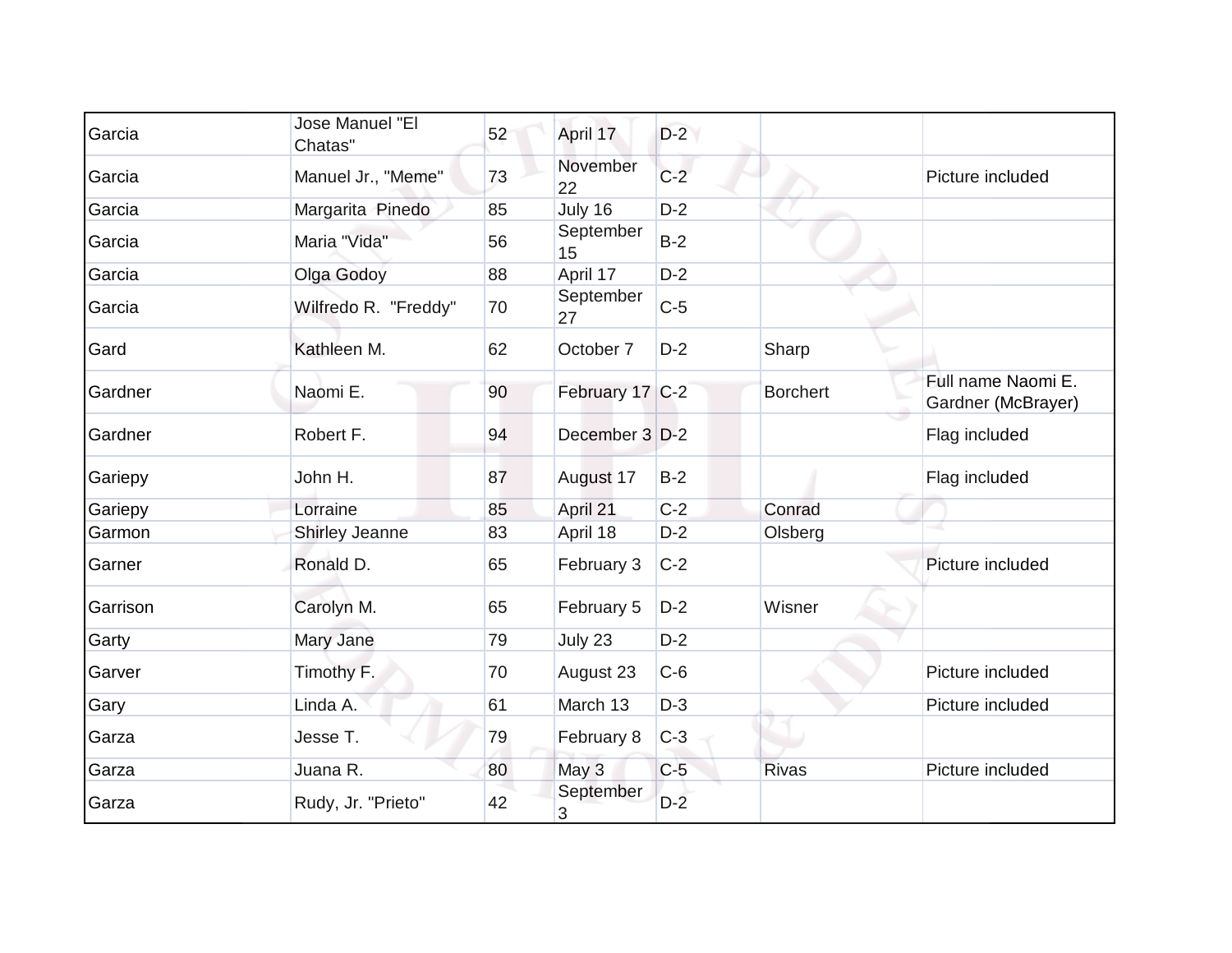| | | | | | | |
|---|---|---|---|---|---|---|
| Garcia | Jose Manuel "El Chatas" | 52 | April 17 | D-2 | | |
| Garcia | Manuel Jr., "Meme" | 73 | November 22 | C-2 | | Picture included |
| Garcia | Margarita Pinedo | 85 | July 16 | D-2 | | |
| Garcia | Maria "Vida" | 56 | September 15 | B-2 | | |
| Garcia | Olga Godoy | 88 | April 17 | D-2 | | |
| Garcia | Wilfredo R. "Freddy" | 70 | September 27 | C-5 | | |
| Gard | Kathleen M. | 62 | October 7 | D-2 | Sharp | |
| Gardner | Naomi E. | 90 | February 17 | C-2 | Borchert | Full name Naomi E. Gardner (McBrayer) |
| Gardner | Robert F. | 94 | December 3 | D-2 | | Flag included |
| Gariepy | John H. | 87 | August 17 | B-2 | | Flag included |
| Gariepy | Lorraine | 85 | April 21 | C-2 | Conrad | |
| Garmon | Shirley Jeanne | 83 | April 18 | D-2 | Olsberg | |
| Garner | Ronald D. | 65 | February 3 | C-2 | | Picture included |
| Garrison | Carolyn M. | 65 | February 5 | D-2 | Wisner | |
| Garty | Mary Jane | 79 | July 23 | D-2 | | |
| Garver | Timothy F. | 70 | August 23 | C-6 | | Picture included |
| Gary | Linda A. | 61 | March 13 | D-3 | | Picture included |
| Garza | Jesse T. | 79 | February 8 | C-3 | | |
| Garza | Juana R. | 80 | May 3 | C-5 | Rivas | Picture included |
| Garza | Rudy, Jr. "Prieto" | 42 | September 3 | D-2 | | |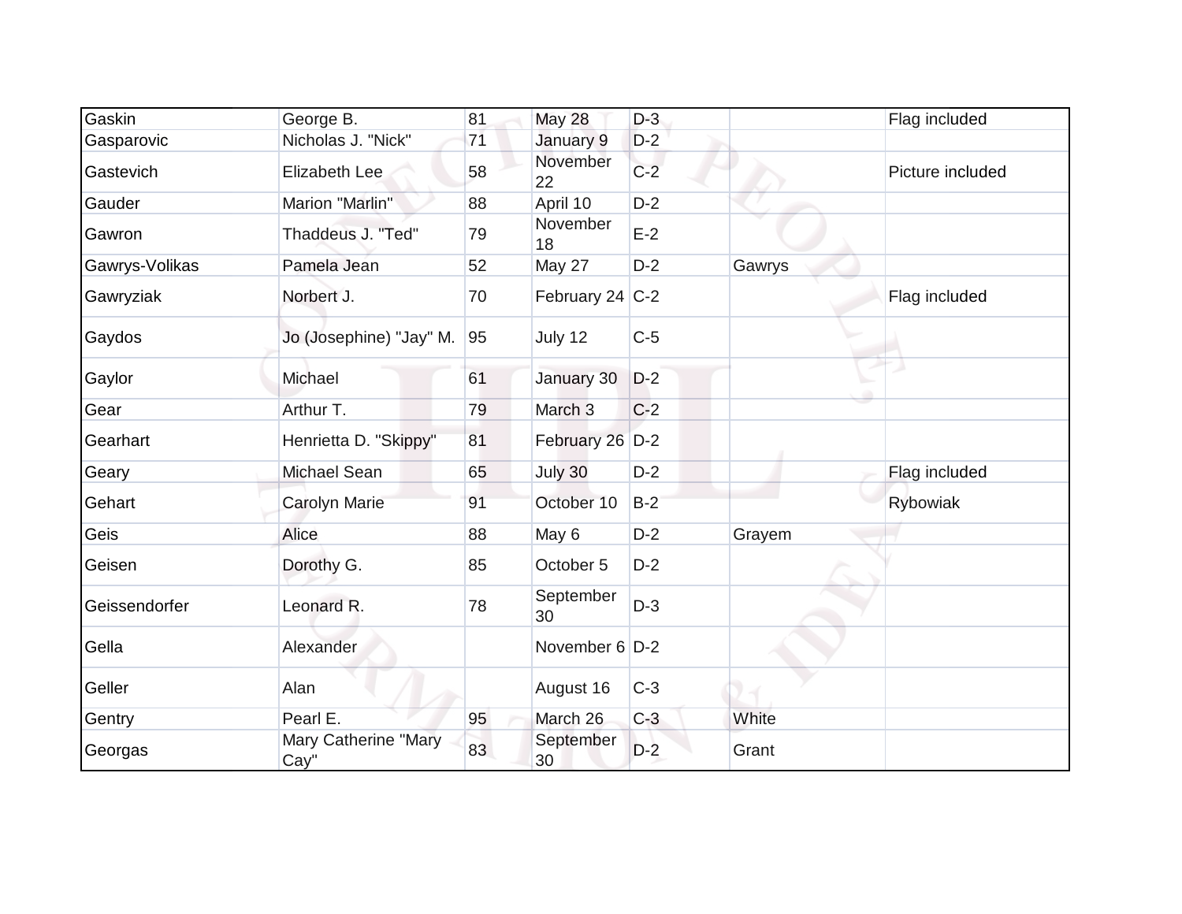| | | | | | | |
|---|---|---|---|---|---|---|
| Gaskin | George B. | 81 | May 28 | D-3 | | Flag included |
| Gasparovic | Nicholas J. "Nick" | 71 | January 9 | D-2 | | |
| Gastevich | Elizabeth Lee | 58 | November 22 | C-2 | | Picture included |
| Gauder | Marion "Marlin" | 88 | April 10 | D-2 | | |
| Gawron | Thaddeus J. "Ted" | 79 | November 18 | E-2 | | |
| Gawrys-Volikas | Pamela Jean | 52 | May 27 | D-2 | Gawrys | |
| Gawryziak | Norbert J. | 70 | February 24 | C-2 | | Flag included |
| Gaydos | Jo (Josephine) "Jay" M. | 95 | July 12 | C-5 | | |
| Gaylor | Michael | 61 | January 30 | D-2 | | |
| Gear | Arthur T. | 79 | March 3 | C-2 | | |
| Gearhart | Henrietta D. "Skippy" | 81 | February 26 | D-2 | | |
| Geary | Michael Sean | 65 | July 30 | D-2 | | Flag included |
| Gehart | Carolyn Marie | 91 | October 10 | B-2 | | Rybowiak |
| Geis | Alice | 88 | May 6 | D-2 | Grayem | |
| Geisen | Dorothy G. | 85 | October 5 | D-2 | | |
| Geissendorfer | Leonard R. | 78 | September 30 | D-3 | | |
| Gella | Alexander | | November 6 | D-2 | | |
| Geller | Alan | | August 16 | C-3 | | |
| Gentry | Pearl E. | 95 | March 26 | C-3 | White | |
| Georgas | Mary Catherine "Mary Cay" | 83 | September 30 | D-2 | Grant | |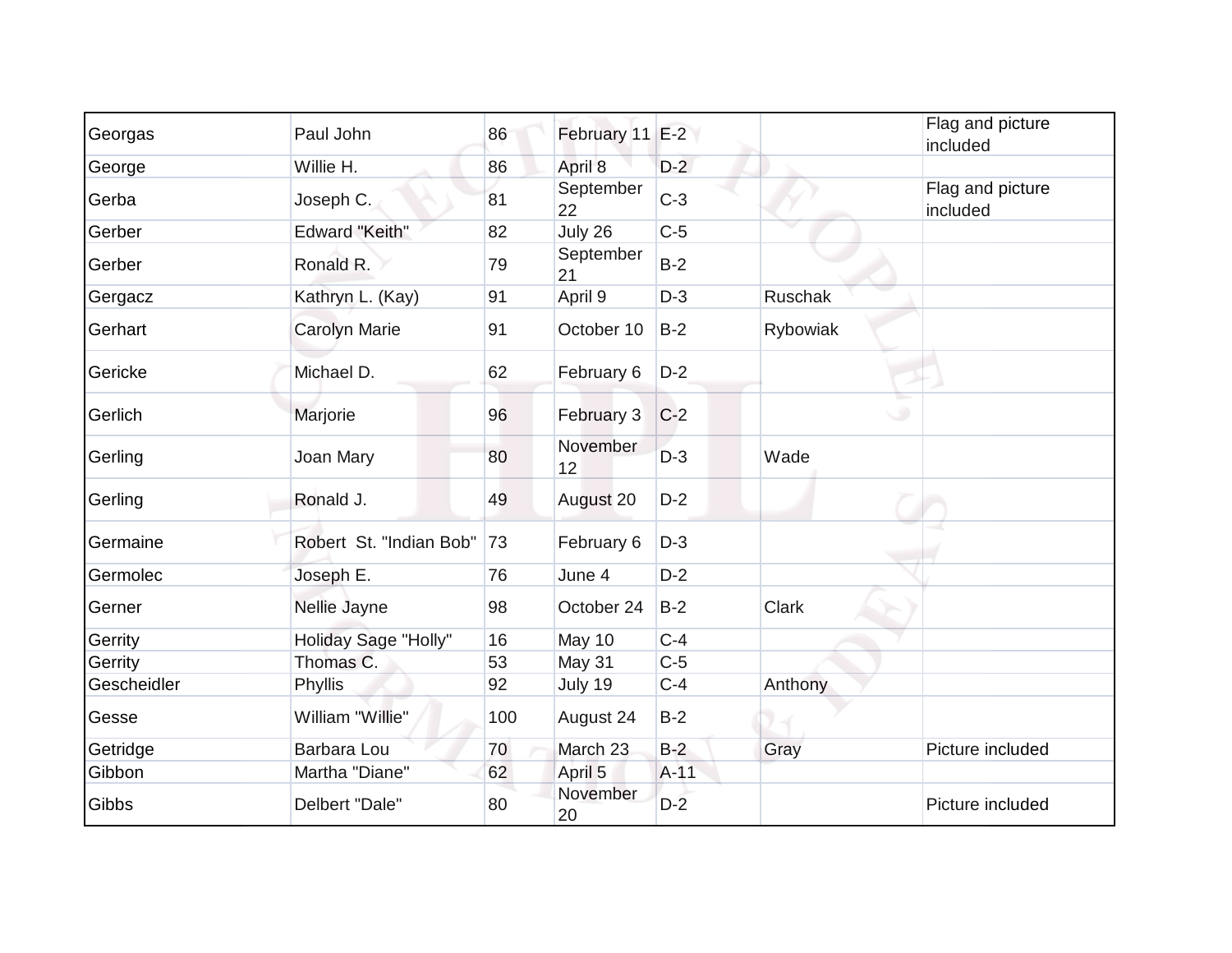| | | | | | | |
|---|---|---|---|---|---|---|
| Georgas | Paul John | 86 | February 11 | E-2 | | Flag and picture included |
| George | Willie H. | 86 | April 8 | D-2 | | |
| Gerba | Joseph C. | 81 | September 22 | C-3 | | Flag and picture included |
| Gerber | Edward "Keith" | 82 | July 26 | C-5 | | |
| Gerber | Ronald R. | 79 | September 21 | B-2 | | |
| Gergacz | Kathryn L. (Kay) | 91 | April 9 | D-3 | Ruschak | |
| Gerhart | Carolyn Marie | 91 | October 10 | B-2 | Rybowiak | |
| Gericke | Michael D. | 62 | February 6 | D-2 | | |
| Gerlich | Marjorie | 96 | February 3 | C-2 | | |
| Gerling | Joan Mary | 80 | November 12 | D-3 | Wade | |
| Gerling | Ronald J. | 49 | August 20 | D-2 | | |
| Germaine | Robert St. "Indian Bob" | 73 | February 6 | D-3 | | |
| Germolec | Joseph E. | 76 | June 4 | D-2 | | |
| Gerner | Nellie Jayne | 98 | October 24 | B-2 | Clark | |
| Gerrity | Holiday Sage "Holly" | 16 | May 10 | C-4 | | |
| Gerrity | Thomas C. | 53 | May 31 | C-5 | | |
| Gescheidler | Phyllis | 92 | July 19 | C-4 | Anthony | |
| Gesse | William "Willie" | 100 | August 24 | B-2 | | |
| Getridge | Barbara Lou | 70 | March 23 | B-2 | Gray | Picture included |
| Gibbon | Martha "Diane" | 62 | April 5 | A-11 | | |
| Gibbs | Delbert "Dale" | 80 | November 20 | D-2 | | Picture included |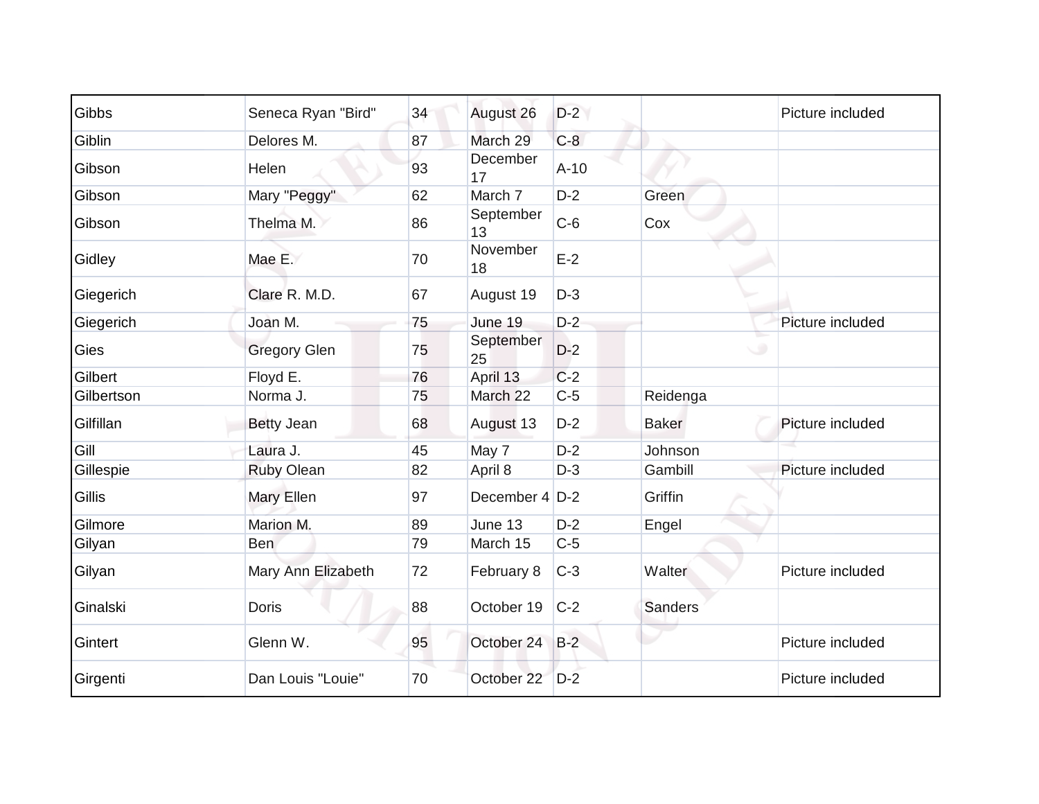| | | | | | | |
|---|---|---|---|---|---|---|
| Gibbs | Seneca Ryan "Bird" | 34 | August 26 | D-2 | | Picture included |
| Giblin | Delores M. | 87 | March 29 | C-8 | | |
| Gibson | Helen | 93 | December 17 | A-10 | | |
| Gibson | Mary "Peggy" | 62 | March 7 | D-2 | Green | |
| Gibson | Thelma M. | 86 | September 13 | C-6 | Cox | |
| Gidley | Mae E. | 70 | November 18 | E-2 | | |
| Giegerich | Clare R. M.D. | 67 | August 19 | D-3 | | |
| Giegerich | Joan M. | 75 | June 19 | D-2 | | Picture included |
| Gies | Gregory Glen | 75 | September 25 | D-2 | | |
| Gilbert | Floyd E. | 76 | April 13 | C-2 | | |
| Gilbertson | Norma J. | 75 | March 22 | C-5 | Reidenga | |
| Gilfillan | Betty Jean | 68 | August 13 | D-2 | Baker | Picture included |
| Gill | Laura J. | 45 | May 7 | D-2 | Johnson | |
| Gillespie | Ruby Olean | 82 | April 8 | D-3 | Gambill | Picture included |
| Gillis | Mary Ellen | 97 | December 4 | D-2 | Griffin | |
| Gilmore | Marion M. | 89 | June 13 | D-2 | Engel | |
| Gilyan | Ben | 79 | March 15 | C-5 | | |
| Gilyan | Mary Ann Elizabeth | 72 | February 8 | C-3 | Walter | Picture included |
| Ginalski | Doris | 88 | October 19 | C-2 | Sanders | |
| Gintert | Glenn W. | 95 | October 24 | B-2 | | Picture included |
| Girgenti | Dan Louis "Louie" | 70 | October 22 | D-2 | | Picture included |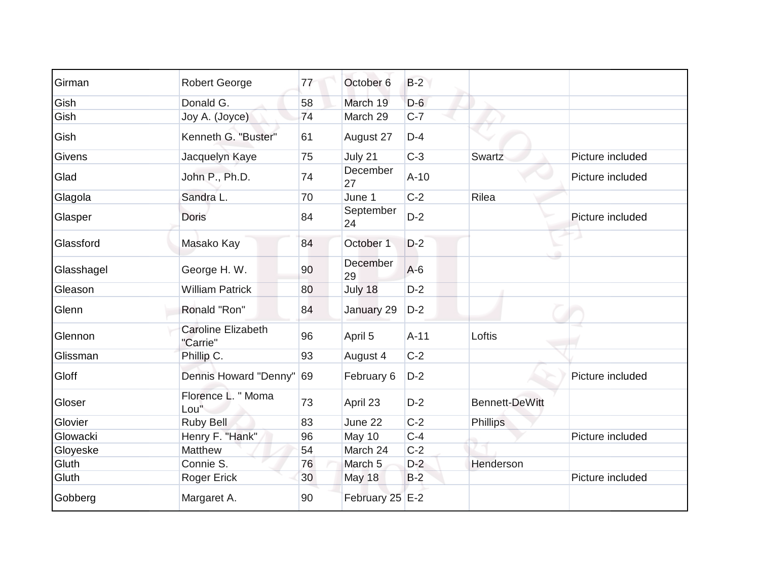| | | | | | | |
|---|---|---|---|---|---|---|
| Girman | Robert George | 77 | October 6 | B-2 | | |
| Gish | Donald G. | 58 | March 19 | D-6 | | |
| Gish | Joy A. (Joyce) | 74 | March 29 | C-7 | | |
| Gish | Kenneth G. "Buster" | 61 | August 27 | D-4 | | |
| Givens | Jacquelyn Kaye | 75 | July 21 | C-3 | Swartz | Picture included |
| Glad | John P., Ph.D. | 74 | December 27 | A-10 | | Picture included |
| Glagola | Sandra L. | 70 | June 1 | C-2 | Rilea | |
| Glasper | Doris | 84 | September 24 | D-2 | | Picture included |
| Glassford | Masako Kay | 84 | October 1 | D-2 | | |
| Glasshagel | George H. W. | 90 | December 29 | A-6 | | |
| Gleason | William Patrick | 80 | July 18 | D-2 | | |
| Glenn | Ronald "Ron" | 84 | January 29 | D-2 | | |
| Glennon | Caroline Elizabeth "Carrie" | 96 | April 5 | A-11 | Loftis | |
| Glissman | Phillip C. | 93 | August 4 | C-2 | | |
| Gloff | Dennis Howard "Denny" | 69 | February 6 | D-2 | | Picture included |
| Gloser | Florence L. " Moma Lou" | 73 | April 23 | D-2 | Bennett-DeWitt | |
| Glovier | Ruby Bell | 83 | June 22 | C-2 | Phillips | |
| Glowacki | Henry F. "Hank" | 96 | May 10 | C-4 | | Picture included |
| Gloyeske | Matthew | 54 | March 24 | C-2 | | |
| Gluth | Connie S. | 76 | March 5 | D-2 | Henderson | |
| Gluth | Roger Erick | 30 | May 18 | B-2 | | Picture included |
| Gobberg | Margaret A. | 90 | February 25 | E-2 | | |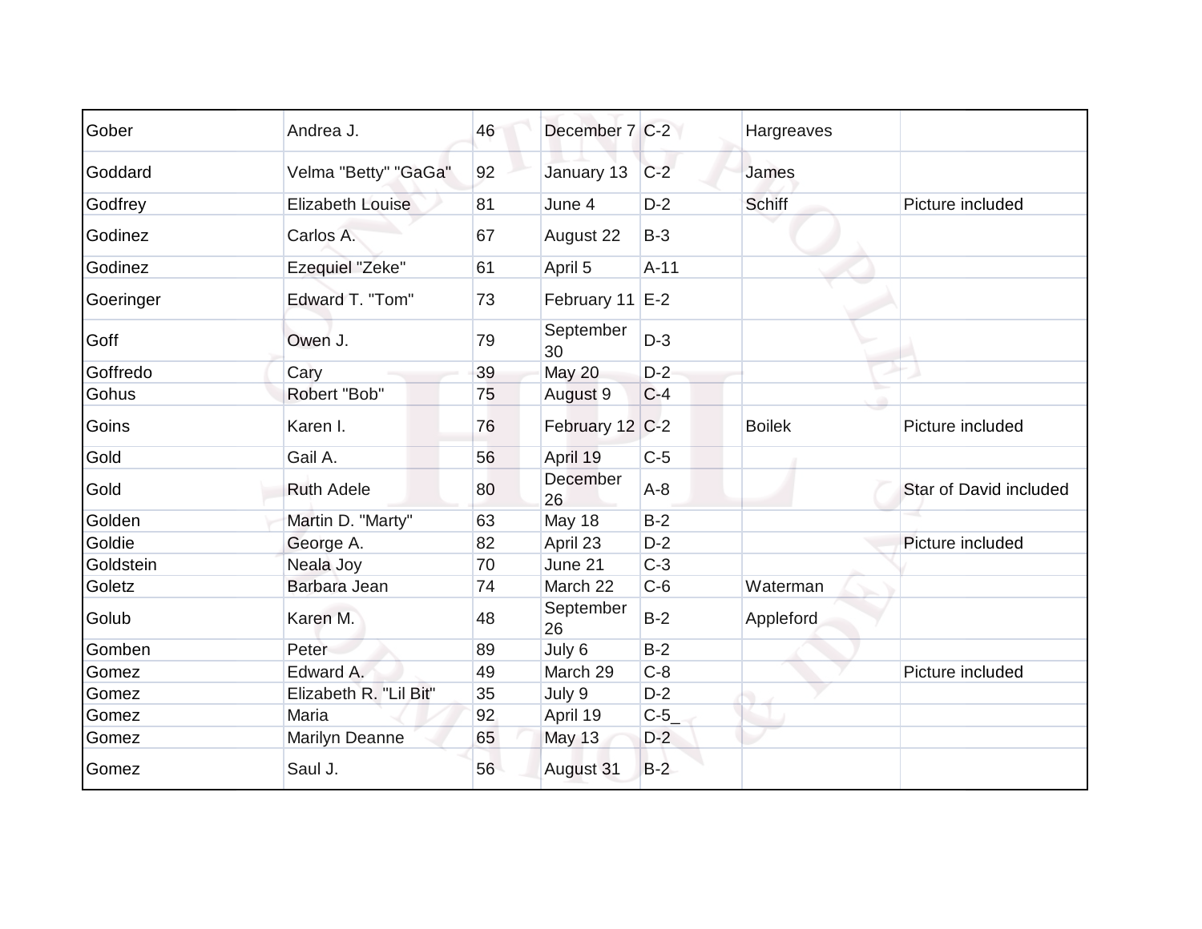| Gober | Andrea J. | 46 | December 7 | C-2 | Hargreaves | |
|---|---|---|---|---|---|---|
| Goddard | Velma "Betty" "GaGa" | 92 | January 13 | C-2 | James | |
| Godfrey | Elizabeth Louise | 81 | June 4 | D-2 | Schiff | Picture included |
| Godinez | Carlos A. | 67 | August 22 | B-3 | | |
| Godinez | Ezequiel "Zeke" | 61 | April 5 | A-11 | | |
| Goeringer | Edward T. "Tom" | 73 | February 11 | E-2 | | |
| Goff | Owen J. | 79 | September 30 | D-3 | | |
| Goffredo | Cary | 39 | May 20 | D-2 | | |
| Gohus | Robert "Bob" | 75 | August 9 | C-4 | | |
| Goins | Karen I. | 76 | February 12 | C-2 | Boilek | Picture included |
| Gold | Gail A. | 56 | April 19 | C-5 | | |
| Gold | Ruth Adele | 80 | December 26 | A-8 | | Star of David included |
| Golden | Martin D. "Marty" | 63 | May 18 | B-2 | | |
| Goldie | George A. | 82 | April 23 | D-2 | | Picture included |
| Goldstein | Neala Joy | 70 | June 21 | C-3 | | |
| Goletz | Barbara Jean | 74 | March 22 | C-6 | Waterman | |
| Golub | Karen M. | 48 | September 26 | B-2 | Appleford | |
| Gomben | Peter | 89 | July 6 | B-2 | | |
| Gomez | Edward A. | 49 | March 29 | C-8 | | Picture included |
| Gomez | Elizabeth R. "Lil Bit" | 35 | July 9 | D-2 | | |
| Gomez | Maria | 92 | April 19 | C-5_ | | |
| Gomez | Marilyn Deanne | 65 | May 13 | D-2 | | |
| Gomez | Saul J. | 56 | August 31 | B-2 | | |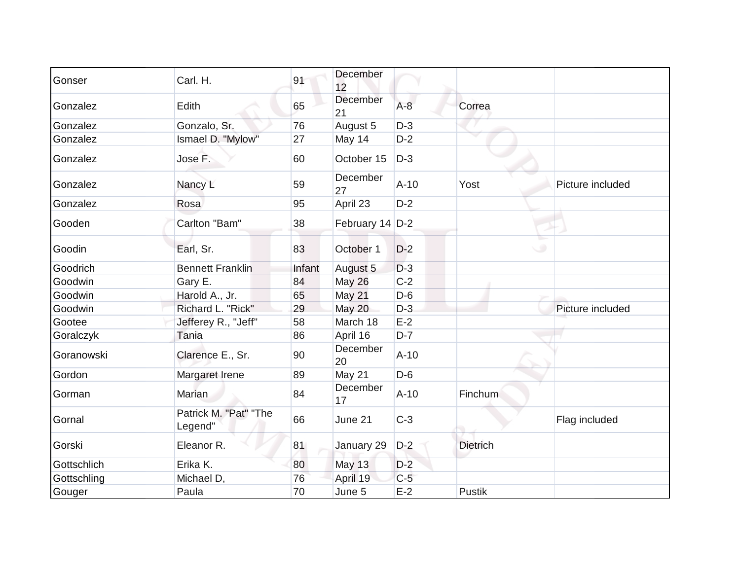| | | | | | | |
|---|---|---|---|---|---|---|
| Gonser | Carl. H. | 91 | December 12 | | | |
| Gonzalez | Edith | 65 | December 21 | A-8 | Correa | |
| Gonzalez | Gonzalo, Sr. | 76 | August 5 | D-3 | | |
| Gonzalez | Ismael D. "Mylow" | 27 | May 14 | D-2 | | |
| Gonzalez | Jose F. | 60 | October 15 | D-3 | | |
| Gonzalez | Nancy L | 59 | December 27 | A-10 | Yost | Picture included |
| Gonzalez | Rosa | 95 | April 23 | D-2 | | |
| Gooden | Carlton "Bam" | 38 | February 14 | D-2 | | |
| Goodin | Earl, Sr. | 83 | October 1 | D-2 | | |
| Goodrich | Bennett Franklin | Infant | August 5 | D-3 | | |
| Goodwin | Gary E. | 84 | May 26 | C-2 | | |
| Goodwin | Harold A., Jr. | 65 | May 21 | D-6 | | |
| Goodwin | Richard L. "Rick" | 29 | May 20 | D-3 | | Picture included |
| Gootee | Jefferey R., "Jeff" | 58 | March 18 | E-2 | | |
| Goralczyk | Tania | 86 | April 16 | D-7 | | |
| Goranowski | Clarence E., Sr. | 90 | December 20 | A-10 | | |
| Gordon | Margaret Irene | 89 | May 21 | D-6 | | |
| Gorman | Marian | 84 | December 17 | A-10 | Finchum | |
| Gornal | Patrick M. "Pat" "The Legend" | 66 | June 21 | C-3 | | Flag included |
| Gorski | Eleanor R. | 81 | January 29 | D-2 | Dietrich | |
| Gottschlich | Erika K. | 80 | May 13 | D-2 | | |
| Gottschling | Michael D, | 76 | April 19 | C-5 | | |
| Gouger | Paula | 70 | June 5 | E-2 | Pustik | |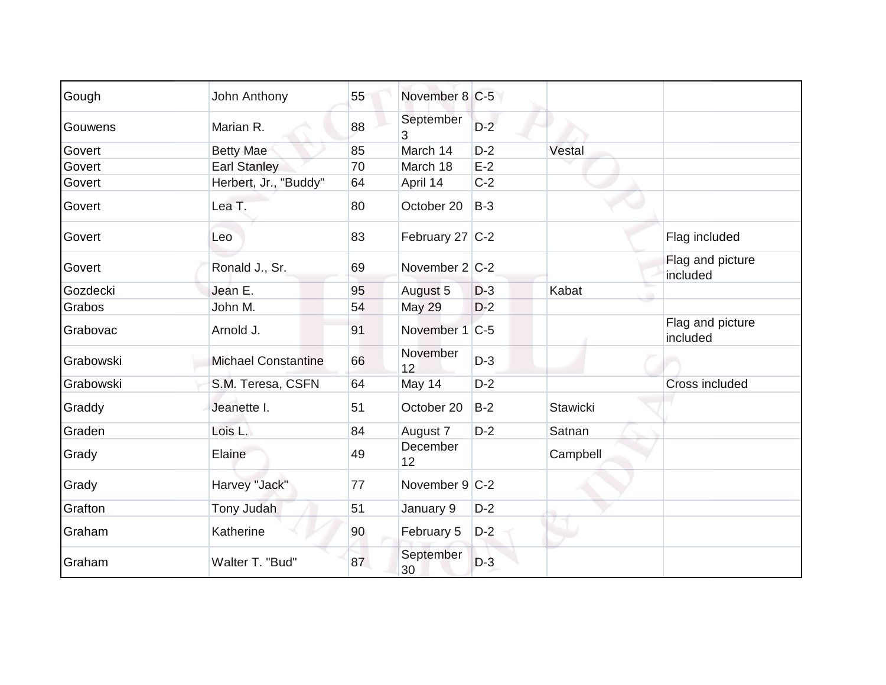| Gough | John Anthony | 55 | November 8 | C-5 | | |
|---|---|---|---|---|---|---|
| Gouwens | Marian R. | 88 | September 3 | D-2 | | |
| Govert | Betty Mae | 85 | March 14 | D-2 | Vestal | |
| Govert | Earl Stanley | 70 | March 18 | E-2 | | |
| Govert | Herbert, Jr., "Buddy" | 64 | April 14 | C-2 | | |
| Govert | Lea T. | 80 | October 20 | B-3 | | |
| Govert | Leo | 83 | February 27 | C-2 | | Flag included |
| Govert | Ronald J., Sr. | 69 | November 2 | C-2 | | Flag and picture included |
| Gozdecki | Jean E. | 95 | August 5 | D-3 | Kabat | |
| Grabos | John M. | 54 | May 29 | D-2 | | |
| Grabovac | Arnold J. | 91 | November 1 | C-5 | | Flag and picture included |
| Grabowski | Michael Constantine | 66 | November 12 | D-3 | | |
| Grabowski | S.M. Teresa, CSFN | 64 | May 14 | D-2 | | Cross included |
| Graddy | Jeanette I. | 51 | October 20 | B-2 | Stawicki | |
| Graden | Lois L. | 84 | August 7 | D-2 | Satnan | |
| Grady | Elaine | 49 | December 12 | | Campbell | |
| Grady | Harvey "Jack" | 77 | November 9 | C-2 | | |
| Grafton | Tony Judah | 51 | January 9 | D-2 | | |
| Graham | Katherine | 90 | February 5 | D-2 | | |
| Graham | Walter T. "Bud" | 87 | September 30 | D-3 | | |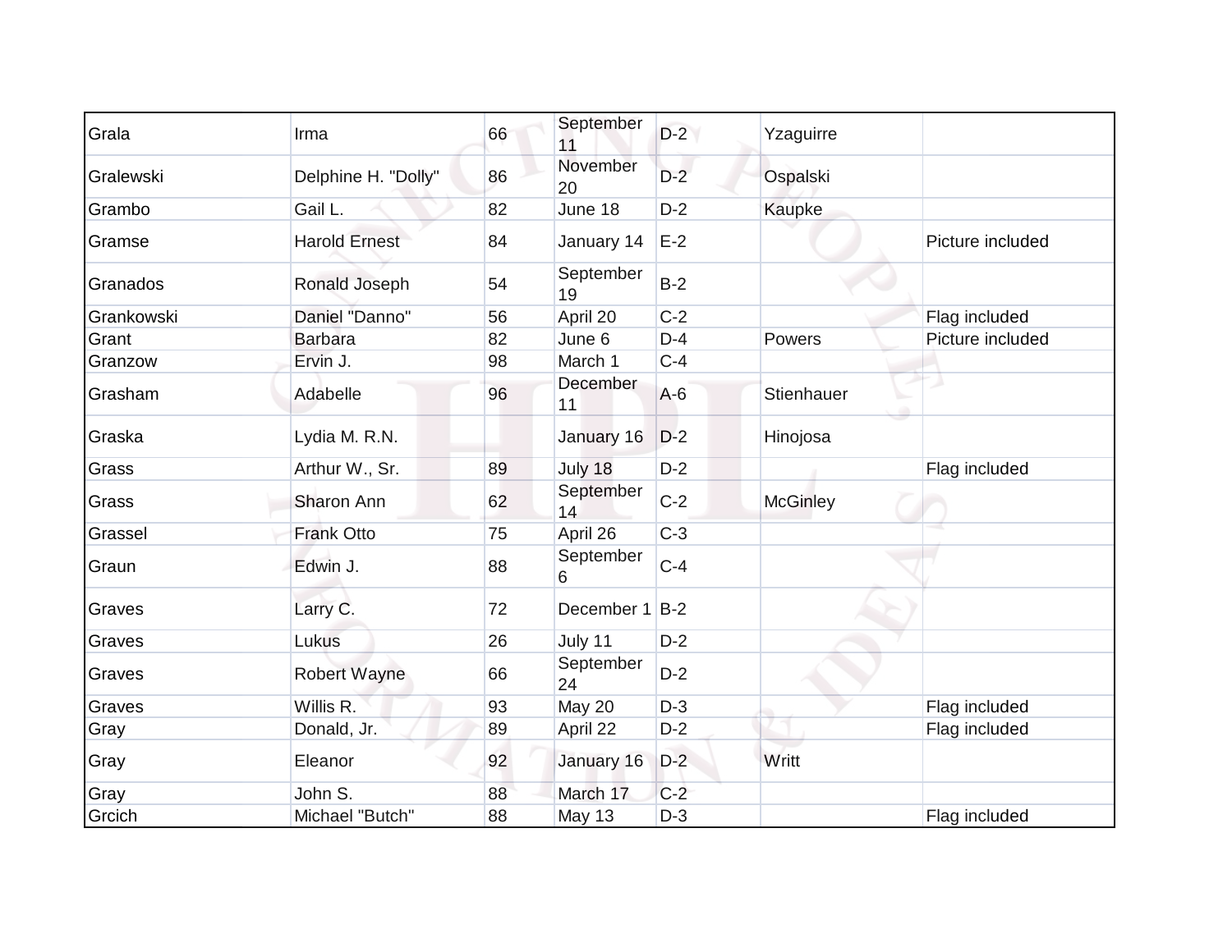| | | | | | | |
|---|---|---|---|---|---|---|
| Grala | Irma | 66 | September 11 | D-2 | Yzaguirre | |
| Gralewski | Delphine H. "Dolly" | 86 | November 20 | D-2 | Ospalski | |
| Grambo | Gail L. | 82 | June 18 | D-2 | Kaupke | |
| Gramse | Harold Ernest | 84 | January 14 | E-2 | | Picture included |
| Granados | Ronald Joseph | 54 | September 19 | B-2 | | |
| Grankowski | Daniel "Danno" | 56 | April 20 | C-2 | | Flag included |
| Grant | Barbara | 82 | June 6 | D-4 | Powers | Picture included |
| Granzow | Ervin J. | 98 | March 1 | C-4 | | |
| Grasham | Adabelle | 96 | December 11 | A-6 | Stienhauer | |
| Graska | Lydia M. R.N. | | January 16 | D-2 | Hinojosa | |
| Grass | Arthur W., Sr. | 89 | July 18 | D-2 | | Flag included |
| Grass | Sharon Ann | 62 | September 14 | C-2 | McGinley | |
| Grassel | Frank Otto | 75 | April 26 | C-3 | | |
| Graun | Edwin J. | 88 | September 6 | C-4 | | |
| Graves | Larry C. | 72 | December 1 | B-2 | | |
| Graves | Lukus | 26 | July 11 | D-2 | | |
| Graves | Robert Wayne | 66 | September 24 | D-2 | | |
| Graves | Willis R. | 93 | May 20 | D-3 | | Flag included |
| Gray | Donald, Jr. | 89 | April 22 | D-2 | | Flag included |
| Gray | Eleanor | 92 | January 16 | D-2 | Writt | |
| Gray | John S. | 88 | March 17 | C-2 | | |
| Grcich | Michael "Butch" | 88 | May 13 | D-3 | | Flag included |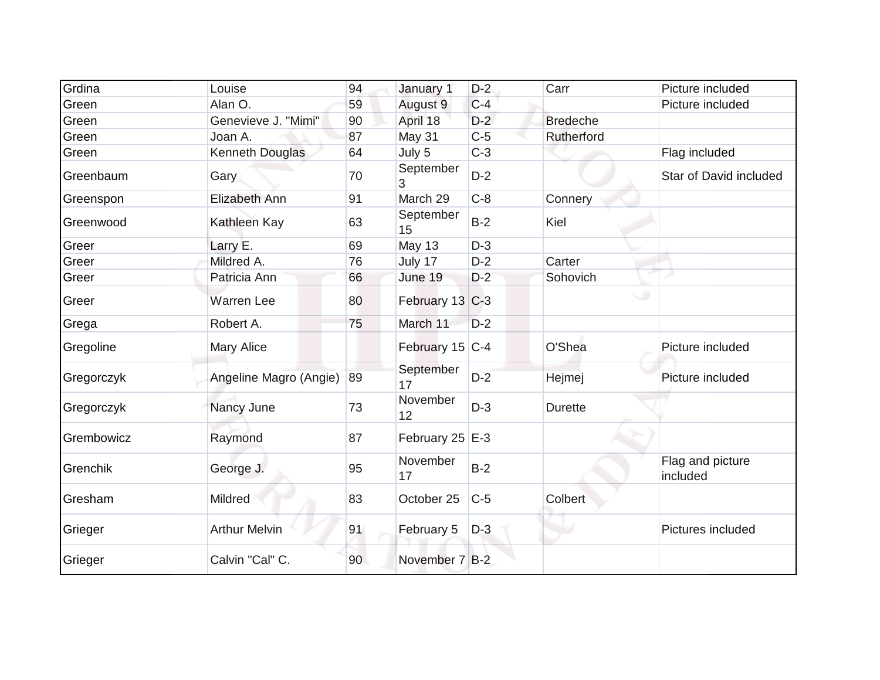| Grdina | Louise | 94 | January 1 | D-2 | Carr | Picture included |
|---|---|---|---|---|---|---|
| Green | Alan O. | 59 | August 9 | C-4 | | Picture included |
| Green | Genevieve J. "Mimi" | 90 | April 18 | D-2 | Bredeche | |
| Green | Joan A. | 87 | May 31 | C-5 | Rutherford | |
| Green | Kenneth Douglas | 64 | July 5 | C-3 | | Flag included |
| Greenbaum | Gary | 70 | September 3 | D-2 | | Star of David included |
| Greenspon | Elizabeth Ann | 91 | March 29 | C-8 | Connery | |
| Greenwood | Kathleen Kay | 63 | September 15 | B-2 | Kiel | |
| Greer | Larry E. | 69 | May 13 | D-3 | | |
| Greer | Mildred A. | 76 | July 17 | D-2 | Carter | |
| Greer | Patricia Ann | 66 | June 19 | D-2 | Sohovich | |
| Greer | Warren Lee | 80 | February 13 | C-3 | | |
| Grega | Robert A. | 75 | March 11 | D-2 | | |
| Gregoline | Mary Alice | | February 15 | C-4 | O'Shea | Picture included |
| Gregorczyk | Angeline Magro (Angie) | 89 | September 17 | D-2 | Hejmej | Picture included |
| Gregorczyk | Nancy June | 73 | November 12 | D-3 | Durette | |
| Grembowicz | Raymond | 87 | February 25 | E-3 | | |
| Grenchik | George J. | 95 | November 17 | B-2 | | Flag and picture included |
| Gresham | Mildred | 83 | October 25 | C-5 | Colbert | |
| Grieger | Arthur Melvin | 91 | February 5 | D-3 | | Pictures included |
| Grieger | Calvin "Cal" C. | 90 | November 7 | B-2 | | |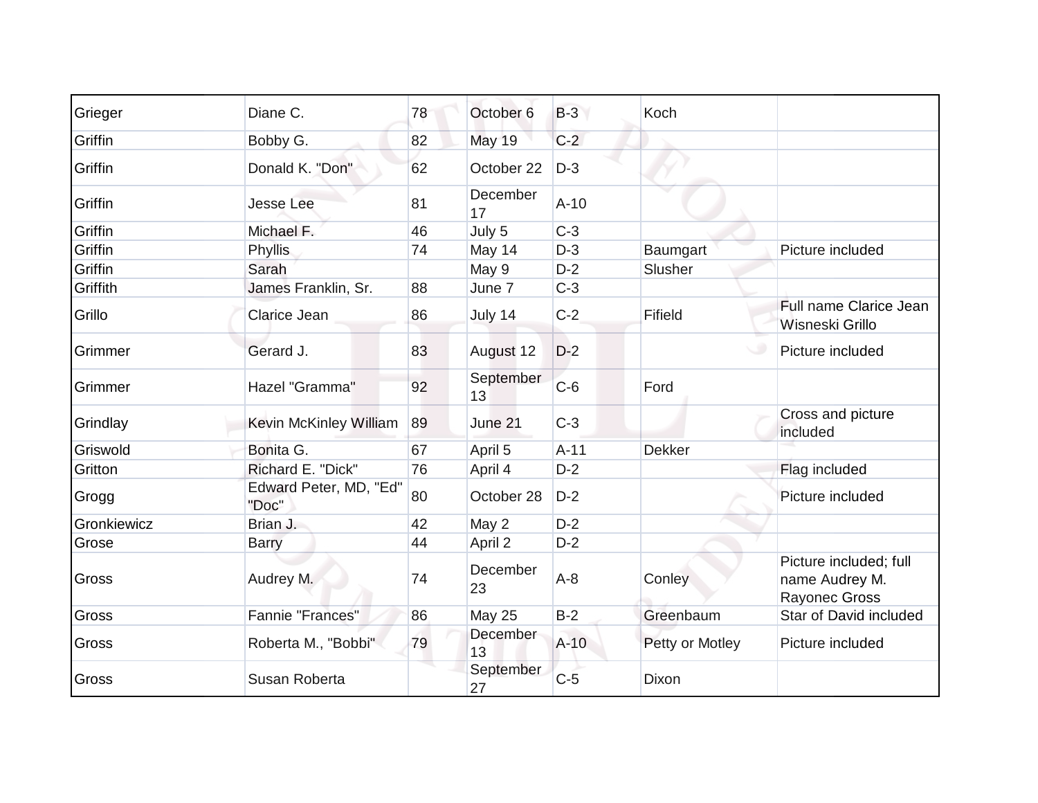| Grieger | Diane C. | 78 | October 6 | B-3 | Koch | |
|---|---|---|---|---|---|---|
| Griffin | Bobby G. | 82 | May 19 | C-2 | | |
| Griffin | Donald K. "Don" | 62 | October 22 | D-3 | | |
| Griffin | Jesse Lee | 81 | December 17 | A-10 | | |
| Griffin | Michael F. | 46 | July 5 | C-3 | | |
| Griffin | Phyllis | 74 | May 14 | D-3 | Baumgart | Picture included |
| Griffin | Sarah | | May 9 | D-2 | Slusher | |
| Griffith | James Franklin, Sr. | 88 | June 7 | C-3 | | |
| Grillo | Clarice Jean | 86 | July 14 | C-2 | Fifield | Full name Clarice Jean Wisneski Grillo |
| Grimmer | Gerard J. | 83 | August 12 | D-2 | | Picture included |
| Grimmer | Hazel "Gramma" | 92 | September 13 | C-6 | Ford | |
| Grindlay | Kevin McKinley William | 89 | June 21 | C-3 | | Cross and picture included |
| Griswold | Bonita G. | 67 | April 5 | A-11 | Dekker | |
| Gritton | Richard E. "Dick" | 76 | April 4 | D-2 | | Flag included |
| Grogg | Edward Peter, MD, "Ed" "Doc" | 80 | October 28 | D-2 | | Picture included |
| Gronkiewicz | Brian J. | 42 | May 2 | D-2 | | |
| Grose | Barry | 44 | April 2 | D-2 | | |
| Gross | Audrey M. | 74 | December 23 | A-8 | Conley | Picture included; full name Audrey M. Rayonec Gross |
| Gross | Fannie "Frances" | 86 | May 25 | B-2 | Greenbaum | Star of David included |
| Gross | Roberta M., "Bobbi" | 79 | December 13 | A-10 | Petty or Motley | Picture included |
| Gross | Susan Roberta | | September 27 | C-5 | Dixon | |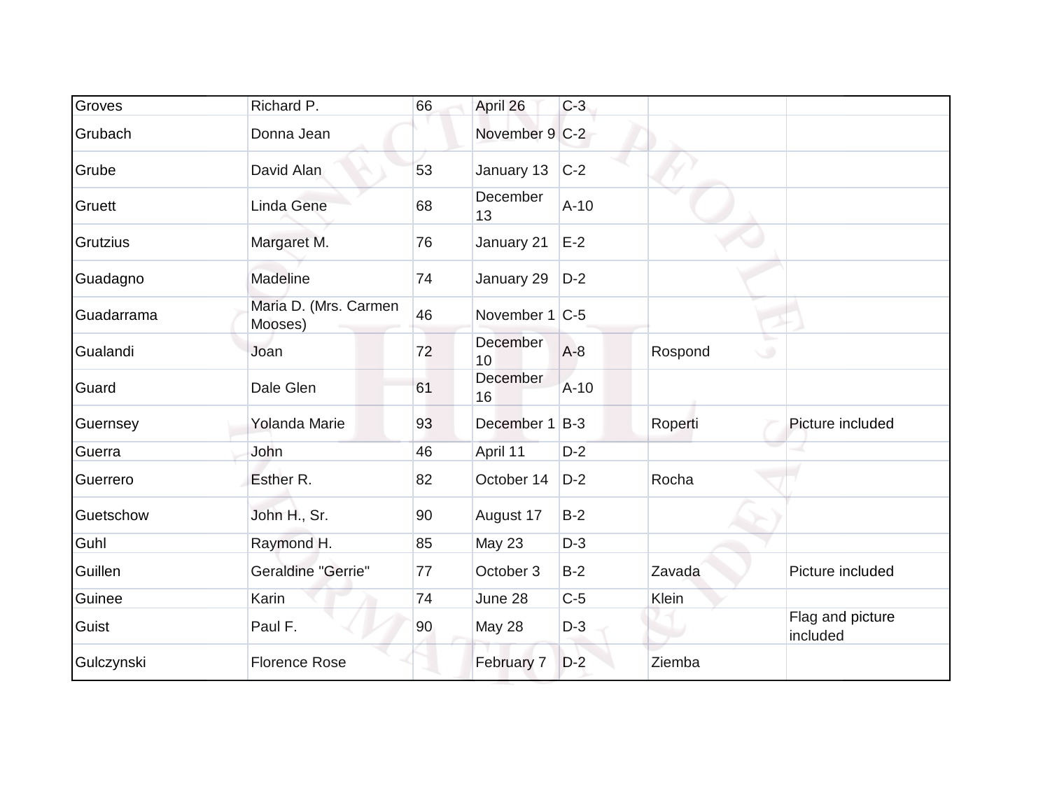| | | | | | | |
|---|---|---|---|---|---|---|
| Groves | Richard P. | 66 | April 26 | C-3 | | |
| Grubach | Donna Jean | | November 9 | C-2 | | |
| Grube | David Alan | 53 | January 13 | C-2 | | |
| Gruett | Linda Gene | 68 | December 13 | A-10 | | |
| Grutzius | Margaret M. | 76 | January 21 | E-2 | | |
| Guadagno | Madeline | 74 | January 29 | D-2 | | |
| Guadarrama | Maria D. (Mrs. Carmen Mooses) | 46 | November 1 | C-5 | | |
| Gualandi | Joan | 72 | December 10 | A-8 | Rospond | |
| Guard | Dale Glen | 61 | December 16 | A-10 | | |
| Guernsey | Yolanda Marie | 93 | December 1 | B-3 | Roperti | Picture included |
| Guerra | John | 46 | April 11 | D-2 | | |
| Guerrero | Esther R. | 82 | October 14 | D-2 | Rocha | |
| Guetschow | John H., Sr. | 90 | August 17 | B-2 | | |
| Guhl | Raymond H. | 85 | May 23 | D-3 | | |
| Guillen | Geraldine "Gerrie" | 77 | October 3 | B-2 | Zavada | Picture included |
| Guinee | Karin | 74 | June 28 | C-5 | Klein | |
| Guist | Paul F. | 90 | May 28 | D-3 | | Flag and picture included |
| Gulczynski | Florence Rose | | February 7 | D-2 | Ziemba | |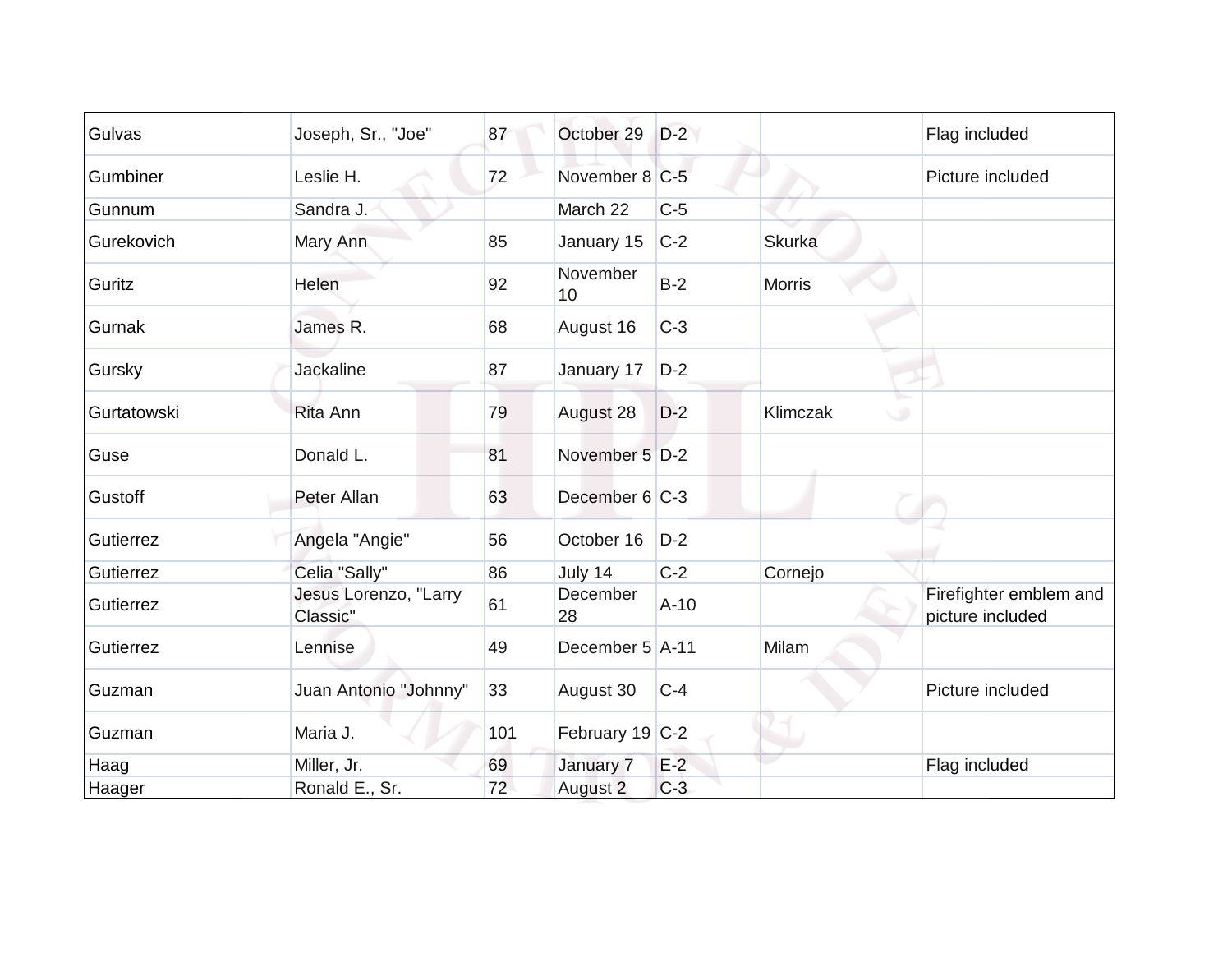| | | | | | | |
|---|---|---|---|---|---|---|
| Gulvas | Joseph, Sr., "Joe" | 87 | October 29 | D-2 | | Flag included |
| Gumbiner | Leslie H. | 72 | November 8 | C-5 | | Picture included |
| Gunnum | Sandra J. | | March 22 | C-5 | | |
| Gurekovich | Mary Ann | 85 | January 15 | C-2 | Skurka | |
| Guritz | Helen | 92 | November 10 | B-2 | Morris | |
| Gurnak | James R. | 68 | August 16 | C-3 | | |
| Gursky | Jackaline | 87 | January 17 | D-2 | | |
| Gurtatowski | Rita Ann | 79 | August 28 | D-2 | Klimczak | |
| Guse | Donald L. | 81 | November 5 | D-2 | | |
| Gustoff | Peter Allan | 63 | December 6 | C-3 | | |
| Gutierrez | Angela "Angie" | 56 | October 16 | D-2 | | |
| Gutierrez | Celia "Sally" | 86 | July 14 | C-2 | Cornejo | |
| Gutierrez | Jesus Lorenzo, "Larry Classic" | 61 | December 28 | A-10 | | Firefighter emblem and picture included |
| Gutierrez | Lennise | 49 | December 5 | A-11 | Milam | |
| Guzman | Juan Antonio "Johnny" | 33 | August 30 | C-4 | | Picture included |
| Guzman | Maria J. | 101 | February 19 | C-2 | | |
| Haag | Miller, Jr. | 69 | January 7 | E-2 | | Flag included |
| Haager | Ronald E., Sr. | 72 | August 2 | C-3 | | |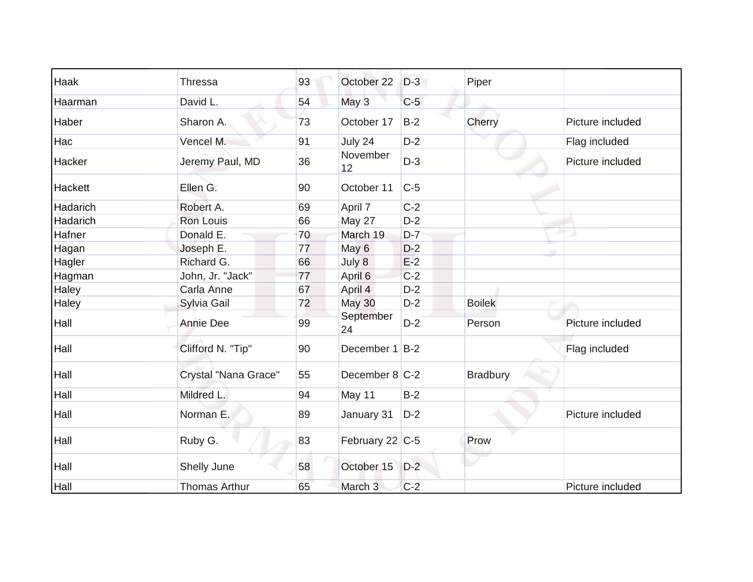| Haak | Thressa | 93 | October 22 | D-3 | Piper | |
|---|---|---|---|---|---|---|
| Haarman | David L. | 54 | May 3 | C-5 | | |
| Haber | Sharon A. | 73 | October 17 | B-2 | Cherry | Picture included |
| Hac | Vencel M. | 91 | July 24 | D-2 | | Flag included |
| Hacker | Jeremy Paul, MD | 36 | November 12 | D-3 | | Picture included |
| Hackett | Ellen G. | 90 | October 11 | C-5 | | |
| Hadarich | Robert A. | 69 | April 7 | C-2 | | |
| Hadarich | Ron Louis | 66 | May 27 | D-2 | | |
| Hafner | Donald E. | 70 | March 19 | D-7 | | |
| Hagan | Joseph E. | 77 | May 6 | D-2 | | |
| Hagler | Richard G. | 66 | July 8 | E-2 | | |
| Hagman | John, Jr. "Jack" | 77 | April 6 | C-2 | | |
| Haley | Carla Anne | 67 | April 4 | D-2 | | |
| Haley | Sylvia Gail | 72 | May 30 | D-2 | Boilek | |
| Hall | Annie Dee | 99 | September 24 | D-2 | Person | Picture included |
| Hall | Clifford N. "Tip" | 90 | December 1 | B-2 | | Flag included |
| Hall | Crystal "Nana Grace" | 55 | December 8 | C-2 | Bradbury | |
| Hall | Mildred L. | 94 | May 11 | B-2 | | |
| Hall | Norman E. | 89 | January 31 | D-2 | | Picture included |
| Hall | Ruby G. | 83 | February 22 | C-5 | Prow | |
| Hall | Shelly June | 58 | October 15 | D-2 | | |
| Hall | Thomas Arthur | 65 | March 3 | C-2 | | Picture included |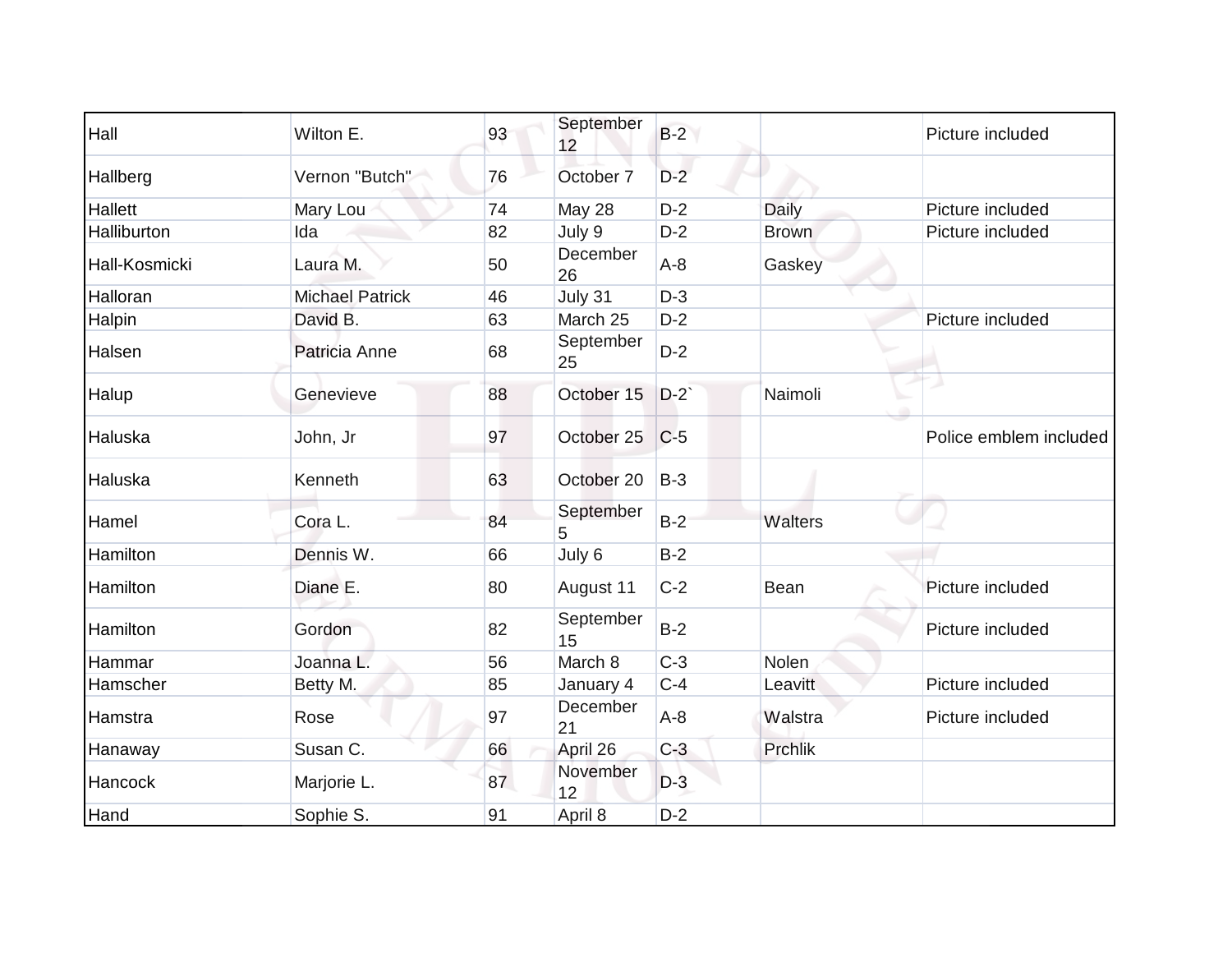| | | | | | | |
|---|---|---|---|---|---|---|
| Hall | Wilton E. | 93 | September 12 | B-2 | | Picture included |
| Hallberg | Vernon "Butch" | 76 | October 7 | D-2 | | |
| Hallett | Mary Lou | 74 | May 28 | D-2 | Daily | Picture included |
| Halliburton | Ida | 82 | July 9 | D-2 | Brown | Picture included |
| Hall-Kosmicki | Laura M. | 50 | December 26 | A-8 | Gaskey | |
| Halloran | Michael Patrick | 46 | July 31 | D-3 | | |
| Halpin | David B. | 63 | March 25 | D-2 | | Picture included |
| Halsen | Patricia Anne | 68 | September 25 | D-2 | | |
| Halup | Genevieve | 88 | October 15 | D-2` | Naimoli | |
| Haluska | John, Jr | 97 | October 25 | C-5 | | Police emblem included |
| Haluska | Kenneth | 63 | October 20 | B-3 | | |
| Hamel | Cora L. | 84 | September 5 | B-2 | Walters | |
| Hamilton | Dennis W. | 66 | July 6 | B-2 | | |
| Hamilton | Diane E. | 80 | August 11 | C-2 | Bean | Picture included |
| Hamilton | Gordon | 82 | September 15 | B-2 | | Picture included |
| Hammar | Joanna L. | 56 | March 8 | C-3 | Nolen | |
| Hamscher | Betty M. | 85 | January 4 | C-4 | Leavitt | Picture included |
| Hamstra | Rose | 97 | December 21 | A-8 | Walstra | Picture included |
| Hanaway | Susan C. | 66 | April 26 | C-3 | Prchlik | |
| Hancock | Marjorie L. | 87 | November 12 | D-3 | | |
| Hand | Sophie S. | 91 | April 8 | D-2 | | |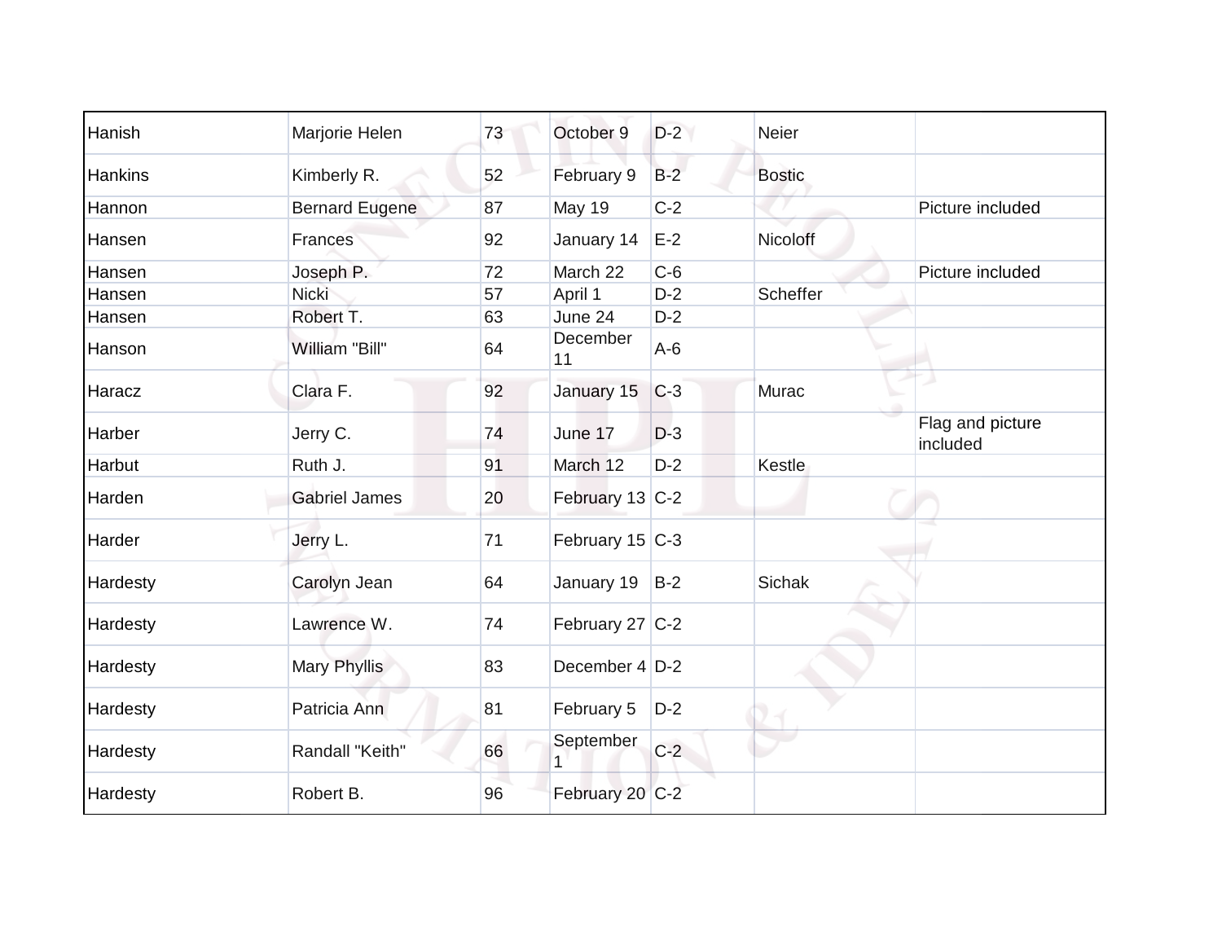| Hanish | Marjorie Helen | 73 | October 9 | D-2 | Neier | |
|---|---|---|---|---|---|---|
| Hankins | Kimberly R. | 52 | February 9 | B-2 | Bostic | |
| Hannon | Bernard Eugene | 87 | May 19 | C-2 | | Picture included |
| Hansen | Frances | 92 | January 14 | E-2 | Nicoloff | |
| Hansen | Joseph P. | 72 | March 22 | C-6 | | Picture included |
| Hansen | Nicki | 57 | April 1 | D-2 | Scheffer | |
| Hansen | Robert T. | 63 | June 24 | D-2 | | |
| Hanson | William "Bill" | 64 | December 11 | A-6 | | |
| Haracz | Clara F. | 92 | January 15 | C-3 | Murac | |
| Harber | Jerry C. | 74 | June 17 | D-3 | | Flag and picture included |
| Harbut | Ruth J. | 91 | March 12 | D-2 | Kestle | |
| Harden | Gabriel James | 20 | February 13 | C-2 | | |
| Harder | Jerry L. | 71 | February 15 | C-3 | | |
| Hardesty | Carolyn Jean | 64 | January 19 | B-2 | Sichak | |
| Hardesty | Lawrence W. | 74 | February 27 | C-2 | | |
| Hardesty | Mary Phyllis | 83 | December 4 | D-2 | | |
| Hardesty | Patricia Ann | 81 | February 5 | D-2 | | |
| Hardesty | Randall "Keith" | 66 | September 1 | C-2 | | |
| Hardesty | Robert B. | 96 | February 20 | C-2 | | |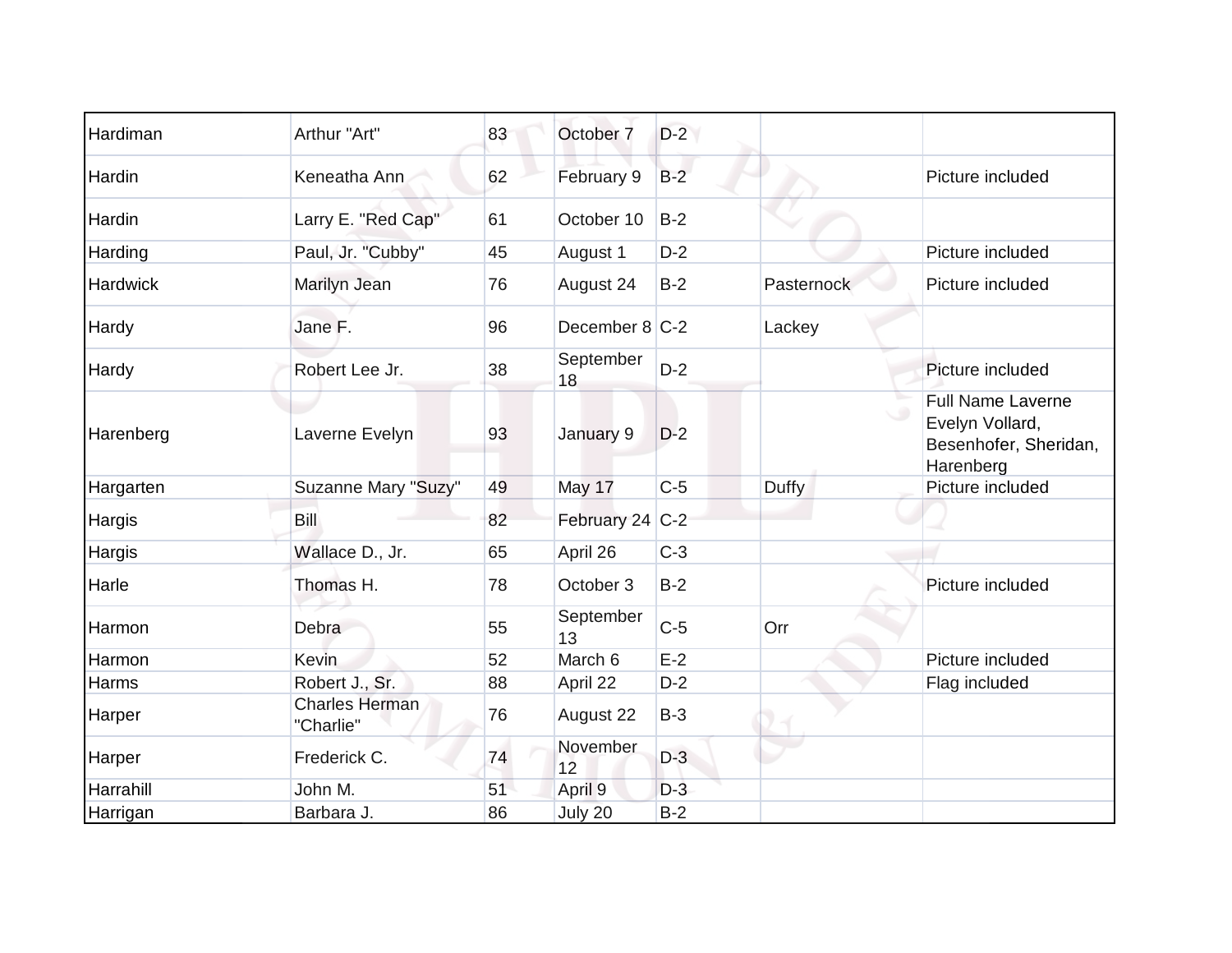| | | | | | | |
|---|---|---|---|---|---|---|
| Hardiman | Arthur "Art" | 83 | October 7 | D-2 | | |
| Hardin | Keneatha Ann | 62 | February 9 | B-2 | | Picture included |
| Hardin | Larry E. "Red Cap" | 61 | October 10 | B-2 | | |
| Harding | Paul, Jr. "Cubby" | 45 | August 1 | D-2 | | Picture included |
| Hardwick | Marilyn Jean | 76 | August 24 | B-2 | Pasternock | Picture included |
| Hardy | Jane F. | 96 | December 8 | C-2 | Lackey | |
| Hardy | Robert Lee Jr. | 38 | September 18 | D-2 | | Picture included |
| Harenberg | Laverne Evelyn | 93 | January 9 | D-2 | | Full Name Laverne Evelyn Vollard, Besenhofer, Sheridan, Harenberg |
| Hargarten | Suzanne Mary "Suzy" | 49 | May 17 | C-5 | Duffy | Picture included |
| Hargis | Bill | 82 | February 24 | C-2 | | |
| Hargis | Wallace D., Jr. | 65 | April 26 | C-3 | | |
| Harle | Thomas H. | 78 | October 3 | B-2 | | Picture included |
| Harmon | Debra | 55 | September 13 | C-5 | Orr | |
| Harmon | Kevin | 52 | March 6 | E-2 | | Picture included |
| Harms | Robert J., Sr. | 88 | April 22 | D-2 | | Flag included |
| Harper | Charles Herman "Charlie" | 76 | August 22 | B-3 | | |
| Harper | Frederick C. | 74 | November 12 | D-3 | | |
| Harrahill | John M. | 51 | April 9 | D-3 | | |
| Harrigan | Barbara J. | 86 | July 20 | B-2 | | |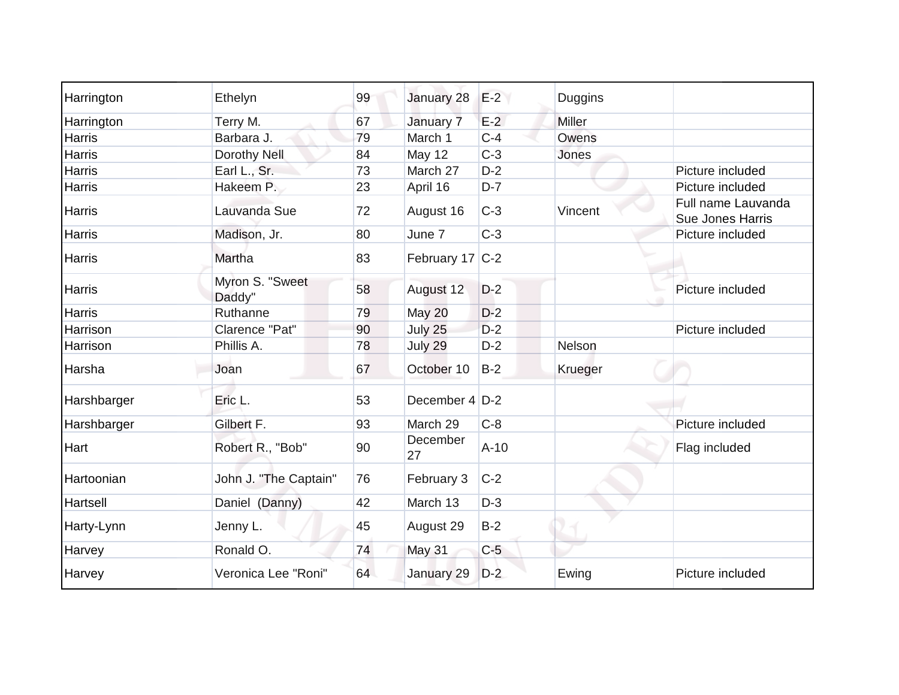| Harrington | Ethelyn | 99 | January 28 | E-2 | Duggins | |
|---|---|---|---|---|---|---|
| Harrington | Terry M. | 67 | January 7 | E-2 | Miller | |
| Harris | Barbara J. | 79 | March 1 | C-4 | Owens | |
| Harris | Dorothy Nell | 84 | May 12 | C-3 | Jones | |
| Harris | Earl L., Sr. | 73 | March 27 | D-2 | | Picture included |
| Harris | Hakeem P. | 23 | April 16 | D-7 | | Picture included |
| Harris | Lauvanda Sue | 72 | August 16 | C-3 | Vincent | Full name Lauvanda Sue Jones Harris |
| Harris | Madison, Jr. | 80 | June 7 | C-3 | | Picture included |
| Harris | Martha | 83 | February 17 | C-2 | | |
| Harris | Myron S. "Sweet Daddy" | 58 | August 12 | D-2 | | Picture included |
| Harris | Ruthanne | 79 | May 20 | D-2 | | |
| Harrison | Clarence "Pat" | 90 | July 25 | D-2 | | Picture included |
| Harrison | Phillis A. | 78 | July 29 | D-2 | Nelson | |
| Harsha | Joan | 67 | October 10 | B-2 | Krueger | |
| Harshbarger | Eric L. | 53 | December 4 | D-2 | | |
| Harshbarger | Gilbert F. | 93 | March 29 | C-8 | | Picture included |
| Hart | Robert R., "Bob" | 90 | December 27 | A-10 | | Flag included |
| Hartoonian | John J. "The Captain" | 76 | February 3 | C-2 | | |
| Hartsell | Daniel (Danny) | 42 | March 13 | D-3 | | |
| Harty-Lynn | Jenny L. | 45 | August 29 | B-2 | | |
| Harvey | Ronald O. | 74 | May 31 | C-5 | | |
| Harvey | Veronica Lee "Roni" | 64 | January 29 | D-2 | Ewing | Picture included |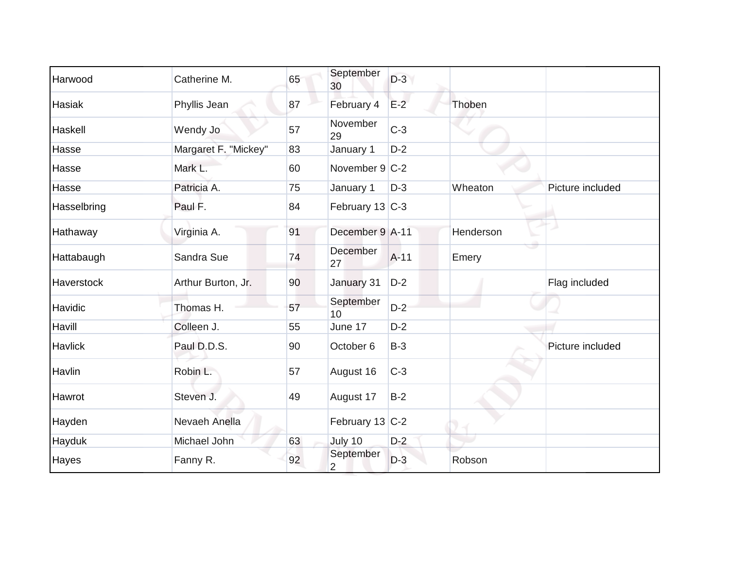| | | | | | | |
|---|---|---|---|---|---|---|
| Harwood | Catherine M. | 65 | September 30 | D-3 | | |
| Hasiak | Phyllis Jean | 87 | February 4 | E-2 | Thoben | |
| Haskell | Wendy Jo | 57 | November 29 | C-3 | | |
| Hasse | Margaret F. "Mickey" | 83 | January 1 | D-2 | | |
| Hasse | Mark L. | 60 | November 9 | C-2 | | |
| Hasse | Patricia A. | 75 | January 1 | D-3 | Wheaton | Picture included |
| Hasselbring | Paul F. | 84 | February 13 | C-3 | | |
| Hathaway | Virginia A. | 91 | December 9 | A-11 | Henderson | |
| Hattabaugh | Sandra Sue | 74 | December 27 | A-11 | Emery | |
| Haverstock | Arthur Burton, Jr. | 90 | January 31 | D-2 | | Flag included |
| Havidic | Thomas H. | 57 | September 10 | D-2 | | |
| Havill | Colleen J. | 55 | June 17 | D-2 | | |
| Havlick | Paul D.D.S. | 90 | October 6 | B-3 | | Picture included |
| Havlin | Robin L. | 57 | August 16 | C-3 | | |
| Hawrot | Steven J. | 49 | August 17 | B-2 | | |
| Hayden | Nevaeh Anella | | February 13 | C-2 | | |
| Hayduk | Michael John | 63 | July 10 | D-2 | | |
| Hayes | Fanny R. | 92 | September 2 | D-3 | Robson | |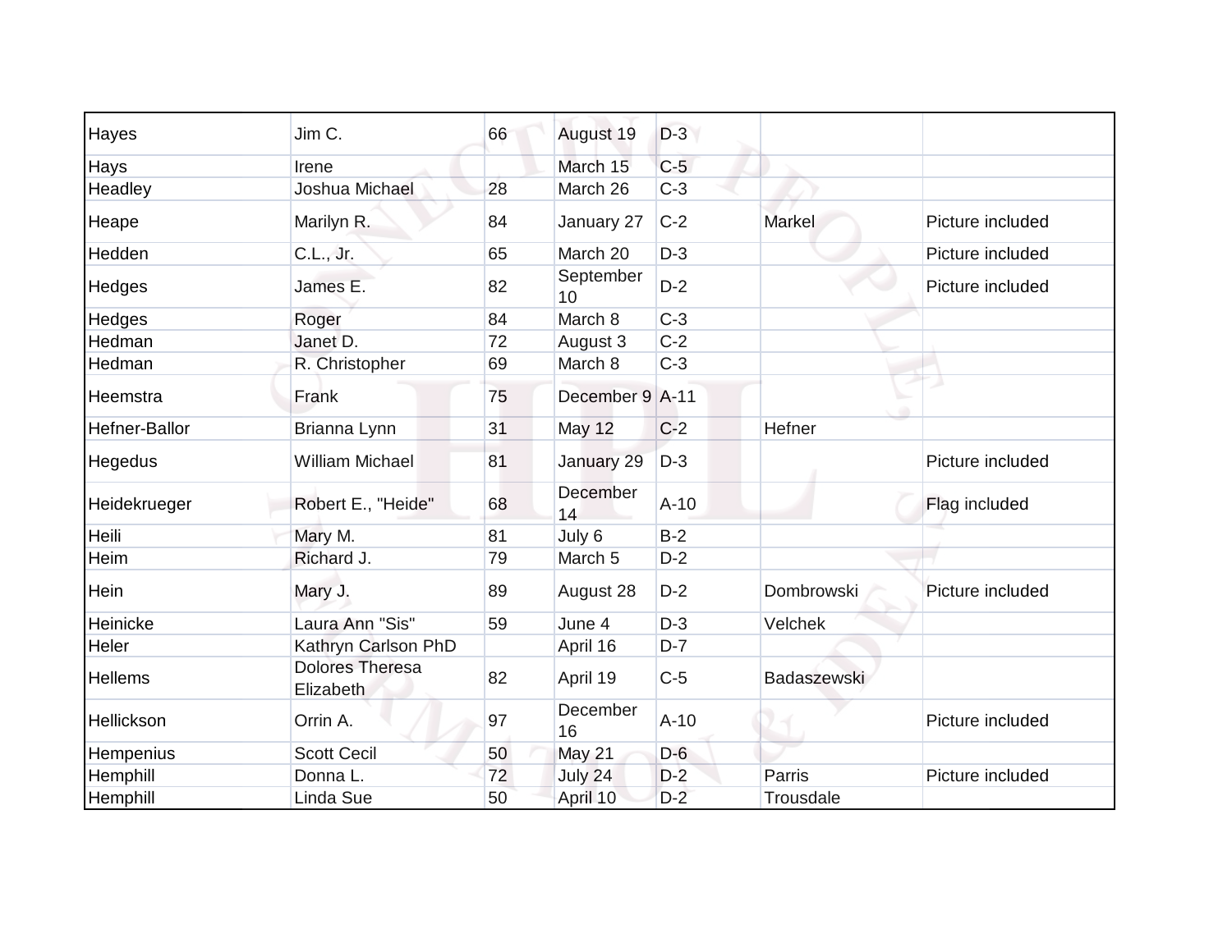| | | | | | | |
|---|---|---|---|---|---|---|
| Hayes | Jim C. | 66 | August 19 | D-3 | | |
| Hays | Irene | | March 15 | C-5 | | |
| Headley | Joshua Michael | 28 | March 26 | C-3 | | |
| Heape | Marilyn R. | 84 | January 27 | C-2 | Markel | Picture included |
| Hedden | C.L., Jr. | 65 | March 20 | D-3 | | Picture included |
| Hedges | James E. | 82 | September 10 | D-2 | | Picture included |
| Hedges | Roger | 84 | March 8 | C-3 | | |
| Hedman | Janet D. | 72 | August 3 | C-2 | | |
| Hedman | R. Christopher | 69 | March 8 | C-3 | | |
| Heemstra | Frank | 75 | December 9 | A-11 | | |
| Hefner-Ballor | Brianna Lynn | 31 | May 12 | C-2 | Hefner | |
| Hegedus | William Michael | 81 | January 29 | D-3 | | Picture included |
| Heidekrueger | Robert E., "Heide" | 68 | December 14 | A-10 | | Flag included |
| Heili | Mary M. | 81 | July 6 | B-2 | | |
| Heim | Richard J. | 79 | March 5 | D-2 | | |
| Hein | Mary J. | 89 | August 28 | D-2 | Dombrowski | Picture included |
| Heinicke | Laura Ann "Sis" | 59 | June 4 | D-3 | Velchek | |
| Heler | Kathryn Carlson PhD | | April 16 | D-7 | | |
| Hellems | Dolores Theresa Elizabeth | 82 | April 19 | C-5 | Badaszewski | |
| Hellickson | Orrin A. | 97 | December 16 | A-10 | | Picture included |
| Hempenius | Scott Cecil | 50 | May 21 | D-6 | | |
| Hemphill | Donna L. | 72 | July 24 | D-2 | Parris | Picture included |
| Hemphill | Linda Sue | 50 | April 10 | D-2 | Trousdale | |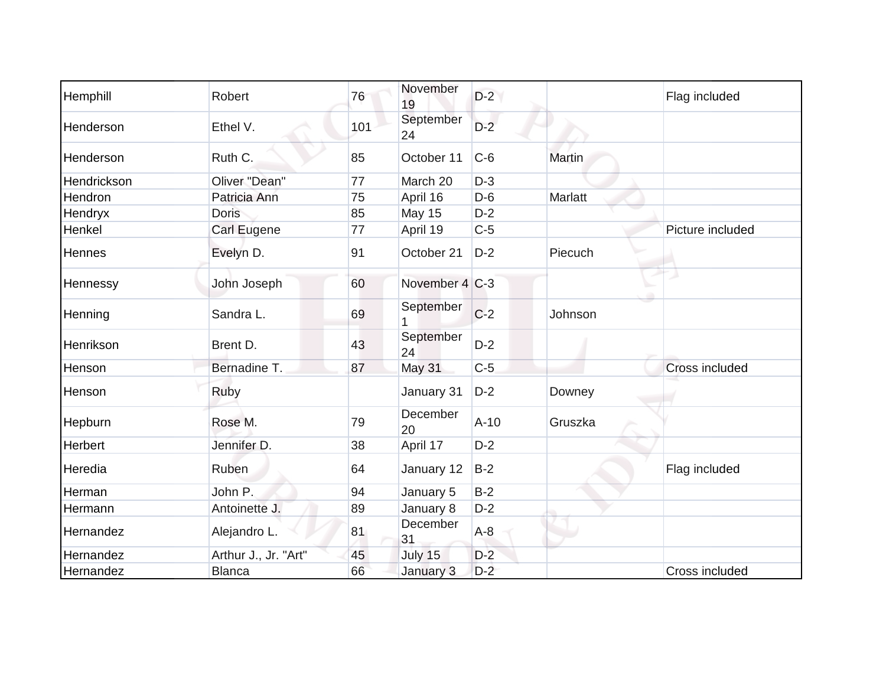| | | | | | | |
|---|---|---|---|---|---|---|
| Hemphill | Robert | 76 | November 19 | D-2 | | Flag included |
| Henderson | Ethel V. | 101 | September 24 | D-2 | | |
| Henderson | Ruth C. | 85 | October 11 | C-6 | Martin | |
| Hendrickson | Oliver "Dean" | 77 | March 20 | D-3 | | |
| Hendron | Patricia Ann | 75 | April 16 | D-6 | Marlatt | |
| Hendryx | Doris | 85 | May 15 | D-2 | | |
| Henkel | Carl Eugene | 77 | April 19 | C-5 | | Picture included |
| Hennes | Evelyn D. | 91 | October 21 | D-2 | Piecuch | |
| Hennessy | John Joseph | 60 | November 4 | C-3 | | |
| Henning | Sandra L. | 69 | September 1 | C-2 | Johnson | |
| Henrikson | Brent D. | 43 | September 24 | D-2 | | |
| Henson | Bernadine T. | 87 | May 31 | C-5 | | Cross included |
| Henson | Ruby | | January 31 | D-2 | Downey | |
| Hepburn | Rose M. | 79 | December 20 | A-10 | Gruszka | |
| Herbert | Jennifer D. | 38 | April 17 | D-2 | | |
| Heredia | Ruben | 64 | January 12 | B-2 | | Flag included |
| Herman | John P. | 94 | January 5 | B-2 | | |
| Hermann | Antoinette J. | 89 | January 8 | D-2 | | |
| Hernandez | Alejandro L. | 81 | December 31 | A-8 | | |
| Hernandez | Arthur J., Jr. "Art" | 45 | July 15 | D-2 | | |
| Hernandez | Blanca | 66 | January 3 | D-2 | | Cross included |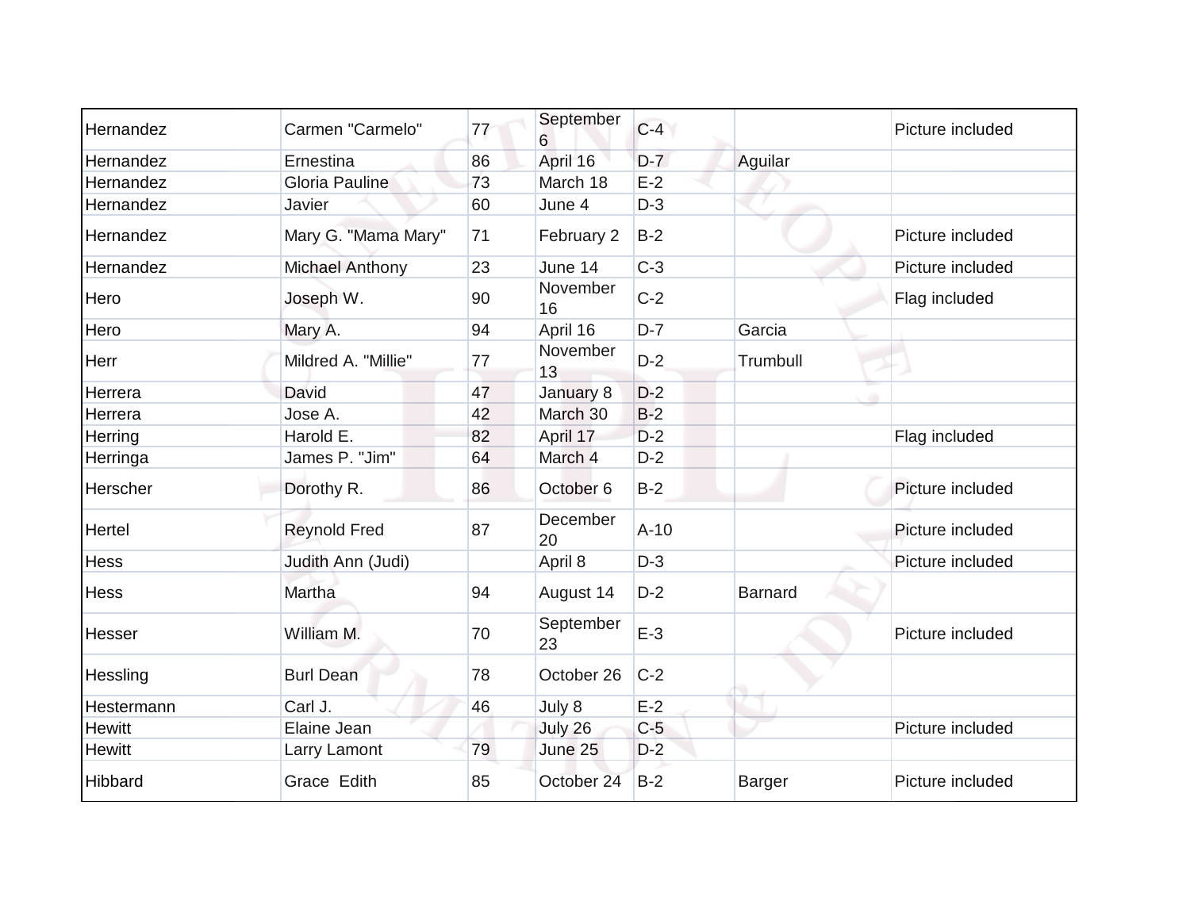| | | | | | | |
|---|---|---|---|---|---|---|
| Hernandez | Carmen "Carmelo" | 77 | September 6 | C-4 | | Picture included |
| Hernandez | Ernestina | 86 | April 16 | D-7 | Aguilar | |
| Hernandez | Gloria Pauline | 73 | March 18 | E-2 | | |
| Hernandez | Javier | 60 | June 4 | D-3 | | |
| Hernandez | Mary G. "Mama Mary" | 71 | February 2 | B-2 | | Picture included |
| Hernandez | Michael Anthony | 23 | June 14 | C-3 | | Picture included |
| Hero | Joseph W. | 90 | November 16 | C-2 | | Flag included |
| Hero | Mary A. | 94 | April 16 | D-7 | Garcia | |
| Herr | Mildred A. "Millie" | 77 | November 13 | D-2 | Trumbull | |
| Herrera | David | 47 | January 8 | D-2 | | |
| Herrera | Jose A. | 42 | March 30 | B-2 | | |
| Herring | Harold E. | 82 | April 17 | D-2 | | Flag included |
| Herringa | James P. "Jim" | 64 | March 4 | D-2 | | |
| Herscher | Dorothy R. | 86 | October 6 | B-2 | | Picture included |
| Hertel | Reynold Fred | 87 | December 20 | A-10 | | Picture included |
| Hess | Judith Ann (Judi) | | April 8 | D-3 | | Picture included |
| Hess | Martha | 94 | August 14 | D-2 | Barnard | |
| Hesser | William M. | 70 | September 23 | E-3 | | Picture included |
| Hessling | Burl Dean | 78 | October 26 | C-2 | | |
| Hestermann | Carl J. | 46 | July 8 | E-2 | | |
| Hewitt | Elaine Jean | | July 26 | C-5 | | Picture included |
| Hewitt | Larry Lamont | 79 | June 25 | D-2 | | |
| Hibbard | Grace Edith | 85 | October 24 | B-2 | Barger | Picture included |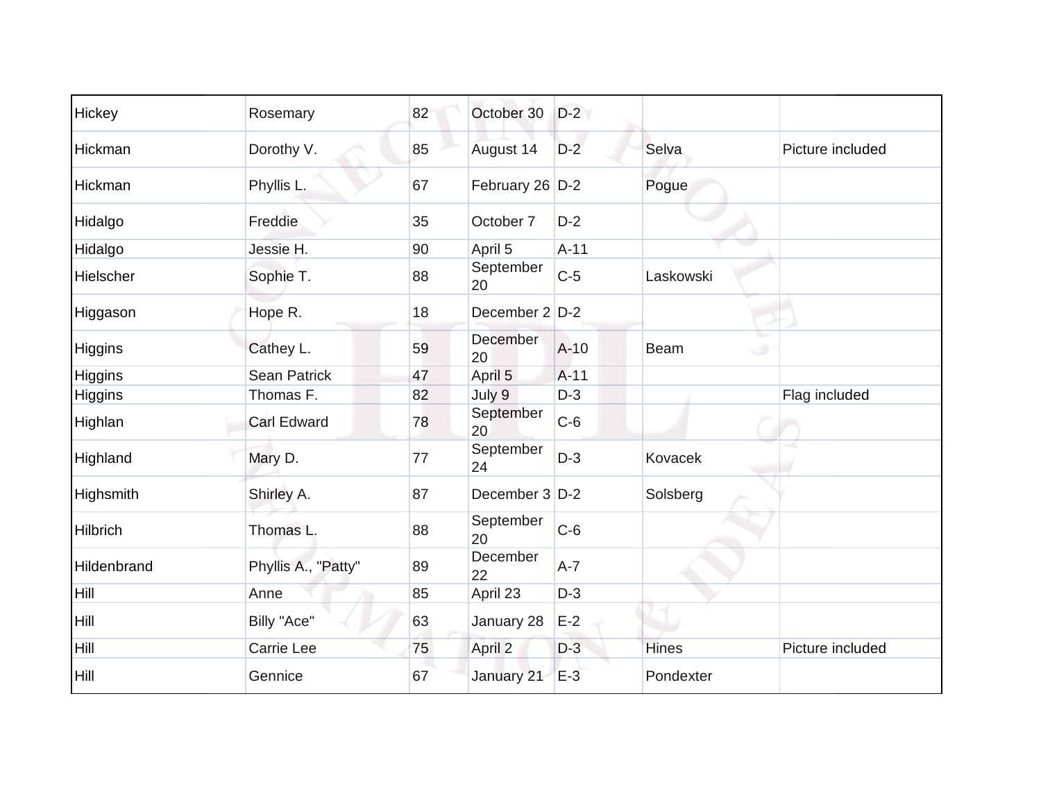| | | | | | | |
|---|---|---|---|---|---|---|
| Hickey | Rosemary | 82 | October 30 | D-2 | | |
| Hickman | Dorothy V. | 85 | August 14 | D-2 | Selva | Picture included |
| Hickman | Phyllis L. | 67 | February 26 | D-2 | Pogue | |
| Hidalgo | Freddie | 35 | October 7 | D-2 | | |
| Hidalgo | Jessie H. | 90 | April 5 | A-11 | | |
| Hielscher | Sophie T. | 88 | September 20 | C-5 | Laskowski | |
| Higgason | Hope R. | 18 | December 2 | D-2 | | |
| Higgins | Cathey L. | 59 | December 20 | A-10 | Beam | |
| Higgins | Sean Patrick | 47 | April 5 | A-11 | | |
| Higgins | Thomas F. | 82 | July 9 | D-3 | | Flag included |
| Highlan | Carl Edward | 78 | September 20 | C-6 | | |
| Highland | Mary D. | 77 | September 24 | D-3 | Kovacek | |
| Highsmith | Shirley A. | 87 | December 3 | D-2 | Solsberg | |
| Hilbrich | Thomas L. | 88 | September 20 | C-6 | | |
| Hildenbrand | Phyllis A., "Patty" | 89 | December 22 | A-7 | | |
| Hill | Anne | 85 | April 23 | D-3 | | |
| Hill | Billy "Ace" | 63 | January 28 | E-2 | | |
| Hill | Carrie Lee | 75 | April 2 | D-3 | Hines | Picture included |
| Hill | Gennice | 67 | January 21 | E-3 | Pondexter | |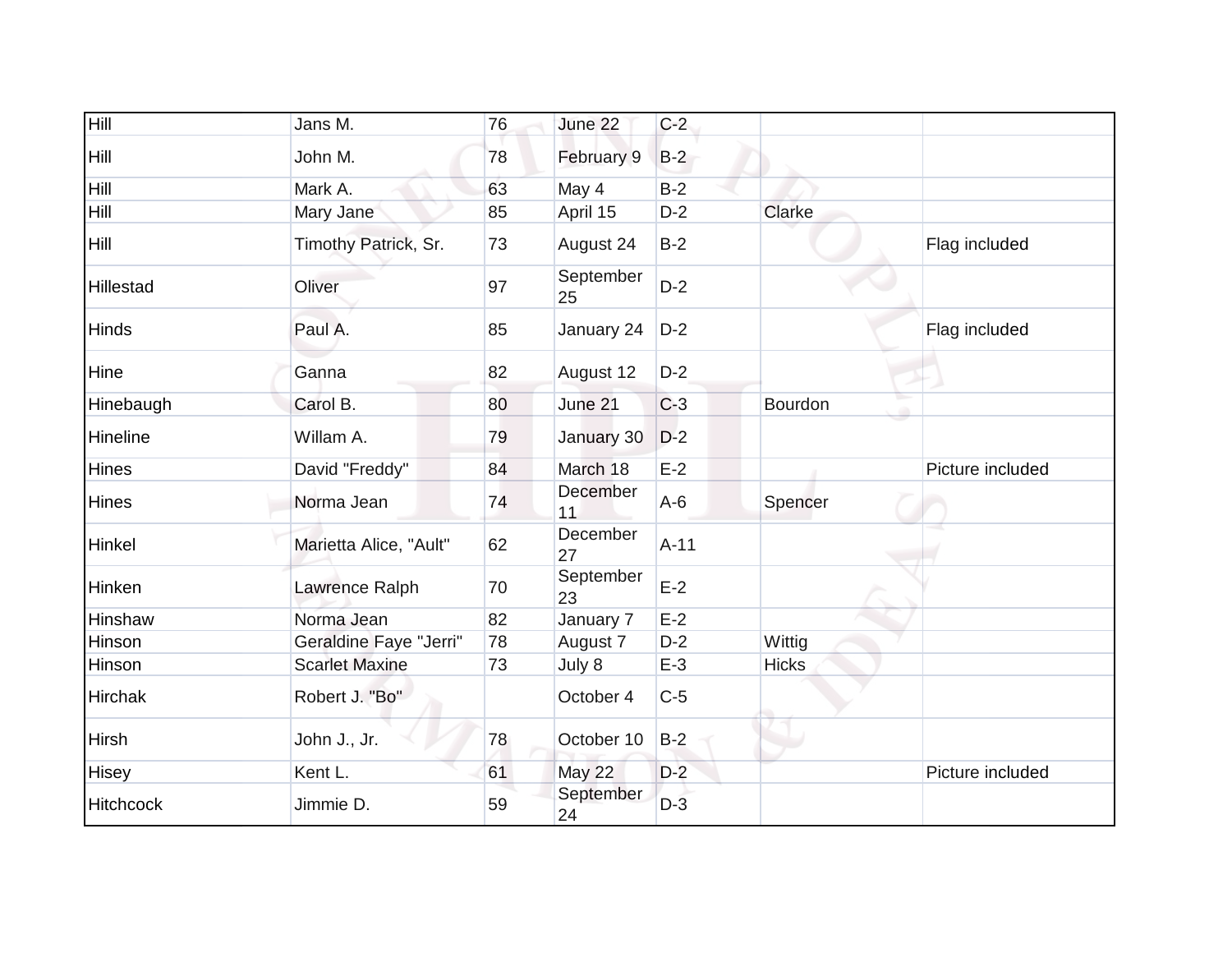| | | | | | | |
|---|---|---|---|---|---|---|
| Hill | Jans M. | 76 | June 22 | C-2 | | |
| Hill | John M. | 78 | February 9 | B-2 | | |
| Hill | Mark A. | 63 | May 4 | B-2 | | |
| Hill | Mary Jane | 85 | April 15 | D-2 | Clarke | |
| Hill | Timothy Patrick, Sr. | 73 | August 24 | B-2 | | Flag included |
| Hillestad | Oliver | 97 | September 25 | D-2 | | |
| Hinds | Paul A. | 85 | January 24 | D-2 | | Flag included |
| Hine | Ganna | 82 | August 12 | D-2 | | |
| Hinebaugh | Carol B. | 80 | June 21 | C-3 | Bourdon | |
| Hineline | Willam A. | 79 | January 30 | D-2 | | |
| Hines | David "Freddy" | 84 | March 18 | E-2 | | Picture included |
| Hines | Norma Jean | 74 | December 11 | A-6 | Spencer | |
| Hinkel | Marietta Alice, "Ault" | 62 | December 27 | A-11 | | |
| Hinken | Lawrence Ralph | 70 | September 23 | E-2 | | |
| Hinshaw | Norma Jean | 82 | January 7 | E-2 | | |
| Hinson | Geraldine Faye "Jerri" | 78 | August 7 | D-2 | Wittig | |
| Hinson | Scarlet Maxine | 73 | July 8 | E-3 | Hicks | |
| Hirchak | Robert J. "Bo" | | October 4 | C-5 | | |
| Hirsh | John J., Jr. | 78 | October 10 | B-2 | | |
| Hisey | Kent L. | 61 | May 22 | D-2 | | Picture included |
| Hitchcock | Jimmie D. | 59 | September 24 | D-3 | | |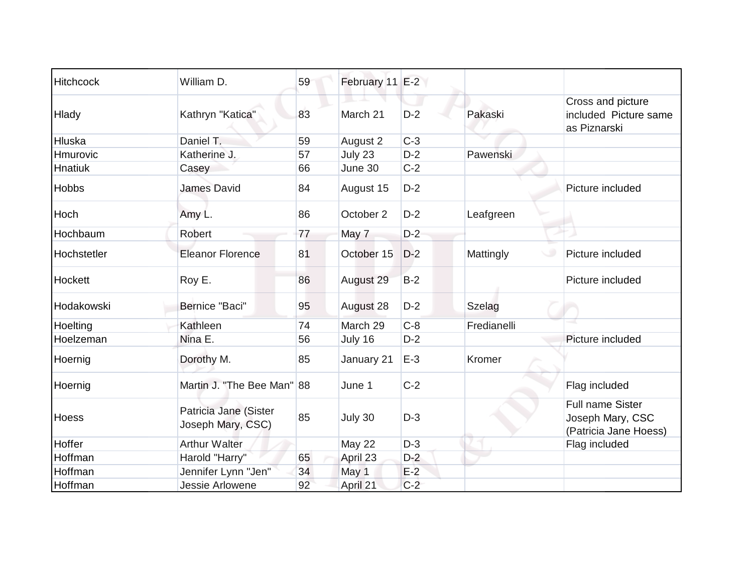| | | | | | | |
|---|---|---|---|---|---|---|
| Hitchcock | William D. | 59 | February 11 | E-2 | | |
| Hlady | Kathryn "Katica" | 83 | March 21 | D-2 | Pakaski | Cross and picture included Picture same as Piznarski |
| Hluska | Daniel T. | 59 | August 2 | C-3 | | |
| Hmurovic | Katherine J. | 57 | July 23 | D-2 | Pawenski | |
| Hnatiuk | Casey | 66 | June 30 | C-2 | | |
| Hobbs | James David | 84 | August 15 | D-2 | | Picture included |
| Hoch | Amy L. | 86 | October 2 | D-2 | Leafgreen | |
| Hochbaum | Robert | 77 | May 7 | D-2 | | |
| Hochstetler | Eleanor Florence | 81 | October 15 | D-2 | Mattingly | Picture included |
| Hockett | Roy E. | 86 | August 29 | B-2 | | Picture included |
| Hodakowski | Bernice "Baci" | 95 | August 28 | D-2 | Szelag | |
| Hoelting | Kathleen | 74 | March 29 | C-8 | Fredianelli | |
| Hoelzeman | Nina E. | 56 | July 16 | D-2 | | Picture included |
| Hoernig | Dorothy M. | 85 | January 21 | E-3 | Kromer | |
| Hoernig | Martin J. "The Bee Man" | 88 | June 1 | C-2 | | Flag included |
| Hoess | Patricia Jane (Sister Joseph Mary, CSC) | 85 | July 30 | D-3 | | Full name Sister Joseph Mary, CSC (Patricia Jane Hoess) |
| Hoffer | Arthur Walter | | May 22 | D-3 | | Flag included |
| Hoffman | Harold "Harry" | 65 | April 23 | D-2 | | |
| Hoffman | Jennifer Lynn "Jen" | 34 | May 1 | E-2 | | |
| Hoffman | Jessie Arlowene | 92 | April 21 | C-2 | | |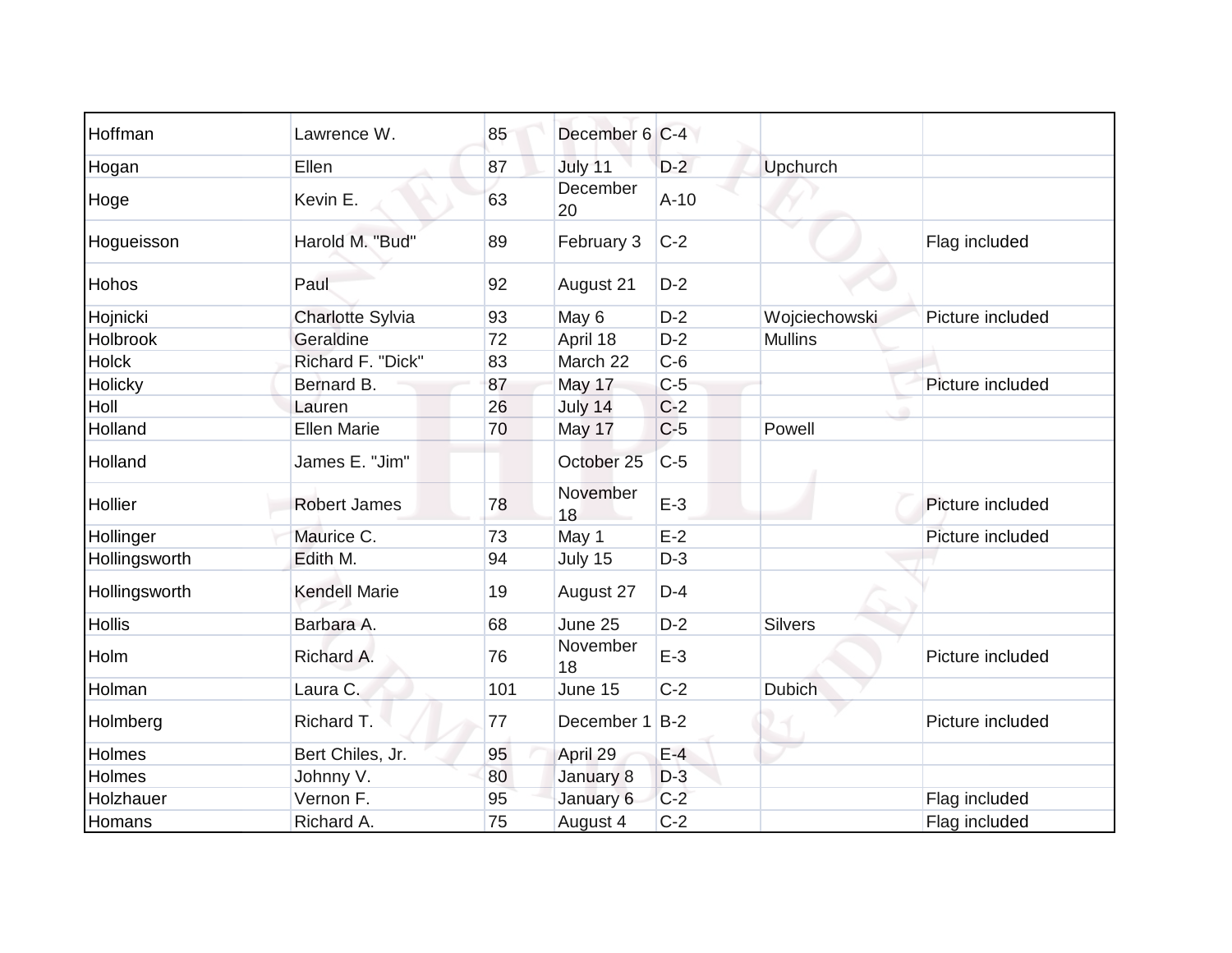| Hoffman | Lawrence W. | 85 | December 6 | C-4 | | |
|---|---|---|---|---|---|---|
| Hogan | Ellen | 87 | July 11 | D-2 | Upchurch | |
| Hoge | Kevin E. | 63 | December 20 | A-10 | | |
| Hogueisson | Harold M. "Bud" | 89 | February 3 | C-2 | | Flag included |
| Hohos | Paul | 92 | August 21 | D-2 | | |
| Hojnicki | Charlotte Sylvia | 93 | May 6 | D-2 | Wojciechowski | Picture included |
| Holbrook | Geraldine | 72 | April 18 | D-2 | Mullins | |
| Holck | Richard F. "Dick" | 83 | March 22 | C-6 | | |
| Holicky | Bernard B. | 87 | May 17 | C-5 | | Picture included |
| Holl | Lauren | 26 | July 14 | C-2 | | |
| Holland | Ellen Marie | 70 | May 17 | C-5 | Powell | |
| Holland | James E. "Jim" | | October 25 | C-5 | | |
| Hollier | Robert James | 78 | November 18 | E-3 | | Picture included |
| Hollinger | Maurice C. | 73 | May 1 | E-2 | | Picture included |
| Hollingsworth | Edith M. | 94 | July 15 | D-3 | | |
| Hollingsworth | Kendell Marie | 19 | August 27 | D-4 | | |
| Hollis | Barbara A. | 68 | June 25 | D-2 | Silvers | |
| Holm | Richard A. | 76 | November 18 | E-3 | | Picture included |
| Holman | Laura C. | 101 | June 15 | C-2 | Dubich | |
| Holmberg | Richard T. | 77 | December 1 | B-2 | | Picture included |
| Holmes | Bert Chiles, Jr. | 95 | April 29 | E-4 | | |
| Holmes | Johnny V. | 80 | January 8 | D-3 | | |
| Holzhauer | Vernon F. | 95 | January 6 | C-2 | | Flag included |
| Homans | Richard A. | 75 | August 4 | C-2 | | Flag included |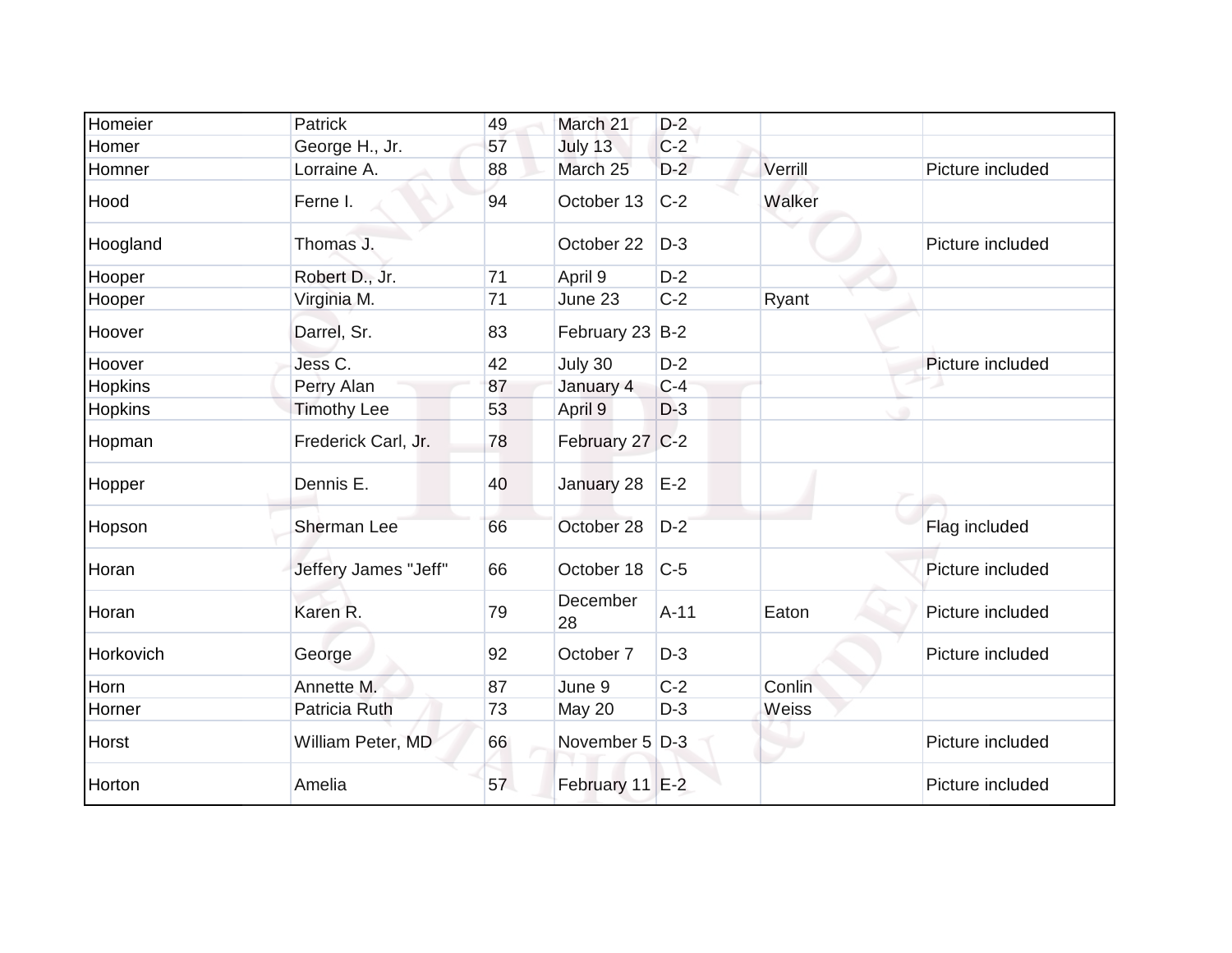| Homeier | Patrick | 49 | March 21 | D-2 | | |
|---|---|---|---|---|---|---|
| Homer | George H., Jr. | 57 | July 13 | C-2 | | |
| Homner | Lorraine A. | 88 | March 25 | D-2 | Verrill | Picture included |
| Hood | Ferne I. | 94 | October 13 | C-2 | Walker | |
| Hoogland | Thomas J. | | October 22 | D-3 | | Picture included |
| Hooper | Robert D., Jr. | 71 | April 9 | D-2 | | |
| Hooper | Virginia M. | 71 | June 23 | C-2 | Ryant | |
| Hoover | Darrel, Sr. | 83 | February 23 | B-2 | | |
| Hoover | Jess C. | 42 | July 30 | D-2 | | Picture included |
| Hopkins | Perry Alan | 87 | January 4 | C-4 | | |
| Hopkins | Timothy Lee | 53 | April 9 | D-3 | | |
| Hopman | Frederick Carl, Jr. | 78 | February 27 | C-2 | | |
| Hopper | Dennis E. | 40 | January 28 | E-2 | | |
| Hopson | Sherman Lee | 66 | October 28 | D-2 | | Flag included |
| Horan | Jeffery James "Jeff" | 66 | October 18 | C-5 | | Picture included |
| Horan | Karen R. | 79 | December 28 | A-11 | Eaton | Picture included |
| Horkovich | George | 92 | October 7 | D-3 | | Picture included |
| Horn | Annette M. | 87 | June 9 | C-2 | Conlin | |
| Horner | Patricia Ruth | 73 | May 20 | D-3 | Weiss | |
| Horst | William Peter, MD | 66 | November 5 | D-3 | | Picture included |
| Horton | Amelia | 57 | February 11 | E-2 | | Picture included |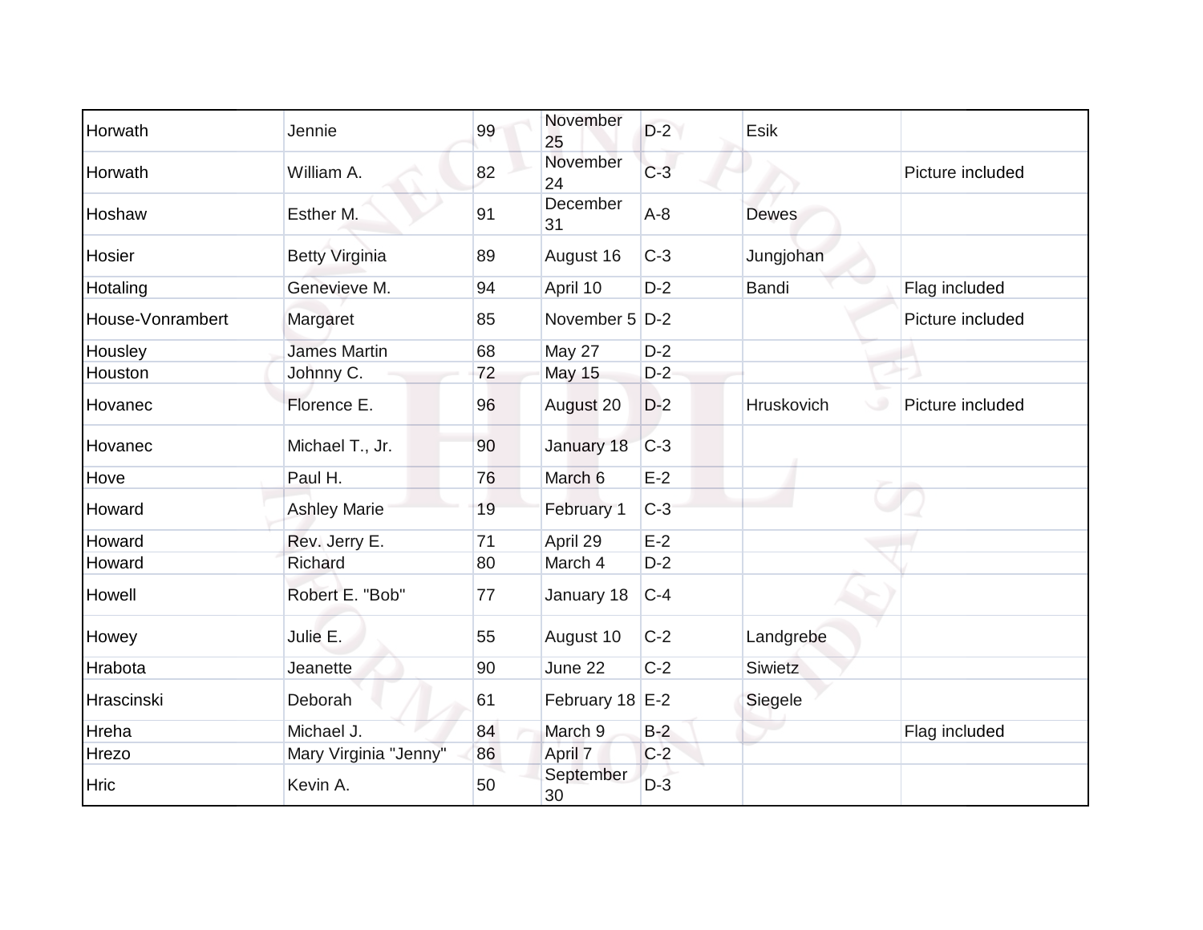| | | | | | | |
|---|---|---|---|---|---|---|
| Horwath | Jennie | 99 | November 25 | D-2 | Esik | |
| Horwath | William A. | 82 | November 24 | C-3 | | Picture included |
| Hoshaw | Esther M. | 91 | December 31 | A-8 | Dewes | |
| Hosier | Betty Virginia | 89 | August 16 | C-3 | Jungjohan | |
| Hotaling | Genevieve M. | 94 | April 10 | D-2 | Bandi | Flag included |
| House-Vonrambert | Margaret | 85 | November 5 | D-2 | | Picture included |
| Housley | James Martin | 68 | May 27 | D-2 | | |
| Houston | Johnny C. | 72 | May 15 | D-2 | | |
| Hovanec | Florence E. | 96 | August 20 | D-2 | Hruskovich | Picture included |
| Hovanec | Michael T., Jr. | 90 | January 18 | C-3 | | |
| Hove | Paul H. | 76 | March 6 | E-2 | | |
| Howard | Ashley Marie | 19 | February 1 | C-3 | | |
| Howard | Rev. Jerry E. | 71 | April 29 | E-2 | | |
| Howard | Richard | 80 | March 4 | D-2 | | |
| Howell | Robert E. "Bob" | 77 | January 18 | C-4 | | |
| Howey | Julie E. | 55 | August 10 | C-2 | Landgrebe | |
| Hrabota | Jeanette | 90 | June 22 | C-2 | Siwietz | |
| Hrascinski | Deborah | 61 | February 18 | E-2 | Siegele | |
| Hreha | Michael J. | 84 | March 9 | B-2 | | Flag included |
| Hrezo | Mary Virginia "Jenny" | 86 | April 7 | C-2 | | |
| Hric | Kevin A. | 50 | September 30 | D-3 | | |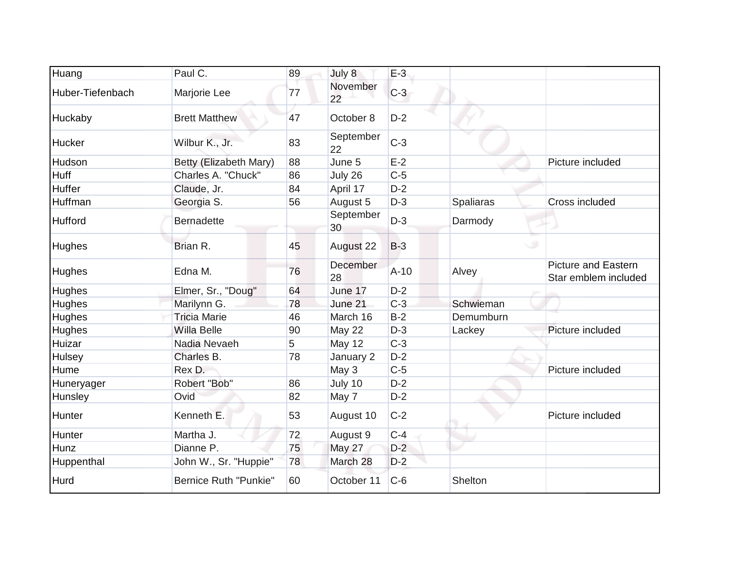| | | | | | | |
|---|---|---|---|---|---|---|
| Huang | Paul C. | 89 | July 8 | E-3 | | |
| Huber-Tiefenbach | Marjorie Lee | 77 | November 22 | C-3 | | |
| Huckaby | Brett Matthew | 47 | October 8 | D-2 | | |
| Hucker | Wilbur K., Jr. | 83 | September 22 | C-3 | | |
| Hudson | Betty (Elizabeth Mary) | 88 | June 5 | E-2 | | Picture included |
| Huff | Charles A. "Chuck" | 86 | July 26 | C-5 | | |
| Huffer | Claude, Jr. | 84 | April 17 | D-2 | | |
| Huffman | Georgia S. | 56 | August 5 | D-3 | Spaliaras | Cross included |
| Hufford | Bernadette | | September 30 | D-3 | Darmody | |
| Hughes | Brian R. | 45 | August 22 | B-3 | | |
| Hughes | Edna M. | 76 | December 28 | A-10 | Alvey | Picture and Eastern Star emblem included |
| Hughes | Elmer, Sr., "Doug" | 64 | June 17 | D-2 | | |
| Hughes | Marilynn G. | 78 | June 21 | C-3 | Schwieman | |
| Hughes | Tricia Marie | 46 | March 16 | B-2 | Demumburn | |
| Hughes | Willa Belle | 90 | May 22 | D-3 | Lackey | Picture included |
| Huizar | Nadia Nevaeh | 5 | May 12 | C-3 | | |
| Hulsey | Charles B. | 78 | January 2 | D-2 | | |
| Hume | Rex D. | | May 3 | C-5 | | Picture included |
| Huneryager | Robert "Bob" | 86 | July 10 | D-2 | | |
| Hunsley | Ovid | 82 | May 7 | D-2 | | |
| Hunter | Kenneth E. | 53 | August 10 | C-2 | | Picture included |
| Hunter | Martha J. | 72 | August 9 | C-4 | | |
| Hunz | Dianne P. | 75 | May 27 | D-2 | | |
| Huppenthal | John W., Sr. "Huppie" | 78 | March 28 | D-2 | | |
| Hurd | Bernice Ruth "Punkie" | 60 | October 11 | C-6 | Shelton | |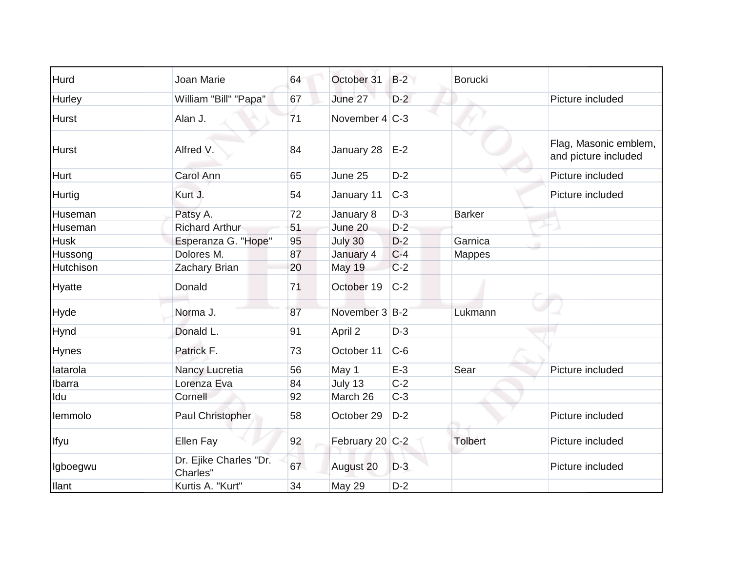| | | | | | | |
|---|---|---|---|---|---|---|
| Hurd | Joan Marie | 64 | October 31 | B-2 | Borucki | |
| Hurley | William "Bill" "Papa" | 67 | June 27 | D-2 | | Picture included |
| Hurst | Alan J. | 71 | November 4 | C-3 | | |
| Hurst | Alfred V. | 84 | January 28 | E-2 | | Flag, Masonic emblem, and picture included |
| Hurt | Carol Ann | 65 | June 25 | D-2 | | Picture included |
| Hurtig | Kurt J. | 54 | January 11 | C-3 | | Picture included |
| Huseman | Patsy A. | 72 | January 8 | D-3 | Barker | |
| Huseman | Richard Arthur | 51 | June 20 | D-2 | | |
| Husk | Esperanza G. "Hope" | 95 | July 30 | D-2 | Garnica | |
| Hussong | Dolores M. | 87 | January 4 | C-4 | Mappes | |
| Hutchison | Zachary Brian | 20 | May 19 | C-2 | | |
| Hyatte | Donald | 71 | October 19 | C-2 | | |
| Hyde | Norma J. | 87 | November 3 | B-2 | Lukmann | |
| Hynd | Donald L. | 91 | April 2 | D-3 | | |
| Hynes | Patrick F. | 73 | October 11 | C-6 | | |
| Iatarola | Nancy Lucretia | 56 | May 1 | E-3 | Sear | Picture included |
| Ibarra | Lorenza Eva | 84 | July 13 | C-2 | | |
| Idu | Cornell | 92 | March 26 | C-3 | | |
| Iemmolo | Paul Christopher | 58 | October 29 | D-2 | | Picture included |
| Ifyu | Ellen Fay | 92 | February 20 | C-2 | Tolbert | Picture included |
| Igboegwu | Dr. Ejike Charles "Dr. Charles" | 67 | August 20 | D-3 | | Picture included |
| Ilant | Kurtis A. "Kurt" | 34 | May 29 | D-2 | | |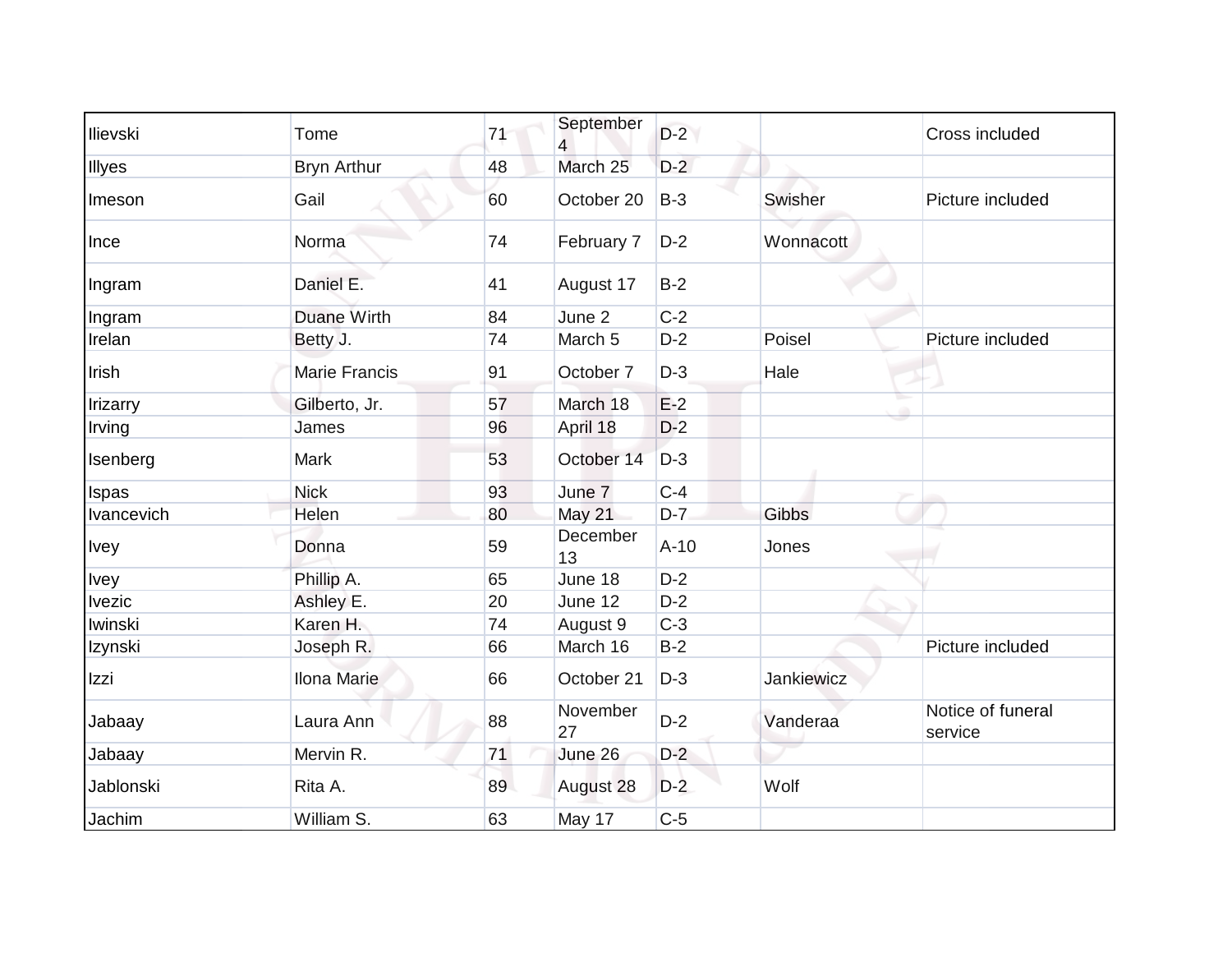| | | | | | | |
|---|---|---|---|---|---|---|
| Ilievski | Tome | 71 | September 4 | D-2 | | Cross included |
| Illyes | Bryn Arthur | 48 | March 25 | D-2 | | |
| Imeson | Gail | 60 | October 20 | B-3 | Swisher | Picture included |
| Ince | Norma | 74 | February 7 | D-2 | Wonnacott | |
| Ingram | Daniel E. | 41 | August 17 | B-2 | | |
| Ingram | Duane Wirth | 84 | June 2 | C-2 | | |
| Irelan | Betty J. | 74 | March 5 | D-2 | Poisel | Picture included |
| Irish | Marie Francis | 91 | October 7 | D-3 | Hale | |
| Irizarry | Gilberto, Jr. | 57 | March 18 | E-2 | | |
| Irving | James | 96 | April 18 | D-2 | | |
| Isenberg | Mark | 53 | October 14 | D-3 | | |
| Ispas | Nick | 93 | June 7 | C-4 | | |
| Ivancevich | Helen | 80 | May 21 | D-7 | Gibbs | |
| Ivey | Donna | 59 | December 13 | A-10 | Jones | |
| Ivey | Phillip A. | 65 | June 18 | D-2 | | |
| Ivezic | Ashley E. | 20 | June 12 | D-2 | | |
| Iwinski | Karen H. | 74 | August 9 | C-3 | | |
| Izynski | Joseph R. | 66 | March 16 | B-2 | | Picture included |
| Izzi | Ilona Marie | 66 | October 21 | D-3 | Jankiewicz | |
| Jabaay | Laura Ann | 88 | November 27 | D-2 | Vanderaa | Notice of funeral service |
| Jabaay | Mervin R. | 71 | June 26 | D-2 | | |
| Jablonski | Rita A. | 89 | August 28 | D-2 | Wolf | |
| Jachim | William S. | 63 | May 17 | C-5 | | |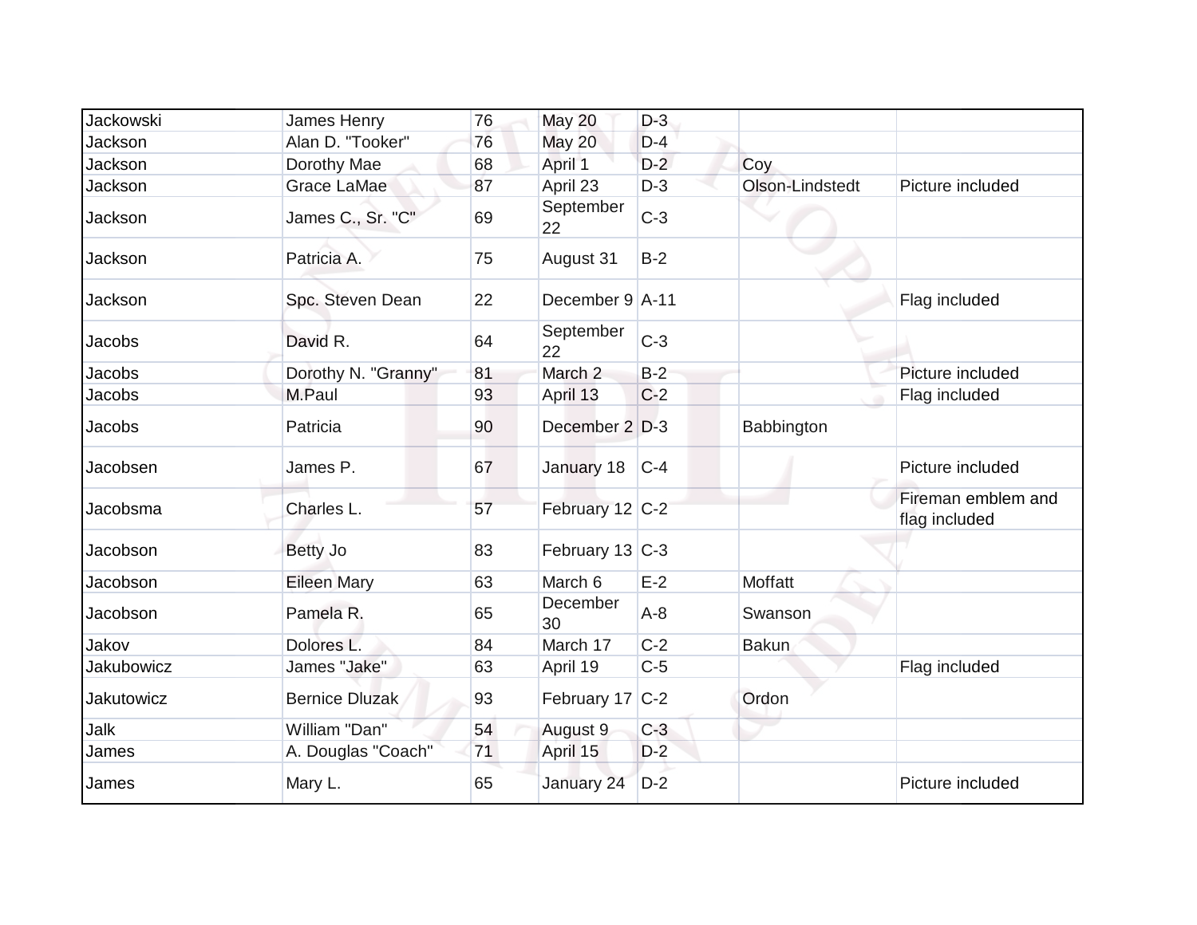| | | | | | | |
|---|---|---|---|---|---|---|
| Jackowski | James Henry | 76 | May 20 | D-3 | | |
| Jackson | Alan D. "Tooker" | 76 | May 20 | D-4 | | |
| Jackson | Dorothy Mae | 68 | April 1 | D-2 | Coy | |
| Jackson | Grace LaMae | 87 | April 23 | D-3 | Olson-Lindstedt | Picture included |
| Jackson | James C., Sr. "C" | 69 | September 22 | C-3 | | |
| Jackson | Patricia A. | 75 | August 31 | B-2 | | |
| Jackson | Spc. Steven Dean | 22 | December 9 | A-11 | | Flag included |
| Jacobs | David R. | 64 | September 22 | C-3 | | |
| Jacobs | Dorothy N. "Granny" | 81 | March 2 | B-2 | | Picture included |
| Jacobs | M.Paul | 93 | April 13 | C-2 | | Flag included |
| Jacobs | Patricia | 90 | December 2 | D-3 | Babbington | |
| Jacobsen | James P. | 67 | January 18 | C-4 | | Picture included |
| Jacobsma | Charles L. | 57 | February 12 | C-2 | | Fireman emblem and flag included |
| Jacobson | Betty Jo | 83 | February 13 | C-3 | | |
| Jacobson | Eileen Mary | 63 | March 6 | E-2 | Moffatt | |
| Jacobson | Pamela R. | 65 | December 30 | A-8 | Swanson | |
| Jakov | Dolores L. | 84 | March 17 | C-2 | Bakun | |
| Jakubowicz | James "Jake" | 63 | April 19 | C-5 | | Flag included |
| Jakutowicz | Bernice Dluzak | 93 | February 17 | C-2 | Ordon | |
| Jalk | William "Dan" | 54 | August 9 | C-3 | | |
| James | A. Douglas "Coach" | 71 | April 15 | D-2 | | |
| James | Mary L. | 65 | January 24 | D-2 | | Picture included |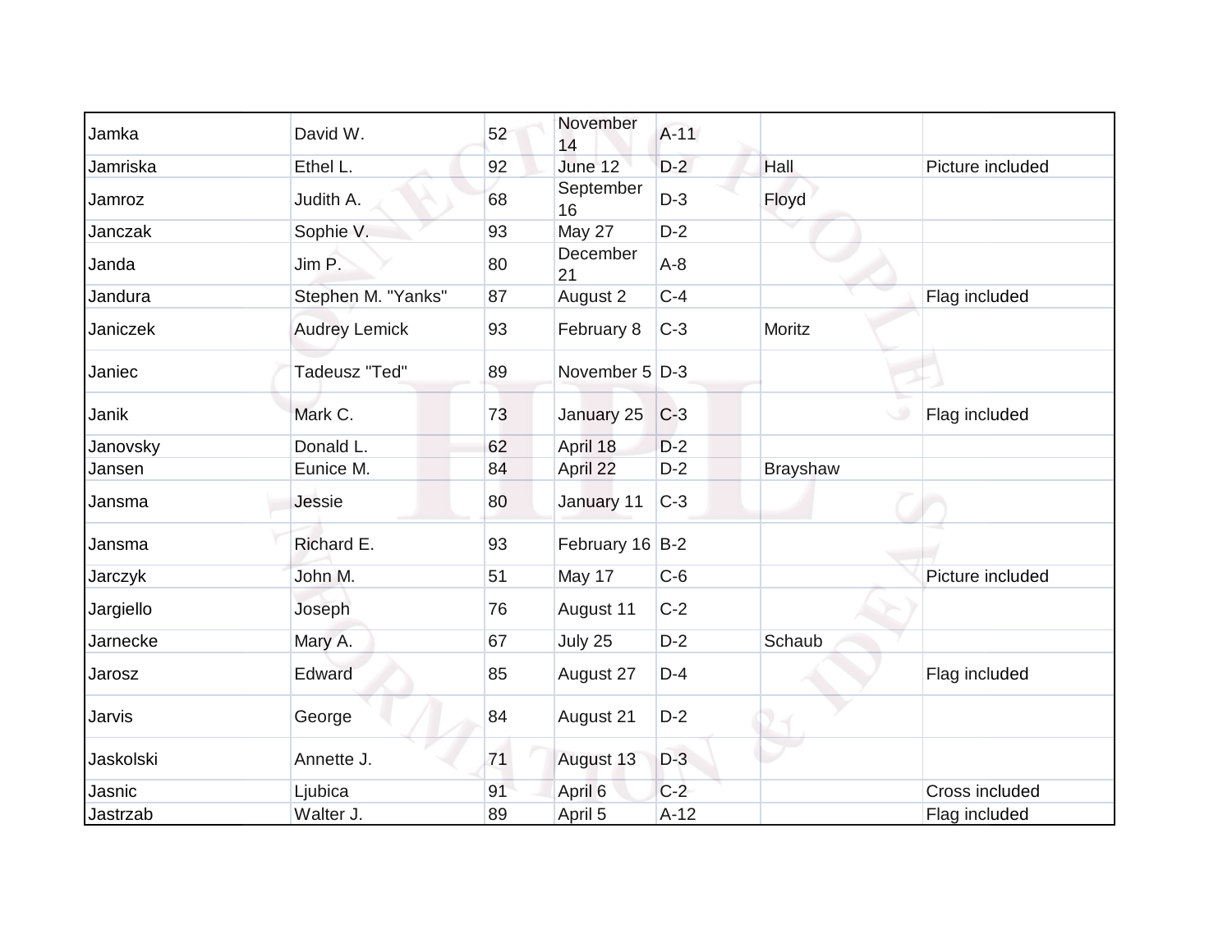| | | | | | | |
|---|---|---|---|---|---|---|
| Jamka | David W. | 52 | November 14 | A-11 | | |
| Jamriska | Ethel L. | 92 | June 12 | D-2 | Hall | Picture included |
| Jamroz | Judith A. | 68 | September 16 | D-3 | Floyd | |
| Janczak | Sophie V. | 93 | May 27 | D-2 | | |
| Janda | Jim P. | 80 | December 21 | A-8 | | |
| Jandura | Stephen M. "Yanks" | 87 | August 2 | C-4 | | Flag included |
| Janiczek | Audrey Lemick | 93 | February 8 | C-3 | Moritz | |
| Janiec | Tadeusz "Ted" | 89 | November 5 | D-3 | | |
| Janik | Mark C. | 73 | January 25 | C-3 | | Flag included |
| Janovsky | Donald L. | 62 | April 18 | D-2 | | |
| Jansen | Eunice M. | 84 | April 22 | D-2 | Brayshaw | |
| Jansma | Jessie | 80 | January 11 | C-3 | | |
| Jansma | Richard E. | 93 | February 16 | B-2 | | |
| Jarczyk | John M. | 51 | May 17 | C-6 | | Picture included |
| Jargiello | Joseph | 76 | August 11 | C-2 | | |
| Jarnecke | Mary A. | 67 | July 25 | D-2 | Schaub | |
| Jarosz | Edward | 85 | August 27 | D-4 | | Flag included |
| Jarvis | George | 84 | August 21 | D-2 | | |
| Jaskolski | Annette J. | 71 | August 13 | D-3 | | |
| Jasnic | Ljubica | 91 | April 6 | C-2 | | Cross included |
| Jastrzab | Walter J. | 89 | April 5 | A-12 | | Flag included |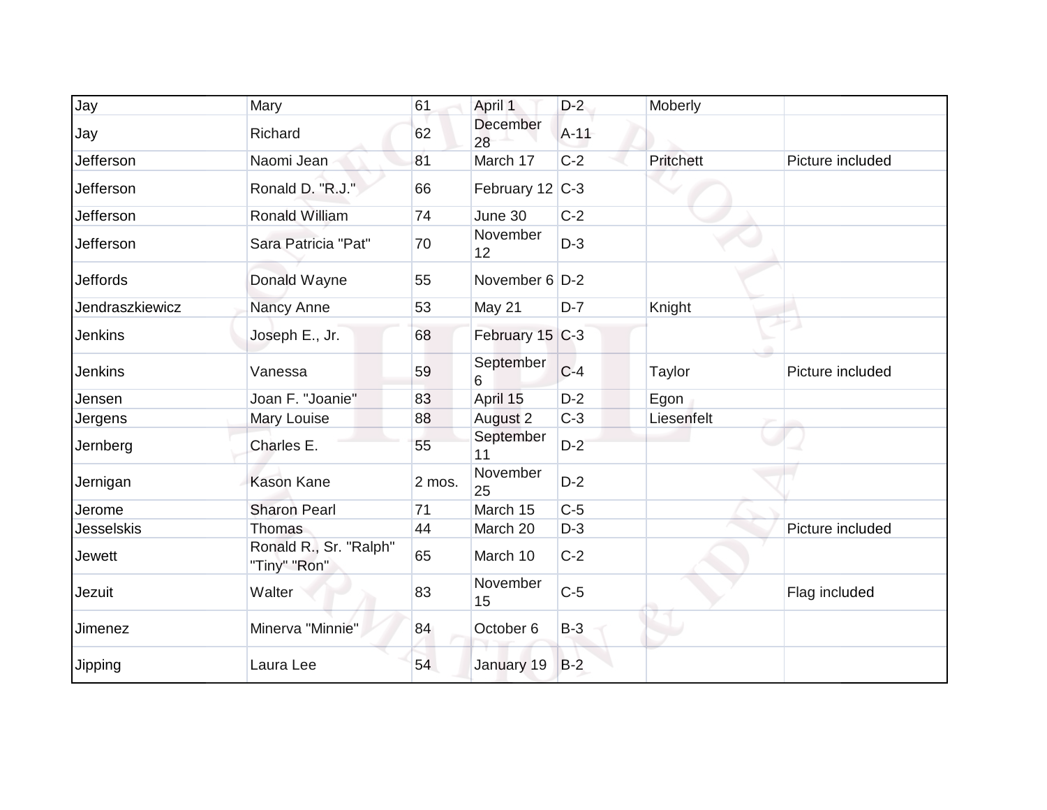| Jay | Mary | 61 | April 1 | D-2 | Moberly | |
|---|---|---|---|---|---|---|
| Jay | Richard | 62 | December 28 | A-11 | | |
| Jefferson | Naomi Jean | 81 | March 17 | C-2 | Pritchett | Picture included |
| Jefferson | Ronald D. "R.J." | 66 | February 12 | C-3 | | |
| Jefferson | Ronald William | 74 | June 30 | C-2 | | |
| Jefferson | Sara Patricia "Pat" | 70 | November 12 | D-3 | | |
| Jeffords | Donald Wayne | 55 | November 6 | D-2 | | |
| Jendraszkiewicz | Nancy Anne | 53 | May 21 | D-7 | Knight | |
| Jenkins | Joseph E., Jr. | 68 | February 15 | C-3 | | |
| Jenkins | Vanessa | 59 | September 6 | C-4 | Taylor | Picture included |
| Jensen | Joan F. "Joanie" | 83 | April 15 | D-2 | Egon | |
| Jergens | Mary Louise | 88 | August 2 | C-3 | Liesenfelt | |
| Jernberg | Charles E. | 55 | September 11 | D-2 | | |
| Jernigan | Kason Kane | 2 mos. | November 25 | D-2 | | |
| Jerome | Sharon Pearl | 71 | March 15 | C-5 | | |
| Jesselskis | Thomas | 44 | March 20 | D-3 | | Picture included |
| Jewett | Ronald R., Sr. "Ralph" "Tiny" "Ron" | 65 | March 10 | C-2 | | |
| Jezuit | Walter | 83 | November 15 | C-5 | | Flag included |
| Jimenez | Minerva "Minnie" | 84 | October 6 | B-3 | | |
| Jipping | Laura Lee | 54 | January 19 | B-2 | | |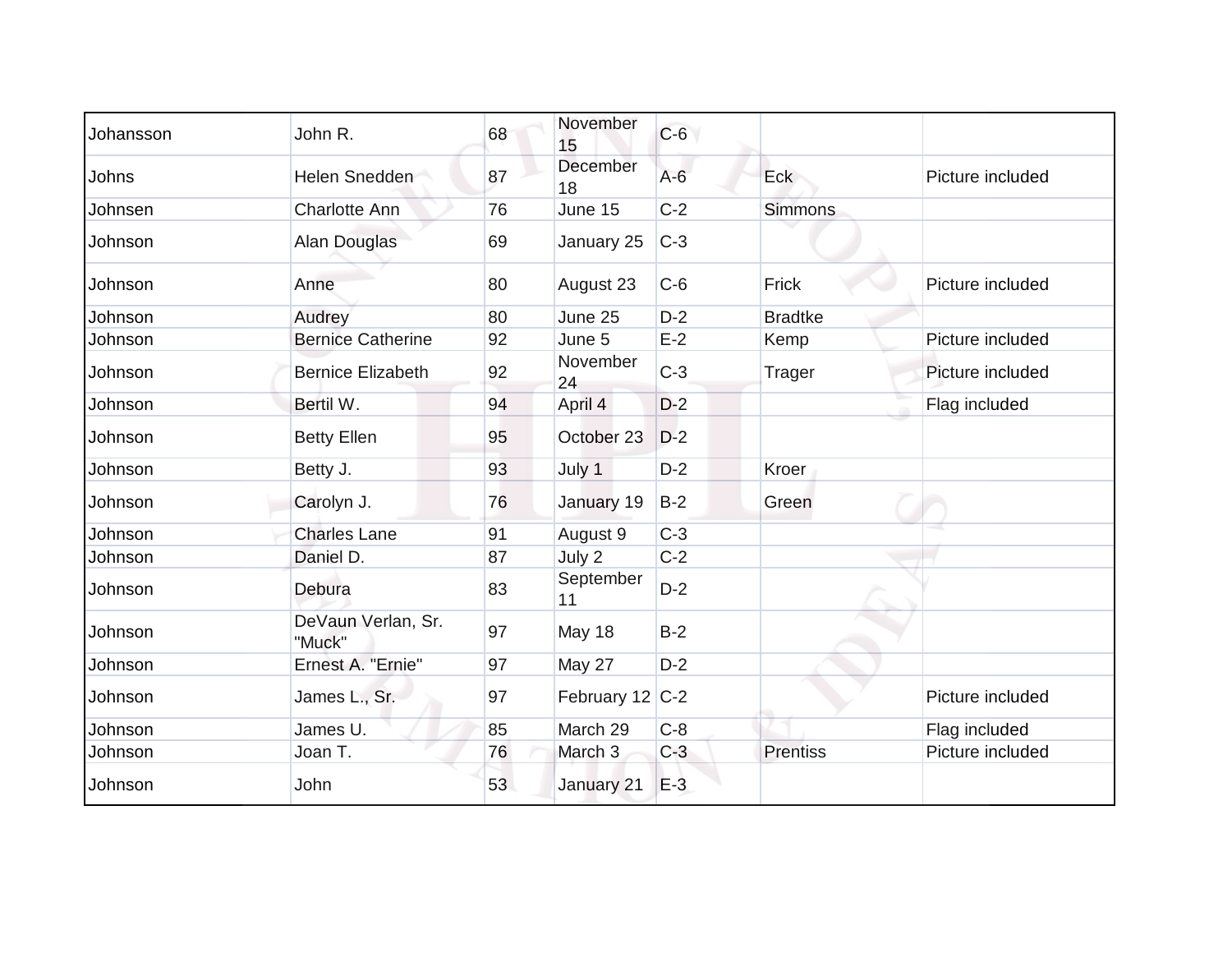| | | | | | | |
|---|---|---|---|---|---|---|
| Johansson | John R. | 68 | November 15 | C-6 | | |
| Johns | Helen Snedden | 87 | December 18 | A-6 | Eck | Picture included |
| Johnsen | Charlotte Ann | 76 | June 15 | C-2 | Simmons | |
| Johnson | Alan Douglas | 69 | January 25 | C-3 | | |
| Johnson | Anne | 80 | August 23 | C-6 | Frick | Picture included |
| Johnson | Audrey | 80 | June 25 | D-2 | Bradtke | |
| Johnson | Bernice Catherine | 92 | June 5 | E-2 | Kemp | Picture included |
| Johnson | Bernice Elizabeth | 92 | November 24 | C-3 | Trager | Picture included |
| Johnson | Bertil W. | 94 | April 4 | D-2 | | Flag included |
| Johnson | Betty Ellen | 95 | October 23 | D-2 | | |
| Johnson | Betty J. | 93 | July 1 | D-2 | Kroer | |
| Johnson | Carolyn J. | 76 | January 19 | B-2 | Green | |
| Johnson | Charles Lane | 91 | August 9 | C-3 | | |
| Johnson | Daniel D. | 87 | July 2 | C-2 | | |
| Johnson | Debura | 83 | September 11 | D-2 | | |
| Johnson | DeVaun Verlan, Sr. "Muck" | 97 | May 18 | B-2 | | |
| Johnson | Ernest A. "Ernie" | 97 | May 27 | D-2 | | |
| Johnson | James L., Sr. | 97 | February 12 | C-2 | | Picture included |
| Johnson | James U. | 85 | March 29 | C-8 | | Flag included |
| Johnson | Joan T. | 76 | March 3 | C-3 | Prentiss | Picture included |
| Johnson | John | 53 | January 21 | E-3 | | |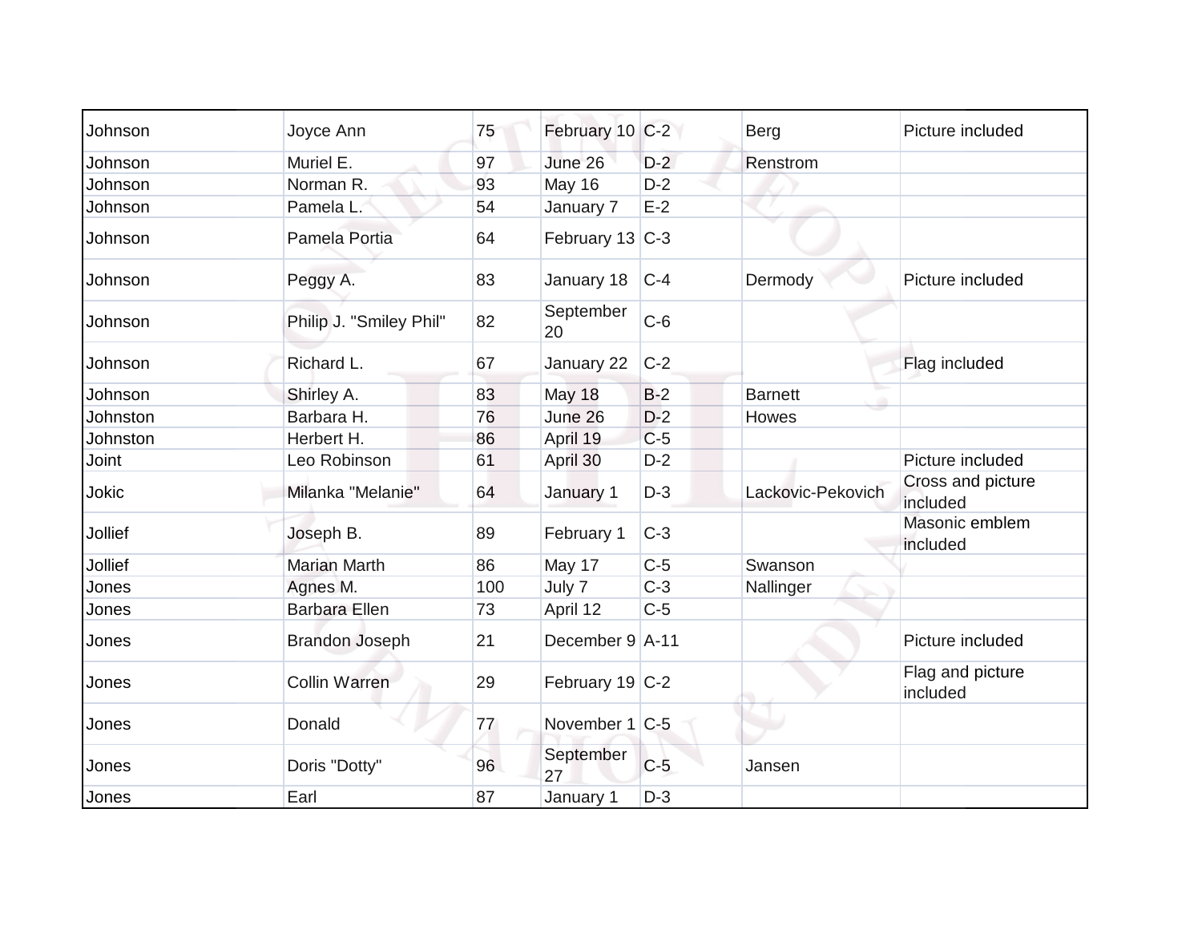| | | | | | | |
|---|---|---|---|---|---|---|
| Johnson | Joyce Ann | 75 | February 10 | C-2 | Berg | Picture included |
| Johnson | Muriel E. | 97 | June 26 | D-2 | Renstrom | |
| Johnson | Norman R. | 93 | May 16 | D-2 | | |
| Johnson | Pamela L. | 54 | January 7 | E-2 | | |
| Johnson | Pamela Portia | 64 | February 13 | C-3 | | |
| Johnson | Peggy A. | 83 | January 18 | C-4 | Dermody | Picture included |
| Johnson | Philip J. "Smiley Phil" | 82 | September 20 | C-6 | | |
| Johnson | Richard L. | 67 | January 22 | C-2 | | Flag included |
| Johnson | Shirley A. | 83 | May 18 | B-2 | Barnett | |
| Johnston | Barbara H. | 76 | June 26 | D-2 | Howes | |
| Johnston | Herbert H. | 86 | April 19 | C-5 | | |
| Joint | Leo Robinson | 61 | April 30 | D-2 | | Picture included |
| Jokic | Milanka "Melanie" | 64 | January 1 | D-3 | Lackovic-Pekovich | Cross and picture included |
| Jollief | Joseph B. | 89 | February 1 | C-3 | | Masonic emblem included |
| Jollief | Marian Marth | 86 | May 17 | C-5 | Swanson | |
| Jones | Agnes M. | 100 | July 7 | C-3 | Nallinger | |
| Jones | Barbara Ellen | 73 | April 12 | C-5 | | |
| Jones | Brandon Joseph | 21 | December 9 | A-11 | | Picture included |
| Jones | Collin Warren | 29 | February 19 | C-2 | | Flag and picture included |
| Jones | Donald | 77 | November 1 | C-5 | | |
| Jones | Doris "Dotty" | 96 | September 27 | C-5 | Jansen | |
| Jones | Earl | 87 | January 1 | D-3 | | |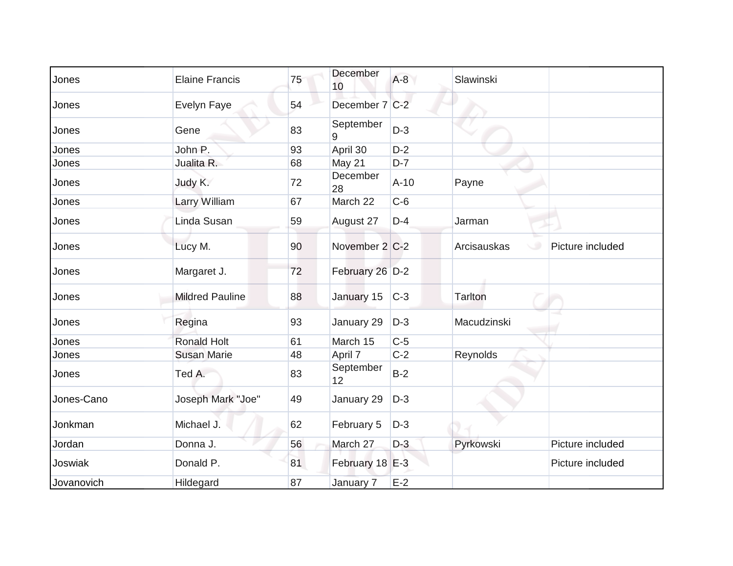| | | | | | | |
|---|---|---|---|---|---|---|
| Jones | Elaine Francis | 75 | December 10 | A-8 | Slawinski | |
| Jones | Evelyn Faye | 54 | December 7 | C-2 | | |
| Jones | Gene | 83 | September 9 | D-3 | | |
| Jones | John P. | 93 | April 30 | D-2 | | |
| Jones | Jualita R. | 68 | May 21 | D-7 | | |
| Jones | Judy K. | 72 | December 28 | A-10 | Payne | |
| Jones | Larry William | 67 | March 22 | C-6 | | |
| Jones | Linda Susan | 59 | August 27 | D-4 | Jarman | |
| Jones | Lucy M. | 90 | November 2 | C-2 | Arcisauskas | Picture included |
| Jones | Margaret J. | 72 | February 26 | D-2 | | |
| Jones | Mildred Pauline | 88 | January 15 | C-3 | Tarlton | |
| Jones | Regina | 93 | January 29 | D-3 | Macudzinski | |
| Jones | Ronald Holt | 61 | March 15 | C-5 | | |
| Jones | Susan Marie | 48 | April 7 | C-2 | Reynolds | |
| Jones | Ted A. | 83 | September 12 | B-2 | | |
| Jones-Cano | Joseph Mark "Joe" | 49 | January 29 | D-3 | | |
| Jonkman | Michael J. | 62 | February 5 | D-3 | | |
| Jordan | Donna J. | 56 | March 27 | D-3 | Pyrkowski | Picture included |
| Joswiak | Donald P. | 81 | February 18 | E-3 | | Picture included |
| Jovanovich | Hildegard | 87 | January 7 | E-2 | | |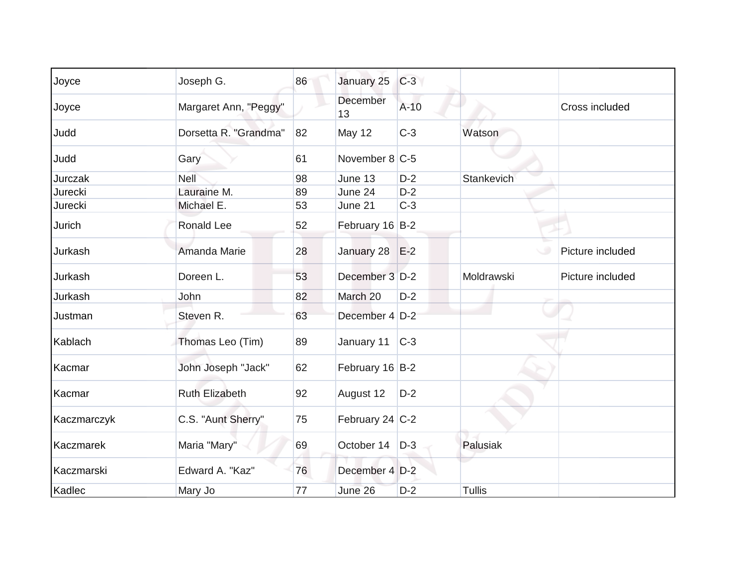| | | | | | | |
|---|---|---|---|---|---|---|
| Joyce | Joseph G. | 86 | January 25 | C-3 | | |
| Joyce | Margaret Ann, "Peggy" | | December 13 | A-10 | | Cross included |
| Judd | Dorsetta R. "Grandma" | 82 | May 12 | C-3 | Watson | |
| Judd | Gary | 61 | November 8 | C-5 | | |
| Jurczak | Nell | 98 | June 13 | D-2 | Stankevich | |
| Jurecki | Lauraine M. | 89 | June 24 | D-2 | | |
| Jurecki | Michael E. | 53 | June 21 | C-3 | | |
| Jurich | Ronald Lee | 52 | February 16 | B-2 | | |
| Jurkash | Amanda Marie | 28 | January 28 | E-2 | | Picture included |
| Jurkash | Doreen L. | 53 | December 3 | D-2 | Moldrawski | Picture included |
| Jurkash | John | 82 | March 20 | D-2 | | |
| Justman | Steven R. | 63 | December 4 | D-2 | | |
| Kablach | Thomas Leo (Tim) | 89 | January 11 | C-3 | | |
| Kacmar | John Joseph "Jack" | 62 | February 16 | B-2 | | |
| Kacmar | Ruth Elizabeth | 92 | August 12 | D-2 | | |
| Kaczmarczyk | C.S. "Aunt Sherry" | 75 | February 24 | C-2 | | |
| Kaczmarek | Maria "Mary" | 69 | October 14 | D-3 | Palusiak | |
| Kaczmarski | Edward A. "Kaz" | 76 | December 4 | D-2 | | |
| Kadlec | Mary Jo | 77 | June 26 | D-2 | Tullis | |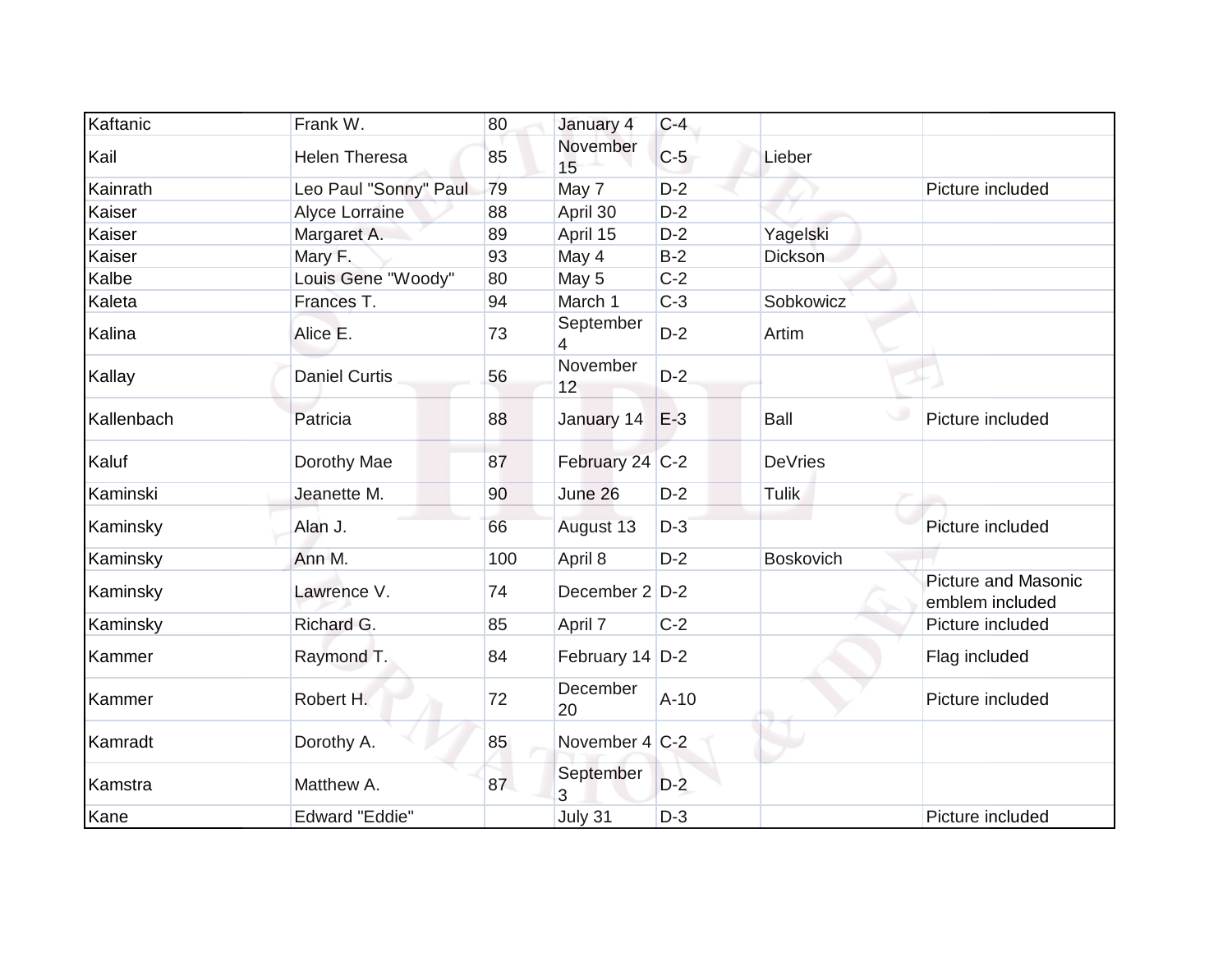| Kaftanic | Frank W. | 80 | January 4 | C-4 | | |
|---|---|---|---|---|---|---|
| Kail | Helen Theresa | 85 | November 15 | C-5 | Lieber | |
| Kainrath | Leo Paul "Sonny" Paul | 79 | May 7 | D-2 | | Picture included |
| Kaiser | Alyce Lorraine | 88 | April 30 | D-2 | | |
| Kaiser | Margaret A. | 89 | April 15 | D-2 | Yagelski | |
| Kaiser | Mary F. | 93 | May 4 | B-2 | Dickson | |
| Kalbe | Louis Gene "Woody" | 80 | May 5 | C-2 | | |
| Kaleta | Frances T. | 94 | March 1 | C-3 | Sobkowicz | |
| Kalina | Alice E. | 73 | September 4 | D-2 | Artim | |
| Kallay | Daniel Curtis | 56 | November 12 | D-2 | | |
| Kallenbach | Patricia | 88 | January 14 | E-3 | Ball | Picture included |
| Kaluf | Dorothy Mae | 87 | February 24 | C-2 | DeVries | |
| Kaminski | Jeanette M. | 90 | June 26 | D-2 | Tulik | |
| Kaminsky | Alan J. | 66 | August 13 | D-3 | | Picture included |
| Kaminsky | Ann M. | 100 | April 8 | D-2 | Boskovich | |
| Kaminsky | Lawrence V. | 74 | December 2 | D-2 | | Picture and Masonic emblem included |
| Kaminsky | Richard G. | 85 | April 7 | C-2 | | Picture included |
| Kammer | Raymond T. | 84 | February 14 | D-2 | | Flag included |
| Kammer | Robert H. | 72 | December 20 | A-10 | | Picture included |
| Kamradt | Dorothy A. | 85 | November 4 | C-2 | | |
| Kamstra | Matthew A. | 87 | September 3 | D-2 | | |
| Kane | Edward "Eddie" | | July 31 | D-3 | | Picture included |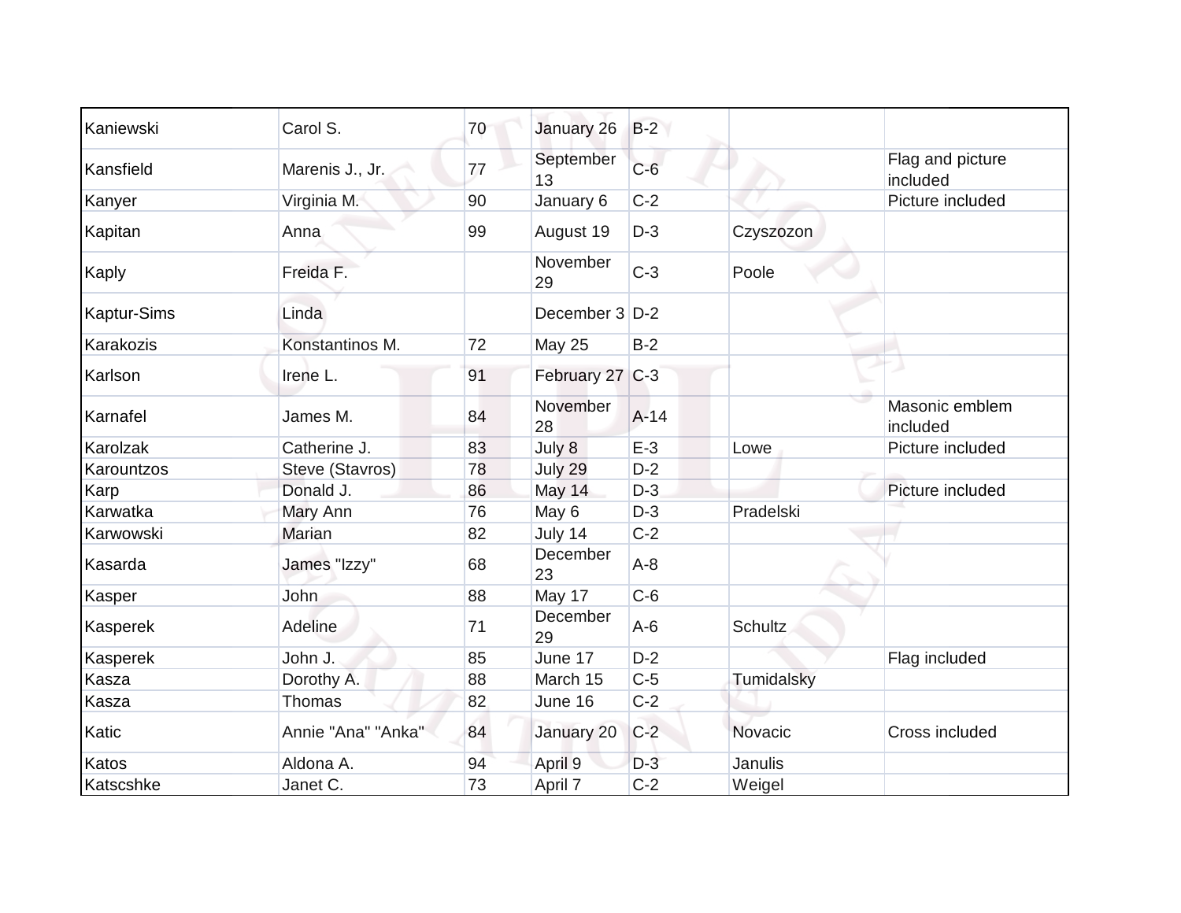| Kaniewski | Carol S. | 70 | January 26 | B-2 | | |
|---|---|---|---|---|---|---|
| Kansfield | Marenis J., Jr. | 77 | September 13 | C-6 | | Flag and picture included |
| Kanyer | Virginia M. | 90 | January 6 | C-2 | | Picture included |
| Kapitan | Anna | 99 | August 19 | D-3 | Czyszozon | |
| Kaply | Freida F. | | November 29 | C-3 | Poole | |
| Kaptur-Sims | Linda | | December 3 | D-2 | | |
| Karakozis | Konstantinos M. | 72 | May 25 | B-2 | | |
| Karlson | Irene L. | 91 | February 27 | C-3 | | |
| Karnafel | James M. | 84 | November 28 | A-14 | | Masonic emblem included |
| Karolzak | Catherine J. | 83 | July 8 | E-3 | Lowe | Picture included |
| Karountzos | Steve (Stavros) | 78 | July 29 | D-2 | | |
| Karp | Donald J. | 86 | May 14 | D-3 | | Picture included |
| Karwatka | Mary Ann | 76 | May 6 | D-3 | Pradelski | |
| Karwowski | Marian | 82 | July 14 | C-2 | | |
| Kasarda | James "Izzy" | 68 | December 23 | A-8 | | |
| Kasper | John | 88 | May 17 | C-6 | | |
| Kasperek | Adeline | 71 | December 29 | A-6 | Schultz | |
| Kasperek | John J. | 85 | June 17 | D-2 | | Flag included |
| Kasza | Dorothy A. | 88 | March 15 | C-5 | Tumidalsky | |
| Kasza | Thomas | 82 | June 16 | C-2 | | |
| Katic | Annie "Ana" "Anka" | 84 | January 20 | C-2 | Novacic | Cross included |
| Katos | Aldona A. | 94 | April 9 | D-3 | Janulis | |
| Katscshke | Janet C. | 73 | April 7 | C-2 | Weigel | |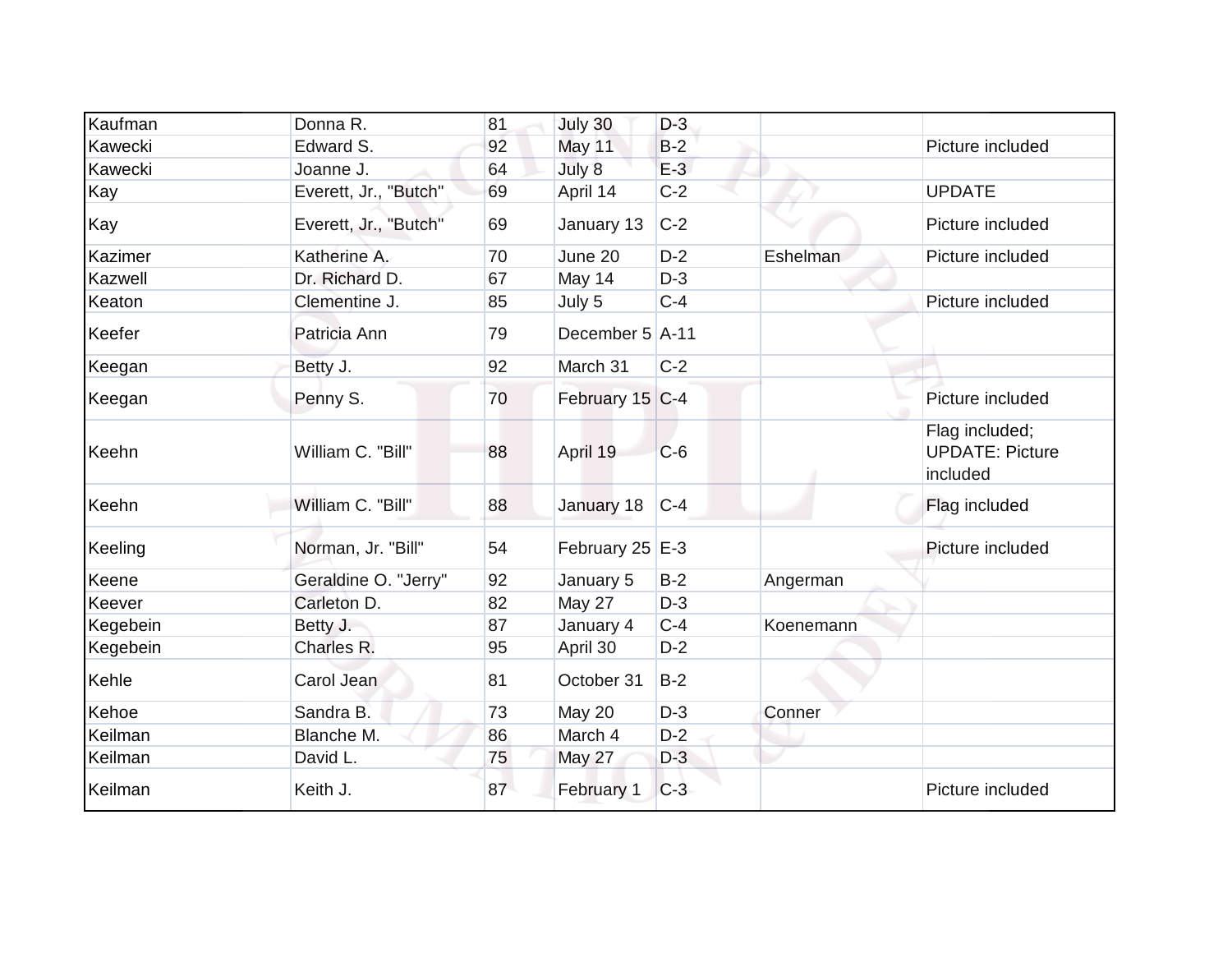| | | | | | | |
|---|---|---|---|---|---|---|
| Kaufman | Donna R. | 81 | July 30 | D-3 | | |
| Kawecki | Edward S. | 92 | May 11 | B-2 | | Picture included |
| Kawecki | Joanne J. | 64 | July 8 | E-3 | | |
| Kay | Everett, Jr., "Butch" | 69 | April 14 | C-2 | | UPDATE |
| Kay | Everett, Jr., "Butch" | 69 | January 13 | C-2 | | Picture included |
| Kazimer | Katherine A. | 70 | June 20 | D-2 | Eshelman | Picture included |
| Kazwell | Dr. Richard D. | 67 | May 14 | D-3 | | |
| Keaton | Clementine J. | 85 | July 5 | C-4 | | Picture included |
| Keefer | Patricia Ann | 79 | December 5 | A-11 | | |
| Keegan | Betty J. | 92 | March 31 | C-2 | | |
| Keegan | Penny S. | 70 | February 15 | C-4 | | Picture included |
| Keehn | William C. "Bill" | 88 | April 19 | C-6 | | Flag included; UPDATE: Picture included |
| Keehn | William C. "Bill" | 88 | January 18 | C-4 | | Flag included |
| Keeling | Norman, Jr. "Bill" | 54 | February 25 | E-3 | | Picture included |
| Keene | Geraldine O. "Jerry" | 92 | January 5 | B-2 | Angerman | |
| Keever | Carleton D. | 82 | May 27 | D-3 | | |
| Kegebein | Betty J. | 87 | January 4 | C-4 | Koenemann | |
| Kegebein | Charles R. | 95 | April 30 | D-2 | | |
| Kehle | Carol Jean | 81 | October 31 | B-2 | | |
| Kehoe | Sandra B. | 73 | May 20 | D-3 | Conner | |
| Keilman | Blanche M. | 86 | March 4 | D-2 | | |
| Keilman | David L. | 75 | May 27 | D-3 | | |
| Keilman | Keith J. | 87 | February 1 | C-3 | | Picture included |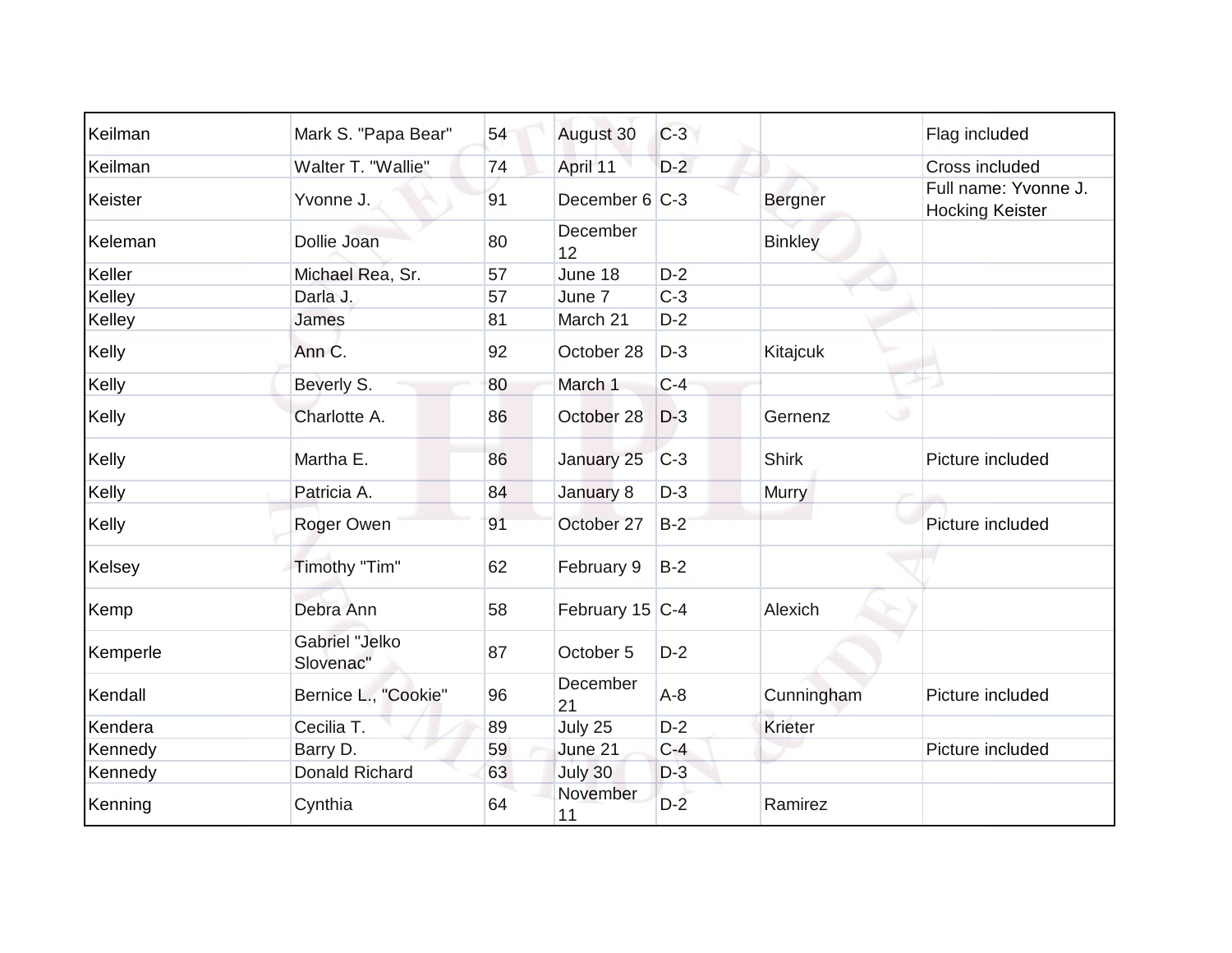| | | | | | | |
|---|---|---|---|---|---|---|
| Keilman | Mark S. "Papa Bear" | 54 | August 30 | C-3 | | Flag included |
| Keilman | Walter T. "Wallie" | 74 | April 11 | D-2 | | Cross included |
| Keister | Yvonne J. | 91 | December 6 | C-3 | Bergner | Full name: Yvonne J. Hocking Keister |
| Keleman | Dollie Joan | 80 | December 12 | | Binkley | |
| Keller | Michael Rea, Sr. | 57 | June 18 | D-2 | | |
| Kelley | Darla J. | 57 | June 7 | C-3 | | |
| Kelley | James | 81 | March 21 | D-2 | | |
| Kelly | Ann C. | 92 | October 28 | D-3 | Kitajcuk | |
| Kelly | Beverly S. | 80 | March 1 | C-4 | | |
| Kelly | Charlotte A. | 86 | October 28 | D-3 | Gernenz | |
| Kelly | Martha E. | 86 | January 25 | C-3 | Shirk | Picture included |
| Kelly | Patricia A. | 84 | January 8 | D-3 | Murry | |
| Kelly | Roger Owen | 91 | October 27 | B-2 | | Picture included |
| Kelsey | Timothy "Tim" | 62 | February 9 | B-2 | | |
| Kemp | Debra Ann | 58 | February 15 | C-4 | Alexich | |
| Kemperle | Gabriel "Jelko Slovenac" | 87 | October 5 | D-2 | | |
| Kendall | Bernice L., "Cookie" | 96 | December 21 | A-8 | Cunningham | Picture included |
| Kendera | Cecilia T. | 89 | July 25 | D-2 | Krieter | |
| Kennedy | Barry D. | 59 | June 21 | C-4 | | Picture included |
| Kennedy | Donald Richard | 63 | July 30 | D-3 | | |
| Kenning | Cynthia | 64 | November 11 | D-2 | Ramirez | |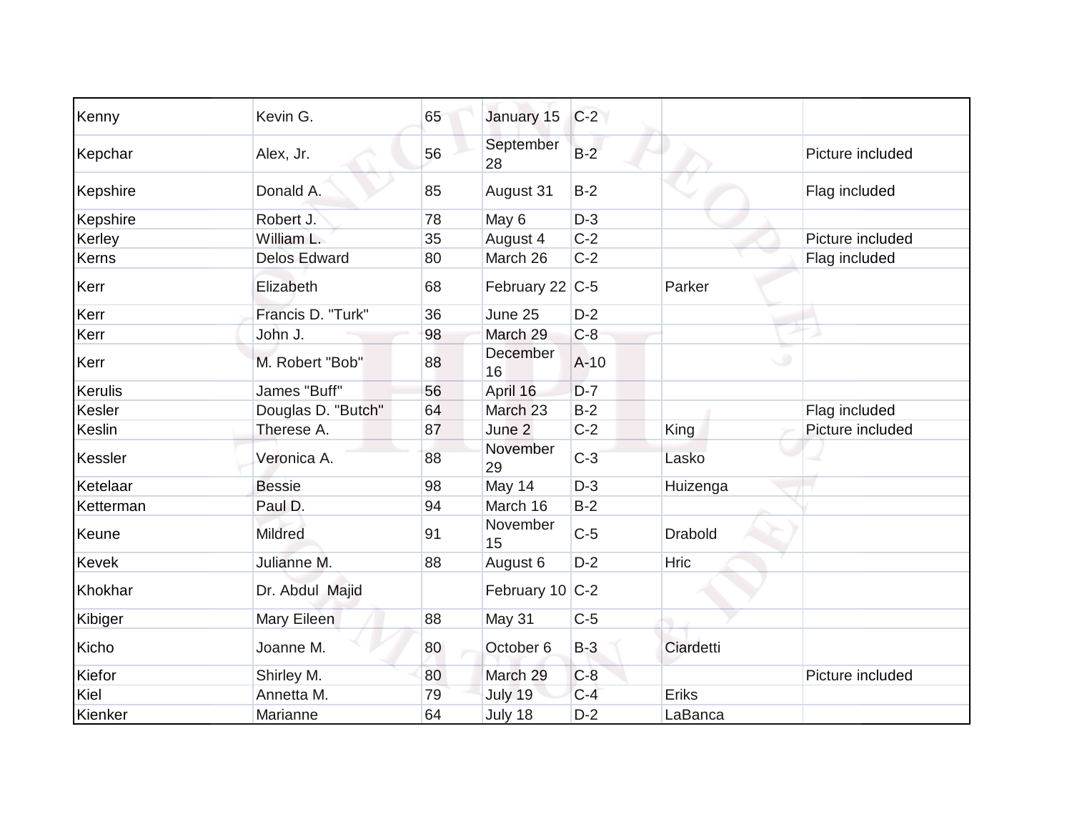| | | | | | | |
|---|---|---|---|---|---|---|
| Kenny | Kevin G. | 65 | January 15 | C-2 | | |
| Kepchar | Alex, Jr. | 56 | September 28 | B-2 | | Picture included |
| Kepshire | Donald A. | 85 | August 31 | B-2 | | Flag included |
| Kepshire | Robert J. | 78 | May 6 | D-3 | | |
| Kerley | William L. | 35 | August 4 | C-2 | | Picture included |
| Kerns | Delos Edward | 80 | March 26 | C-2 | | Flag included |
| Kerr | Elizabeth | 68 | February 22 | C-5 | Parker | |
| Kerr | Francis D. "Turk" | 36 | June 25 | D-2 | | |
| Kerr | John J. | 98 | March 29 | C-8 | | |
| Kerr | M. Robert "Bob" | 88 | December 16 | A-10 | | |
| Kerulis | James "Buff" | 56 | April 16 | D-7 | | |
| Kesler | Douglas D. "Butch" | 64 | March 23 | B-2 | | Flag included |
| Keslin | Therese A. | 87 | June 2 | C-2 | King | Picture included |
| Kessler | Veronica A. | 88 | November 29 | C-3 | Lasko | |
| Ketelaar | Bessie | 98 | May 14 | D-3 | Huizenga | |
| Ketterman | Paul D. | 94 | March 16 | B-2 | | |
| Keune | Mildred | 91 | November 15 | C-5 | Drabold | |
| Kevek | Julianne M. | 88 | August 6 | D-2 | Hric | |
| Khokhar | Dr. Abdul Majid | | February 10 | C-2 | | |
| Kibiger | Mary Eileen | 88 | May 31 | C-5 | | |
| Kicho | Joanne M. | 80 | October 6 | B-3 | Ciardetti | |
| Kiefor | Shirley M. | 80 | March 29 | C-8 | | Picture included |
| Kiel | Annetta M. | 79 | July 19 | C-4 | Eriks | |
| Kienker | Marianne | 64 | July 18 | D-2 | LaBanca | |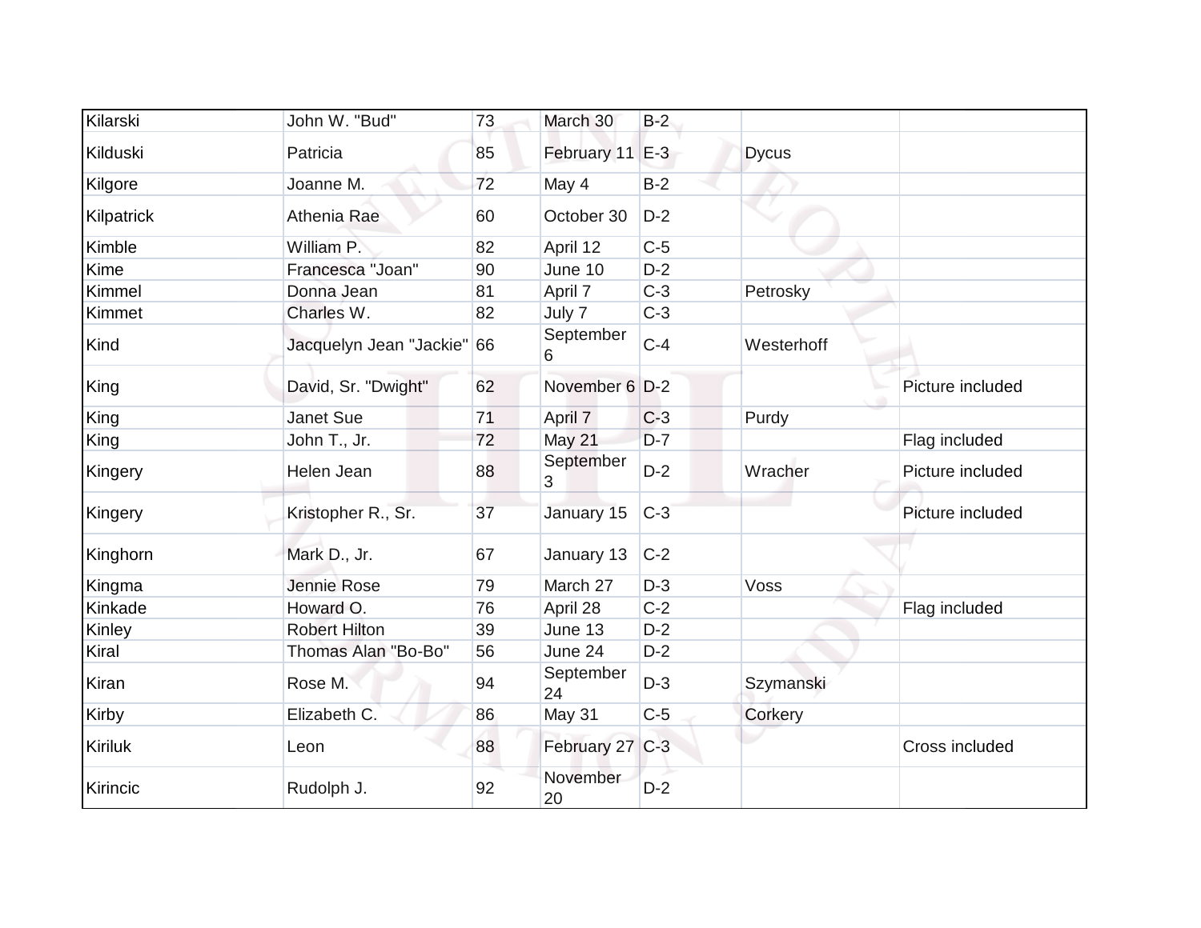| | | | | | | |
|---|---|---|---|---|---|---|
| Kilarski | John W. "Bud" | 73 | March 30 | B-2 | | |
| Kilduski | Patricia | 85 | February 11 | E-3 | Dycus | |
| Kilgore | Joanne M. | 72 | May 4 | B-2 | | |
| Kilpatrick | Athenia Rae | 60 | October 30 | D-2 | | |
| Kimble | William P. | 82 | April 12 | C-5 | | |
| Kime | Francesca "Joan" | 90 | June 10 | D-2 | | |
| Kimmel | Donna Jean | 81 | April 7 | C-3 | Petrosky | |
| Kimmet | Charles W. | 82 | July 7 | C-3 | | |
| Kind | Jacquelyn Jean "Jackie" | 66 | September 6 | C-4 | Westerhoff | |
| King | David, Sr. "Dwight" | 62 | November 6 | D-2 | | Picture included |
| King | Janet Sue | 71 | April 7 | C-3 | Purdy | |
| King | John T., Jr. | 72 | May 21 | D-7 | | Flag included |
| Kingery | Helen Jean | 88 | September 3 | D-2 | Wracher | Picture included |
| Kingery | Kristopher R., Sr. | 37 | January 15 | C-3 | | Picture included |
| Kinghorn | Mark D., Jr. | 67 | January 13 | C-2 | | |
| Kingma | Jennie Rose | 79 | March 27 | D-3 | Voss | |
| Kinkade | Howard O. | 76 | April 28 | C-2 | | Flag included |
| Kinley | Robert Hilton | 39 | June 13 | D-2 | | |
| Kiral | Thomas Alan "Bo-Bo" | 56 | June 24 | D-2 | | |
| Kiran | Rose M. | 94 | September 24 | D-3 | Szymanski | |
| Kirby | Elizabeth C. | 86 | May 31 | C-5 | Corkery | |
| Kiriluk | Leon | 88 | February 27 | C-3 | | Cross included |
| Kirincic | Rudolph J. | 92 | November 20 | D-2 | | |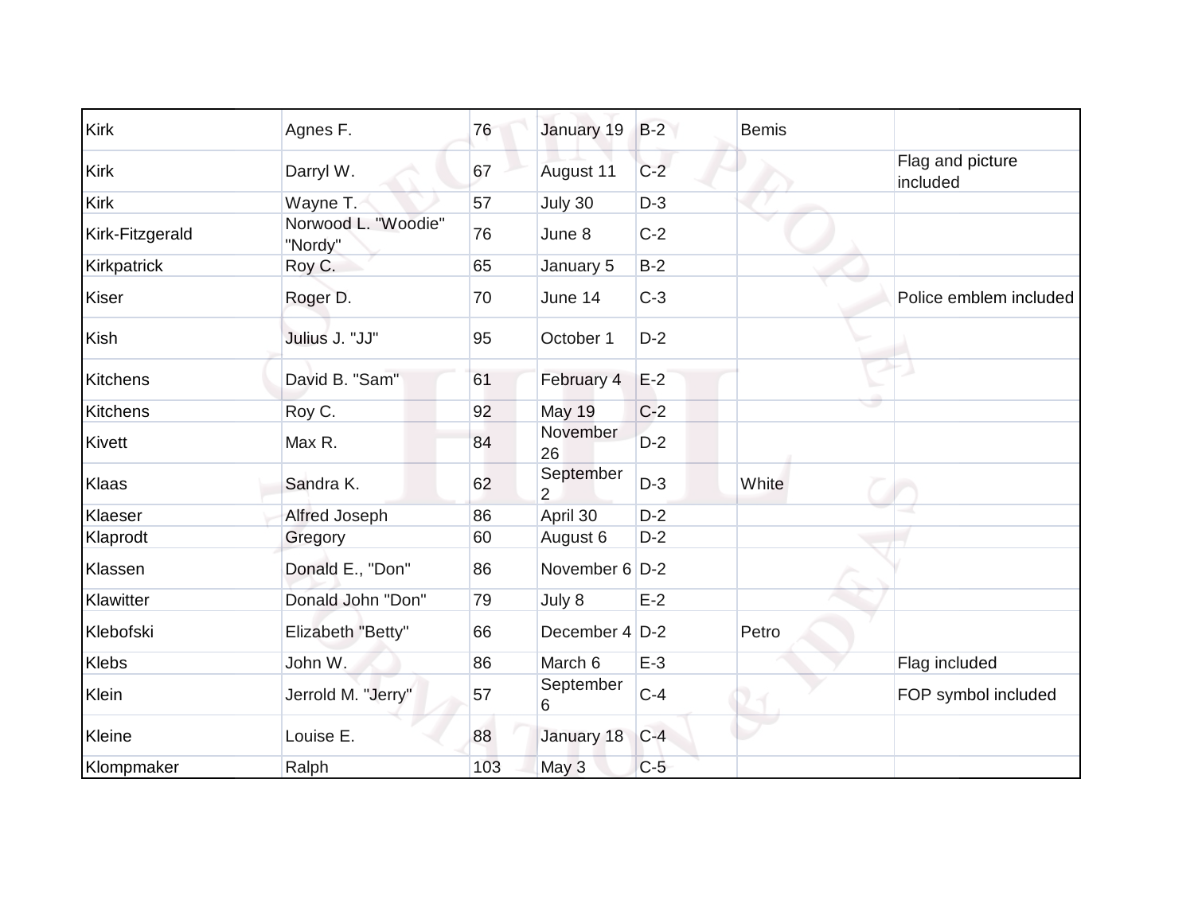| Kirk | Agnes F. | 76 | January 19 | B-2 | Bemis | |
|---|---|---|---|---|---|---|
| Kirk | Darryl W. | 67 | August 11 | C-2 | | Flag and picture included |
| Kirk | Wayne T. | 57 | July 30 | D-3 | | |
| Kirk-Fitzgerald | Norwood L. "Woodie" "Nordy" | 76 | June 8 | C-2 | | |
| Kirkpatrick | Roy C. | 65 | January 5 | B-2 | | |
| Kiser | Roger D. | 70 | June 14 | C-3 | | Police emblem included |
| Kish | Julius J. "JJ" | 95 | October 1 | D-2 | | |
| Kitchens | David B. "Sam" | 61 | February 4 | E-2 | | |
| Kitchens | Roy C. | 92 | May 19 | C-2 | | |
| Kivett | Max R. | 84 | November 26 | D-2 | | |
| Klaas | Sandra K. | 62 | September 2 | D-3 | White | |
| Klaeser | Alfred Joseph | 86 | April 30 | D-2 | | |
| Klaprodt | Gregory | 60 | August 6 | D-2 | | |
| Klassen | Donald E., "Don" | 86 | November 6 | D-2 | | |
| Klawitter | Donald John "Don" | 79 | July 8 | E-2 | | |
| Klebofski | Elizabeth "Betty" | 66 | December 4 | D-2 | Petro | |
| Klebs | John W. | 86 | March 6 | E-3 | | Flag included |
| Klein | Jerrold M. "Jerry" | 57 | September 6 | C-4 | | FOP symbol included |
| Kleine | Louise E. | 88 | January 18 | C-4 | | |
| Klompmaker | Ralph | 103 | May 3 | C-5 | | |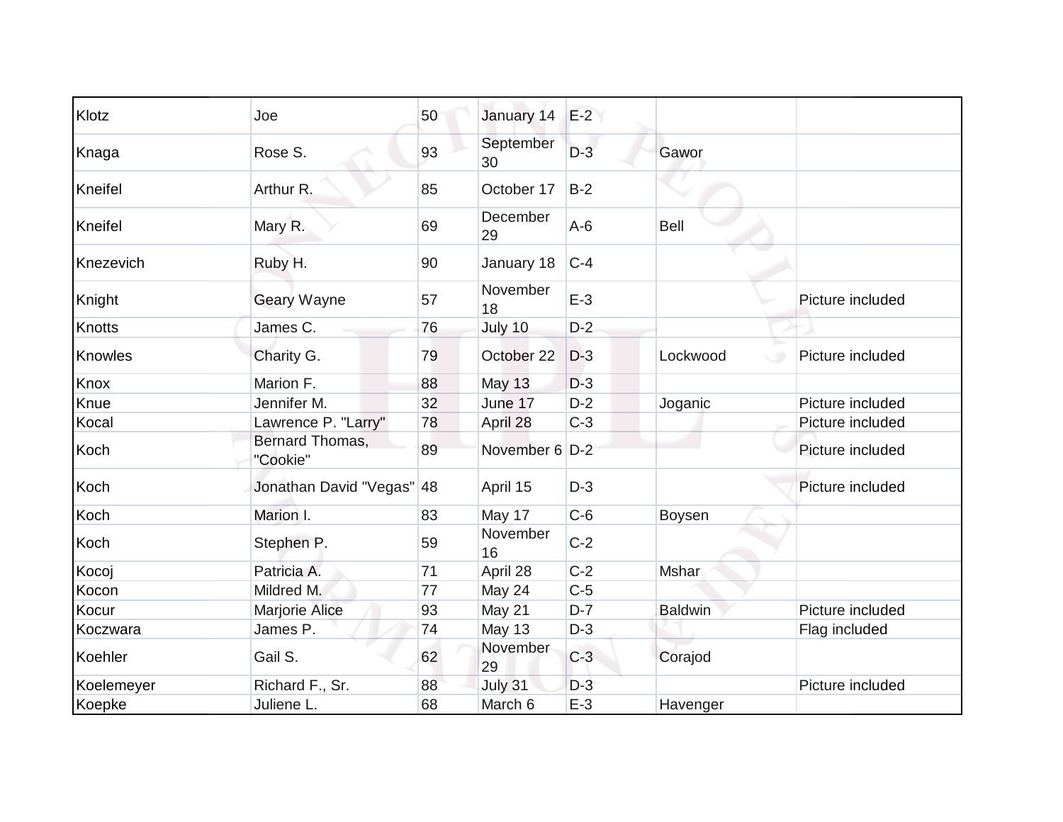| Klotz | Joe | 50 | January 14 | E-2 | | |
|---|---|---|---|---|---|---|
| Knaga | Rose S. | 93 | September 30 | D-3 | Gawor | |
| Kneifel | Arthur R. | 85 | October 17 | B-2 | | |
| Kneifel | Mary R. | 69 | December 29 | A-6 | Bell | |
| Knezevich | Ruby H. | 90 | January 18 | C-4 | | |
| Knight | Geary Wayne | 57 | November 18 | E-3 | | Picture included |
| Knotts | James C. | 76 | July 10 | D-2 | | |
| Knowles | Charity G. | 79 | October 22 | D-3 | Lockwood | Picture included |
| Knox | Marion F. | 88 | May 13 | D-3 | | |
| Knue | Jennifer M. | 32 | June 17 | D-2 | Joganic | Picture included |
| Kocal | Lawrence P. "Larry" | 78 | April 28 | C-3 | | Picture included |
| Koch | Bernard Thomas, "Cookie" | 89 | November 6 | D-2 | | Picture included |
| Koch | Jonathan David "Vegas" | 48 | April 15 | D-3 | | Picture included |
| Koch | Marion I. | 83 | May 17 | C-6 | Boysen | |
| Koch | Stephen P. | 59 | November 16 | C-2 | | |
| Kocoj | Patricia A. | 71 | April 28 | C-2 | Mshar | |
| Kocon | Mildred M. | 77 | May 24 | C-5 | | |
| Kocur | Marjorie Alice | 93 | May 21 | D-7 | Baldwin | Picture included |
| Koczwara | James P. | 74 | May 13 | D-3 | | Flag included |
| Koehler | Gail S. | 62 | November 29 | C-3 | Corajod | |
| Koelemeyer | Richard F., Sr. | 88 | July 31 | D-3 | | Picture included |
| Koepke | Juliene L. | 68 | March 6 | E-3 | Havenger | |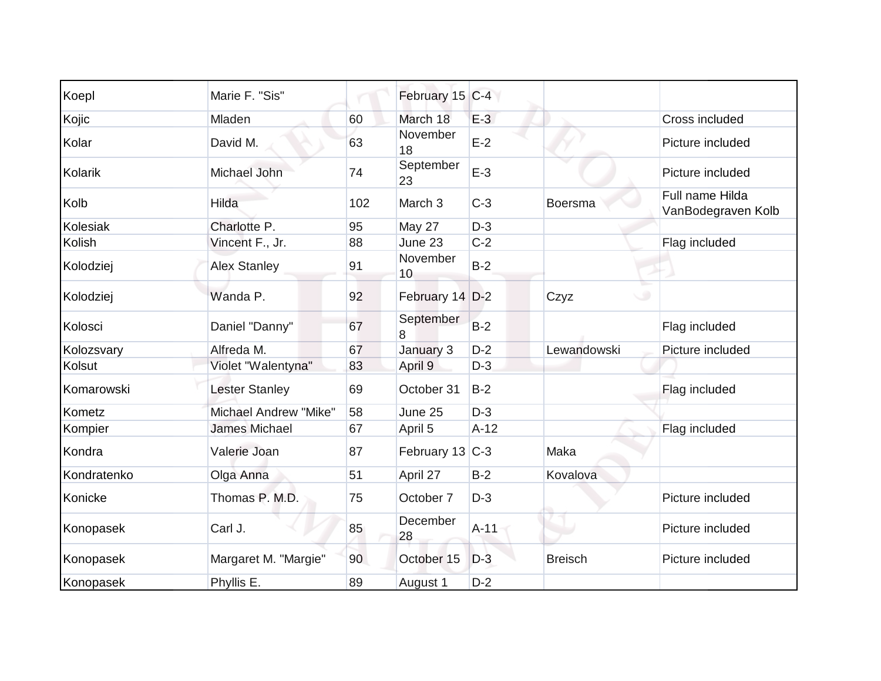| | | | | | | |
|---|---|---|---|---|---|---|
| Koepl | Marie F. "Sis" | | February 15 | C-4 | | |
| Kojic | Mladen | 60 | March 18 | E-3 | | Cross included |
| Kolar | David M. | 63 | November 18 | E-2 | | Picture included |
| Kolarik | Michael John | 74 | September 23 | E-3 | | Picture included |
| Kolb | Hilda | 102 | March 3 | C-3 | Boersma | Full name Hilda VanBodegraven Kolb |
| Kolesiak | Charlotte P. | 95 | May 27 | D-3 | | |
| Kolish | Vincent F., Jr. | 88 | June 23 | C-2 | | Flag included |
| Kolodziej | Alex Stanley | 91 | November 10 | B-2 | | |
| Kolodziej | Wanda P. | 92 | February 14 | D-2 | Czyz | |
| Kolosci | Daniel "Danny" | 67 | September 8 | B-2 | | Flag included |
| Kolozsvary | Alfreda M. | 67 | January 3 | D-2 | Lewandowski | Picture included |
| Kolsut | Violet "Walentyna" | 83 | April 9 | D-3 | | |
| Komarowski | Lester Stanley | 69 | October 31 | B-2 | | Flag included |
| Kometz | Michael Andrew "Mike" | 58 | June 25 | D-3 | | |
| Kompier | James Michael | 67 | April 5 | A-12 | | Flag included |
| Kondra | Valerie Joan | 87 | February 13 | C-3 | Maka | |
| Kondratenko | Olga Anna | 51 | April 27 | B-2 | Kovalova | |
| Konicke | Thomas P. M.D. | 75 | October 7 | D-3 | | Picture included |
| Konopasek | Carl J. | 85 | December 28 | A-11 | | Picture included |
| Konopasek | Margaret M. "Margie" | 90 | October 15 | D-3 | Breisch | Picture included |
| Konopasek | Phyllis E. | 89 | August 1 | D-2 | | |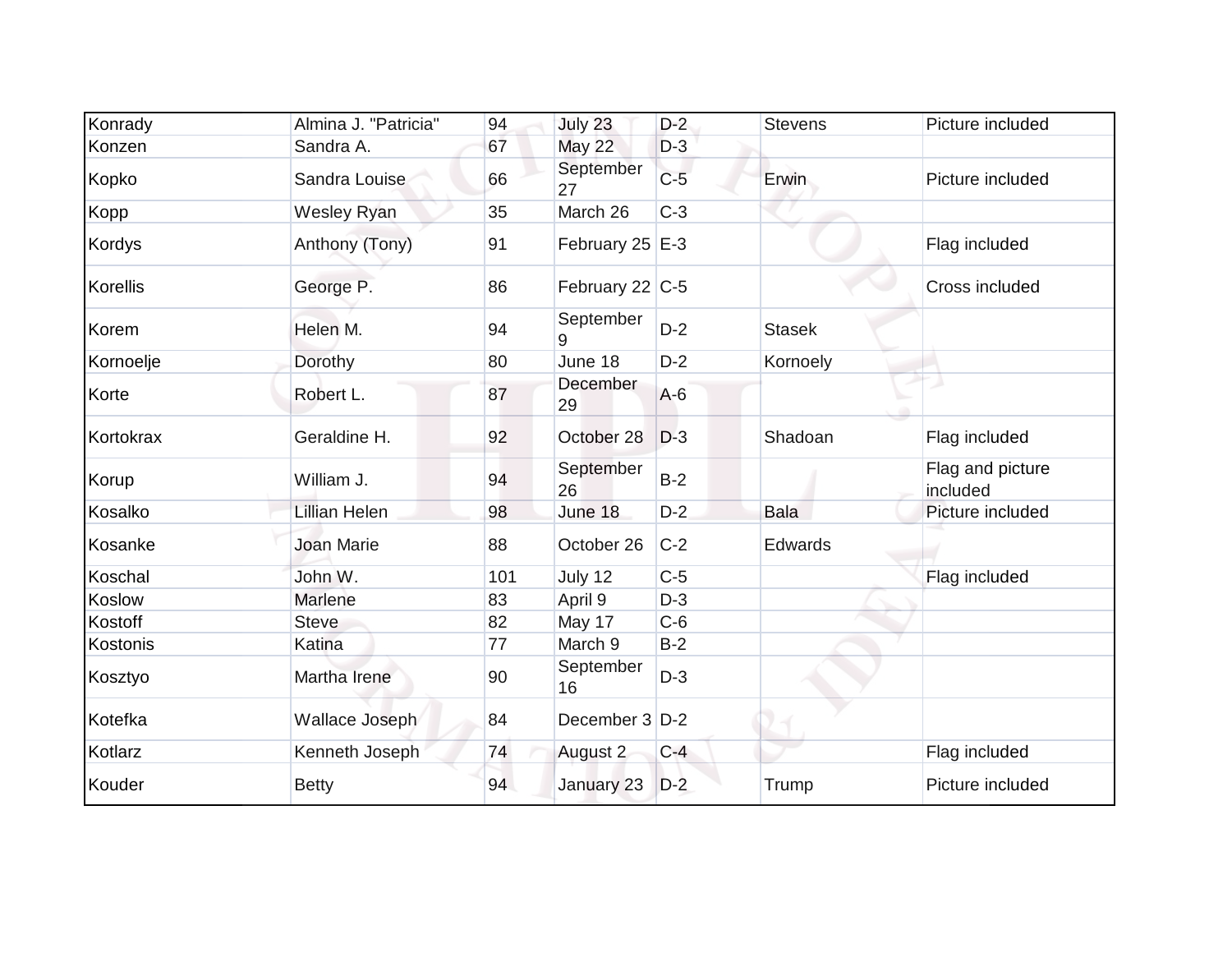| | | | | | | |
|---|---|---|---|---|---|---|
| Konrady | Almina J. "Patricia" | 94 | July 23 | D-2 | Stevens | Picture included |
| Konzen | Sandra A. | 67 | May 22 | D-3 | | |
| Kopko | Sandra Louise | 66 | September 27 | C-5 | Erwin | Picture included |
| Kopp | Wesley Ryan | 35 | March 26 | C-3 | | |
| Kordys | Anthony (Tony) | 91 | February 25 | E-3 | | Flag included |
| Korellis | George P. | 86 | February 22 | C-5 | | Cross included |
| Korem | Helen M. | 94 | September 9 | D-2 | Stasek | |
| Kornoelje | Dorothy | 80 | June 18 | D-2 | Kornoely | |
| Korte | Robert L. | 87 | December 29 | A-6 | | |
| Kortokrax | Geraldine H. | 92 | October 28 | D-3 | Shadoan | Flag included |
| Korup | William J. | 94 | September 26 | B-2 | | Flag and picture included |
| Kosalko | Lillian Helen | 98 | June 18 | D-2 | Bala | Picture included |
| Kosanke | Joan Marie | 88 | October 26 | C-2 | Edwards | |
| Koschal | John W. | 101 | July 12 | C-5 | | Flag included |
| Koslow | Marlene | 83 | April 9 | D-3 | | |
| Kostoff | Steve | 82 | May 17 | C-6 | | |
| Kostonis | Katina | 77 | March 9 | B-2 | | |
| Kosztyo | Martha Irene | 90 | September 16 | D-3 | | |
| Kotefka | Wallace Joseph | 84 | December 3 | D-2 | | |
| Kotlarz | Kenneth Joseph | 74 | August 2 | C-4 | | Flag included |
| Kouder | Betty | 94 | January 23 | D-2 | Trump | Picture included |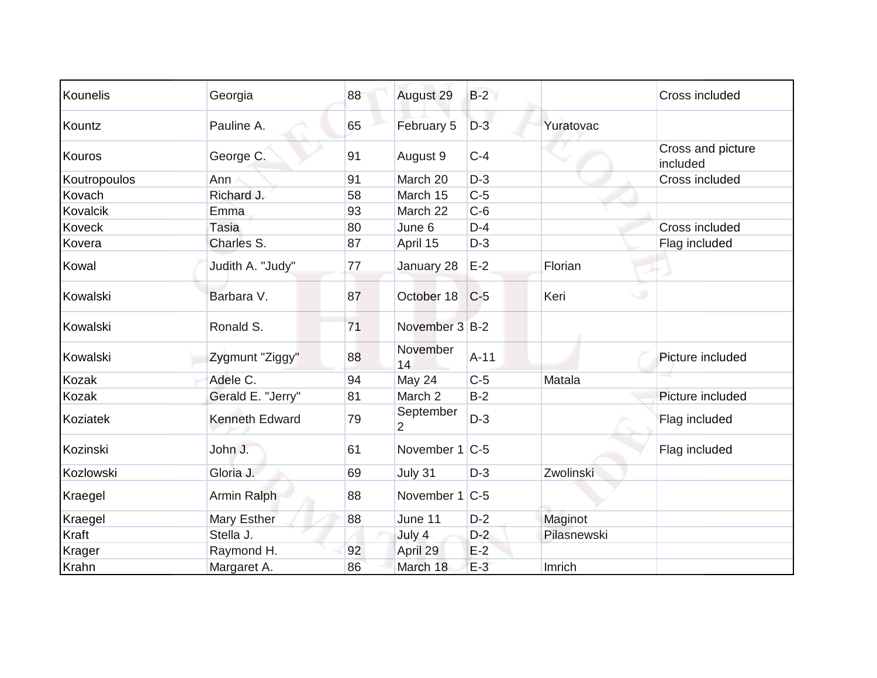| Kounelis | Georgia | 88 | August 29 | B-2 | | Cross included |
|---|---|---|---|---|---|---|
| Kountz | Pauline A. | 65 | February 5 | D-3 | Yuratovac | |
| Kouros | George C. | 91 | August 9 | C-4 | | Cross and picture included |
| Koutropoulos | Ann | 91 | March 20 | D-3 | | Cross included |
| Kovach | Richard J. | 58 | March 15 | C-5 | | |
| Kovalcik | Emma | 93 | March 22 | C-6 | | |
| Koveck | Tasia | 80 | June 6 | D-4 | | Cross included |
| Kovera | Charles S. | 87 | April 15 | D-3 | | Flag included |
| Kowal | Judith A. "Judy" | 77 | January 28 | E-2 | Florian | |
| Kowalski | Barbara V. | 87 | October 18 | C-5 | Keri | |
| Kowalski | Ronald S. | 71 | November 3 | B-2 | | |
| Kowalski | Zygmunt "Ziggy" | 88 | November 14 | A-11 | | Picture included |
| Kozak | Adele C. | 94 | May 24 | C-5 | Matala | |
| Kozak | Gerald E. "Jerry" | 81 | March 2 | B-2 | | Picture included |
| Koziatek | Kenneth Edward | 79 | September 2 | D-3 | | Flag included |
| Kozinski | John J. | 61 | November 1 | C-5 | | Flag included |
| Kozlowski | Gloria J. | 69 | July 31 | D-3 | Zwolinski | |
| Kraegel | Armin Ralph | 88 | November 1 | C-5 | | |
| Kraegel | Mary Esther | 88 | June 11 | D-2 | Maginot | |
| Kraft | Stella J. | | July 4 | D-2 | Pilasnewski | |
| Krager | Raymond H. | 92 | April 29 | E-2 | | |
| Krahn | Margaret A. | 86 | March 18 | E-3 | Imrich | |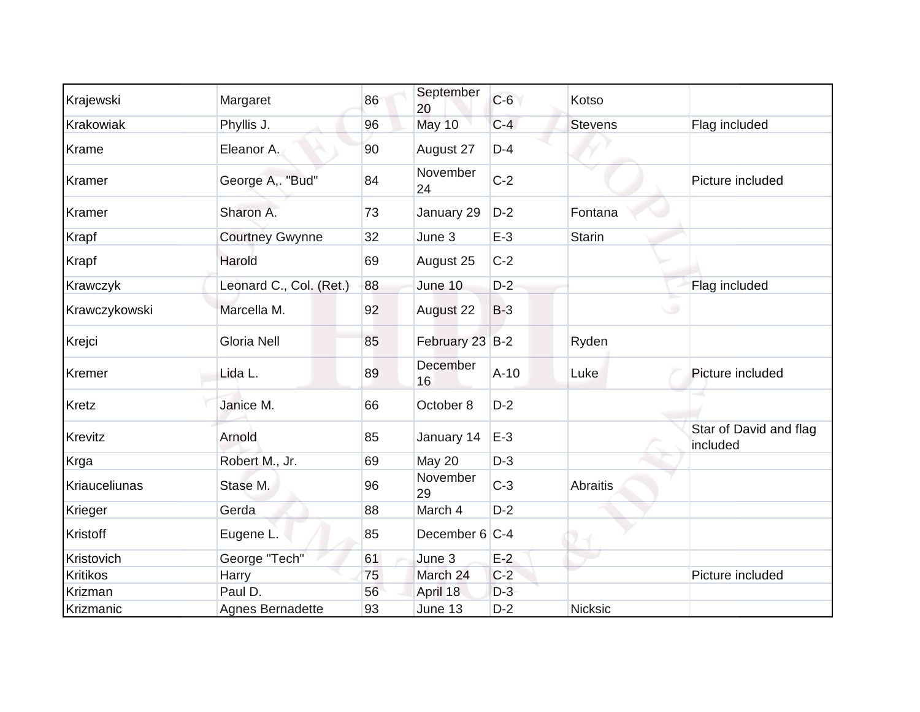| | | | | | | |
|---|---|---|---|---|---|---|
| Krajewski | Margaret | 86 | September 20 | C-6 | Kotso | |
| Krakowiak | Phyllis J. | 96 | May 10 | C-4 | Stevens | Flag included |
| Krame | Eleanor A. | 90 | August 27 | D-4 | | |
| Kramer | George A,. "Bud" | 84 | November 24 | C-2 | | Picture included |
| Kramer | Sharon A. | 73 | January 29 | D-2 | Fontana | |
| Krapf | Courtney Gwynne | 32 | June 3 | E-3 | Starin | |
| Krapf | Harold | 69 | August 25 | C-2 | | |
| Krawczyk | Leonard C., Col. (Ret.) | 88 | June 10 | D-2 | | Flag included |
| Krawczykowski | Marcella M. | 92 | August 22 | B-3 | | |
| Krejci | Gloria Nell | 85 | February 23 | B-2 | Ryden | |
| Kremer | Lida L. | 89 | December 16 | A-10 | Luke | Picture included |
| Kretz | Janice M. | 66 | October 8 | D-2 | | |
| Krevitz | Arnold | 85 | January 14 | E-3 | | Star of David and flag included |
| Krga | Robert M., Jr. | 69 | May 20 | D-3 | | |
| Kriauceliunas | Stase M. | 96 | November 29 | C-3 | Abraitis | |
| Krieger | Gerda | 88 | March 4 | D-2 | | |
| Kristoff | Eugene L. | 85 | December 6 | C-4 | | |
| Kristovich | George "Tech" | 61 | June 3 | E-2 | | |
| Kritikos | Harry | 75 | March 24 | C-2 | | Picture included |
| Krizman | Paul D. | 56 | April 18 | D-3 | | |
| Krizmanic | Agnes Bernadette | 93 | June 13 | D-2 | Nicksic | |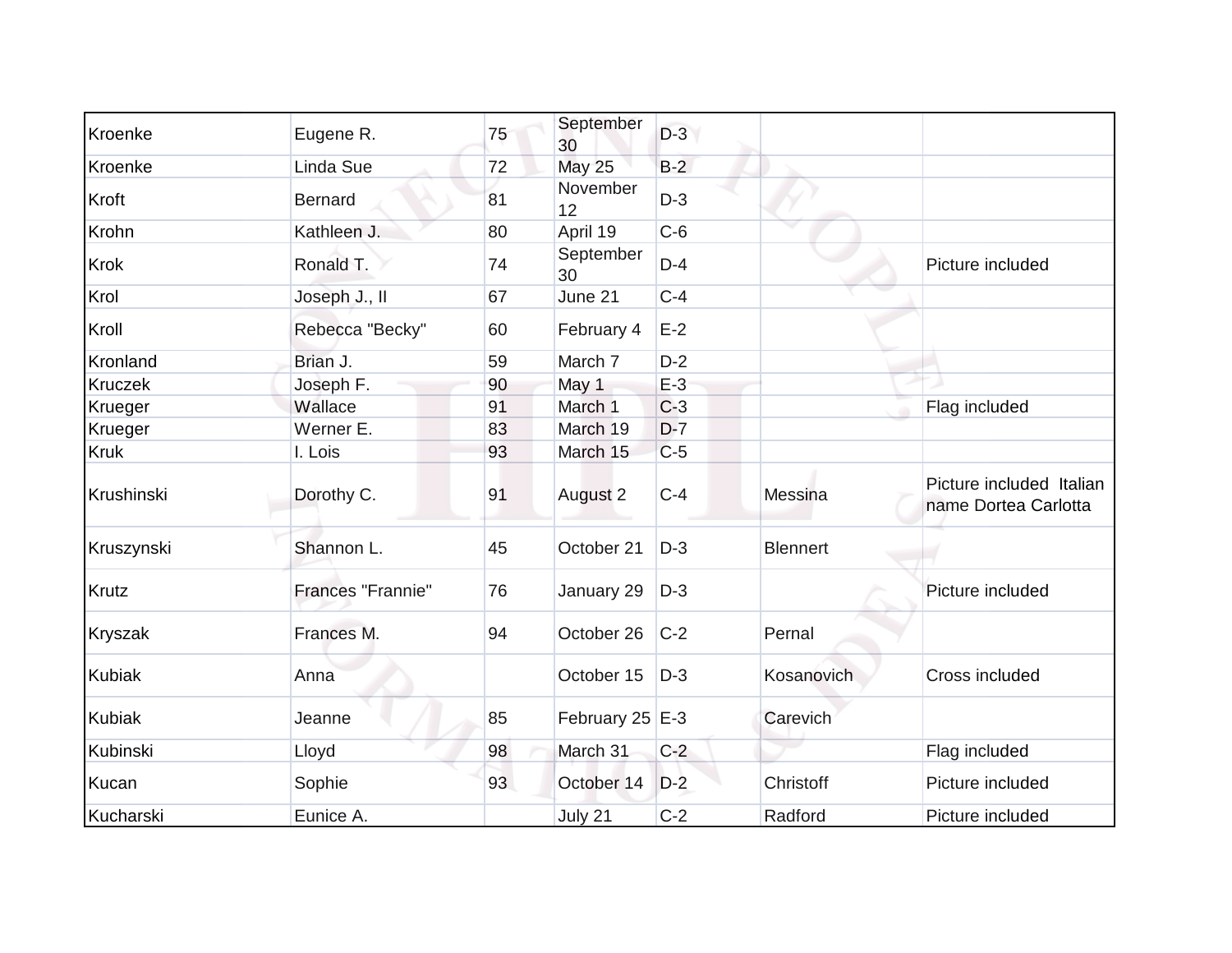| | | | | | | |
|---|---|---|---|---|---|---|
| Kroenke | Eugene R. | 75 | September 30 | D-3 | | |
| Kroenke | Linda Sue | 72 | May 25 | B-2 | | |
| Kroft | Bernard | 81 | November 12 | D-3 | | |
| Krohn | Kathleen J. | 80 | April 19 | C-6 | | |
| Krok | Ronald T. | 74 | September 30 | D-4 | | Picture included |
| Krol | Joseph J., II | 67 | June 21 | C-4 | | |
| Kroll | Rebecca "Becky" | 60 | February 4 | E-2 | | |
| Kronland | Brian J. | 59 | March 7 | D-2 | | |
| Kruczek | Joseph F. | 90 | May 1 | E-3 | | |
| Krueger | Wallace | 91 | March 1 | C-3 | | Flag included |
| Krueger | Werner E. | 83 | March 19 | D-7 | | |
| Kruk | I. Lois | 93 | March 15 | C-5 | | |
| Krushinski | Dorothy C. | 91 | August 2 | C-4 | Messina | Picture included Italian name Dortea Carlotta |
| Kruszynski | Shannon L. | 45 | October 21 | D-3 | Blennert | |
| Krutz | Frances "Frannie" | 76 | January 29 | D-3 | | Picture included |
| Kryszak | Frances M. | 94 | October 26 | C-2 | Pernal | |
| Kubiak | Anna | | October 15 | D-3 | Kosanovich | Cross included |
| Kubiak | Jeanne | 85 | February 25 | E-3 | Carevich | |
| Kubinski | Lloyd | 98 | March 31 | C-2 | | Flag included |
| Kucan | Sophie | 93 | October 14 | D-2 | Christoff | Picture included |
| Kucharski | Eunice A. | | July 21 | C-2 | Radford | Picture included |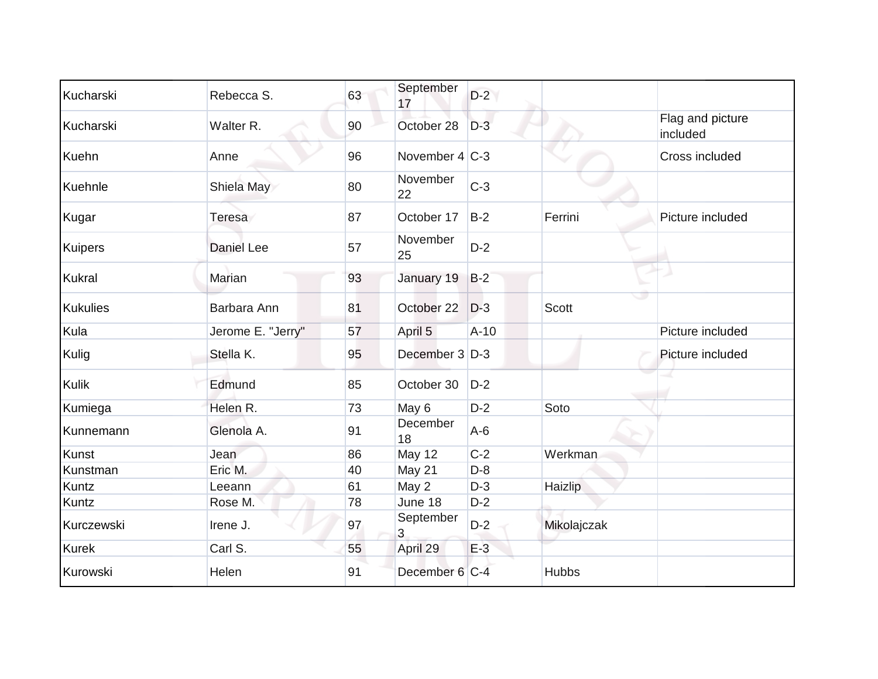| | | | | | | |
|---|---|---|---|---|---|---|
| Kucharski | Rebecca S. | 63 | September 17 | D-2 | | |
| Kucharski | Walter R. | 90 | October 28 | D-3 | | Flag and picture included |
| Kuehn | Anne | 96 | November 4 | C-3 | | Cross included |
| Kuehnle | Shiela May | 80 | November 22 | C-3 | | |
| Kugar | Teresa | 87 | October 17 | B-2 | Ferrini | Picture included |
| Kuipers | Daniel Lee | 57 | November 25 | D-2 | | |
| Kukral | Marian | 93 | January 19 | B-2 | | |
| Kukulies | Barbara Ann | 81 | October 22 | D-3 | Scott | |
| Kula | Jerome E. "Jerry" | 57 | April 5 | A-10 | | Picture included |
| Kulig | Stella K. | 95 | December 3 | D-3 | | Picture included |
| Kulik | Edmund | 85 | October 30 | D-2 | | |
| Kumiega | Helen R. | 73 | May 6 | D-2 | Soto | |
| Kunnemann | Glenola A. | 91 | December 18 | A-6 | | |
| Kunst | Jean | 86 | May 12 | C-2 | Werkman | |
| Kunstman | Eric M. | 40 | May 21 | D-8 | | |
| Kuntz | Leeann | 61 | May 2 | D-3 | Haizlip | |
| Kuntz | Rose M. | 78 | June 18 | D-2 | | |
| Kurczewski | Irene J. | 97 | September 3 | D-2 | Mikolajczak | |
| Kurek | Carl S. | 55 | April 29 | E-3 | | |
| Kurowski | Helen | 91 | December 6 | C-4 | Hubbs | |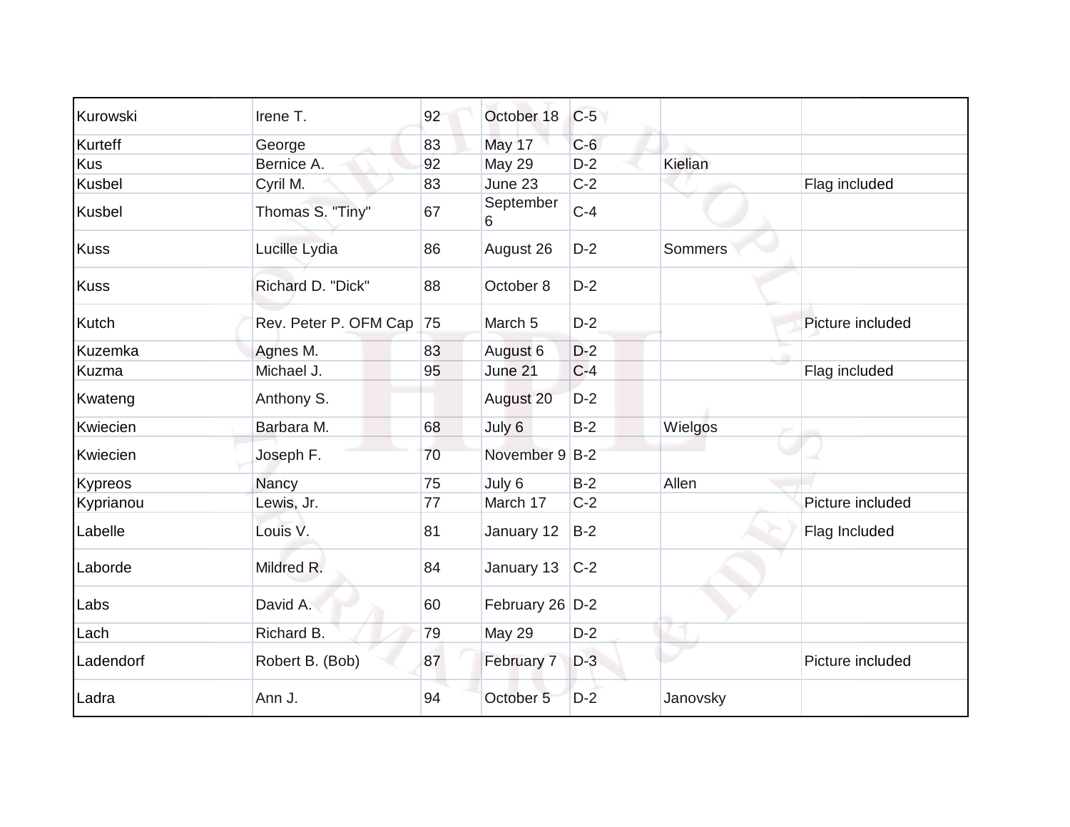| | | | | | | |
|---|---|---|---|---|---|---|
| Kurowski | Irene T. | 92 | October 18 | C-5 | | |
| Kurteff | George | 83 | May 17 | C-6 | | |
| Kus | Bernice A. | 92 | May 29 | D-2 | Kielian | |
| Kusbel | Cyril M. | 83 | June 23 | C-2 | | Flag included |
| Kusbel | Thomas S. "Tiny" | 67 | September 6 | C-4 | | |
| Kuss | Lucille Lydia | 86 | August 26 | D-2 | Sommers | |
| Kuss | Richard D. "Dick" | 88 | October 8 | D-2 | | |
| Kutch | Rev. Peter P. OFM Cap | 75 | March 5 | D-2 | | Picture included |
| Kuzemka | Agnes M. | 83 | August 6 | D-2 | | |
| Kuzma | Michael J. | 95 | June 21 | C-4 | | Flag included |
| Kwateng | Anthony S. | | August 20 | D-2 | | |
| Kwiecien | Barbara M. | 68 | July 6 | B-2 | Wielgos | |
| Kwiecien | Joseph F. | 70 | November 9 | B-2 | | |
| Kypreos | Nancy | 75 | July 6 | B-2 | Allen | |
| Kyprianou | Lewis, Jr. | 77 | March 17 | C-2 | | Picture included |
| Labelle | Louis V. | 81 | January 12 | B-2 | | Flag Included |
| Laborde | Mildred R. | 84 | January 13 | C-2 | | |
| Labs | David A. | 60 | February 26 | D-2 | | |
| Lach | Richard B. | 79 | May 29 | D-2 | | |
| Ladendorf | Robert B. (Bob) | 87 | February 7 | D-3 | | Picture included |
| Ladra | Ann J. | 94 | October 5 | D-2 | Janovsky | |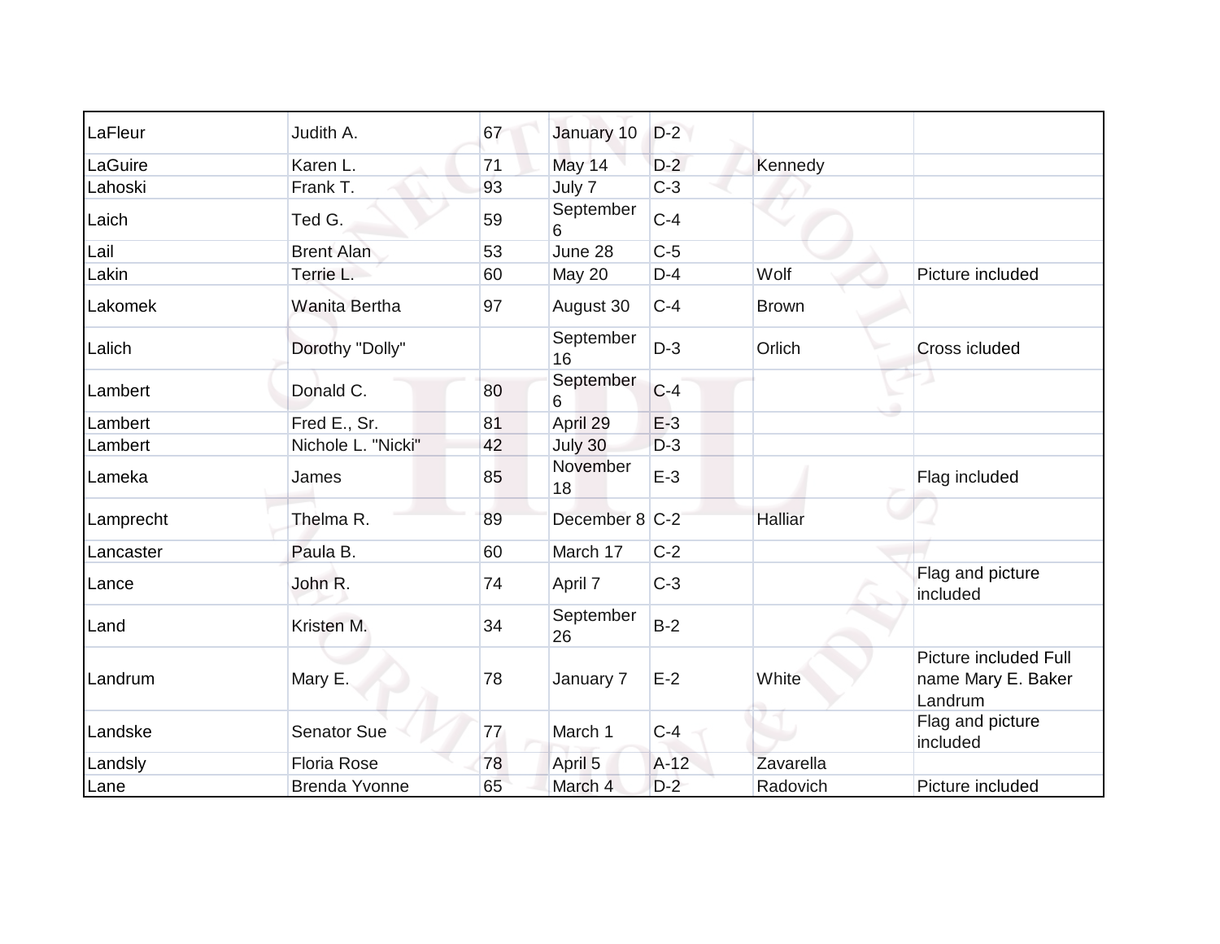| | | | | | | |
|---|---|---|---|---|---|---|
| LaFleur | Judith A. | 67 | January 10 | D-2 | | |
| LaGuire | Karen L. | 71 | May 14 | D-2 | Kennedy | |
| Lahoski | Frank T. | 93 | July 7 | C-3 | | |
| Laich | Ted G. | 59 | September 6 | C-4 | | |
| Lail | Brent Alan | 53 | June 28 | C-5 | | |
| Lakin | Terrie L. | 60 | May 20 | D-4 | Wolf | Picture included |
| Lakomek | Wanita Bertha | 97 | August 30 | C-4 | Brown | |
| Lalich | Dorothy "Dolly" | | September 16 | D-3 | Orlich | Cross icluded |
| Lambert | Donald C. | 80 | September 6 | C-4 | | |
| Lambert | Fred E., Sr. | 81 | April 29 | E-3 | | |
| Lambert | Nichole L. "Nicki" | 42 | July 30 | D-3 | | |
| Lameka | James | 85 | November 18 | E-3 | | Flag included |
| Lamprecht | Thelma R. | 89 | December 8 | C-2 | Halliar | |
| Lancaster | Paula B. | 60 | March 17 | C-2 | | |
| Lance | John R. | 74 | April 7 | C-3 | | Flag and picture included |
| Land | Kristen M. | 34 | September 26 | B-2 | | |
| Landrum | Mary E. | 78 | January 7 | E-2 | White | Picture included Full name Mary E. Baker Landrum |
| Landske | Senator Sue | 77 | March 1 | C-4 | | Flag and picture included |
| Landsly | Floria Rose | 78 | April 5 | A-12 | Zavarella | |
| Lane | Brenda Yvonne | 65 | March 4 | D-2 | Radovich | Picture included |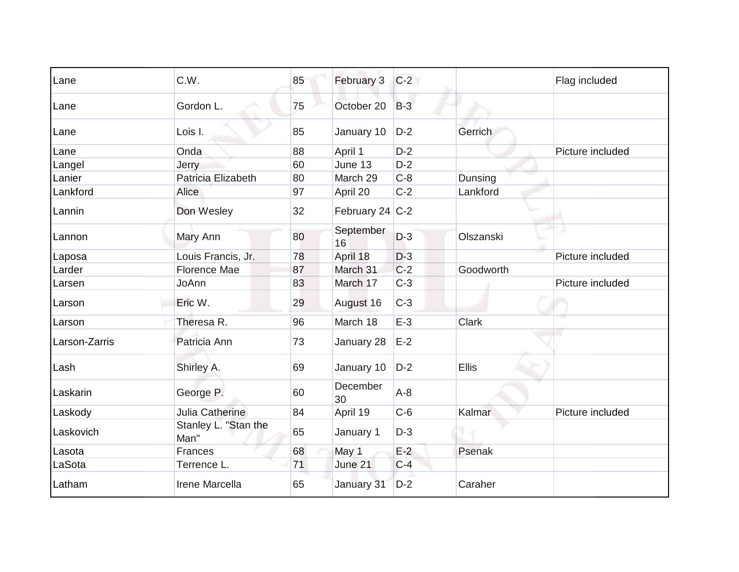| | | | | | | |
|---|---|---|---|---|---|---|
| Lane | C.W. | 85 | February 3 | C-2 | | Flag included |
| Lane | Gordon L. | 75 | October 20 | B-3 | | |
| Lane | Lois I. | 85 | January 10 | D-2 | Gerrich | |
| Lane | Onda | 88 | April 1 | D-2 | | Picture included |
| Langel | Jerry | 60 | June 13 | D-2 | | |
| Lanier | Patricia Elizabeth | 80 | March 29 | C-8 | Dunsing | |
| Lankford | Alice | 97 | April 20 | C-2 | Lankford | |
| Lannin | Don Wesley | 32 | February 24 | C-2 | | |
| Lannon | Mary Ann | 80 | September 16 | D-3 | Olszanski | |
| Laposa | Louis Francis, Jr. | 78 | April 18 | D-3 | | Picture included |
| Larder | Florence Mae | 87 | March 31 | C-2 | Goodworth | |
| Larsen | JoAnn | 83 | March 17 | C-3 | | Picture included |
| Larson | Eric W. | 29 | August 16 | C-3 | | |
| Larson | Theresa R. | 96 | March 18 | E-3 | Clark | |
| Larson-Zarris | Patricia Ann | 73 | January 28 | E-2 | | |
| Lash | Shirley A. | 69 | January 10 | D-2 | Ellis | |
| Laskarin | George P. | 60 | December 30 | A-8 | | |
| Laskody | Julia Catherine | 84 | April 19 | C-6 | Kalmar | Picture included |
| Laskovich | Stanley L. "Stan the Man" | 65 | January 1 | D-3 | | |
| Lasota | Frances | 68 | May 1 | E-2 | Psenak | |
| LaSota | Terrence L. | 71 | June 21 | C-4 | | |
| Latham | Irene Marcella | 65 | January 31 | D-2 | Caraher | |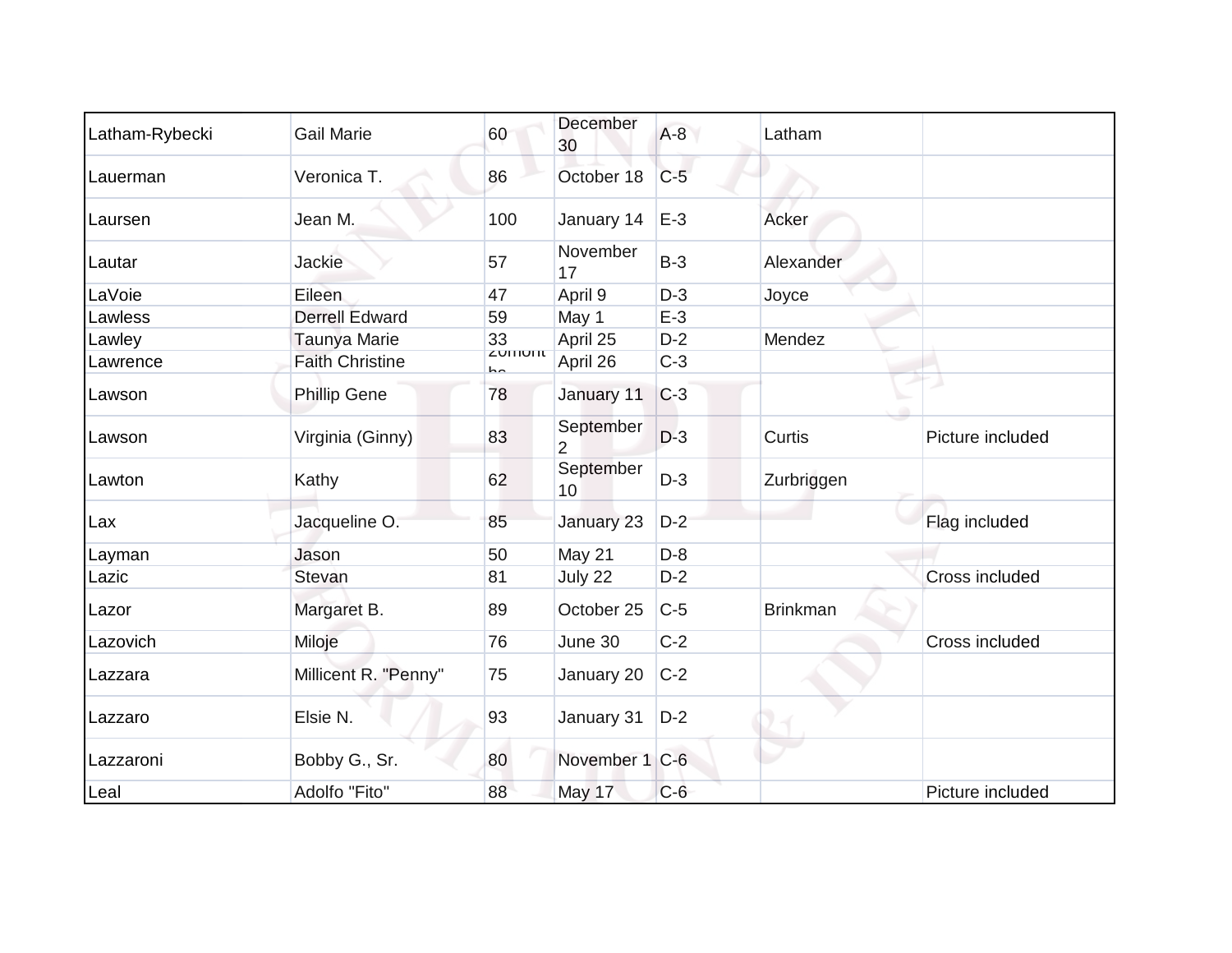| | | | | | | |
|---|---|---|---|---|---|---|
| Latham-Rybecki | Gail Marie | 60 | December 30 | A-8 | Latham | |
| Lauerman | Veronica T. | 86 | October 18 | C-5 | | |
| Laursen | Jean M. | 100 | January 14 | E-3 | Acker | |
| Lautar | Jackie | 57 | November 17 | B-3 | Alexander | |
| LaVoie | Eileen | 47 | April 9 | D-3 | Joyce | |
| Lawless | Derrell Edward | 59 | May 1 | E-3 | | |
| Lawley | Taunya Marie | 33 | April 25 | D-2 | Mendez | |
| Lawrence | Faith Christine | 20months | April 26 | C-3 | | |
| Lawson | Phillip Gene | 78 | January 11 | C-3 | | |
| Lawson | Virginia (Ginny) | 83 | September 2 | D-3 | Curtis | Picture included |
| Lawton | Kathy | 62 | September 10 | D-3 | Zurbriggen | |
| Lax | Jacqueline O. | 85 | January 23 | D-2 | | Flag included |
| Layman | Jason | 50 | May 21 | D-8 | | |
| Lazic | Stevan | 81 | July 22 | D-2 | | Cross included |
| Lazor | Margaret B. | 89 | October 25 | C-5 | Brinkman | |
| Lazovich | Miloje | 76 | June 30 | C-2 | | Cross included |
| Lazzara | Millicent R. "Penny" | 75 | January 20 | C-2 | | |
| Lazzaro | Elsie N. | 93 | January 31 | D-2 | | |
| Lazzaroni | Bobby G., Sr. | 80 | November 1 | C-6 | | |
| Leal | Adolfo "Fito" | 88 | May 17 | C-6 | | Picture included |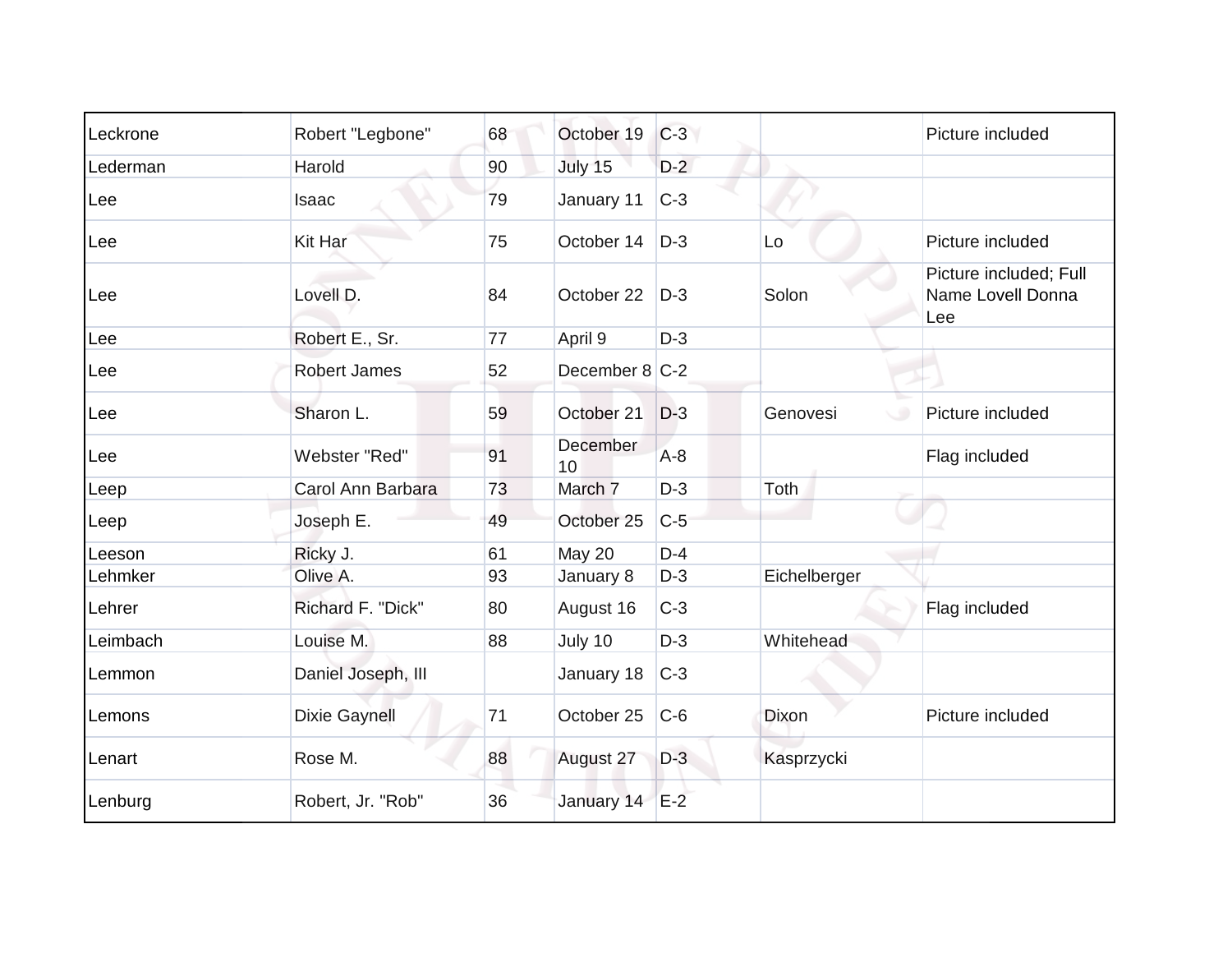| | | | | | | |
|---|---|---|---|---|---|---|
| Leckrone | Robert "Legbone" | 68 | October 19 | C-3 | | Picture included |
| Lederman | Harold | 90 | July 15 | D-2 | | |
| Lee | Isaac | 79 | January 11 | C-3 | | |
| Lee | Kit Har | 75 | October 14 | D-3 | Lo | Picture included |
| Lee | Lovell D. | 84 | October 22 | D-3 | Solon | Picture included; Full Name Lovell Donna Lee |
| Lee | Robert E., Sr. | 77 | April 9 | D-3 | | |
| Lee | Robert James | 52 | December 8 | C-2 | | |
| Lee | Sharon L. | 59 | October 21 | D-3 | Genovesi | Picture included |
| Lee | Webster "Red" | 91 | December 10 | A-8 | | Flag included |
| Leep | Carol Ann Barbara | 73 | March 7 | D-3 | Toth | |
| Leep | Joseph E. | 49 | October 25 | C-5 | | |
| Leeson | Ricky J. | 61 | May 20 | D-4 | | |
| Lehmker | Olive A. | 93 | January 8 | D-3 | Eichelberger | |
| Lehrer | Richard F. "Dick" | 80 | August 16 | C-3 | | Flag included |
| Leimbach | Louise M. | 88 | July 10 | D-3 | Whitehead | |
| Lemmon | Daniel Joseph, III | | January 18 | C-3 | | |
| Lemons | Dixie Gaynell | 71 | October 25 | C-6 | Dixon | Picture included |
| Lenart | Rose M. | 88 | August 27 | D-3 | Kasprzycki | |
| Lenburg | Robert, Jr. "Rob" | 36 | January 14 | E-2 | | |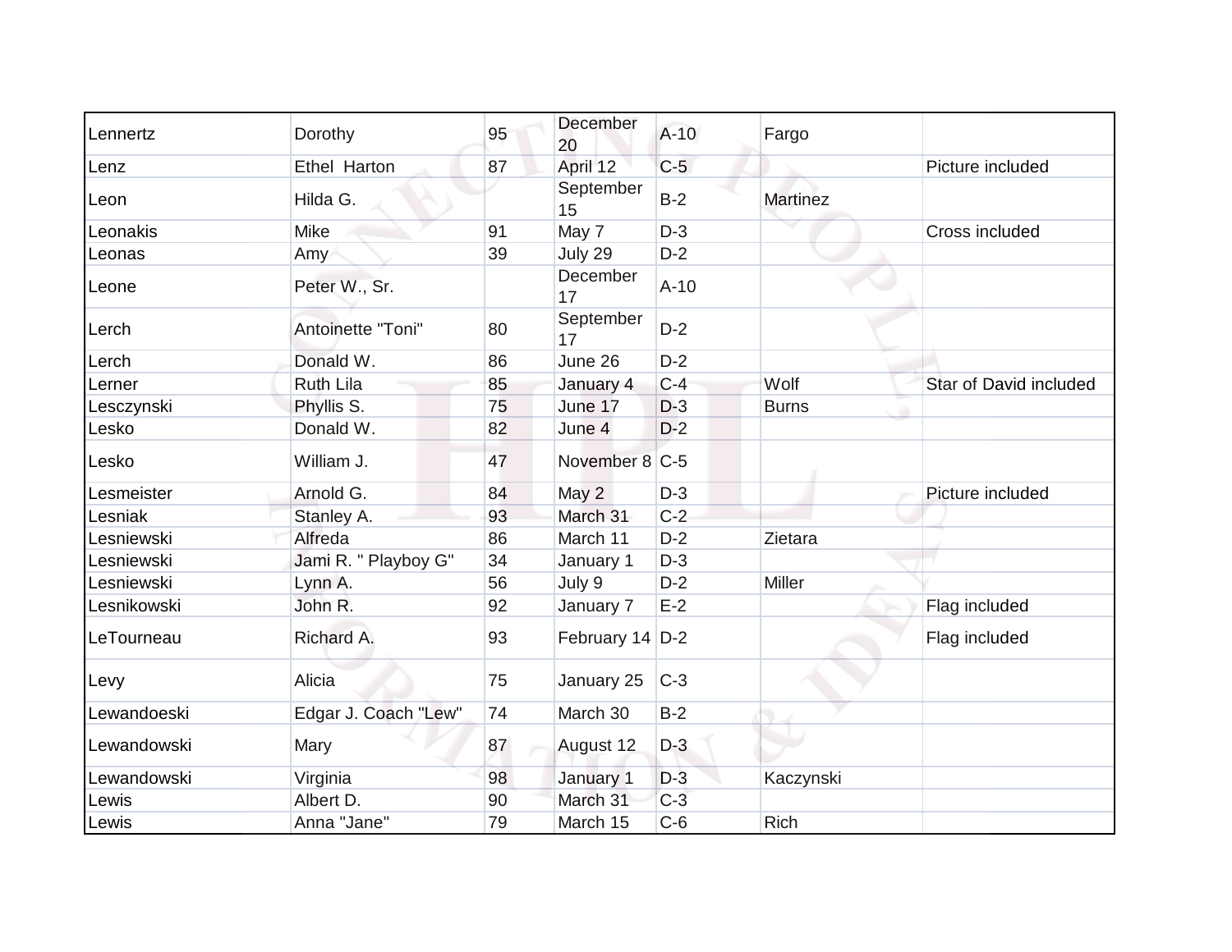| | | | | | | |
|---|---|---|---|---|---|---|
| Lennertz | Dorothy | 95 | December 20 | A-10 | Fargo | |
| Lenz | Ethel Harton | 87 | April 12 | C-5 | | Picture included |
| Leon | Hilda G. | | September 15 | B-2 | Martinez | |
| Leonakis | Mike | 91 | May 7 | D-3 | | Cross included |
| Leonas | Amy | 39 | July 29 | D-2 | | |
| Leone | Peter W., Sr. | | December 17 | A-10 | | |
| Lerch | Antoinette "Toni" | 80 | September 17 | D-2 | | |
| Lerch | Donald W. | 86 | June 26 | D-2 | | |
| Lerner | Ruth Lila | 85 | January 4 | C-4 | Wolf | Star of David included |
| Lesczynski | Phyllis S. | 75 | June 17 | D-3 | Burns | |
| Lesko | Donald W. | 82 | June 4 | D-2 | | |
| Lesko | William J. | 47 | November 8 | C-5 | | |
| Lesmeister | Arnold G. | 84 | May 2 | D-3 | | Picture included |
| Lesniak | Stanley A. | 93 | March 31 | C-2 | | |
| Lesniewski | Alfreda | 86 | March 11 | D-2 | Zietara | |
| Lesniewski | Jami R. " Playboy G" | 34 | January 1 | D-3 | | |
| Lesniewski | Lynn A. | 56 | July 9 | D-2 | Miller | |
| Lesnikowski | John R. | 92 | January 7 | E-2 | | Flag included |
| LeTourneau | Richard A. | 93 | February 14 | D-2 | | Flag included |
| Levy | Alicia | 75 | January 25 | C-3 | | |
| Lewandoeski | Edgar J. Coach "Lew" | 74 | March 30 | B-2 | | |
| Lewandowski | Mary | 87 | August 12 | D-3 | | |
| Lewandowski | Virginia | 98 | January 1 | D-3 | Kaczynski | |
| Lewis | Albert D. | 90 | March 31 | C-3 | | |
| Lewis | Anna "Jane" | 79 | March 15 | C-6 | Rich | |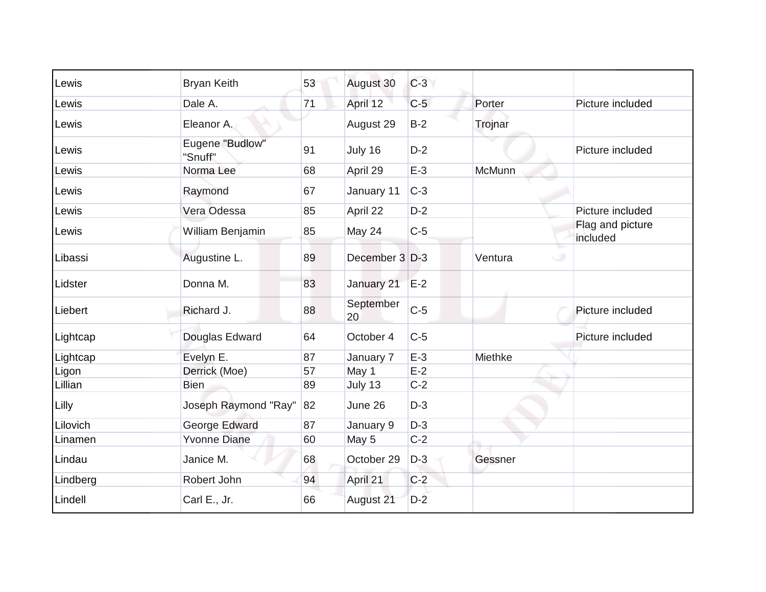| | | | | | | |
|---|---|---|---|---|---|---|
| Lewis | Bryan Keith | 53 | August 30 | C-3 | | |
| Lewis | Dale A. | 71 | April 12 | C-5 | Porter | Picture included |
| Lewis | Eleanor A. | | August 29 | B-2 | Trojnar | |
| Lewis | Eugene "Budlow" "Snuff" | 91 | July 16 | D-2 | | Picture included |
| Lewis | Norma Lee | 68 | April 29 | E-3 | McMunn | |
| Lewis | Raymond | 67 | January 11 | C-3 | | |
| Lewis | Vera Odessa | 85 | April 22 | D-2 | | Picture included |
| Lewis | William Benjamin | 85 | May 24 | C-5 | | Flag and picture included |
| Libassi | Augustine L. | 89 | December 3 | D-3 | Ventura | |
| Lidster | Donna M. | 83 | January 21 | E-2 | | |
| Liebert | Richard J. | 88 | September 20 | C-5 | | Picture included |
| Lightcap | Douglas Edward | 64 | October 4 | C-5 | | Picture included |
| Lightcap | Evelyn E. | 87 | January 7 | E-3 | Miethke | |
| Ligon | Derrick (Moe) | 57 | May 1 | E-2 | | |
| Lillian | Bien | 89 | July 13 | C-2 | | |
| Lilly | Joseph Raymond "Ray" | 82 | June 26 | D-3 | | |
| Lilovich | George Edward | 87 | January 9 | D-3 | | |
| Linamen | Yvonne Diane | 60 | May 5 | C-2 | | |
| Lindau | Janice M. | 68 | October 29 | D-3 | Gessner | |
| Lindberg | Robert John | 94 | April 21 | C-2 | | |
| Lindell | Carl E., Jr. | 66 | August 21 | D-2 | | |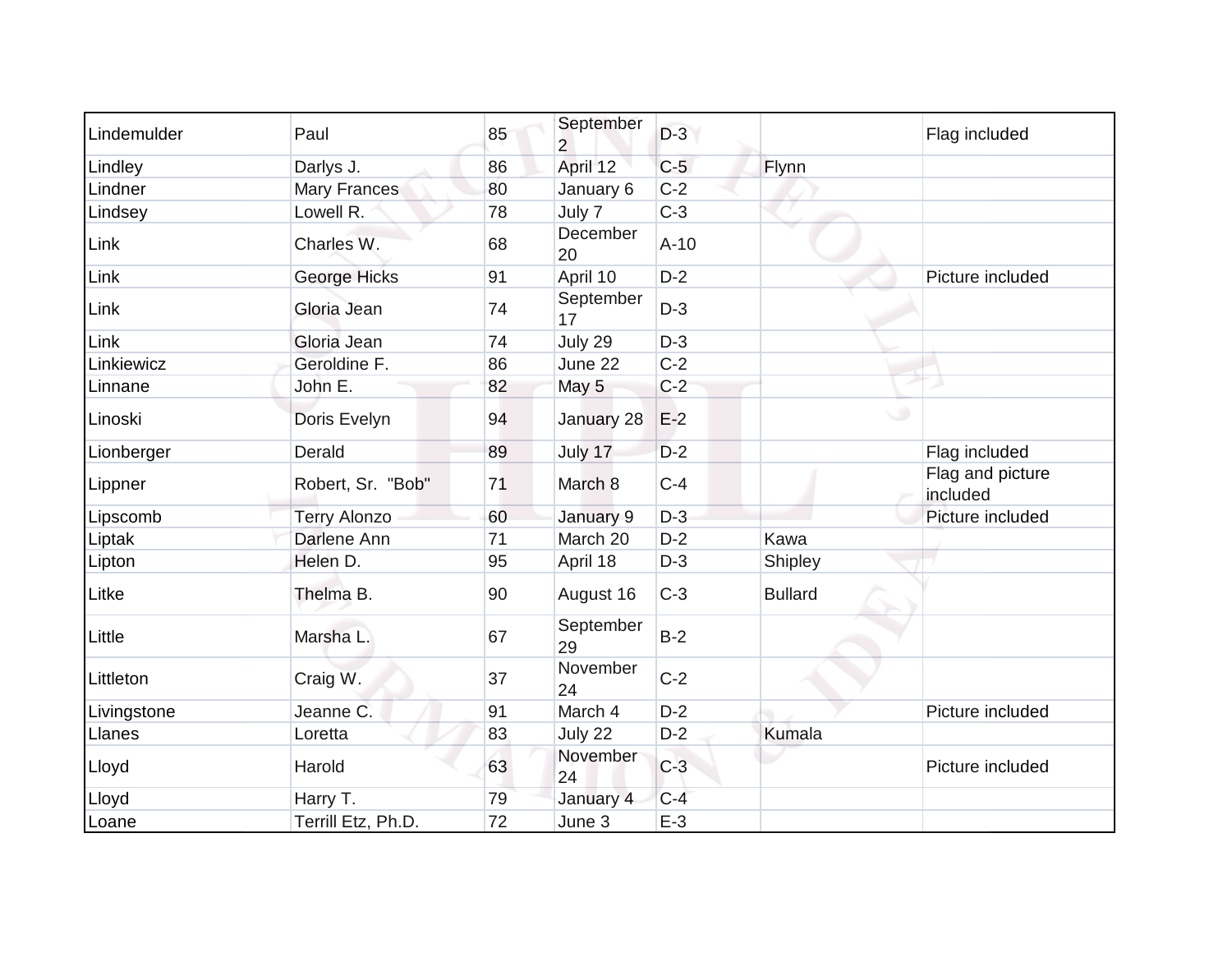| | | | | | | |
|---|---|---|---|---|---|---|
| Lindemulder | Paul | 85 | September 2 | D-3 | | Flag included |
| Lindley | Darlys J. | 86 | April 12 | C-5 | Flynn | |
| Lindner | Mary Frances | 80 | January 6 | C-2 | | |
| Lindsey | Lowell R. | 78 | July 7 | C-3 | | |
| Link | Charles W. | 68 | December 20 | A-10 | | |
| Link | George Hicks | 91 | April 10 | D-2 | | Picture included |
| Link | Gloria Jean | 74 | September 17 | D-3 | | |
| Link | Gloria Jean | 74 | July 29 | D-3 | | |
| Linkiewicz | Geroldine F. | 86 | June 22 | C-2 | | |
| Linnane | John E. | 82 | May 5 | C-2 | | |
| Linoski | Doris Evelyn | 94 | January 28 | E-2 | | |
| Lionberger | Derald | 89 | July 17 | D-2 | | Flag included |
| Lippner | Robert, Sr. "Bob" | 71 | March 8 | C-4 | | Flag and picture included |
| Lipscomb | Terry Alonzo | 60 | January 9 | D-3 | | Picture included |
| Liptak | Darlene Ann | 71 | March 20 | D-2 | Kawa | |
| Lipton | Helen D. | 95 | April 18 | D-3 | Shipley | |
| Litke | Thelma B. | 90 | August 16 | C-3 | Bullard | |
| Little | Marsha L. | 67 | September 29 | B-2 | | |
| Littleton | Craig W. | 37 | November 24 | C-2 | | |
| Livingstone | Jeanne C. | 91 | March 4 | D-2 | | Picture included |
| Llanes | Loretta | 83 | July 22 | D-2 | Kumala | |
| Lloyd | Harold | 63 | November 24 | C-3 | | Picture included |
| Lloyd | Harry T. | 79 | January 4 | C-4 | | |
| Loane | Terrill Etz, Ph.D. | 72 | June 3 | E-3 | | |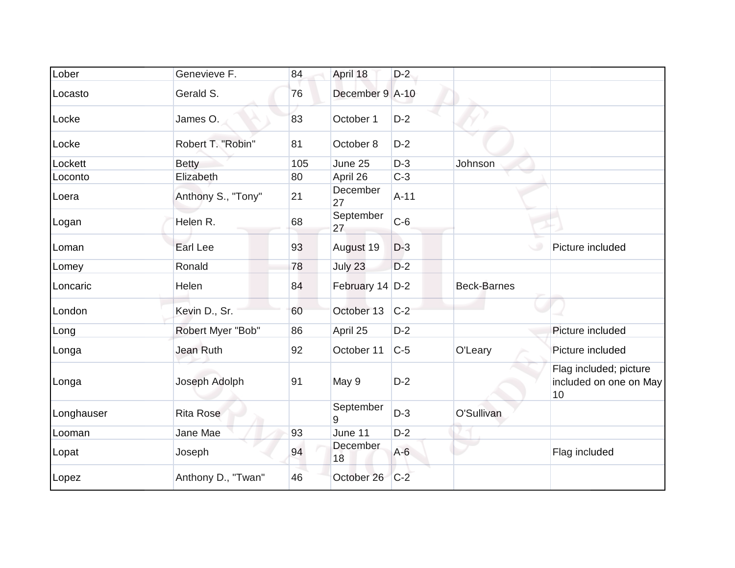| Lober | Genevieve F. | 84 | April 18 | D-2 | | |
|---|---|---|---|---|---|---|
| Locasto | Gerald S. | 76 | December 9 | A-10 | | |
| Locke | James O. | 83 | October 1 | D-2 | | |
| Locke | Robert T. "Robin" | 81 | October 8 | D-2 | | |
| Lockett | Betty | 105 | June 25 | D-3 | Johnson | |
| Loconto | Elizabeth | 80 | April 26 | C-3 | | |
| Loera | Anthony S., "Tony" | 21 | December 27 | A-11 | | |
| Logan | Helen R. | 68 | September 27 | C-6 | | |
| Loman | Earl Lee | 93 | August 19 | D-3 | | Picture included |
| Lomey | Ronald | 78 | July 23 | D-2 | | |
| Loncaric | Helen | 84 | February 14 | D-2 | Beck-Barnes | |
| London | Kevin D., Sr. | 60 | October 13 | C-2 | | |
| Long | Robert Myer "Bob" | 86 | April 25 | D-2 | | Picture included |
| Longa | Jean Ruth | 92 | October 11 | C-5 | O'Leary | Picture included |
| Longa | Joseph Adolph | 91 | May 9 | D-2 | | Flag included; picture included on one on May 10 |
| Longhauser | Rita Rose | | September 9 | D-3 | O'Sullivan | |
| Looman | Jane Mae | 93 | June 11 | D-2 | | |
| Lopat | Joseph | 94 | December 18 | A-6 | | Flag included |
| Lopez | Anthony D., "Twan" | 46 | October 26 | C-2 | | |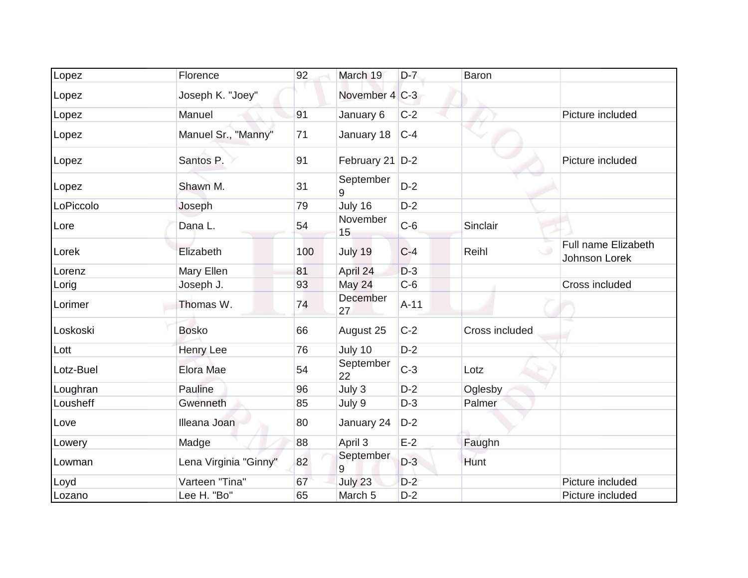| | | | | | | |
|---|---|---|---|---|---|---|
| Lopez | Florence | 92 | March 19 | D-7 | Baron | |
| Lopez | Joseph K. "Joey" | | November 4 | C-3 | | |
| Lopez | Manuel | 91 | January 6 | C-2 | | Picture included |
| Lopez | Manuel Sr., "Manny" | 71 | January 18 | C-4 | | |
| Lopez | Santos P. | 91 | February 21 | D-2 | | Picture included |
| Lopez | Shawn M. | 31 | September 9 | D-2 | | |
| LoPiccolo | Joseph | 79 | July 16 | D-2 | | |
| Lore | Dana L. | 54 | November 15 | C-6 | Sinclair | |
| Lorek | Elizabeth | 100 | July 19 | C-4 | Reihl | Full name Elizabeth Johnson Lorek |
| Lorenz | Mary Ellen | 81 | April 24 | D-3 | | |
| Lorig | Joseph J. | 93 | May 24 | C-6 | | Cross included |
| Lorimer | Thomas W. | 74 | December 27 | A-11 | | |
| Loskoski | Bosko | 66 | August 25 | C-2 | Cross included | |
| Lott | Henry Lee | 76 | July 10 | D-2 | | |
| Lotz-Buel | Elora Mae | 54 | September 22 | C-3 | Lotz | |
| Loughran | Pauline | 96 | July 3 | D-2 | Oglesby | |
| Lousheff | Gwenneth | 85 | July 9 | D-3 | Palmer | |
| Love | Illeana Joan | 80 | January 24 | D-2 | | |
| Lowery | Madge | 88 | April 3 | E-2 | Faughn | |
| Lowman | Lena Virginia "Ginny" | 82 | September 9 | D-3 | Hunt | |
| Loyd | Varteen "Tina" | 67 | July 23 | D-2 | | Picture included |
| Lozano | Lee H. "Bo" | 65 | March 5 | D-2 | | Picture included |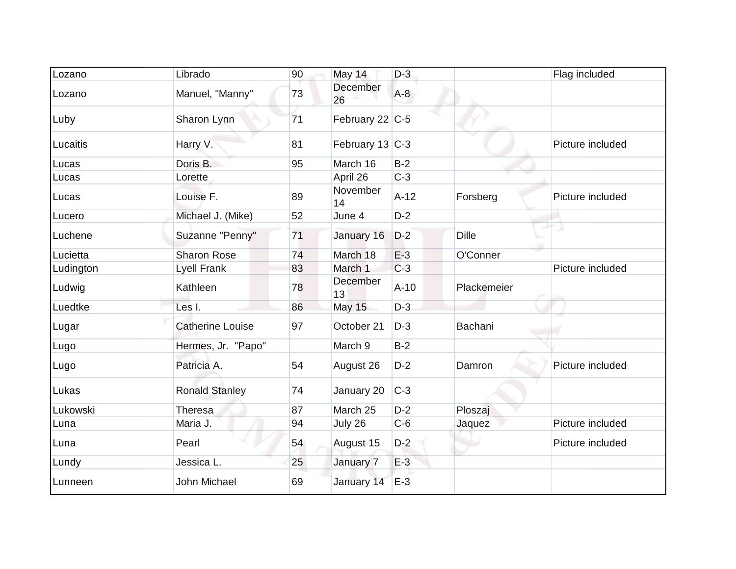| | | | | | | |
|---|---|---|---|---|---|---|
| Lozano | Librado | 90 | May 14 | D-3 | | Flag included |
| Lozano | Manuel, "Manny" | 73 | December 26 | A-8 | | |
| Luby | Sharon Lynn | 71 | February 22 | C-5 | | |
| Lucaitis | Harry V. | 81 | February 13 | C-3 | | Picture included |
| Lucas | Doris B. | 95 | March 16 | B-2 | | |
| Lucas | Lorette | | April 26 | C-3 | | |
| Lucas | Louise F. | 89 | November 14 | A-12 | Forsberg | Picture included |
| Lucero | Michael J. (Mike) | 52 | June 4 | D-2 | | |
| Luchene | Suzanne "Penny" | 71 | January 16 | D-2 | Dille | |
| Lucietta | Sharon Rose | 74 | March 18 | E-3 | O'Conner | |
| Ludington | Lyell Frank | 83 | March 1 | C-3 | | Picture included |
| Ludwig | Kathleen | 78 | December 13 | A-10 | Plackemeier | |
| Luedtke | Les I. | 86 | May 15 | D-3 | | |
| Lugar | Catherine Louise | 97 | October 21 | D-3 | Bachani | |
| Lugo | Hermes, Jr. "Papo" | | March 9 | B-2 | | |
| Lugo | Patricia A. | 54 | August 26 | D-2 | Damron | Picture included |
| Lukas | Ronald Stanley | 74 | January 20 | C-3 | | |
| Lukowski | Theresa | 87 | March 25 | D-2 | Ploszaj | |
| Luna | Maria J. | 94 | July 26 | C-6 | Jaquez | Picture included |
| Luna | Pearl | 54 | August 15 | D-2 | | Picture included |
| Lundy | Jessica L. | 25 | January 7 | E-3 | | |
| Lunneen | John Michael | 69 | January 14 | E-3 | | |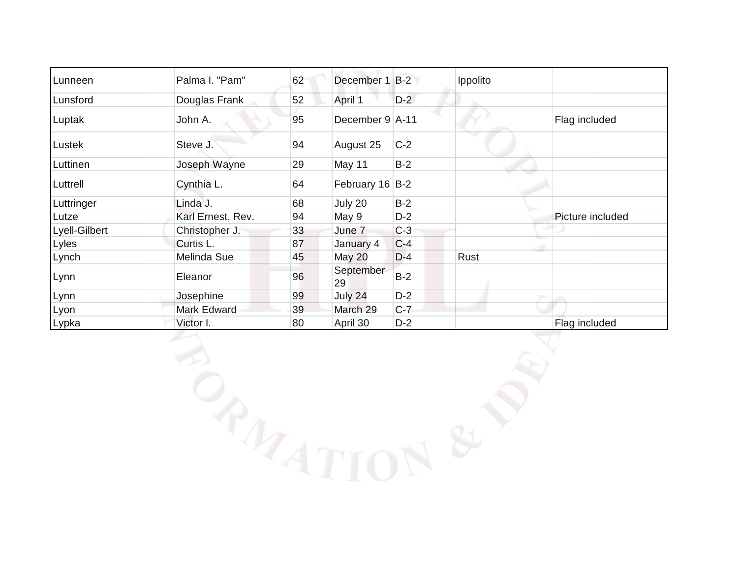| | | | | | | |
|---|---|---|---|---|---|---|
| Lunneen | Palma I. "Pam" | 62 | December 1 | B-2 | Ippolito | |
| Lunsford | Douglas Frank | 52 | April 1 | D-2 | | |
| Luptak | John A. | 95 | December 9 | A-11 | | Flag included |
| Lustek | Steve J. | 94 | August 25 | C-2 | | |
| Luttinen | Joseph Wayne | 29 | May 11 | B-2 | | |
| Luttrell | Cynthia L. | 64 | February 16 | B-2 | | |
| Luttringer | Linda J. | 68 | July 20 | B-2 | | |
| Lutze | Karl Ernest, Rev. | 94 | May 9 | D-2 | | Picture included |
| Lyell-Gilbert | Christopher J. | 33 | June 7 | C-3 | | |
| Lyles | Curtis L. | 87 | January 4 | C-4 | | |
| Lynch | Melinda Sue | 45 | May 20 | D-4 | Rust | |
| Lynn | Eleanor | 96 | September 29 | B-2 | | |
| Lynn | Josephine | 99 | July 24 | D-2 | | |
| Lyon | Mark Edward | 39 | March 29 | C-7 | | |
| Lypka | Victor I. | 80 | April 30 | D-2 | | Flag included |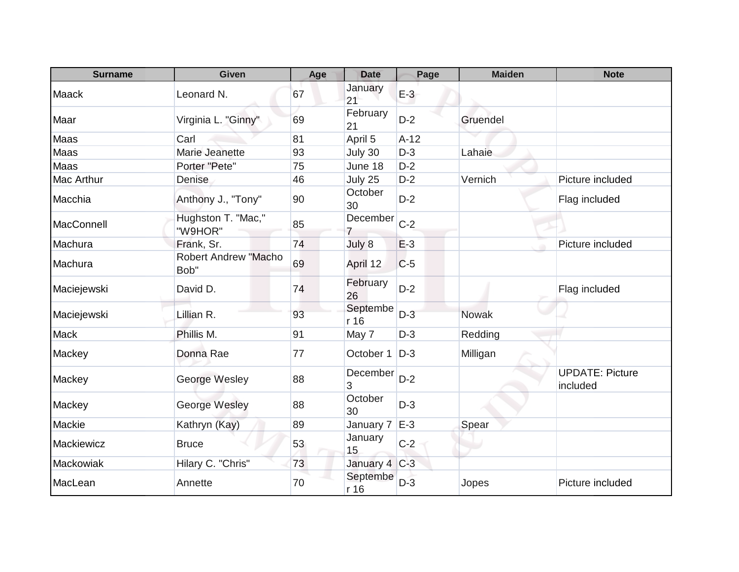| Surname | Given | Age | Date | Page | Maiden | Note |
| --- | --- | --- | --- | --- | --- | --- |
| Maack | Leonard N. | 67 | January 21 | E-3 | | |
| Maar | Virginia L. "Ginny" | 69 | February 21 | D-2 | Gruendel | |
| Maas | Carl | 81 | April 5 | A-12 | | |
| Maas | Marie Jeanette | 93 | July 30 | D-3 | Lahaie | |
| Maas | Porter "Pete" | 75 | June 18 | D-2 | | |
| Mac Arthur | Denise | 46 | July 25 | D-2 | Vernich | Picture included |
| Macchia | Anthony J., "Tony" | 90 | October 30 | D-2 | | Flag included |
| MacConnell | Hughston T. "Mac," "W9HOR" | 85 | December 7 | C-2 | | |
| Machura | Frank, Sr. | 74 | July 8 | E-3 | | Picture included |
| Machura | Robert Andrew "Macho Bob" | 69 | April 12 | C-5 | | |
| Maciejewski | David D. | 74 | February 26 | D-2 | | Flag included |
| Maciejewski | Lillian R. | 93 | September 16 | D-3 | Nowak | |
| Mack | Phillis M. | 91 | May 7 | D-3 | Redding | |
| Mackey | Donna Rae | 77 | October 1 | D-3 | Milligan | |
| Mackey | George Wesley | 88 | December 3 | D-2 | | UPDATE: Picture included |
| Mackey | George Wesley | 88 | October 30 | D-3 | | |
| Mackie | Kathryn (Kay) | 89 | January 7 | E-3 | Spear | |
| Mackiewicz | Bruce | 53 | January 15 | C-2 | | |
| Mackowiak | Hilary C. "Chris" | 73 | January 4 | C-3 | | |
| MacLean | Annette | 70 | September 16 | D-3 | Jopes | Picture included |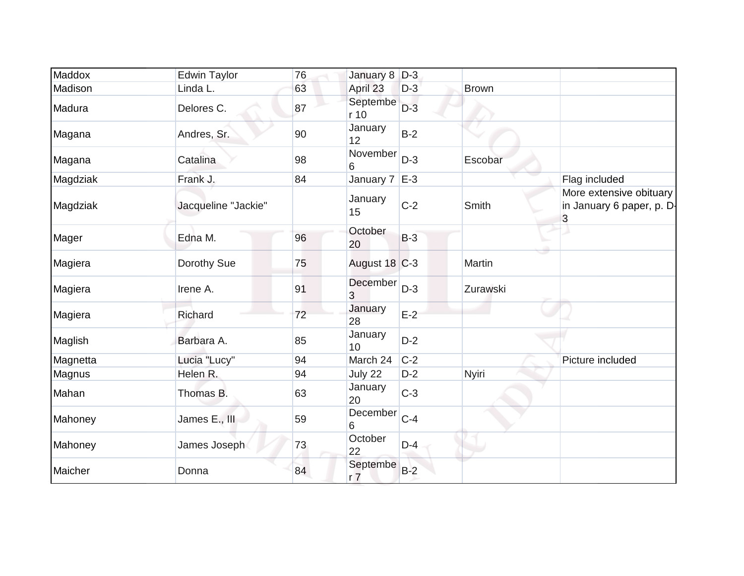| | | | | | | |
|---|---|---|---|---|---|---|
| Maddox | Edwin Taylor | 76 | January 8 | D-3 | | |
| Madison | Linda L. | 63 | April 23 | D-3 | Brown | |
| Madura | Delores C. | 87 | September 10 | D-3 | | |
| Magana | Andres, Sr. | 90 | January 12 | B-2 | | |
| Magana | Catalina | 98 | November 6 | D-3 | Escobar | |
| Magdziak | Frank J. | 84 | January 7 | E-3 | | Flag included |
| Magdziak | Jacqueline "Jackie" | | January 15 | C-2 | Smith | More extensive obituary in January 6 paper, p. D-3 |
| Mager | Edna M. | 96 | October 20 | B-3 | | |
| Magiera | Dorothy Sue | 75 | August 18 | C-3 | Martin | |
| Magiera | Irene A. | 91 | December 3 | D-3 | Zurawski | |
| Magiera | Richard | 72 | January 28 | E-2 | | |
| Maglish | Barbara A. | 85 | January 10 | D-2 | | |
| Magnetta | Lucia "Lucy" | 94 | March 24 | C-2 | | Picture included |
| Magnus | Helen R. | 94 | July 22 | D-2 | Nyiri | |
| Mahan | Thomas B. | 63 | January 20 | C-3 | | |
| Mahoney | James E., III | 59 | December 6 | C-4 | | |
| Mahoney | James Joseph | 73 | October 22 | D-4 | | |
| Maicher | Donna | 84 | September 7 | B-2 | | |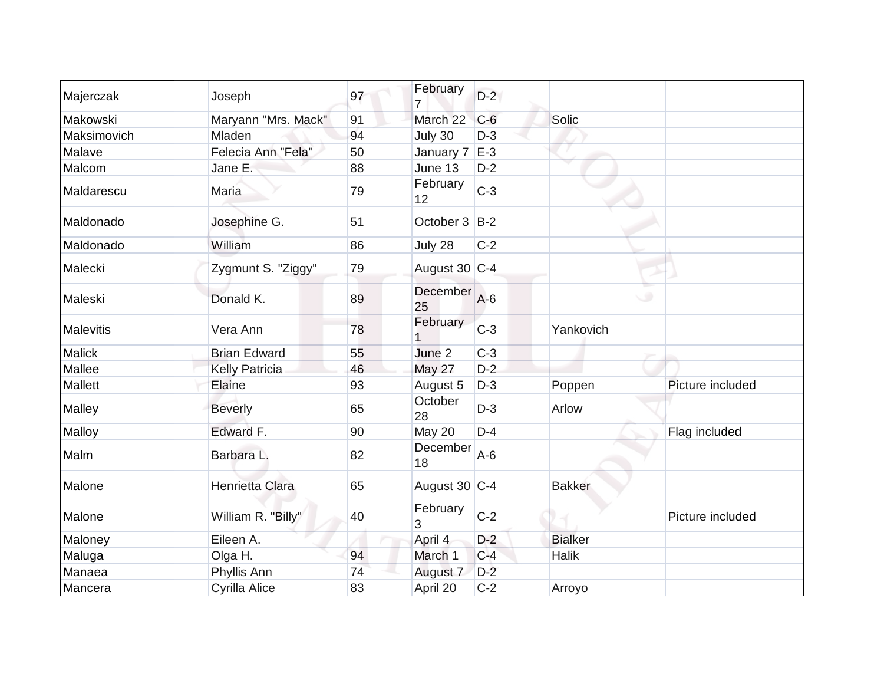| | | | | | | |
|---|---|---|---|---|---|---|
| Majerczak | Joseph | 97 | February 7 | D-2 | | |
| Makowski | Maryann "Mrs. Mack" | 91 | March 22 | C-6 | Solic | |
| Maksimovich | Mladen | 94 | July 30 | D-3 | | |
| Malave | Felecia Ann "Fela" | 50 | January 7 | E-3 | | |
| Malcom | Jane E. | 88 | June 13 | D-2 | | |
| Maldarescu | Maria | 79 | February 12 | C-3 | | |
| Maldonado | Josephine G. | 51 | October 3 | B-2 | | |
| Maldonado | William | 86 | July 28 | C-2 | | |
| Malecki | Zygmunt S. "Ziggy" | 79 | August 30 | C-4 | | |
| Maleski | Donald K. | 89 | December 25 | A-6 | | |
| Malevitis | Vera Ann | 78 | February 1 | C-3 | Yankovich | |
| Malick | Brian Edward | 55 | June 2 | C-3 | | |
| Mallee | Kelly Patricia | 46 | May 27 | D-2 | | |
| Mallett | Elaine | 93 | August 5 | D-3 | Poppen | Picture included |
| Malley | Beverly | 65 | October 28 | D-3 | Arlow | |
| Malloy | Edward F. | 90 | May 20 | D-4 | | Flag included |
| Malm | Barbara L. | 82 | December 18 | A-6 | | |
| Malone | Henrietta Clara | 65 | August 30 | C-4 | Bakker | |
| Malone | William R. "Billy" | 40 | February 3 | C-2 | | Picture included |
| Maloney | Eileen A. | | April 4 | D-2 | Bialker | |
| Maluga | Olga H. | 94 | March 1 | C-4 | Halik | |
| Manaea | Phyllis Ann | 74 | August 7 | D-2 | | |
| Mancera | Cyrilla Alice | 83 | April 20 | C-2 | Arroyo | |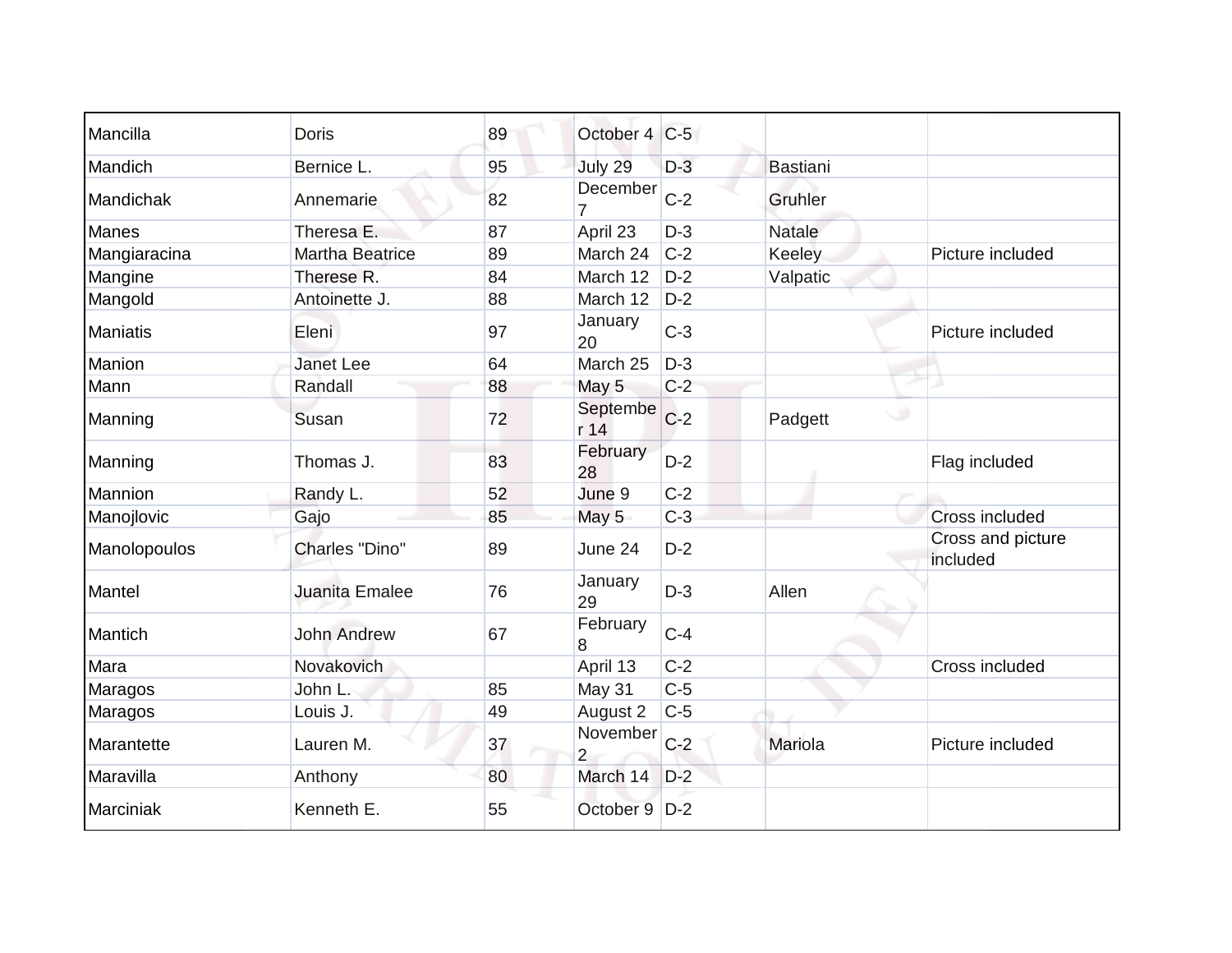| Mancilla | Doris | 89 | October 4 | C-5 | | |
|---|---|---|---|---|---|---|
| Mandich | Bernice L. | 95 | July 29 | D-3 | Bastiani | |
| Mandichak | Annemarie | 82 | December 7 | C-2 | Gruhler | |
| Manes | Theresa E. | 87 | April 23 | D-3 | Natale | |
| Mangiaracina | Martha Beatrice | 89 | March 24 | C-2 | Keeley | Picture included |
| Mangine | Therese R. | 84 | March 12 | D-2 | Valpatic | |
| Mangold | Antoinette J. | 88 | March 12 | D-2 | | |
| Maniatis | Eleni | 97 | January 20 | C-3 | | Picture included |
| Manion | Janet Lee | 64 | March 25 | D-3 | | |
| Mann | Randall | 88 | May 5 | C-2 | | |
| Manning | Susan | 72 | September 14 | C-2 | Padgett | |
| Manning | Thomas J. | 83 | February 28 | D-2 | | Flag included |
| Mannion | Randy L. | 52 | June 9 | C-2 | | |
| Manojlovic | Gajo | 85 | May 5 | C-3 | | Cross included |
| Manolopoulos | Charles "Dino" | 89 | June 24 | D-2 | | Cross and picture included |
| Mantel | Juanita Emalee | 76 | January 29 | D-3 | Allen | |
| Mantich | John Andrew | 67 | February 8 | C-4 | | |
| Mara | Novakovich | | April 13 | C-2 | | Cross included |
| Maragos | John L. | 85 | May 31 | C-5 | | |
| Maragos | Louis J. | 49 | August 2 | C-5 | | |
| Marantette | Lauren M. | 37 | November 2 | C-2 | Mariola | Picture included |
| Maravilla | Anthony | 80 | March 14 | D-2 | | |
| Marciniak | Kenneth E. | 55 | October 9 | D-2 | | |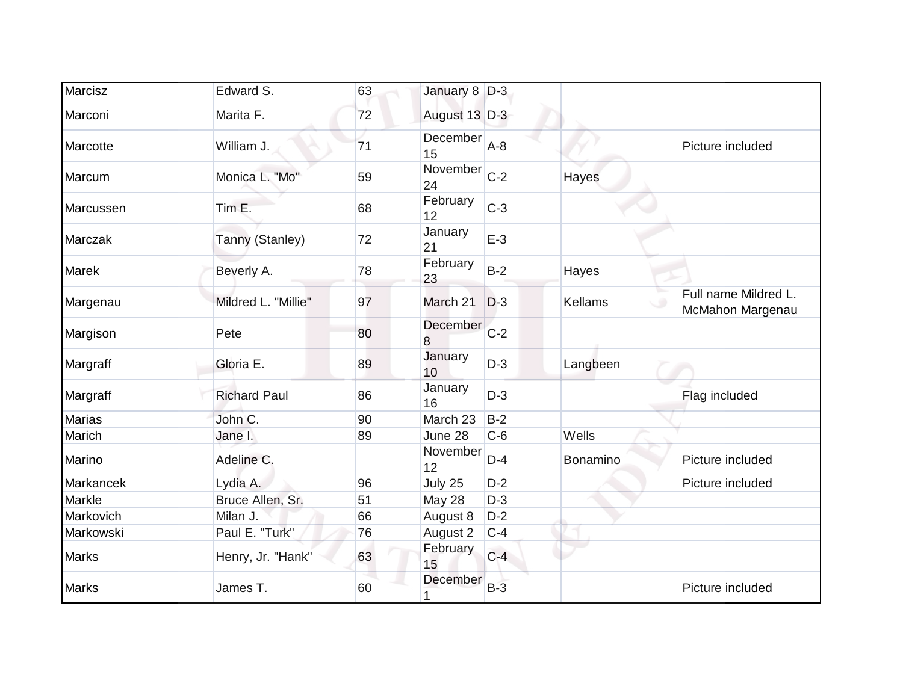| | | | | | | |
|---|---|---|---|---|---|---|
| Marcisz | Edward S. | 63 | January 8 | D-3 | | |
| Marconi | Marita F. | 72 | August 13 | D-3 | | |
| Marcotte | William J. | 71 | December 15 | A-8 | | Picture included |
| Marcum | Monica L. "Mo" | 59 | November 24 | C-2 | Hayes | |
| Marcussen | Tim E. | 68 | February 12 | C-3 | | |
| Marczak | Tanny (Stanley) | 72 | January 21 | E-3 | | |
| Marek | Beverly A. | 78 | February 23 | B-2 | Hayes | |
| Margenau | Mildred L. "Millie" | 97 | March 21 | D-3 | Kellams | Full name Mildred L. McMahon Margenau |
| Margison | Pete | 80 | December 8 | C-2 | | |
| Margraff | Gloria E. | 89 | January 10 | D-3 | Langbeen | |
| Margraff | Richard Paul | 86 | January 16 | D-3 | | Flag included |
| Marias | John C. | 90 | March 23 | B-2 | | |
| Marich | Jane I. | 89 | June 28 | C-6 | Wells | |
| Marino | Adeline C. | | November 12 | D-4 | Bonamino | Picture included |
| Markancek | Lydia A. | 96 | July 25 | D-2 | | Picture included |
| Markle | Bruce Allen, Sr. | 51 | May 28 | D-3 | | |
| Markovich | Milan J. | 66 | August 8 | D-2 | | |
| Markowski | Paul E. "Turk" | 76 | August 2 | C-4 | | |
| Marks | Henry, Jr. "Hank" | 63 | February 15 | C-4 | | |
| Marks | James T. | 60 | December 1 | B-3 | | Picture included |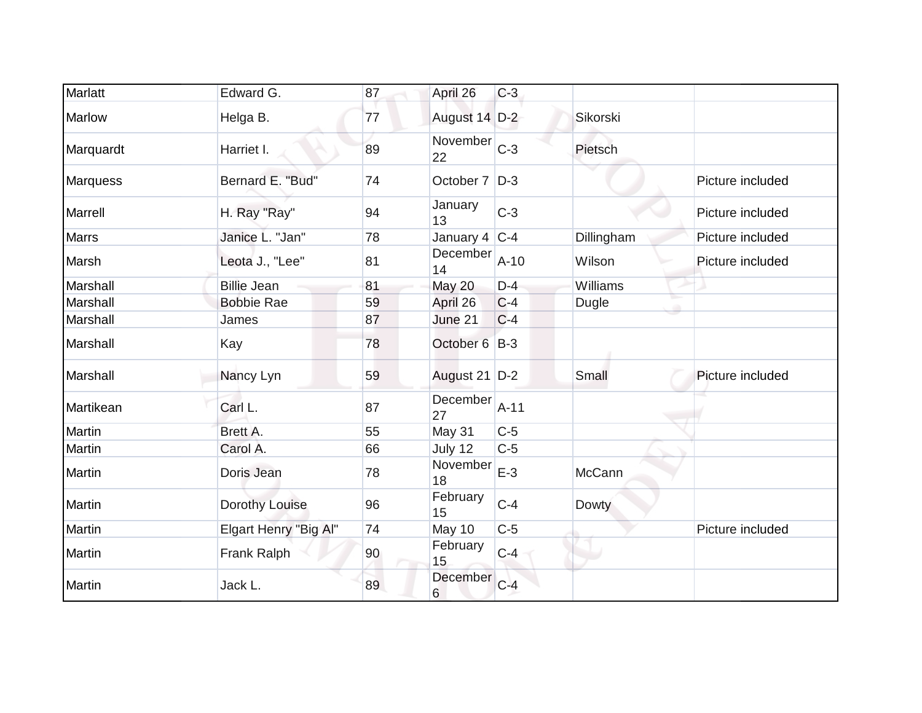| Marlatt | Edward G. | 87 | April 26 | C-3 | | |
|---|---|---|---|---|---|---|
| Marlow | Helga B. | 77 | August 14 | D-2 | Sikorski | |
| Marquardt | Harriet I. | 89 | November 22 | C-3 | Pietsch | |
| Marquess | Bernard E. "Bud" | 74 | October 7 | D-3 | | Picture included |
| Marrell | H. Ray "Ray" | 94 | January 13 | C-3 | | Picture included |
| Marrs | Janice L. "Jan" | 78 | January 4 | C-4 | Dillingham | Picture included |
| Marsh | Leota J., "Lee" | 81 | December 14 | A-10 | Wilson | Picture included |
| Marshall | Billie Jean | 81 | May 20 | D-4 | Williams | |
| Marshall | Bobbie Rae | 59 | April 26 | C-4 | Dugle | |
| Marshall | James | 87 | June 21 | C-4 | | |
| Marshall | Kay | 78 | October 6 | B-3 | | |
| Marshall | Nancy Lyn | 59 | August 21 | D-2 | Small | Picture included |
| Martikean | Carl L. | 87 | December 27 | A-11 | | |
| Martin | Brett A. | 55 | May 31 | C-5 | | |
| Martin | Carol A. | 66 | July 12 | C-5 | | |
| Martin | Doris Jean | 78 | November 18 | E-3 | McCann | |
| Martin | Dorothy Louise | 96 | February 15 | C-4 | Dowty | |
| Martin | Elgart Henry "Big Al" | 74 | May 10 | C-5 | | Picture included |
| Martin | Frank Ralph | 90 | February 15 | C-4 | | |
| Martin | Jack L. | 89 | December 6 | C-4 | | |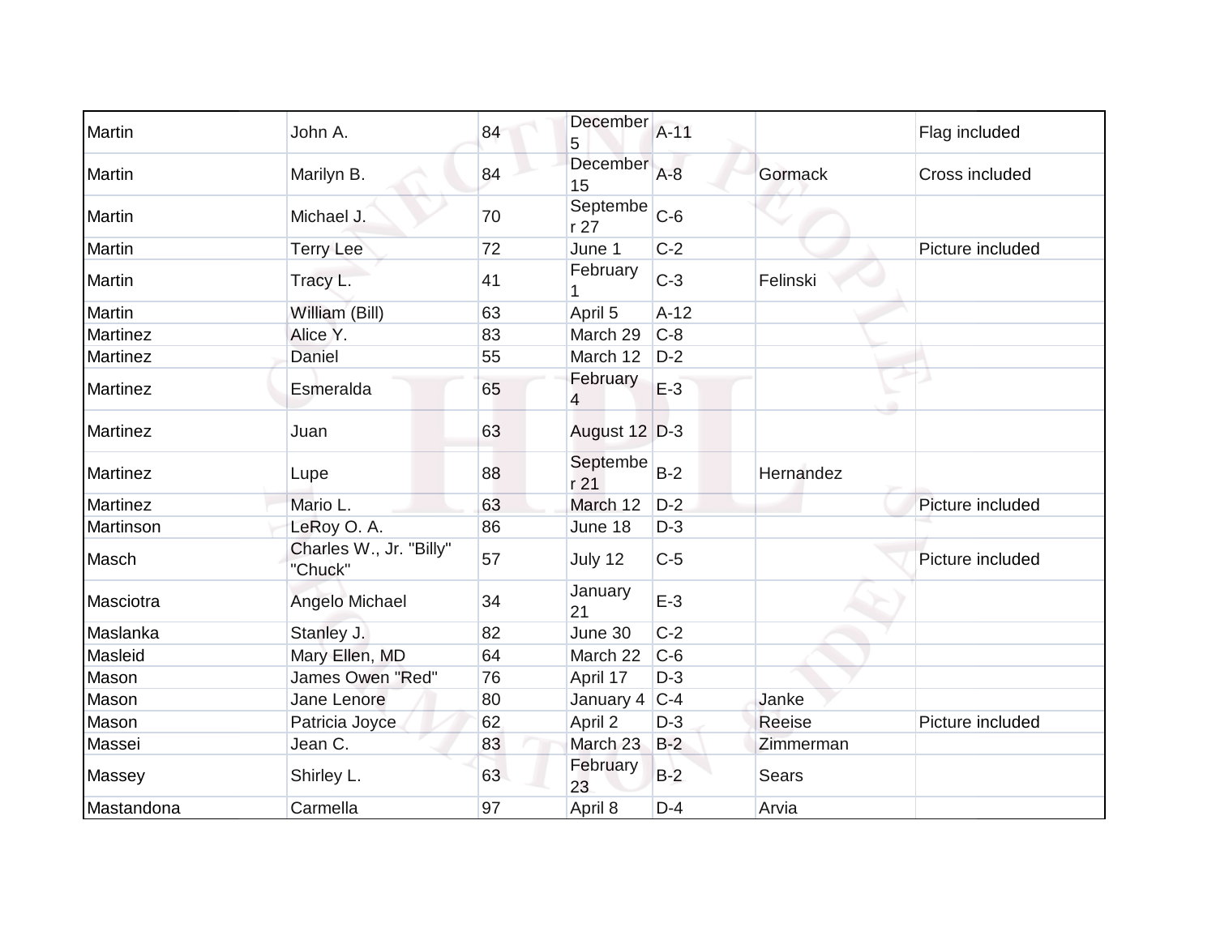| Martin | John A. | 84 | December 5 | A-11 | | Flag included |
|---|---|---|---|---|---|---|
| Martin | Marilyn B. | 84 | December 15 | A-8 | Gormack | Cross included |
| Martin | Michael J. | 70 | September 27 | C-6 | | |
| Martin | Terry Lee | 72 | June 1 | C-2 | | Picture included |
| Martin | Tracy L. | 41 | February 1 | C-3 | Felinski | |
| Martin | William (Bill) | 63 | April 5 | A-12 | | |
| Martinez | Alice Y. | 83 | March 29 | C-8 | | |
| Martinez | Daniel | 55 | March 12 | D-2 | | |
| Martinez | Esmeralda | 65 | February 4 | E-3 | | |
| Martinez | Juan | 63 | August 12 | D-3 | | |
| Martinez | Lupe | 88 | September 21 | B-2 | Hernandez | |
| Martinez | Mario L. | 63 | March 12 | D-2 | | Picture included |
| Martinson | LeRoy O. A. | 86 | June 18 | D-3 | | |
| Masch | Charles W., Jr. "Billy" "Chuck" | 57 | July 12 | C-5 | | Picture included |
| Masciotra | Angelo Michael | 34 | January 21 | E-3 | | |
| Maslanka | Stanley J. | 82 | June 30 | C-2 | | |
| Masleid | Mary Ellen, MD | 64 | March 22 | C-6 | | |
| Mason | James Owen "Red" | 76 | April 17 | D-3 | | |
| Mason | Jane Lenore | 80 | January 4 | C-4 | Janke | |
| Mason | Patricia Joyce | 62 | April 2 | D-3 | Reeise | Picture included |
| Massei | Jean C. | 83 | March 23 | B-2 | Zimmerman | |
| Massey | Shirley L. | 63 | February 23 | B-2 | Sears | |
| Mastandona | Carmella | 97 | April 8 | D-4 | Arvia | |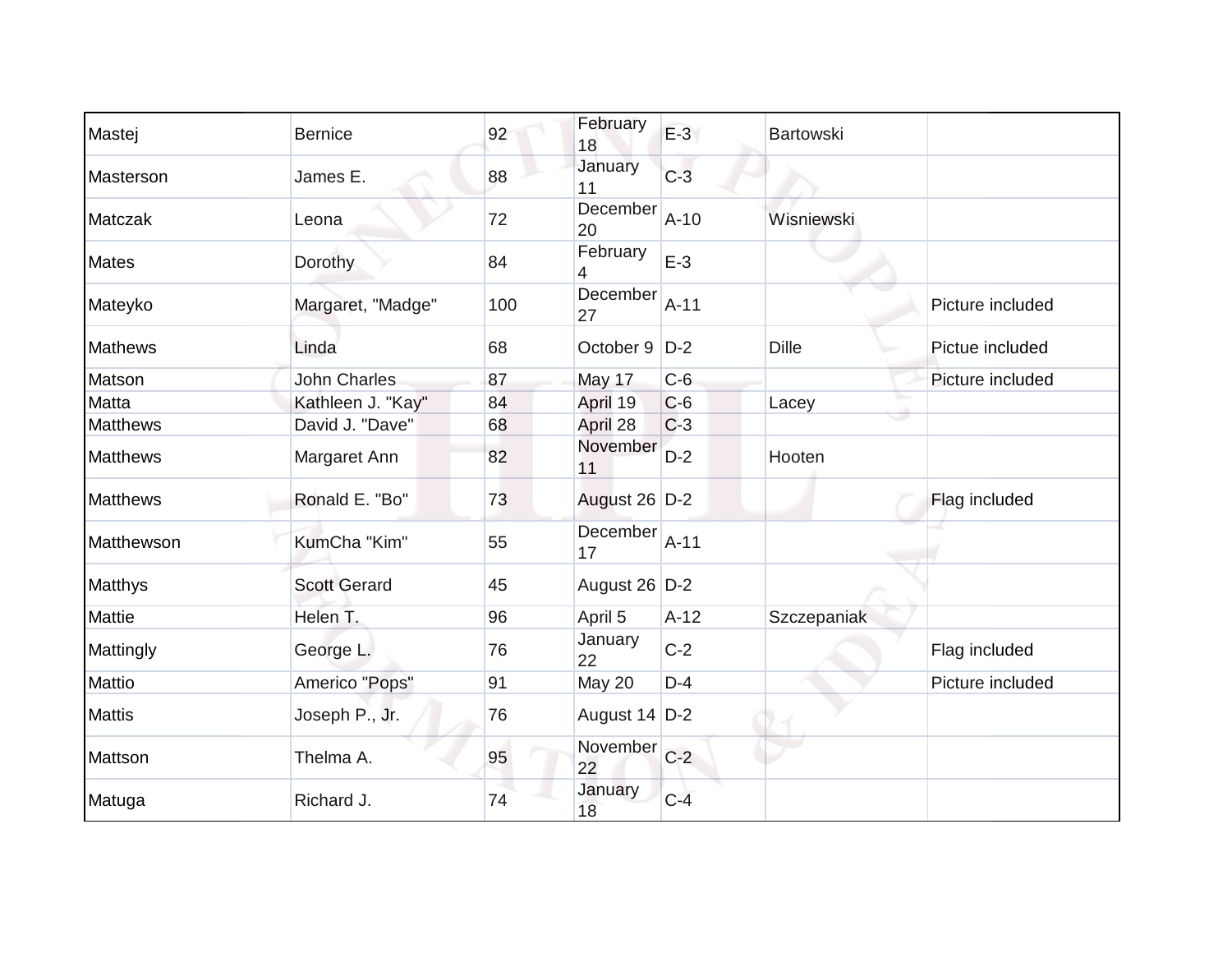| | | | | | | |
|---|---|---|---|---|---|---|
| Mastej | Bernice | 92 | February 18 | E-3 | Bartowski | |
| Masterson | James E. | 88 | January 11 | C-3 | | |
| Matczak | Leona | 72 | December 20 | A-10 | Wisniewski | |
| Mates | Dorothy | 84 | February 4 | E-3 | | |
| Mateyko | Margaret, "Madge" | 100 | December 27 | A-11 | | Picture included |
| Mathews | Linda | 68 | October 9 | D-2 | Dille | Pictue included |
| Matson | John Charles | 87 | May 17 | C-6 | | Picture included |
| Matta | Kathleen J. "Kay" | 84 | April 19 | C-6 | Lacey | |
| Matthews | David J. "Dave" | 68 | April 28 | C-3 | | |
| Matthews | Margaret Ann | 82 | November 11 | D-2 | Hooten | |
| Matthews | Ronald E. "Bo" | 73 | August 26 | D-2 | | Flag included |
| Matthewson | KumCha "Kim" | 55 | December 17 | A-11 | | |
| Matthys | Scott Gerard | 45 | August 26 | D-2 | | |
| Mattie | Helen T. | 96 | April 5 | A-12 | Szczepaniak | |
| Mattingly | George L. | 76 | January 22 | C-2 | | Flag included |
| Mattio | Americo "Pops" | 91 | May 20 | D-4 | | Picture included |
| Mattis | Joseph P., Jr. | 76 | August 14 | D-2 | | |
| Mattson | Thelma A. | 95 | November 22 | C-2 | | |
| Matuga | Richard J. | 74 | January 18 | C-4 | | |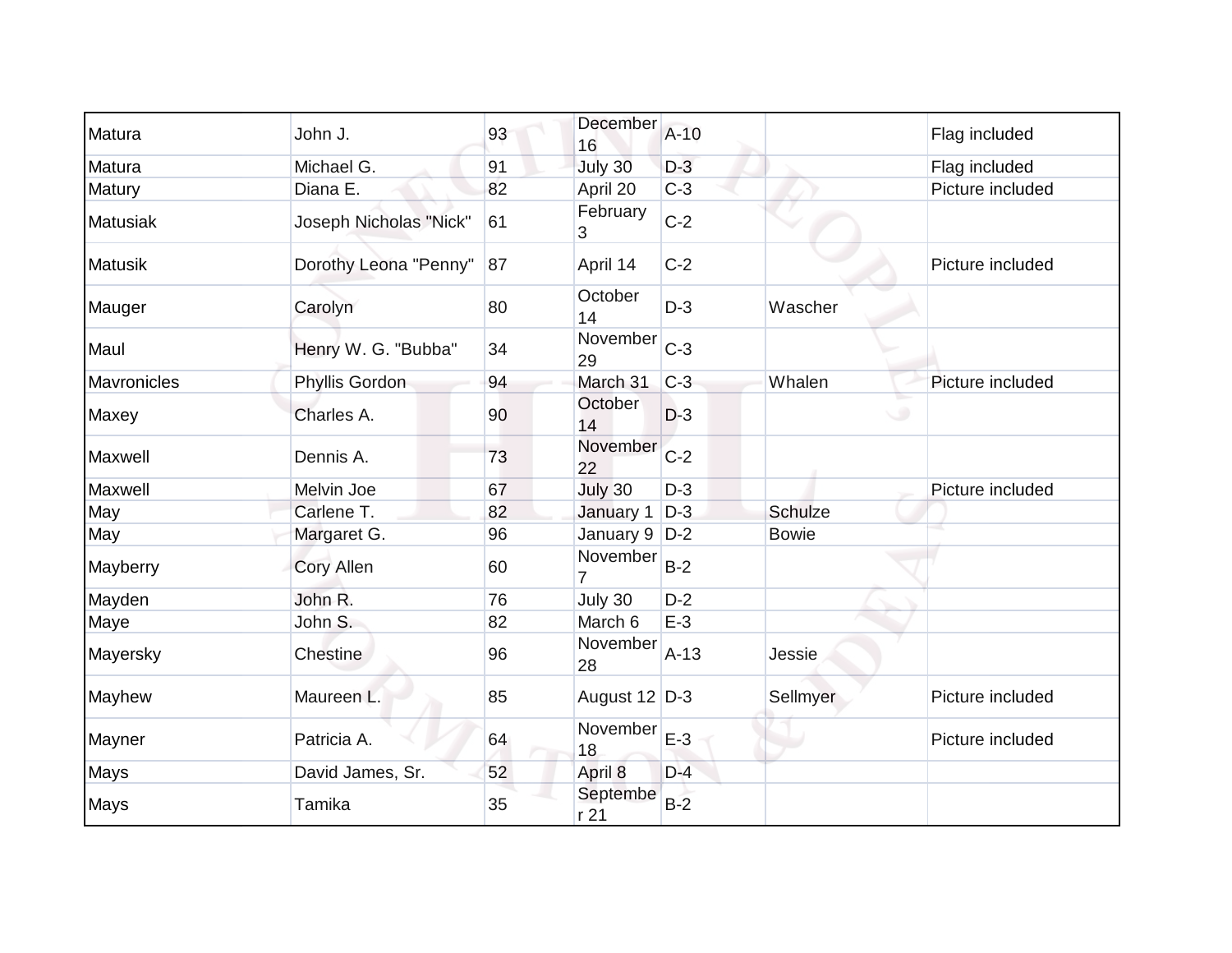| Matura | John J. | 93 | December 16 | A-10 | | Flag included |
|---|---|---|---|---|---|---|
| Matura | Michael G. | 91 | July 30 | D-3 | | Flag included |
| Matury | Diana E. | 82 | April 20 | C-3 | | Picture included |
| Matusiak | Joseph Nicholas "Nick" | 61 | February 3 | C-2 | | |
| Matusik | Dorothy Leona "Penny" | 87 | April 14 | C-2 | | Picture included |
| Mauger | Carolyn | 80 | October 14 | D-3 | Wascher | |
| Maul | Henry W. G. "Bubba" | 34 | November 29 | C-3 | | |
| Mavronicles | Phyllis Gordon | 94 | March 31 | C-3 | Whalen | Picture included |
| Maxey | Charles A. | 90 | October 14 | D-3 | | |
| Maxwell | Dennis A. | 73 | November 22 | C-2 | | |
| Maxwell | Melvin Joe | 67 | July 30 | D-3 | | Picture included |
| May | Carlene T. | 82 | January 1 | D-3 | Schulze | |
| May | Margaret G. | 96 | January 9 | D-2 | Bowie | |
| Mayberry | Cory Allen | 60 | November 7 | B-2 | | |
| Mayden | John R. | 76 | July 30 | D-2 | | |
| Maye | John S. | 82 | March 6 | E-3 | | |
| Mayersky | Chestine | 96 | November 28 | A-13 | Jessie | |
| Mayhew | Maureen L. | 85 | August 12 | D-3 | Sellmyer | Picture included |
| Mayner | Patricia A. | 64 | November 18 | E-3 | | Picture included |
| Mays | David James, Sr. | 52 | April 8 | D-4 | | |
| Mays | Tamika | 35 | September 21 | B-2 | | |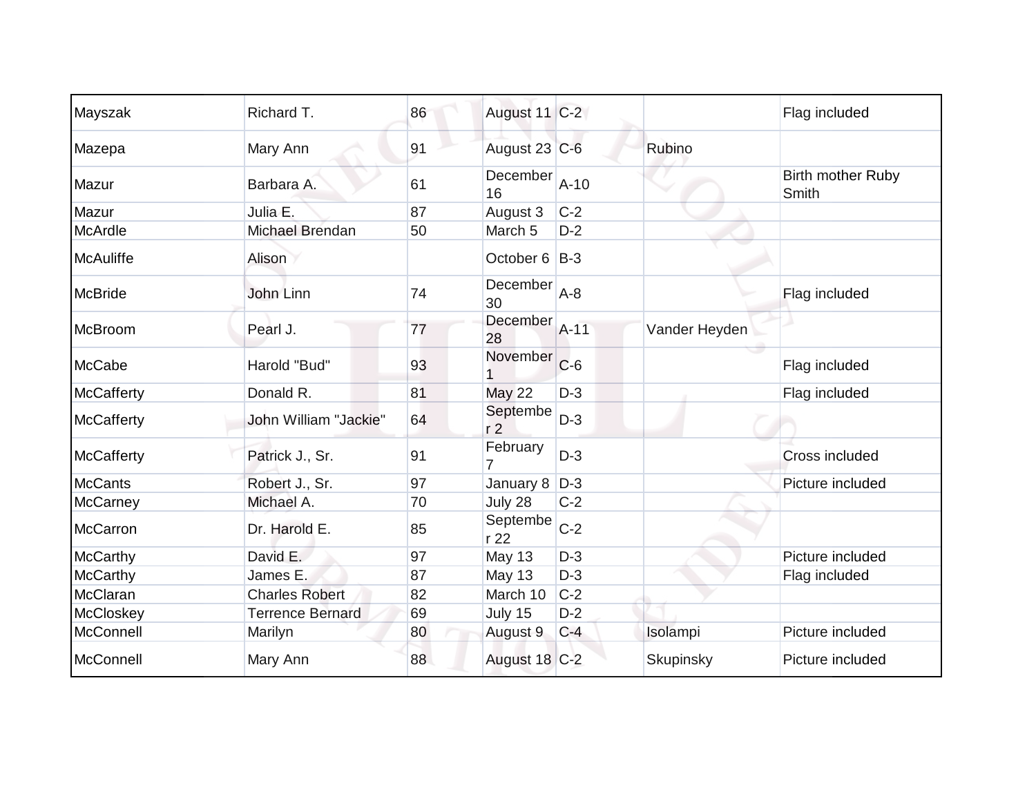| | | | | | | |
|---|---|---|---|---|---|---|
| Mayszak | Richard T. | 86 | August 11 | C-2 | | Flag included |
| Mazepa | Mary Ann | 91 | August 23 | C-6 | Rubino | |
| Mazur | Barbara A. | 61 | December 16 | A-10 | | Birth mother Ruby Smith |
| Mazur | Julia E. | 87 | August 3 | C-2 | | |
| McArdle | Michael Brendan | 50 | March 5 | D-2 | | |
| McAuliffe | Alison | | October 6 | B-3 | | |
| McBride | John Linn | 74 | December 30 | A-8 | | Flag included |
| McBroom | Pearl J. | 77 | December 28 | A-11 | Vander Heyden | |
| McCabe | Harold "Bud" | 93 | November 1 | C-6 | | Flag included |
| McCafferty | Donald R. | 81 | May 22 | D-3 | | Flag included |
| McCafferty | John William "Jackie" | 64 | September 2 | D-3 | | |
| McCafferty | Patrick J., Sr. | 91 | February 7 | D-3 | | Cross included |
| McCants | Robert J., Sr. | 97 | January 8 | D-3 | | Picture included |
| McCarney | Michael A. | 70 | July 28 | C-2 | | |
| McCarron | Dr. Harold E. | 85 | September 22 | C-2 | | |
| McCarthy | David E. | 97 | May 13 | D-3 | | Picture included |
| McCarthy | James E. | 87 | May 13 | D-3 | | Flag included |
| McClaran | Charles Robert | 82 | March 10 | C-2 | | |
| McCloskey | Terrence Bernard | 69 | July 15 | D-2 | | |
| McConnell | Marilyn | 80 | August 9 | C-4 | Isolampi | Picture included |
| McConnell | Mary Ann | 88 | August 18 | C-2 | Skupinsky | Picture included |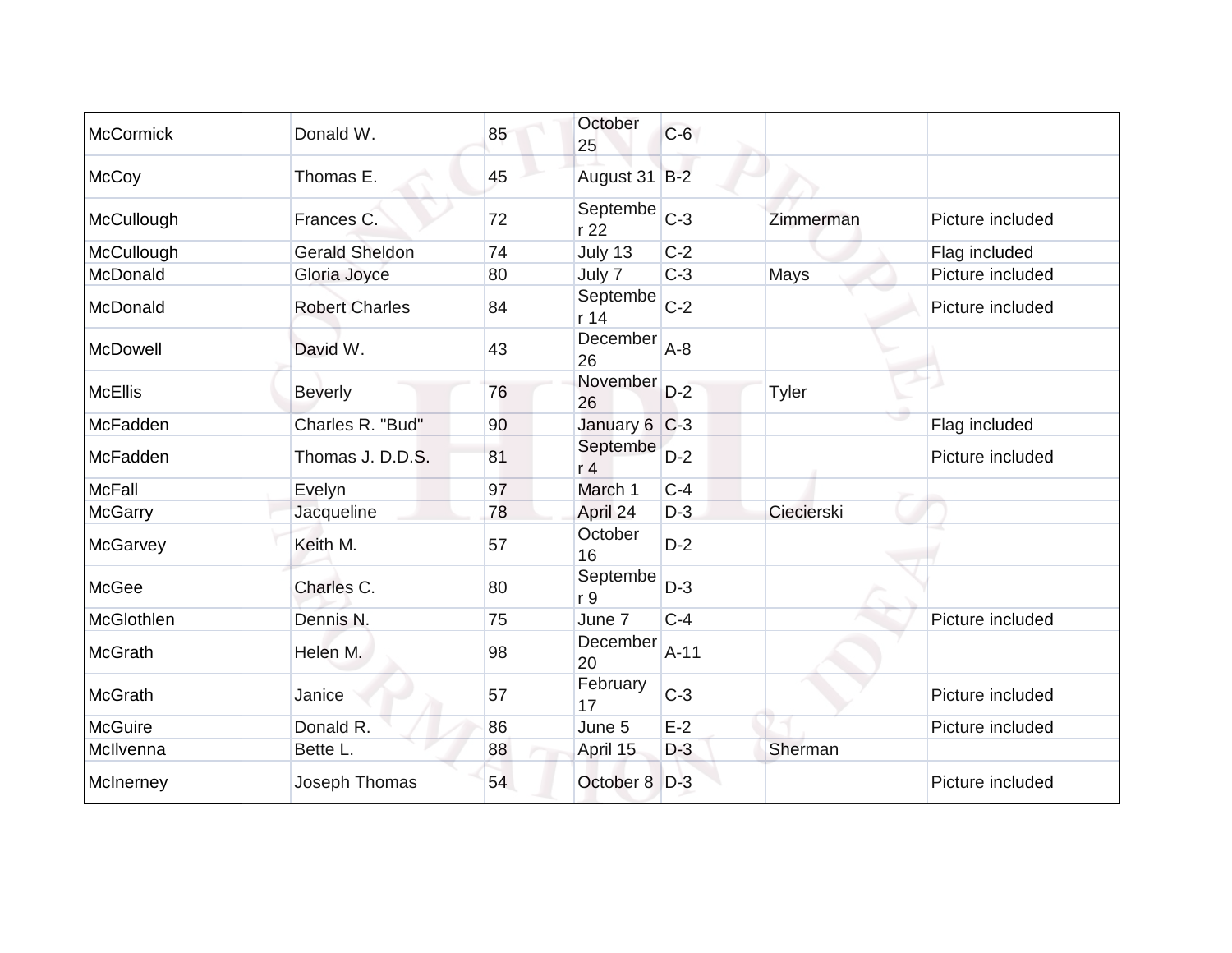| | | | | | | |
|---|---|---|---|---|---|---|
| McCormick | Donald W. | 85 | October 25 | C-6 | | |
| McCoy | Thomas E. | 45 | August 31 | B-2 | | |
| McCullough | Frances C. | 72 | September 22 | C-3 | Zimmerman | Picture included |
| McCullough | Gerald Sheldon | 74 | July 13 | C-2 | | Flag included |
| McDonald | Gloria Joyce | 80 | July 7 | C-3 | Mays | Picture included |
| McDonald | Robert Charles | 84 | September 14 | C-2 | | Picture included |
| McDowell | David W. | 43 | December 26 | A-8 | | |
| McEllis | Beverly | 76 | November 26 | D-2 | Tyler | |
| McFadden | Charles R. "Bud" | 90 | January 6 | C-3 | | Flag included |
| McFadden | Thomas J. D.D.S. | 81 | September 4 | D-2 | | Picture included |
| McFall | Evelyn | 97 | March 1 | C-4 | | |
| McGarry | Jacqueline | 78 | April 24 | D-3 | Ciecierski | |
| McGarvey | Keith M. | 57 | October 16 | D-2 | | |
| McGee | Charles C. | 80 | September 9 | D-3 | | |
| McGlothlen | Dennis N. | 75 | June 7 | C-4 | | Picture included |
| McGrath | Helen M. | 98 | December 20 | A-11 | | |
| McGrath | Janice | 57 | February 17 | C-3 | | Picture included |
| McGuire | Donald R. | 86 | June 5 | E-2 | | Picture included |
| McIlvenna | Bette L. | 88 | April 15 | D-3 | Sherman | |
| McInerney | Joseph Thomas | 54 | October 8 | D-3 | | Picture included |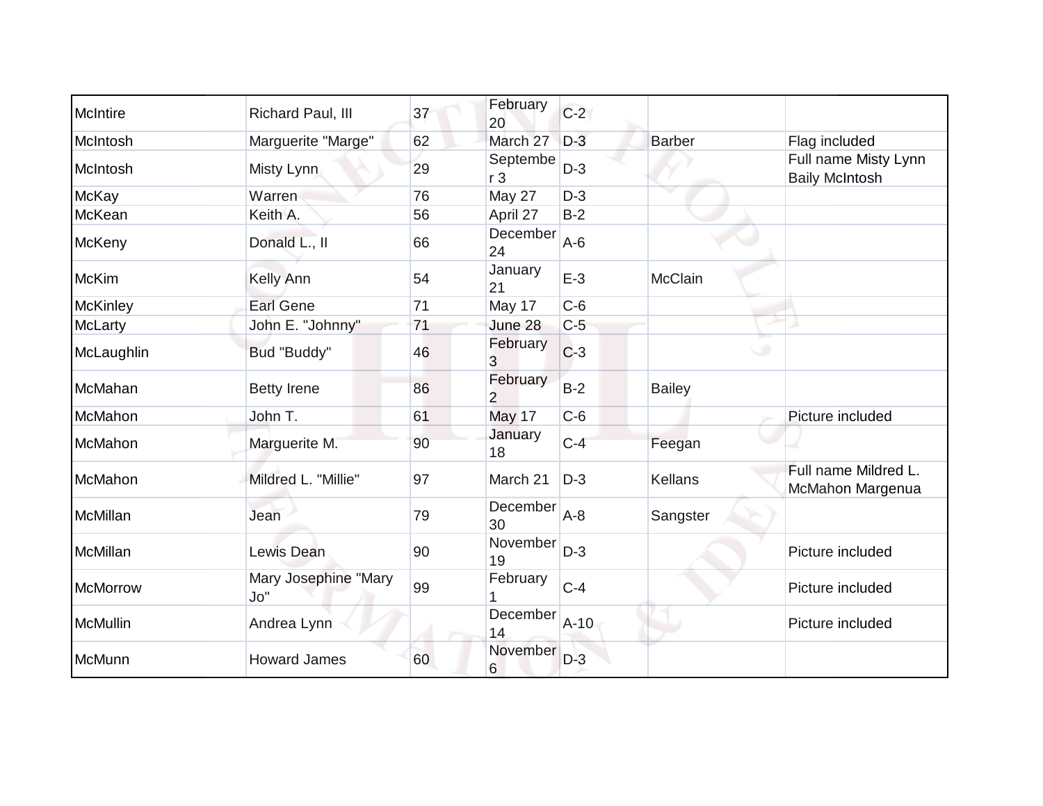| | | | | | | |
|---|---|---|---|---|---|---|
| McIntire | Richard Paul, III | 37 | February 20 | C-2 | | |
| McIntosh | Marguerite "Marge" | 62 | March 27 | D-3 | Barber | Flag included |
| McIntosh | Misty Lynn | 29 | September 3 | D-3 | | Full name Misty Lynn Baily McIntosh |
| McKay | Warren | 76 | May 27 | D-3 | | |
| McKean | Keith A. | 56 | April 27 | B-2 | | |
| McKeny | Donald L., II | 66 | December 24 | A-6 | | |
| McKim | Kelly Ann | 54 | January 21 | E-3 | McClain | |
| McKinley | Earl Gene | 71 | May 17 | C-6 | | |
| McLarty | John E. "Johnny" | 71 | June 28 | C-5 | | |
| McLaughlin | Bud "Buddy" | 46 | February 3 | C-3 | | |
| McMahan | Betty Irene | 86 | February 2 | B-2 | Bailey | |
| McMahon | John T. | 61 | May 17 | C-6 | | Picture included |
| McMahon | Marguerite M. | 90 | January 18 | C-4 | Feegan | |
| McMahon | Mildred L. "Millie" | 97 | March 21 | D-3 | Kellans | Full name Mildred L. McMahon Margenua |
| McMillan | Jean | 79 | December 30 | A-8 | Sangster | |
| McMillan | Lewis Dean | 90 | November 19 | D-3 | | Picture included |
| McMorrow | Mary Josephine "Mary Jo" | 99 | February 1 | C-4 | | Picture included |
| McMullin | Andrea Lynn | | December 14 | A-10 | | Picture included |
| McMunn | Howard James | 60 | November 6 | D-3 | | |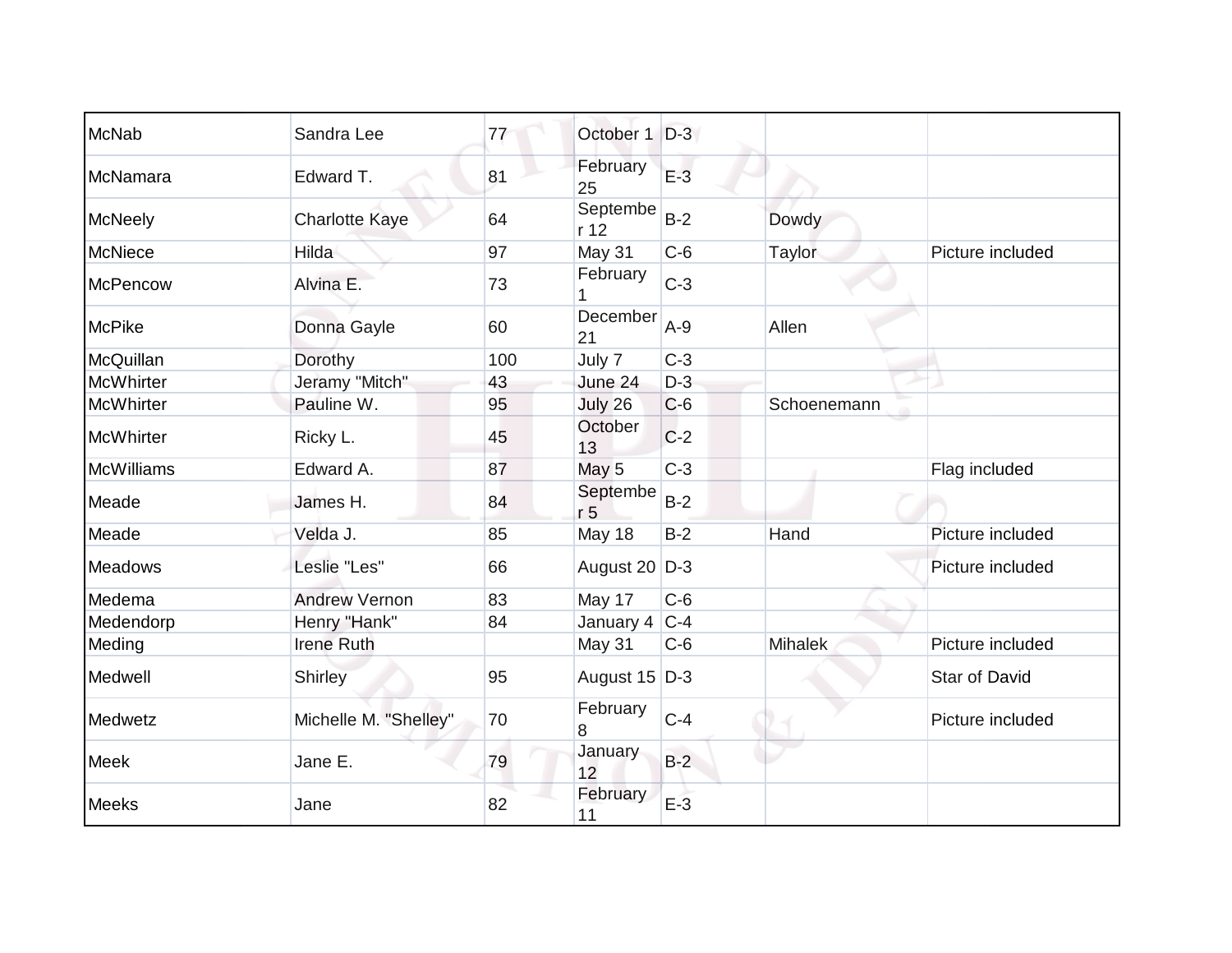| | | | | | | |
|---|---|---|---|---|---|---|
| McNab | Sandra Lee | 77 | October 1 | D-3 | | |
| McNamara | Edward T. | 81 | February 25 | E-3 | | |
| McNeely | Charlotte Kaye | 64 | September 12 | B-2 | Dowdy | |
| McNiece | Hilda | 97 | May 31 | C-6 | Taylor | Picture included |
| McPencow | Alvina E. | 73 | February 1 | C-3 | | |
| McPike | Donna Gayle | 60 | December 21 | A-9 | Allen | |
| McQuillan | Dorothy | 100 | July 7 | C-3 | | |
| McWhirter | Jeramy "Mitch" | 43 | June 24 | D-3 | | |
| McWhirter | Pauline W. | 95 | July 26 | C-6 | Schoenemann | |
| McWhirter | Ricky L. | 45 | October 13 | C-2 | | |
| McWilliams | Edward A. | 87 | May 5 | C-3 | | Flag included |
| Meade | James H. | 84 | September 5 | B-2 | | |
| Meade | Velda J. | 85 | May 18 | B-2 | Hand | Picture included |
| Meadows | Leslie "Les" | 66 | August 20 | D-3 | | Picture included |
| Medema | Andrew Vernon | 83 | May 17 | C-6 | | |
| Medendorp | Henry "Hank" | 84 | January 4 | C-4 | | |
| Meding | Irene Ruth | | May 31 | C-6 | Mihalek | Picture included |
| Medwell | Shirley | 95 | August 15 | D-3 | | Star of David |
| Medwetz | Michelle M. "Shelley" | 70 | February 8 | C-4 | | Picture included |
| Meek | Jane E. | 79 | January 12 | B-2 | | |
| Meeks | Jane | 82 | February 11 | E-3 | | |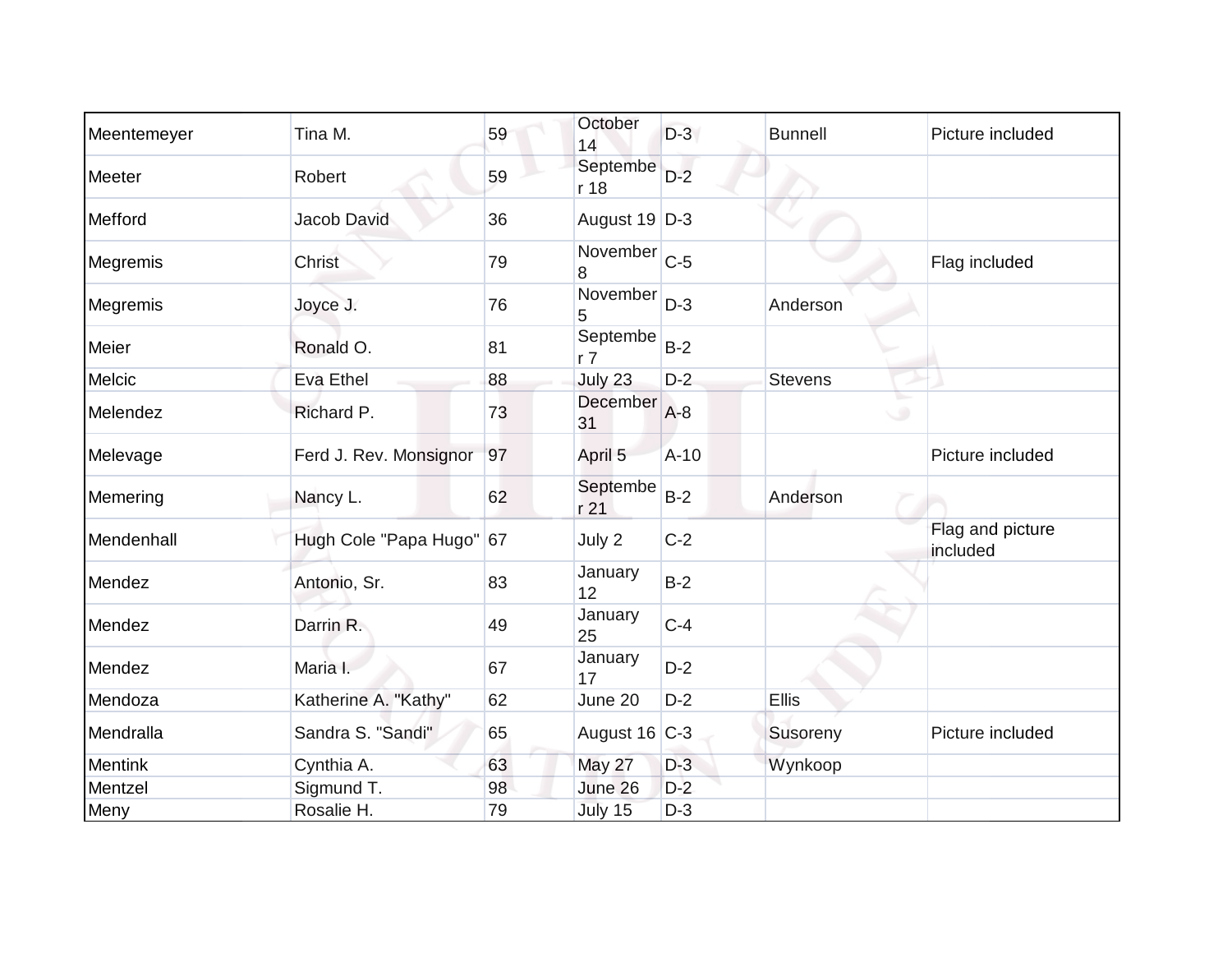| Meentemeyer | Tina M. | 59 | October 14 | D-3 | Bunnell | Picture included |
|---|---|---|---|---|---|---|
| Meeter | Robert | 59 | September 18 | D-2 | | |
| Mefford | Jacob David | 36 | August 19 | D-3 | | |
| Megremis | Christ | 79 | November 8 | C-5 | | Flag included |
| Megremis | Joyce J. | 76 | November 5 | D-3 | Anderson | |
| Meier | Ronald O. | 81 | September 7 | B-2 | | |
| Melcic | Eva Ethel | 88 | July 23 | D-2 | Stevens | |
| Melendez | Richard P. | 73 | December 31 | A-8 | | |
| Melevage | Ferd J. Rev. Monsignor | 97 | April 5 | A-10 | | Picture included |
| Memering | Nancy L. | 62 | September 21 | B-2 | Anderson | |
| Mendenhall | Hugh Cole "Papa Hugo" | 67 | July 2 | C-2 | | Flag and picture included |
| Mendez | Antonio, Sr. | 83 | January 12 | B-2 | | |
| Mendez | Darrin R. | 49 | January 25 | C-4 | | |
| Mendez | Maria I. | 67 | January 17 | D-2 | | |
| Mendoza | Katherine A. "Kathy" | 62 | June 20 | D-2 | Ellis | |
| Mendralla | Sandra S. "Sandi" | 65 | August 16 | C-3 | Susoreny | Picture included |
| Mentink | Cynthia A. | 63 | May 27 | D-3 | Wynkoop | |
| Mentzel | Sigmund T. | 98 | June 26 | D-2 | | |
| Meny | Rosalie H. | 79 | July 15 | D-3 | | |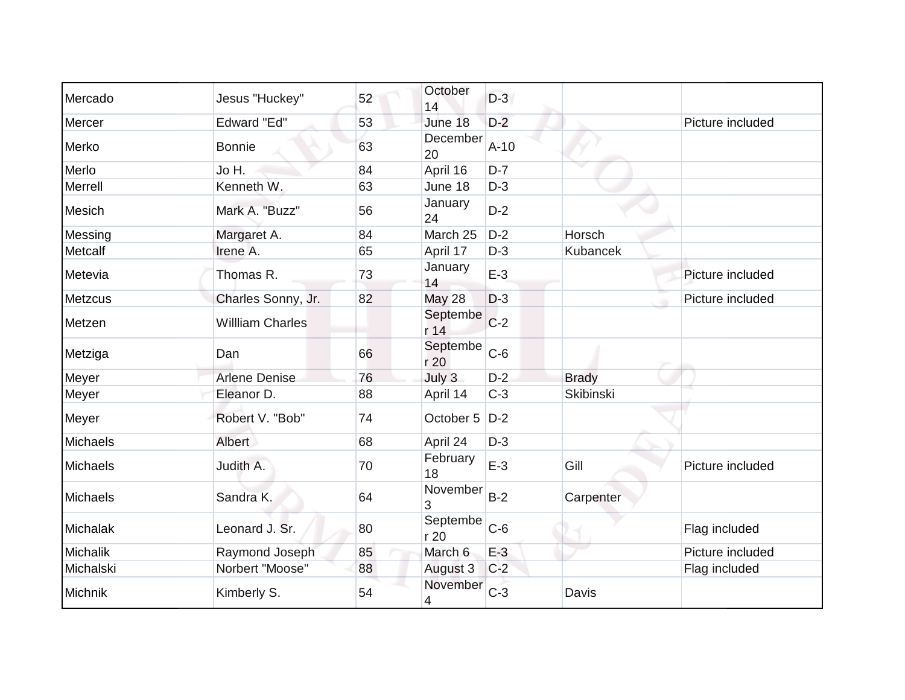| | | | | | | |
|---|---|---|---|---|---|---|
| Mercado | Jesus "Huckey" | 52 | October 14 | D-3 | | |
| Mercer | Edward "Ed" | 53 | June 18 | D-2 | | Picture included |
| Merko | Bonnie | 63 | December 20 | A-10 | | |
| Merlo | Jo H. | 84 | April 16 | D-7 | | |
| Merrell | Kenneth W. | 63 | June 18 | D-3 | | |
| Mesich | Mark A. "Buzz" | 56 | January 24 | D-2 | | |
| Messing | Margaret A. | 84 | March 25 | D-2 | Horsch | |
| Metcalf | Irene A. | 65 | April 17 | D-3 | Kubancek | |
| Metevia | Thomas R. | 73 | January 14 | E-3 | | Picture included |
| Metzcus | Charles Sonny, Jr. | 82 | May 28 | D-3 | | Picture included |
| Metzen | Willliam Charles | | September 14 | C-2 | | |
| Metziga | Dan | 66 | September 20 | C-6 | | |
| Meyer | Arlene Denise | 76 | July 3 | D-2 | Brady | |
| Meyer | Eleanor D. | 88 | April 14 | C-3 | Skibinski | |
| Meyer | Robert V. "Bob" | 74 | October 5 | D-2 | | |
| Michaels | Albert | 68 | April 24 | D-3 | | |
| Michaels | Judith A. | 70 | February 18 | E-3 | Gill | Picture included |
| Michaels | Sandra K. | 64 | November 3 | B-2 | Carpenter | |
| Michalak | Leonard J. Sr. | 80 | September 20 | C-6 | | Flag included |
| Michalik | Raymond Joseph | 85 | March 6 | E-3 | | Picture included |
| Michalski | Norbert "Moose" | 88 | August 3 | C-2 | | Flag included |
| Michnik | Kimberly S. | 54 | November 4 | C-3 | Davis | |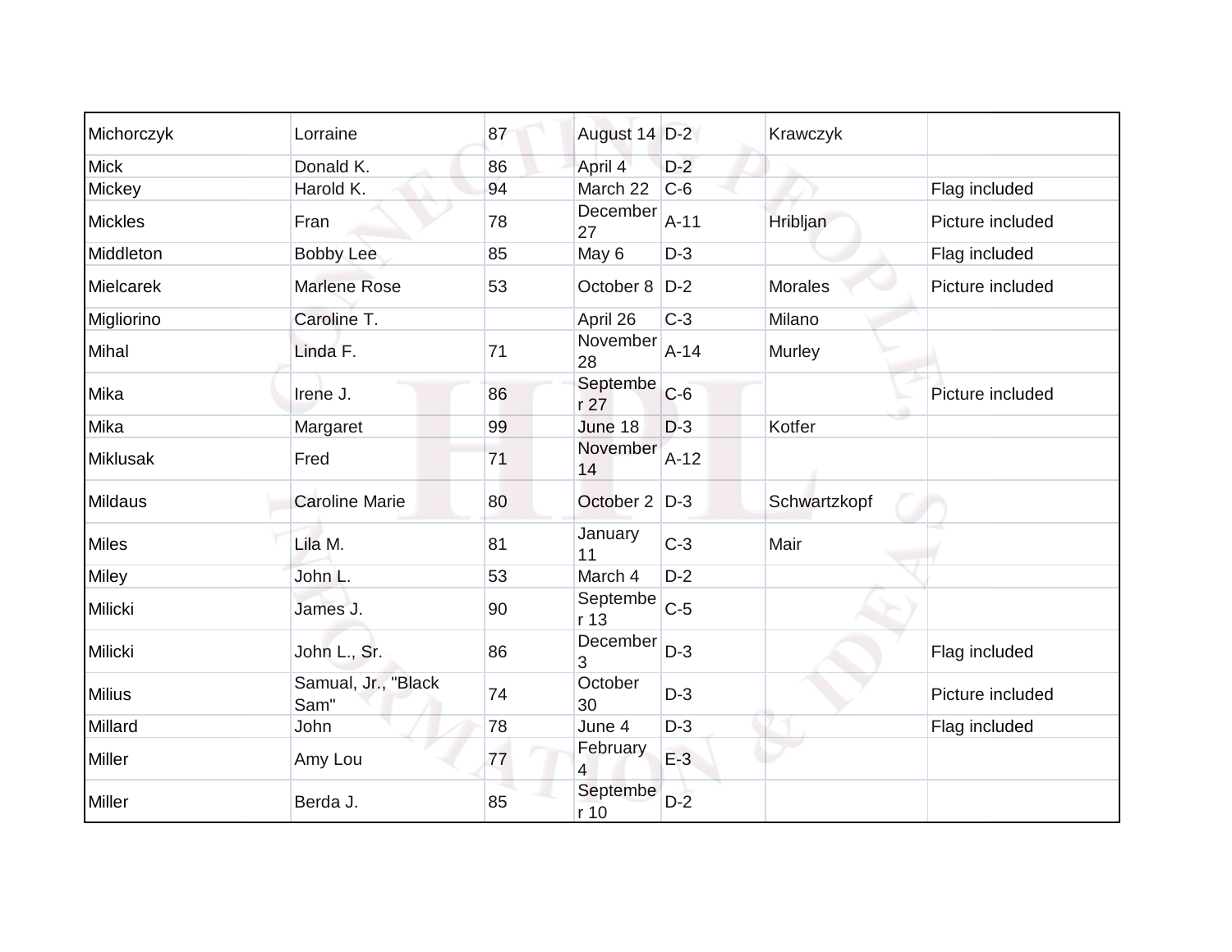| | | | | | | |
|---|---|---|---|---|---|---|
| Michorczyk | Lorraine | 87 | August 14 | D-2 | Krawczyk | |
| Mick | Donald K. | 86 | April 4 | D-2 | | |
| Mickey | Harold K. | 94 | March 22 | C-6 | | Flag included |
| Mickles | Fran | 78 | December 27 | A-11 | Hribljan | Picture included |
| Middleton | Bobby Lee | 85 | May 6 | D-3 | | Flag included |
| Mielcarek | Marlene Rose | 53 | October 8 | D-2 | Morales | Picture included |
| Migliorino | Caroline T. | | April 26 | C-3 | Milano | |
| Mihal | Linda F. | 71 | November 28 | A-14 | Murley | |
| Mika | Irene J. | 86 | September 27 | C-6 | | Picture included |
| Mika | Margaret | 99 | June 18 | D-3 | Kotfer | |
| Miklusak | Fred | 71 | November 14 | A-12 | | |
| Mildaus | Caroline Marie | 80 | October 2 | D-3 | Schwartzkopf | |
| Miles | Lila M. | 81 | January 11 | C-3 | Mair | |
| Miley | John L. | 53 | March 4 | D-2 | | |
| Milicki | James J. | 90 | September 13 | C-5 | | |
| Milicki | John L., Sr. | 86 | December 3 | D-3 | | Flag included |
| Milius | Samual, Jr., "Black Sam" | 74 | October 30 | D-3 | | Picture included |
| Millard | John | 78 | June 4 | D-3 | | Flag included |
| Miller | Amy Lou | 77 | February 4 | E-3 | | |
| Miller | Berda J. | 85 | September 10 | D-2 | | |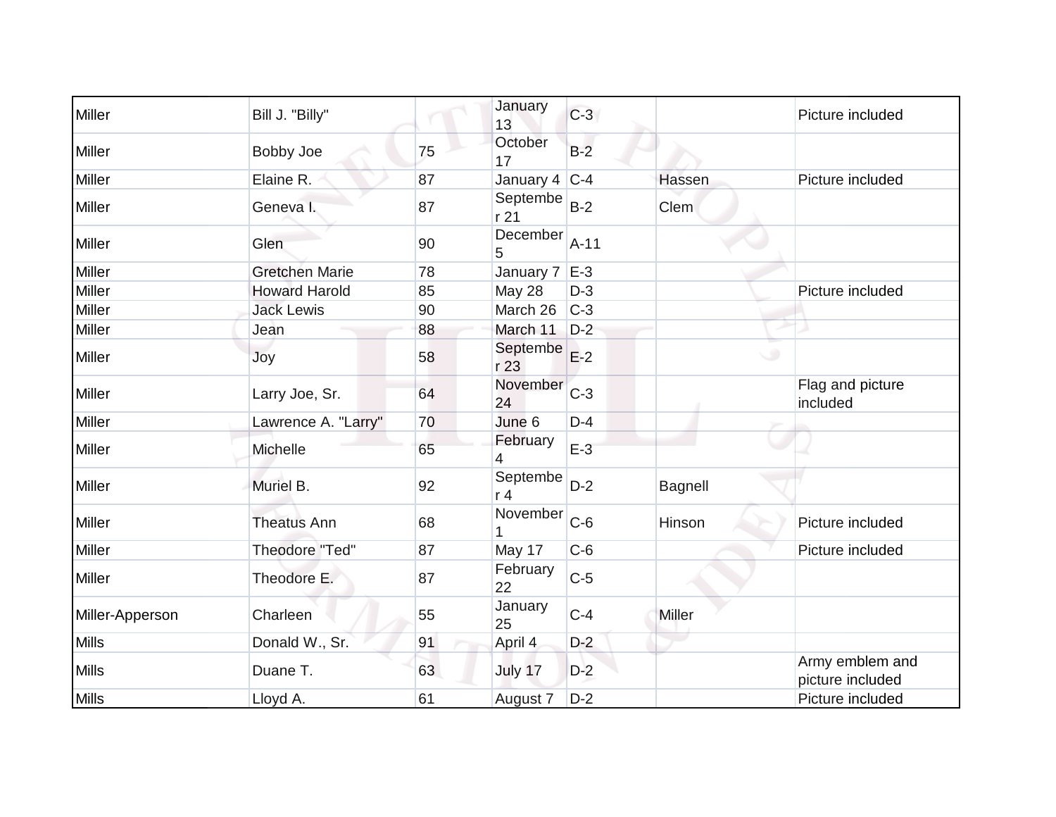| | | | | | | |
|---|---|---|---|---|---|---|
| Miller | Bill J. "Billy" | | January 13 | C-3 | | Picture included |
| Miller | Bobby Joe | 75 | October 17 | B-2 | | |
| Miller | Elaine R. | 87 | January 4 | C-4 | Hassen | Picture included |
| Miller | Geneva I. | 87 | September 21 | B-2 | Clem | |
| Miller | Glen | 90 | December 5 | A-11 | | |
| Miller | Gretchen Marie | 78 | January 7 | E-3 | | |
| Miller | Howard Harold | 85 | May 28 | D-3 | | Picture included |
| Miller | Jack Lewis | 90 | March 26 | C-3 | | |
| Miller | Jean | 88 | March 11 | D-2 | | |
| Miller | Joy | 58 | September 23 | E-2 | | |
| Miller | Larry Joe, Sr. | 64 | November 24 | C-3 | | Flag and picture included |
| Miller | Lawrence A. "Larry" | 70 | June 6 | D-4 | | |
| Miller | Michelle | 65 | February 4 | E-3 | | |
| Miller | Muriel B. | 92 | September 4 | D-2 | Bagnell | |
| Miller | Theatus Ann | 68 | November 1 | C-6 | Hinson | Picture included |
| Miller | Theodore "Ted" | 87 | May 17 | C-6 | | Picture included |
| Miller | Theodore E. | 87 | February 22 | C-5 | | |
| Miller-Apperson | Charleen | 55 | January 25 | C-4 | Miller | |
| Mills | Donald W., Sr. | 91 | April 4 | D-2 | | |
| Mills | Duane T. | 63 | July 17 | D-2 | | Army emblem and picture included |
| Mills | Lloyd A. | 61 | August 7 | D-2 | | Picture included |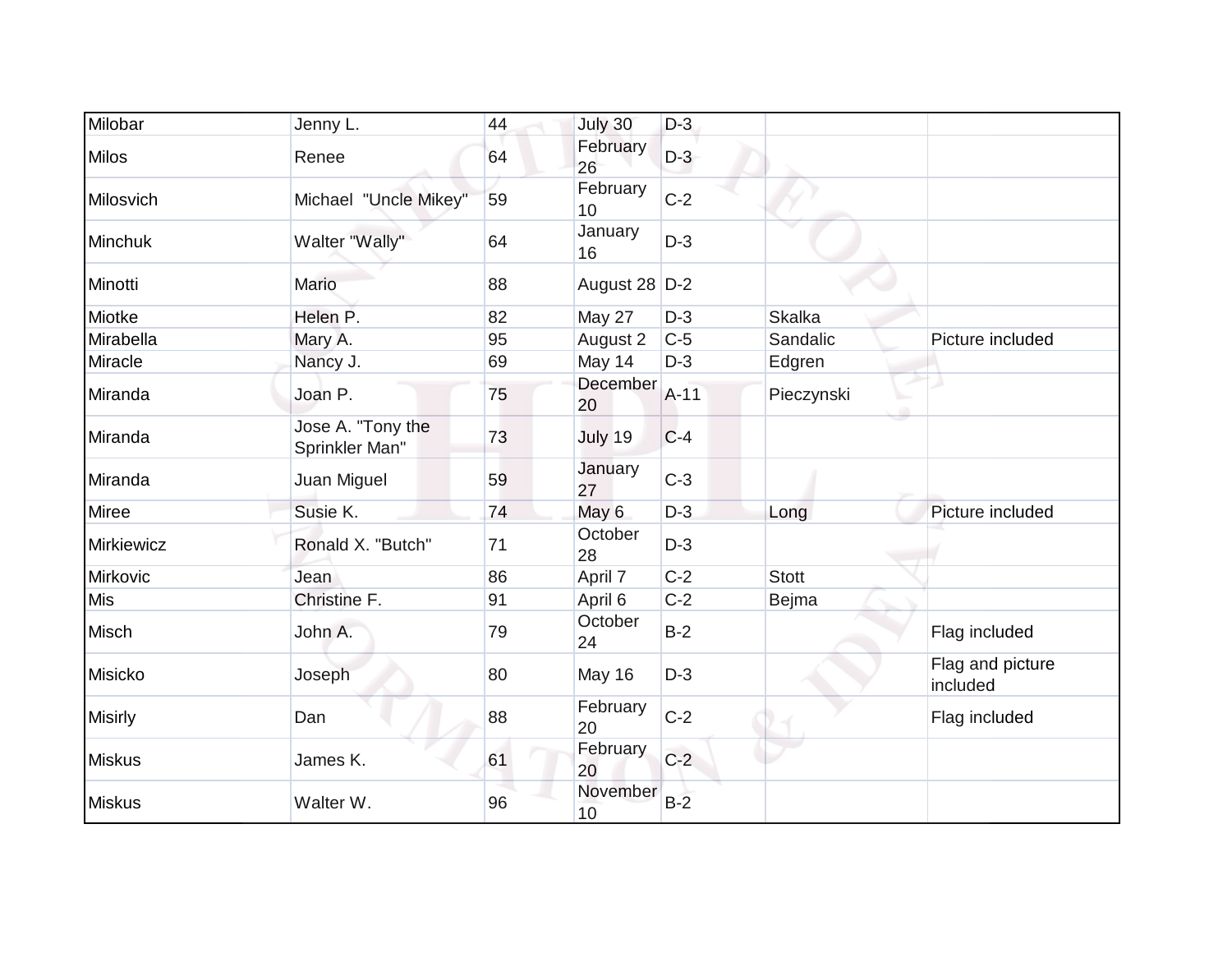| | | | | | | |
|---|---|---|---|---|---|---|
| Milobar | Jenny L. | 44 | July 30 | D-3 | | |
| Milos | Renee | 64 | February 26 | D-3 | | |
| Milosvich | Michael "Uncle Mikey" | 59 | February 10 | C-2 | | |
| Minchuk | Walter "Wally" | 64 | January 16 | D-3 | | |
| Minotti | Mario | 88 | August 28 | D-2 | | |
| Miotke | Helen P. | 82 | May 27 | D-3 | Skalka | |
| Mirabella | Mary A. | 95 | August 2 | C-5 | Sandalic | Picture included |
| Miracle | Nancy J. | 69 | May 14 | D-3 | Edgren | |
| Miranda | Joan P. | 75 | December 20 | A-11 | Pieczynski | |
| Miranda | Jose A. "Tony the Sprinkler Man" | 73 | July 19 | C-4 | | |
| Miranda | Juan Miguel | 59 | January 27 | C-3 | | |
| Miree | Susie K. | 74 | May 6 | D-3 | Long | Picture included |
| Mirkiewicz | Ronald X. "Butch" | 71 | October 28 | D-3 | | |
| Mirkovic | Jean | 86 | April 7 | C-2 | Stott | |
| Mis | Christine F. | 91 | April 6 | C-2 | Bejma | |
| Misch | John A. | 79 | October 24 | B-2 | | Flag included |
| Misicko | Joseph | 80 | May 16 | D-3 | | Flag and picture included |
| Misirly | Dan | 88 | February 20 | C-2 | | Flag included |
| Miskus | James K. | 61 | February 20 | C-2 | | |
| Miskus | Walter W. | 96 | November 10 | B-2 | | |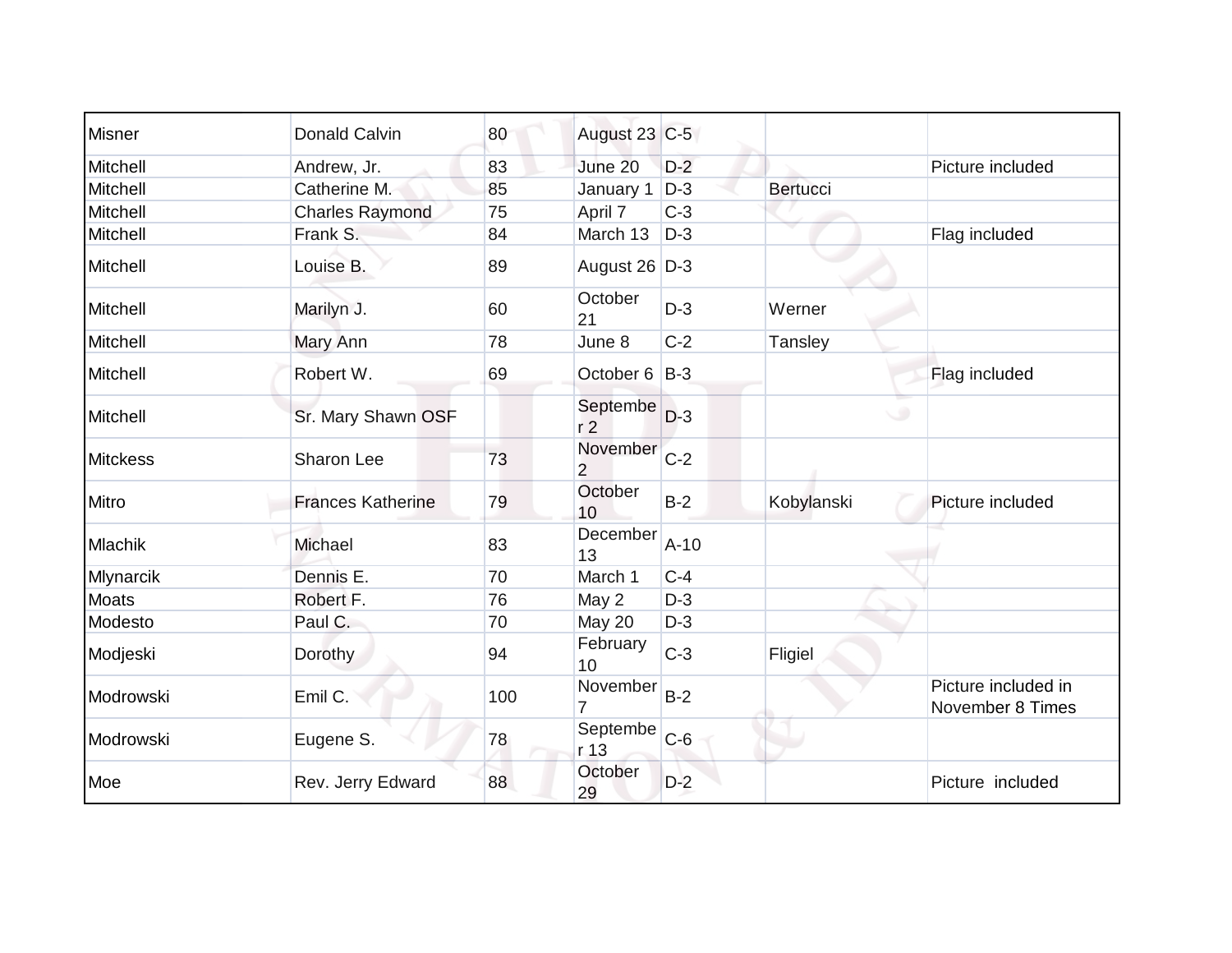| Misner | Donald Calvin | 80 | August 23 | C-5 | | |
|---|---|---|---|---|---|---|
| Mitchell | Andrew, Jr. | 83 | June 20 | D-2 | | Picture included |
| Mitchell | Catherine M. | 85 | January 1 | D-3 | Bertucci | |
| Mitchell | Charles Raymond | 75 | April 7 | C-3 | | |
| Mitchell | Frank S. | 84 | March 13 | D-3 | | Flag included |
| Mitchell | Louise B. | 89 | August 26 | D-3 | | |
| Mitchell | Marilyn J. | 60 | October 21 | D-3 | Werner | |
| Mitchell | Mary Ann | 78 | June 8 | C-2 | Tansley | |
| Mitchell | Robert W. | 69 | October 6 | B-3 | | Flag included |
| Mitchell | Sr. Mary Shawn OSF | | September 2 | D-3 | | |
| Mitckess | Sharon Lee | 73 | November 2 | C-2 | | |
| Mitro | Frances Katherine | 79 | October 10 | B-2 | Kobylanski | Picture included |
| Mlachik | Michael | 83 | December 13 | A-10 | | |
| Mlynarcik | Dennis E. | 70 | March 1 | C-4 | | |
| Moats | Robert F. | 76 | May 2 | D-3 | | |
| Modesto | Paul C. | 70 | May 20 | D-3 | | |
| Modjeski | Dorothy | 94 | February 10 | C-3 | Fligiel | |
| Modrowski | Emil C. | 100 | November 7 | B-2 | | Picture included in November 8 Times |
| Modrowski | Eugene S. | 78 | September 13 | C-6 | | |
| Moe | Rev. Jerry Edward | 88 | October 29 | D-2 | | Picture included |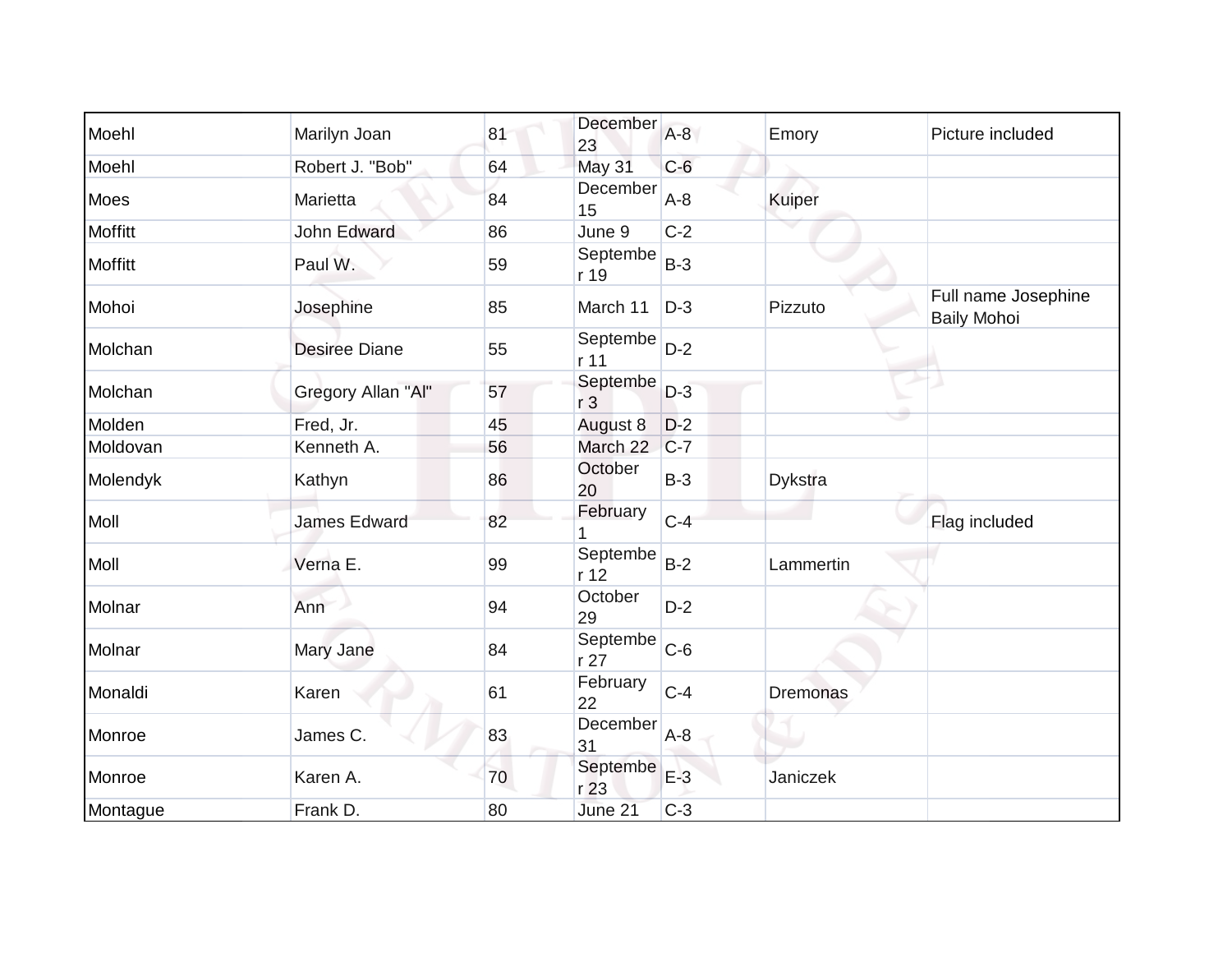| | | | | | | |
|---|---|---|---|---|---|---|
| Moehl | Marilyn Joan | 81 | December 23 | A-8 | Emory | Picture included |
| Moehl | Robert J. "Bob" | 64 | May 31 | C-6 | | |
| Moes | Marietta | 84 | December 15 | A-8 | Kuiper | |
| Moffitt | John Edward | 86 | June 9 | C-2 | | |
| Moffitt | Paul W. | 59 | September 19 | B-3 | | |
| Mohoi | Josephine | 85 | March 11 | D-3 | Pizzuto | Full name Josephine Baily Mohoi |
| Molchan | Desiree Diane | 55 | September 11 | D-2 | | |
| Molchan | Gregory Allan "Al" | 57 | September 3 | D-3 | | |
| Molden | Fred, Jr. | 45 | August 8 | D-2 | | |
| Moldovan | Kenneth A. | 56 | March 22 | C-7 | | |
| Molendyk | Kathyn | 86 | October 20 | B-3 | Dykstra | |
| Moll | James Edward | 82 | February 1 | C-4 | | Flag included |
| Moll | Verna E. | 99 | September 12 | B-2 | Lammertin | |
| Molnar | Ann | 94 | October 29 | D-2 | | |
| Molnar | Mary Jane | 84 | September 27 | C-6 | | |
| Monaldi | Karen | 61 | February 22 | C-4 | Dremonas | |
| Monroe | James C. | 83 | December 31 | A-8 | | |
| Monroe | Karen A. | 70 | September 23 | E-3 | Janiczek | |
| Montague | Frank D. | 80 | June 21 | C-3 | | |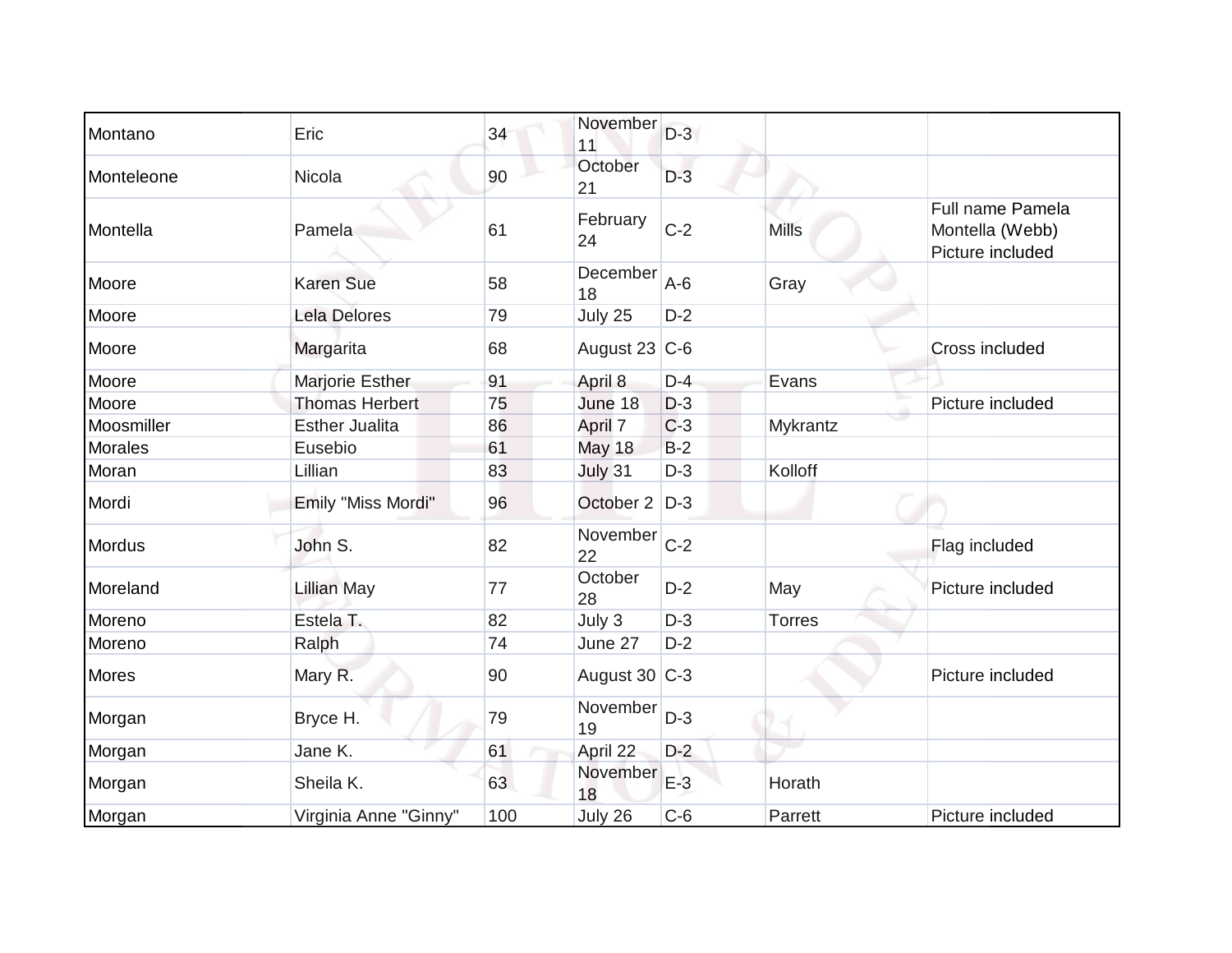| Montano | Eric | 34 | November 11 | D-3 | | |
|---|---|---|---|---|---|---|
| Monteleone | Nicola | 90 | October 21 | D-3 | | |
| Montella | Pamela | 61 | February 24 | C-2 | Mills | Full name Pamela Montella (Webb) Picture included |
| Moore | Karen Sue | 58 | December 18 | A-6 | Gray | |
| Moore | Lela Delores | 79 | July 25 | D-2 | | |
| Moore | Margarita | 68 | August 23 | C-6 | | Cross included |
| Moore | Marjorie Esther | 91 | April 8 | D-4 | Evans | |
| Moore | Thomas Herbert | 75 | June 18 | D-3 | | Picture included |
| Moosmiller | Esther Jualita | 86 | April 7 | C-3 | Mykrantz | |
| Morales | Eusebio | 61 | May 18 | B-2 | | |
| Moran | Lillian | 83 | July 31 | D-3 | Kolloff | |
| Mordi | Emily "Miss Mordi" | 96 | October 2 | D-3 | | |
| Mordus | John S. | 82 | November 22 | C-2 | | Flag included |
| Moreland | Lillian May | 77 | October 28 | D-2 | May | Picture included |
| Moreno | Estela T. | 82 | July 3 | D-3 | Torres | |
| Moreno | Ralph | 74 | June 27 | D-2 | | |
| Mores | Mary R. | 90 | August 30 | C-3 | | Picture included |
| Morgan | Bryce H. | 79 | November 19 | D-3 | | |
| Morgan | Jane K. | 61 | April 22 | D-2 | | |
| Morgan | Sheila K. | 63 | November 18 | E-3 | Horath | |
| Morgan | Virginia Anne "Ginny" | 100 | July 26 | C-6 | Parrett | Picture included |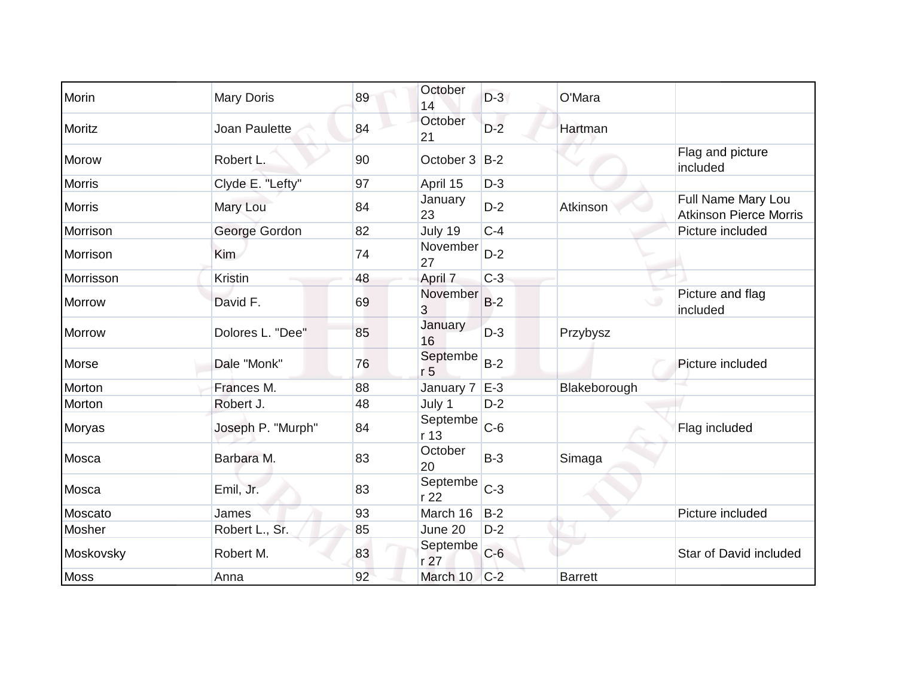| Morin | Mary Doris | 89 | October 14 | D-3 | O'Mara | |
|---|---|---|---|---|---|---|
| Moritz | Joan Paulette | 84 | October 21 | D-2 | Hartman | |
| Morow | Robert L. | 90 | October 3 | B-2 | | Flag and picture included |
| Morris | Clyde E. "Lefty" | 97 | April 15 | D-3 | | |
| Morris | Mary Lou | 84 | January 23 | D-2 | Atkinson | Full Name Mary Lou Atkinson Pierce Morris |
| Morrison | George Gordon | 82 | July 19 | C-4 | | Picture included |
| Morrison | Kim | 74 | November 27 | D-2 | | |
| Morrisson | Kristin | 48 | April 7 | C-3 | | |
| Morrow | David F. | 69 | November 3 | B-2 | | Picture and flag included |
| Morrow | Dolores L. "Dee" | 85 | January 16 | D-3 | Przybysz | |
| Morse | Dale "Monk" | 76 | September 5 | B-2 | | Picture included |
| Morton | Frances M. | 88 | January 7 | E-3 | Blakeborough | |
| Morton | Robert J. | 48 | July 1 | D-2 | | |
| Moryas | Joseph P. "Murph" | 84 | September 13 | C-6 | | Flag included |
| Mosca | Barbara M. | 83 | October 20 | B-3 | Simaga | |
| Mosca | Emil, Jr. | 83 | September 22 | C-3 | | |
| Moscato | James | 93 | March 16 | B-2 | | Picture included |
| Mosher | Robert L., Sr. | 85 | June 20 | D-2 | | |
| Moskovsky | Robert M. | 83 | September 27 | C-6 | | Star of David included |
| Moss | Anna | 92 | March 10 | C-2 | Barrett | |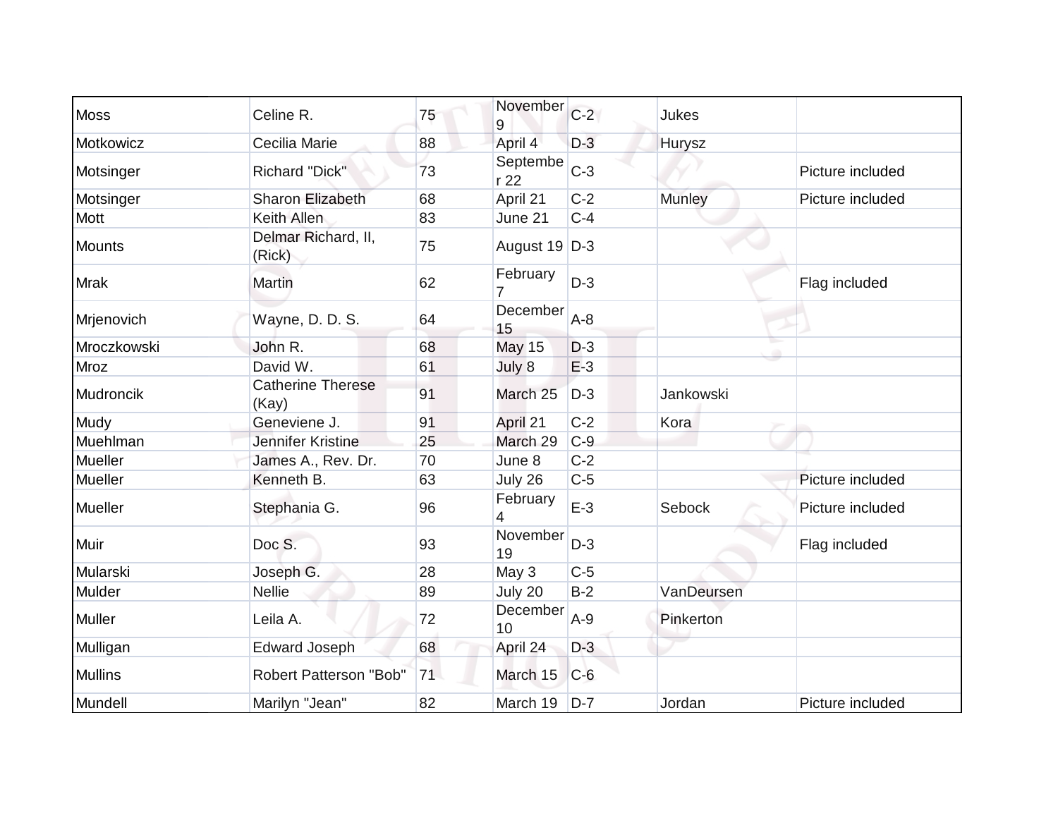| | | | | | | |
|---|---|---|---|---|---|---|
| Moss | Celine R. | 75 | November 9 | C-2 | Jukes | |
| Motkowicz | Cecilia Marie | 88 | April 4 | D-3 | Hurysz | |
| Motsinger | Richard "Dick" | 73 | September 22 | C-3 | | Picture included |
| Motsinger | Sharon Elizabeth | 68 | April 21 | C-2 | Munley | Picture included |
| Mott | Keith Allen | 83 | June 21 | C-4 | | |
| Mounts | Delmar Richard, II, (Rick) | 75 | August 19 | D-3 | | |
| Mrak | Martin | 62 | February 7 | D-3 | | Flag included |
| Mrjenovich | Wayne, D. D. S. | 64 | December 15 | A-8 | | |
| Mroczkowski | John R. | 68 | May 15 | D-3 | | |
| Mroz | David W. | 61 | July 8 | E-3 | | |
| Mudroncik | Catherine Therese (Kay) | 91 | March 25 | D-3 | Jankowski | |
| Mudy | Geneviene J. | 91 | April 21 | C-2 | Kora | |
| Muehlman | Jennifer Kristine | 25 | March 29 | C-9 | | |
| Mueller | James A., Rev. Dr. | 70 | June 8 | C-2 | | |
| Mueller | Kenneth B. | 63 | July 26 | C-5 | | Picture included |
| Mueller | Stephania G. | 96 | February 4 | E-3 | Sebock | Picture included |
| Muir | Doc S. | 93 | November 19 | D-3 | | Flag included |
| Mularski | Joseph G. | 28 | May 3 | C-5 | | |
| Mulder | Nellie | 89 | July 20 | B-2 | VanDeursen | |
| Muller | Leila A. | 72 | December 10 | A-9 | Pinkerton | |
| Mulligan | Edward Joseph | 68 | April 24 | D-3 | | |
| Mullins | Robert Patterson "Bob" | 71 | March 15 | C-6 | | |
| Mundell | Marilyn "Jean" | 82 | March 19 | D-7 | Jordan | Picture included |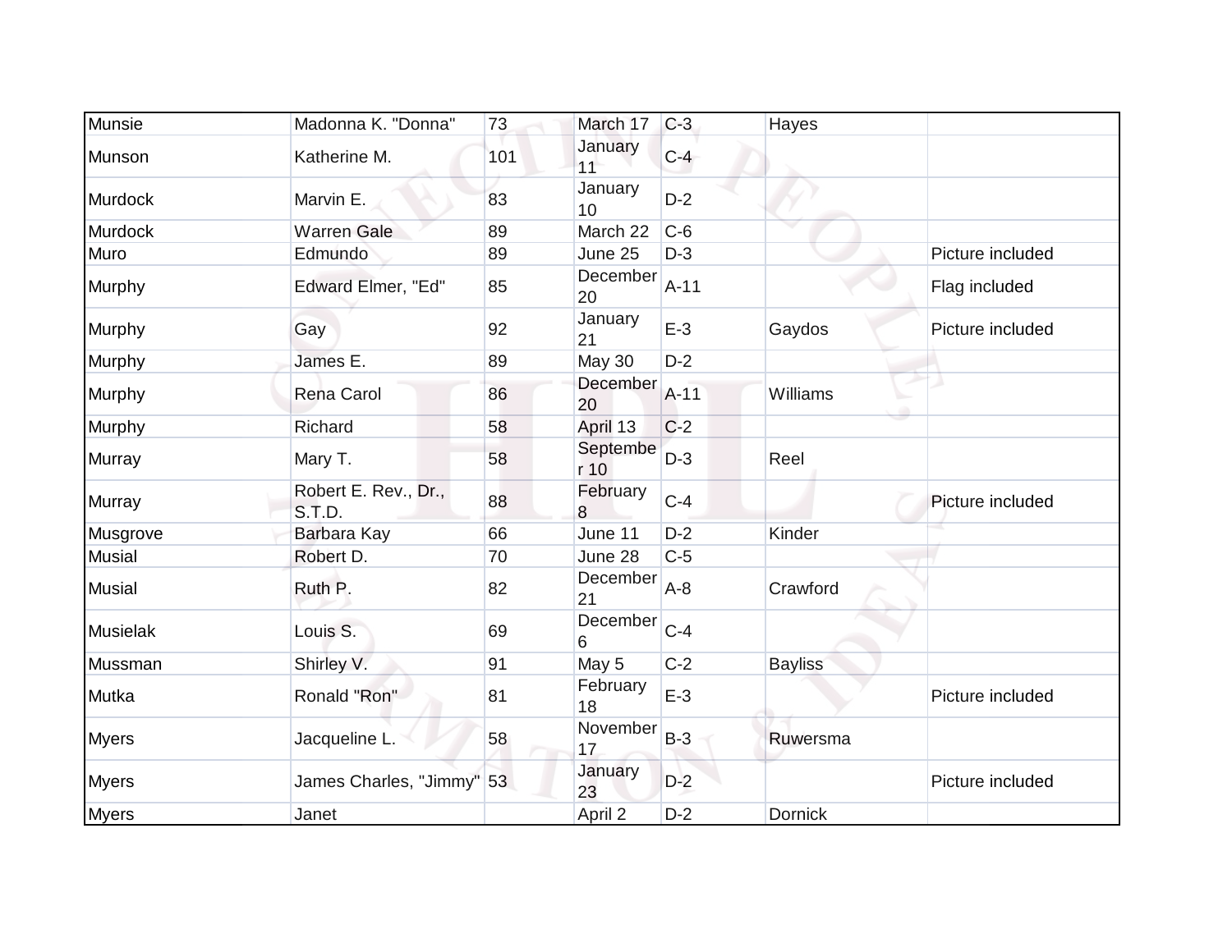| Munsie | Madonna K. "Donna" | 73 | March 17 | C-3 | Hayes | |
|---|---|---|---|---|---|---|
| Munson | Katherine M. | 101 | January 11 | C-4 | | |
| Murdock | Marvin E. | 83 | January 10 | D-2 | | |
| Murdock | Warren Gale | 89 | March 22 | C-6 | | |
| Muro | Edmundo | 89 | June 25 | D-3 | | Picture included |
| Murphy | Edward Elmer, "Ed" | 85 | December 20 | A-11 | | Flag included |
| Murphy | Gay | 92 | January 21 | E-3 | Gaydos | Picture included |
| Murphy | James E. | 89 | May 30 | D-2 | | |
| Murphy | Rena Carol | 86 | December 20 | A-11 | Williams | |
| Murphy | Richard | 58 | April 13 | C-2 | | |
| Murray | Mary T. | 58 | September 10 | D-3 | Reel | |
| Murray | Robert E. Rev., Dr., S.T.D. | 88 | February 8 | C-4 | | Picture included |
| Musgrove | Barbara Kay | 66 | June 11 | D-2 | Kinder | |
| Musial | Robert D. | 70 | June 28 | C-5 | | |
| Musial | Ruth P. | 82 | December 21 | A-8 | Crawford | |
| Musielak | Louis S. | 69 | December 6 | C-4 | | |
| Mussman | Shirley V. | 91 | May 5 | C-2 | Bayliss | |
| Mutka | Ronald "Ron" | 81 | February 18 | E-3 | | Picture included |
| Myers | Jacqueline L. | 58 | November 17 | B-3 | Ruwersma | |
| Myers | James Charles, "Jimmy" | 53 | January 23 | D-2 | | Picture included |
| Myers | Janet | | April 2 | D-2 | Dornick | |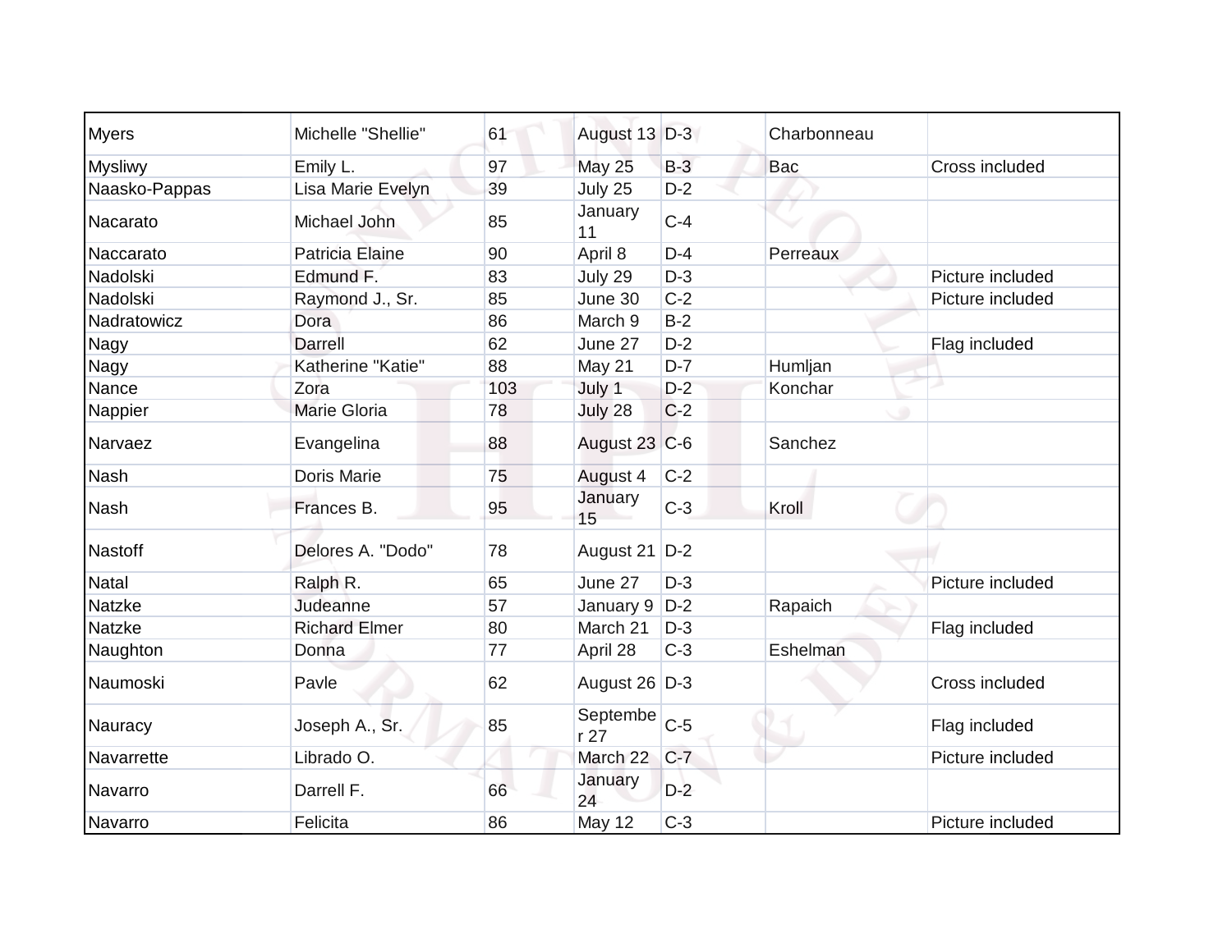| | | | | | | |
|---|---|---|---|---|---|---|
| Myers | Michelle "Shellie" | 61 | August 13 | D-3 | Charbonneau | |
| Mysliwy | Emily L. | 97 | May 25 | B-3 | Bac | Cross included |
| Naasko-Pappas | Lisa Marie Evelyn | 39 | July 25 | D-2 | | |
| Nacarato | Michael John | 85 | January 11 | C-4 | | |
| Naccarato | Patricia Elaine | 90 | April 8 | D-4 | Perreaux | |
| Nadolski | Edmund F. | 83 | July 29 | D-3 | | Picture included |
| Nadolski | Raymond J., Sr. | 85 | June 30 | C-2 | | Picture included |
| Nadratowicz | Dora | 86 | March 9 | B-2 | | |
| Nagy | Darrell | 62 | June 27 | D-2 | | Flag included |
| Nagy | Katherine "Katie" | 88 | May 21 | D-7 | Humljan | |
| Nance | Zora | 103 | July 1 | D-2 | Konchar | |
| Nappier | Marie Gloria | 78 | July 28 | C-2 | | |
| Narvaez | Evangelina | 88 | August 23 | C-6 | Sanchez | |
| Nash | Doris Marie | 75 | August 4 | C-2 | | |
| Nash | Frances B. | 95 | January 15 | C-3 | Kroll | |
| Nastoff | Delores A. "Dodo" | 78 | August 21 | D-2 | | |
| Natal | Ralph R. | 65 | June 27 | D-3 | | Picture included |
| Natzke | Judeanne | 57 | January 9 | D-2 | Rapaich | |
| Natzke | Richard Elmer | 80 | March 21 | D-3 | | Flag included |
| Naughton | Donna | 77 | April 28 | C-3 | Eshelman | |
| Naumoski | Pavle | 62 | August 26 | D-3 | | Cross included |
| Nauracy | Joseph A., Sr. | 85 | September 27 | C-5 | | Flag included |
| Navarrette | Librado O. | | March 22 | C-7 | | Picture included |
| Navarro | Darrell F. | 66 | January 24 | D-2 | | |
| Navarro | Felicita | 86 | May 12 | C-3 | | Picture included |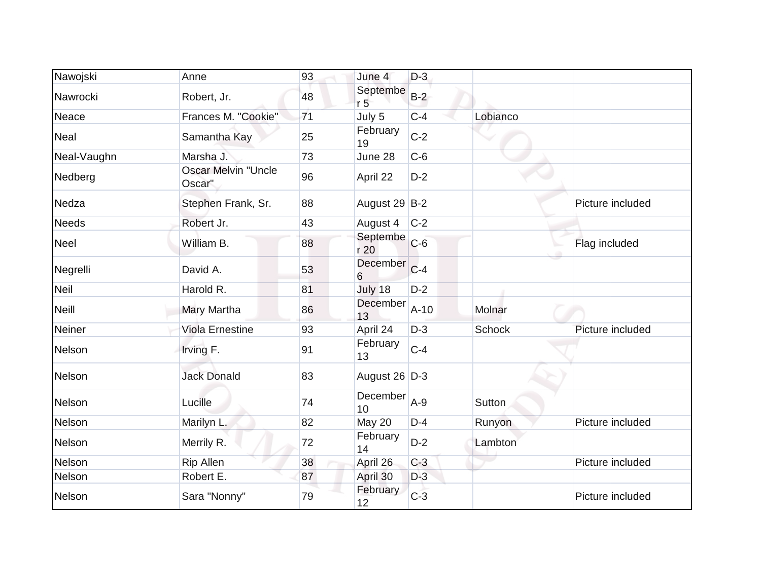| | | | | | | |
|---|---|---|---|---|---|---|
| Nawojski | Anne | 93 | June 4 | D-3 | | |
| Nawrocki | Robert, Jr. | 48 | September 5 | B-2 | | |
| Neace | Frances M. "Cookie" | 71 | July 5 | C-4 | Lobianco | |
| Neal | Samantha Kay | 25 | February 19 | C-2 | | |
| Neal-Vaughn | Marsha J. | 73 | June 28 | C-6 | | |
| Nedberg | Oscar Melvin "Uncle Oscar" | 96 | April 22 | D-2 | | |
| Nedza | Stephen Frank, Sr. | 88 | August 29 | B-2 | | Picture included |
| Needs | Robert Jr. | 43 | August 4 | C-2 | | |
| Neel | William B. | 88 | September 20 | C-6 | | Flag included |
| Negrelli | David A. | 53 | December 6 | C-4 | | |
| Neil | Harold R. | 81 | July 18 | D-2 | | |
| Neill | Mary Martha | 86 | December 13 | A-10 | Molnar | |
| Neiner | Viola Ernestine | 93 | April 24 | D-3 | Schock | Picture included |
| Nelson | Irving F. | 91 | February 13 | C-4 | | |
| Nelson | Jack Donald | 83 | August 26 | D-3 | | |
| Nelson | Lucille | 74 | December 10 | A-9 | Sutton | |
| Nelson | Marilyn L. | 82 | May 20 | D-4 | Runyon | Picture included |
| Nelson | Merrily R. | 72 | February 14 | D-2 | Lambton | |
| Nelson | Rip Allen | 38 | April 26 | C-3 | | Picture included |
| Nelson | Robert E. | 87 | April 30 | D-3 | | |
| Nelson | Sara "Nonny" | 79 | February 12 | C-3 | | Picture included |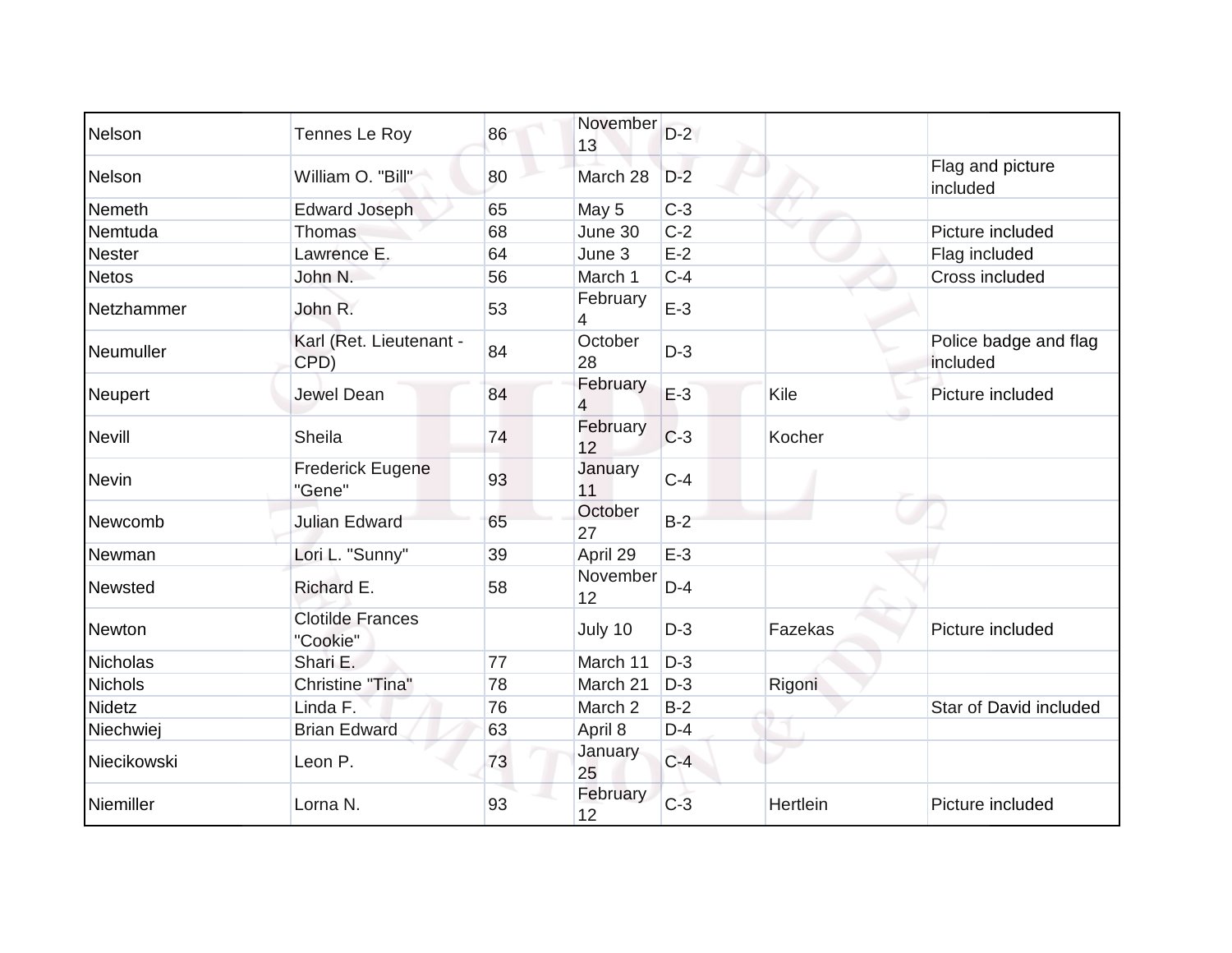| | | | | | | |
|---|---|---|---|---|---|---|
| Nelson | Tennes Le Roy | 86 | November 13 | D-2 | | |
| Nelson | William O. "Bill" | 80 | March 28 | D-2 | | Flag and picture included |
| Nemeth | Edward Joseph | 65 | May 5 | C-3 | | |
| Nemtuda | Thomas | 68 | June 30 | C-2 | | Picture included |
| Nester | Lawrence E. | 64 | June 3 | E-2 | | Flag included |
| Netos | John N. | 56 | March 1 | C-4 | | Cross included |
| Netzhammer | John R. | 53 | February 4 | E-3 | | |
| Neumuller | Karl (Ret. Lieutenant - CPD) | 84 | October 28 | D-3 | | Police badge and flag included |
| Neupert | Jewel Dean | 84 | February 4 | E-3 | Kile | Picture included |
| Nevill | Sheila | 74 | February 12 | C-3 | Kocher | |
| Nevin | Frederick Eugene "Gene" | 93 | January 11 | C-4 | | |
| Newcomb | Julian Edward | 65 | October 27 | B-2 | | |
| Newman | Lori L. "Sunny" | 39 | April 29 | E-3 | | |
| Newsted | Richard E. | 58 | November 12 | D-4 | | |
| Newton | Clotilde Frances "Cookie" | | July 10 | D-3 | Fazekas | Picture included |
| Nicholas | Shari E. | 77 | March 11 | D-3 | | |
| Nichols | Christine "Tina" | 78 | March 21 | D-3 | Rigoni | |
| Nidetz | Linda F. | 76 | March 2 | B-2 | | Star of David included |
| Niechwiej | Brian Edward | 63 | April 8 | D-4 | | |
| Niecikowski | Leon P. | 73 | January 25 | C-4 | | |
| Niemiller | Lorna N. | 93 | February 12 | C-3 | Hertlein | Picture included |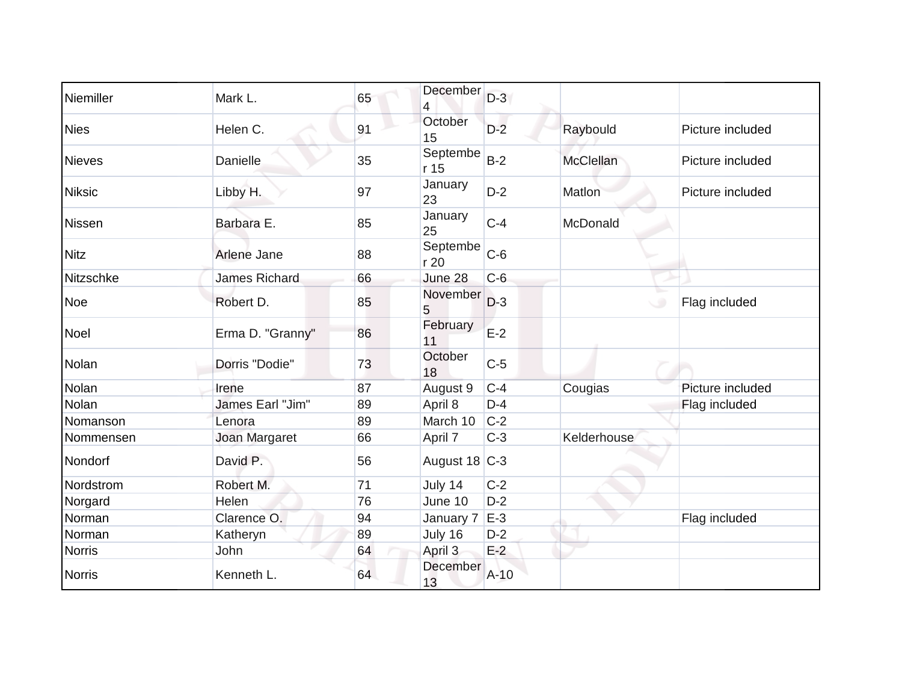| | | | | | | |
|---|---|---|---|---|---|---|
| Niemiller | Mark L. | 65 | December 4 | D-3 | | |
| Nies | Helen C. | 91 | October 15 | D-2 | Raybould | Picture included |
| Nieves | Danielle | 35 | September 15 | B-2 | McClellan | Picture included |
| Niksic | Libby H. | 97 | January 23 | D-2 | Matlon | Picture included |
| Nissen | Barbara E. | 85 | January 25 | C-4 | McDonald | |
| Nitz | Arlene Jane | 88 | September 20 | C-6 | | |
| Nitzschke | James Richard | 66 | June 28 | C-6 | | |
| Noe | Robert D. | 85 | November 5 | D-3 | | Flag included |
| Noel | Erma D. "Granny" | 86 | February 11 | E-2 | | |
| Nolan | Dorris "Dodie" | 73 | October 18 | C-5 | | |
| Nolan | Irene | 87 | August 9 | C-4 | Cougias | Picture included |
| Nolan | James Earl "Jim" | 89 | April 8 | D-4 | | Flag included |
| Nomanson | Lenora | 89 | March 10 | C-2 | | |
| Nommensen | Joan Margaret | 66 | April 7 | C-3 | Kelderhouse | |
| Nondorf | David P. | 56 | August 18 | C-3 | | |
| Nordstrom | Robert M. | 71 | July 14 | C-2 | | |
| Norgard | Helen | 76 | June 10 | D-2 | | |
| Norman | Clarence O. | 94 | January 7 | E-3 | | Flag included |
| Norman | Katheryn | 89 | July 16 | D-2 | | |
| Norris | John | 64 | April 3 | E-2 | | |
| Norris | Kenneth L. | 64 | December 13 | A-10 | | |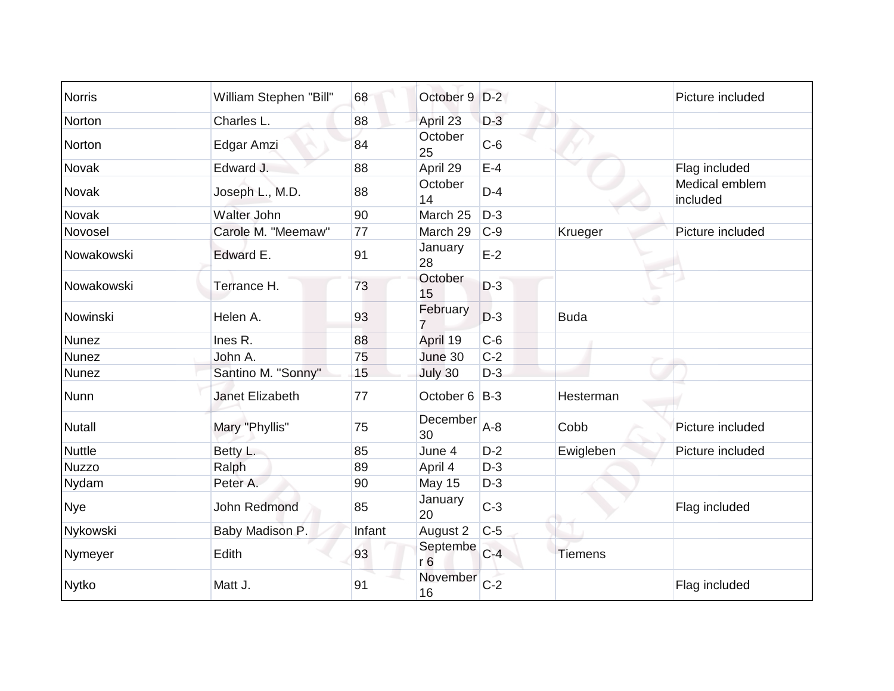| | | | | | | |
|---|---|---|---|---|---|---|
| Norris | William Stephen "Bill" | 68 | October 9 | D-2 | | Picture included |
| Norton | Charles L. | 88 | April 23 | D-3 | | |
| Norton | Edgar Amzi | 84 | October 25 | C-6 | | |
| Novak | Edward J. | 88 | April 29 | E-4 | | Flag included |
| Novak | Joseph L., M.D. | 88 | October 14 | D-4 | | Medical emblem included |
| Novak | Walter John | 90 | March 25 | D-3 | | |
| Novosel | Carole M. "Meemaw" | 77 | March 29 | C-9 | Krueger | Picture included |
| Nowakowski | Edward E. | 91 | January 28 | E-2 | | |
| Nowakowski | Terrance H. | 73 | October 15 | D-3 | | |
| Nowinski | Helen A. | 93 | February 7 | D-3 | Buda | |
| Nunez | Ines R. | 88 | April 19 | C-6 | | |
| Nunez | John A. | 75 | June 30 | C-2 | | |
| Nunez | Santino M. "Sonny" | 15 | July 30 | D-3 | | |
| Nunn | Janet Elizabeth | 77 | October 6 | B-3 | Hesterman | |
| Nutall | Mary "Phyllis" | 75 | December 30 | A-8 | Cobb | Picture included |
| Nuttle | Betty L. | 85 | June 4 | D-2 | Ewigleben | Picture included |
| Nuzzo | Ralph | 89 | April 4 | D-3 | | |
| Nydam | Peter A. | 90 | May 15 | D-3 | | |
| Nye | John Redmond | 85 | January 20 | C-3 | | Flag included |
| Nykowski | Baby Madison P. | Infant | August 2 | C-5 | | |
| Nymeyer | Edith | 93 | September 6 | C-4 | Tiemens | |
| Nytko | Matt J. | 91 | November 16 | C-2 | | Flag included |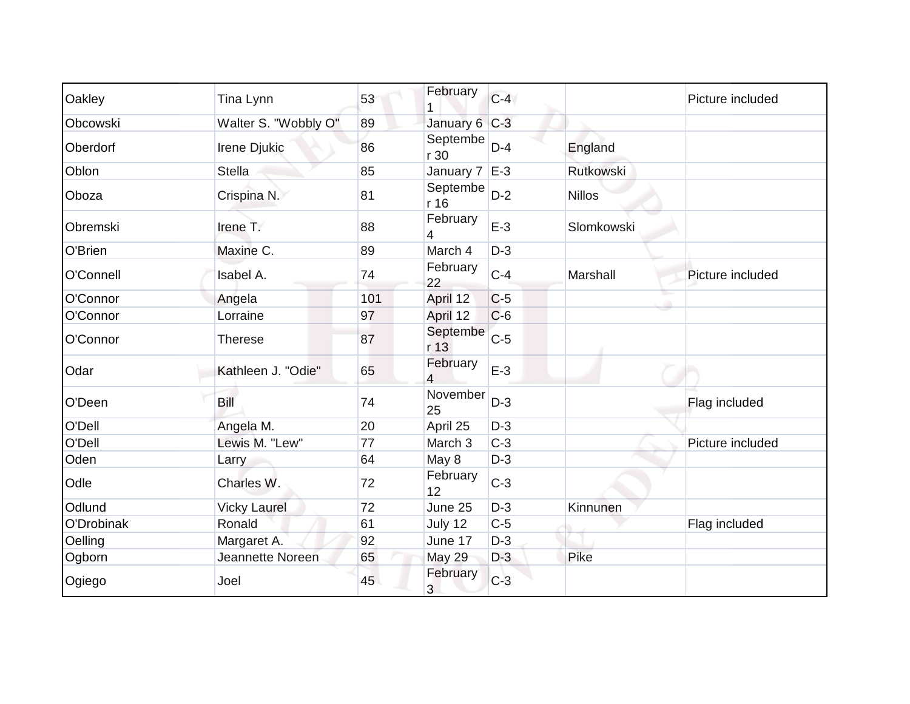| | | | | | | |
|---|---|---|---|---|---|---|
| Oakley | Tina Lynn | 53 | February 1 | C-4 | | Picture included |
| Obcowski | Walter S. "Wobbly O" | 89 | January 6 | C-3 | | |
| Oberdorf | Irene Djukic | 86 | September 30 | D-4 | England | |
| Oblon | Stella | 85 | January 7 | E-3 | Rutkowski | |
| Oboza | Crispina N. | 81 | September 16 | D-2 | Nillos | |
| Obremski | Irene T. | 88 | February 4 | E-3 | Slomkowski | |
| O'Brien | Maxine C. | 89 | March 4 | D-3 | | |
| O'Connell | Isabel A. | 74 | February 22 | C-4 | Marshall | Picture included |
| O'Connor | Angela | 101 | April 12 | C-5 | | |
| O'Connor | Lorraine | 97 | April 12 | C-6 | | |
| O'Connor | Therese | 87 | September 13 | C-5 | | |
| Odar | Kathleen J. "Odie" | 65 | February 4 | E-3 | | |
| O'Deen | Bill | 74 | November 25 | D-3 | | Flag included |
| O'Dell | Angela M. | 20 | April 25 | D-3 | | |
| O'Dell | Lewis M. "Lew" | 77 | March 3 | C-3 | | Picture included |
| Oden | Larry | 64 | May 8 | D-3 | | |
| Odle | Charles W. | 72 | February 12 | C-3 | | |
| Odlund | Vicky Laurel | 72 | June 25 | D-3 | Kinnunen | |
| O'Drobinak | Ronald | 61 | July 12 | C-5 | | Flag included |
| Oelling | Margaret A. | 92 | June 17 | D-3 | | |
| Ogborn | Jeannette Noreen | 65 | May 29 | D-3 | Pike | |
| Ogiego | Joel | 45 | February 3 | C-3 | | |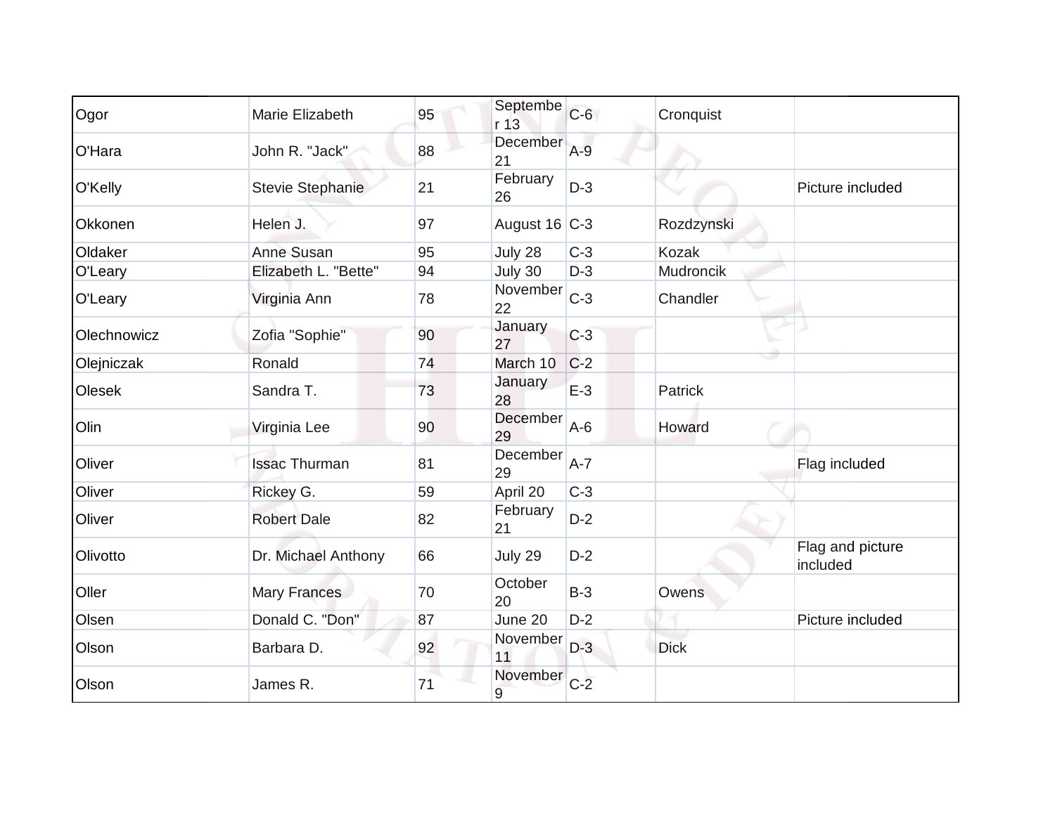| | | | | | | |
|---|---|---|---|---|---|---|
| Ogor | Marie Elizabeth | 95 | September 13 | C-6 | Cronquist | |
| O'Hara | John R. "Jack" | 88 | December 21 | A-9 | | |
| O'Kelly | Stevie Stephanie | 21 | February 26 | D-3 | | Picture included |
| Okkonen | Helen J. | 97 | August 16 | C-3 | Rozdzynski | |
| Oldaker | Anne Susan | 95 | July 28 | C-3 | Kozak | |
| O'Leary | Elizabeth L. "Bette" | 94 | July 30 | D-3 | Mudroncik | |
| O'Leary | Virginia Ann | 78 | November 22 | C-3 | Chandler | |
| Olechnowicz | Zofia "Sophie" | 90 | January 27 | C-3 | | |
| Olejniczak | Ronald | 74 | March 10 | C-2 | | |
| Olesek | Sandra T. | 73 | January 28 | E-3 | Patrick | |
| Olin | Virginia Lee | 90 | December 29 | A-6 | Howard | |
| Oliver | Issac Thurman | 81 | December 29 | A-7 | | Flag included |
| Oliver | Rickey G. | 59 | April 20 | C-3 | | |
| Oliver | Robert Dale | 82 | February 21 | D-2 | | |
| Olivotto | Dr. Michael Anthony | 66 | July 29 | D-2 | | Flag and picture included |
| Oller | Mary Frances | 70 | October 20 | B-3 | Owens | |
| Olsen | Donald C. "Don" | 87 | June 20 | D-2 | | Picture included |
| Olson | Barbara D. | 92 | November 11 | D-3 | Dick | |
| Olson | James R. | 71 | November 9 | C-2 | | |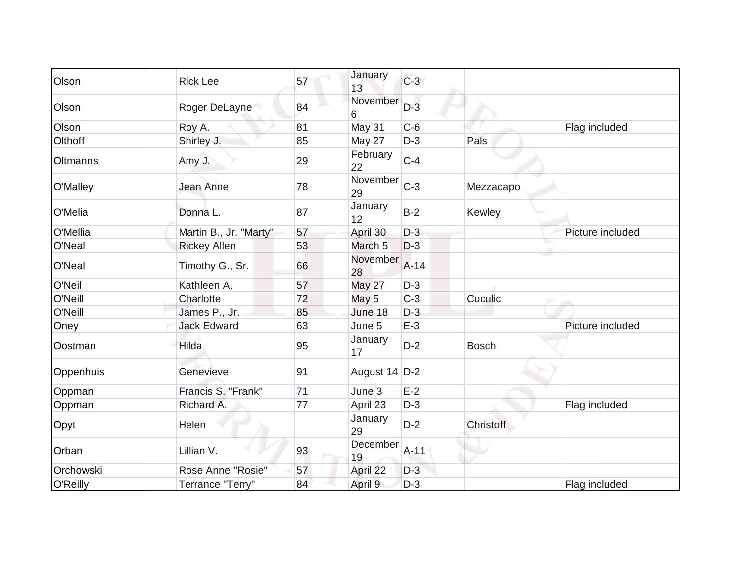| | | | | | | |
|---|---|---|---|---|---|---|
| Olson | Rick Lee | 57 | January 13 | C-3 | | |
| Olson | Roger DeLayne | 84 | November 6 | D-3 | | |
| Olson | Roy A. | 81 | May 31 | C-6 | | Flag included |
| Olthoff | Shirley J. | 85 | May 27 | D-3 | Pals | |
| Oltmanns | Amy J. | 29 | February 22 | C-4 | | |
| O'Malley | Jean Anne | 78 | November 29 | C-3 | Mezzacapo | |
| O'Melia | Donna L. | 87 | January 12 | B-2 | Kewley | |
| O'Mellia | Martin B., Jr. "Marty" | 57 | April 30 | D-3 | | Picture included |
| O'Neal | Rickey Allen | 53 | March 5 | D-3 | | |
| O'Neal | Timothy G., Sr. | 66 | November 28 | A-14 | | |
| O'Neil | Kathleen A. | 57 | May 27 | D-3 | | |
| O'Neill | Charlotte | 72 | May 5 | C-3 | Cuculic | |
| O'Neill | James P., Jr. | 85 | June 18 | D-3 | | |
| Oney | Jack Edward | 63 | June 5 | E-3 | | Picture included |
| Oostman | Hilda | 95 | January 17 | D-2 | Bosch | |
| Oppenhuis | Genevieve | 91 | August 14 | D-2 | | |
| Oppman | Francis S. "Frank" | 71 | June 3 | E-2 | | |
| Oppman | Richard A. | 77 | April 23 | D-3 | | Flag included |
| Opyt | Helen | | January 29 | D-2 | Christoff | |
| Orban | Lillian V. | 93 | December 19 | A-11 | | |
| Orchowski | Rose Anne "Rosie" | 57 | April 22 | D-3 | | |
| O'Reilly | Terrance "Terry" | 84 | April 9 | D-3 | | Flag included |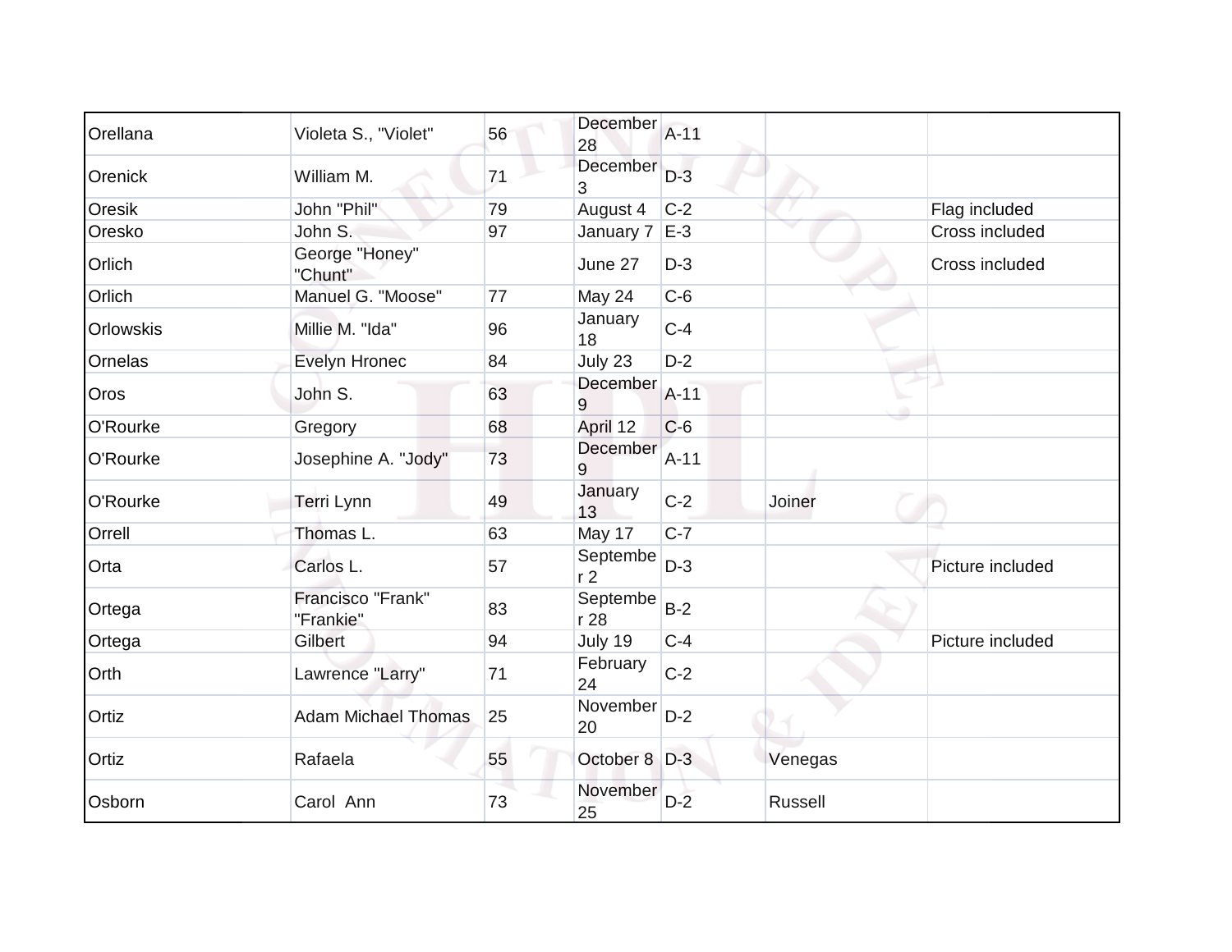| | | | | | | |
|---|---|---|---|---|---|---|
| Orellana | Violeta S., "Violet" | 56 | December 28 | A-11 | | |
| Orenick | William M. | 71 | December 3 | D-3 | | |
| Oresik | John "Phil" | 79 | August 4 | C-2 | | Flag included |
| Oresko | John S. | 97 | January 7 | E-3 | | Cross included |
| Orlich | George "Honey" "Chunt" | | June 27 | D-3 | | Cross included |
| Orlich | Manuel G. "Moose" | 77 | May 24 | C-6 | | |
| Orlowskis | Millie M. "Ida" | 96 | January 18 | C-4 | | |
| Ornelas | Evelyn Hronec | 84 | July 23 | D-2 | | |
| Oros | John S. | 63 | December 9 | A-11 | | |
| O'Rourke | Gregory | 68 | April 12 | C-6 | | |
| O'Rourke | Josephine A. "Jody" | 73 | December 9 | A-11 | | |
| O'Rourke | Terri Lynn | 49 | January 13 | C-2 | Joiner | |
| Orrell | Thomas L. | 63 | May 17 | C-7 | | |
| Orta | Carlos L. | 57 | September 2 | D-3 | | Picture included |
| Ortega | Francisco "Frank" "Frankie" | 83 | September 28 | B-2 | | |
| Ortega | Gilbert | 94 | July 19 | C-4 | | Picture included |
| Orth | Lawrence "Larry" | 71 | February 24 | C-2 | | |
| Ortiz | Adam Michael Thomas | 25 | November 20 | D-2 | | |
| Ortiz | Rafaela | 55 | October 8 | D-3 | Venegas | |
| Osborn | Carol Ann | 73 | November 25 | D-2 | Russell | |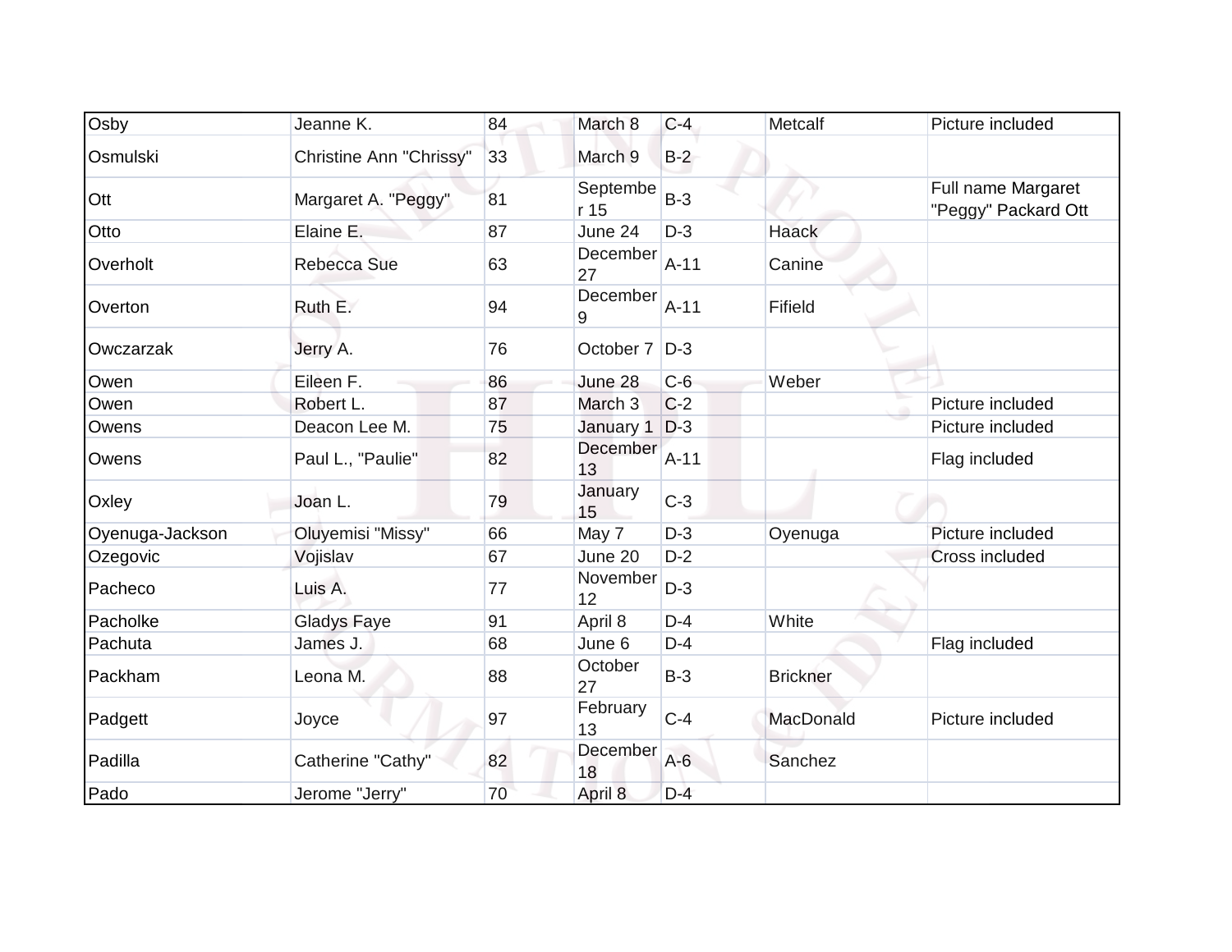| | | | | | | |
|---|---|---|---|---|---|---|
| Osby | Jeanne K. | 84 | March 8 | C-4 | Metcalf | Picture included |
| Osmulski | Christine Ann "Chrissy" | 33 | March 9 | B-2 | | |
| Ott | Margaret A. "Peggy" | 81 | September 15 | B-3 | | Full name Margaret "Peggy" Packard Ott |
| Otto | Elaine E. | 87 | June 24 | D-3 | Haack | |
| Overholt | Rebecca Sue | 63 | December 27 | A-11 | Canine | |
| Overton | Ruth E. | 94 | December 9 | A-11 | Fifield | |
| Owczarzak | Jerry A. | 76 | October 7 | D-3 | | |
| Owen | Eileen F. | 86 | June 28 | C-6 | Weber | |
| Owen | Robert L. | 87 | March 3 | C-2 | | Picture included |
| Owens | Deacon Lee M. | 75 | January 1 | D-3 | | Picture included |
| Owens | Paul L., "Paulie" | 82 | December 13 | A-11 | | Flag included |
| Oxley | Joan L. | 79 | January 15 | C-3 | | |
| Oyenuga-Jackson | Oluyemisi "Missy" | 66 | May 7 | D-3 | Oyenuga | Picture included |
| Ozegovic | Vojislav | 67 | June 20 | D-2 | | Cross included |
| Pacheco | Luis A. | 77 | November 12 | D-3 | | |
| Pacholke | Gladys Faye | 91 | April 8 | D-4 | White | |
| Pachuta | James J. | 68 | June 6 | D-4 | | Flag included |
| Packham | Leona M. | 88 | October 27 | B-3 | Brickner | |
| Padgett | Joyce | 97 | February 13 | C-4 | MacDonald | Picture included |
| Padilla | Catherine "Cathy" | 82 | December 18 | A-6 | Sanchez | |
| Pado | Jerome "Jerry" | 70 | April 8 | D-4 | | |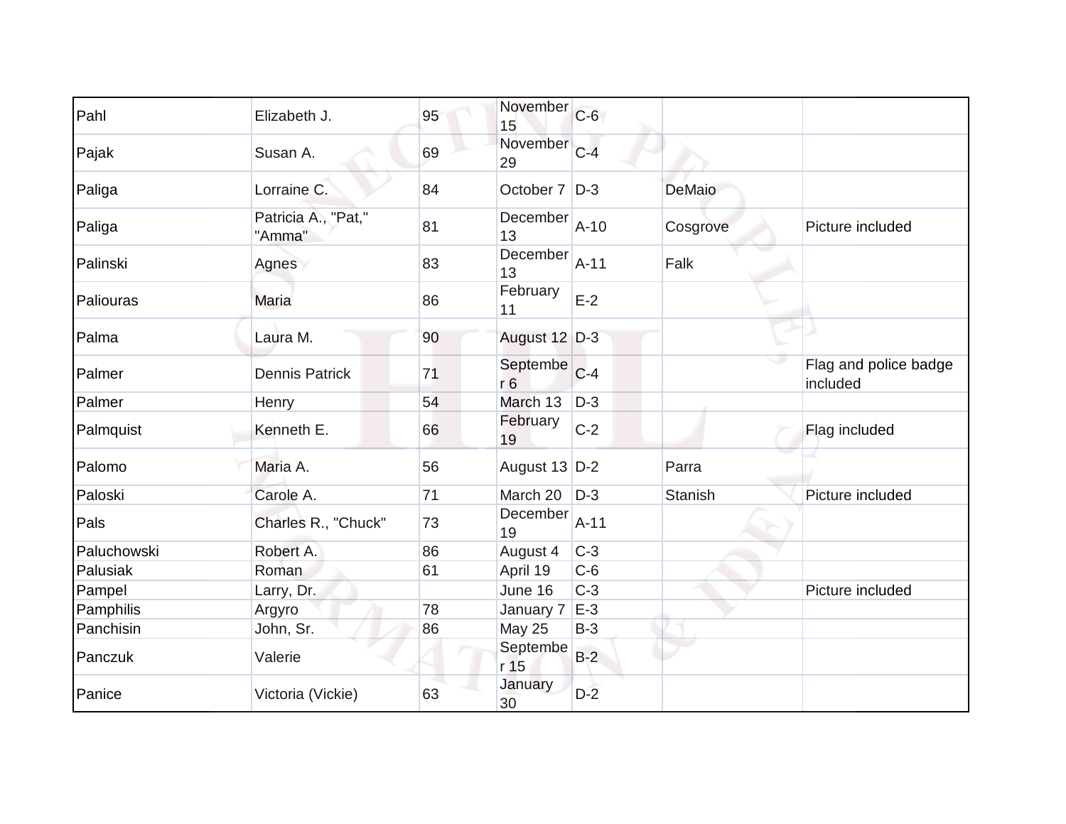| | | | | | | |
|---|---|---|---|---|---|---|
| Pahl | Elizabeth J. | 95 | November 15 | C-6 | | |
| Pajak | Susan A. | 69 | November 29 | C-4 | | |
| Paliga | Lorraine C. | 84 | October 7 | D-3 | DeMaio | |
| Paliga | Patricia A., "Pat," "Amma" | 81 | December 13 | A-10 | Cosgrove | Picture included |
| Palinski | Agnes | 83 | December 13 | A-11 | Falk | |
| Paliouras | Maria | 86 | February 11 | E-2 | | |
| Palma | Laura M. | 90 | August 12 | D-3 | | |
| Palmer | Dennis Patrick | 71 | September 6 | C-4 | | Flag and police badge included |
| Palmer | Henry | 54 | March 13 | D-3 | | |
| Palmquist | Kenneth E. | 66 | February 19 | C-2 | | Flag included |
| Palomo | Maria A. | 56 | August 13 | D-2 | Parra | |
| Paloski | Carole A. | 71 | March 20 | D-3 | Stanish | Picture included |
| Pals | Charles R., "Chuck" | 73 | December 19 | A-11 | | |
| Paluchowski | Robert A. | 86 | August 4 | C-3 | | |
| Palusiak | Roman | 61 | April 19 | C-6 | | |
| Pampel | Larry, Dr. | | June 16 | C-3 | | Picture included |
| Pamphilis | Argyro | 78 | January 7 | E-3 | | |
| Panchisin | John, Sr. | 86 | May 25 | B-3 | | |
| Panczuk | Valerie | | September 15 | B-2 | | |
| Panice | Victoria (Vickie) | 63 | January 30 | D-2 | | |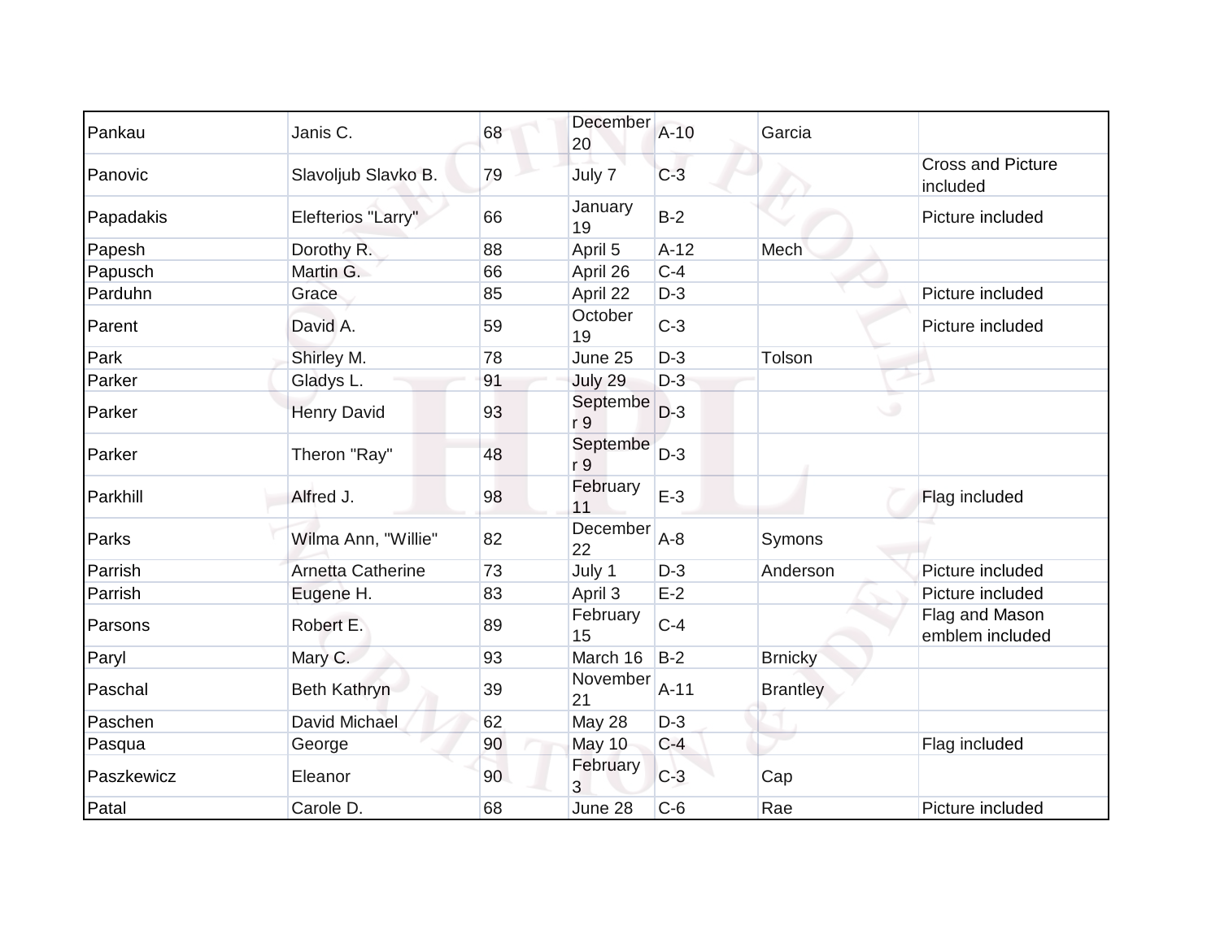| Pankau | Janis C. | 68 | December 20 | A-10 | Garcia | |
|---|---|---|---|---|---|---|
| Panovic | Slavoljub Slavko B. | 79 | July 7 | C-3 | | Cross and Picture included |
| Papadakis | Elefterios "Larry" | 66 | January 19 | B-2 | | Picture included |
| Papesh | Dorothy R. | 88 | April 5 | A-12 | Mech | |
| Papusch | Martin G. | 66 | April 26 | C-4 | | |
| Parduhn | Grace | 85 | April 22 | D-3 | | Picture included |
| Parent | David A. | 59 | October 19 | C-3 | | Picture included |
| Park | Shirley M. | 78 | June 25 | D-3 | Tolson | |
| Parker | Gladys L. | 91 | July 29 | D-3 | | |
| Parker | Henry David | 93 | September 9 | D-3 | | |
| Parker | Theron "Ray" | 48 | September 9 | D-3 | | |
| Parkhill | Alfred J. | 98 | February 11 | E-3 | | Flag included |
| Parks | Wilma Ann, "Willie" | 82 | December 22 | A-8 | Symons | |
| Parrish | Arnetta Catherine | 73 | July 1 | D-3 | Anderson | Picture included |
| Parrish | Eugene H. | 83 | April 3 | E-2 | | Picture included |
| Parsons | Robert E. | 89 | February 15 | C-4 | | Flag and Mason emblem included |
| Paryl | Mary C. | 93 | March 16 | B-2 | Brnicky | |
| Paschal | Beth Kathryn | 39 | November 21 | A-11 | Brantley | |
| Paschen | David Michael | 62 | May 28 | D-3 | | |
| Pasqua | George | 90 | May 10 | C-4 | | Flag included |
| Paszkewicz | Eleanor | 90 | February 3 | C-3 | Cap | |
| Patal | Carole D. | 68 | June 28 | C-6 | Rae | Picture included |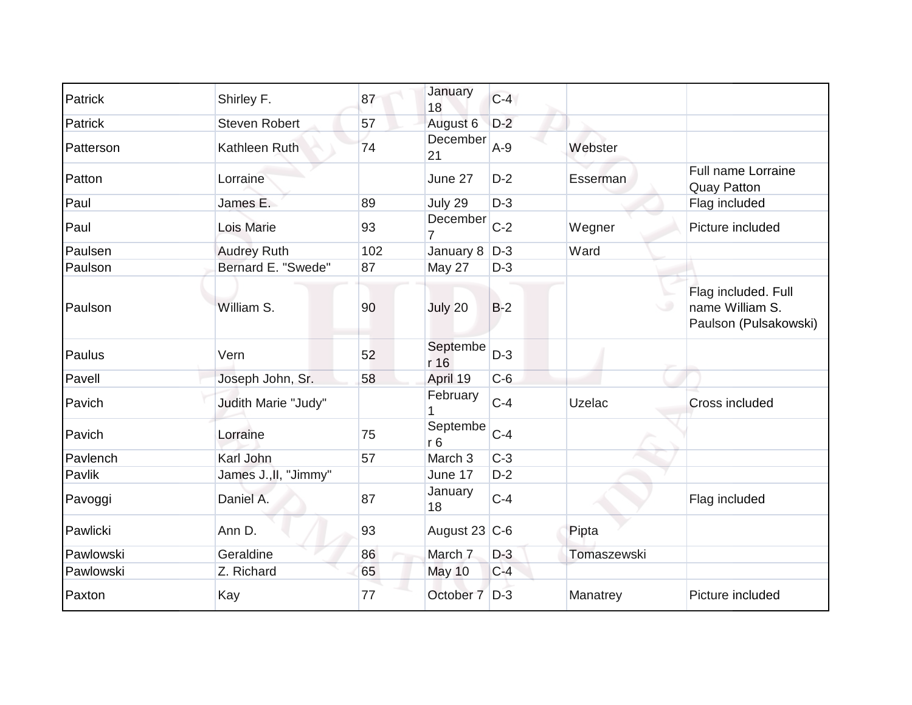| Patrick | Shirley F. | 87 | January 18 | C-4 | | |
|---|---|---|---|---|---|---|
| Patrick | Steven Robert | 57 | August 6 | D-2 | | |
| Patterson | Kathleen Ruth | 74 | December 21 | A-9 | Webster | |
| Patton | Lorraine | | June 27 | D-2 | Esserman | Full name Lorraine Quay Patton |
| Paul | James E. | 89 | July 29 | D-3 | | Flag included |
| Paul | Lois Marie | 93 | December 7 | C-2 | Wegner | Picture included |
| Paulsen | Audrey Ruth | 102 | January 8 | D-3 | Ward | |
| Paulson | Bernard E. "Swede" | 87 | May 27 | D-3 | | |
| Paulson | William S. | 90 | July 20 | B-2 | | Flag included. Full name William S. Paulson (Pulsakowski) |
| Paulus | Vern | 52 | September 16 | D-3 | | |
| Pavell | Joseph John, Sr. | 58 | April 19 | C-6 | | |
| Pavich | Judith Marie "Judy" | | February 1 | C-4 | Uzelac | Cross included |
| Pavich | Lorraine | 75 | September 6 | C-4 | | |
| Pavlench | Karl John | 57 | March 3 | C-3 | | |
| Pavlik | James J.,II, "Jimmy" | | June 17 | D-2 | | |
| Pavoggi | Daniel A. | 87 | January 18 | C-4 | | Flag included |
| Pawlicki | Ann D. | 93 | August 23 | C-6 | Pipta | |
| Pawlowski | Geraldine | 86 | March 7 | D-3 | Tomaszewski | |
| Pawlowski | Z. Richard | 65 | May 10 | C-4 | | |
| Paxton | Kay | 77 | October 7 | D-3 | Manatrey | Picture included |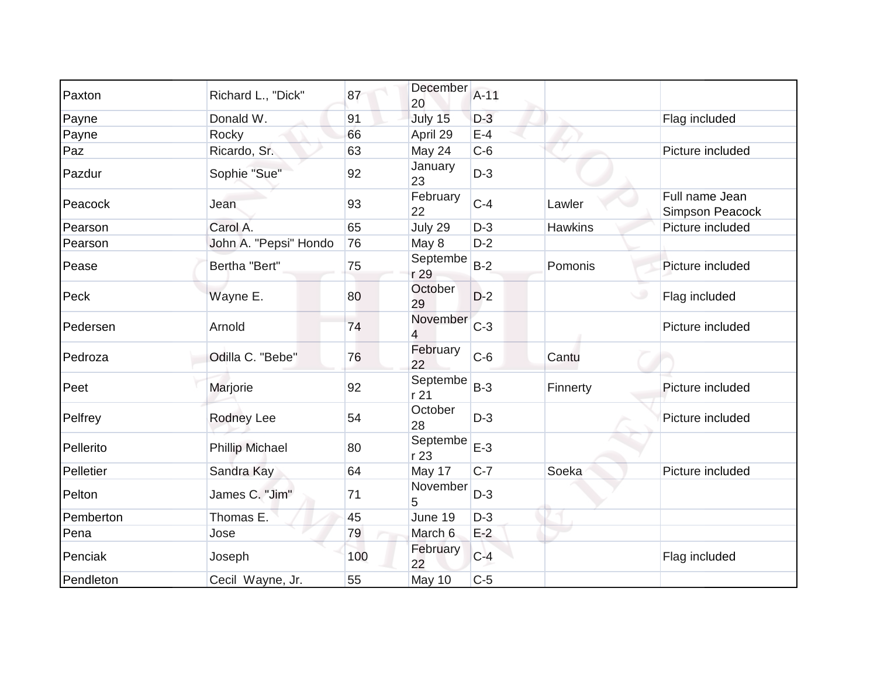| | | | | | | |
|---|---|---|---|---|---|---|
| Paxton | Richard L., "Dick" | 87 | December 20 | A-11 | | |
| Payne | Donald W. | 91 | July 15 | D-3 | | Flag included |
| Payne | Rocky | 66 | April 29 | E-4 | | |
| Paz | Ricardo, Sr. | 63 | May 24 | C-6 | | Picture included |
| Pazdur | Sophie "Sue" | 92 | January 23 | D-3 | | |
| Peacock | Jean | 93 | February 22 | C-4 | Lawler | Full name Jean Simpson Peacock |
| Pearson | Carol A. | 65 | July 29 | D-3 | Hawkins | Picture included |
| Pearson | John A. "Pepsi" Hondo | 76 | May 8 | D-2 | | |
| Pease | Bertha "Bert" | 75 | September 29 | B-2 | Pomonis | Picture included |
| Peck | Wayne E. | 80 | October 29 | D-2 | | Flag included |
| Pedersen | Arnold | 74 | November 4 | C-3 | | Picture included |
| Pedroza | Odilla C. "Bebe" | 76 | February 22 | C-6 | Cantu | |
| Peet | Marjorie | 92 | September 21 | B-3 | Finnerty | Picture included |
| Pelfrey | Rodney Lee | 54 | October 28 | D-3 | | Picture included |
| Pellerito | Phillip Michael | 80 | September 23 | E-3 | | |
| Pelletier | Sandra Kay | 64 | May 17 | C-7 | Soeka | Picture included |
| Pelton | James C. "Jim" | 71 | November 5 | D-3 | | |
| Pemberton | Thomas E. | 45 | June 19 | D-3 | | |
| Pena | Jose | 79 | March 6 | E-2 | | |
| Penciak | Joseph | 100 | February 22 | C-4 | | Flag included |
| Pendleton | Cecil Wayne, Jr. | 55 | May 10 | C-5 | | |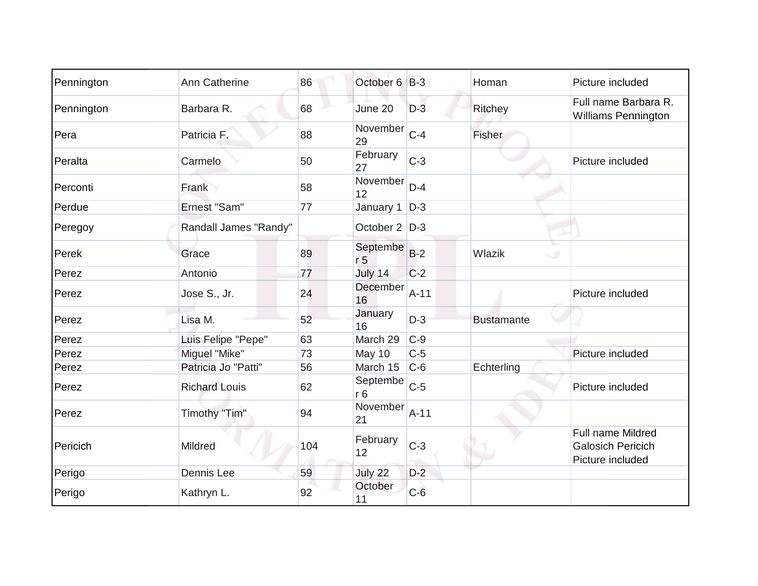| | | | | | | |
|---|---|---|---|---|---|---|
| Pennington | Ann Catherine | 86 | October 6 | B-3 | Homan | Picture included |
| Pennington | Barbara R. | 68 | June 20 | D-3 | Ritchey | Full name Barbara R. Williams Pennington |
| Pera | Patricia F. | 88 | November 29 | C-4 | Fisher | |
| Peralta | Carmelo | 50 | February 27 | C-3 | | Picture included |
| Perconti | Frank | 58 | November 12 | D-4 | | |
| Perdue | Ernest "Sam" | 77 | January 1 | D-3 | | |
| Peregoy | Randall James "Randy" | | October 2 | D-3 | | |
| Perek | Grace | 89 | September 5 | B-2 | Wlazik | |
| Perez | Antonio | 77 | July 14 | C-2 | | |
| Perez | Jose S., Jr. | 24 | December 16 | A-11 | | Picture included |
| Perez | Lisa M. | 52 | January 16 | D-3 | Bustamante | |
| Perez | Luis Felipe "Pepe" | 63 | March 29 | C-9 | | |
| Perez | Miguel "Mike" | 73 | May 10 | C-5 | | Picture included |
| Perez | Patricia Jo "Patti" | 56 | March 15 | C-6 | Echterling | |
| Perez | Richard Louis | 62 | September 6 | C-5 | | Picture included |
| Perez | Timothy "Tim" | 94 | November 21 | A-11 | | |
| Pericich | Mildred | 104 | February 12 | C-3 | | Full name Mildred Galosich Pericich Picture included |
| Perigo | Dennis Lee | 59 | July 22 | D-2 | | |
| Perigo | Kathryn L. | 92 | October 11 | C-6 | | |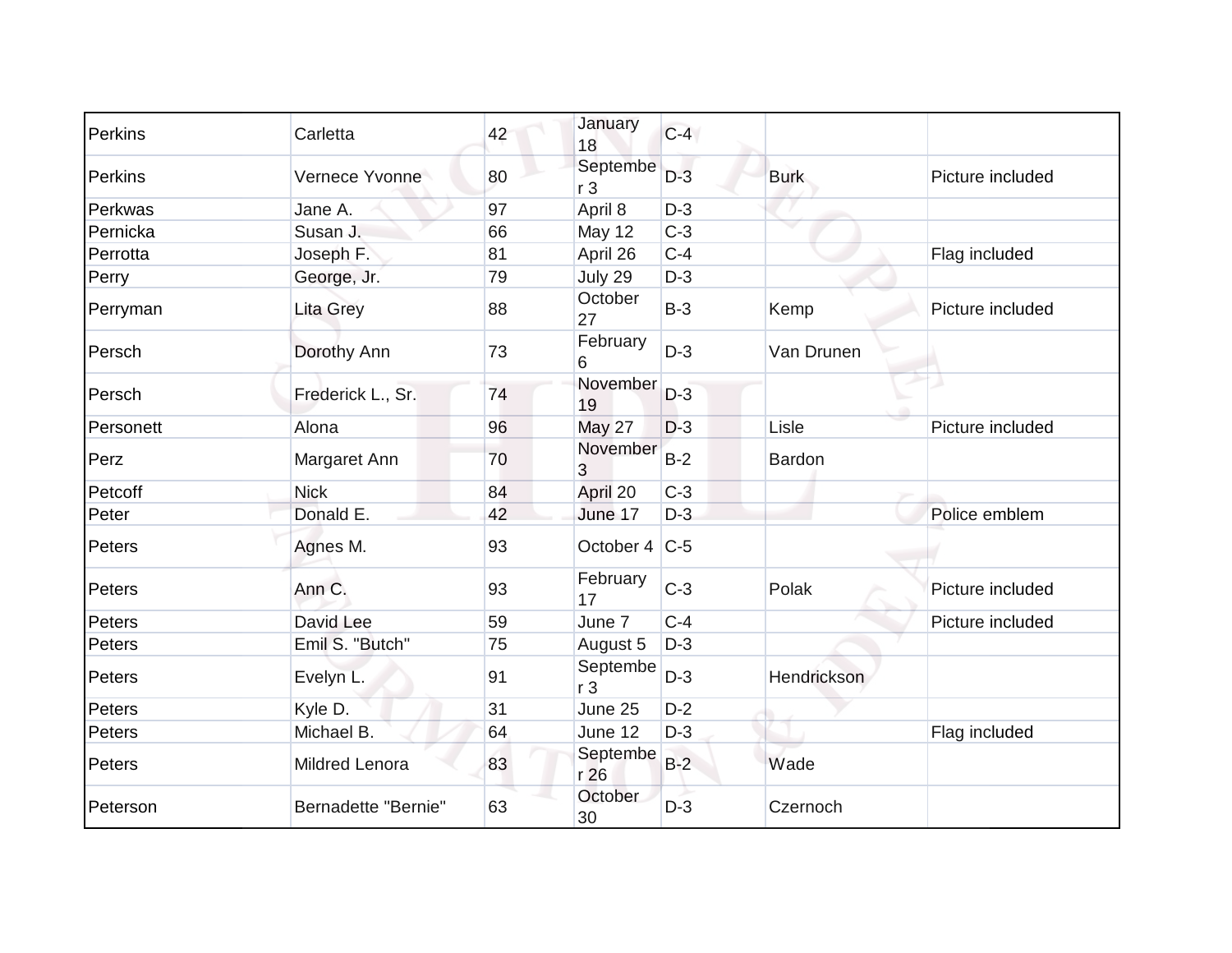| Perkins | Carletta | 42 | January 18 | C-4 | | |
|---|---|---|---|---|---|---|
| Perkins | Vernece Yvonne | 80 | September 3 | D-3 | Burk | Picture included |
| Perkwas | Jane A. | 97 | April 8 | D-3 | | |
| Pernicka | Susan J. | 66 | May 12 | C-3 | | |
| Perrotta | Joseph F. | 81 | April 26 | C-4 | | Flag included |
| Perry | George, Jr. | 79 | July 29 | D-3 | | |
| Perryman | Lita Grey | 88 | October 27 | B-3 | Kemp | Picture included |
| Persch | Dorothy Ann | 73 | February 6 | D-3 | Van Drunen | |
| Persch | Frederick L., Sr. | 74 | November 19 | D-3 | | |
| Personett | Alona | 96 | May 27 | D-3 | Lisle | Picture included |
| Perz | Margaret Ann | 70 | November 3 | B-2 | Bardon | |
| Petcoff | Nick | 84 | April 20 | C-3 | | |
| Peter | Donald E. | 42 | June 17 | D-3 | | Police emblem |
| Peters | Agnes M. | 93 | October 4 | C-5 | | |
| Peters | Ann C. | 93 | February 17 | C-3 | Polak | Picture included |
| Peters | David Lee | 59 | June 7 | C-4 | | Picture included |
| Peters | Emil S. "Butch" | 75 | August 5 | D-3 | | |
| Peters | Evelyn L. | 91 | September 3 | D-3 | Hendrickson | |
| Peters | Kyle D. | 31 | June 25 | D-2 | | |
| Peters | Michael B. | 64 | June 12 | D-3 | | Flag included |
| Peters | Mildred Lenora | 83 | September 26 | B-2 | Wade | |
| Peterson | Bernadette "Bernie" | 63 | October 30 | D-3 | Czernoch | |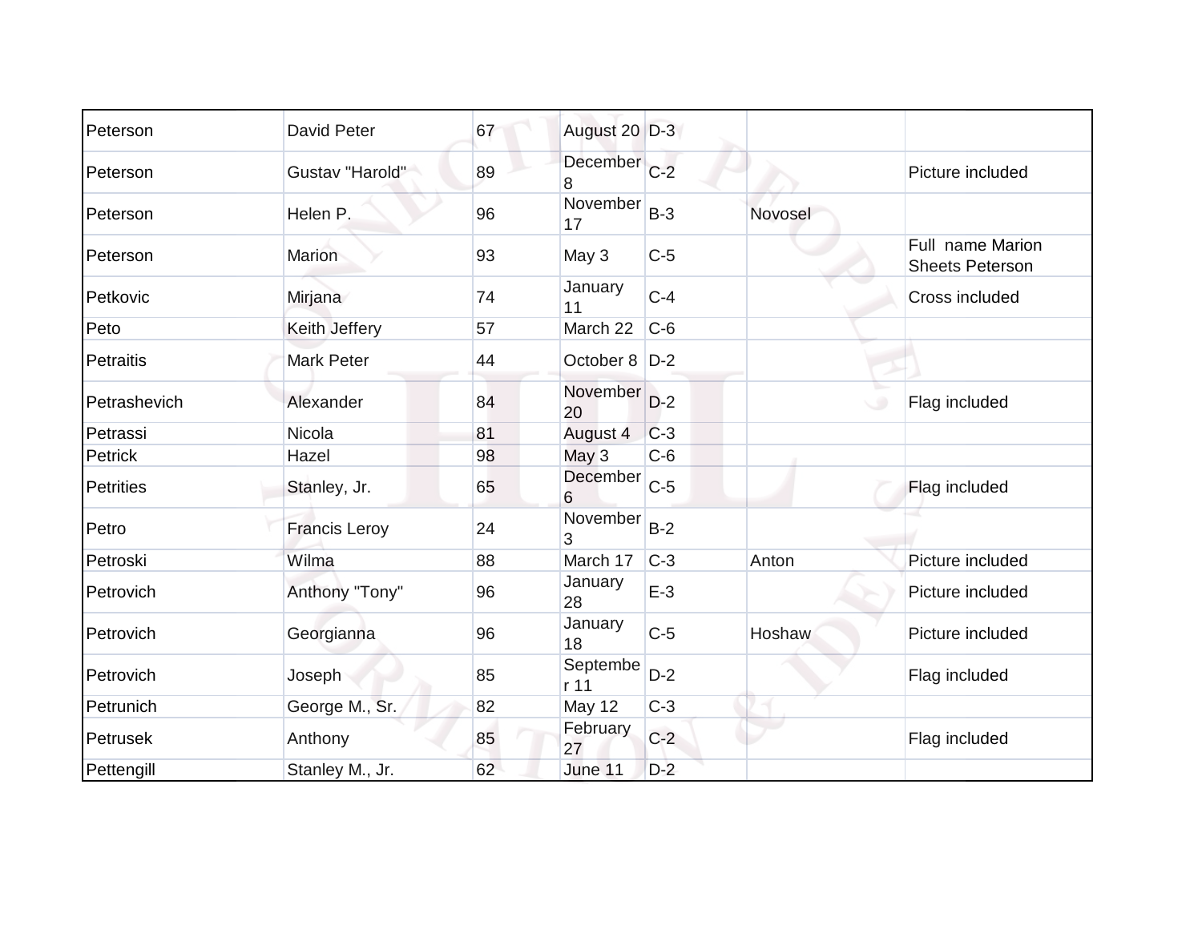| Peterson | David Peter | 67 | August 20 | D-3 | | |
|---|---|---|---|---|---|---|
| Peterson | Gustav "Harold" | 89 | December 8 | C-2 | | Picture included |
| Peterson | Helen P. | 96 | November 17 | B-3 | Novosel | |
| Peterson | Marion | 93 | May 3 | C-5 | | Full name Marion Sheets Peterson |
| Petkovic | Mirjana | 74 | January 11 | C-4 | | Cross included |
| Peto | Keith Jeffery | 57 | March 22 | C-6 | | |
| Petraitis | Mark Peter | 44 | October 8 | D-2 | | |
| Petrashevich | Alexander | 84 | November 20 | D-2 | | Flag included |
| Petrassi | Nicola | 81 | August 4 | C-3 | | |
| Petrick | Hazel | 98 | May 3 | C-6 | | |
| Petrities | Stanley, Jr. | 65 | December 6 | C-5 | | Flag included |
| Petro | Francis Leroy | 24 | November 3 | B-2 | | |
| Petroski | Wilma | 88 | March 17 | C-3 | Anton | Picture included |
| Petrovich | Anthony "Tony" | 96 | January 28 | E-3 | | Picture included |
| Petrovich | Georgianna | 96 | January 18 | C-5 | Hoshaw | Picture included |
| Petrovich | Joseph | 85 | September 11 | D-2 | | Flag included |
| Petrunich | George M., Sr. | 82 | May 12 | C-3 | | |
| Petrusek | Anthony | 85 | February 27 | C-2 | | Flag included |
| Pettengill | Stanley M., Jr. | 62 | June 11 | D-2 | | |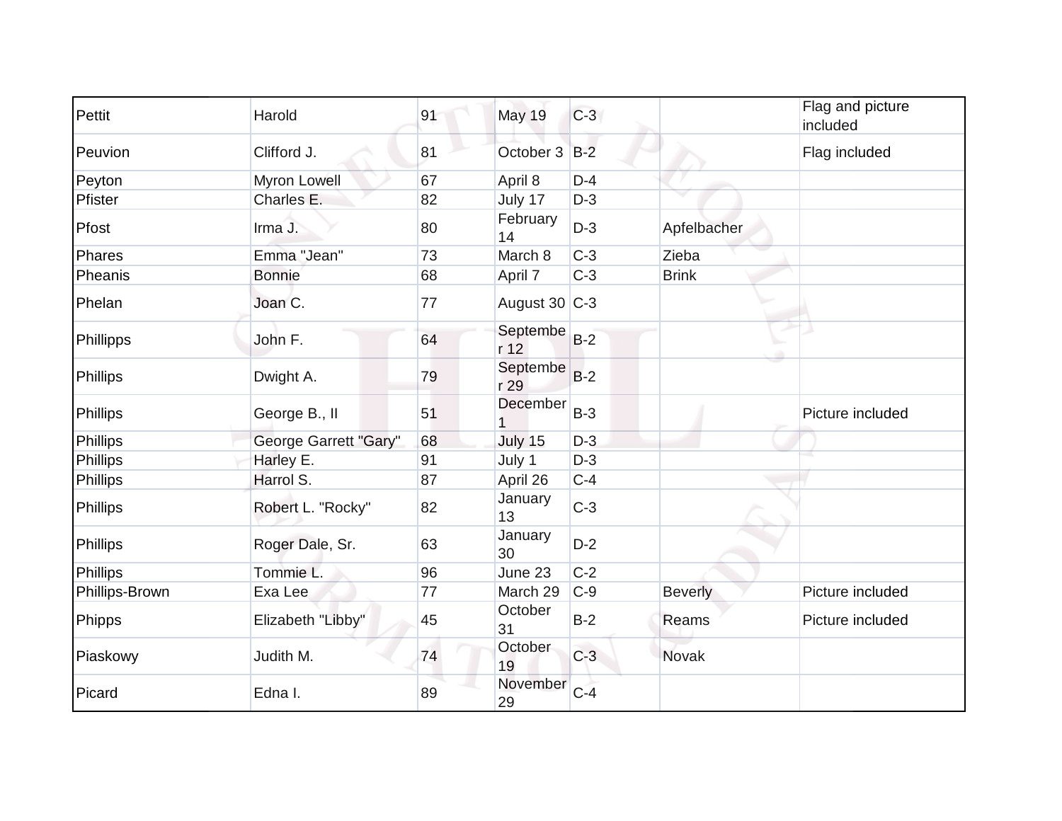| | | | | | | |
|---|---|---|---|---|---|---|
| Pettit | Harold | 91 | May 19 | C-3 | | Flag and picture included |
| Peuvion | Clifford J. | 81 | October 3 | B-2 | | Flag included |
| Peyton | Myron Lowell | 67 | April 8 | D-4 | | |
| Pfister | Charles E. | 82 | July 17 | D-3 | | |
| Pfost | Irma J. | 80 | February 14 | D-3 | Apfelbacher | |
| Phares | Emma "Jean" | 73 | March 8 | C-3 | Zieba | |
| Pheanis | Bonnie | 68 | April 7 | C-3 | Brink | |
| Phelan | Joan C. | 77 | August 30 | C-3 | | |
| Phillipps | John F. | 64 | September 12 | B-2 | | |
| Phillips | Dwight A. | 79 | September 29 | B-2 | | |
| Phillips | George B., II | 51 | December 1 | B-3 | | Picture included |
| Phillips | George Garrett "Gary" | 68 | July 15 | D-3 | | |
| Phillips | Harley E. | 91 | July 1 | D-3 | | |
| Phillips | Harrol S. | 87 | April 26 | C-4 | | |
| Phillips | Robert L. "Rocky" | 82 | January 13 | C-3 | | |
| Phillips | Roger Dale, Sr. | 63 | January 30 | D-2 | | |
| Phillips | Tommie L. | 96 | June 23 | C-2 | | |
| Phillips-Brown | Exa Lee | 77 | March 29 | C-9 | Beverly | Picture included |
| Phipps | Elizabeth "Libby" | 45 | October 31 | B-2 | Reams | Picture included |
| Piaskowy | Judith M. | 74 | October 19 | C-3 | Novak | |
| Picard | Edna I. | 89 | November 29 | C-4 | | |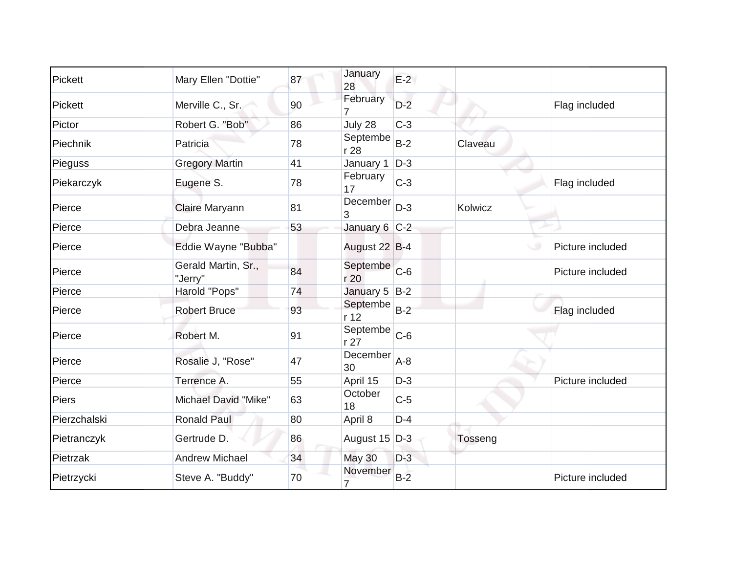| Pickett | Mary Ellen "Dottie" | 87 | January 28 | E-2 | | |
|---|---|---|---|---|---|---|
| Pickett | Merville C., Sr. | 90 | February 7 | D-2 | | Flag included |
| Pictor | Robert G. "Bob" | 86 | July 28 | C-3 | | |
| Piechnik | Patricia | 78 | September 28 | B-2 | Claveau | |
| Pieguss | Gregory Martin | 41 | January 1 | D-3 | | |
| Piekarczyk | Eugene S. | 78 | February 17 | C-3 | | Flag included |
| Pierce | Claire Maryann | 81 | December 3 | D-3 | Kolwicz | |
| Pierce | Debra Jeanne | 53 | January 6 | C-2 | | |
| Pierce | Eddie Wayne "Bubba" | | August 22 | B-4 | | Picture included |
| Pierce | Gerald Martin, Sr., "Jerry" | 84 | September 20 | C-6 | | Picture included |
| Pierce | Harold "Pops" | 74 | January 5 | B-2 | | |
| Pierce | Robert Bruce | 93 | September 12 | B-2 | | Flag included |
| Pierce | Robert M. | 91 | September 27 | C-6 | | |
| Pierce | Rosalie J, "Rose" | 47 | December 30 | A-8 | | |
| Pierce | Terrence A. | 55 | April 15 | D-3 | | Picture included |
| Piers | Michael David "Mike" | 63 | October 18 | C-5 | | |
| Pierzchalski | Ronald Paul | 80 | April 8 | D-4 | | |
| Pietranczyk | Gertrude D. | 86 | August 15 | D-3 | Tosseng | |
| Pietrzak | Andrew Michael | 34 | May 30 | D-3 | | |
| Pietrzycki | Steve A. "Buddy" | 70 | November 7 | B-2 | | Picture included |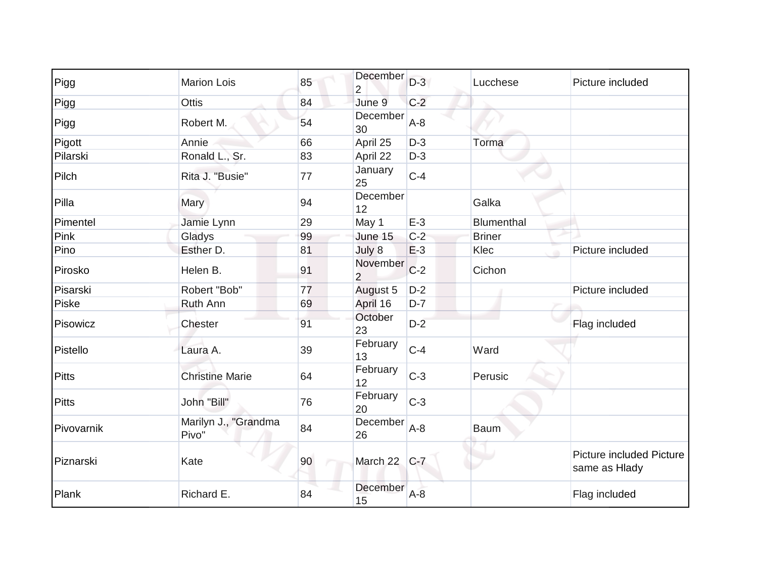| | | | | | | |
|---|---|---|---|---|---|---|
| Pigg | Marion Lois | 85 | December 2 | D-3 | Lucchese | Picture included |
| Pigg | Ottis | 84 | June 9 | C-2 | | |
| Pigg | Robert M. | 54 | December 30 | A-8 | | |
| Pigott | Annie | 66 | April 25 | D-3 | Torma | |
| Pilarski | Ronald L., Sr. | 83 | April 22 | D-3 | | |
| Pilch | Rita J. "Busie" | 77 | January 25 | C-4 | | |
| Pilla | Mary | 94 | December 12 | | Galka | |
| Pimentel | Jamie Lynn | 29 | May 1 | E-3 | Blumenthal | |
| Pink | Gladys | 99 | June 15 | C-2 | Briner | |
| Pino | Esther D. | 81 | July 8 | E-3 | Klec | Picture included |
| Pirosko | Helen B. | 91 | November 2 | C-2 | Cichon | |
| Pisarski | Robert "Bob" | 77 | August 5 | D-2 | | Picture included |
| Piske | Ruth Ann | 69 | April 16 | D-7 | | |
| Pisowicz | Chester | 91 | October 23 | D-2 | | Flag included |
| Pistello | Laura A. | 39 | February 13 | C-4 | Ward | |
| Pitts | Christine Marie | 64 | February 12 | C-3 | Perusic | |
| Pitts | John "Bill" | 76 | February 20 | C-3 | | |
| Pivovarnik | Marilyn J., "Grandma Pivo" | 84 | December 26 | A-8 | Baum | |
| Piznarski | Kate | 90 | March 22 | C-7 | | Picture included Picture same as Hlady |
| Plank | Richard E. | 84 | December 15 | A-8 | | Flag included |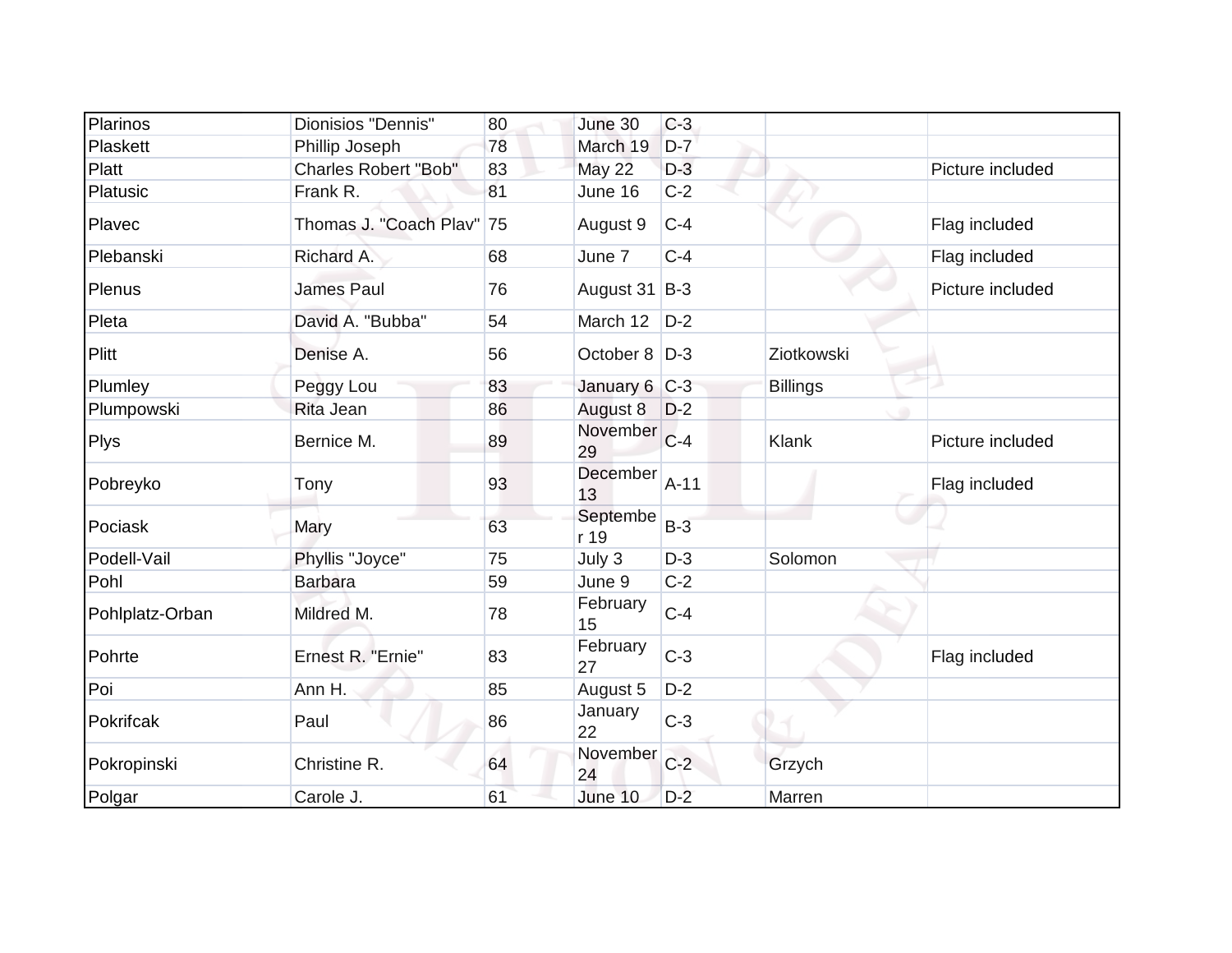| Plarinos | Dionisios "Dennis" | 80 | June 30 | C-3 | | |
|---|---|---|---|---|---|---|
| Plaskett | Phillip Joseph | 78 | March 19 | D-7 | | |
| Platt | Charles Robert "Bob" | 83 | May 22 | D-3 | | Picture included |
| Platusic | Frank R. | 81 | June 16 | C-2 | | |
| Plavec | Thomas J. "Coach Plav" | 75 | August 9 | C-4 | | Flag included |
| Plebanski | Richard A. | 68 | June 7 | C-4 | | Flag included |
| Plenus | James Paul | 76 | August 31 | B-3 | | Picture included |
| Pleta | David A. "Bubba" | 54 | March 12 | D-2 | | |
| Plitt | Denise A. | 56 | October 8 | D-3 | Ziotkowski | |
| Plumley | Peggy Lou | 83 | January 6 | C-3 | Billings | |
| Plumpowski | Rita Jean | 86 | August 8 | D-2 | | |
| Plys | Bernice M. | 89 | November 29 | C-4 | Klank | Picture included |
| Pobreyko | Tony | 93 | December 13 | A-11 | | Flag included |
| Pociask | Mary | 63 | September 19 | B-3 | | |
| Podell-Vail | Phyllis "Joyce" | 75 | July 3 | D-3 | Solomon | |
| Pohl | Barbara | 59 | June 9 | C-2 | | |
| Pohlplatz-Orban | Mildred M. | 78 | February 15 | C-4 | | |
| Pohrte | Ernest R. "Ernie" | 83 | February 27 | C-3 | | Flag included |
| Poi | Ann H. | 85 | August 5 | D-2 | | |
| Pokrifcak | Paul | 86 | January 22 | C-3 | | |
| Pokropinski | Christine R. | 64 | November 24 | C-2 | Grzych | |
| Polgar | Carole J. | 61 | June 10 | D-2 | Marren | |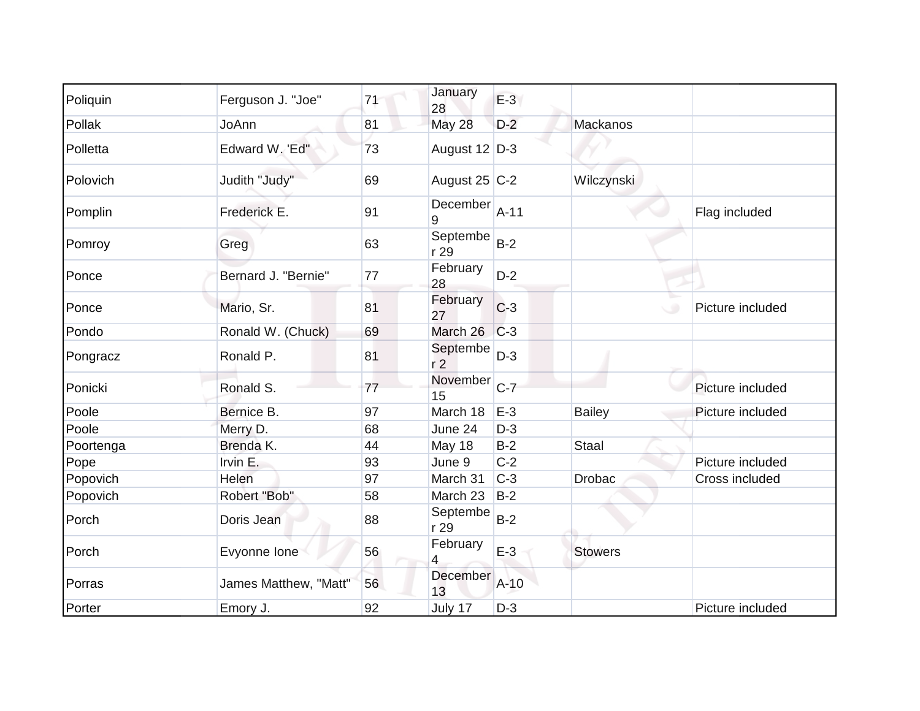| Poliquin | Ferguson J. "Joe" | 71 | January 28 | E-3 | | |
|---|---|---|---|---|---|---|
| Pollak | JoAnn | 81 | May 28 | D-2 | Mackanos | |
| Polletta | Edward W. 'Ed" | 73 | August 12 | D-3 | | |
| Polovich | Judith "Judy" | 69 | August 25 | C-2 | Wilczynski | |
| Pomplin | Frederick E. | 91 | December 9 | A-11 | | Flag included |
| Pomroy | Greg | 63 | September 29 | B-2 | | |
| Ponce | Bernard J. "Bernie" | 77 | February 28 | D-2 | | |
| Ponce | Mario, Sr. | 81 | February 27 | C-3 | | Picture included |
| Pondo | Ronald W. (Chuck) | 69 | March 26 | C-3 | | |
| Pongracz | Ronald P. | 81 | September 2 | D-3 | | |
| Ponicki | Ronald S. | 77 | November 15 | C-7 | | Picture included |
| Poole | Bernice B. | 97 | March 18 | E-3 | Bailey | Picture included |
| Poole | Merry D. | 68 | June 24 | D-3 | | |
| Poortenga | Brenda K. | 44 | May 18 | B-2 | Staal | |
| Pope | Irvin E. | 93 | June 9 | C-2 | | Picture included |
| Popovich | Helen | 97 | March 31 | C-3 | Drobac | Cross included |
| Popovich | Robert "Bob" | 58 | March 23 | B-2 | | |
| Porch | Doris Jean | 88 | September 29 | B-2 | | |
| Porch | Evyonne Ione | 56 | February 4 | E-3 | Stowers | |
| Porras | James Matthew, "Matt" | 56 | December 13 | A-10 | | |
| Porter | Emory J. | 92 | July 17 | D-3 | | Picture included |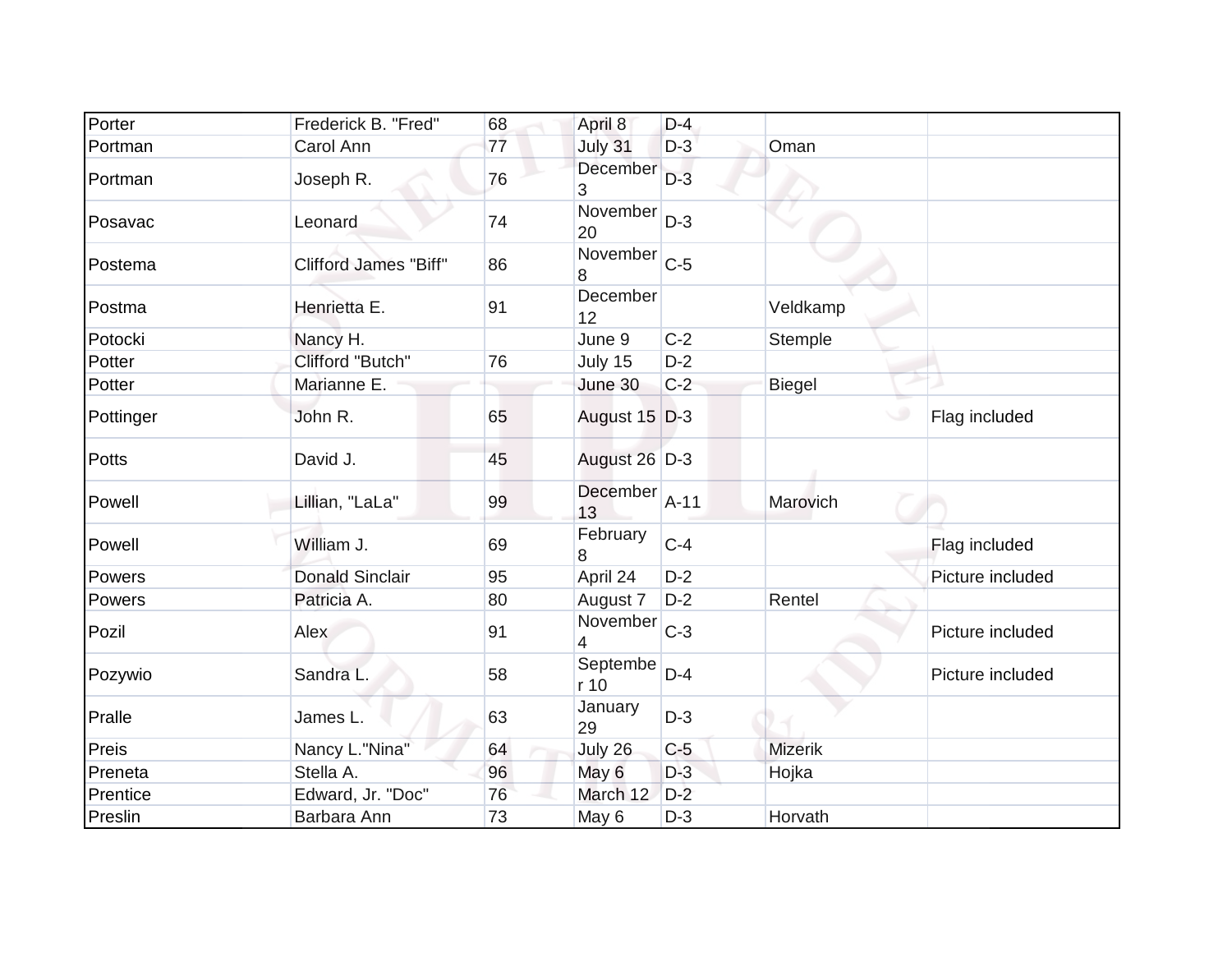| Porter | Frederick B. "Fred" | 68 | April 8 | D-4 | | |
|---|---|---|---|---|---|---|
| Portman | Carol Ann | 77 | July 31 | D-3 | Oman | |
| Portman | Joseph R. | 76 | December 3 | D-3 | | |
| Posavac | Leonard | 74 | November 20 | D-3 | | |
| Postema | Clifford James "Biff" | 86 | November 8 | C-5 | | |
| Postma | Henrietta E. | 91 | December 12 | | Veldkamp | |
| Potocki | Nancy H. | | June 9 | C-2 | Stemple | |
| Potter | Clifford "Butch" | 76 | July 15 | D-2 | | |
| Potter | Marianne E. | | June 30 | C-2 | Biegel | |
| Pottinger | John R. | 65 | August 15 | D-3 | | Flag included |
| Potts | David J. | 45 | August 26 | D-3 | | |
| Powell | Lillian, "LaLa" | 99 | December 13 | A-11 | Marovich | |
| Powell | William J. | 69 | February 8 | C-4 | | Flag included |
| Powers | Donald Sinclair | 95 | April 24 | D-2 | | Picture included |
| Powers | Patricia A. | 80 | August 7 | D-2 | Rentel | |
| Pozil | Alex | 91 | November 4 | C-3 | | Picture included |
| Pozywio | Sandra L. | 58 | September 10 | D-4 | | Picture included |
| Pralle | James L. | 63 | January 29 | D-3 | | |
| Preis | Nancy L."Nina" | 64 | July 26 | C-5 | Mizerik | |
| Preneta | Stella A. | 96 | May 6 | D-3 | Hojka | |
| Prentice | Edward, Jr. "Doc" | 76 | March 12 | D-2 | | |
| Preslin | Barbara Ann | 73 | May 6 | D-3 | Horvath | |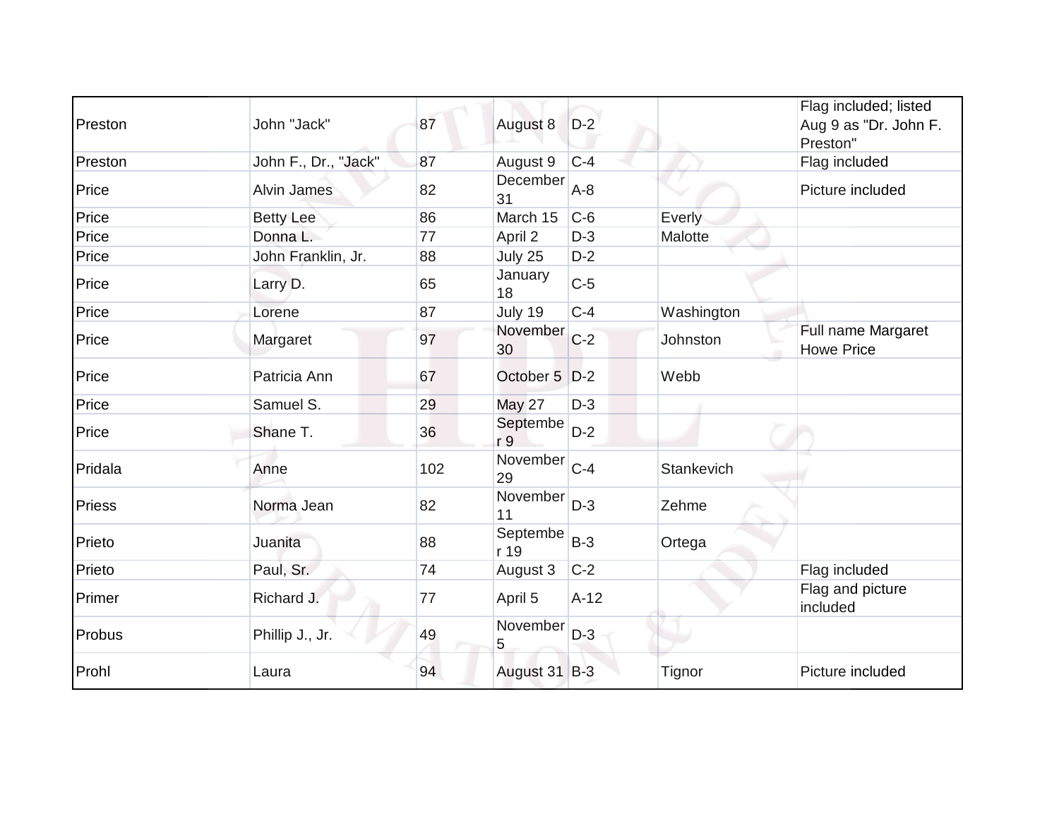| | | | | | | |
|---|---|---|---|---|---|---|
| Preston | John "Jack" | 87 | August 8 | D-2 | | Flag included; listed Aug 9 as "Dr. John F. Preston" |
| Preston | John F., Dr., "Jack" | 87 | August 9 | C-4 | | Flag included |
| Price | Alvin James | 82 | December 31 | A-8 | | Picture included |
| Price | Betty Lee | 86 | March 15 | C-6 | Everly | |
| Price | Donna L. | 77 | April 2 | D-3 | Malotte | |
| Price | John Franklin, Jr. | 88 | July 25 | D-2 | | |
| Price | Larry D. | 65 | January 18 | C-5 | | |
| Price | Lorene | 87 | July 19 | C-4 | Washington | |
| Price | Margaret | 97 | November 30 | C-2 | Johnston | Full name Margaret Howe Price |
| Price | Patricia Ann | 67 | October 5 | D-2 | Webb | |
| Price | Samuel S. | 29 | May 27 | D-3 | | |
| Price | Shane T. | 36 | September 9 | D-2 | | |
| Pridala | Anne | 102 | November 29 | C-4 | Stankevich | |
| Priess | Norma Jean | 82 | November 11 | D-3 | Zehme | |
| Prieto | Juanita | 88 | September 19 | B-3 | Ortega | |
| Prieto | Paul, Sr. | 74 | August 3 | C-2 | | Flag included |
| Primer | Richard J. | 77 | April 5 | A-12 | | Flag and picture included |
| Probus | Phillip J., Jr. | 49 | November 5 | D-3 | | |
| Prohl | Laura | 94 | August 31 | B-3 | Tignor | Picture included |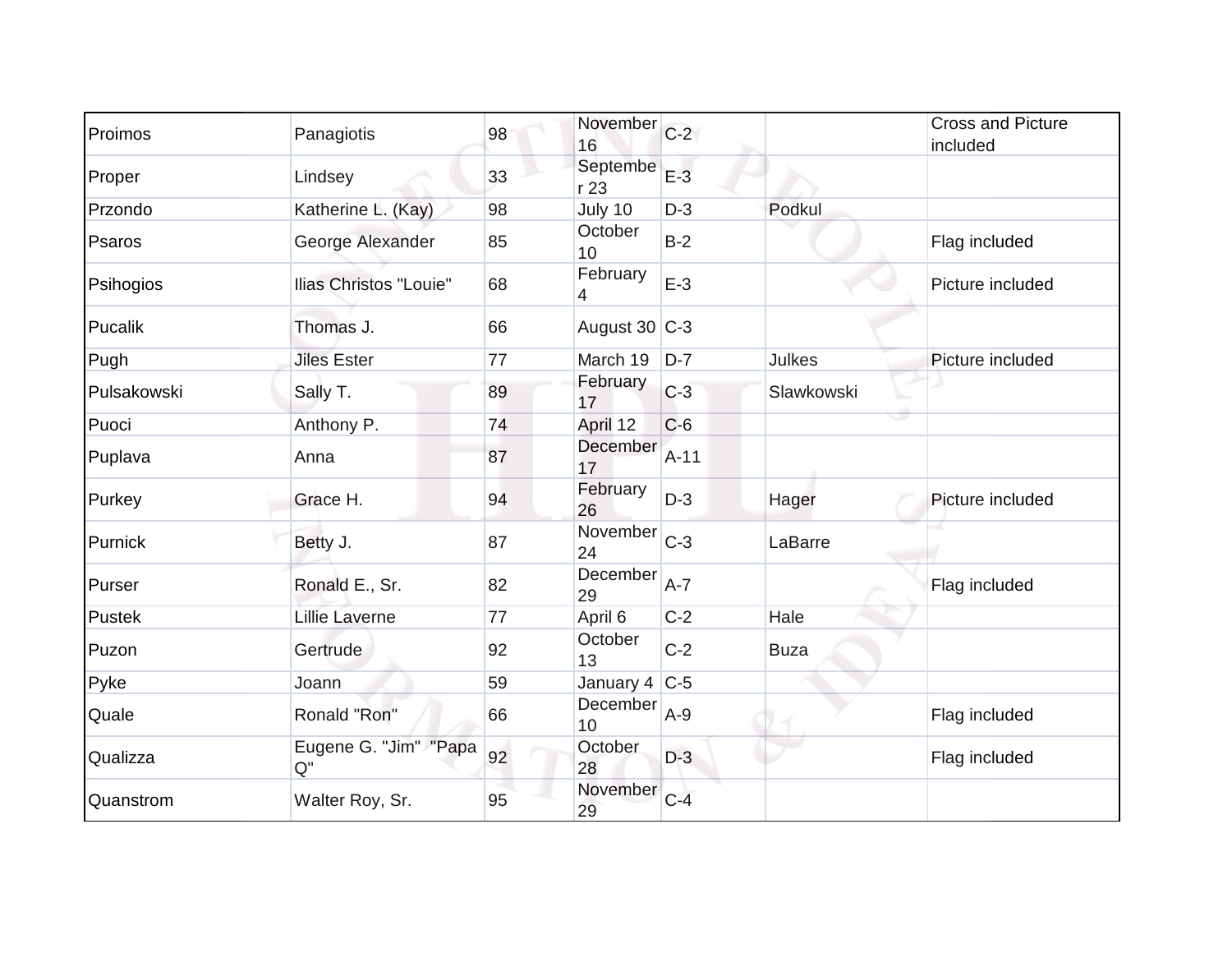| Proimos | Panagiotis | 98 | November 16 | C-2 | | Cross and Picture included |
|---|---|---|---|---|---|---|
| Proper | Lindsey | 33 | September 23 | E-3 | | |
| Przondo | Katherine L. (Kay) | 98 | July 10 | D-3 | Podkul | |
| Psaros | George Alexander | 85 | October 10 | B-2 | | Flag included |
| Psihogios | Ilias Christos "Louie" | 68 | February 4 | E-3 | | Picture included |
| Pucalik | Thomas J. | 66 | August 30 | C-3 | | |
| Pugh | Jiles Ester | 77 | March 19 | D-7 | Julkes | Picture included |
| Pulsakowski | Sally T. | 89 | February 17 | C-3 | Slawkowski | |
| Puoci | Anthony P. | 74 | April 12 | C-6 | | |
| Puplava | Anna | 87 | December 17 | A-11 | | |
| Purkey | Grace H. | 94 | February 26 | D-3 | Hager | Picture included |
| Purnick | Betty J. | 87 | November 24 | C-3 | LaBarre | |
| Purser | Ronald E., Sr. | 82 | December 29 | A-7 | | Flag included |
| Pustek | Lillie Laverne | 77 | April 6 | C-2 | Hale | |
| Puzon | Gertrude | 92 | October 13 | C-2 | Buza | |
| Pyke | Joann | 59 | January 4 | C-5 | | |
| Quale | Ronald "Ron" | 66 | December 10 | A-9 | | Flag included |
| Qualizza | Eugene G. "Jim" "Papa Q" | 92 | October 28 | D-3 | | Flag included |
| Quanstrom | Walter Roy, Sr. | 95 | November 29 | C-4 | | |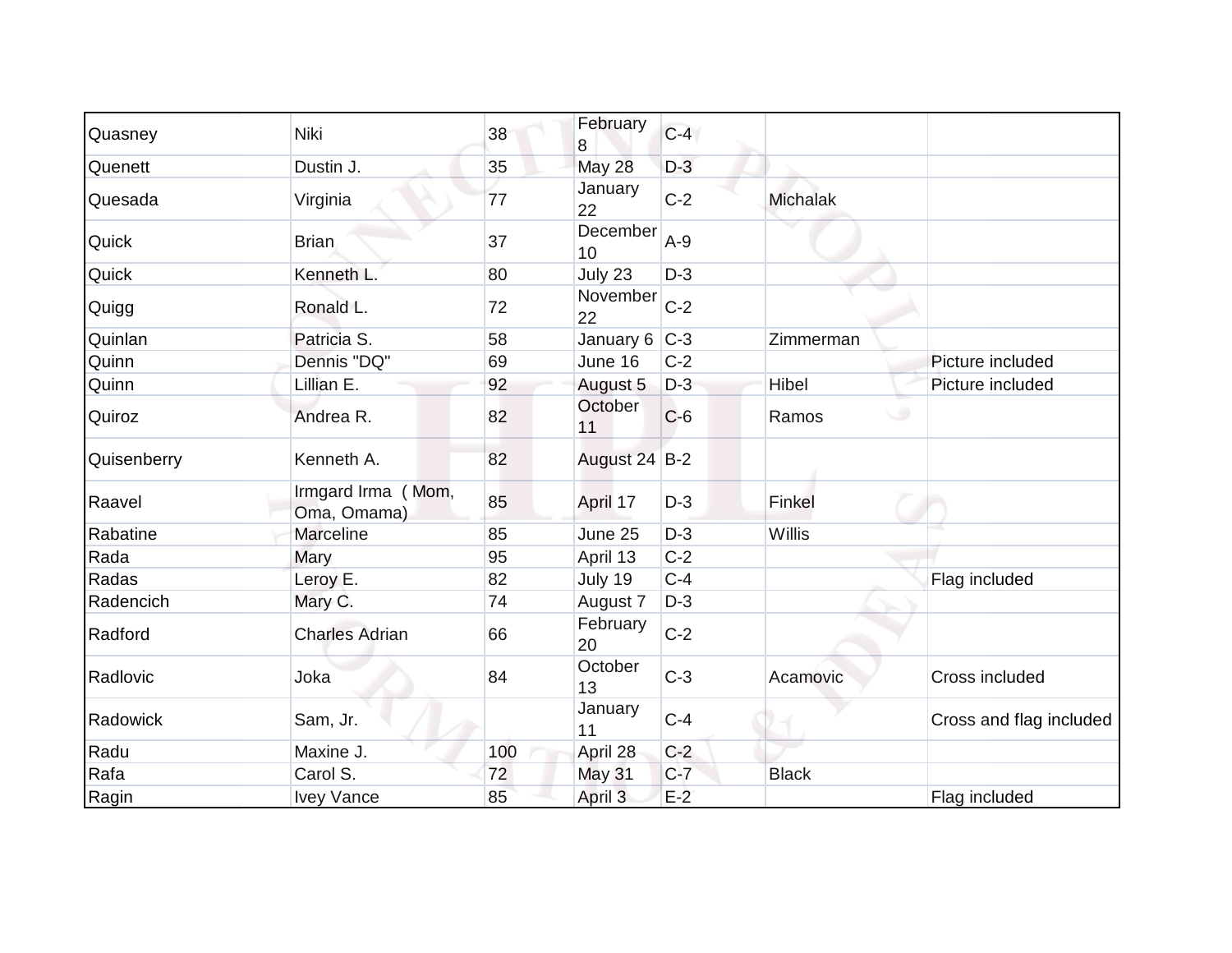| | | | | | | |
|---|---|---|---|---|---|---|
| Quasney | Niki | 38 | February 8 | C-4 | | |
| Quenett | Dustin J. | 35 | May 28 | D-3 | | |
| Quesada | Virginia | 77 | January 22 | C-2 | Michalak | |
| Quick | Brian | 37 | December 10 | A-9 | | |
| Quick | Kenneth L. | 80 | July 23 | D-3 | | |
| Quigg | Ronald L. | 72 | November 22 | C-2 | | |
| Quinlan | Patricia S. | 58 | January 6 | C-3 | Zimmerman | |
| Quinn | Dennis "DQ" | 69 | June 16 | C-2 | | Picture included |
| Quinn | Lillian E. | 92 | August 5 | D-3 | Hibel | Picture included |
| Quiroz | Andrea R. | 82 | October 11 | C-6 | Ramos | |
| Quisenberry | Kenneth A. | 82 | August 24 | B-2 | | |
| Raavel | Irmgard Irma ( Mom, Oma, Omama) | 85 | April 17 | D-3 | Finkel | |
| Rabatine | Marceline | 85 | June 25 | D-3 | Willis | |
| Rada | Mary | 95 | April 13 | C-2 | | |
| Radas | Leroy E. | 82 | July 19 | C-4 | | Flag included |
| Radencich | Mary C. | 74 | August 7 | D-3 | | |
| Radford | Charles Adrian | 66 | February 20 | C-2 | | |
| Radlovic | Joka | 84 | October 13 | C-3 | Acamovic | Cross included |
| Radowick | Sam, Jr. | | January 11 | C-4 | | Cross and flag included |
| Radu | Maxine J. | 100 | April 28 | C-2 | | |
| Rafa | Carol S. | 72 | May 31 | C-7 | Black | |
| Ragin | Ivey Vance | 85 | April 3 | E-2 | | Flag included |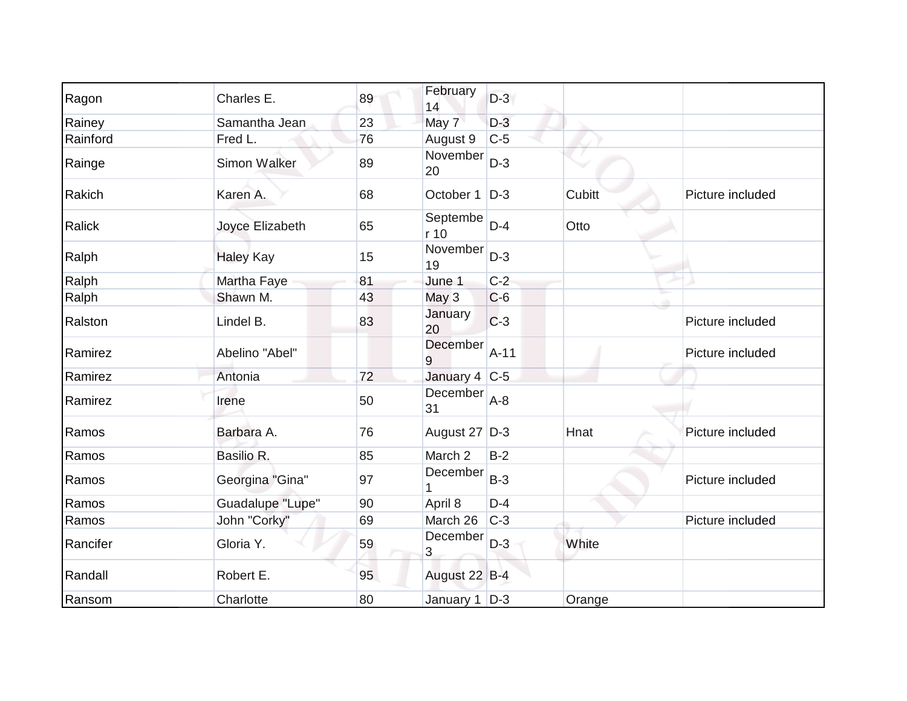| | | | | | | |
|---|---|---|---|---|---|---|
| Ragon | Charles E. | 89 | February 14 | D-3 | | |
| Rainey | Samantha Jean | 23 | May 7 | D-3 | | |
| Rainford | Fred L. | 76 | August 9 | C-5 | | |
| Rainge | Simon Walker | 89 | November 20 | D-3 | | |
| Rakich | Karen A. | 68 | October 1 | D-3 | Cubitt | Picture included |
| Ralick | Joyce Elizabeth | 65 | September 10 | D-4 | Otto | |
| Ralph | Haley Kay | 15 | November 19 | D-3 | | |
| Ralph | Martha Faye | 81 | June 1 | C-2 | | |
| Ralph | Shawn M. | 43 | May 3 | C-6 | | |
| Ralston | Lindel B. | 83 | January 20 | C-3 | | Picture included |
| Ramirez | Abelino "Abel" | | December 9 | A-11 | | Picture included |
| Ramirez | Antonia | 72 | January 4 | C-5 | | |
| Ramirez | Irene | 50 | December 31 | A-8 | | |
| Ramos | Barbara A. | 76 | August 27 | D-3 | Hnat | Picture included |
| Ramos | Basilio R. | 85 | March 2 | B-2 | | |
| Ramos | Georgina "Gina" | 97 | December 1 | B-3 | | Picture included |
| Ramos | Guadalupe "Lupe" | 90 | April 8 | D-4 | | |
| Ramos | John "Corky" | 69 | March 26 | C-3 | | Picture included |
| Rancifer | Gloria Y. | 59 | December 3 | D-3 | White | |
| Randall | Robert E. | 95 | August 22 | B-4 | | |
| Ransom | Charlotte | 80 | January 1 | D-3 | Orange | |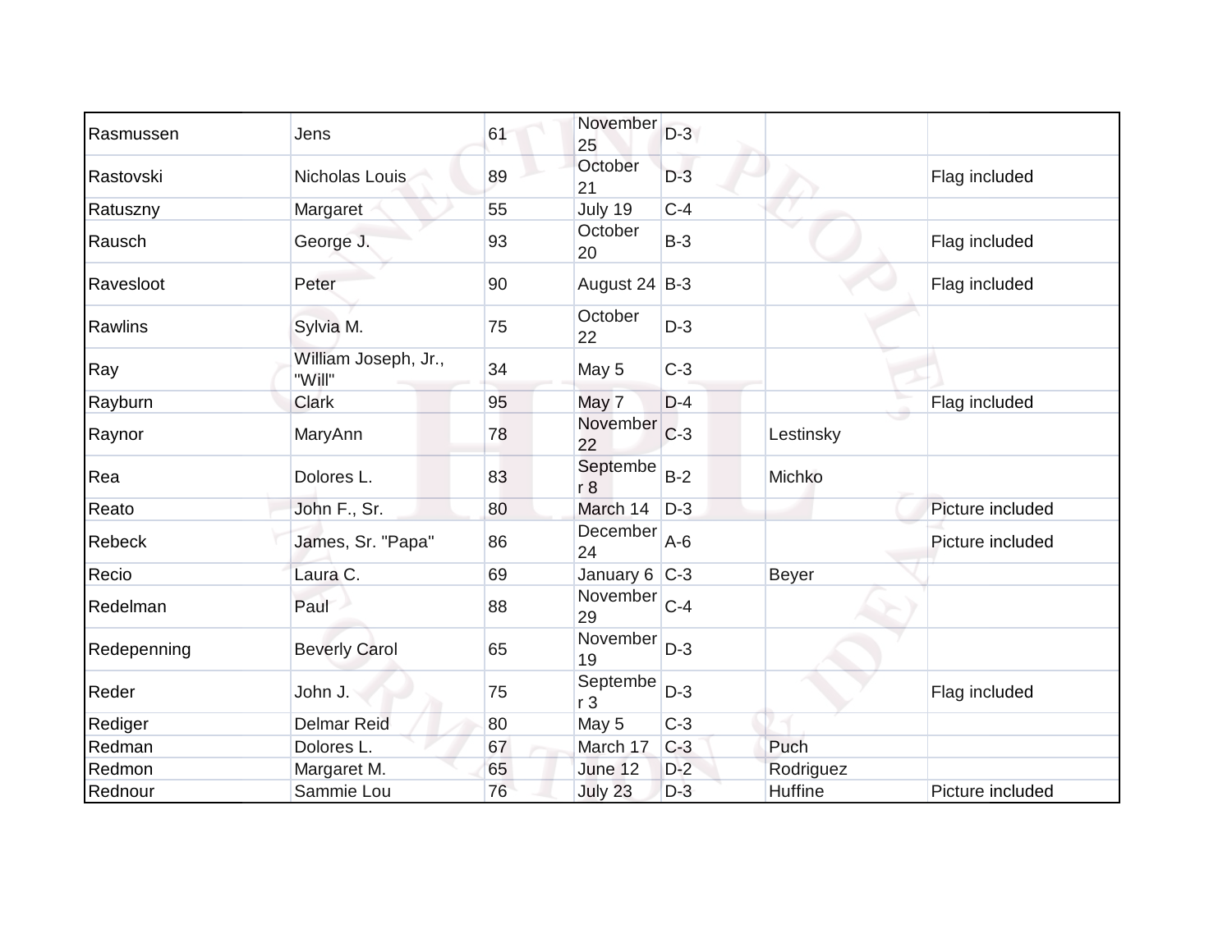| | | | | | | |
|---|---|---|---|---|---|---|
| Rasmussen | Jens | 61 | November 25 | D-3 | | |
| Rastovski | Nicholas Louis | 89 | October 21 | D-3 | | Flag included |
| Ratuszny | Margaret | 55 | July 19 | C-4 | | |
| Rausch | George J. | 93 | October 20 | B-3 | | Flag included |
| Ravesloot | Peter | 90 | August 24 | B-3 | | Flag included |
| Rawlins | Sylvia M. | 75 | October 22 | D-3 | | |
| Ray | William Joseph, Jr., "Will" | 34 | May 5 | C-3 | | |
| Rayburn | Clark | 95 | May 7 | D-4 | | Flag included |
| Raynor | MaryAnn | 78 | November 22 | C-3 | Lestinsky | |
| Rea | Dolores L. | 83 | September 8 | B-2 | Michko | |
| Reato | John F., Sr. | 80 | March 14 | D-3 | | Picture included |
| Rebeck | James, Sr. "Papa" | 86 | December 24 | A-6 | | Picture included |
| Recio | Laura C. | 69 | January 6 | C-3 | Beyer | |
| Redelman | Paul | 88 | November 29 | C-4 | | |
| Redepenning | Beverly Carol | 65 | November 19 | D-3 | | |
| Reder | John J. | 75 | September 3 | D-3 | | Flag included |
| Rediger | Delmar Reid | 80 | May 5 | C-3 | | |
| Redman | Dolores L. | 67 | March 17 | C-3 | Puch | |
| Redmon | Margaret M. | 65 | June 12 | D-2 | Rodriguez | |
| Rednour | Sammie Lou | 76 | July 23 | D-3 | Huffine | Picture included |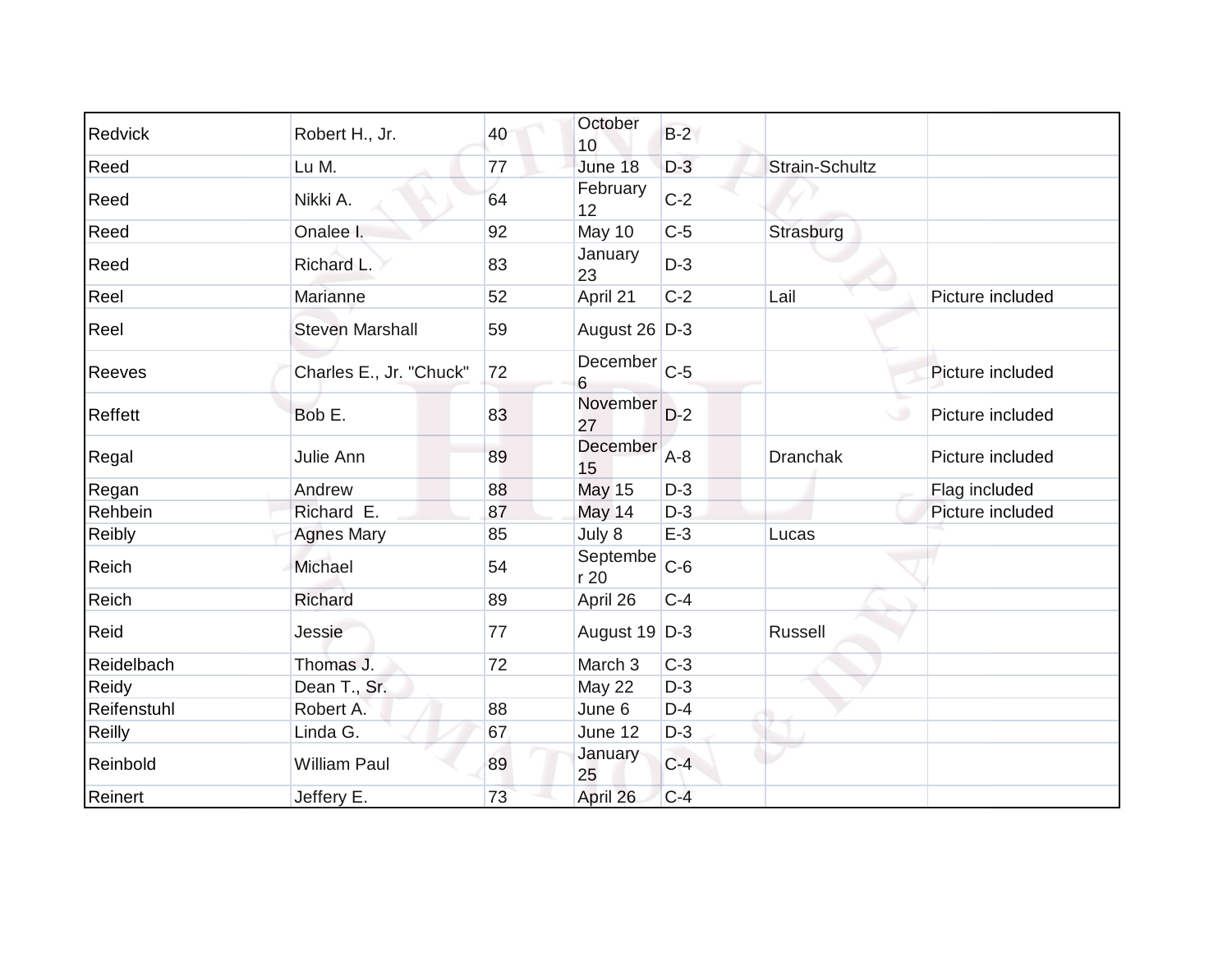| Redvick | Robert H., Jr. | 40 | October 10 | B-2 | | |
|---|---|---|---|---|---|---|
| Reed | Lu M. | 77 | June 18 | D-3 | Strain-Schultz | |
| Reed | Nikki A. | 64 | February 12 | C-2 | | |
| Reed | Onalee I. | 92 | May 10 | C-5 | Strasburg | |
| Reed | Richard L. | 83 | January 23 | D-3 | | |
| Reel | Marianne | 52 | April 21 | C-2 | Lail | Picture included |
| Reel | Steven Marshall | 59 | August 26 | D-3 | | |
| Reeves | Charles E., Jr. "Chuck" | 72 | December 6 | C-5 | | Picture included |
| Reffett | Bob E. | 83 | November 27 | D-2 | | Picture included |
| Regal | Julie Ann | 89 | December 15 | A-8 | Dranchak | Picture included |
| Regan | Andrew | 88 | May 15 | D-3 | | Flag included |
| Rehbein | Richard E. | 87 | May 14 | D-3 | | Picture included |
| Reibly | Agnes Mary | 85 | July 8 | E-3 | Lucas | |
| Reich | Michael | 54 | September 20 | C-6 | | |
| Reich | Richard | 89 | April 26 | C-4 | | |
| Reid | Jessie | 77 | August 19 | D-3 | Russell | |
| Reidelbach | Thomas J. | 72 | March 3 | C-3 | | |
| Reidy | Dean T., Sr. | | May 22 | D-3 | | |
| Reifenstuhl | Robert A. | 88 | June 6 | D-4 | | |
| Reilly | Linda G. | 67 | June 12 | D-3 | | |
| Reinbold | William Paul | 89 | January 25 | C-4 | | |
| Reinert | Jeffery E. | 73 | April 26 | C-4 | | |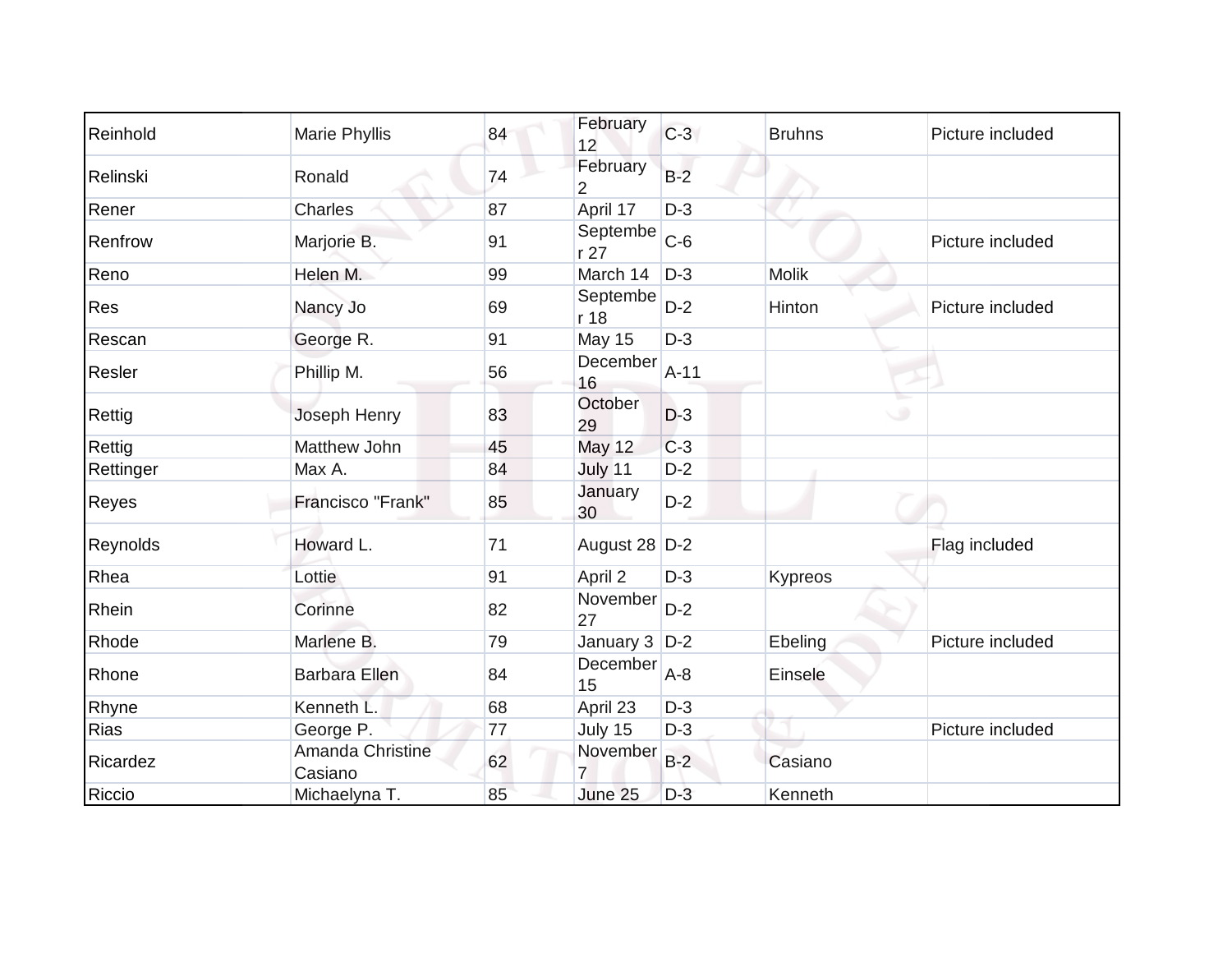| Reinhold | Marie Phyllis | 84 | February 12 | C-3 | Bruhns | Picture included |
|---|---|---|---|---|---|---|
| Relinski | Ronald | 74 | February 2 | B-2 | | |
| Rener | Charles | 87 | April 17 | D-3 | | |
| Renfrow | Marjorie B. | 91 | September 27 | C-6 | | Picture included |
| Reno | Helen M. | 99 | March 14 | D-3 | Molik | |
| Res | Nancy Jo | 69 | September 18 | D-2 | Hinton | Picture included |
| Rescan | George R. | 91 | May 15 | D-3 | | |
| Resler | Phillip M. | 56 | December 16 | A-11 | | |
| Rettig | Joseph Henry | 83 | October 29 | D-3 | | |
| Rettig | Matthew John | 45 | May 12 | C-3 | | |
| Rettinger | Max A. | 84 | July 11 | D-2 | | |
| Reyes | Francisco "Frank" | 85 | January 30 | D-2 | | |
| Reynolds | Howard L. | 71 | August 28 | D-2 | | Flag included |
| Rhea | Lottie | 91 | April 2 | D-3 | Kypreos | |
| Rhein | Corinne | 82 | November 27 | D-2 | | |
| Rhode | Marlene B. | 79 | January 3 | D-2 | Ebeling | Picture included |
| Rhone | Barbara Ellen | 84 | December 15 | A-8 | Einsele | |
| Rhyne | Kenneth L. | 68 | April 23 | D-3 | | |
| Rias | George P. | 77 | July 15 | D-3 | | Picture included |
| Ricardez | Amanda Christine Casiano | 62 | November 7 | B-2 | Casiano | |
| Riccio | Michaelyna T. | 85 | June 25 | D-3 | Kenneth | |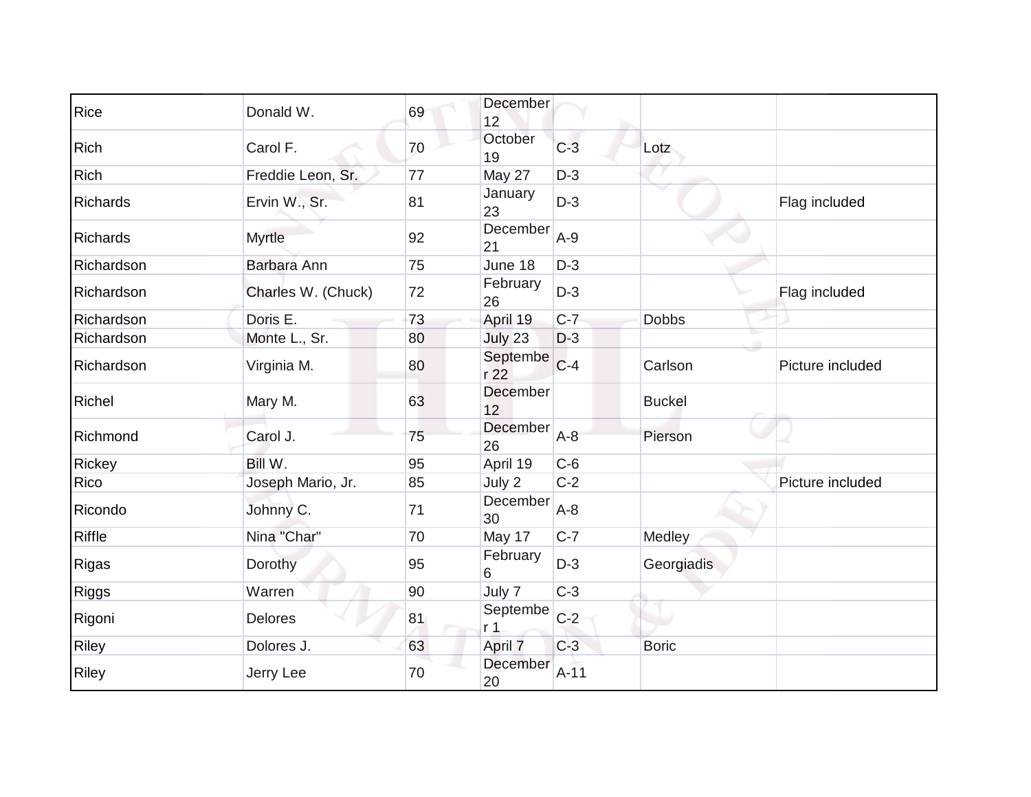| Rice | Donald W. | 69 | December 12 | | | |
|---|---|---|---|---|---|---|
| Rich | Carol F. | 70 | October 19 | C-3 | Lotz | |
| Rich | Freddie Leon, Sr. | 77 | May 27 | D-3 | | |
| Richards | Ervin W., Sr. | 81 | January 23 | D-3 | | Flag included |
| Richards | Myrtle | 92 | December 21 | A-9 | | |
| Richardson | Barbara Ann | 75 | June 18 | D-3 | | |
| Richardson | Charles W. (Chuck) | 72 | February 26 | D-3 | | Flag included |
| Richardson | Doris E. | 73 | April 19 | C-7 | Dobbs | |
| Richardson | Monte L., Sr. | 80 | July 23 | D-3 | | |
| Richardson | Virginia M. | 80 | September 22 | C-4 | Carlson | Picture included |
| Richel | Mary M. | 63 | December 12 | | Buckel | |
| Richmond | Carol J. | 75 | December 26 | A-8 | Pierson | |
| Rickey | Bill W. | 95 | April 19 | C-6 | | |
| Rico | Joseph Mario, Jr. | 85 | July 2 | C-2 | | Picture included |
| Ricondo | Johnny C. | 71 | December 30 | A-8 | | |
| Riffle | Nina "Char" | 70 | May 17 | C-7 | Medley | |
| Rigas | Dorothy | 95 | February 6 | D-3 | Georgiadis | |
| Riggs | Warren | 90 | July 7 | C-3 | | |
| Rigoni | Delores | 81 | September 1 | C-2 | | |
| Riley | Dolores J. | 63 | April 7 | C-3 | Boric | |
| Riley | Jerry Lee | 70 | December 20 | A-11 | | |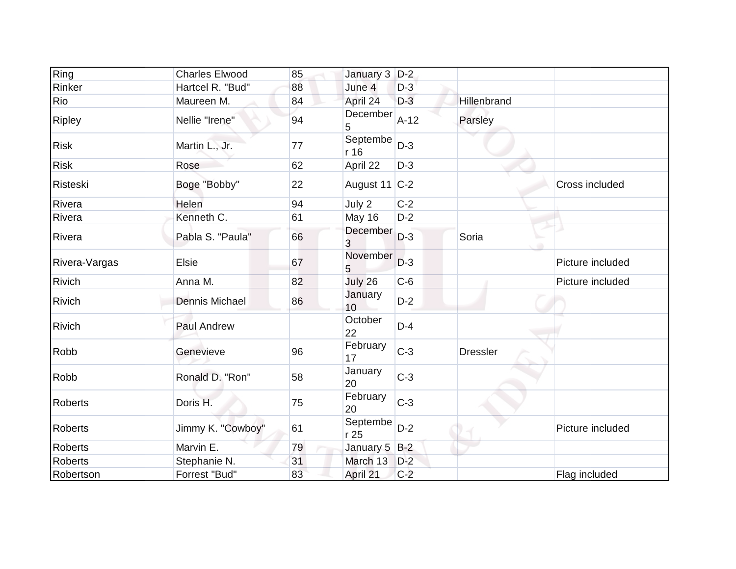| | | | | | | |
|---|---|---|---|---|---|---|
| Ring | Charles Elwood | 85 | January 3 | D-2 | | |
| Rinker | Hartcel R. "Bud" | 88 | June 4 | D-3 | | |
| Rio | Maureen M. | 84 | April 24 | D-3 | Hillenbrand | |
| Ripley | Nellie "Irene" | 94 | December 5 | A-12 | Parsley | |
| Risk | Martin L., Jr. | 77 | September 16 | D-3 | | |
| Risk | Rose | 62 | April 22 | D-3 | | |
| Risteski | Boge "Bobby" | 22 | August 11 | C-2 | | Cross included |
| Rivera | Helen | 94 | July 2 | C-2 | | |
| Rivera | Kenneth C. | 61 | May 16 | D-2 | | |
| Rivera | Pabla S. "Paula" | 66 | December 3 | D-3 | Soria | |
| Rivera-Vargas | Elsie | 67 | November 5 | D-3 | | Picture included |
| Rivich | Anna M. | 82 | July 26 | C-6 | | Picture included |
| Rivich | Dennis Michael | 86 | January 10 | D-2 | | |
| Rivich | Paul Andrew | | October 22 | D-4 | | |
| Robb | Genevieve | 96 | February 17 | C-3 | Dressler | |
| Robb | Ronald D. "Ron" | 58 | January 20 | C-3 | | |
| Roberts | Doris H. | 75 | February 20 | C-3 | | |
| Roberts | Jimmy K. "Cowboy" | 61 | September 25 | D-2 | | Picture included |
| Roberts | Marvin E. | 79 | January 5 | B-2 | | |
| Roberts | Stephanie N. | 31 | March 13 | D-2 | | |
| Robertson | Forrest "Bud" | 83 | April 21 | C-2 | | Flag included |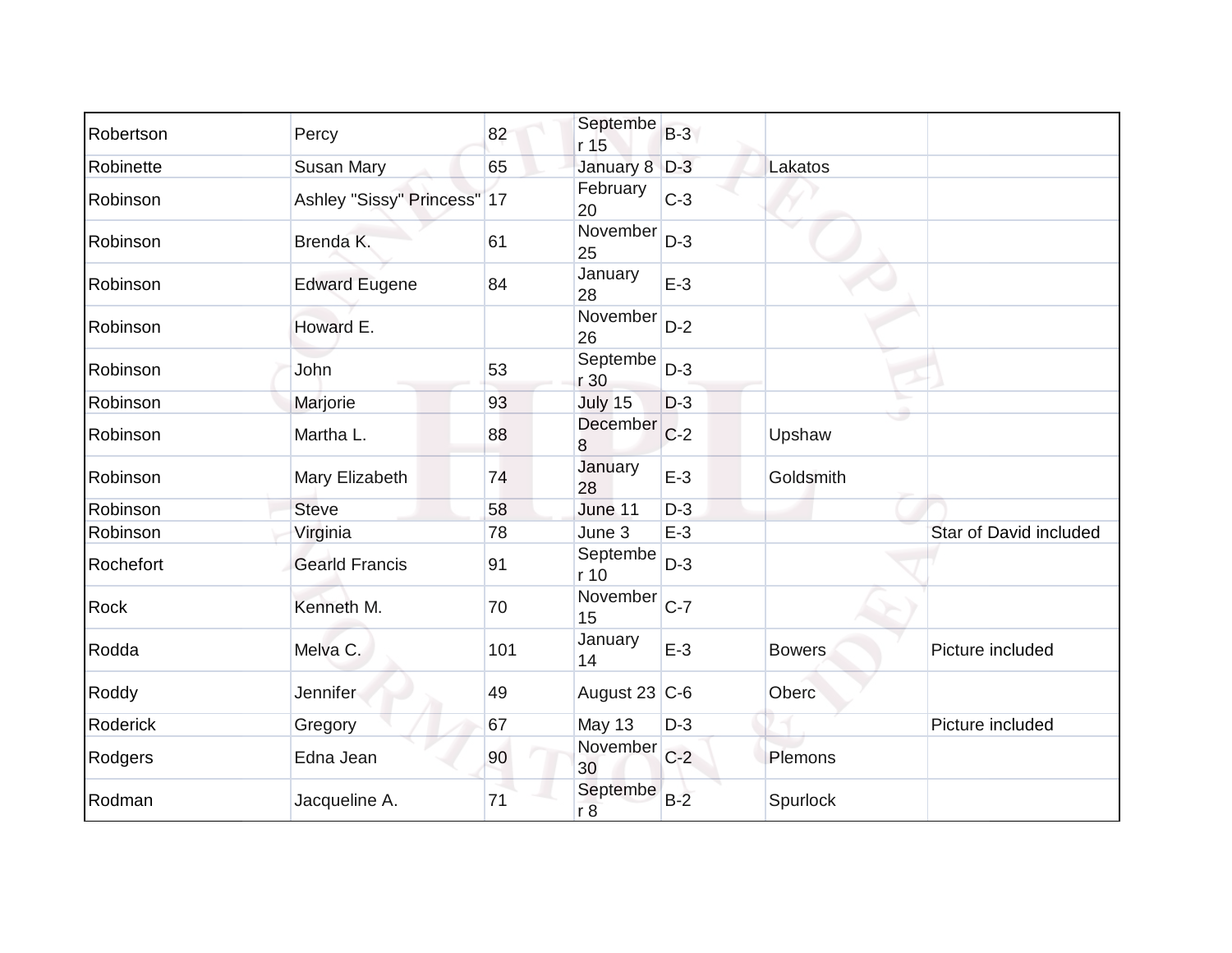| | | | | | | |
|---|---|---|---|---|---|---|
| Robertson | Percy | 82 | September 15 | B-3 | | |
| Robinette | Susan Mary | 65 | January 8 | D-3 | Lakatos | |
| Robinson | Ashley "Sissy" Princess" | 17 | February 20 | C-3 | | |
| Robinson | Brenda K. | 61 | November 25 | D-3 | | |
| Robinson | Edward Eugene | 84 | January 28 | E-3 | | |
| Robinson | Howard E. | | November 26 | D-2 | | |
| Robinson | John | 53 | September 30 | D-3 | | |
| Robinson | Marjorie | 93 | July 15 | D-3 | | |
| Robinson | Martha L. | 88 | December 8 | C-2 | Upshaw | |
| Robinson | Mary Elizabeth | 74 | January 28 | E-3 | Goldsmith | |
| Robinson | Steve | 58 | June 11 | D-3 | | |
| Robinson | Virginia | 78 | June 3 | E-3 | | Star of David included |
| Rochefort | Gearld Francis | 91 | September 10 | D-3 | | |
| Rock | Kenneth M. | 70 | November 15 | C-7 | | |
| Rodda | Melva C. | 101 | January 14 | E-3 | Bowers | Picture included |
| Roddy | Jennifer | 49 | August 23 | C-6 | Oberc | |
| Roderick | Gregory | 67 | May 13 | D-3 | | Picture included |
| Rodgers | Edna Jean | 90 | November 30 | C-2 | Plemons | |
| Rodman | Jacqueline A. | 71 | September 8 | B-2 | Spurlock | |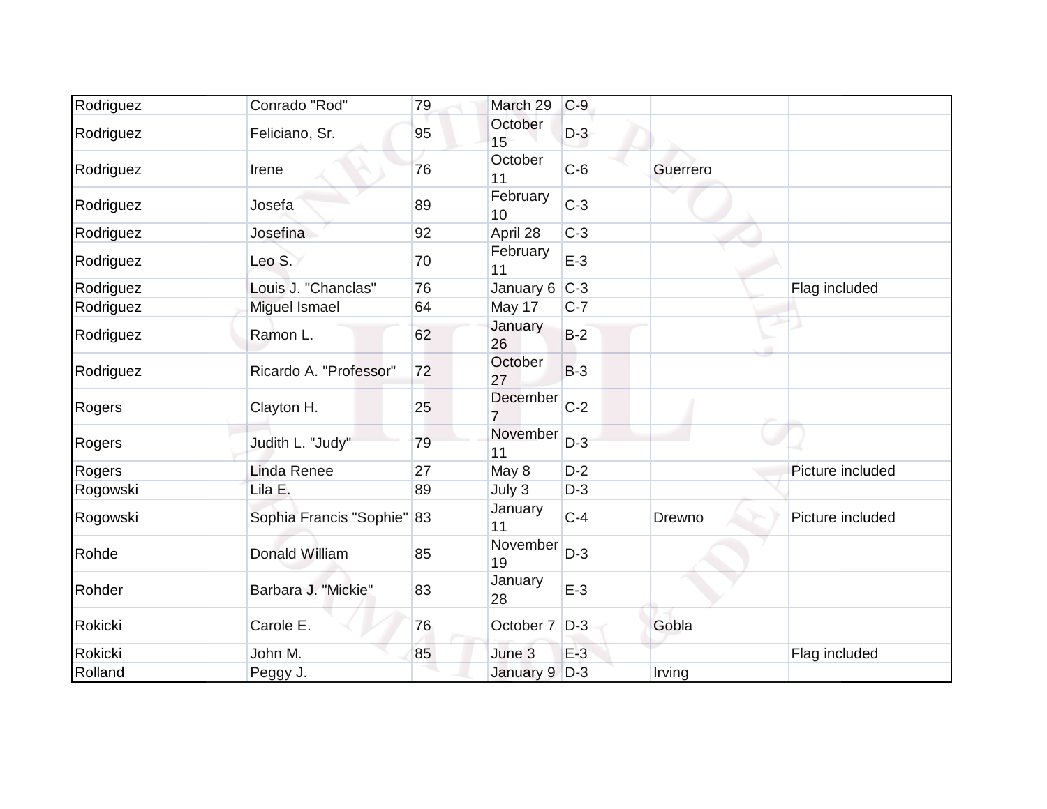| | | | | | | |
|---|---|---|---|---|---|---|
| Rodriguez | Conrado "Rod" | 79 | March 29 | C-9 | | |
| Rodriguez | Feliciano, Sr. | 95 | October 15 | D-3 | | |
| Rodriguez | Irene | 76 | October 11 | C-6 | Guerrero | |
| Rodriguez | Josefa | 89 | February 10 | C-3 | | |
| Rodriguez | Josefina | 92 | April 28 | C-3 | | |
| Rodriguez | Leo S. | 70 | February 11 | E-3 | | |
| Rodriguez | Louis J. "Chanclas" | 76 | January 6 | C-3 | | Flag included |
| Rodriguez | Miguel Ismael | 64 | May 17 | C-7 | | |
| Rodriguez | Ramon L. | 62 | January 26 | B-2 | | |
| Rodriguez | Ricardo A. "Professor" | 72 | October 27 | B-3 | | |
| Rogers | Clayton H. | 25 | December 7 | C-2 | | |
| Rogers | Judith L. "Judy" | 79 | November 11 | D-3 | | |
| Rogers | Linda Renee | 27 | May 8 | D-2 | | Picture included |
| Rogowski | Lila E. | 89 | July 3 | D-3 | | |
| Rogowski | Sophia Francis "Sophie" | 83 | January 11 | C-4 | Drewno | Picture included |
| Rohde | Donald William | 85 | November 19 | D-3 | | |
| Rohder | Barbara J. "Mickie" | 83 | January 28 | E-3 | | |
| Rokicki | Carole E. | 76 | October 7 | D-3 | Gobla | |
| Rokicki | John M. | 85 | June 3 | E-3 | | Flag included |
| Rolland | Peggy J. | | January 9 | D-3 | Irving | |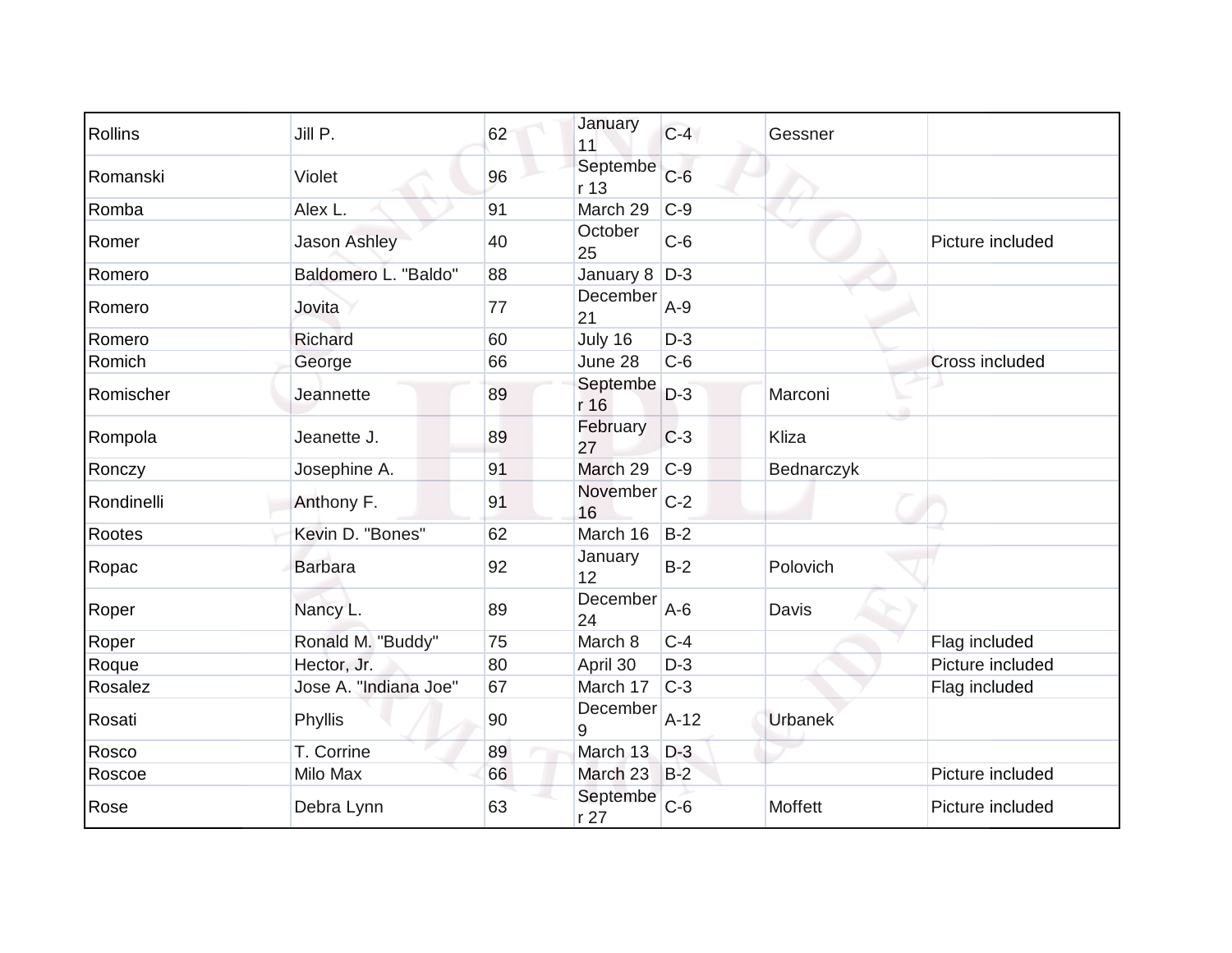| Rollins | Jill P. | 62 | January 11 | C-4 | Gessner | |
|---|---|---|---|---|---|---|
| Romanski | Violet | 96 | September 13 | C-6 | | |
| Romba | Alex L. | 91 | March 29 | C-9 | | |
| Romer | Jason Ashley | 40 | October 25 | C-6 | | Picture included |
| Romero | Baldomero L. "Baldo" | 88 | January 8 | D-3 | | |
| Romero | Jovita | 77 | December 21 | A-9 | | |
| Romero | Richard | 60 | July 16 | D-3 | | |
| Romich | George | 66 | June 28 | C-6 | | Cross included |
| Romischer | Jeannette | 89 | September 16 | D-3 | Marconi | |
| Rompola | Jeanette J. | 89 | February 27 | C-3 | Kliza | |
| Ronczy | Josephine A. | 91 | March 29 | C-9 | Bednarczyk | |
| Rondinelli | Anthony F. | 91 | November 16 | C-2 | | |
| Rootes | Kevin D. "Bones" | 62 | March 16 | B-2 | | |
| Ropac | Barbara | 92 | January 12 | B-2 | Polovich | |
| Roper | Nancy L. | 89 | December 24 | A-6 | Davis | |
| Roper | Ronald M. "Buddy" | 75 | March 8 | C-4 | | Flag included |
| Roque | Hector, Jr. | 80 | April 30 | D-3 | | Picture included |
| Rosalez | Jose A. "Indiana Joe" | 67 | March 17 | C-3 | | Flag included |
| Rosati | Phyllis | 90 | December 9 | A-12 | Urbanek | |
| Rosco | T. Corrine | 89 | March 13 | D-3 | | |
| Roscoe | Milo Max | 66 | March 23 | B-2 | | Picture included |
| Rose | Debra Lynn | 63 | September 27 | C-6 | Moffett | Picture included |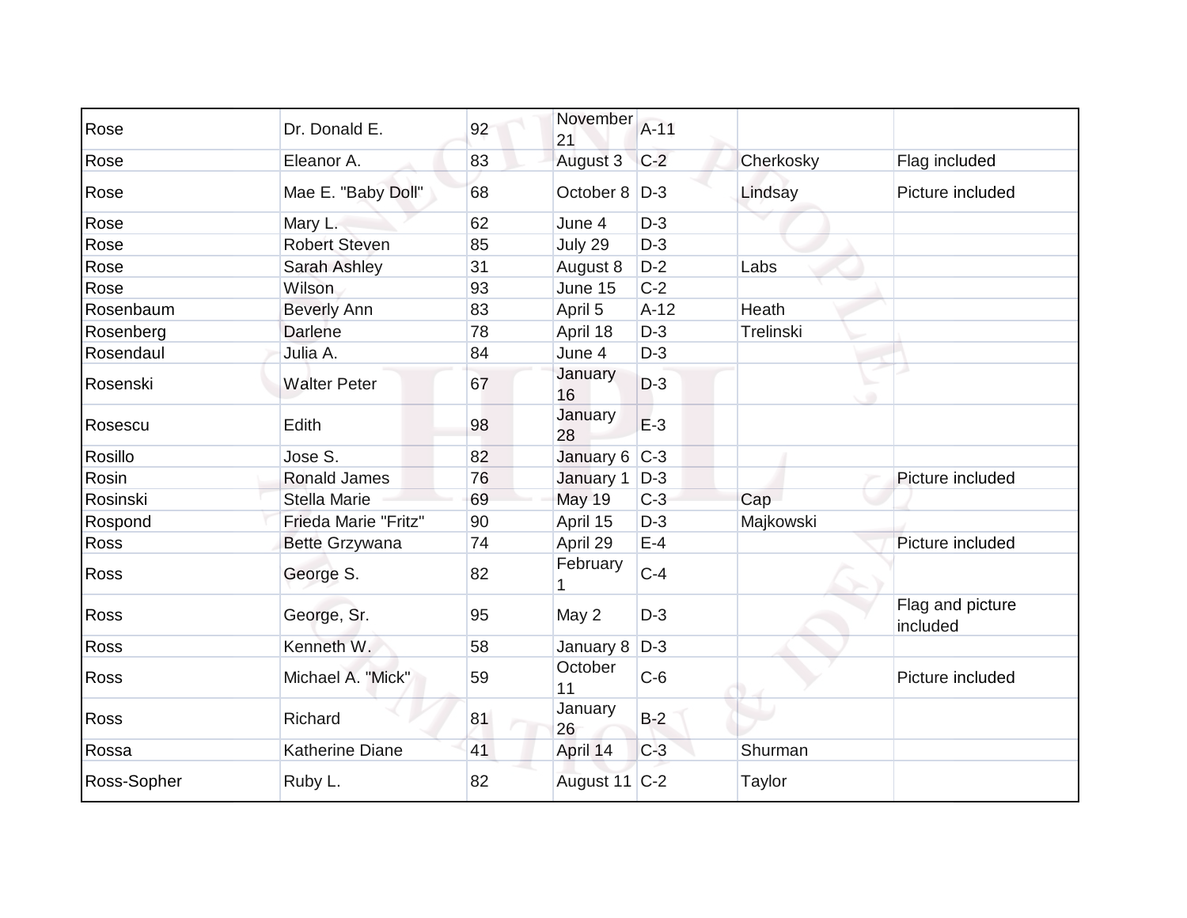| | | | | | | |
|---|---|---|---|---|---|---|
| Rose | Dr. Donald E. | 92 | November 21 | A-11 | | |
| Rose | Eleanor A. | 83 | August 3 | C-2 | Cherkosky | Flag included |
| Rose | Mae E. "Baby Doll" | 68 | October 8 | D-3 | Lindsay | Picture included |
| Rose | Mary L. | 62 | June 4 | D-3 | | |
| Rose | Robert Steven | 85 | July 29 | D-3 | | |
| Rose | Sarah Ashley | 31 | August 8 | D-2 | Labs | |
| Rose | Wilson | 93 | June 15 | C-2 | | |
| Rosenbaum | Beverly Ann | 83 | April 5 | A-12 | Heath | |
| Rosenberg | Darlene | 78 | April 18 | D-3 | Trelinski | |
| Rosendaul | Julia A. | 84 | June 4 | D-3 | | |
| Rosenski | Walter Peter | 67 | January 16 | D-3 | | |
| Rosescu | Edith | 98 | January 28 | E-3 | | |
| Rosillo | Jose S. | 82 | January 6 | C-3 | | |
| Rosin | Ronald James | 76 | January 1 | D-3 | | Picture included |
| Rosinski | Stella Marie | 69 | May 19 | C-3 | Cap | |
| Rospond | Frieda Marie "Fritz" | 90 | April 15 | D-3 | Majkowski | |
| Ross | Bette Grzywana | 74 | April 29 | E-4 | | Picture included |
| Ross | George S. | 82 | February 1 | C-4 | | |
| Ross | George, Sr. | 95 | May 2 | D-3 | | Flag and picture included |
| Ross | Kenneth W. | 58 | January 8 | D-3 | | |
| Ross | Michael A. "Mick" | 59 | October 11 | C-6 | | Picture included |
| Ross | Richard | 81 | January 26 | B-2 | | |
| Rossa | Katherine Diane | 41 | April 14 | C-3 | Shurman | |
| Ross-Sopher | Ruby L. | 82 | August 11 | C-2 | Taylor | |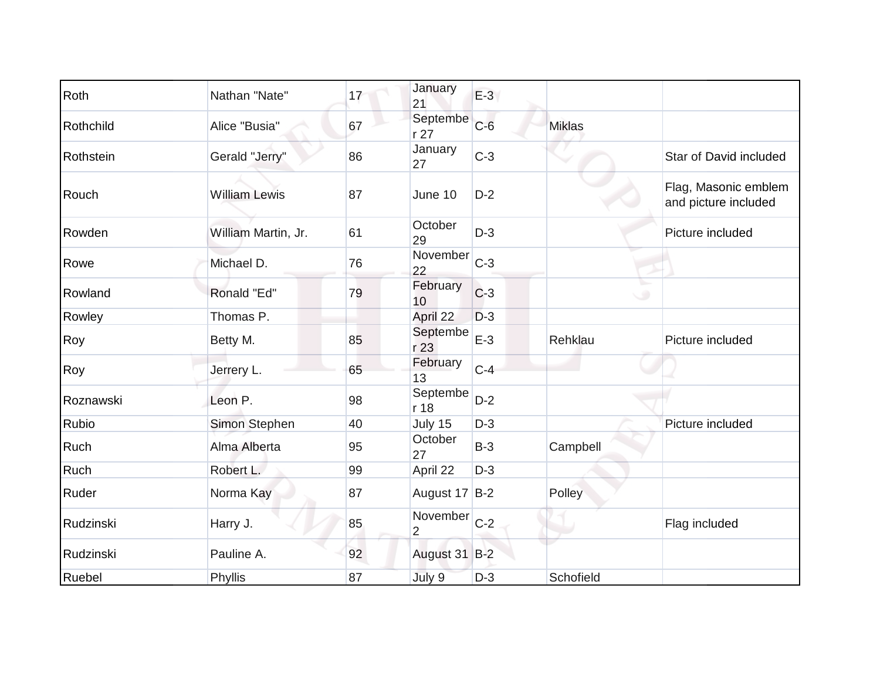| Roth | Nathan "Nate" | 17 | January 21 | E-3 | | |
|---|---|---|---|---|---|---|
| Rothchild | Alice "Busia" | 67 | September 27 | C-6 | Miklas | |
| Rothstein | Gerald "Jerry" | 86 | January 27 | C-3 | | Star of David included |
| Rouch | William Lewis | 87 | June 10 | D-2 | | Flag, Masonic emblem and picture included |
| Rowden | William Martin, Jr. | 61 | October 29 | D-3 | | Picture included |
| Rowe | Michael D. | 76 | November 22 | C-3 | | |
| Rowland | Ronald "Ed" | 79 | February 10 | C-3 | | |
| Rowley | Thomas P. | | April 22 | D-3 | | |
| Roy | Betty M. | 85 | September 23 | E-3 | Rehklau | Picture included |
| Roy | Jerrery L. | 65 | February 13 | C-4 | | |
| Roznawski | Leon P. | 98 | September 18 | D-2 | | |
| Rubio | Simon Stephen | 40 | July 15 | D-3 | | Picture included |
| Ruch | Alma Alberta | 95 | October 27 | B-3 | Campbell | |
| Ruch | Robert L. | 99 | April 22 | D-3 | | |
| Ruder | Norma Kay | 87 | August 17 | B-2 | Polley | |
| Rudzinski | Harry J. | 85 | November 2 | C-2 | | Flag included |
| Rudzinski | Pauline A. | 92 | August 31 | B-2 | | |
| Ruebel | Phyllis | 87 | July 9 | D-3 | Schofield | |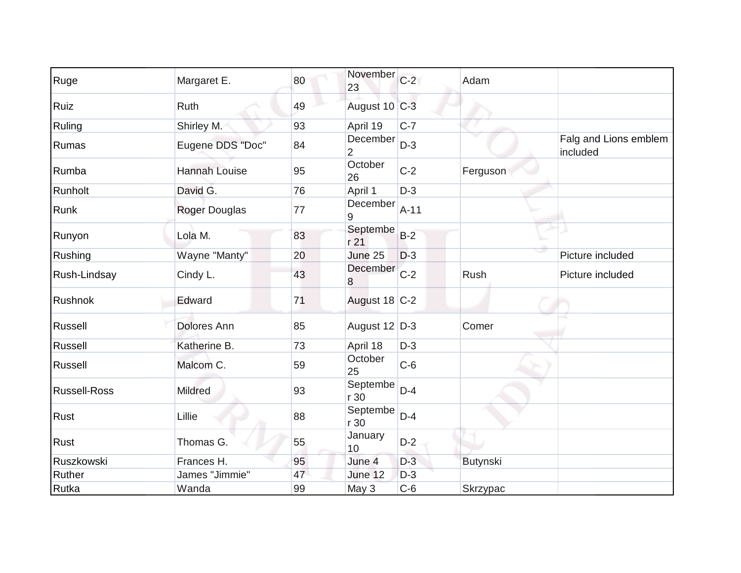| | | | | | | |
|---|---|---|---|---|---|---|
| Ruge | Margaret E. | 80 | November 23 | C-2 | Adam | |
| Ruiz | Ruth | 49 | August 10 | C-3 | | |
| Ruling | Shirley M. | 93 | April 19 | C-7 | | |
| Rumas | Eugene DDS "Doc" | 84 | December 2 | D-3 | | Falg and Lions emblem included |
| Rumba | Hannah Louise | 95 | October 26 | C-2 | Ferguson | |
| Runholt | David G. | 76 | April 1 | D-3 | | |
| Runk | Roger Douglas | 77 | December 9 | A-11 | | |
| Runyon | Lola M. | 83 | September 21 | B-2 | | |
| Rushing | Wayne "Manty" | 20 | June 25 | D-3 | | Picture included |
| Rush-Lindsay | Cindy L. | 43 | December 8 | C-2 | Rush | Picture included |
| Rushnok | Edward | 71 | August 18 | C-2 | | |
| Russell | Dolores Ann | 85 | August 12 | D-3 | Comer | |
| Russell | Katherine B. | 73 | April 18 | D-3 | | |
| Russell | Malcom C. | 59 | October 25 | C-6 | | |
| Russell-Ross | Mildred | 93 | September 30 | D-4 | | |
| Rust | Lillie | 88 | September 30 | D-4 | | |
| Rust | Thomas G. | 55 | January 10 | D-2 | | |
| Ruszkowski | Frances H. | 95 | June 4 | D-3 | Butynski | |
| Ruther | James "Jimmie" | 47 | June 12 | D-3 | | |
| Rutka | Wanda | 99 | May 3 | C-6 | Skrzypac | |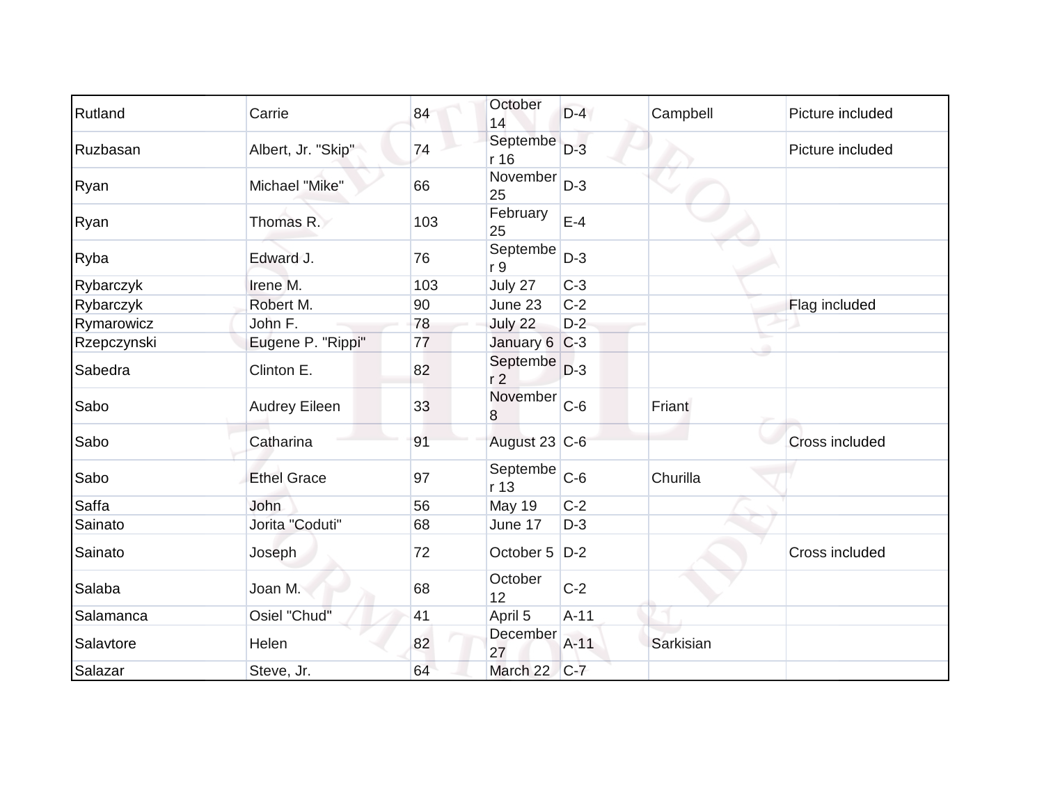| | | | | | | |
|---|---|---|---|---|---|---|
| Rutland | Carrie | 84 | October 14 | D-4 | Campbell | Picture included |
| Ruzbasan | Albert, Jr. "Skip" | 74 | September 16 | D-3 | | Picture included |
| Ryan | Michael "Mike" | 66 | November 25 | D-3 | | |
| Ryan | Thomas R. | 103 | February 25 | E-4 | | |
| Ryba | Edward J. | 76 | September 9 | D-3 | | |
| Rybarczyk | Irene M. | 103 | July 27 | C-3 | | |
| Rybarczyk | Robert M. | 90 | June 23 | C-2 | | Flag included |
| Rymarowicz | John F. | 78 | July 22 | D-2 | | |
| Rzepczynski | Eugene P. "Rippi" | 77 | January 6 | C-3 | | |
| Sabedra | Clinton E. | 82 | September 2 | D-3 | | |
| Sabo | Audrey Eileen | 33 | November 8 | C-6 | Friant | |
| Sabo | Catharina | 91 | August 23 | C-6 | | Cross included |
| Sabo | Ethel Grace | 97 | September 13 | C-6 | Churilla | |
| Saffa | John | 56 | May 19 | C-2 | | |
| Sainato | Jorita "Coduti" | 68 | June 17 | D-3 | | |
| Sainato | Joseph | 72 | October 5 | D-2 | | Cross included |
| Salaba | Joan M. | 68 | October 12 | C-2 | | |
| Salamanca | Osiel "Chud" | 41 | April 5 | A-11 | | |
| Salavtore | Helen | 82 | December 27 | A-11 | Sarkisian | |
| Salazar | Steve, Jr. | 64 | March 22 | C-7 | | |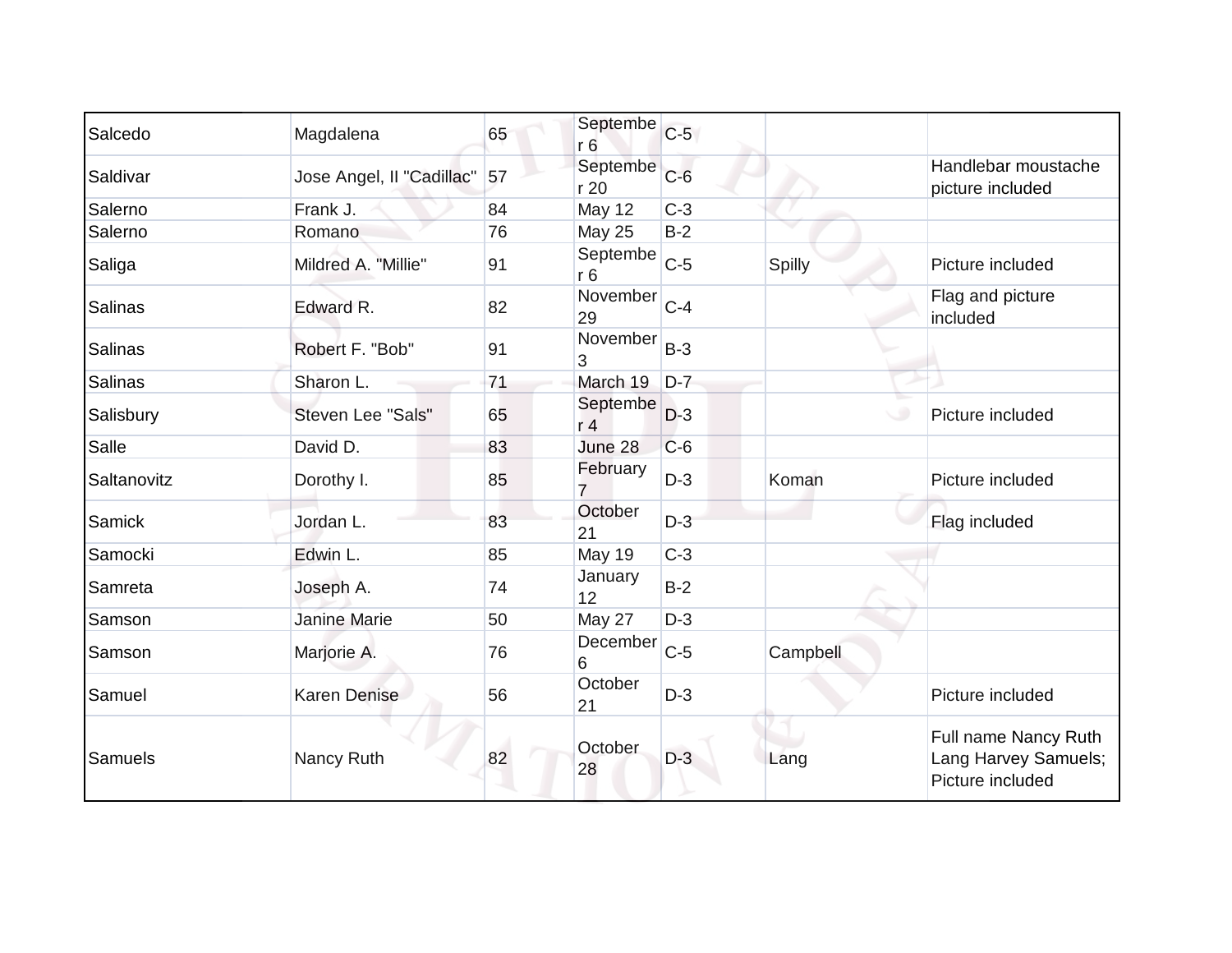| | | | | | | |
|---|---|---|---|---|---|---|
| Salcedo | Magdalena | 65 | September 6 | C-5 | | |
| Saldivar | Jose Angel, II "Cadillac" | 57 | September 20 | C-6 | | Handlebar moustache picture included |
| Salerno | Frank J. | 84 | May 12 | C-3 | | |
| Salerno | Romano | 76 | May 25 | B-2 | | |
| Saliga | Mildred A. "Millie" | 91 | September 6 | C-5 | Spilly | Picture included |
| Salinas | Edward R. | 82 | November 29 | C-4 | | Flag and picture included |
| Salinas | Robert F. "Bob" | 91 | November 3 | B-3 | | |
| Salinas | Sharon L. | 71 | March 19 | D-7 | | |
| Salisbury | Steven Lee "Sals" | 65 | September 4 | D-3 | | Picture included |
| Salle | David D. | 83 | June 28 | C-6 | | |
| Saltanovitz | Dorothy I. | 85 | February 7 | D-3 | Koman | Picture included |
| Samick | Jordan L. | 83 | October 21 | D-3 | | Flag included |
| Samocki | Edwin L. | 85 | May 19 | C-3 | | |
| Samreta | Joseph A. | 74 | January 12 | B-2 | | |
| Samson | Janine Marie | 50 | May 27 | D-3 | | |
| Samson | Marjorie A. | 76 | December 6 | C-5 | Campbell | |
| Samuel | Karen Denise | 56 | October 21 | D-3 | | Picture included |
| Samuels | Nancy Ruth | 82 | October 28 | D-3 | Lang | Full name Nancy Ruth Lang Harvey Samuels; Picture included |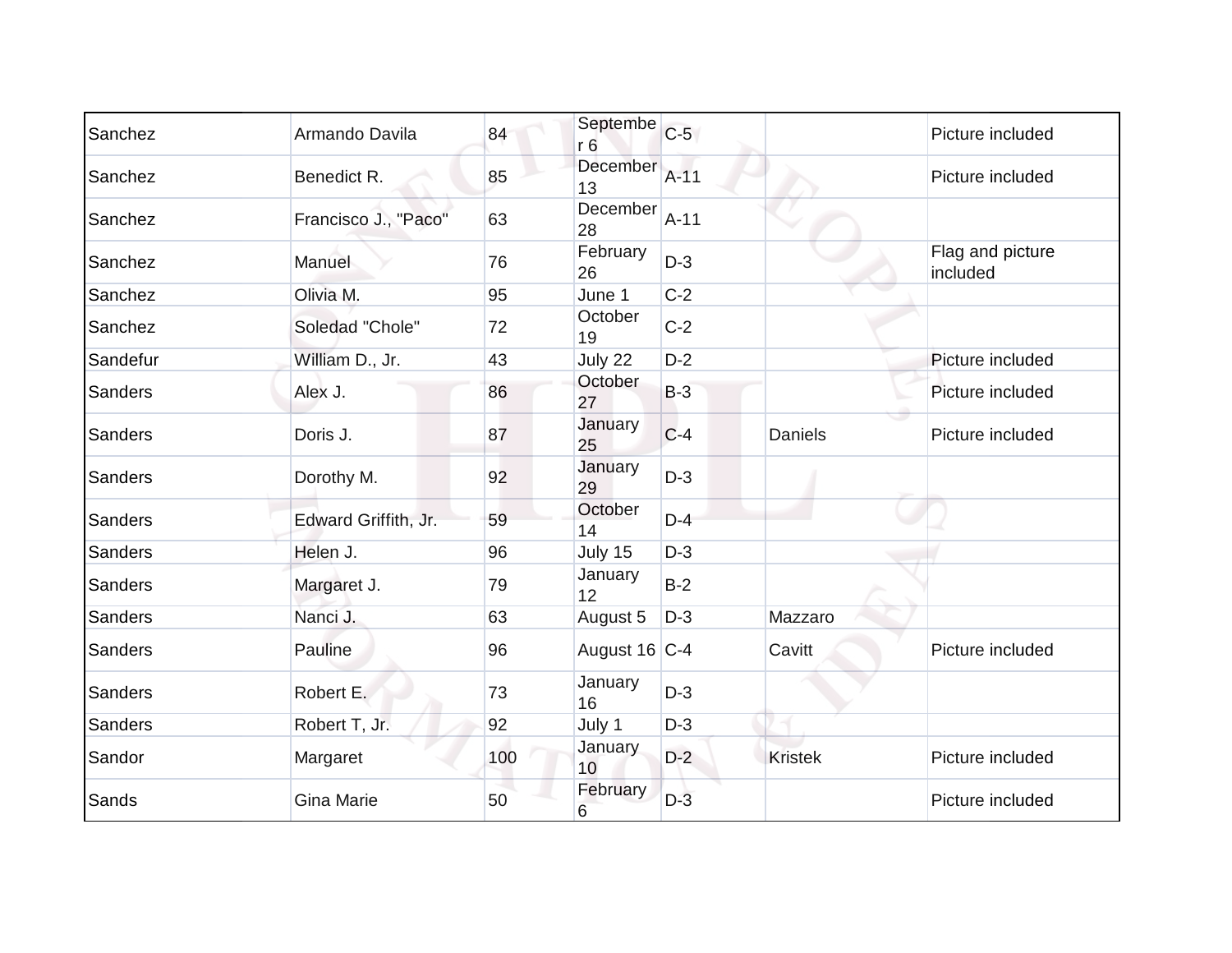| | | | | | | |
|---|---|---|---|---|---|---|
| Sanchez | Armando Davila | 84 | September 6 | C-5 | | Picture included |
| Sanchez | Benedict R. | 85 | December 13 | A-11 | | Picture included |
| Sanchez | Francisco J., "Paco" | 63 | December 28 | A-11 | | |
| Sanchez | Manuel | 76 | February 26 | D-3 | | Flag and picture included |
| Sanchez | Olivia M. | 95 | June 1 | C-2 | | |
| Sanchez | Soledad "Chole" | 72 | October 19 | C-2 | | |
| Sandefur | William D., Jr. | 43 | July 22 | D-2 | | Picture included |
| Sanders | Alex J. | 86 | October 27 | B-3 | | Picture included |
| Sanders | Doris J. | 87 | January 25 | C-4 | Daniels | Picture included |
| Sanders | Dorothy M. | 92 | January 29 | D-3 | | |
| Sanders | Edward Griffith, Jr. | 59 | October 14 | D-4 | | |
| Sanders | Helen J. | 96 | July 15 | D-3 | | |
| Sanders | Margaret J. | 79 | January 12 | B-2 | | |
| Sanders | Nanci J. | 63 | August 5 | D-3 | Mazzaro | |
| Sanders | Pauline | 96 | August 16 | C-4 | Cavitt | Picture included |
| Sanders | Robert E. | 73 | January 16 | D-3 | | |
| Sanders | Robert T, Jr. | 92 | July 1 | D-3 | | |
| Sandor | Margaret | 100 | January 10 | D-2 | Kristek | Picture included |
| Sands | Gina Marie | 50 | February 6 | D-3 | | Picture included |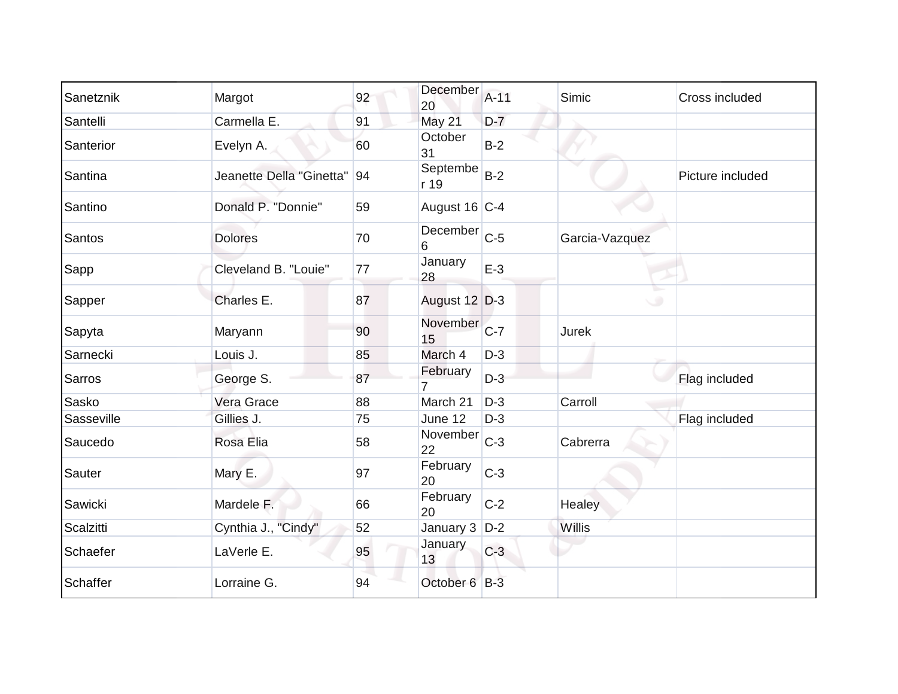| | | | | | | |
|---|---|---|---|---|---|---|
| Sanetznik | Margot | 92 | December 20 | A-11 | Simic | Cross included |
| Santelli | Carmella E. | 91 | May 21 | D-7 | | |
| Santerior | Evelyn A. | 60 | October 31 | B-2 | | |
| Santina | Jeanette Della "Ginetta" | 94 | September 19 | B-2 | | Picture included |
| Santino | Donald P. "Donnie" | 59 | August 16 | C-4 | | |
| Santos | Dolores | 70 | December 6 | C-5 | Garcia-Vazquez | |
| Sapp | Cleveland B. "Louie" | 77 | January 28 | E-3 | | |
| Sapper | Charles E. | 87 | August 12 | D-3 | | |
| Sapyta | Maryann | 90 | November 15 | C-7 | Jurek | |
| Sarnecki | Louis J. | 85 | March 4 | D-3 | | |
| Sarros | George S. | 87 | February 7 | D-3 | | Flag included |
| Sasko | Vera Grace | 88 | March 21 | D-3 | Carroll | |
| Sasseville | Gillies J. | 75 | June 12 | D-3 | | Flag included |
| Saucedo | Rosa Elia | 58 | November 22 | C-3 | Cabrerra | |
| Sauter | Mary E. | 97 | February 20 | C-3 | | |
| Sawicki | Mardele F. | 66 | February 20 | C-2 | Healey | |
| Scalzitti | Cynthia J., "Cindy" | 52 | January 3 | D-2 | Willis | |
| Schaefer | LaVerle E. | 95 | January 13 | C-3 | | |
| Schaffer | Lorraine G. | 94 | October 6 | B-3 | | |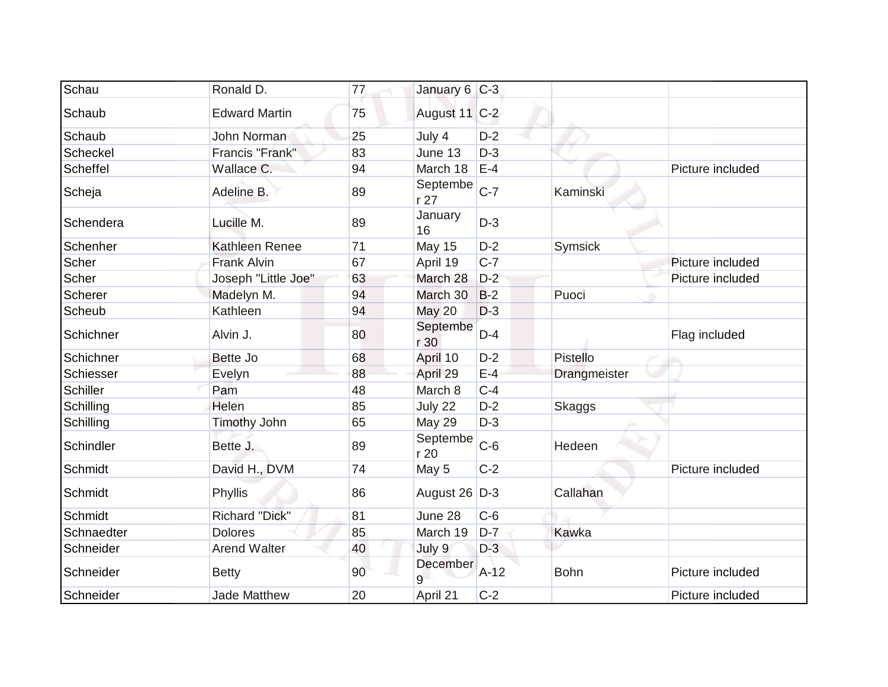| | | | | | | |
|---|---|---|---|---|---|---|
| Schau | Ronald D. | 77 | January 6 | C-3 | | |
| Schaub | Edward Martin | 75 | August 11 | C-2 | | |
| Schaub | John Norman | 25 | July 4 | D-2 | | |
| Scheckel | Francis "Frank" | 83 | June 13 | D-3 | | |
| Scheffel | Wallace C. | 94 | March 18 | E-4 | | Picture included |
| Scheja | Adeline B. | 89 | September 27 | C-7 | Kaminski | |
| Schendera | Lucille M. | 89 | January 16 | D-3 | | |
| Schenher | Kathleen Renee | 71 | May 15 | D-2 | Symsick | |
| Scher | Frank Alvin | 67 | April 19 | C-7 | | Picture included |
| Scher | Joseph "Little Joe" | 63 | March 28 | D-2 | | Picture included |
| Scherer | Madelyn M. | 94 | March 30 | B-2 | Puoci | |
| Scheub | Kathleen | 94 | May 20 | D-3 | | |
| Schichner | Alvin J. | 80 | September 30 | D-4 | | Flag included |
| Schichner | Bette Jo | 68 | April 10 | D-2 | Pistello | |
| Schiesser | Evelyn | 88 | April 29 | E-4 | Drangmeister | |
| Schiller | Pam | 48 | March 8 | C-4 | | |
| Schilling | Helen | 85 | July 22 | D-2 | Skaggs | |
| Schilling | Timothy John | 65 | May 29 | D-3 | | |
| Schindler | Bette J. | 89 | September 20 | C-6 | Hedeen | |
| Schmidt | David H., DVM | 74 | May 5 | C-2 | | Picture included |
| Schmidt | Phyllis | 86 | August 26 | D-3 | Callahan | |
| Schmidt | Richard "Dick" | 81 | June 28 | C-6 | | |
| Schnaedter | Dolores | 85 | March 19 | D-7 | Kawka | |
| Schneider | Arend Walter | 40 | July 9 | D-3 | | |
| Schneider | Betty | 90 | December 9 | A-12 | Bohn | Picture included |
| Schneider | Jade Matthew | 20 | April 21 | C-2 | | Picture included |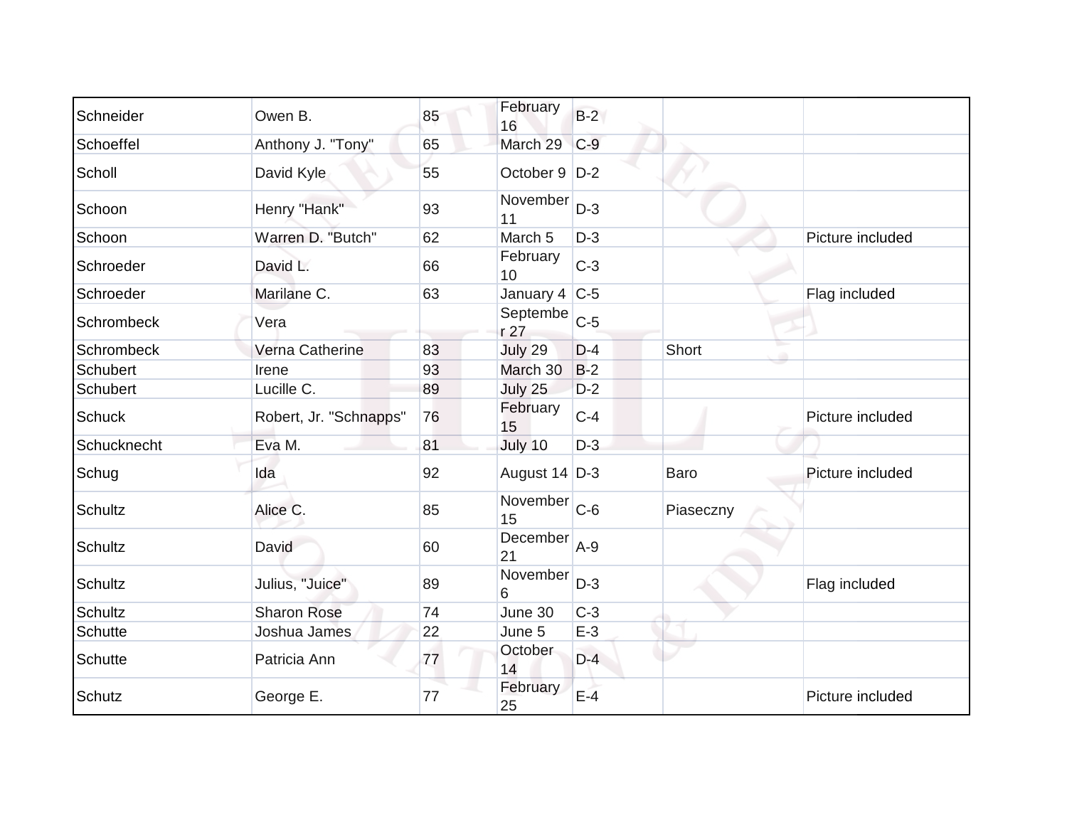| | | | | | | |
|---|---|---|---|---|---|---|
| Schneider | Owen B. | 85 | February 16 | B-2 | | |
| Schoeffel | Anthony J. "Tony" | 65 | March 29 | C-9 | | |
| Scholl | David Kyle | 55 | October 9 | D-2 | | |
| Schoon | Henry "Hank" | 93 | November 11 | D-3 | | |
| Schoon | Warren D. "Butch" | 62 | March 5 | D-3 | | Picture included |
| Schroeder | David L. | 66 | February 10 | C-3 | | |
| Schroeder | Marilane C. | 63 | January 4 | C-5 | | Flag included |
| Schrombeck | Vera | | September 27 | C-5 | | |
| Schrombeck | Verna Catherine | 83 | July 29 | D-4 | Short | |
| Schubert | Irene | 93 | March 30 | B-2 | | |
| Schubert | Lucille C. | 89 | July 25 | D-2 | | |
| Schuck | Robert, Jr. "Schnapps" | 76 | February 15 | C-4 | | Picture included |
| Schucknecht | Eva M. | 81 | July 10 | D-3 | | |
| Schug | Ida | 92 | August 14 | D-3 | Baro | Picture included |
| Schultz | Alice C. | 85 | November 15 | C-6 | Piaseczny | |
| Schultz | David | 60 | December 21 | A-9 | | |
| Schultz | Julius, "Juice" | 89 | November 6 | D-3 | | Flag included |
| Schultz | Sharon Rose | 74 | June 30 | C-3 | | |
| Schutte | Joshua James | 22 | June 5 | E-3 | | |
| Schutte | Patricia Ann | 77 | October 14 | D-4 | | |
| Schutz | George E. | 77 | February 25 | E-4 | | Picture included |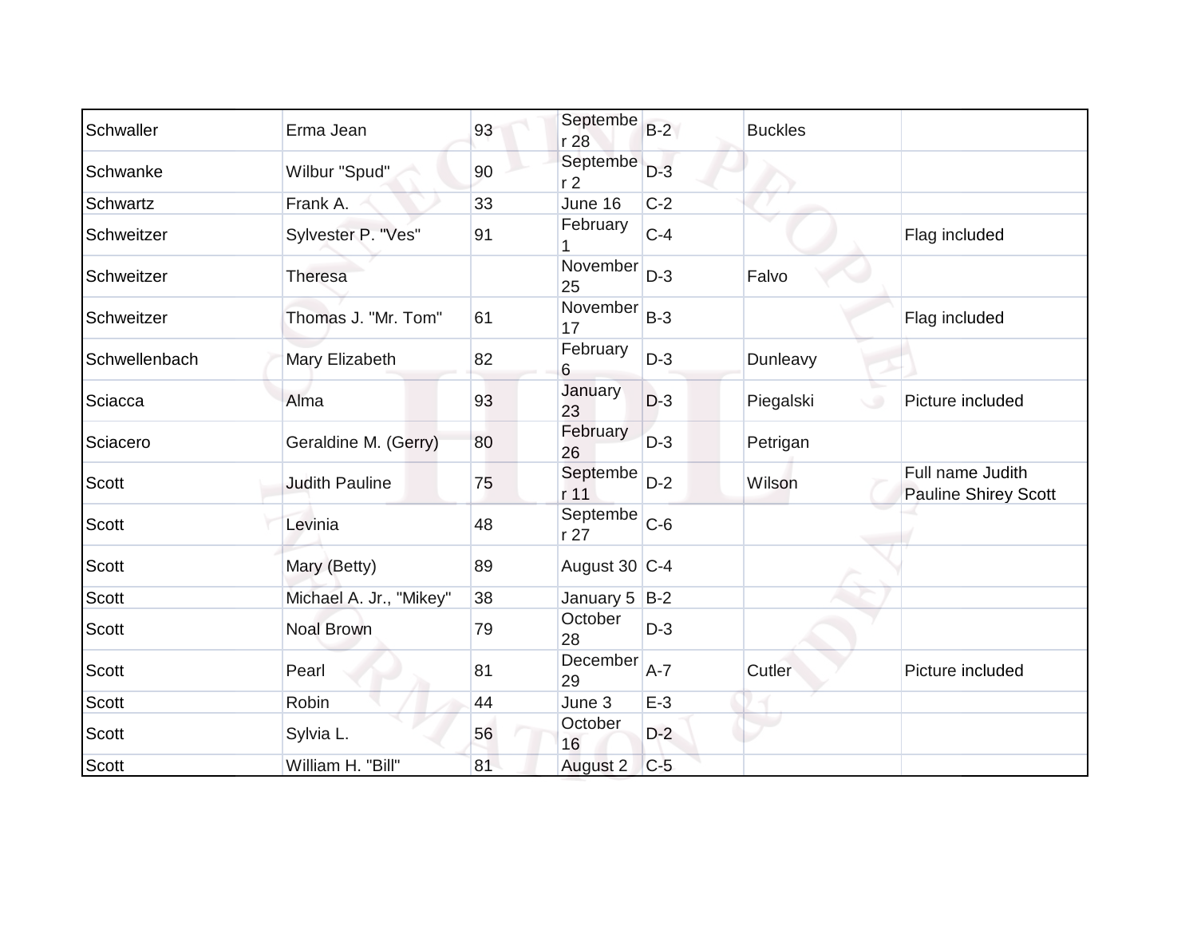| Schwaller | Erma Jean | 93 | September 28 | B-2 | Buckles | |
|---|---|---|---|---|---|---|
| Schwanke | Wilbur "Spud" | 90 | September 2 | D-3 | | |
| Schwartz | Frank A. | 33 | June 16 | C-2 | | |
| Schweitzer | Sylvester P. "Ves" | 91 | February 1 | C-4 | | Flag included |
| Schweitzer | Theresa | | November 25 | D-3 | Falvo | |
| Schweitzer | Thomas J. "Mr. Tom" | 61 | November 17 | B-3 | | Flag included |
| Schwellenbach | Mary Elizabeth | 82 | February 6 | D-3 | Dunleavy | |
| Sciacca | Alma | 93 | January 23 | D-3 | Piegalski | Picture included |
| Sciacero | Geraldine M. (Gerry) | 80 | February 26 | D-3 | Petrigan | |
| Scott | Judith Pauline | 75 | September 11 | D-2 | Wilson | Full name Judith Pauline Shirey Scott |
| Scott | Levinia | 48 | September 27 | C-6 | | |
| Scott | Mary (Betty) | 89 | August 30 | C-4 | | |
| Scott | Michael A. Jr., "Mikey" | 38 | January 5 | B-2 | | |
| Scott | Noal Brown | 79 | October 28 | D-3 | | |
| Scott | Pearl | 81 | December 29 | A-7 | Cutler | Picture included |
| Scott | Robin | 44 | June 3 | E-3 | | |
| Scott | Sylvia L. | 56 | October 16 | D-2 | | |
| Scott | William H. "Bill" | 81 | August 2 | C-5 | | |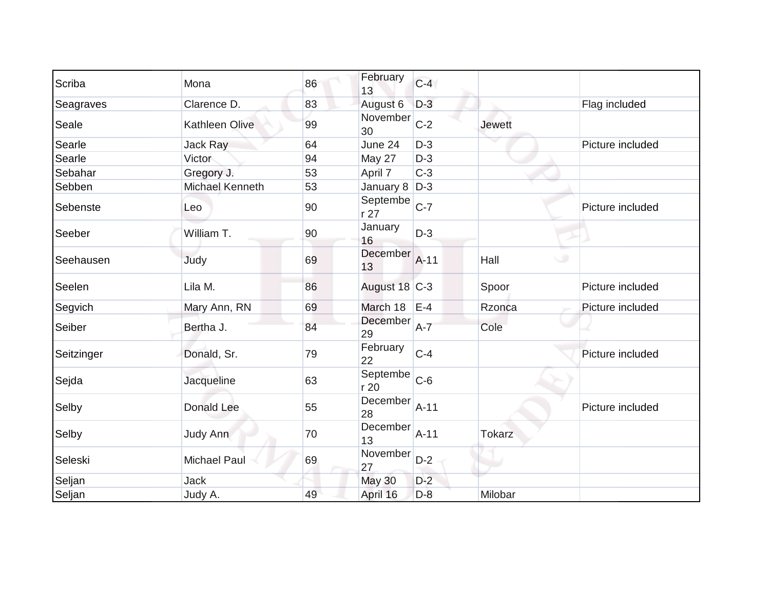| | | | | | | |
|---|---|---|---|---|---|---|
| Scriba | Mona | 86 | February 13 | C-4 | | |
| Seagraves | Clarence D. | 83 | August 6 | D-3 | | Flag included |
| Seale | Kathleen Olive | 99 | November 30 | C-2 | Jewett | |
| Searle | Jack Ray | 64 | June 24 | D-3 | | Picture included |
| Searle | Victor | 94 | May 27 | D-3 | | |
| Sebahar | Gregory J. | 53 | April 7 | C-3 | | |
| Sebben | Michael Kenneth | 53 | January 8 | D-3 | | |
| Sebenste | Leo | 90 | September 27 | C-7 | | Picture included |
| Seeber | William T. | 90 | January 16 | D-3 | | |
| Seehausen | Judy | 69 | December 13 | A-11 | Hall | |
| Seelen | Lila M. | 86 | August 18 | C-3 | Spoor | Picture included |
| Segvich | Mary Ann, RN | 69 | March 18 | E-4 | Rzonca | Picture included |
| Seiber | Bertha J. | 84 | December 29 | A-7 | Cole | |
| Seitzinger | Donald, Sr. | 79 | February 22 | C-4 | | Picture included |
| Sejda | Jacqueline | 63 | September 20 | C-6 | | |
| Selby | Donald Lee | 55 | December 28 | A-11 | | Picture included |
| Selby | Judy Ann | 70 | December 13 | A-11 | Tokarz | |
| Seleski | Michael Paul | 69 | November 27 | D-2 | | |
| Seljan | Jack | | May 30 | D-2 | | |
| Seljan | Judy A. | 49 | April 16 | D-8 | Milobar | |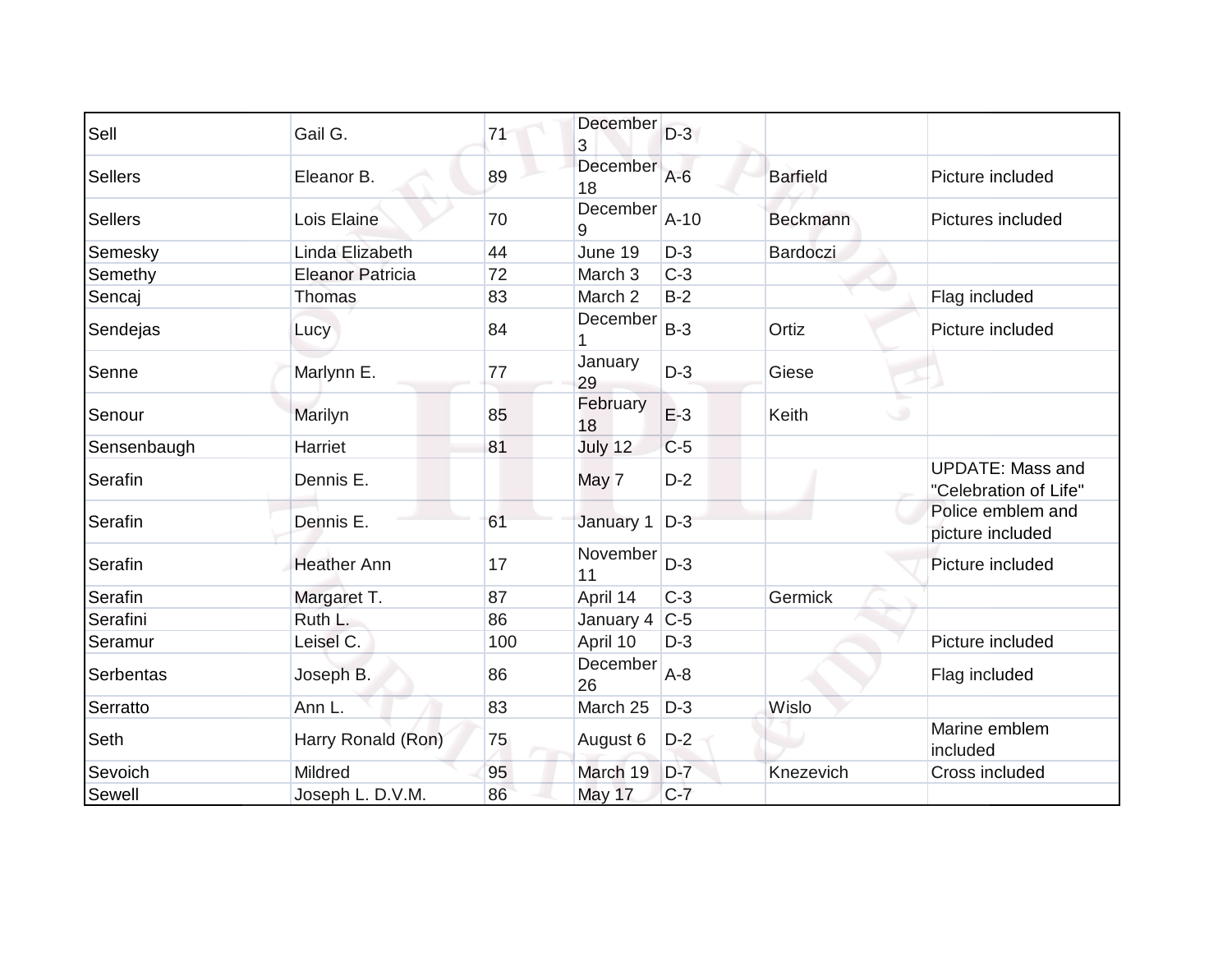| Sell | Gail G. | 71 | December 3 | D-3 | | |
|---|---|---|---|---|---|---|
| Sellers | Eleanor B. | 89 | December 18 | A-6 | Barfield | Picture included |
| Sellers | Lois Elaine | 70 | December 9 | A-10 | Beckmann | Pictures included |
| Semesky | Linda Elizabeth | 44 | June 19 | D-3 | Bardoczi | |
| Semethy | Eleanor Patricia | 72 | March 3 | C-3 | | |
| Sencaj | Thomas | 83 | March 2 | B-2 | | Flag included |
| Sendejas | Lucy | 84 | December 1 | B-3 | Ortiz | Picture included |
| Senne | Marlynn E. | 77 | January 29 | D-3 | Giese | |
| Senour | Marilyn | 85 | February 18 | E-3 | Keith | |
| Sensenbaugh | Harriet | 81 | July 12 | C-5 | | |
| Serafin | Dennis E. | | May 7 | D-2 | | UPDATE: Mass and "Celebration of Life" |
| Serafin | Dennis E. | 61 | January 1 | D-3 | | Police emblem and picture included |
| Serafin | Heather Ann | 17 | November 11 | D-3 | | Picture included |
| Serafin | Margaret T. | 87 | April 14 | C-3 | Germick | |
| Serafini | Ruth L. | 86 | January 4 | C-5 | | |
| Seramur | Leisel C. | 100 | April 10 | D-3 | | Picture included |
| Serbentas | Joseph B. | 86 | December 26 | A-8 | | Flag included |
| Serratto | Ann L. | 83 | March 25 | D-3 | Wislo | |
| Seth | Harry Ronald (Ron) | 75 | August 6 | D-2 | | Marine emblem included |
| Sevoich | Mildred | 95 | March 19 | D-7 | Knezevich | Cross included |
| Sewell | Joseph L. D.V.M. | 86 | May 17 | C-7 | | |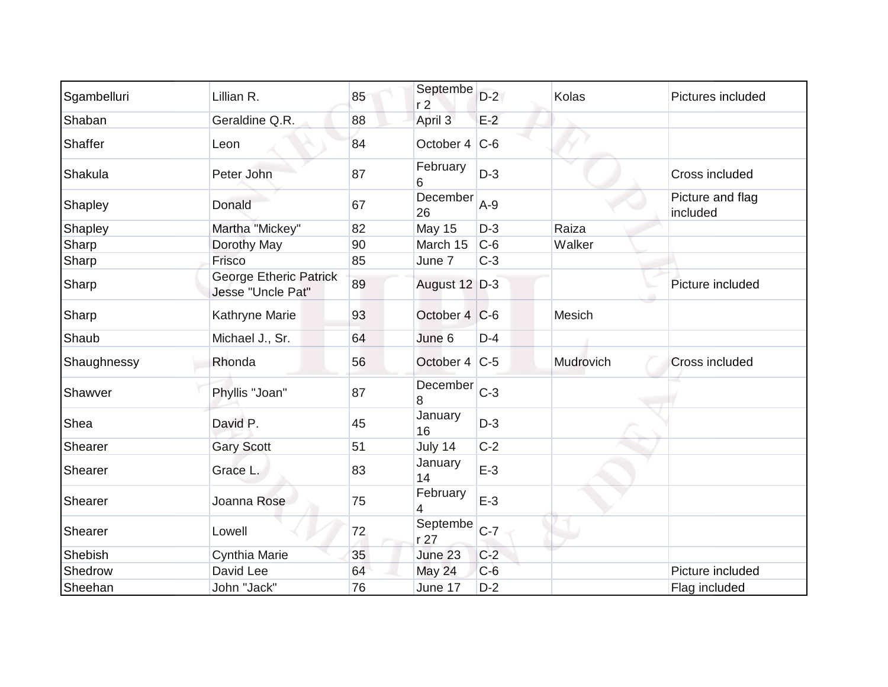| Sgambelluri | Lillian R. | 85 | September 2 | D-2 | Kolas | Pictures included |
|---|---|---|---|---|---|---|
| Shaban | Geraldine Q.R. | 88 | April 3 | E-2 | | |
| Shaffer | Leon | 84 | October 4 | C-6 | | |
| Shakula | Peter John | 87 | February 6 | D-3 | | Cross included |
| Shapley | Donald | 67 | December 26 | A-9 | | Picture and flag included |
| Shapley | Martha "Mickey" | 82 | May 15 | D-3 | Raiza | |
| Sharp | Dorothy May | 90 | March 15 | C-6 | Walker | |
| Sharp | Frisco | 85 | June 7 | C-3 | | |
| Sharp | George Etheric Patrick Jesse "Uncle Pat" | 89 | August 12 | D-3 | | Picture included |
| Sharp | Kathryne Marie | 93 | October 4 | C-6 | Mesich | |
| Shaub | Michael J., Sr. | 64 | June 6 | D-4 | | |
| Shaughnessy | Rhonda | 56 | October 4 | C-5 | Mudrovich | Cross included |
| Shawver | Phyllis "Joan" | 87 | December 8 | C-3 | | |
| Shea | David P. | 45 | January 16 | D-3 | | |
| Shearer | Gary Scott | 51 | July 14 | C-2 | | |
| Shearer | Grace L. | 83 | January 14 | E-3 | | |
| Shearer | Joanna Rose | 75 | February 4 | E-3 | | |
| Shearer | Lowell | 72 | September 27 | C-7 | | |
| Shebish | Cynthia Marie | 35 | June 23 | C-2 | | |
| Shedrow | David Lee | 64 | May 24 | C-6 | | Picture included |
| Sheehan | John "Jack" | 76 | June 17 | D-2 | | Flag included |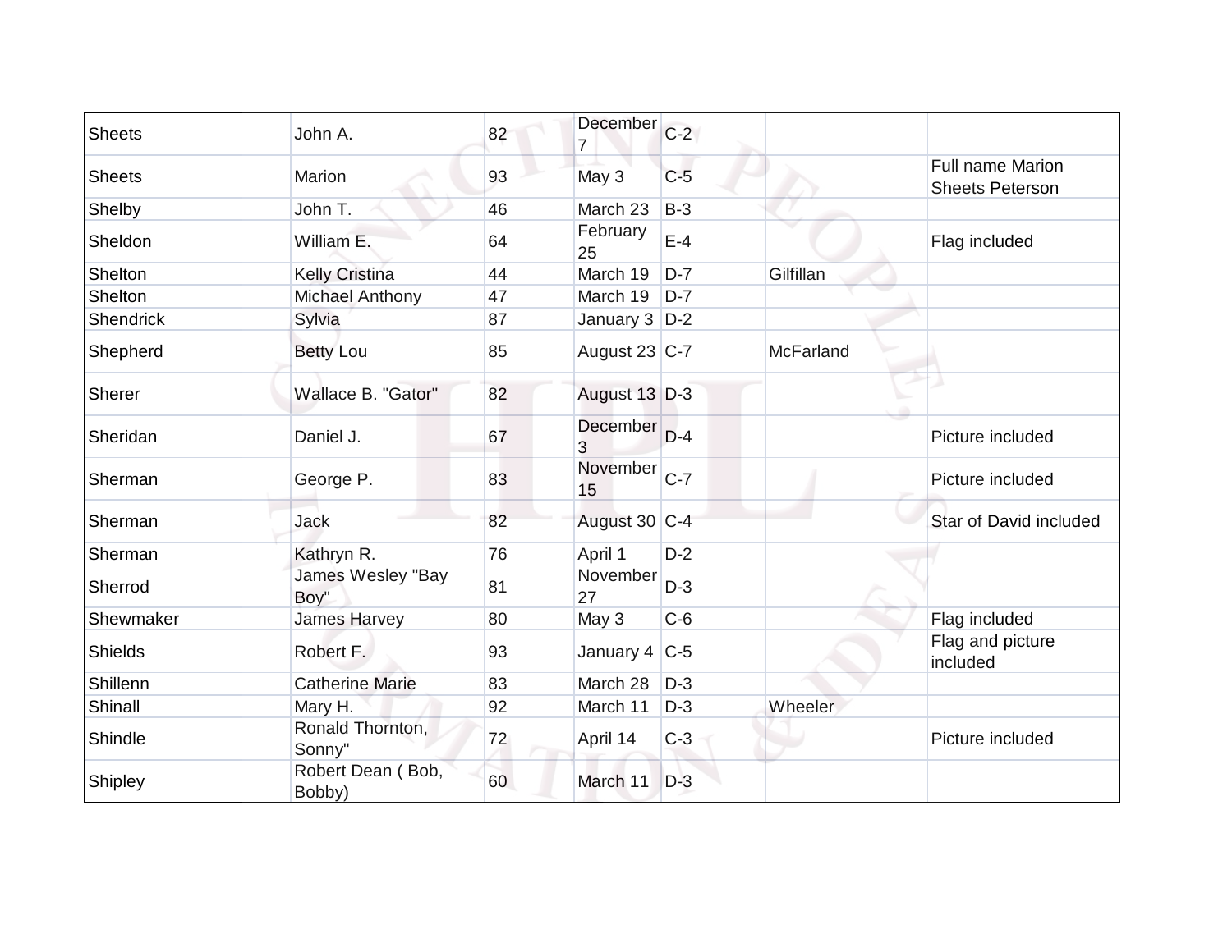| | | | | | | |
|---|---|---|---|---|---|---|
| Sheets | John A. | 82 | December 7 | C-2 | | |
| Sheets | Marion | 93 | May 3 | C-5 | | Full name Marion Sheets Peterson |
| Shelby | John T. | 46 | March 23 | B-3 | | |
| Sheldon | William E. | 64 | February 25 | E-4 | | Flag included |
| Shelton | Kelly Cristina | 44 | March 19 | D-7 | Gilfillan | |
| Shelton | Michael Anthony | 47 | March 19 | D-7 | | |
| Shendrick | Sylvia | 87 | January 3 | D-2 | | |
| Shepherd | Betty Lou | 85 | August 23 | C-7 | McFarland | |
| Sherer | Wallace B. "Gator" | 82 | August 13 | D-3 | | |
| Sheridan | Daniel J. | 67 | December 3 | D-4 | | Picture included |
| Sherman | George P. | 83 | November 15 | C-7 | | Picture included |
| Sherman | Jack | 82 | August 30 | C-4 | | Star of David included |
| Sherman | Kathryn R. | 76 | April 1 | D-2 | | |
| Sherrod | James Wesley "Bay Boy" | 81 | November 27 | D-3 | | |
| Shewmaker | James Harvey | 80 | May 3 | C-6 | | Flag included |
| Shields | Robert F. | 93 | January 4 | C-5 | | Flag and picture included |
| Shillenn | Catherine Marie | 83 | March 28 | D-3 | | |
| Shinall | Mary H. | 92 | March 11 | D-3 | Wheeler | |
| Shindle | Ronald Thornton, Sonny" | 72 | April 14 | C-3 | | Picture included |
| Shipley | Robert Dean ( Bob, Bobby) | 60 | March 11 | D-3 | | |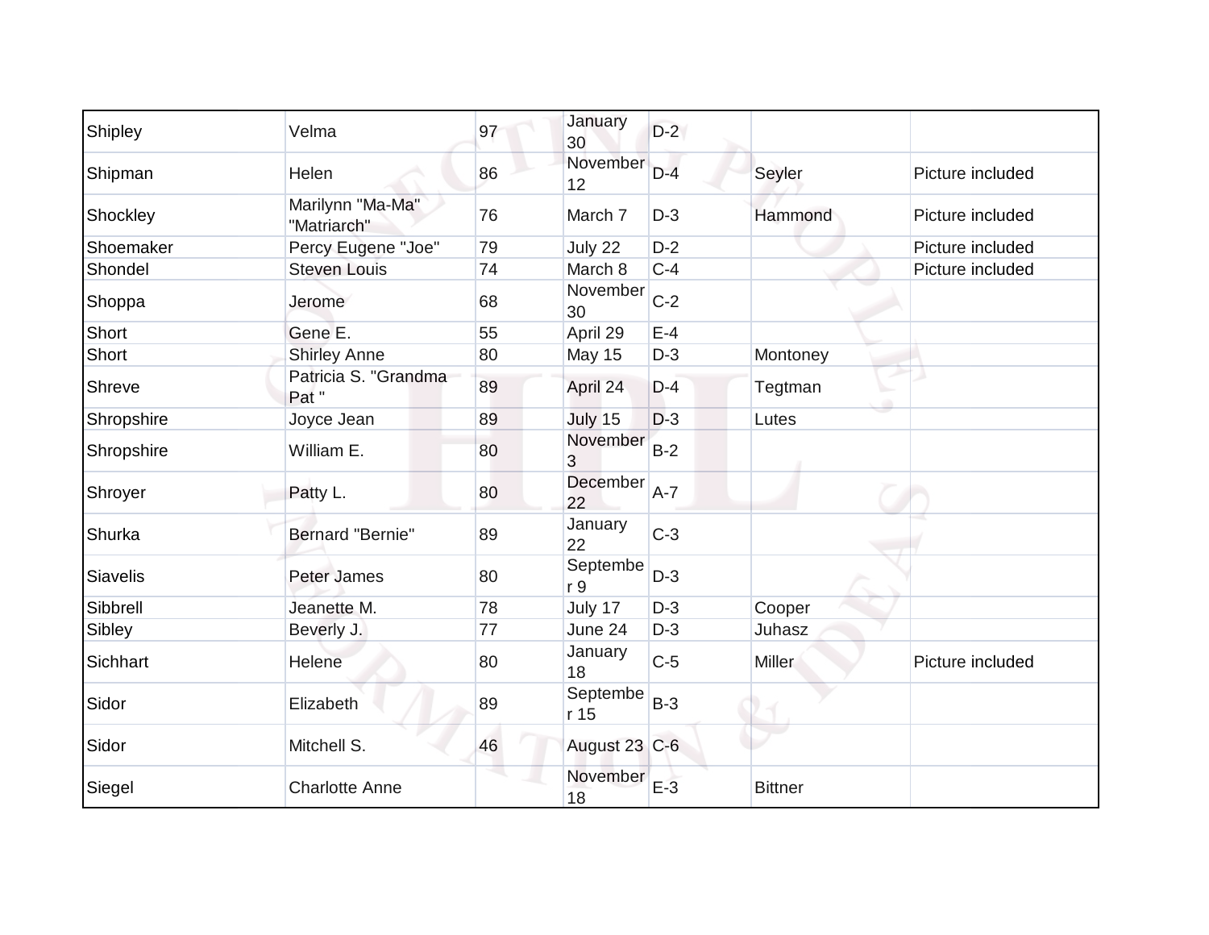| | | | | | | |
|---|---|---|---|---|---|---|
| Shipley | Velma | 97 | January 30 | D-2 | | |
| Shipman | Helen | 86 | November 12 | D-4 | Seyler | Picture included |
| Shockley | Marilynn "Ma-Ma" "Matriarch" | 76 | March 7 | D-3 | Hammond | Picture included |
| Shoemaker | Percy Eugene "Joe" | 79 | July 22 | D-2 | | Picture included |
| Shondel | Steven Louis | 74 | March 8 | C-4 | | Picture included |
| Shoppa | Jerome | 68 | November 30 | C-2 | | |
| Short | Gene E. | 55 | April 29 | E-4 | | |
| Short | Shirley Anne | 80 | May 15 | D-3 | Montoney | |
| Shreve | Patricia S. "Grandma Pat " | 89 | April 24 | D-4 | Tegtman | |
| Shropshire | Joyce Jean | 89 | July 15 | D-3 | Lutes | |
| Shropshire | William E. | 80 | November 3 | B-2 | | |
| Shroyer | Patty L. | 80 | December 22 | A-7 | | |
| Shurka | Bernard "Bernie" | 89 | January 22 | C-3 | | |
| Siavelis | Peter James | 80 | September 9 | D-3 | | |
| Sibbrell | Jeanette M. | 78 | July 17 | D-3 | Cooper | |
| Sibley | Beverly J. | 77 | June 24 | D-3 | Juhasz | |
| Sichhart | Helene | 80 | January 18 | C-5 | Miller | Picture included |
| Sidor | Elizabeth | 89 | September 15 | B-3 | | |
| Sidor | Mitchell S. | 46 | August 23 | C-6 | | |
| Siegel | Charlotte Anne | | November 18 | E-3 | Bittner | |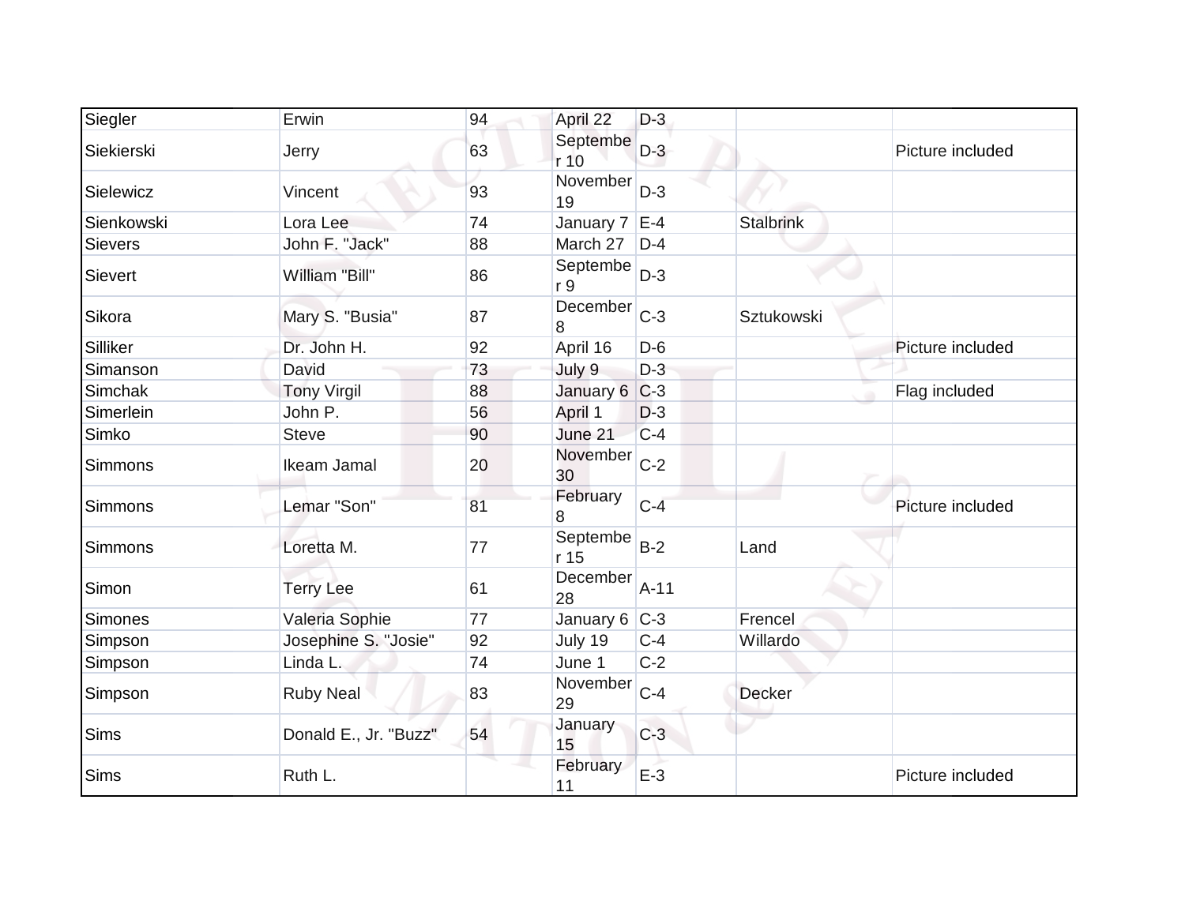| Siegler | Erwin | 94 | April 22 | D-3 | | |
|---|---|---|---|---|---|---|
| Siekierski | Jerry | 63 | September 10 | D-3 | | Picture included |
| Sielewicz | Vincent | 93 | November 19 | D-3 | | |
| Sienkowski | Lora Lee | 74 | January 7 | E-4 | Stalbrink | |
| Sievers | John F. "Jack" | 88 | March 27 | D-4 | | |
| Sievert | William "Bill" | 86 | September 9 | D-3 | | |
| Sikora | Mary S. "Busia" | 87 | December 8 | C-3 | Sztukowski | |
| Silliker | Dr. John H. | 92 | April 16 | D-6 | | Picture included |
| Simanson | David | 73 | July 9 | D-3 | | |
| Simchak | Tony Virgil | 88 | January 6 | C-3 | | Flag included |
| Simerlein | John P. | 56 | April 1 | D-3 | | |
| Simko | Steve | 90 | June 21 | C-4 | | |
| Simmons | Ikeam Jamal | 20 | November 30 | C-2 | | |
| Simmons | Lemar "Son" | 81 | February 8 | C-4 | | Picture included |
| Simmons | Loretta M. | 77 | September 15 | B-2 | Land | |
| Simon | Terry Lee | 61 | December 28 | A-11 | | |
| Simones | Valeria Sophie | 77 | January 6 | C-3 | Frencel | |
| Simpson | Josephine S. "Josie" | 92 | July 19 | C-4 | Willardo | |
| Simpson | Linda L. | 74 | June 1 | C-2 | | |
| Simpson | Ruby Neal | 83 | November 29 | C-4 | Decker | |
| Sims | Donald E., Jr. "Buzz" | 54 | January 15 | C-3 | | |
| Sims | Ruth L. | | February 11 | E-3 | | Picture included |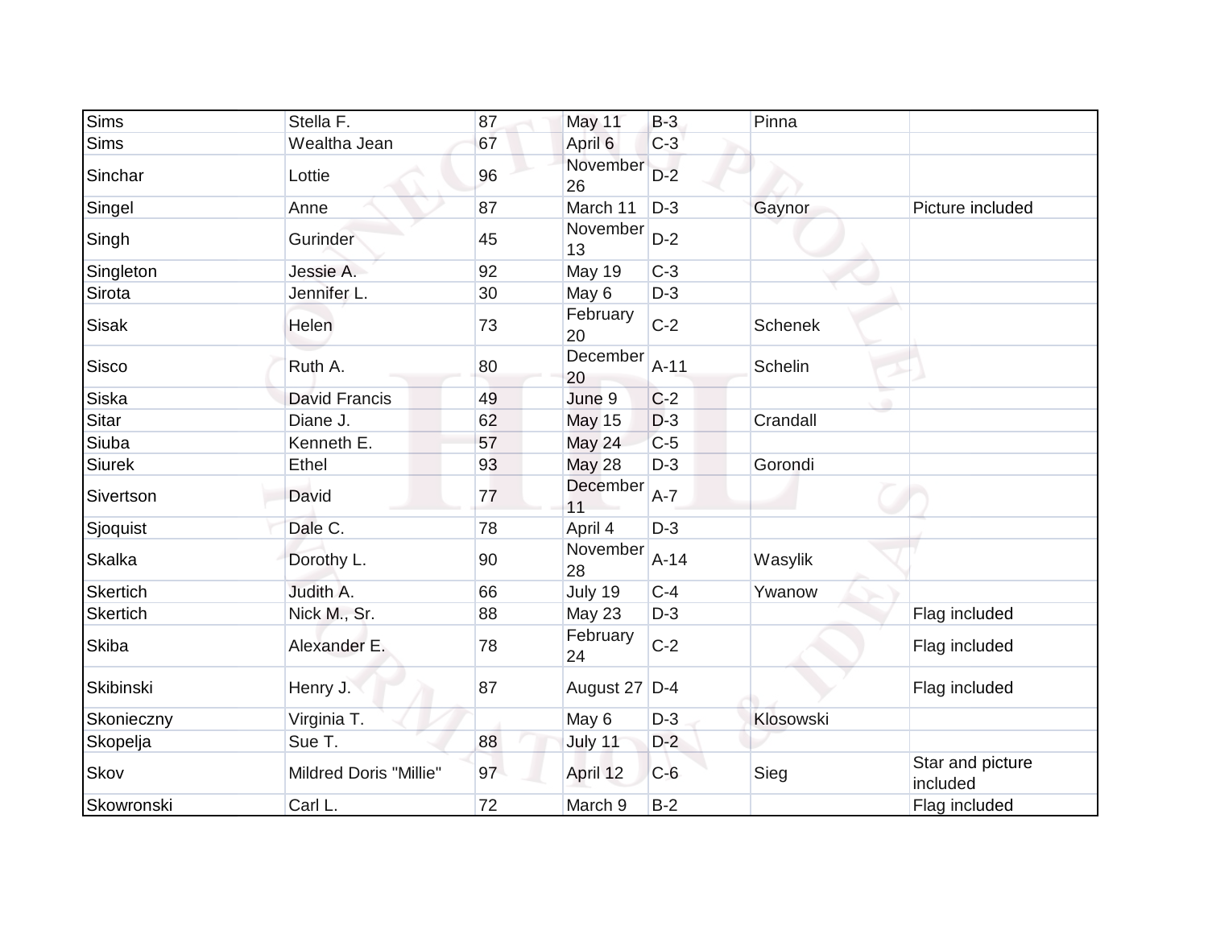| | | | | | | |
|---|---|---|---|---|---|---|
| Sims | Stella F. | 87 | May 11 | B-3 | Pinna | |
| Sims | Wealtha Jean | 67 | April 6 | C-3 | | |
| Sinchar | Lottie | 96 | November 26 | D-2 | | |
| Singel | Anne | 87 | March 11 | D-3 | Gaynor | Picture included |
| Singh | Gurinder | 45 | November 13 | D-2 | | |
| Singleton | Jessie A. | 92 | May 19 | C-3 | | |
| Sirota | Jennifer L. | 30 | May 6 | D-3 | | |
| Sisak | Helen | 73 | February 20 | C-2 | Schenek | |
| Sisco | Ruth A. | 80 | December 20 | A-11 | Schelin | |
| Siska | David Francis | 49 | June 9 | C-2 | | |
| Sitar | Diane J. | 62 | May 15 | D-3 | Crandall | |
| Siuba | Kenneth E. | 57 | May 24 | C-5 | | |
| Siurek | Ethel | 93 | May 28 | D-3 | Gorondi | |
| Sivertson | David | 77 | December 11 | A-7 | | |
| Sjoquist | Dale C. | 78 | April 4 | D-3 | | |
| Skalka | Dorothy L. | 90 | November 28 | A-14 | Wasylik | |
| Skertich | Judith A. | 66 | July 19 | C-4 | Ywanow | |
| Skertich | Nick M., Sr. | 88 | May 23 | D-3 | | Flag included |
| Skiba | Alexander E. | 78 | February 24 | C-2 | | Flag included |
| Skibinski | Henry J. | 87 | August 27 | D-4 | | Flag included |
| Skonieczny | Virginia T. | | May 6 | D-3 | Klosowski | |
| Skopelja | Sue T. | 88 | July 11 | D-2 | | |
| Skov | Mildred Doris "Millie" | 97 | April 12 | C-6 | Sieg | Star and picture included |
| Skowronski | Carl L. | 72 | March 9 | B-2 | | Flag included |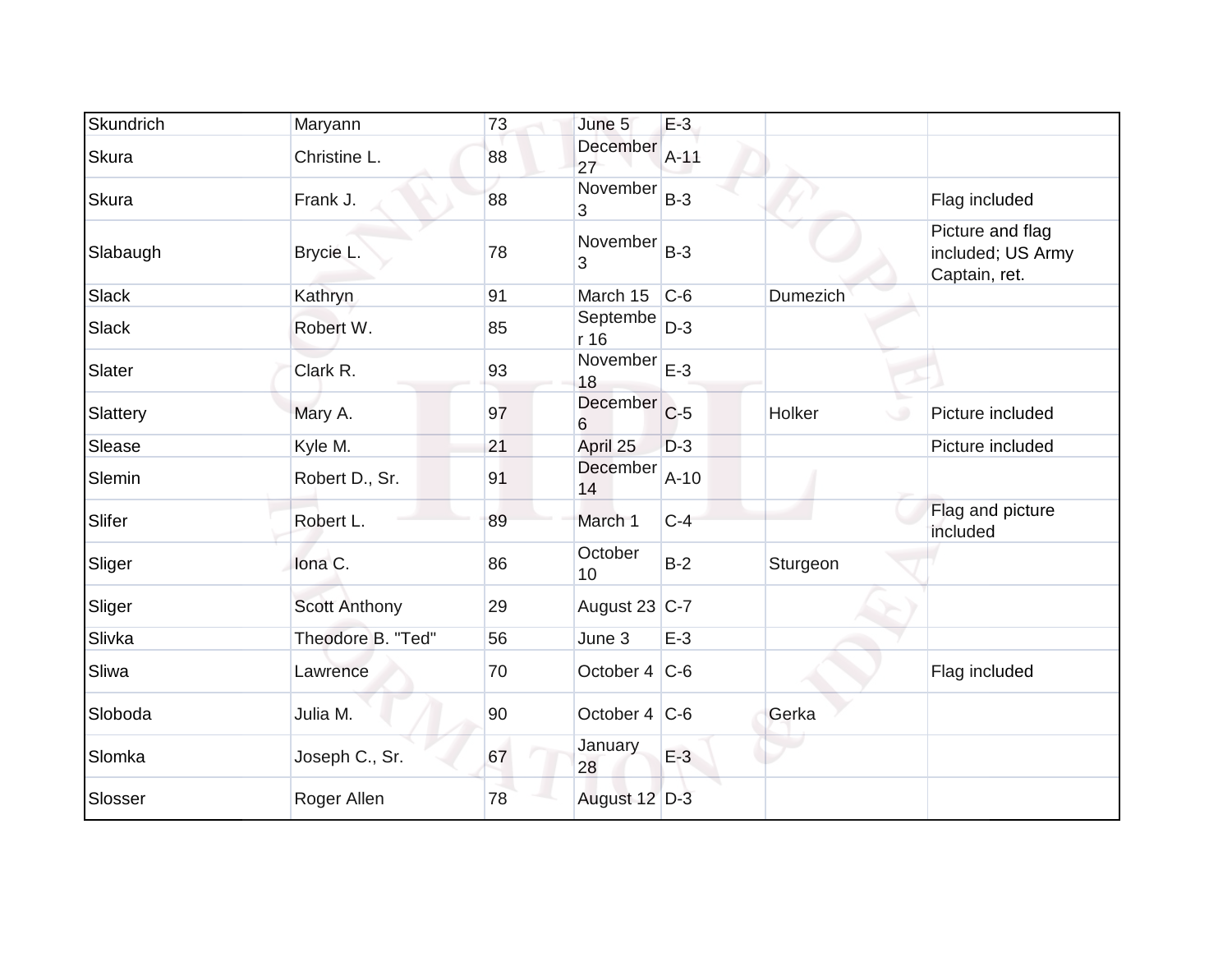| | | | | | | |
|---|---|---|---|---|---|---|
| Skundrich | Maryann | 73 | June 5 | E-3 | | |
| Skura | Christine L. | 88 | December 27 | A-11 | | |
| Skura | Frank J. | 88 | November 3 | B-3 | | Flag included |
| Slabaugh | Brycie L. | 78 | November 3 | B-3 | | Picture and flag included; US Army Captain, ret. |
| Slack | Kathryn | 91 | March 15 | C-6 | Dumezich | |
| Slack | Robert W. | 85 | September 16 | D-3 | | |
| Slater | Clark R. | 93 | November 18 | E-3 | | |
| Slattery | Mary A. | 97 | December 6 | C-5 | Holker | Picture included |
| Slease | Kyle M. | 21 | April 25 | D-3 | | Picture included |
| Slemin | Robert D., Sr. | 91 | December 14 | A-10 | | |
| Slifer | Robert L. | 89 | March 1 | C-4 | | Flag and picture included |
| Sliger | Iona C. | 86 | October 10 | B-2 | Sturgeon | |
| Sliger | Scott Anthony | 29 | August 23 | C-7 | | |
| Slivka | Theodore B. "Ted" | 56 | June 3 | E-3 | | |
| Sliwa | Lawrence | 70 | October 4 | C-6 | | Flag included |
| Sloboda | Julia M. | 90 | October 4 | C-6 | Gerka | |
| Slomka | Joseph C., Sr. | 67 | January 28 | E-3 | | |
| Slosser | Roger Allen | 78 | August 12 | D-3 | | |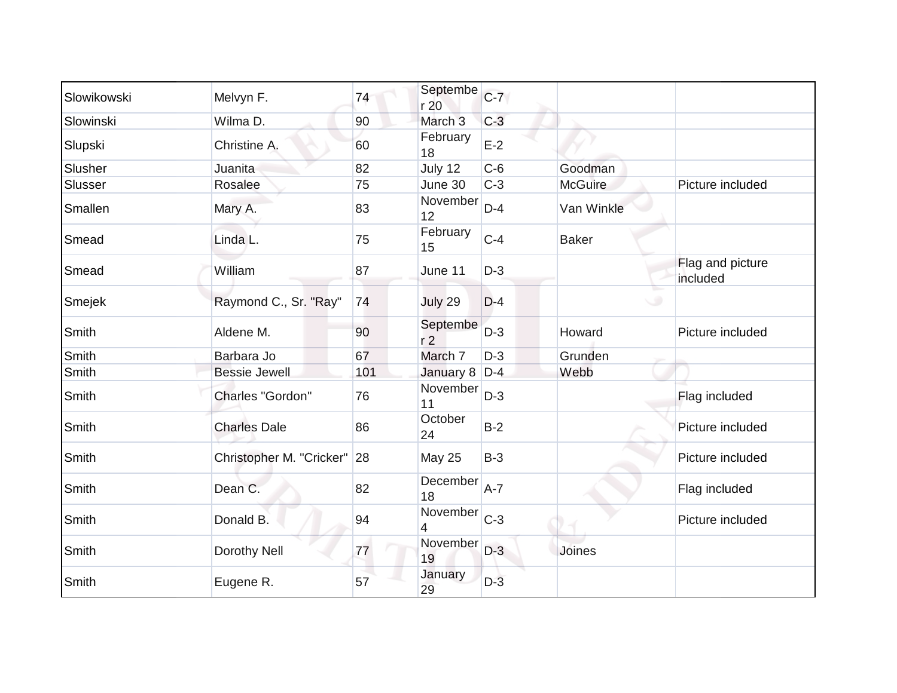| | | | | | | |
|---|---|---|---|---|---|---|
| Slowikowski | Melvyn F. | 74 | September 20 | C-7 | | |
| Slowinski | Wilma D. | 90 | March 3 | C-3 | | |
| Slupski | Christine A. | 60 | February 18 | E-2 | | |
| Slusher | Juanita | 82 | July 12 | C-6 | Goodman | |
| Slusser | Rosalee | 75 | June 30 | C-3 | McGuire | Picture included |
| Smallen | Mary A. | 83 | November 12 | D-4 | Van Winkle | |
| Smead | Linda L. | 75 | February 15 | C-4 | Baker | |
| Smead | William | 87 | June 11 | D-3 | | Flag and picture included |
| Smejek | Raymond C., Sr. "Ray" | 74 | July 29 | D-4 | | |
| Smith | Aldene M. | 90 | September 2 | D-3 | Howard | Picture included |
| Smith | Barbara Jo | 67 | March 7 | D-3 | Grunden | |
| Smith | Bessie Jewell | 101 | January 8 | D-4 | Webb | |
| Smith | Charles "Gordon" | 76 | November 11 | D-3 | | Flag included |
| Smith | Charles Dale | 86 | October 24 | B-2 | | Picture included |
| Smith | Christopher M. "Cricker" | 28 | May 25 | B-3 | | Picture included |
| Smith | Dean C. | 82 | December 18 | A-7 | | Flag included |
| Smith | Donald B. | 94 | November 4 | C-3 | | Picture included |
| Smith | Dorothy Nell | 77 | November 19 | D-3 | Joines | |
| Smith | Eugene R. | 57 | January 29 | D-3 | | |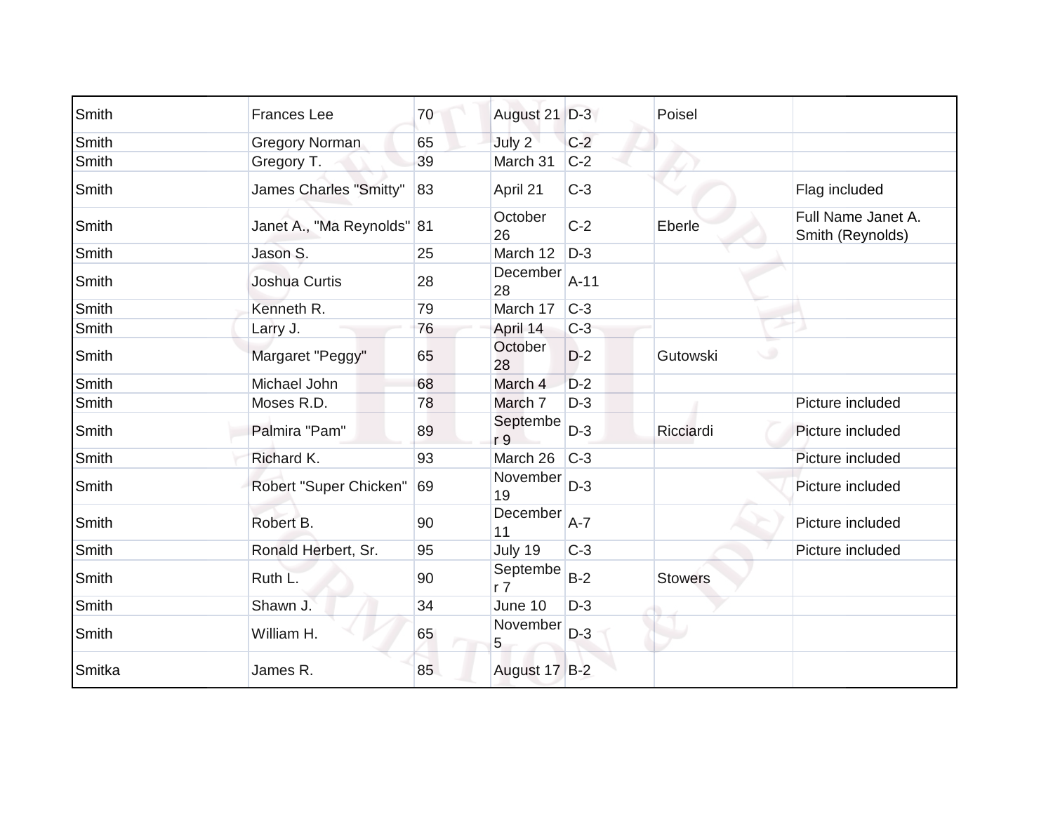| | | | | | | |
|---|---|---|---|---|---|---|
| Smith | Frances Lee | 70 | August 21 | D-3 | Poisel | |
| Smith | Gregory Norman | 65 | July 2 | C-2 | | |
| Smith | Gregory T. | 39 | March 31 | C-2 | | |
| Smith | James Charles "Smitty" | 83 | April 21 | C-3 | | Flag included |
| Smith | Janet A., "Ma Reynolds" | 81 | October 26 | C-2 | Eberle | Full Name Janet A. Smith (Reynolds) |
| Smith | Jason S. | 25 | March 12 | D-3 | | |
| Smith | Joshua Curtis | 28 | December 28 | A-11 | | |
| Smith | Kenneth R. | 79 | March 17 | C-3 | | |
| Smith | Larry J. | 76 | April 14 | C-3 | | |
| Smith | Margaret "Peggy" | 65 | October 28 | D-2 | Gutowski | |
| Smith | Michael John | 68 | March 4 | D-2 | | |
| Smith | Moses R.D. | 78 | March 7 | D-3 | | Picture included |
| Smith | Palmira "Pam" | 89 | September 9 | D-3 | Ricciardi | Picture included |
| Smith | Richard K. | 93 | March 26 | C-3 | | Picture included |
| Smith | Robert "Super Chicken" | 69 | November 19 | D-3 | | Picture included |
| Smith | Robert B. | 90 | December 11 | A-7 | | Picture included |
| Smith | Ronald Herbert, Sr. | 95 | July 19 | C-3 | | Picture included |
| Smith | Ruth L. | 90 | September 7 | B-2 | Stowers | |
| Smith | Shawn J. | 34 | June 10 | D-3 | | |
| Smith | William H. | 65 | November 5 | D-3 | | |
| Smitka | James R. | 85 | August 17 | B-2 | | |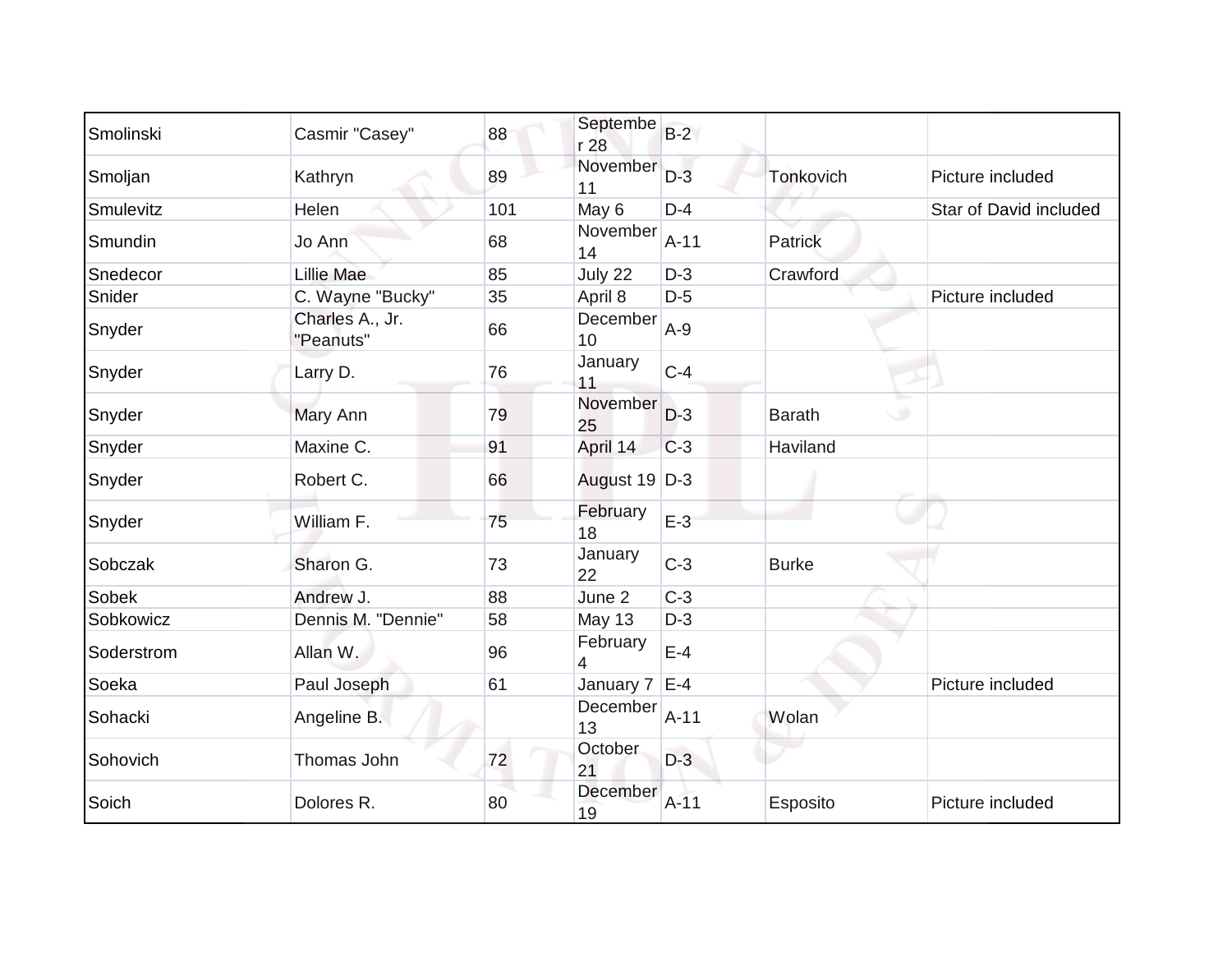| Smolinski | Casmir "Casey" | 88 | September 28 | B-2 | | |
|---|---|---|---|---|---|---|
| Smoljan | Kathryn | 89 | November 11 | D-3 | Tonkovich | Picture included |
| Smulevitz | Helen | 101 | May 6 | D-4 | | Star of David included |
| Smundin | Jo Ann | 68 | November 14 | A-11 | Patrick | |
| Snedecor | Lillie Mae | 85 | July 22 | D-3 | Crawford | |
| Snider | C. Wayne "Bucky" | 35 | April 8 | D-5 | | Picture included |
| Snyder | Charles A., Jr. "Peanuts" | 66 | December 10 | A-9 | | |
| Snyder | Larry D. | 76 | January 11 | C-4 | | |
| Snyder | Mary Ann | 79 | November 25 | D-3 | Barath | |
| Snyder | Maxine C. | 91 | April 14 | C-3 | Haviland | |
| Snyder | Robert C. | 66 | August 19 | D-3 | | |
| Snyder | William F. | 75 | February 18 | E-3 | | |
| Sobczak | Sharon G. | 73 | January 22 | C-3 | Burke | |
| Sobek | Andrew J. | 88 | June 2 | C-3 | | |
| Sobkowicz | Dennis M. "Dennie" | 58 | May 13 | D-3 | | |
| Soderstrom | Allan W. | 96 | February 4 | E-4 | | |
| Soeka | Paul Joseph | 61 | January 7 | E-4 | | Picture included |
| Sohacki | Angeline B. | | December 13 | A-11 | Wolan | |
| Sohovich | Thomas John | 72 | October 21 | D-3 | | |
| Soich | Dolores R. | 80 | December 19 | A-11 | Esposito | Picture included |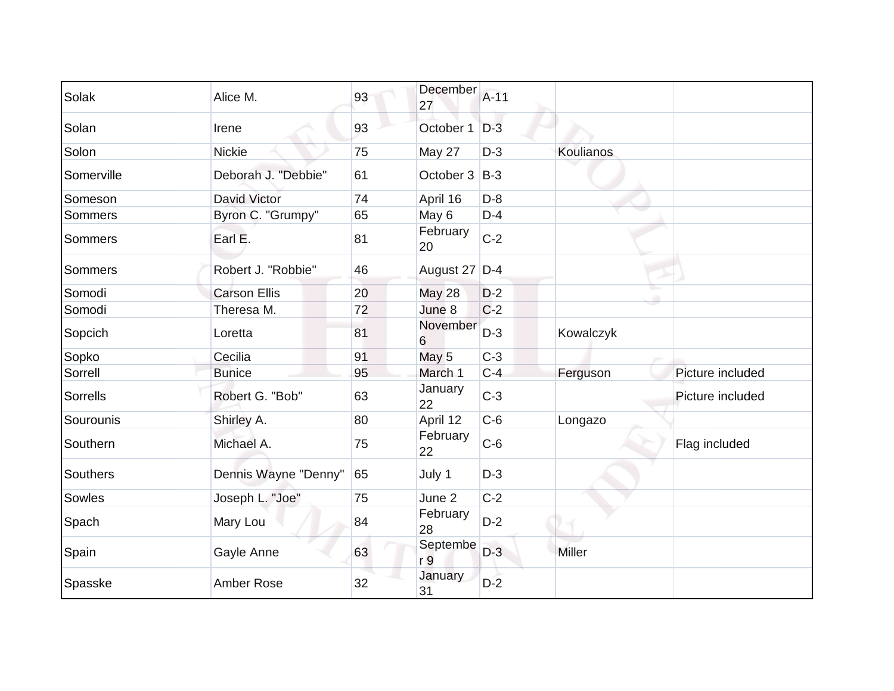| | | | | | | |
|---|---|---|---|---|---|---|
| Solak | Alice M. | 93 | December 27 | A-11 | | |
| Solan | Irene | 93 | October 1 | D-3 | | |
| Solon | Nickie | 75 | May 27 | D-3 | Koulianos | |
| Somerville | Deborah J. "Debbie" | 61 | October 3 | B-3 | | |
| Someson | David Victor | 74 | April 16 | D-8 | | |
| Sommers | Byron C. "Grumpy" | 65 | May 6 | D-4 | | |
| Sommers | Earl E. | 81 | February 20 | C-2 | | |
| Sommers | Robert J. "Robbie" | 46 | August 27 | D-4 | | |
| Somodi | Carson Ellis | 20 | May 28 | D-2 | | |
| Somodi | Theresa M. | 72 | June 8 | C-2 | | |
| Sopcich | Loretta | 81 | November 6 | D-3 | Kowalczyk | |
| Sopko | Cecilia | 91 | May 5 | C-3 | | |
| Sorrell | Bunice | 95 | March 1 | C-4 | Ferguson | Picture included |
| Sorrells | Robert G. "Bob" | 63 | January 22 | C-3 | | Picture included |
| Sourounis | Shirley A. | 80 | April 12 | C-6 | Longazo | |
| Southern | Michael A. | 75 | February 22 | C-6 | | Flag included |
| Southers | Dennis Wayne "Denny" | 65 | July 1 | D-3 | | |
| Sowles | Joseph L. "Joe" | 75 | June 2 | C-2 | | |
| Spach | Mary Lou | 84 | February 28 | D-2 | | |
| Spain | Gayle Anne | 63 | September 9 | D-3 | Miller | |
| Spasske | Amber Rose | 32 | January 31 | D-2 | | |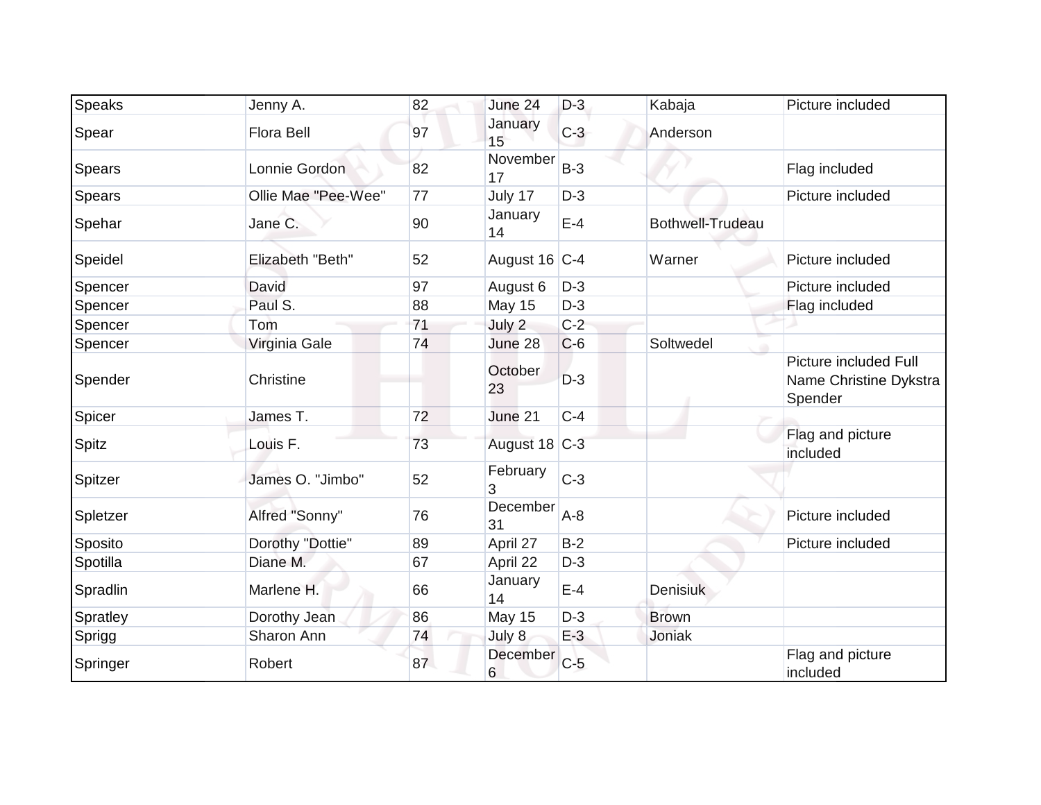| Speaks | Jenny A. | 82 | June 24 | D-3 | Kabaja | Picture included |
|---|---|---|---|---|---|---|
| Spear | Flora Bell | 97 | January 15 | C-3 | Anderson | |
| Spears | Lonnie Gordon | 82 | November 17 | B-3 | | Flag included |
| Spears | Ollie Mae "Pee-Wee" | 77 | July 17 | D-3 | | Picture included |
| Spehar | Jane C. | 90 | January 14 | E-4 | Bothwell-Trudeau | |
| Speidel | Elizabeth "Beth" | 52 | August 16 | C-4 | Warner | Picture included |
| Spencer | David | 97 | August 6 | D-3 | | Picture included |
| Spencer | Paul S. | 88 | May 15 | D-3 | | Flag included |
| Spencer | Tom | 71 | July 2 | C-2 | | |
| Spencer | Virginia Gale | 74 | June 28 | C-6 | Soltwedel | |
| Spender | Christine | | October 23 | D-3 | | Picture included Full Name Christine Dykstra Spender |
| Spicer | James T. | 72 | June 21 | C-4 | | |
| Spitz | Louis F. | 73 | August 18 | C-3 | | Flag and picture included |
| Spitzer | James O. "Jimbo" | 52 | February 3 | C-3 | | |
| Spletzer | Alfred "Sonny" | 76 | December 31 | A-8 | | Picture included |
| Sposito | Dorothy "Dottie" | 89 | April 27 | B-2 | | Picture included |
| Spotilla | Diane M. | 67 | April 22 | D-3 | | |
| Spradlin | Marlene H. | 66 | January 14 | E-4 | Denisiuk | |
| Spratley | Dorothy Jean | 86 | May 15 | D-3 | Brown | |
| Sprigg | Sharon Ann | 74 | July 8 | E-3 | Joniak | |
| Springer | Robert | 87 | December 6 | C-5 | | Flag and picture included |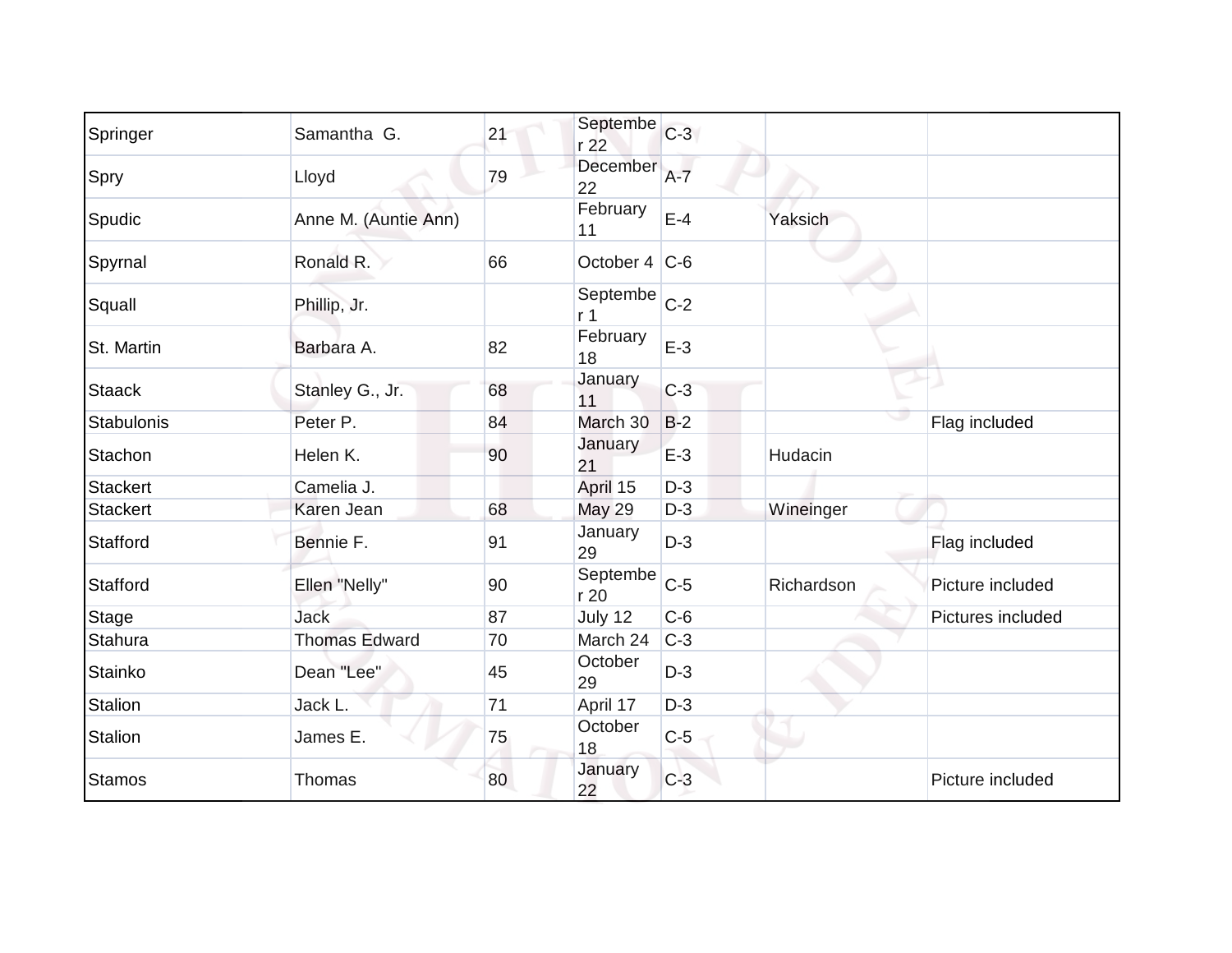| | | | | | | |
|---|---|---|---|---|---|---|
| Springer | Samantha G. | 21 | September 22 | C-3 | | |
| Spry | Lloyd | 79 | December 22 | A-7 | | |
| Spudic | Anne M. (Auntie Ann) | | February 11 | E-4 | Yaksich | |
| Spyrnal | Ronald R. | 66 | October 4 | C-6 | | |
| Squall | Phillip, Jr. | | September 1 | C-2 | | |
| St. Martin | Barbara A. | 82 | February 18 | E-3 | | |
| Staack | Stanley G., Jr. | 68 | January 11 | C-3 | | |
| Stabulonis | Peter P. | 84 | March 30 | B-2 | | Flag included |
| Stachon | Helen K. | 90 | January 21 | E-3 | Hudacin | |
| Stackert | Camelia J. | | April 15 | D-3 | | |
| Stackert | Karen Jean | 68 | May 29 | D-3 | Wineinger | |
| Stafford | Bennie F. | 91 | January 29 | D-3 | | Flag included |
| Stafford | Ellen "Nelly" | 90 | September 20 | C-5 | Richardson | Picture included |
| Stage | Jack | 87 | July 12 | C-6 | | Pictures included |
| Stahura | Thomas Edward | 70 | March 24 | C-3 | | |
| Stainko | Dean "Lee" | 45 | October 29 | D-3 | | |
| Stalion | Jack L. | 71 | April 17 | D-3 | | |
| Stalion | James E. | 75 | October 18 | C-5 | | |
| Stamos | Thomas | 80 | January 22 | C-3 | | Picture included |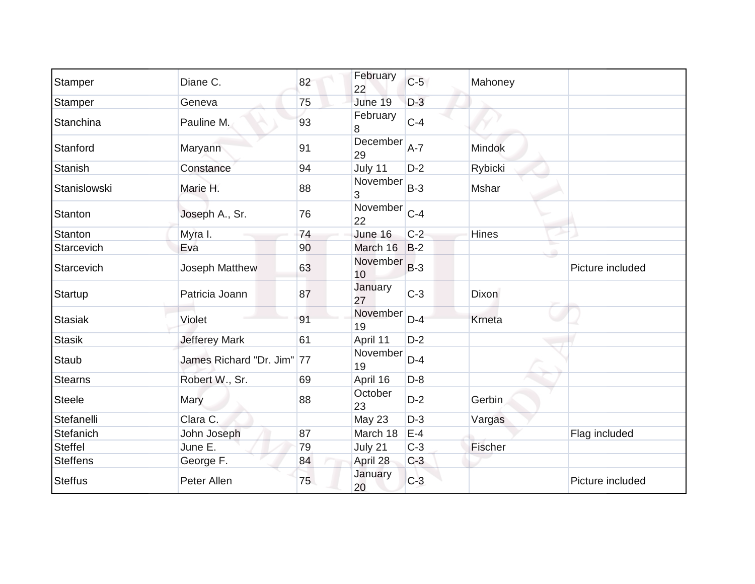| | | | | | | |
|---|---|---|---|---|---|---|
| Stamper | Diane C. | 82 | February 22 | C-5 | Mahoney | |
| Stamper | Geneva | 75 | June 19 | D-3 | | |
| Stanchina | Pauline M. | 93 | February 8 | C-4 | | |
| Stanford | Maryann | 91 | December 29 | A-7 | Mindok | |
| Stanish | Constance | 94 | July 11 | D-2 | Rybicki | |
| Stanislowski | Marie H. | 88 | November 3 | B-3 | Mshar | |
| Stanton | Joseph A., Sr. | 76 | November 22 | C-4 | | |
| Stanton | Myra I. | 74 | June 16 | C-2 | Hines | |
| Starcevich | Eva | 90 | March 16 | B-2 | | |
| Starcevich | Joseph Matthew | 63 | November 10 | B-3 | | Picture included |
| Startup | Patricia Joann | 87 | January 27 | C-3 | Dixon | |
| Stasiak | Violet | 91 | November 19 | D-4 | Krneta | |
| Stasik | Jefferey Mark | 61 | April 11 | D-2 | | |
| Staub | James Richard "Dr. Jim" | 77 | November 19 | D-4 | | |
| Stearns | Robert W., Sr. | 69 | April 16 | D-8 | | |
| Steele | Mary | 88 | October 23 | D-2 | Gerbin | |
| Stefanelli | Clara C. | | May 23 | D-3 | Vargas | |
| Stefanich | John Joseph | 87 | March 18 | E-4 | | Flag included |
| Steffel | June E. | 79 | July 21 | C-3 | Fischer | |
| Steffens | George F. | 84 | April 28 | C-3 | | |
| Steffus | Peter Allen | 75 | January 20 | C-3 | | Picture included |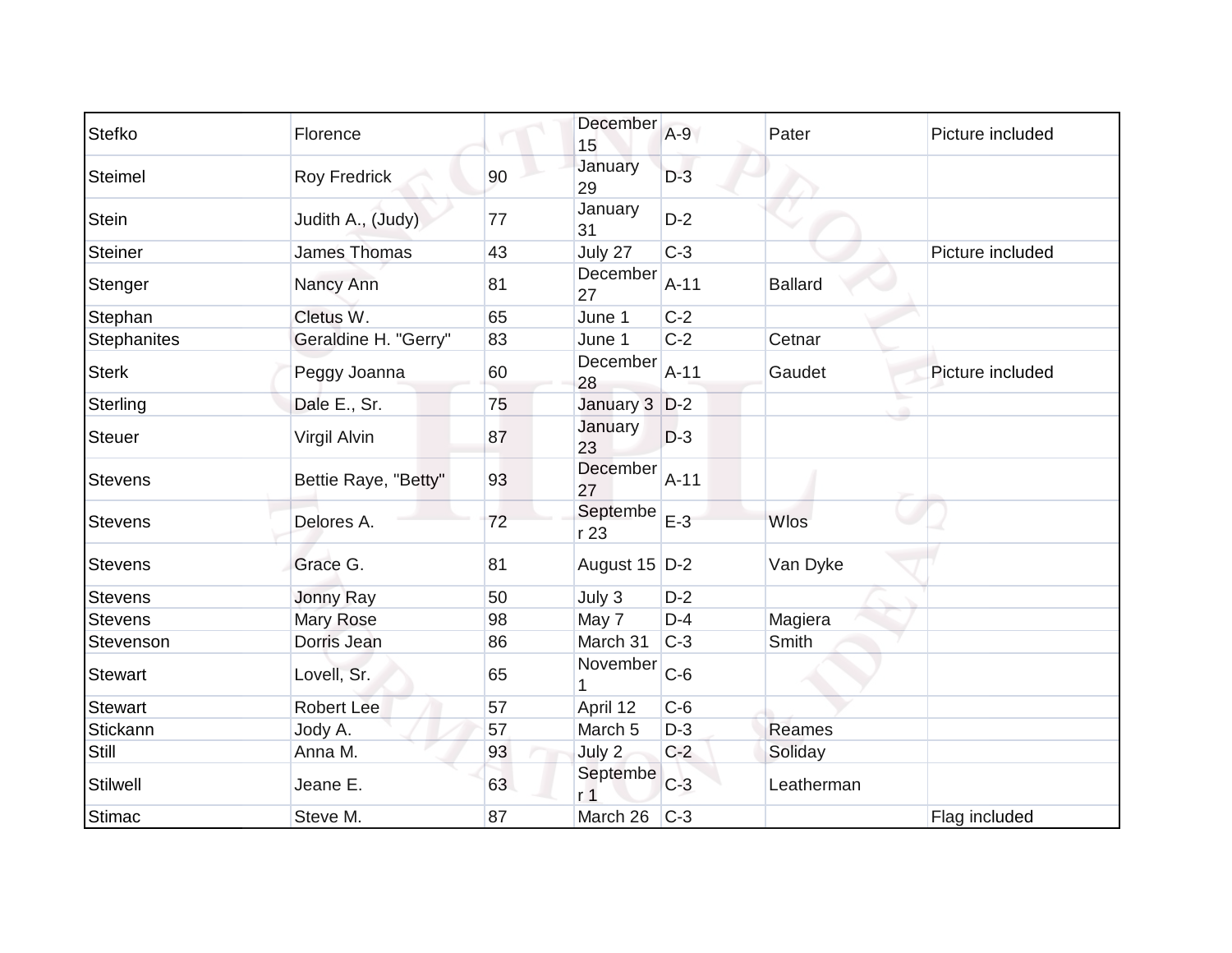| | | | | | | |
|---|---|---|---|---|---|---|
| Stefko | Florence | | December 15 | A-9 | Pater | Picture included |
| Steimel | Roy Fredrick | 90 | January 29 | D-3 | | |
| Stein | Judith A., (Judy) | 77 | January 31 | D-2 | | |
| Steiner | James Thomas | 43 | July 27 | C-3 | | Picture included |
| Stenger | Nancy Ann | 81 | December 27 | A-11 | Ballard | |
| Stephan | Cletus W. | 65 | June 1 | C-2 | | |
| Stephanites | Geraldine H. "Gerry" | 83 | June 1 | C-2 | Cetnar | |
| Sterk | Peggy Joanna | 60 | December 28 | A-11 | Gaudet | Picture included |
| Sterling | Dale E., Sr. | 75 | January 3 | D-2 | | |
| Steuer | Virgil Alvin | 87 | January 23 | D-3 | | |
| Stevens | Bettie Raye, "Betty" | 93 | December 27 | A-11 | | |
| Stevens | Delores A. | 72 | September 23 | E-3 | Wlos | |
| Stevens | Grace G. | 81 | August 15 | D-2 | Van Dyke | |
| Stevens | Jonny Ray | 50 | July 3 | D-2 | | |
| Stevens | Mary Rose | 98 | May 7 | D-4 | Magiera | |
| Stevenson | Dorris Jean | 86 | March 31 | C-3 | Smith | |
| Stewart | Lovell, Sr. | 65 | November 1 | C-6 | | |
| Stewart | Robert Lee | 57 | April 12 | C-6 | | |
| Stickann | Jody A. | 57 | March 5 | D-3 | Reames | |
| Still | Anna M. | 93 | July 2 | C-2 | Soliday | |
| Stilwell | Jeane E. | 63 | September 1 | C-3 | Leatherman | |
| Stimac | Steve M. | 87 | March 26 | C-3 | | Flag included |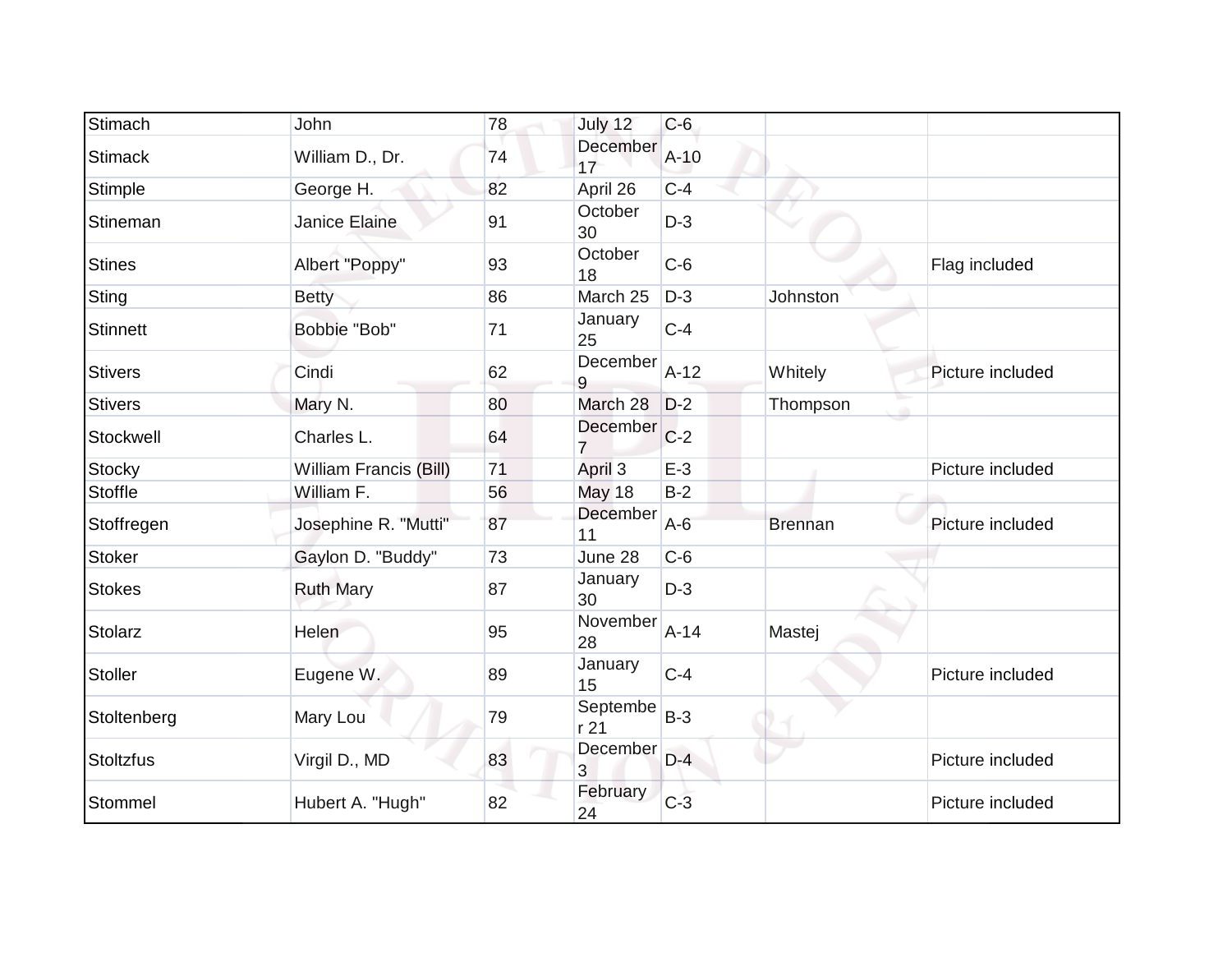| Stimach | John | 78 | July 12 | C-6 | | |
|---|---|---|---|---|---|---|
| Stimack | William D., Dr. | 74 | December 17 | A-10 | | |
| Stimple | George H. | 82 | April 26 | C-4 | | |
| Stineman | Janice Elaine | 91 | October 30 | D-3 | | |
| Stines | Albert "Poppy" | 93 | October 18 | C-6 | | Flag included |
| Sting | Betty | 86 | March 25 | D-3 | Johnston | |
| Stinnett | Bobbie "Bob" | 71 | January 25 | C-4 | | |
| Stivers | Cindi | 62 | December 9 | A-12 | Whitely | Picture included |
| Stivers | Mary N. | 80 | March 28 | D-2 | Thompson | |
| Stockwell | Charles L. | 64 | December 7 | C-2 | | |
| Stocky | William Francis (Bill) | 71 | April 3 | E-3 | | Picture included |
| Stoffle | William F. | 56 | May 18 | B-2 | | |
| Stoffregen | Josephine R. "Mutti" | 87 | December 11 | A-6 | Brennan | Picture included |
| Stoker | Gaylon D. "Buddy" | 73 | June 28 | C-6 | | |
| Stokes | Ruth Mary | 87 | January 30 | D-3 | | |
| Stolarz | Helen | 95 | November 28 | A-14 | Mastej | |
| Stoller | Eugene W. | 89 | January 15 | C-4 | | Picture included |
| Stoltenberg | Mary Lou | 79 | September 21 | B-3 | | |
| Stoltzfus | Virgil D., MD | 83 | December 3 | D-4 | | Picture included |
| Stommel | Hubert A. "Hugh" | 82 | February 24 | C-3 | | Picture included |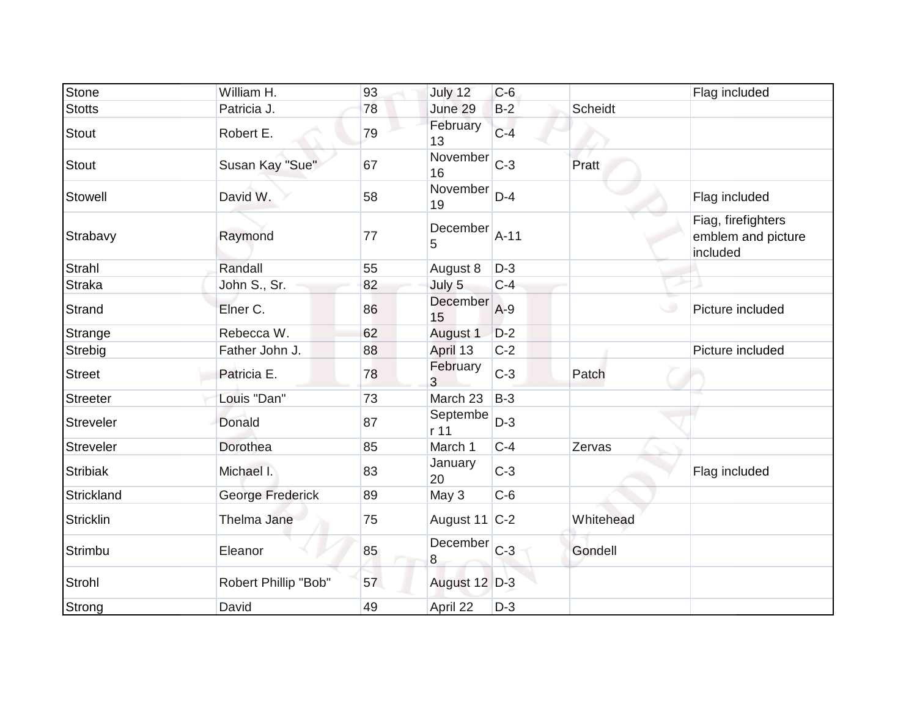| Stone | William H. | 93 | July 12 | C-6 | | Flag included |
|---|---|---|---|---|---|---|
| Stotts | Patricia J. | 78 | June 29 | B-2 | Scheidt | |
| Stout | Robert E. | 79 | February 13 | C-4 | | |
| Stout | Susan Kay "Sue" | 67 | November 16 | C-3 | Pratt | |
| Stowell | David W. | 58 | November 19 | D-4 | | Flag included |
| Strabavy | Raymond | 77 | December 5 | A-11 | | Fiag, firefighters emblem and picture included |
| Strahl | Randall | 55 | August 8 | D-3 | | |
| Straka | John S., Sr. | 82 | July 5 | C-4 | | |
| Strand | Elner C. | 86 | December 15 | A-9 | | Picture included |
| Strange | Rebecca W. | 62 | August 1 | D-2 | | |
| Strebig | Father John J. | 88 | April 13 | C-2 | | Picture included |
| Street | Patricia E. | 78 | February 3 | C-3 | Patch | |
| Streeter | Louis "Dan" | 73 | March 23 | B-3 | | |
| Streveler | Donald | 87 | September 11 | D-3 | | |
| Streveler | Dorothea | 85 | March 1 | C-4 | Zervas | |
| Stribiak | Michael I. | 83 | January 20 | C-3 | | Flag included |
| Strickland | George Frederick | 89 | May 3 | C-6 | | |
| Stricklin | Thelma Jane | 75 | August 11 | C-2 | Whitehead | |
| Strimbu | Eleanor | 85 | December 8 | C-3 | Gondell | |
| Strohl | Robert Phillip "Bob" | 57 | August 12 | D-3 | | |
| Strong | David | 49 | April 22 | D-3 | | |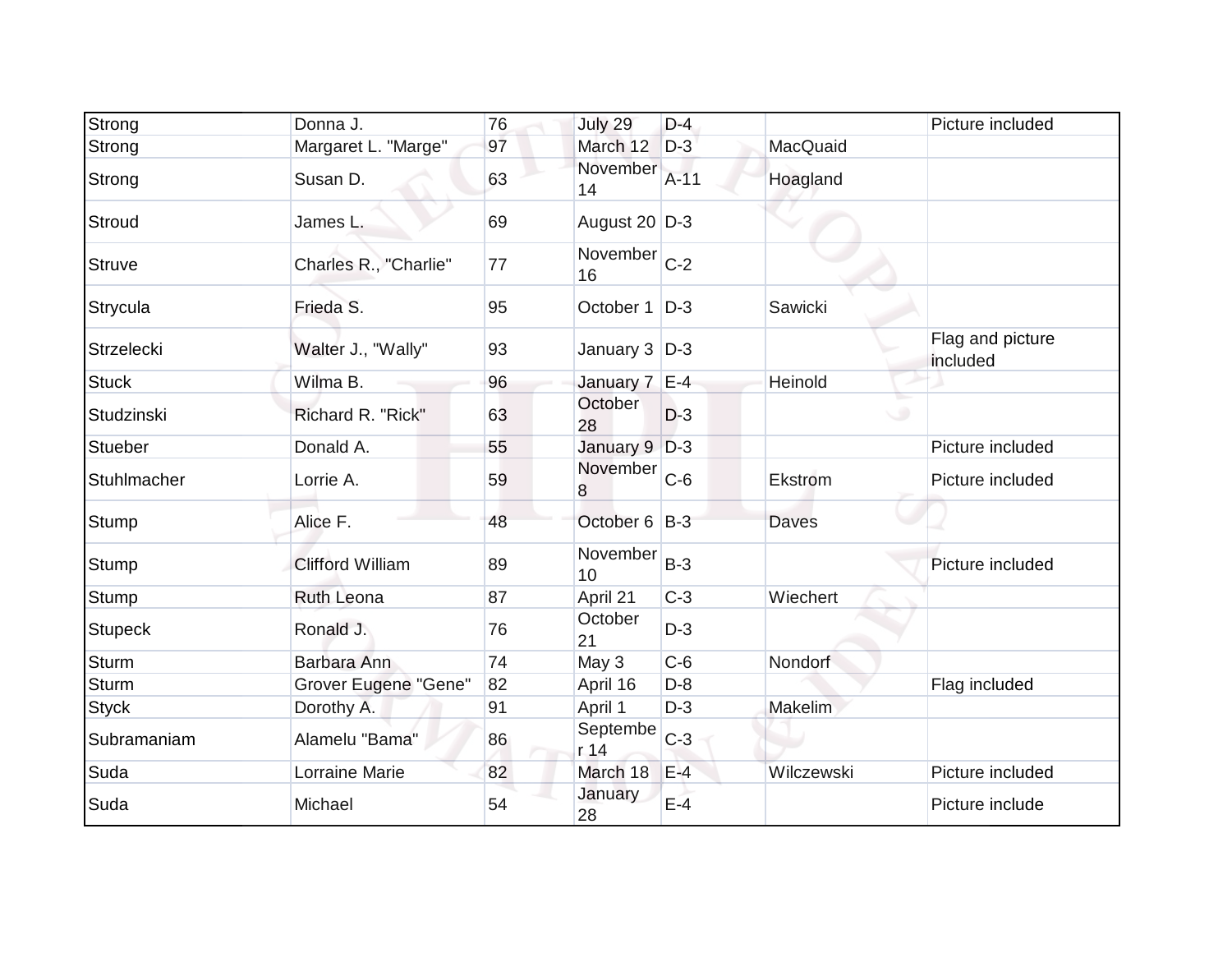| Strong | Donna J. | 76 | July 29 | D-4 | | Picture included |
|---|---|---|---|---|---|---|
| Strong | Margaret L. "Marge" | 97 | March 12 | D-3 | MacQuaid | |
| Strong | Susan D. | 63 | November 14 | A-11 | Hoagland | |
| Stroud | James L. | 69 | August 20 | D-3 | | |
| Struve | Charles R., "Charlie" | 77 | November 16 | C-2 | | |
| Strycula | Frieda S. | 95 | October 1 | D-3 | Sawicki | |
| Strzelecki | Walter J., "Wally" | 93 | January 3 | D-3 | | Flag and picture included |
| Stuck | Wilma B. | 96 | January 7 | E-4 | Heinold | |
| Studzinski | Richard R. "Rick" | 63 | October 28 | D-3 | | |
| Stueber | Donald A. | 55 | January 9 | D-3 | | Picture included |
| Stuhlmacher | Lorrie A. | 59 | November 8 | C-6 | Ekstrom | Picture included |
| Stump | Alice F. | 48 | October 6 | B-3 | Daves | |
| Stump | Clifford William | 89 | November 10 | B-3 | | Picture included |
| Stump | Ruth Leona | 87 | April 21 | C-3 | Wiechert | |
| Stupeck | Ronald J. | 76 | October 21 | D-3 | | |
| Sturm | Barbara Ann | 74 | May 3 | C-6 | Nondorf | |
| Sturm | Grover Eugene "Gene" | 82 | April 16 | D-8 | | Flag included |
| Styck | Dorothy A. | 91 | April 1 | D-3 | Makelim | |
| Subramaniam | Alamelu "Bama" | 86 | September 14 | C-3 | | |
| Suda | Lorraine Marie | 82 | March 18 | E-4 | Wilczewski | Picture included |
| Suda | Michael | 54 | January 28 | E-4 | | Picture include |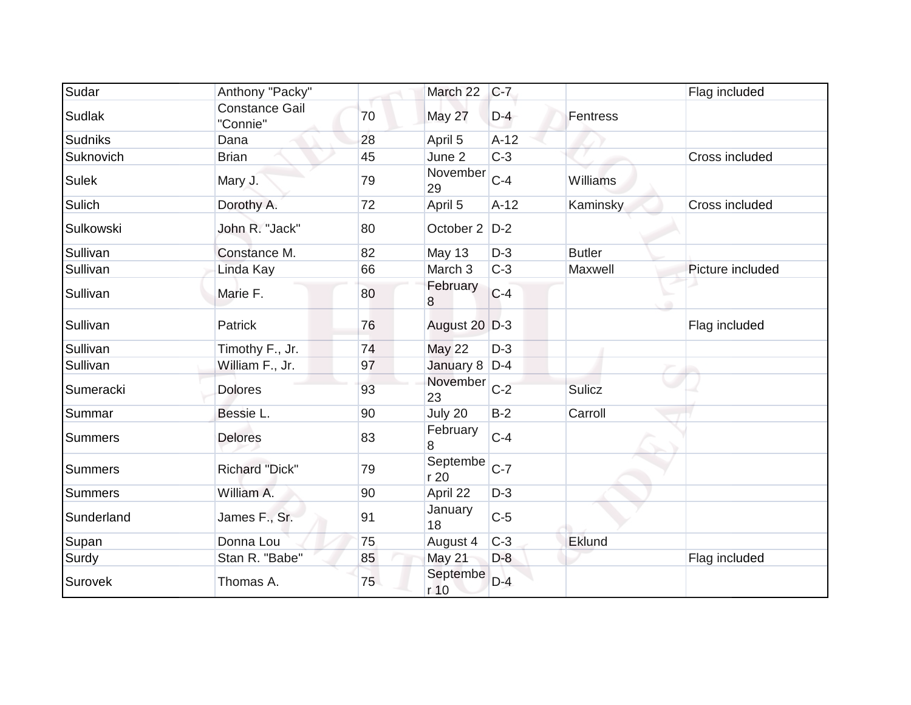| | | | | | | |
|---|---|---|---|---|---|---|
| Sudar | Anthony "Packy" | | March 22 | C-7 | | Flag included |
| Sudlak | Constance Gail "Connie" | 70 | May 27 | D-4 | Fentress | |
| Sudniks | Dana | 28 | April 5 | A-12 | | |
| Suknovich | Brian | 45 | June 2 | C-3 | | Cross included |
| Sulek | Mary J. | 79 | November 29 | C-4 | Williams | |
| Sulich | Dorothy A. | 72 | April 5 | A-12 | Kaminsky | Cross included |
| Sulkowski | John R. "Jack" | 80 | October 2 | D-2 | | |
| Sullivan | Constance M. | 82 | May 13 | D-3 | Butler | |
| Sullivan | Linda Kay | 66 | March 3 | C-3 | Maxwell | Picture included |
| Sullivan | Marie F. | 80 | February 8 | C-4 | | |
| Sullivan | Patrick | 76 | August 20 | D-3 | | Flag included |
| Sullivan | Timothy F., Jr. | 74 | May 22 | D-3 | | |
| Sullivan | William F., Jr. | 97 | January 8 | D-4 | | |
| Sumeracki | Dolores | 93 | November 23 | C-2 | Sulicz | |
| Summar | Bessie L. | 90 | July 20 | B-2 | Carroll | |
| Summers | Delores | 83 | February 8 | C-4 | | |
| Summers | Richard "Dick" | 79 | September 20 | C-7 | | |
| Summers | William A. | 90 | April 22 | D-3 | | |
| Sunderland | James F., Sr. | 91 | January 18 | C-5 | | |
| Supan | Donna Lou | 75 | August 4 | C-3 | Eklund | |
| Surdy | Stan R. "Babe" | 85 | May 21 | D-8 | | Flag included |
| Surovek | Thomas A. | 75 | September 10 | D-4 | | |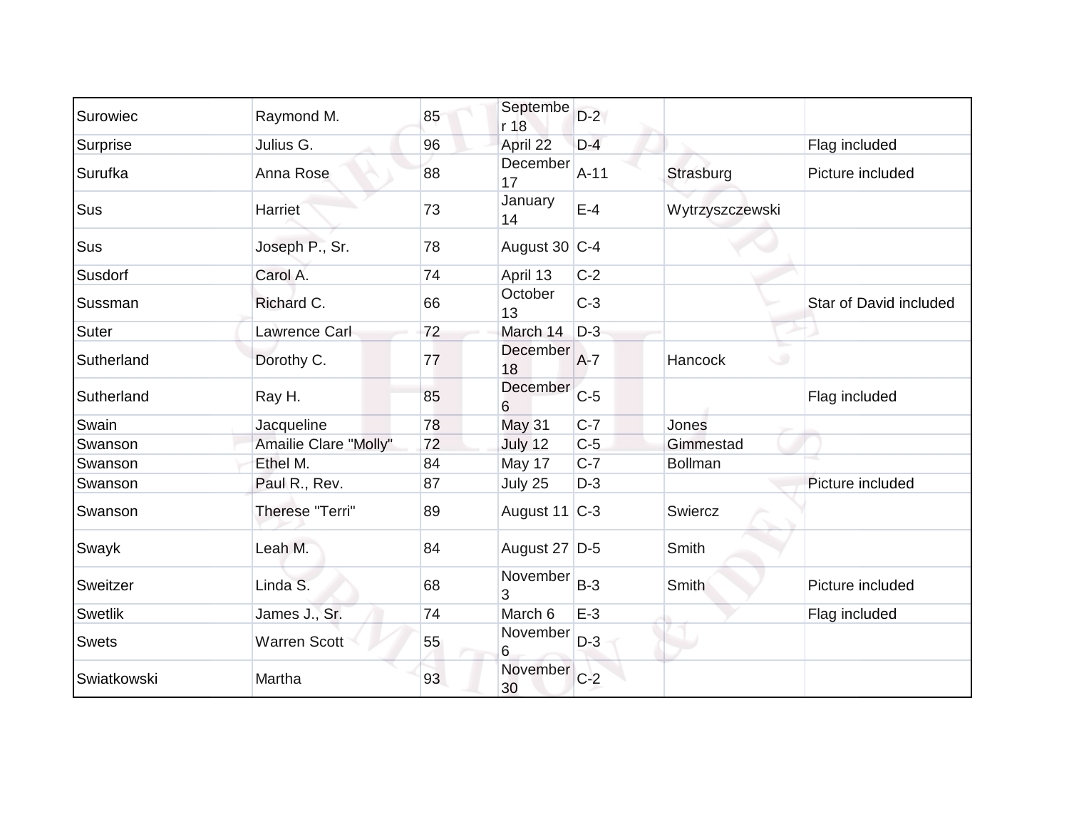| | | | | | | |
|---|---|---|---|---|---|---|
| Surowiec | Raymond M. | 85 | September 18 | D-2 | | |
| Surprise | Julius G. | 96 | April 22 | D-4 | | Flag included |
| Surufka | Anna Rose | 88 | December 17 | A-11 | Strasburg | Picture included |
| Sus | Harriet | 73 | January 14 | E-4 | Wytrzyszczewski | |
| Sus | Joseph P., Sr. | 78 | August 30 | C-4 | | |
| Susdorf | Carol A. | 74 | April 13 | C-2 | | |
| Sussman | Richard C. | 66 | October 13 | C-3 | | Star of David included |
| Suter | Lawrence Carl | 72 | March 14 | D-3 | | |
| Sutherland | Dorothy C. | 77 | December 18 | A-7 | Hancock | |
| Sutherland | Ray H. | 85 | December 6 | C-5 | | Flag included |
| Swain | Jacqueline | 78 | May 31 | C-7 | Jones | |
| Swanson | Amailie Clare "Molly" | 72 | July 12 | C-5 | Gimmestad | |
| Swanson | Ethel M. | 84 | May 17 | C-7 | Bollman | |
| Swanson | Paul R., Rev. | 87 | July 25 | D-3 | | Picture included |
| Swanson | Therese "Terri" | 89 | August 11 | C-3 | Swiercz | |
| Swayk | Leah M. | 84 | August 27 | D-5 | Smith | |
| Sweitzer | Linda S. | 68 | November 3 | B-3 | Smith | Picture included |
| Swetlik | James J., Sr. | 74 | March 6 | E-3 | | Flag included |
| Swets | Warren Scott | 55 | November 6 | D-3 | | |
| Swiatkowski | Martha | 93 | November 30 | C-2 | | |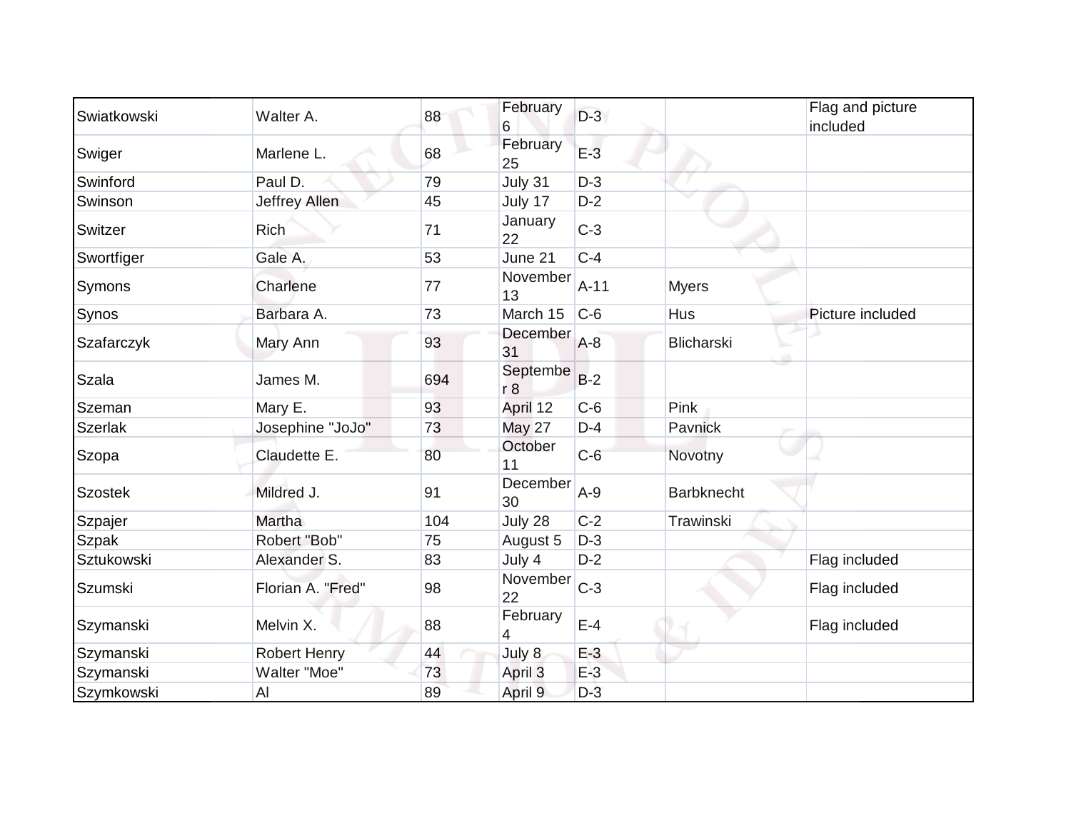| | | | | | | |
|---|---|---|---|---|---|---|
| Swiatkowski | Walter A. | 88 | February 6 | D-3 | | Flag and picture included |
| Swiger | Marlene L. | 68 | February 25 | E-3 | | |
| Swinford | Paul D. | 79 | July 31 | D-3 | | |
| Swinson | Jeffrey Allen | 45 | July 17 | D-2 | | |
| Switzer | Rich | 71 | January 22 | C-3 | | |
| Swortfiger | Gale A. | 53 | June 21 | C-4 | | |
| Symons | Charlene | 77 | November 13 | A-11 | Myers | |
| Synos | Barbara A. | 73 | March 15 | C-6 | Hus | Picture included |
| Szafarczyk | Mary Ann | 93 | December 31 | A-8 | Blicharski | |
| Szala | James M. | 694 | September 8 | B-2 | | |
| Szeman | Mary E. | 93 | April 12 | C-6 | Pink | |
| Szerlak | Josephine "JoJo" | 73 | May 27 | D-4 | Pavnick | |
| Szopa | Claudette E. | 80 | October 11 | C-6 | Novotny | |
| Szostek | Mildred J. | 91 | December 30 | A-9 | Barbknecht | |
| Szpajer | Martha | 104 | July 28 | C-2 | Trawinski | |
| Szpak | Robert "Bob" | 75 | August 5 | D-3 | | |
| Sztukowski | Alexander S. | 83 | July 4 | D-2 | | Flag included |
| Szumski | Florian A. "Fred" | 98 | November 22 | C-3 | | Flag included |
| Szymanski | Melvin X. | 88 | February 4 | E-4 | | Flag included |
| Szymanski | Robert Henry | 44 | July 8 | E-3 | | |
| Szymanski | Walter "Moe" | 73 | April 3 | E-3 | | |
| Szymkowski | Al | 89 | April 9 | D-3 | | |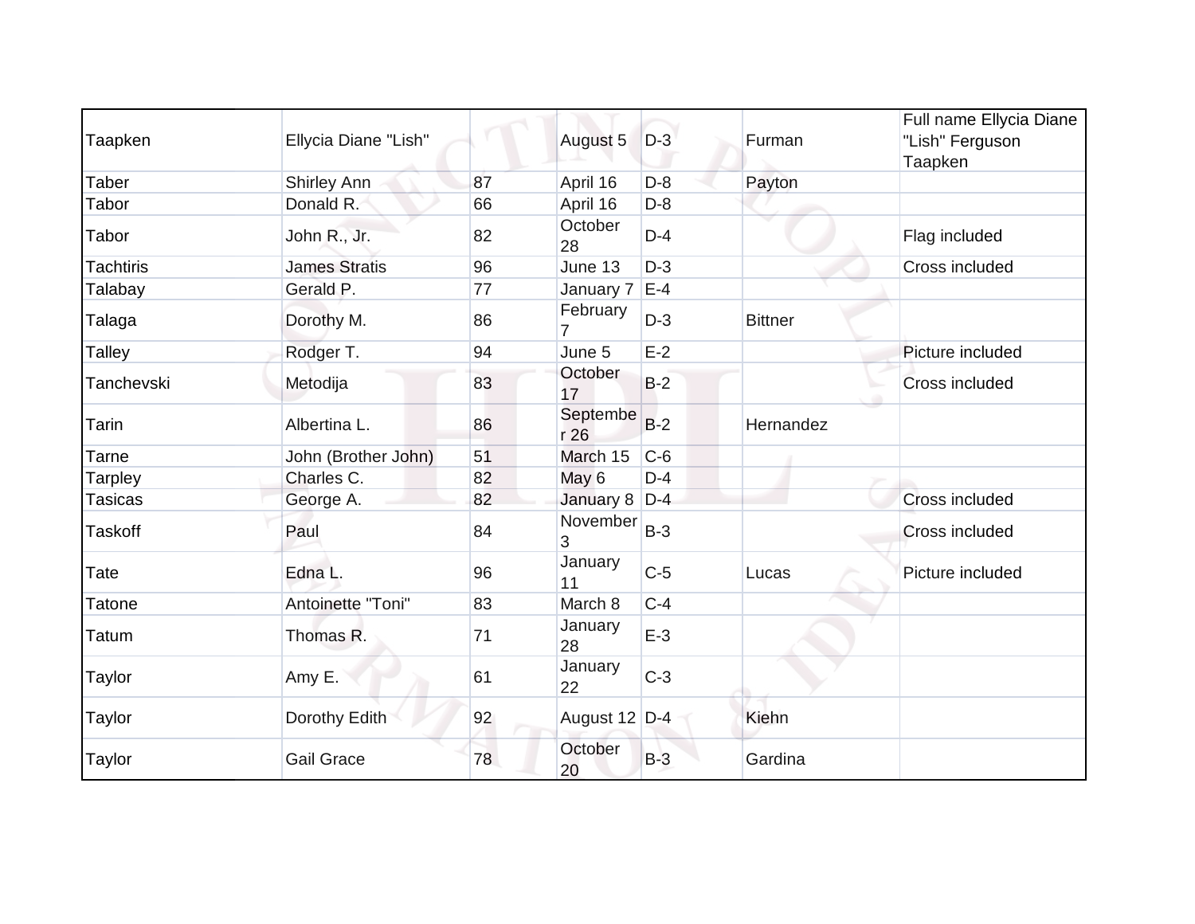| Taapken | Ellycia Diane "Lish" | | August 5 | D-3 | Furman | Full name Ellycia Diane "Lish" Ferguson Taapken |
|---|---|---|---|---|---|---|
| Taber | Shirley Ann | 87 | April 16 | D-8 | Payton | |
| Tabor | Donald R. | 66 | April 16 | D-8 | | |
| Tabor | John R., Jr. | 82 | October 28 | D-4 | | Flag included |
| Tachtiris | James Stratis | 96 | June 13 | D-3 | | Cross included |
| Talabay | Gerald P. | 77 | January 7 | E-4 | | |
| Talaga | Dorothy M. | 86 | February 7 | D-3 | Bittner | |
| Talley | Rodger T. | 94 | June 5 | E-2 | | Picture included |
| Tanchevski | Metodija | 83 | October 17 | B-2 | | Cross included |
| Tarin | Albertina L. | 86 | September 26 | B-2 | Hernandez | |
| Tarne | John (Brother John) | 51 | March 15 | C-6 | | |
| Tarpley | Charles C. | 82 | May 6 | D-4 | | |
| Tasicas | George A. | 82 | January 8 | D-4 | | Cross included |
| Taskoff | Paul | 84 | November 3 | B-3 | | Cross included |
| Tate | Edna L. | 96 | January 11 | C-5 | Lucas | Picture included |
| Tatone | Antoinette "Toni" | 83 | March 8 | C-4 | | |
| Tatum | Thomas R. | 71 | January 28 | E-3 | | |
| Taylor | Amy E. | 61 | January 22 | C-3 | | |
| Taylor | Dorothy Edith | 92 | August 12 | D-4 | Kiehn | |
| Taylor | Gail Grace | 78 | October 20 | B-3 | Gardina | |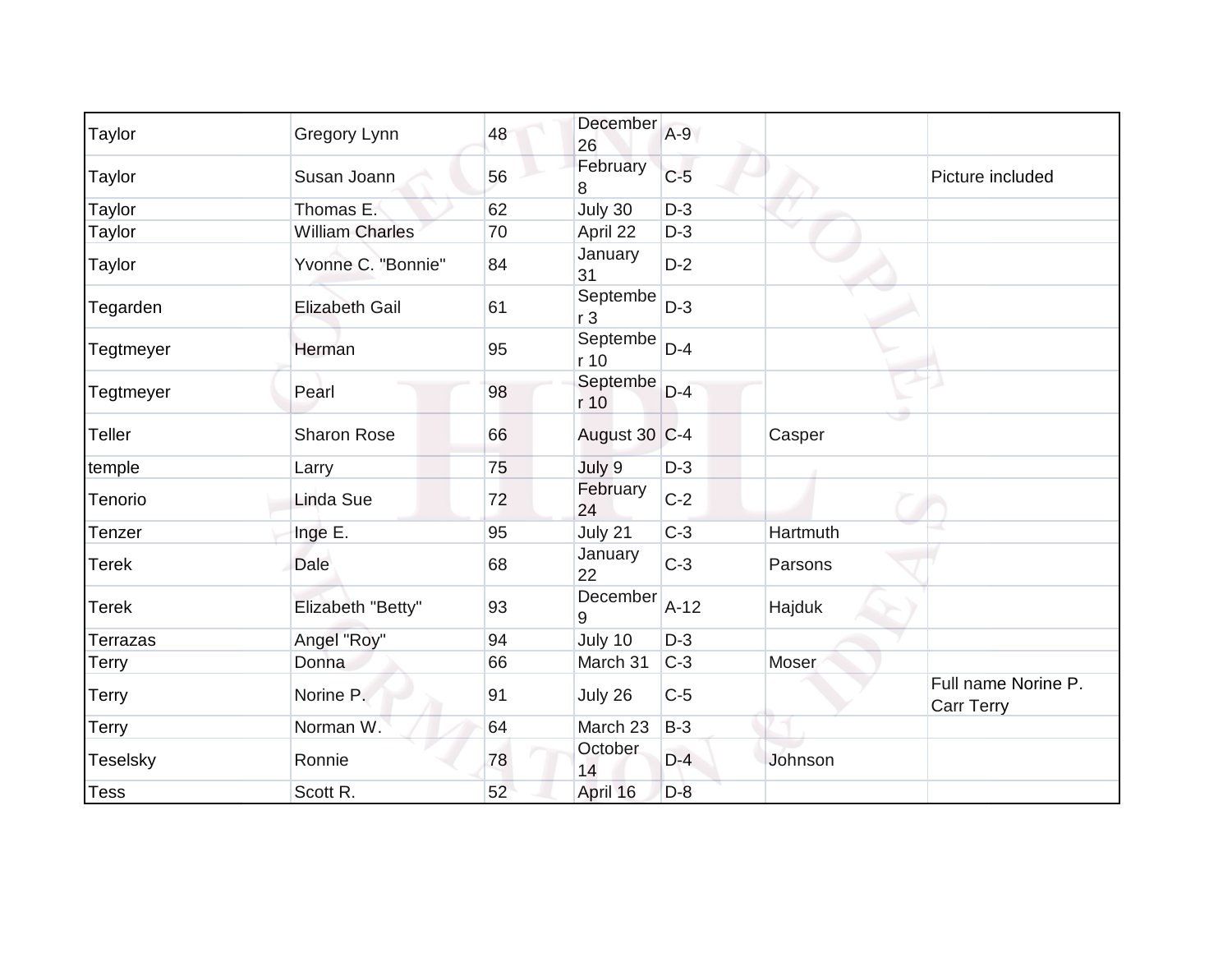| | | | | | | |
|---|---|---|---|---|---|---|
| Taylor | Gregory Lynn | 48 | December 26 | A-9 | | |
| Taylor | Susan Joann | 56 | February 8 | C-5 | | Picture included |
| Taylor | Thomas E. | 62 | July 30 | D-3 | | |
| Taylor | William Charles | 70 | April 22 | D-3 | | |
| Taylor | Yvonne C. "Bonnie" | 84 | January 31 | D-2 | | |
| Tegarden | Elizabeth Gail | 61 | September 3 | D-3 | | |
| Tegtmeyer | Herman | 95 | September 10 | D-4 | | |
| Tegtmeyer | Pearl | 98 | September 10 | D-4 | | |
| Teller | Sharon Rose | 66 | August 30 | C-4 | Casper | |
| temple | Larry | 75 | July 9 | D-3 | | |
| Tenorio | Linda Sue | 72 | February 24 | C-2 | | |
| Tenzer | Inge E. | 95 | July 21 | C-3 | Hartmuth | |
| Terek | Dale | 68 | January 22 | C-3 | Parsons | |
| Terek | Elizabeth "Betty" | 93 | December 9 | A-12 | Hajduk | |
| Terrazas | Angel "Roy" | 94 | July 10 | D-3 | | |
| Terry | Donna | 66 | March 31 | C-3 | Moser | |
| Terry | Norine P. | 91 | July 26 | C-5 | | Full name Norine P. Carr Terry |
| Terry | Norman W. | 64 | March 23 | B-3 | | |
| Teselsky | Ronnie | 78 | October 14 | D-4 | Johnson | |
| Tess | Scott R. | 52 | April 16 | D-8 | | |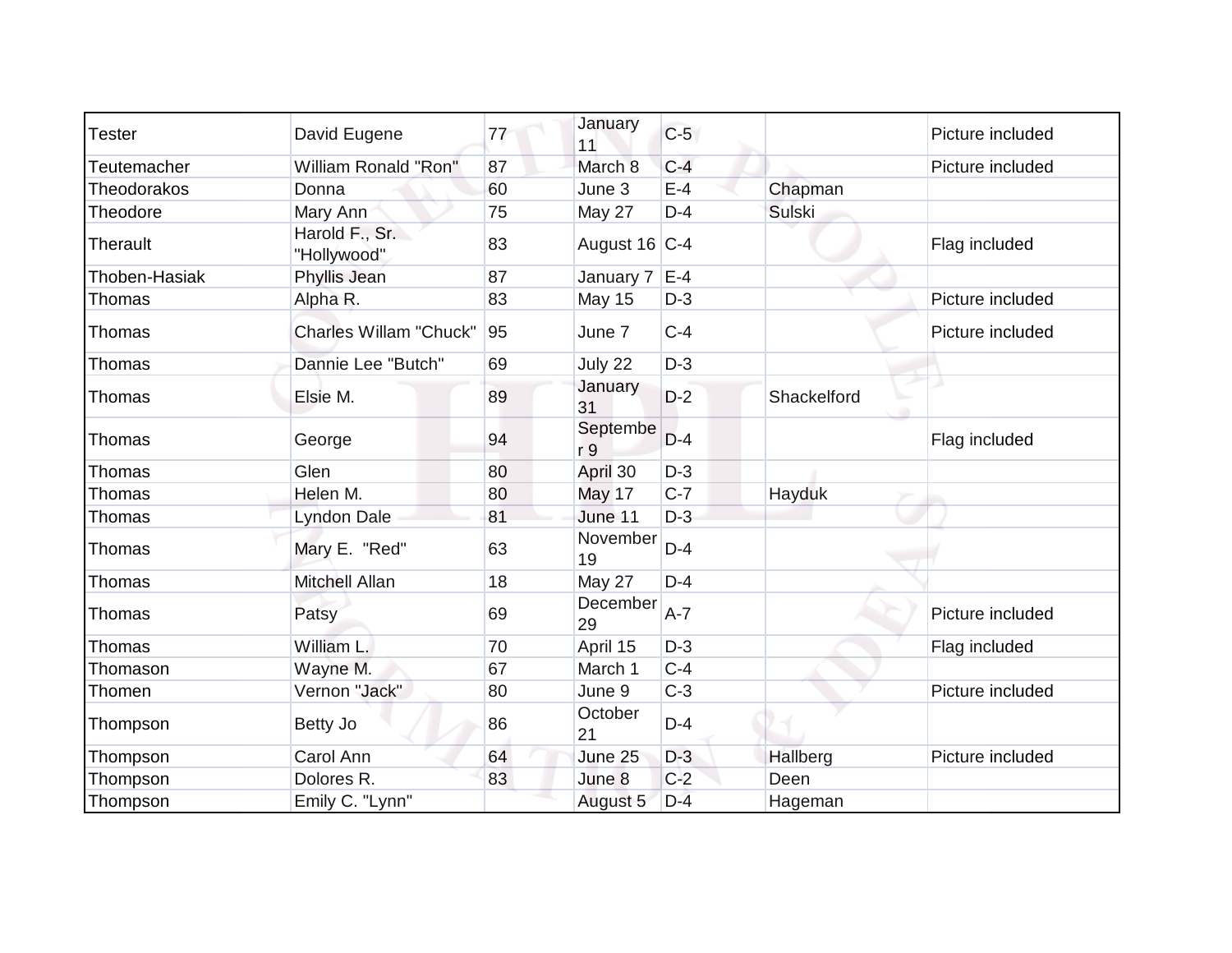| Tester | David Eugene | 77 | January 11 | C-5 | | Picture included |
|---|---|---|---|---|---|---|
| Teutemacher | William Ronald "Ron" | 87 | March 8 | C-4 | | Picture included |
| Theodorakos | Donna | 60 | June 3 | E-4 | Chapman | |
| Theodore | Mary Ann | 75 | May 27 | D-4 | Sulski | |
| Therault | Harold F., Sr. "Hollywood" | 83 | August 16 | C-4 | | Flag included |
| Thoben-Hasiak | Phyllis Jean | 87 | January 7 | E-4 | | |
| Thomas | Alpha R. | 83 | May 15 | D-3 | | Picture included |
| Thomas | Charles Willam "Chuck" | 95 | June 7 | C-4 | | Picture included |
| Thomas | Dannie Lee "Butch" | 69 | July 22 | D-3 | | |
| Thomas | Elsie M. | 89 | January 31 | D-2 | Shackelford | |
| Thomas | George | 94 | September 9 | D-4 | | Flag included |
| Thomas | Glen | 80 | April 30 | D-3 | | |
| Thomas | Helen M. | 80 | May 17 | C-7 | Hayduk | |
| Thomas | Lyndon Dale | 81 | June 11 | D-3 | | |
| Thomas | Mary E. "Red" | 63 | November 19 | D-4 | | |
| Thomas | Mitchell Allan | 18 | May 27 | D-4 | | |
| Thomas | Patsy | 69 | December 29 | A-7 | | Picture included |
| Thomas | William L. | 70 | April 15 | D-3 | | Flag included |
| Thomason | Wayne M. | 67 | March 1 | C-4 | | |
| Thomen | Vernon "Jack" | 80 | June 9 | C-3 | | Picture included |
| Thompson | Betty Jo | 86 | October 21 | D-4 | | |
| Thompson | Carol Ann | 64 | June 25 | D-3 | Hallberg | Picture included |
| Thompson | Dolores R. | 83 | June 8 | C-2 | Deen | |
| Thompson | Emily C. "Lynn" | | August 5 | D-4 | Hageman | |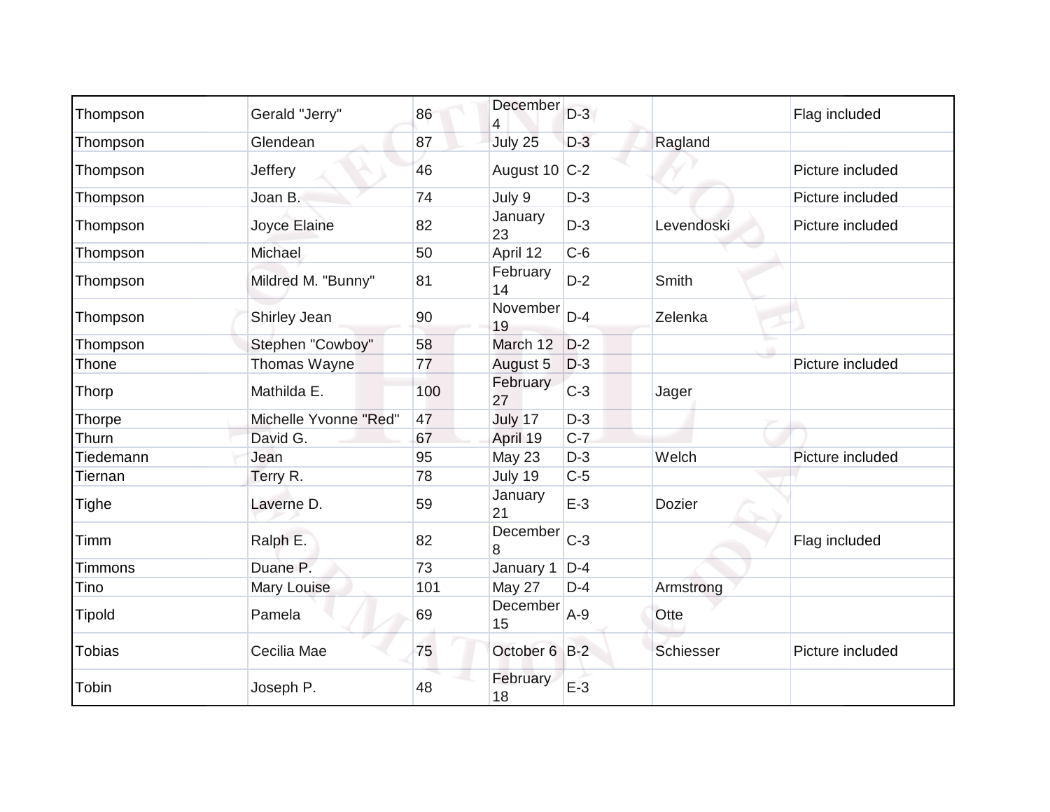| | | | | | | |
|---|---|---|---|---|---|---|
| Thompson | Gerald "Jerry" | 86 | December 4 | D-3 | | Flag included |
| Thompson | Glendean | 87 | July 25 | D-3 | Ragland | |
| Thompson | Jeffery | 46 | August 10 | C-2 | | Picture included |
| Thompson | Joan B. | 74 | July 9 | D-3 | | Picture included |
| Thompson | Joyce Elaine | 82 | January 23 | D-3 | Levendoski | Picture included |
| Thompson | Michael | 50 | April 12 | C-6 | | |
| Thompson | Mildred M. "Bunny" | 81 | February 14 | D-2 | Smith | |
| Thompson | Shirley Jean | 90 | November 19 | D-4 | Zelenka | |
| Thompson | Stephen "Cowboy" | 58 | March 12 | D-2 | | |
| Thone | Thomas Wayne | 77 | August 5 | D-3 | | Picture included |
| Thorp | Mathilda E. | 100 | February 27 | C-3 | Jager | |
| Thorpe | Michelle Yvonne "Red" | 47 | July 17 | D-3 | | |
| Thurn | David G. | 67 | April 19 | C-7 | | |
| Tiedemann | Jean | 95 | May 23 | D-3 | Welch | Picture included |
| Tiernan | Terry R. | 78 | July 19 | C-5 | | |
| Tighe | Laverne D. | 59 | January 21 | E-3 | Dozier | |
| Timm | Ralph E. | 82 | December 8 | C-3 | | Flag included |
| Timmons | Duane P. | 73 | January 1 | D-4 | | |
| Tino | Mary Louise | 101 | May 27 | D-4 | Armstrong | |
| Tipold | Pamela | 69 | December 15 | A-9 | Otte | |
| Tobias | Cecilia Mae | 75 | October 6 | B-2 | Schiesser | Picture included |
| Tobin | Joseph P. | 48 | February 18 | E-3 | | |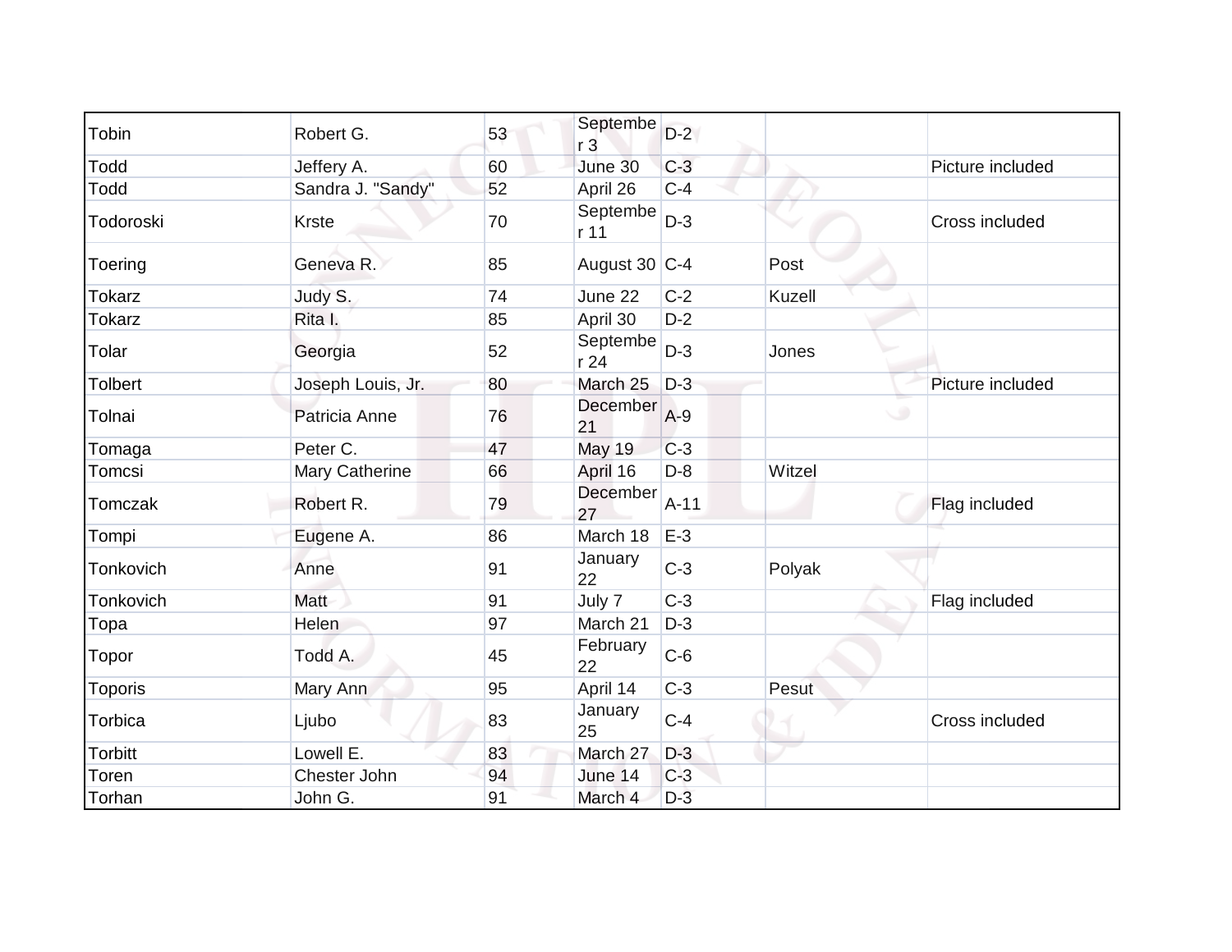| | | | | | | |
|---|---|---|---|---|---|---|
| Tobin | Robert G. | 53 | September 3 | D-2 | | |
| Todd | Jeffery A. | 60 | June 30 | C-3 | | Picture included |
| Todd | Sandra J. "Sandy" | 52 | April 26 | C-4 | | |
| Todoroski | Krste | 70 | September 11 | D-3 | | Cross included |
| Toering | Geneva R. | 85 | August 30 | C-4 | Post | |
| Tokarz | Judy S. | 74 | June 22 | C-2 | Kuzell | |
| Tokarz | Rita I. | 85 | April 30 | D-2 | | |
| Tolar | Georgia | 52 | September 24 | D-3 | Jones | |
| Tolbert | Joseph Louis, Jr. | 80 | March 25 | D-3 | | Picture included |
| Tolnai | Patricia Anne | 76 | December 21 | A-9 | | |
| Tomaga | Peter C. | 47 | May 19 | C-3 | | |
| Tomcsi | Mary Catherine | 66 | April 16 | D-8 | Witzel | |
| Tomczak | Robert R. | 79 | December 27 | A-11 | | Flag included |
| Tompi | Eugene A. | 86 | March 18 | E-3 | | |
| Tonkovich | Anne | 91 | January 22 | C-3 | Polyak | |
| Tonkovich | Matt | 91 | July 7 | C-3 | | Flag included |
| Topa | Helen | 97 | March 21 | D-3 | | |
| Topor | Todd A. | 45 | February 22 | C-6 | | |
| Toporis | Mary Ann | 95 | April 14 | C-3 | Pesut | |
| Torbica | Ljubo | 83 | January 25 | C-4 | | Cross included |
| Torbitt | Lowell E. | 83 | March 27 | D-3 | | |
| Toren | Chester John | 94 | June 14 | C-3 | | |
| Torhan | John G. | 91 | March 4 | D-3 | | |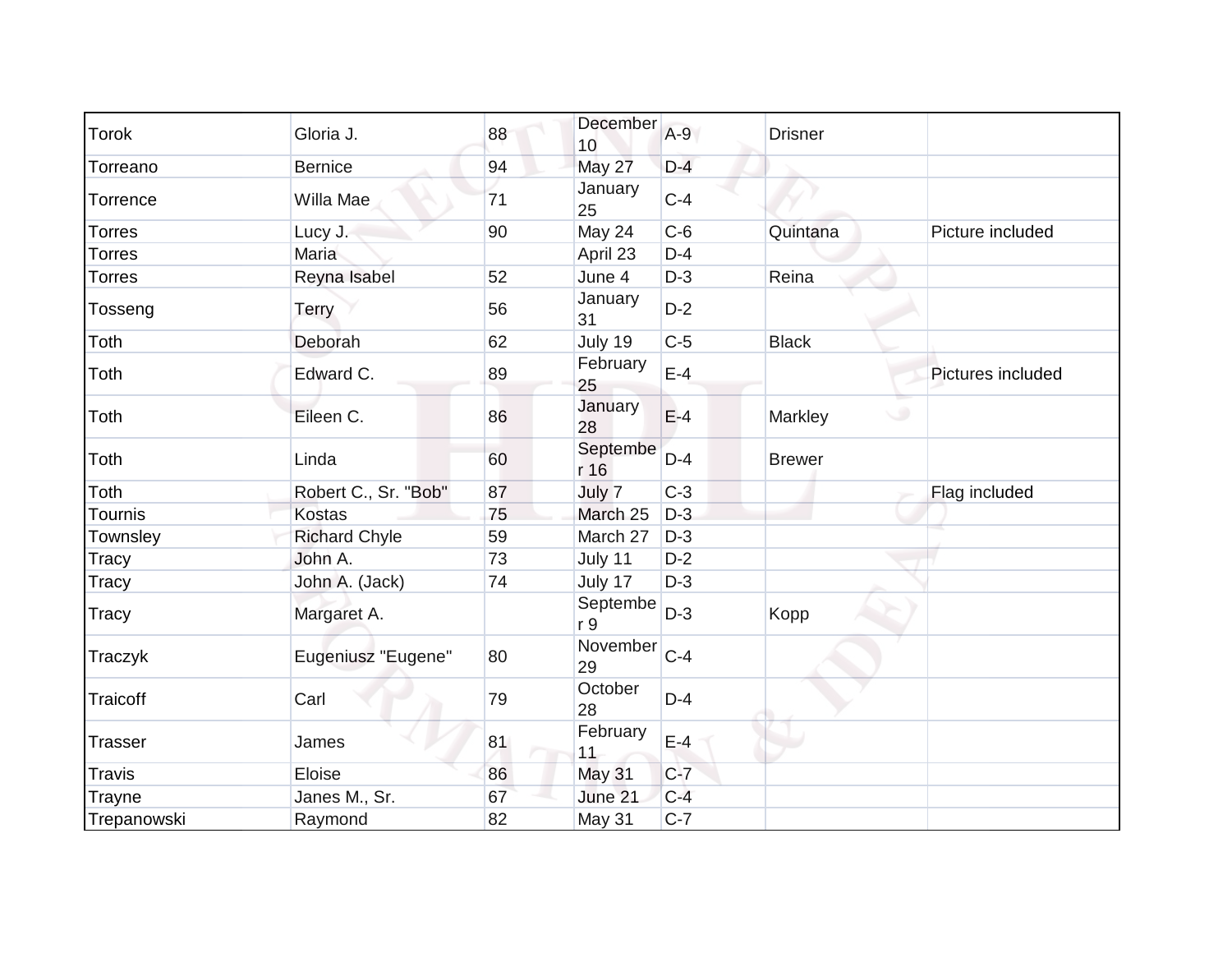| | | | | | | |
|---|---|---|---|---|---|---|
| Torok | Gloria J. | 88 | December 10 | A-9 | Drisner | |
| Torreano | Bernice | 94 | May 27 | D-4 | | |
| Torrence | Willa Mae | 71 | January 25 | C-4 | | |
| Torres | Lucy J. | 90 | May 24 | C-6 | Quintana | Picture included |
| Torres | Maria | | April 23 | D-4 | | |
| Torres | Reyna Isabel | 52 | June 4 | D-3 | Reina | |
| Tosseng | Terry | 56 | January 31 | D-2 | | |
| Toth | Deborah | 62 | July 19 | C-5 | Black | |
| Toth | Edward C. | 89 | February 25 | E-4 | | Pictures included |
| Toth | Eileen C. | 86 | January 28 | E-4 | Markley | |
| Toth | Linda | 60 | September 16 | D-4 | Brewer | |
| Toth | Robert C., Sr. "Bob" | 87 | July 7 | C-3 | | Flag included |
| Tournis | Kostas | 75 | March 25 | D-3 | | |
| Townsley | Richard Chyle | 59 | March 27 | D-3 | | |
| Tracy | John A. | 73 | July 11 | D-2 | | |
| Tracy | John A. (Jack) | 74 | July 17 | D-3 | | |
| Tracy | Margaret A. | | September 9 | D-3 | Kopp | |
| Traczyk | Eugeniusz "Eugene" | 80 | November 29 | C-4 | | |
| Traicoff | Carl | 79 | October 28 | D-4 | | |
| Trasser | James | 81 | February 11 | E-4 | | |
| Travis | Eloise | 86 | May 31 | C-7 | | |
| Trayne | Janes M., Sr. | 67 | June 21 | C-4 | | |
| Trepanowski | Raymond | 82 | May 31 | C-7 | | |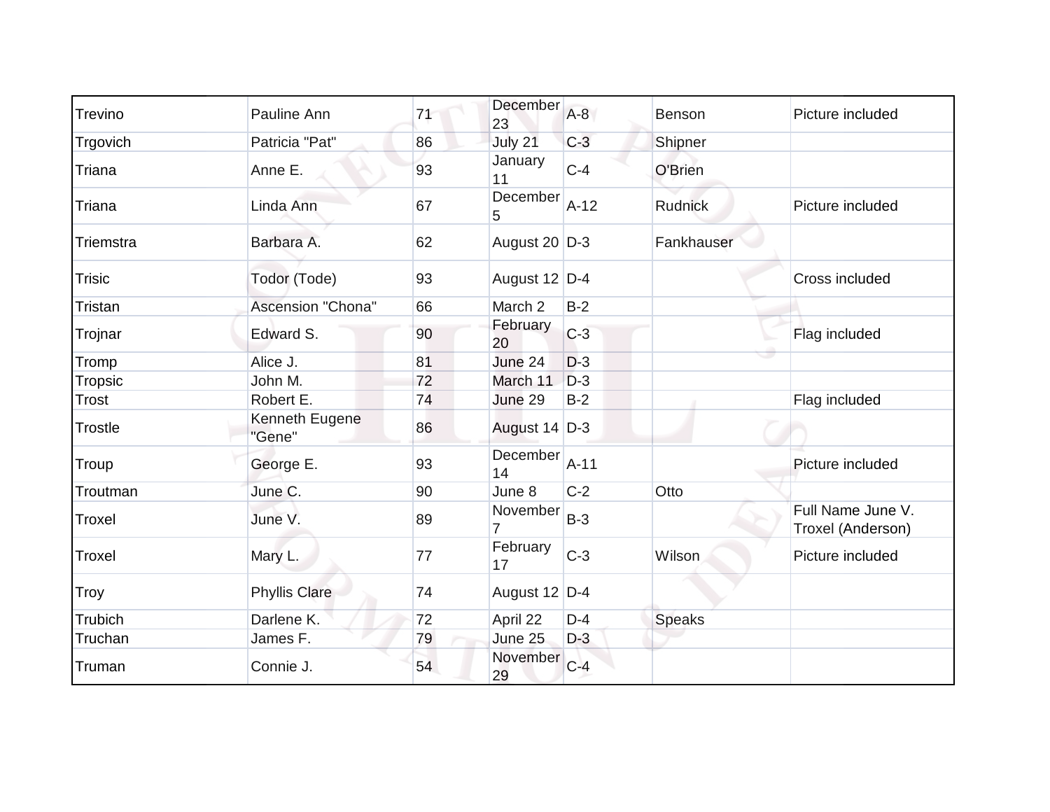| Trevino | Pauline Ann | 71 | December 23 | A-8 | Benson | Picture included |
|---|---|---|---|---|---|---|
| Trgovich | Patricia "Pat" | 86 | July 21 | C-3 | Shipner | |
| Triana | Anne E. | 93 | January 11 | C-4 | O'Brien | |
| Triana | Linda Ann | 67 | December 5 | A-12 | Rudnick | Picture included |
| Triemstra | Barbara A. | 62 | August 20 | D-3 | Fankhauser | |
| Trisic | Todor (Tode) | 93 | August 12 | D-4 | | Cross included |
| Tristan | Ascension "Chona" | 66 | March 2 | B-2 | | |
| Trojnar | Edward S. | 90 | February 20 | C-3 | | Flag included |
| Tromp | Alice J. | 81 | June 24 | D-3 | | |
| Tropsic | John M. | 72 | March 11 | D-3 | | |
| Trost | Robert E. | 74 | June 29 | B-2 | | Flag included |
| Trostle | Kenneth Eugene "Gene" | 86 | August 14 | D-3 | | |
| Troup | George E. | 93 | December 14 | A-11 | | Picture included |
| Troutman | June C. | 90 | June 8 | C-2 | Otto | |
| Troxel | June V. | 89 | November 7 | B-3 | | Full Name June V. Troxel (Anderson) |
| Troxel | Mary L. | 77 | February 17 | C-3 | Wilson | Picture included |
| Troy | Phyllis Clare | 74 | August 12 | D-4 | | |
| Trubich | Darlene K. | 72 | April 22 | D-4 | Speaks | |
| Truchan | James F. | 79 | June 25 | D-3 | | |
| Truman | Connie J. | 54 | November 29 | C-4 | | |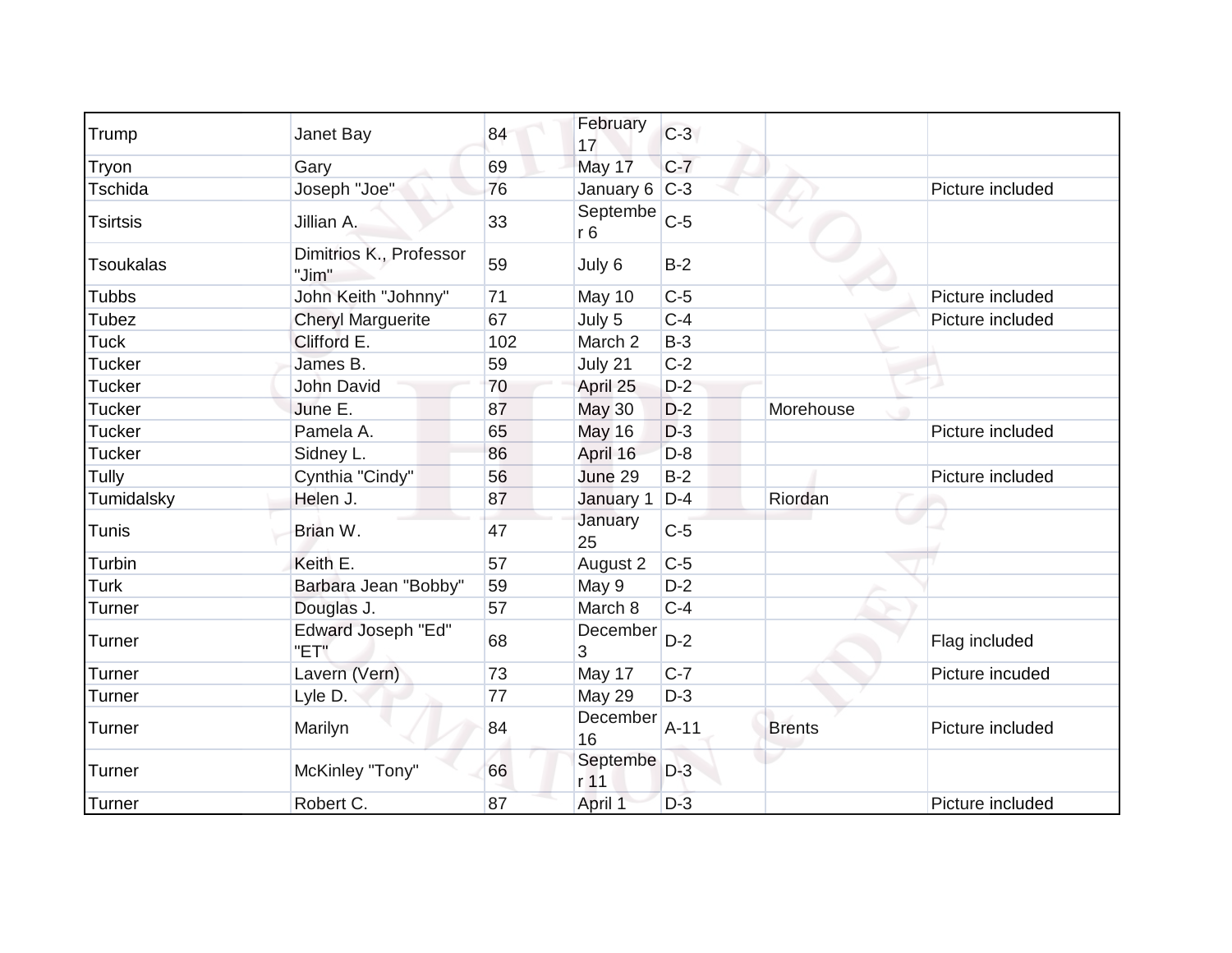| | | | | | | |
|---|---|---|---|---|---|---|
| Trump | Janet Bay | 84 | February 17 | C-3 | | |
| Tryon | Gary | 69 | May 17 | C-7 | | |
| Tschida | Joseph "Joe" | 76 | January 6 | C-3 | | Picture included |
| Tsirtsis | Jillian A. | 33 | September 6 | C-5 | | |
| Tsoukalas | Dimitrios K., Professor "Jim" | 59 | July 6 | B-2 | | |
| Tubbs | John Keith "Johnny" | 71 | May 10 | C-5 | | Picture included |
| Tubez | Cheryl Marguerite | 67 | July 5 | C-4 | | Picture included |
| Tuck | Clifford E. | 102 | March 2 | B-3 | | |
| Tucker | James B. | 59 | July 21 | C-2 | | |
| Tucker | John David | 70 | April 25 | D-2 | | |
| Tucker | June E. | 87 | May 30 | D-2 | Morehouse | |
| Tucker | Pamela A. | 65 | May 16 | D-3 | | Picture included |
| Tucker | Sidney L. | 86 | April 16 | D-8 | | |
| Tully | Cynthia "Cindy" | 56 | June 29 | B-2 | | Picture included |
| Tumidalsky | Helen J. | 87 | January 1 | D-4 | Riordan | |
| Tunis | Brian W. | 47 | January 25 | C-5 | | |
| Turbin | Keith E. | 57 | August 2 | C-5 | | |
| Turk | Barbara Jean "Bobby" | 59 | May 9 | D-2 | | |
| Turner | Douglas J. | 57 | March 8 | C-4 | | |
| Turner | Edward Joseph "Ed" "ET" | 68 | December 3 | D-2 | | Flag included |
| Turner | Lavern (Vern) | 73 | May 17 | C-7 | | Picture incuded |
| Turner | Lyle D. | 77 | May 29 | D-3 | | |
| Turner | Marilyn | 84 | December 16 | A-11 | Brents | Picture included |
| Turner | McKinley "Tony" | 66 | September 11 | D-3 | | |
| Turner | Robert C. | 87 | April 1 | D-3 | | Picture included |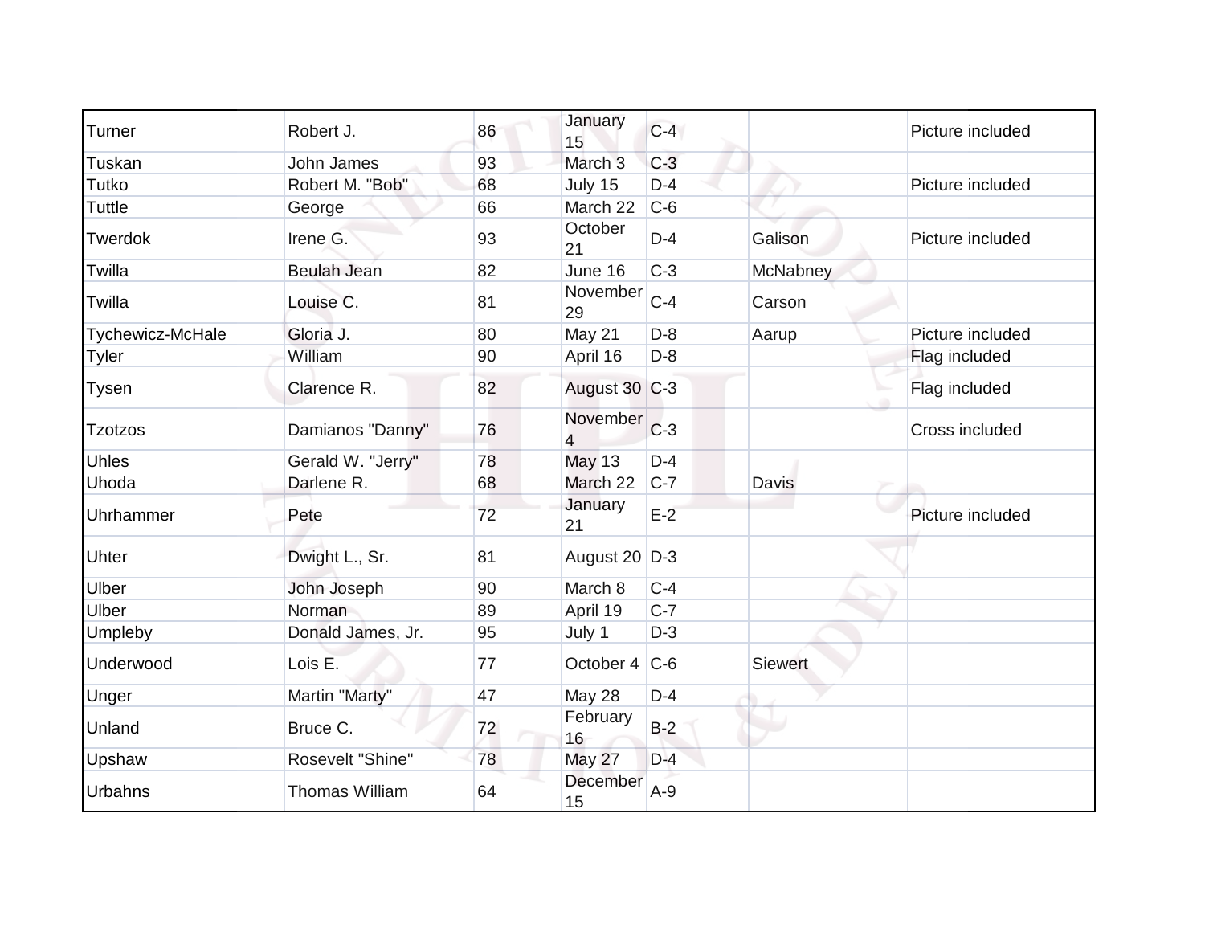| | | | | | | |
|---|---|---|---|---|---|---|
| Turner | Robert J. | 86 | January 15 | C-4 | | Picture included |
| Tuskan | John James | 93 | March 3 | C-3 | | |
| Tutko | Robert M. "Bob" | 68 | July 15 | D-4 | | Picture included |
| Tuttle | George | 66 | March 22 | C-6 | | |
| Twerdok | Irene G. | 93 | October 21 | D-4 | Galison | Picture included |
| Twilla | Beulah Jean | 82 | June 16 | C-3 | McNabney | |
| Twilla | Louise C. | 81 | November 29 | C-4 | Carson | |
| Tychewicz-McHale | Gloria J. | 80 | May 21 | D-8 | Aarup | Picture included |
| Tyler | William | 90 | April 16 | D-8 | | Flag included |
| Tysen | Clarence R. | 82 | August 30 | C-3 | | Flag included |
| Tzotzos | Damianos "Danny" | 76 | November 4 | C-3 | | Cross included |
| Uhles | Gerald W. "Jerry" | 78 | May 13 | D-4 | | |
| Uhoda | Darlene R. | 68 | March 22 | C-7 | Davis | |
| Uhrhammer | Pete | 72 | January 21 | E-2 | | Picture included |
| Uhter | Dwight L., Sr. | 81 | August 20 | D-3 | | |
| Ulber | John Joseph | 90 | March 8 | C-4 | | |
| Ulber | Norman | 89 | April 19 | C-7 | | |
| Umpleby | Donald James, Jr. | 95 | July 1 | D-3 | | |
| Underwood | Lois E. | 77 | October 4 | C-6 | Siewert | |
| Unger | Martin "Marty" | 47 | May 28 | D-4 | | |
| Unland | Bruce C. | 72 | February 16 | B-2 | | |
| Upshaw | Rosevelt "Shine" | 78 | May 27 | D-4 | | |
| Urbahns | Thomas William | 64 | December 15 | A-9 | | |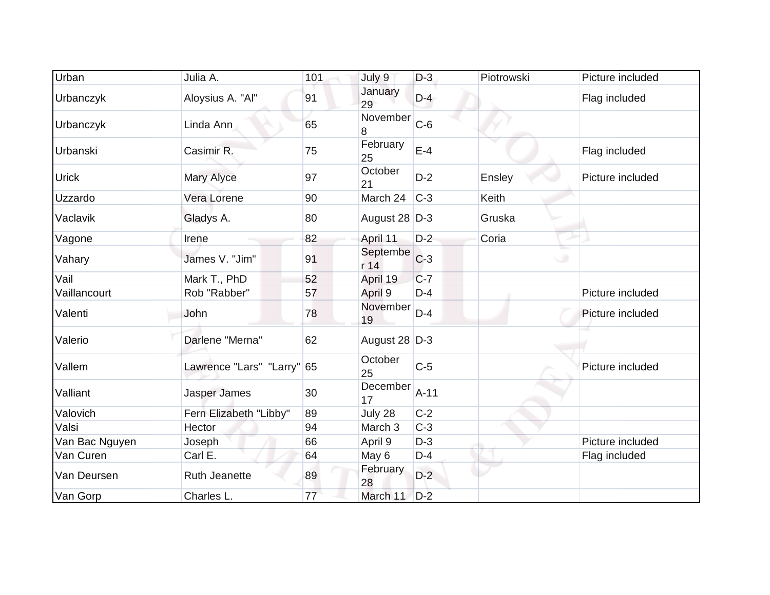| Urban | Julia A. | 101 | July 9 | D-3 | Piotrowski | Picture included |
|---|---|---|---|---|---|---|
| Urbanczyk | Aloysius A. "Al" | 91 | January 29 | D-4 | | Flag included |
| Urbanczyk | Linda Ann | 65 | November 8 | C-6 | | |
| Urbanski | Casimir R. | 75 | February 25 | E-4 | | Flag included |
| Urick | Mary Alyce | 97 | October 21 | D-2 | Ensley | Picture included |
| Uzzardo | Vera Lorene | 90 | March 24 | C-3 | Keith | |
| Vaclavik | Gladys A. | 80 | August 28 | D-3 | Gruska | |
| Vagone | Irene | 82 | April 11 | D-2 | Coria | |
| Vahary | James V. "Jim" | 91 | September 14 | C-3 | | |
| Vail | Mark T., PhD | 52 | April 19 | C-7 | | |
| Vaillancourt | Rob "Rabber" | 57 | April 9 | D-4 | | Picture included |
| Valenti | John | 78 | November 19 | D-4 | | Picture included |
| Valerio | Darlene "Merna" | 62 | August 28 | D-3 | | |
| Vallem | Lawrence "Lars" "Larry" | 65 | October 25 | C-5 | | Picture included |
| Valliant | Jasper James | 30 | December 17 | A-11 | | |
| Valovich | Fern Elizabeth "Libby" | 89 | July 28 | C-2 | | |
| Valsi | Hector | 94 | March 3 | C-3 | | |
| Van Bac Nguyen | Joseph | 66 | April 9 | D-3 | | Picture included |
| Van Curen | Carl E. | 64 | May 6 | D-4 | | Flag included |
| Van Deursen | Ruth Jeanette | 89 | February 28 | D-2 | | |
| Van Gorp | Charles L. | 77 | March 11 | D-2 | | |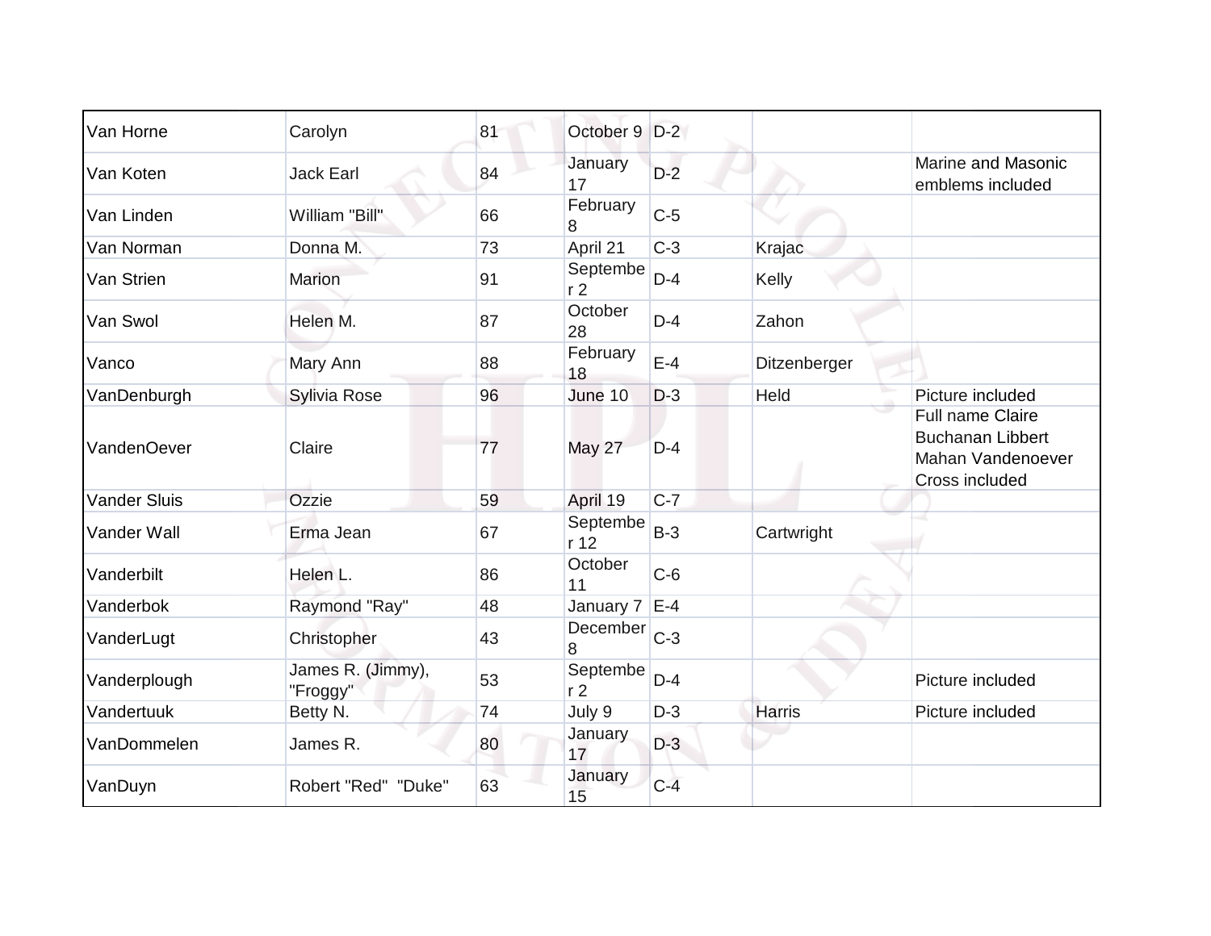| | | | | | | |
|---|---|---|---|---|---|---|
| Van Horne | Carolyn | 81 | October 9 | D-2 | | |
| Van Koten | Jack Earl | 84 | January 17 | D-2 | | Marine and Masonic emblems included |
| Van Linden | William "Bill" | 66 | February 8 | C-5 | | |
| Van Norman | Donna M. | 73 | April 21 | C-3 | Krajac | |
| Van Strien | Marion | 91 | September 2 | D-4 | Kelly | |
| Van Swol | Helen M. | 87 | October 28 | D-4 | Zahon | |
| Vanco | Mary Ann | 88 | February 18 | E-4 | Ditzenberger | |
| VanDenburgh | Sylivia Rose | 96 | June 10 | D-3 | Held | Picture included |
| VandenOever | Claire | 77 | May 27 | D-4 | | Full name Claire Buchanan Libbert Mahan Vandenoever Cross included |
| Vander Sluis | Ozzie | 59 | April 19 | C-7 | | |
| Vander Wall | Erma Jean | 67 | September 12 | B-3 | Cartwright | |
| Vanderbilt | Helen L. | 86 | October 11 | C-6 | | |
| Vanderbok | Raymond "Ray" | 48 | January 7 | E-4 | | |
| VanderLugt | Christopher | 43 | December 8 | C-3 | | |
| Vanderplough | James R. (Jimmy), "Froggy" | 53 | September 2 | D-4 | | Picture included |
| Vandertuuk | Betty N. | 74 | July 9 | D-3 | Harris | Picture included |
| VanDommelen | James R. | 80 | January 17 | D-3 | | |
| VanDuyn | Robert "Red" "Duke" | 63 | January 15 | C-4 | | |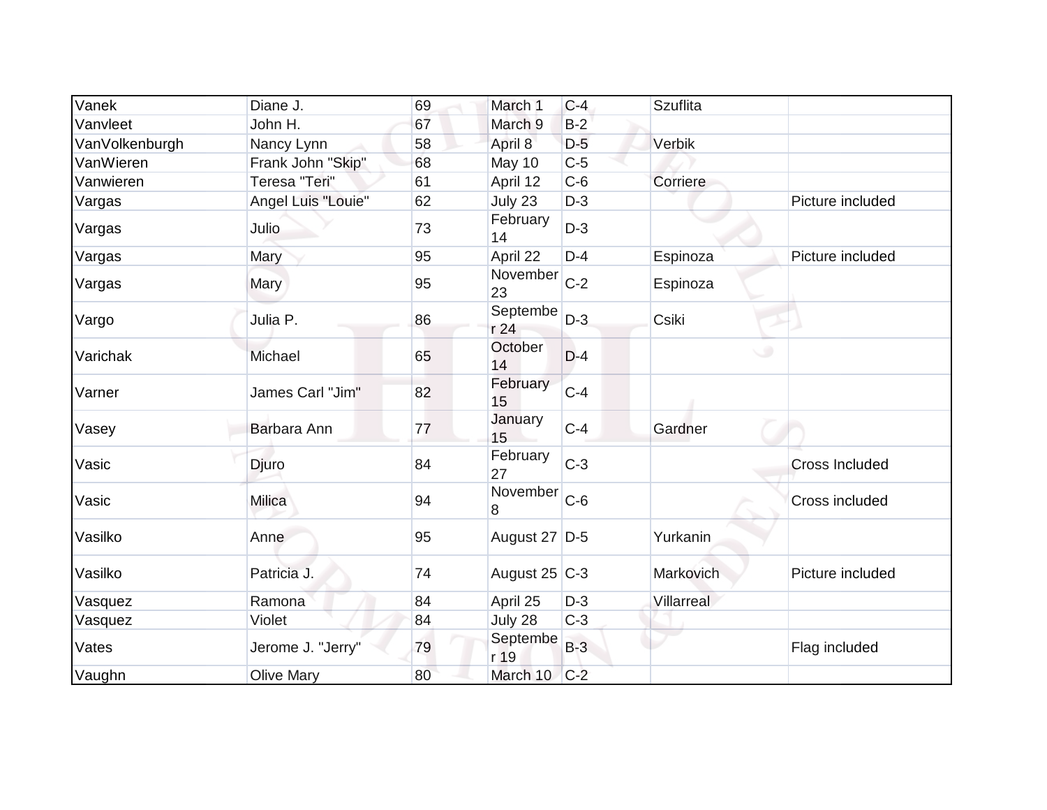| Vanek | Diane J. | 69 | March 1 | C-4 | Szuflita | |
|---|---|---|---|---|---|---|
| Vanvleet | John H. | 67 | March 9 | B-2 | | |
| VanVolkenburgh | Nancy Lynn | 58 | April 8 | D-5 | Verbik | |
| VanWieren | Frank John "Skip" | 68 | May 10 | C-5 | | |
| Vanwieren | Teresa "Teri" | 61 | April 12 | C-6 | Corriere | |
| Vargas | Angel Luis "Louie" | 62 | July 23 | D-3 | | Picture included |
| Vargas | Julio | 73 | February 14 | D-3 | | |
| Vargas | Mary | 95 | April 22 | D-4 | Espinoza | Picture included |
| Vargas | Mary | 95 | November 23 | C-2 | Espinoza | |
| Vargo | Julia P. | 86 | September 24 | D-3 | Csiki | |
| Varichak | Michael | 65 | October 14 | D-4 | | |
| Varner | James Carl "Jim" | 82 | February 15 | C-4 | | |
| Vasey | Barbara Ann | 77 | January 15 | C-4 | Gardner | |
| Vasic | Djuro | 84 | February 27 | C-3 | | Cross Included |
| Vasic | Milica | 94 | November 8 | C-6 | | Cross included |
| Vasilko | Anne | 95 | August 27 | D-5 | Yurkanin | |
| Vasilko | Patricia J. | 74 | August 25 | C-3 | Markovich | Picture included |
| Vasquez | Ramona | 84 | April 25 | D-3 | Villarreal | |
| Vasquez | Violet | 84 | July 28 | C-3 | | |
| Vates | Jerome J. "Jerry" | 79 | September 19 | B-3 | | Flag included |
| Vaughn | Olive Mary | 80 | March 10 | C-2 | | |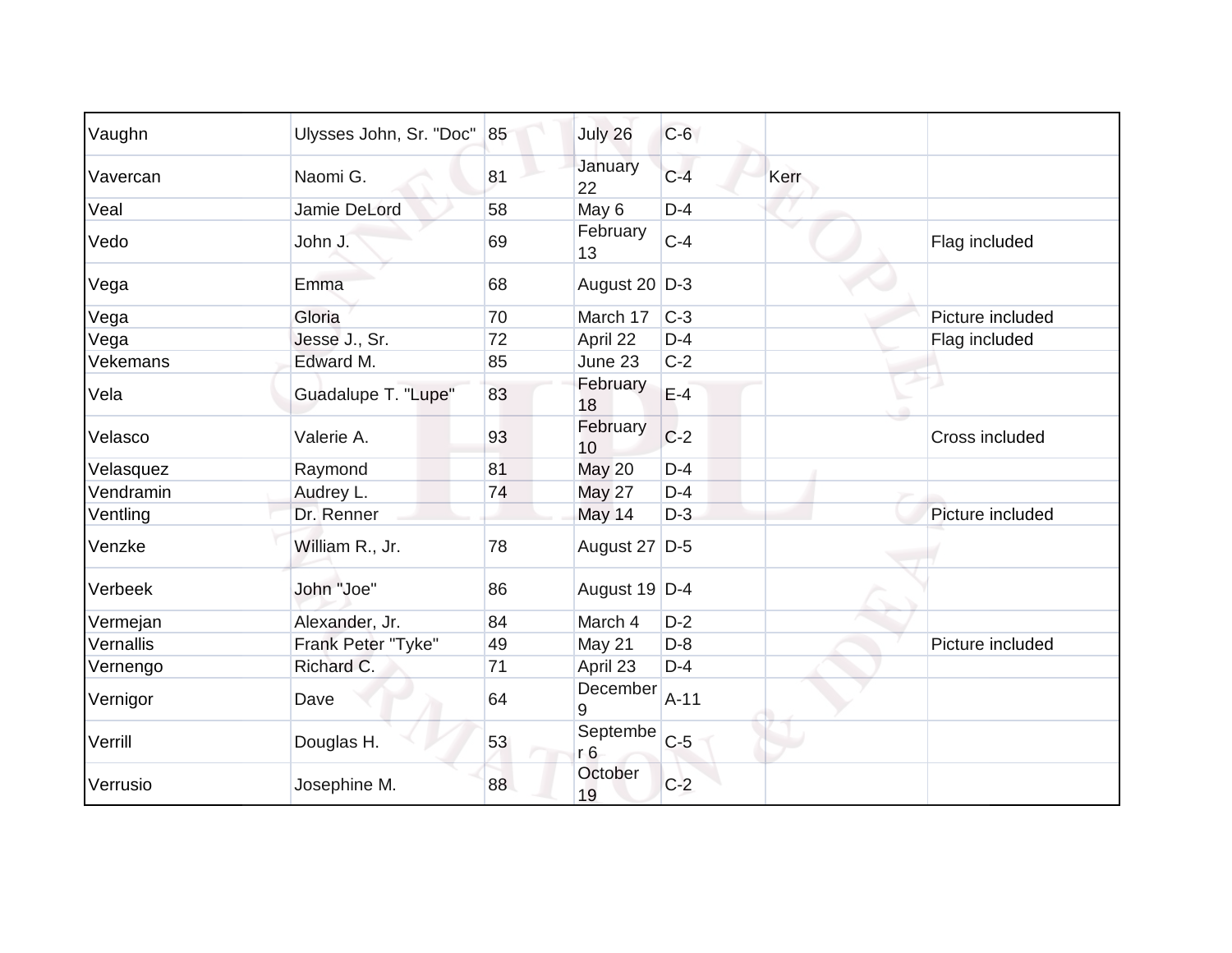| | | | | | | |
|---|---|---|---|---|---|---|
| Vaughn | Ulysses John, Sr. "Doc" | 85 | July 26 | C-6 | | |
| Vavercan | Naomi G. | 81 | January 22 | C-4 | Kerr | |
| Veal | Jamie DeLord | 58 | May 6 | D-4 | | |
| Vedo | John J. | 69 | February 13 | C-4 | | Flag included |
| Vega | Emma | 68 | August 20 | D-3 | | |
| Vega | Gloria | 70 | March 17 | C-3 | | Picture included |
| Vega | Jesse J., Sr. | 72 | April 22 | D-4 | | Flag included |
| Vekemans | Edward M. | 85 | June 23 | C-2 | | |
| Vela | Guadalupe T. "Lupe" | 83 | February 18 | E-4 | | |
| Velasco | Valerie A. | 93 | February 10 | C-2 | | Cross included |
| Velasquez | Raymond | 81 | May 20 | D-4 | | |
| Vendramin | Audrey L. | 74 | May 27 | D-4 | | |
| Ventling | Dr. Renner | | May 14 | D-3 | | Picture included |
| Venzke | William R., Jr. | 78 | August 27 | D-5 | | |
| Verbeek | John "Joe" | 86 | August 19 | D-4 | | |
| Vermejan | Alexander, Jr. | 84 | March 4 | D-2 | | |
| Vernallis | Frank Peter "Tyke" | 49 | May 21 | D-8 | | Picture included |
| Vernengo | Richard C. | 71 | April 23 | D-4 | | |
| Vernigor | Dave | 64 | December 9 | A-11 | | |
| Verrill | Douglas H. | 53 | September 6 | C-5 | | |
| Verrusio | Josephine M. | 88 | October 19 | C-2 | | |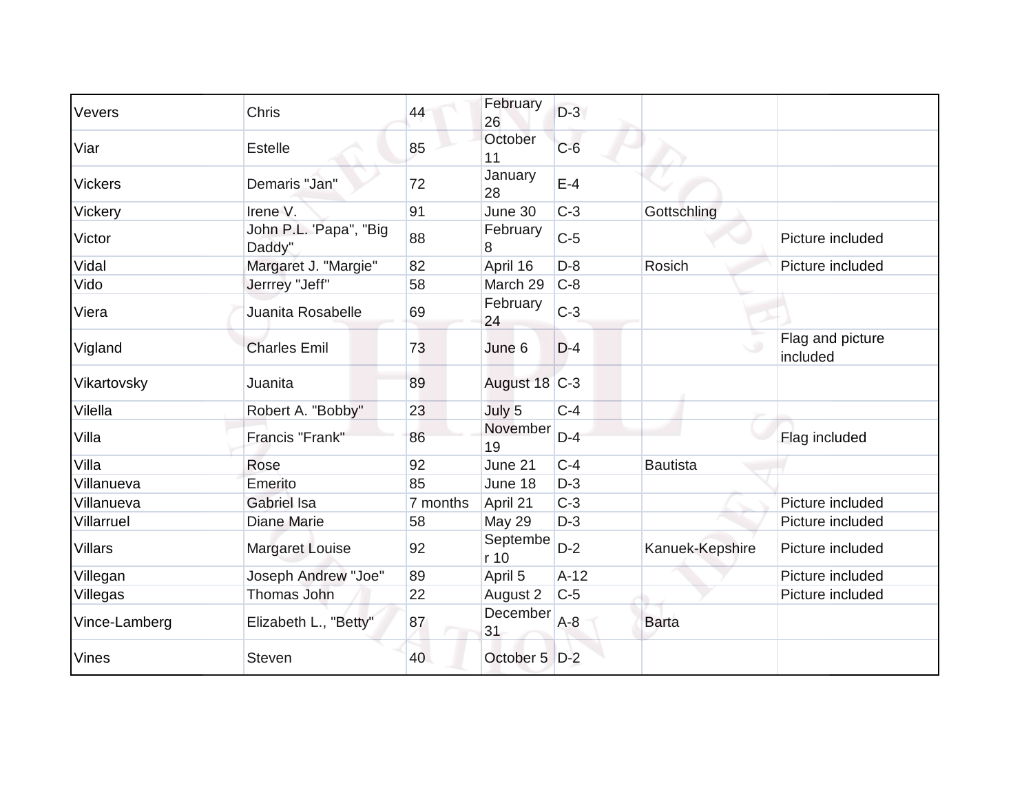| Vevers | Chris | 44 | February 26 | D-3 | | |
|---|---|---|---|---|---|---|
| Viar | Estelle | 85 | October 11 | C-6 | | |
| Vickers | Demaris "Jan" | 72 | January 28 | E-4 | | |
| Vickery | Irene V. | 91 | June 30 | C-3 | Gottschling | |
| Victor | John P.L. 'Papa", "Big Daddy" | 88 | February 8 | C-5 | | Picture included |
| Vidal | Margaret J. "Margie" | 82 | April 16 | D-8 | Rosich | Picture included |
| Vido | Jerrrey "Jeff" | 58 | March 29 | C-8 | | |
| Viera | Juanita Rosabelle | 69 | February 24 | C-3 | | |
| Vigland | Charles Emil | 73 | June 6 | D-4 | | Flag and picture included |
| Vikartovsky | Juanita | 89 | August 18 | C-3 | | |
| Vilella | Robert A. "Bobby" | 23 | July 5 | C-4 | | |
| Villa | Francis "Frank" | 86 | November 19 | D-4 | | Flag included |
| Villa | Rose | 92 | June 21 | C-4 | Bautista | |
| Villanueva | Emerito | 85 | June 18 | D-3 | | |
| Villanueva | Gabriel Isa | 7 months | April 21 | C-3 | | Picture included |
| Villarruel | Diane Marie | 58 | May 29 | D-3 | | Picture included |
| Villars | Margaret Louise | 92 | September 10 | D-2 | Kanuek-Kepshire | Picture included |
| Villegan | Joseph Andrew "Joe" | 89 | April 5 | A-12 | | Picture included |
| Villegas | Thomas John | 22 | August 2 | C-5 | | Picture included |
| Vince-Lamberg | Elizabeth L., "Betty" | 87 | December 31 | A-8 | Barta | |
| Vines | Steven | 40 | October 5 | D-2 | | |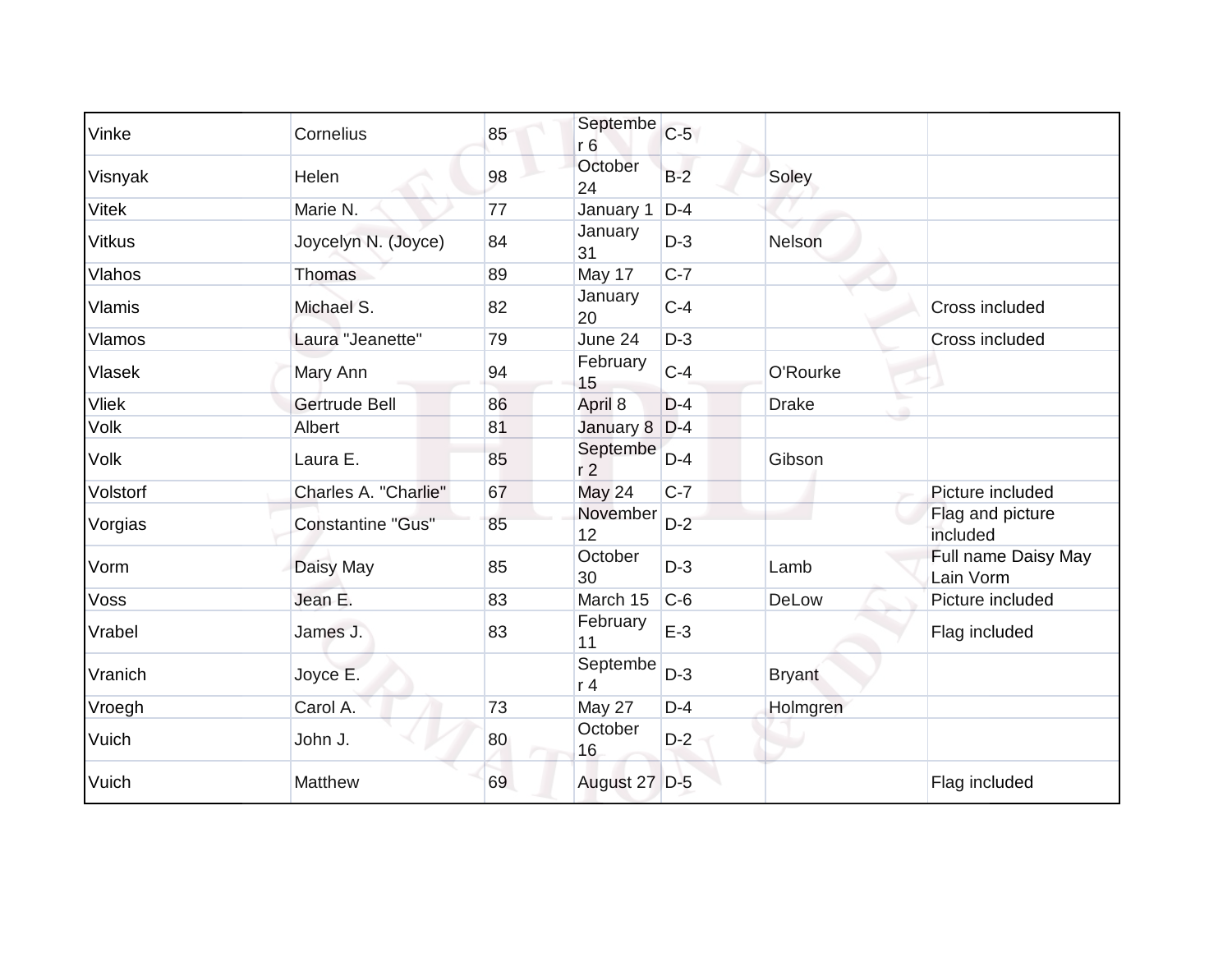| Vinke | Cornelius | 85 | September 6 | C-5 | | |
|---|---|---|---|---|---|---|
| Visnyak | Helen | 98 | October 24 | B-2 | Soley | |
| Vitek | Marie N. | 77 | January 1 | D-4 | | |
| Vitkus | Joycelyn N. (Joyce) | 84 | January 31 | D-3 | Nelson | |
| Vlahos | Thomas | 89 | May 17 | C-7 | | |
| Vlamis | Michael S. | 82 | January 20 | C-4 | | Cross included |
| Vlamos | Laura "Jeanette" | 79 | June 24 | D-3 | | Cross included |
| Vlasek | Mary Ann | 94 | February 15 | C-4 | O'Rourke | |
| Vliek | Gertrude Bell | 86 | April 8 | D-4 | Drake | |
| Volk | Albert | 81 | January 8 | D-4 | | |
| Volk | Laura E. | 85 | September 2 | D-4 | Gibson | |
| Volstorf | Charles A. "Charlie" | 67 | May 24 | C-7 | | Picture included |
| Vorgias | Constantine "Gus" | 85 | November 12 | D-2 | | Flag and picture included |
| Vorm | Daisy May | 85 | October 30 | D-3 | Lamb | Full name Daisy May Lain Vorm |
| Voss | Jean E. | 83 | March 15 | C-6 | DeLow | Picture included |
| Vrabel | James J. | 83 | February 11 | E-3 | | Flag included |
| Vranich | Joyce E. | | September 4 | D-3 | Bryant | |
| Vroegh | Carol A. | 73 | May 27 | D-4 | Holmgren | |
| Vuich | John J. | 80 | October 16 | D-2 | | |
| Vuich | Matthew | 69 | August 27 | D-5 | | Flag included |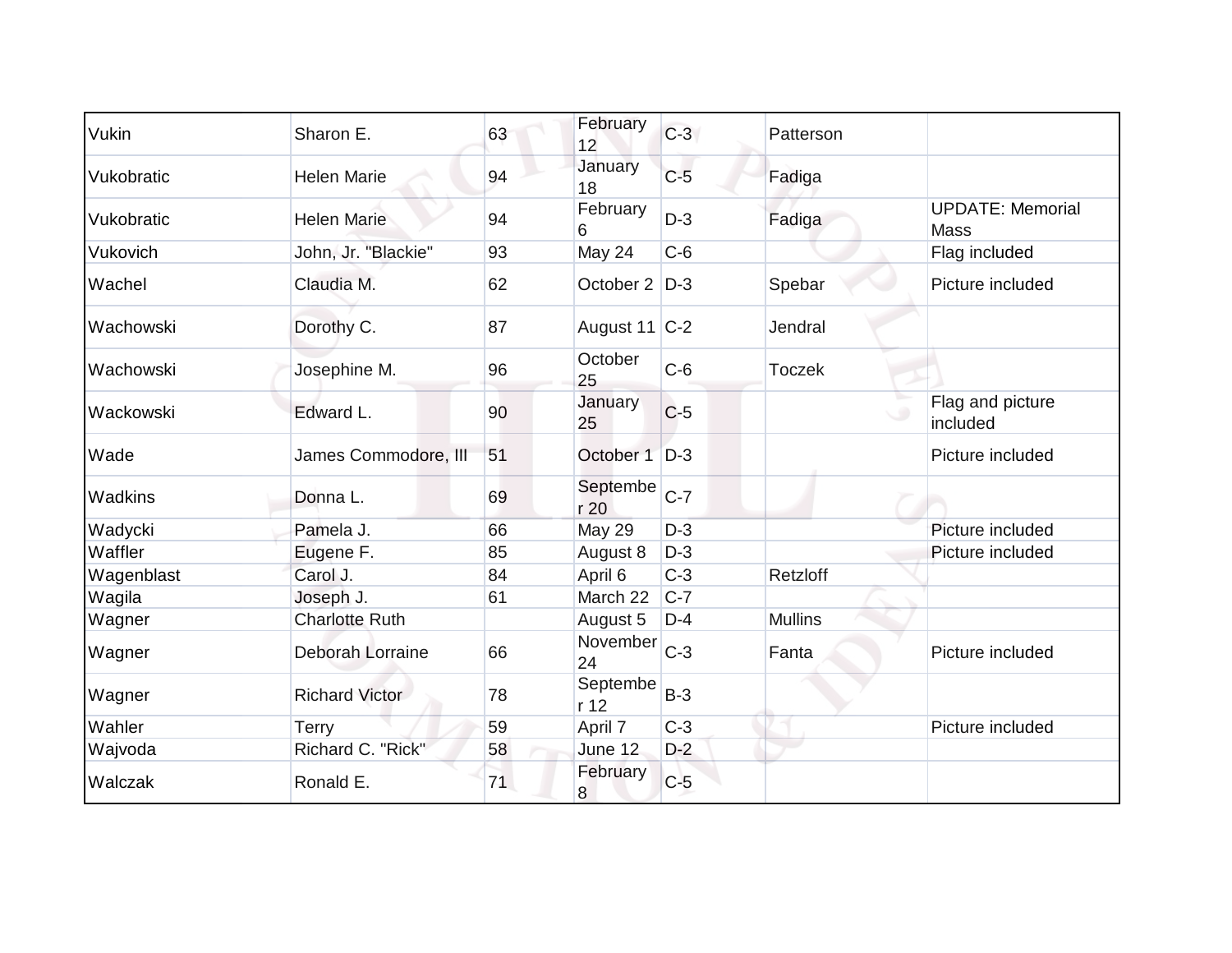| | | | | | | |
|---|---|---|---|---|---|---|
| Vukin | Sharon E. | 63 | February 12 | C-3 | Patterson | |
| Vukobratic | Helen Marie | 94 | January 18 | C-5 | Fadiga | |
| Vukobratic | Helen Marie | 94 | February 6 | D-3 | Fadiga | UPDATE: Memorial Mass |
| Vukovich | John, Jr. "Blackie" | 93 | May 24 | C-6 | | Flag included |
| Wachel | Claudia M. | 62 | October 2 | D-3 | Spebar | Picture included |
| Wachowski | Dorothy C. | 87 | August 11 | C-2 | Jendral | |
| Wachowski | Josephine M. | 96 | October 25 | C-6 | Toczek | |
| Wackowski | Edward L. | 90 | January 25 | C-5 | | Flag and picture included |
| Wade | James Commodore, III | 51 | October 1 | D-3 | | Picture included |
| Wadkins | Donna L. | 69 | September 20 | C-7 | | |
| Wadycki | Pamela J. | 66 | May 29 | D-3 | | Picture included |
| Waffler | Eugene F. | 85 | August 8 | D-3 | | Picture included |
| Wagenblast | Carol J. | 84 | April 6 | C-3 | Retzloff | |
| Wagila | Joseph J. | 61 | March 22 | C-7 | | |
| Wagner | Charlotte Ruth | | August 5 | D-4 | Mullins | |
| Wagner | Deborah Lorraine | 66 | November 24 | C-3 | Fanta | Picture included |
| Wagner | Richard Victor | 78 | September 12 | B-3 | | |
| Wahler | Terry | 59 | April 7 | C-3 | | Picture included |
| Wajvoda | Richard C. "Rick" | 58 | June 12 | D-2 | | |
| Walczak | Ronald E. | 71 | February 8 | C-5 | | |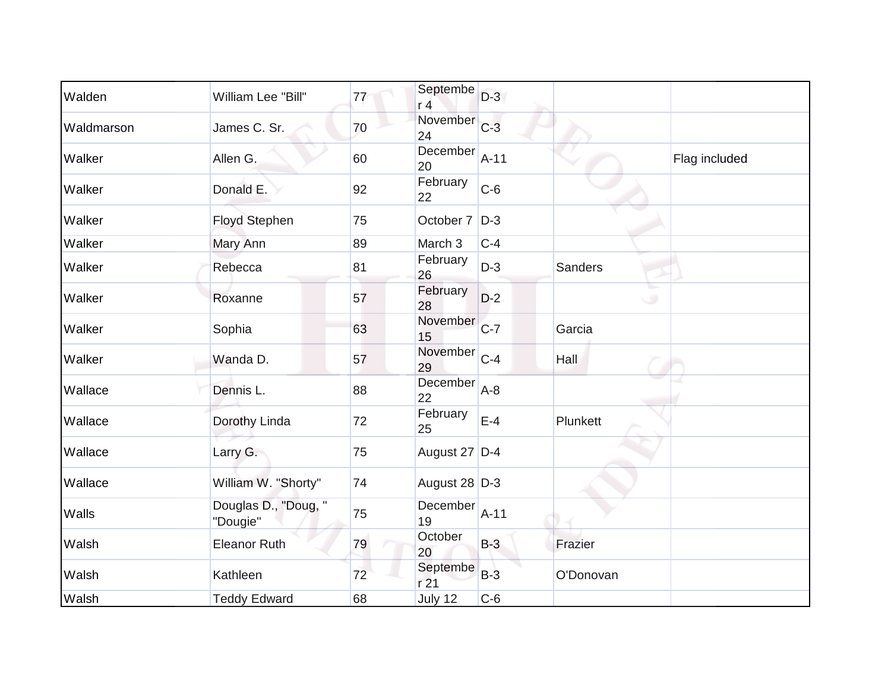| | | | | | | |
|---|---|---|---|---|---|---|
| Walden | William Lee "Bill" | 77 | September 4 | D-3 | | |
| Waldmarson | James C. Sr. | 70 | November 24 | C-3 | | |
| Walker | Allen G. | 60 | December 20 | A-11 | | Flag included |
| Walker | Donald E. | 92 | February 22 | C-6 | | |
| Walker | Floyd Stephen | 75 | October 7 | D-3 | | |
| Walker | Mary Ann | 89 | March 3 | C-4 | | |
| Walker | Rebecca | 81 | February 26 | D-3 | Sanders | |
| Walker | Roxanne | 57 | February 28 | D-2 | | |
| Walker | Sophia | 63 | November 15 | C-7 | Garcia | |
| Walker | Wanda D. | 57 | November 29 | C-4 | Hall | |
| Wallace | Dennis L. | 88 | December 22 | A-8 | | |
| Wallace | Dorothy Linda | 72 | February 25 | E-4 | Plunkett | |
| Wallace | Larry G. | 75 | August 27 | D-4 | | |
| Wallace | William W. "Shorty" | 74 | August 28 | D-3 | | |
| Walls | Douglas D., "Doug, " "Dougie" | 75 | December 19 | A-11 | | |
| Walsh | Eleanor Ruth | 79 | October 20 | B-3 | Frazier | |
| Walsh | Kathleen | 72 | September 21 | B-3 | O'Donovan | |
| Walsh | Teddy Edward | 68 | July 12 | C-6 | | |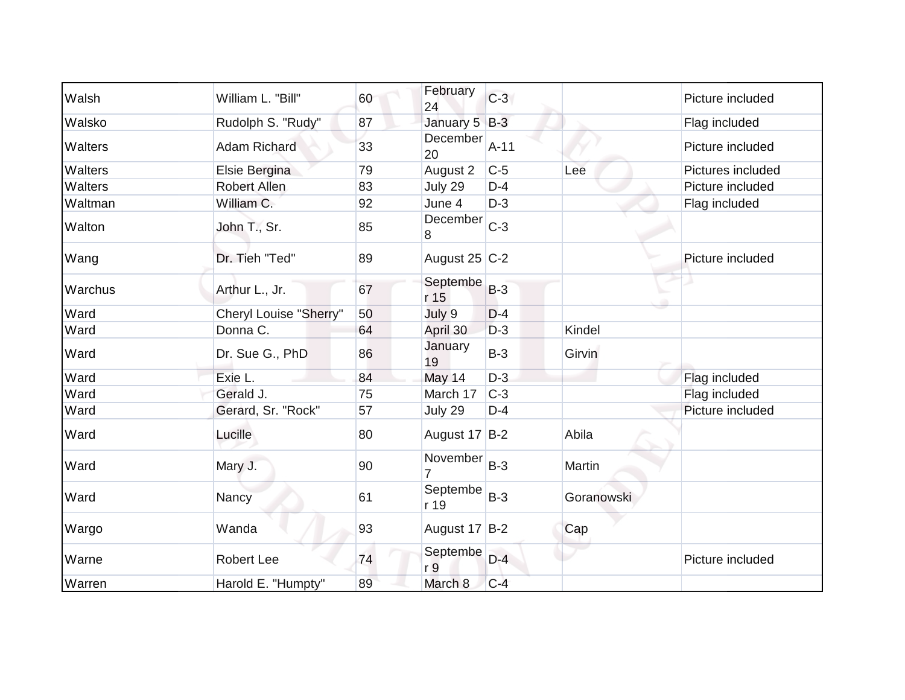| | | | | | | |
|---|---|---|---|---|---|---|
| Walsh | William L. "Bill" | 60 | February 24 | C-3 | | Picture included |
| Walsko | Rudolph S. "Rudy" | 87 | January 5 | B-3 | | Flag included |
| Walters | Adam Richard | 33 | December 20 | A-11 | | Picture included |
| Walters | Elsie Bergina | 79 | August 2 | C-5 | Lee | Pictures included |
| Walters | Robert Allen | 83 | July 29 | D-4 | | Picture included |
| Waltman | William C. | 92 | June 4 | D-3 | | Flag included |
| Walton | John T., Sr. | 85 | December 8 | C-3 | | |
| Wang | Dr. Tieh "Ted" | 89 | August 25 | C-2 | | Picture included |
| Warchus | Arthur L., Jr. | 67 | September 15 | B-3 | | |
| Ward | Cheryl Louise "Sherry" | 50 | July 9 | D-4 | | |
| Ward | Donna C. | 64 | April 30 | D-3 | Kindel | |
| Ward | Dr. Sue G., PhD | 86 | January 19 | B-3 | Girvin | |
| Ward | Exie L. | 84 | May 14 | D-3 | | Flag included |
| Ward | Gerald J. | 75 | March 17 | C-3 | | Flag included |
| Ward | Gerard, Sr. "Rock" | 57 | July 29 | D-4 | | Picture included |
| Ward | Lucille | 80 | August 17 | B-2 | Abila | |
| Ward | Mary J. | 90 | November 7 | B-3 | Martin | |
| Ward | Nancy | 61 | September 19 | B-3 | Goranowski | |
| Wargo | Wanda | 93 | August 17 | B-2 | Cap | |
| Warne | Robert Lee | 74 | September 9 | D-4 | | Picture included |
| Warren | Harold E. "Humpty" | 89 | March 8 | C-4 | | |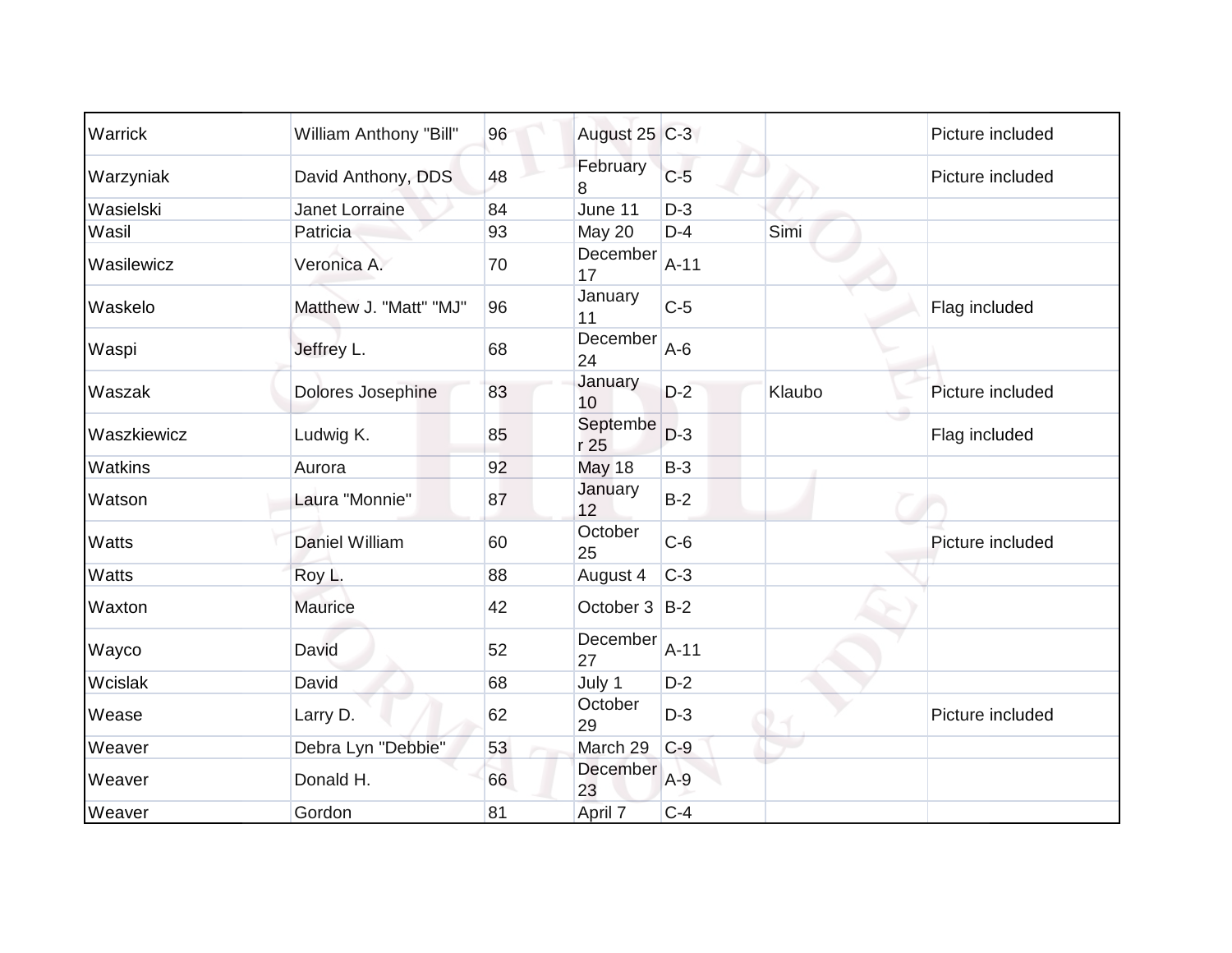| | | | | | | |
|---|---|---|---|---|---|---|
| Warrick | William Anthony "Bill" | 96 | August 25 | C-3 | | Picture included |
| Warzyniak | David Anthony, DDS | 48 | February 8 | C-5 | | Picture included |
| Wasielski | Janet Lorraine | 84 | June 11 | D-3 | | |
| Wasil | Patricia | 93 | May 20 | D-4 | Simi | |
| Wasilewicz | Veronica A. | 70 | December 17 | A-11 | | |
| Waskelo | Matthew J. "Matt" "MJ" | 96 | January 11 | C-5 | | Flag included |
| Waspi | Jeffrey L. | 68 | December 24 | A-6 | | |
| Waszak | Dolores Josephine | 83 | January 10 | D-2 | Klaubo | Picture included |
| Waszkiewicz | Ludwig K. | 85 | September 25 | D-3 | | Flag included |
| Watkins | Aurora | 92 | May 18 | B-3 | | |
| Watson | Laura "Monnie" | 87 | January 12 | B-2 | | |
| Watts | Daniel William | 60 | October 25 | C-6 | | Picture included |
| Watts | Roy L. | 88 | August 4 | C-3 | | |
| Waxton | Maurice | 42 | October 3 | B-2 | | |
| Wayco | David | 52 | December 27 | A-11 | | |
| Wcislak | David | 68 | July 1 | D-2 | | |
| Wease | Larry D. | 62 | October 29 | D-3 | | Picture included |
| Weaver | Debra Lyn "Debbie" | 53 | March 29 | C-9 | | |
| Weaver | Donald H. | 66 | December 23 | A-9 | | |
| Weaver | Gordon | 81 | April 7 | C-4 | | |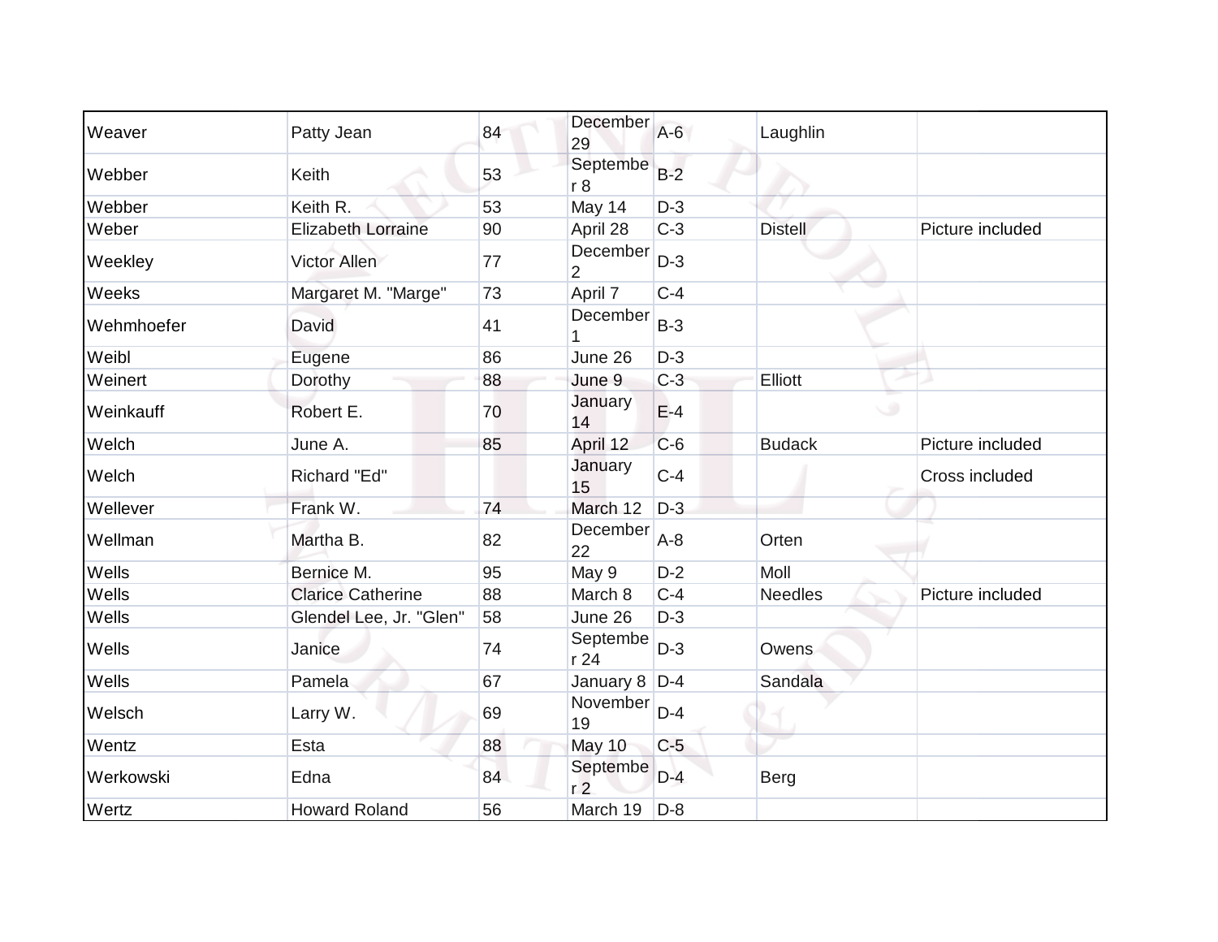| | | | | | | |
|---|---|---|---|---|---|---|
| Weaver | Patty Jean | 84 | December 29 | A-6 | Laughlin | |
| Webber | Keith | 53 | September 8 | B-2 | | |
| Webber | Keith R. | 53 | May 14 | D-3 | | |
| Weber | Elizabeth Lorraine | 90 | April 28 | C-3 | Distell | Picture included |
| Weekley | Victor Allen | 77 | December 2 | D-3 | | |
| Weeks | Margaret M. "Marge" | 73 | April 7 | C-4 | | |
| Wehmhoefer | David | 41 | December 1 | B-3 | | |
| Weibl | Eugene | 86 | June 26 | D-3 | | |
| Weinert | Dorothy | 88 | June 9 | C-3 | Elliott | |
| Weinkauff | Robert E. | 70 | January 14 | E-4 | | |
| Welch | June A. | 85 | April 12 | C-6 | Budack | Picture included |
| Welch | Richard "Ed" | | January 15 | C-4 | | Cross included |
| Wellever | Frank W. | 74 | March 12 | D-3 | | |
| Wellman | Martha B. | 82 | December 22 | A-8 | Orten | |
| Wells | Bernice M. | 95 | May 9 | D-2 | Moll | |
| Wells | Clarice Catherine | 88 | March 8 | C-4 | Needles | Picture included |
| Wells | Glendel Lee, Jr. "Glen" | 58 | June 26 | D-3 | | |
| Wells | Janice | 74 | September 24 | D-3 | Owens | |
| Wells | Pamela | 67 | January 8 | D-4 | Sandala | |
| Welsch | Larry W. | 69 | November 19 | D-4 | | |
| Wentz | Esta | 88 | May 10 | C-5 | | |
| Werkowski | Edna | 84 | September 2 | D-4 | Berg | |
| Wertz | Howard Roland | 56 | March 19 | D-8 | | |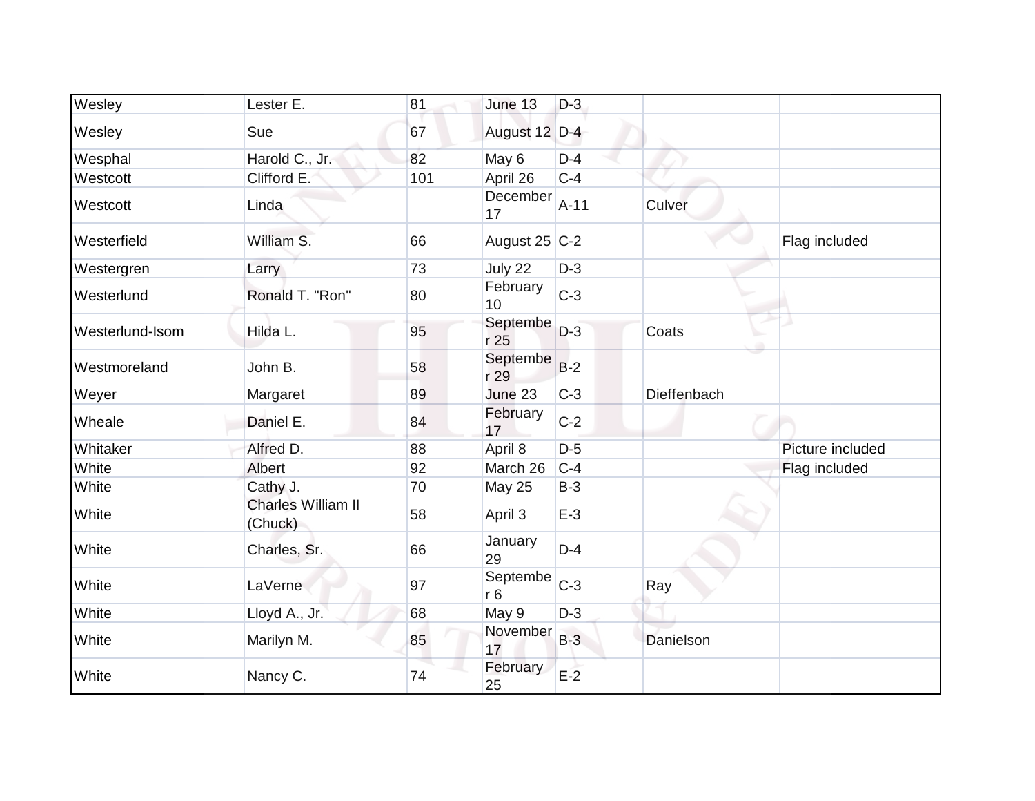| | | | | | | |
|---|---|---|---|---|---|---|
| Wesley | Lester E. | 81 | June 13 | D-3 | | |
| Wesley | Sue | 67 | August 12 | D-4 | | |
| Wesphal | Harold C., Jr. | 82 | May 6 | D-4 | | |
| Westcott | Clifford E. | 101 | April 26 | C-4 | | |
| Westcott | Linda | | December 17 | A-11 | Culver | |
| Westerfield | William S. | 66 | August 25 | C-2 | | Flag included |
| Westergren | Larry | 73 | July 22 | D-3 | | |
| Westerlund | Ronald T. "Ron" | 80 | February 10 | C-3 | | |
| Westerlund-Isom | Hilda L. | 95 | September 25 | D-3 | Coats | |
| Westmoreland | John B. | 58 | September 29 | B-2 | | |
| Weyer | Margaret | 89 | June 23 | C-3 | Dieffenbach | |
| Wheale | Daniel E. | 84 | February 17 | C-2 | | |
| Whitaker | Alfred D. | 88 | April 8 | D-5 | | Picture included |
| White | Albert | 92 | March 26 | C-4 | | Flag included |
| White | Cathy J. | 70 | May 25 | B-3 | | |
| White | Charles William II (Chuck) | 58 | April 3 | E-3 | | |
| White | Charles, Sr. | 66 | January 29 | D-4 | | |
| White | LaVerne | 97 | September 6 | C-3 | Ray | |
| White | Lloyd A., Jr. | 68 | May 9 | D-3 | | |
| White | Marilyn M. | 85 | November 17 | B-3 | Danielson | |
| White | Nancy C. | 74 | February 25 | E-2 | | |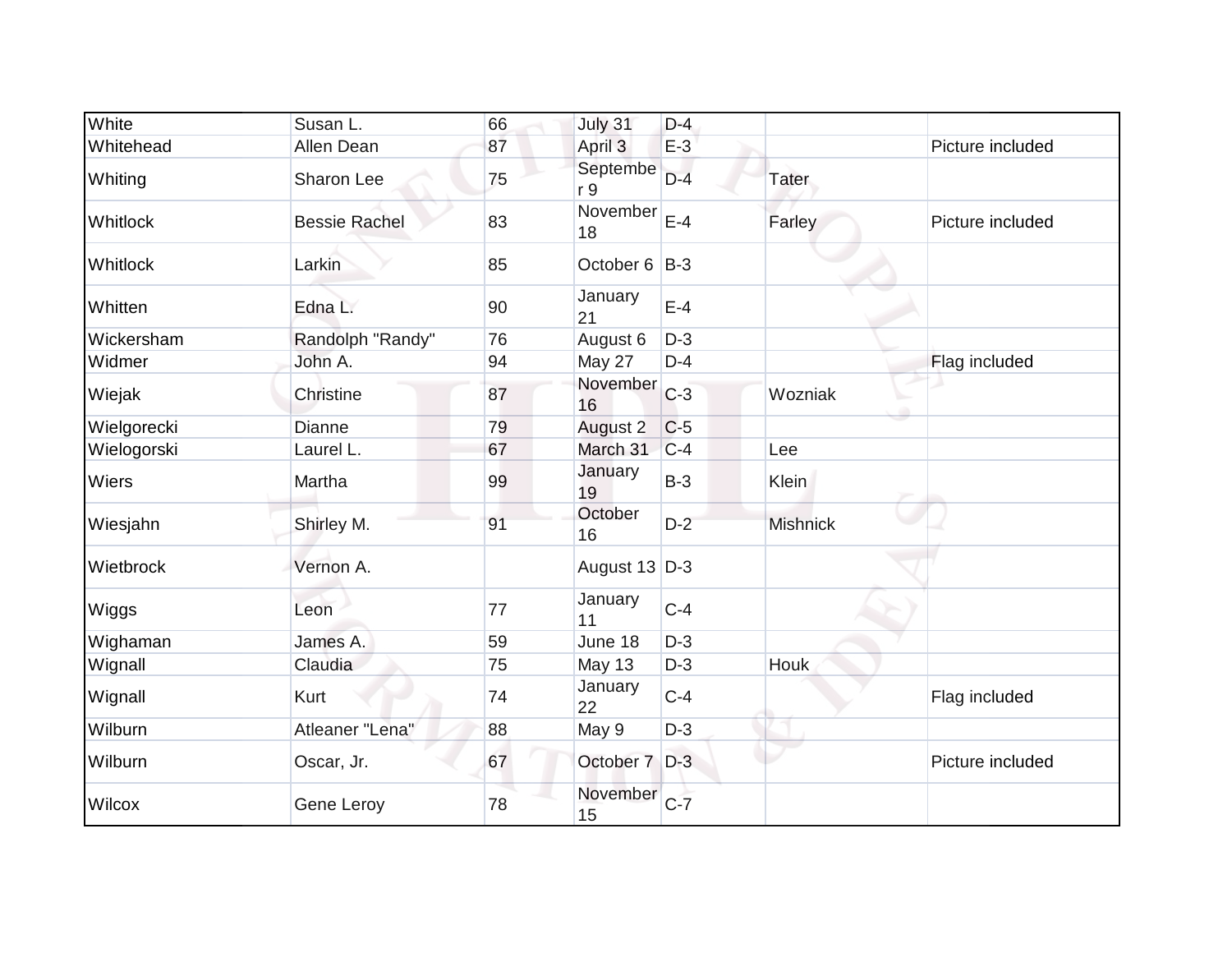| | | | | | | |
|---|---|---|---|---|---|---|
| White | Susan L. | 66 | July 31 | D-4 | | |
| Whitehead | Allen Dean | 87 | April 3 | E-3 | | Picture included |
| Whiting | Sharon Lee | 75 | September 9 | D-4 | Tater | |
| Whitlock | Bessie Rachel | 83 | November 18 | E-4 | Farley | Picture included |
| Whitlock | Larkin | 85 | October 6 | B-3 | | |
| Whitten | Edna L. | 90 | January 21 | E-4 | | |
| Wickersham | Randolph "Randy" | 76 | August 6 | D-3 | | |
| Widmer | John A. | 94 | May 27 | D-4 | | Flag included |
| Wiejak | Christine | 87 | November 16 | C-3 | Wozniak | |
| Wielgorecki | Dianne | 79 | August 2 | C-5 | | |
| Wielogorski | Laurel L. | 67 | March 31 | C-4 | Lee | |
| Wiers | Martha | 99 | January 19 | B-3 | Klein | |
| Wiesjahn | Shirley M. | 91 | October 16 | D-2 | Mishnick | |
| Wietbrock | Vernon A. | | August 13 | D-3 | | |
| Wiggs | Leon | 77 | January 11 | C-4 | | |
| Wighaman | James A. | 59 | June 18 | D-3 | | |
| Wignall | Claudia | 75 | May 13 | D-3 | Houk | |
| Wignall | Kurt | 74 | January 22 | C-4 | | Flag included |
| Wilburn | Atleaner "Lena" | 88 | May 9 | D-3 | | |
| Wilburn | Oscar, Jr. | 67 | October 7 | D-3 | | Picture included |
| Wilcox | Gene Leroy | 78 | November 15 | C-7 | | |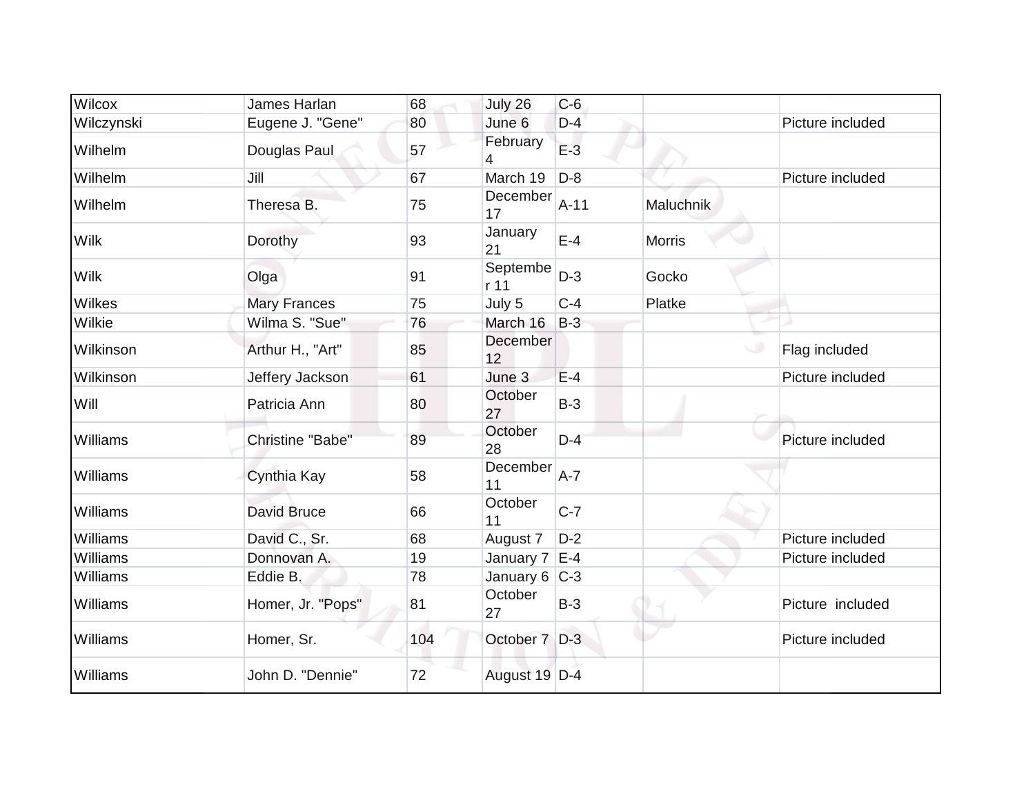| | | | | | | |
|---|---|---|---|---|---|---|
| Wilcox | James Harlan | 68 | July 26 | C-6 | | |
| Wilczynski | Eugene J. "Gene" | 80 | June 6 | D-4 | | Picture included |
| Wilhelm | Douglas Paul | 57 | February 4 | E-3 | | |
| Wilhelm | Jill | 67 | March 19 | D-8 | | Picture included |
| Wilhelm | Theresa B. | 75 | December 17 | A-11 | Maluchnik | |
| Wilk | Dorothy | 93 | January 21 | E-4 | Morris | |
| Wilk | Olga | 91 | September 11 | D-3 | Gocko | |
| Wilkes | Mary Frances | 75 | July 5 | C-4 | Platke | |
| Wilkie | Wilma S. "Sue" | 76 | March 16 | B-3 | | |
| Wilkinson | Arthur H., "Art" | 85 | December 12 | | | Flag included |
| Wilkinson | Jeffery Jackson | 61 | June 3 | E-4 | | Picture included |
| Will | Patricia Ann | 80 | October 27 | B-3 | | |
| Williams | Christine "Babe" | 89 | October 28 | D-4 | | Picture included |
| Williams | Cynthia Kay | 58 | December 11 | A-7 | | |
| Williams | David Bruce | 66 | October 11 | C-7 | | |
| Williams | David C., Sr. | 68 | August 7 | D-2 | | Picture included |
| Williams | Donnovan A. | 19 | January 7 | E-4 | | Picture included |
| Williams | Eddie B. | 78 | January 6 | C-3 | | |
| Williams | Homer, Jr. "Pops" | 81 | October 27 | B-3 | | Picture included |
| Williams | Homer, Sr. | 104 | October 7 | D-3 | | Picture included |
| Williams | John D. "Dennie" | 72 | August 19 | D-4 | | |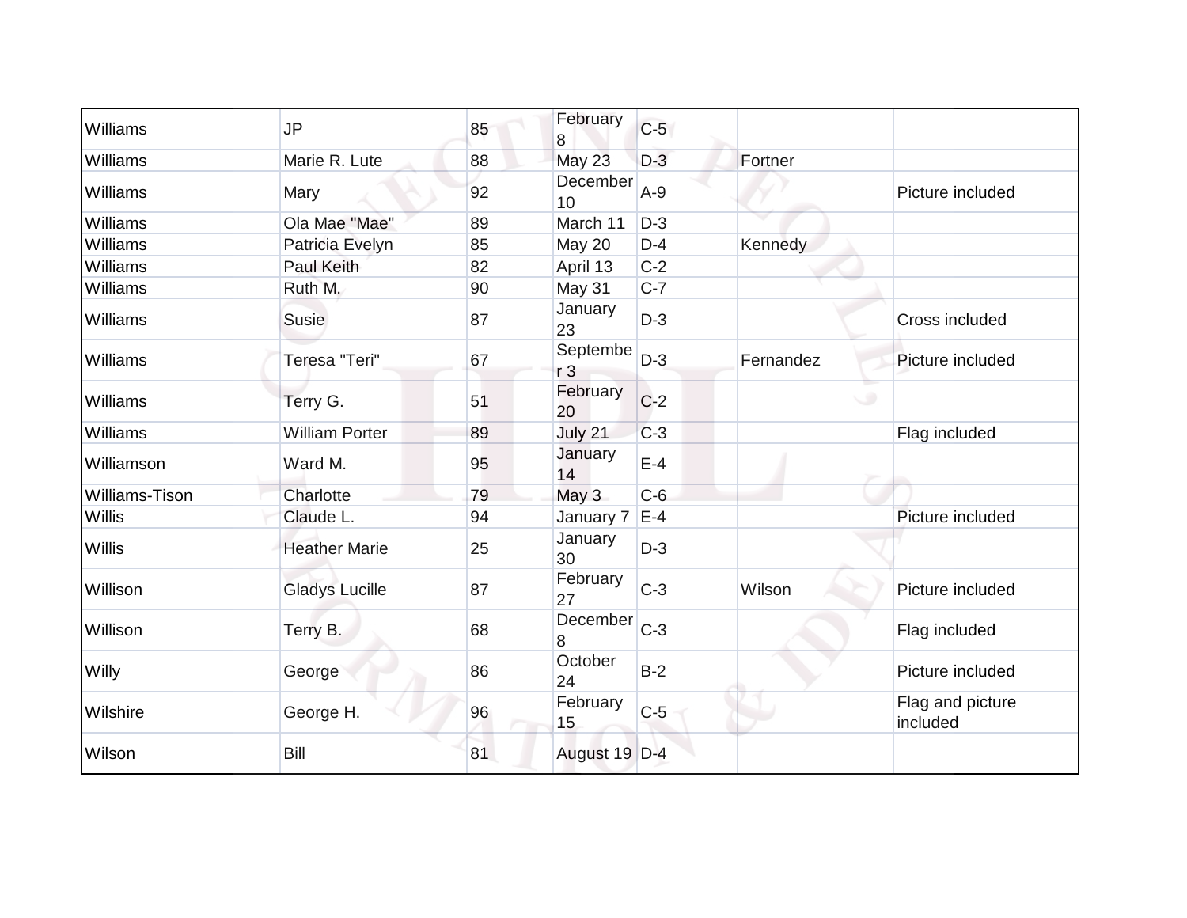| | | | | | | |
|---|---|---|---|---|---|---|
| Williams | JP | 85 | February 8 | C-5 | | |
| Williams | Marie R. Lute | 88 | May 23 | D-3 | Fortner | |
| Williams | Mary | 92 | December 10 | A-9 | | Picture included |
| Williams | Ola Mae "Mae" | 89 | March 11 | D-3 | | |
| Williams | Patricia Evelyn | 85 | May 20 | D-4 | Kennedy | |
| Williams | Paul Keith | 82 | April 13 | C-2 | | |
| Williams | Ruth M. | 90 | May 31 | C-7 | | |
| Williams | Susie | 87 | January 23 | D-3 | | Cross included |
| Williams | Teresa "Teri" | 67 | September 3 | D-3 | Fernandez | Picture included |
| Williams | Terry G. | 51 | February 20 | C-2 | | |
| Williams | William Porter | 89 | July 21 | C-3 | | Flag included |
| Williamson | Ward M. | 95 | January 14 | E-4 | | |
| Williams-Tison | Charlotte | 79 | May 3 | C-6 | | |
| Willis | Claude L. | 94 | January 7 | E-4 | | Picture included |
| Willis | Heather Marie | 25 | January 30 | D-3 | | |
| Willison | Gladys Lucille | 87 | February 27 | C-3 | Wilson | Picture included |
| Willison | Terry B. | 68 | December 8 | C-3 | | Flag included |
| Willy | George | 86 | October 24 | B-2 | | Picture included |
| Wilshire | George H. | 96 | February 15 | C-5 | | Flag and picture included |
| Wilson | Bill | 81 | August 19 | D-4 | | |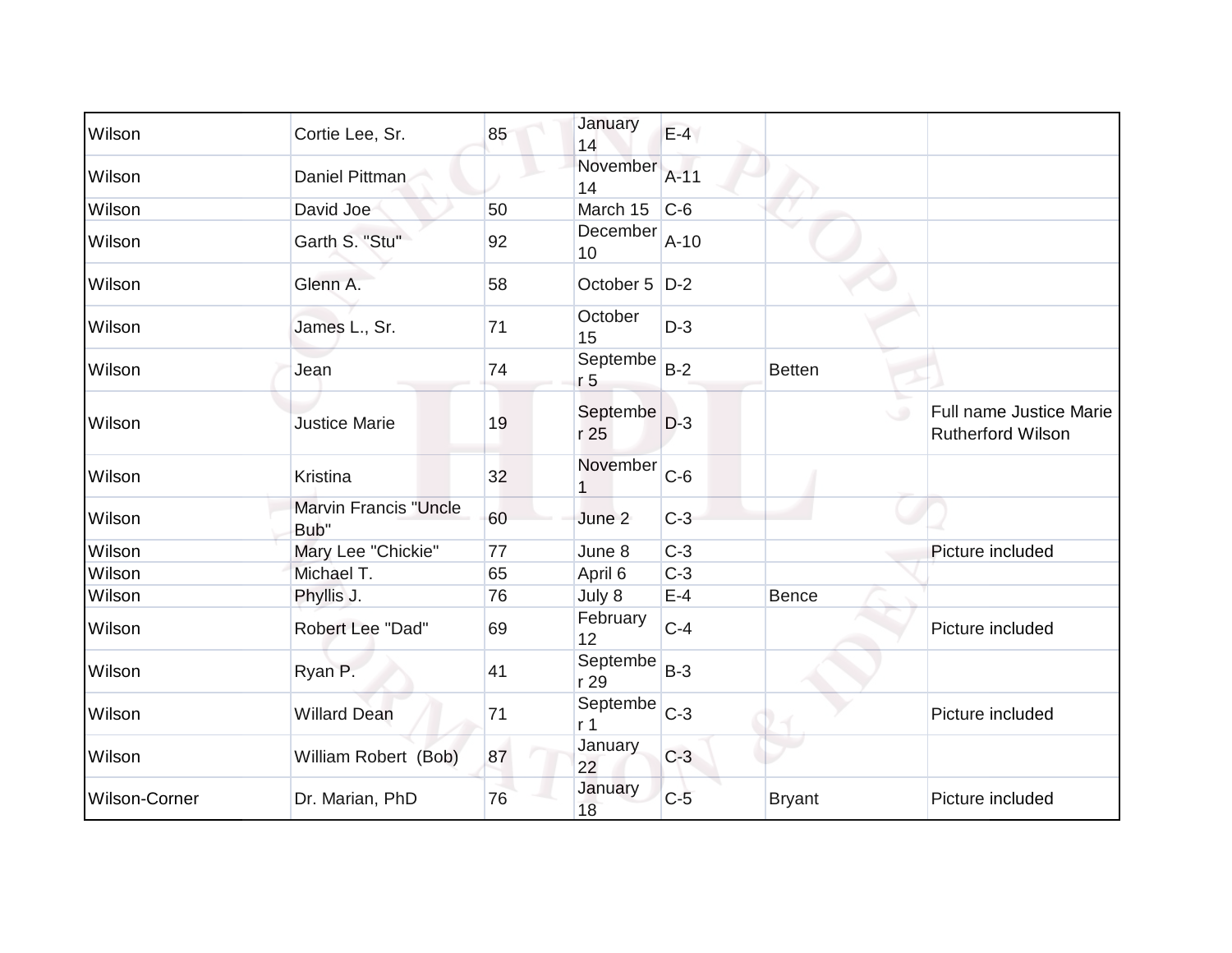| Wilson | Cortie Lee, Sr. | 85 | January 14 | E-4 | | |
|---|---|---|---|---|---|---|
| Wilson | Daniel Pittman | | November 14 | A-11 | | |
| Wilson | David Joe | 50 | March 15 | C-6 | | |
| Wilson | Garth S. "Stu" | 92 | December 10 | A-10 | | |
| Wilson | Glenn A. | 58 | October 5 | D-2 | | |
| Wilson | James L., Sr. | 71 | October 15 | D-3 | | |
| Wilson | Jean | 74 | September 5 | B-2 | Betten | |
| Wilson | Justice Marie | 19 | September 25 | D-3 | | Full name Justice Marie Rutherford Wilson |
| Wilson | Kristina | 32 | November 1 | C-6 | | |
| Wilson | Marvin Francis "Uncle Bub" | 60 | June 2 | C-3 | | |
| Wilson | Mary Lee "Chickie" | 77 | June 8 | C-3 | | Picture included |
| Wilson | Michael T. | 65 | April 6 | C-3 | | |
| Wilson | Phyllis J. | 76 | July 8 | E-4 | Bence | |
| Wilson | Robert Lee "Dad" | 69 | February 12 | C-4 | | Picture included |
| Wilson | Ryan P. | 41 | September 29 | B-3 | | |
| Wilson | Willard Dean | 71 | September 1 | C-3 | | Picture included |
| Wilson | William Robert (Bob) | 87 | January 22 | C-3 | | |
| Wilson-Corner | Dr. Marian, PhD | 76 | January 18 | C-5 | Bryant | Picture included |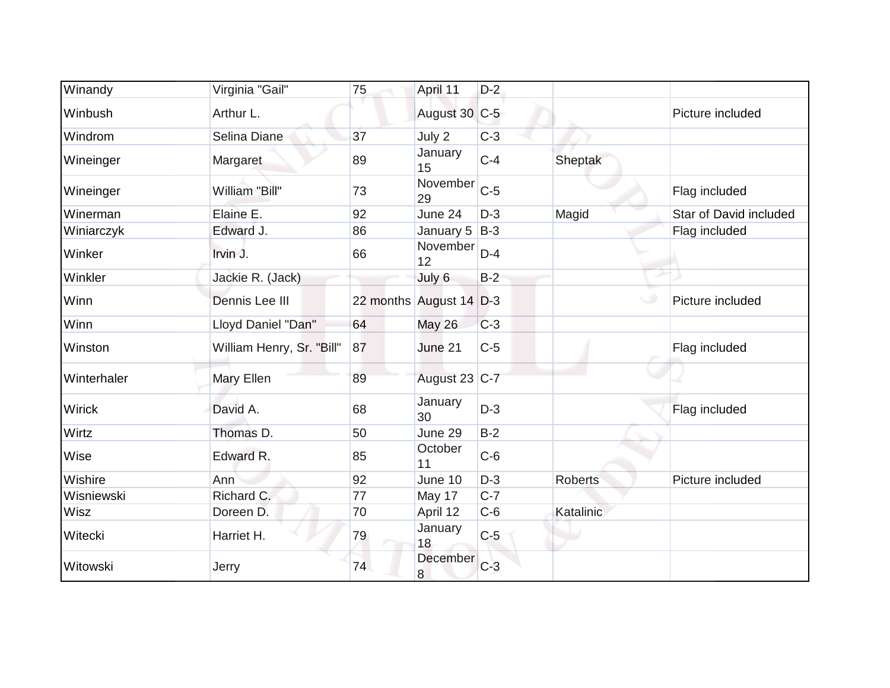| Winandy | Virginia "Gail" | 75 | April 11 | D-2 | | |
|---|---|---|---|---|---|---|
| Winbush | Arthur L. | | August 30 | C-5 | | Picture included |
| Windrom | Selina Diane | 37 | July 2 | C-3 | | |
| Wineinger | Margaret | 89 | January 15 | C-4 | Sheptak | |
| Wineinger | William "Bill" | 73 | November 29 | C-5 | | Flag included |
| Winerman | Elaine E. | 92 | June 24 | D-3 | Magid | Star of David included |
| Winiarczyk | Edward J. | 86 | January 5 | B-3 | | Flag included |
| Winker | Irvin J. | 66 | November 12 | D-4 | | |
| Winkler | Jackie R. (Jack) | | July 6 | B-2 | | |
| Winn | Dennis Lee III | 22 months | August 14 | D-3 | | Picture included |
| Winn | Lloyd Daniel "Dan" | 64 | May 26 | C-3 | | |
| Winston | William Henry, Sr. "Bill" | 87 | June 21 | C-5 | | Flag included |
| Winterhaler | Mary Ellen | 89 | August 23 | C-7 | | |
| Wirick | David A. | 68 | January 30 | D-3 | | Flag included |
| Wirtz | Thomas D. | 50 | June 29 | B-2 | | |
| Wise | Edward R. | 85 | October 11 | C-6 | | |
| Wishire | Ann | 92 | June 10 | D-3 | Roberts | Picture included |
| Wisniewski | Richard C. | 77 | May 17 | C-7 | | |
| Wisz | Doreen D. | 70 | April 12 | C-6 | Katalinic | |
| Witecki | Harriet H. | 79 | January 18 | C-5 | | |
| Witowski | Jerry | 74 | December 8 | C-3 | | |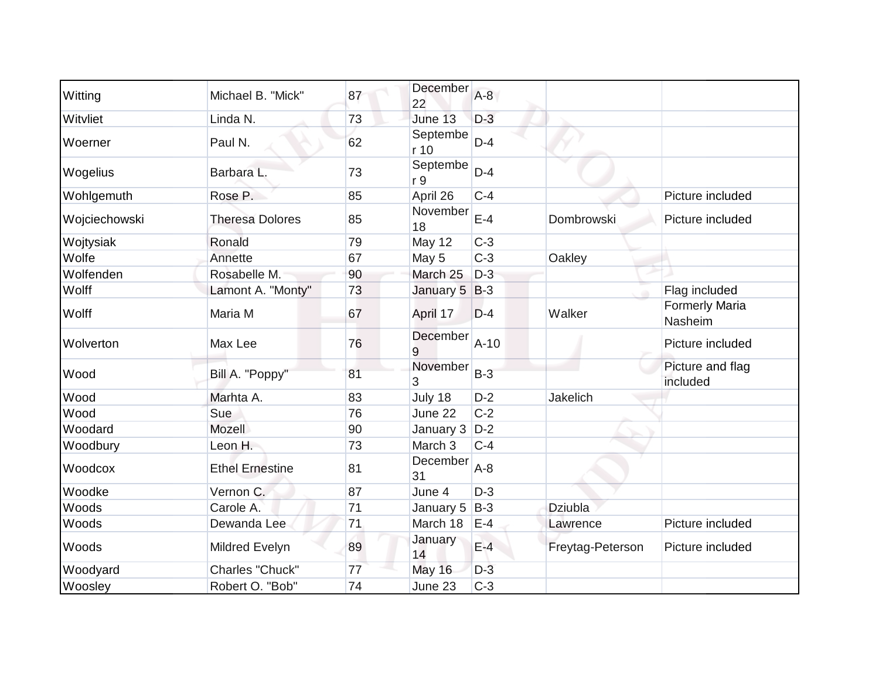| Witting | Michael B. "Mick" | 87 | December 22 | A-8 | | |
|---|---|---|---|---|---|---|
| Witvliet | Linda N. | 73 | June 13 | D-3 | | |
| Woerner | Paul N. | 62 | September 10 | D-4 | | |
| Wogelius | Barbara L. | 73 | September 9 | D-4 | | |
| Wohlgemuth | Rose P. | 85 | April 26 | C-4 | | Picture included |
| Wojciechowski | Theresa Dolores | 85 | November 18 | E-4 | Dombrowski | Picture included |
| Wojtysiak | Ronald | 79 | May 12 | C-3 | | |
| Wolfe | Annette | 67 | May 5 | C-3 | Oakley | |
| Wolfenden | Rosabelle M. | 90 | March 25 | D-3 | | |
| Wolff | Lamont A. "Monty" | 73 | January 5 | B-3 | | Flag included |
| Wolff | Maria M | 67 | April 17 | D-4 | Walker | Formerly Maria Nasheim |
| Wolverton | Max Lee | 76 | December 9 | A-10 | | Picture included |
| Wood | Bill A. "Poppy" | 81 | November 3 | B-3 | | Picture and flag included |
| Wood | Marhta A. | 83 | July 18 | D-2 | Jakelich | |
| Wood | Sue | 76 | June 22 | C-2 | | |
| Woodard | Mozell | 90 | January 3 | D-2 | | |
| Woodbury | Leon H. | 73 | March 3 | C-4 | | |
| Woodcox | Ethel Ernestine | 81 | December 31 | A-8 | | |
| Woodke | Vernon C. | 87 | June 4 | D-3 | | |
| Woods | Carole A. | 71 | January 5 | B-3 | Dziubla | |
| Woods | Dewanda Lee | 71 | March 18 | E-4 | Lawrence | Picture included |
| Woods | Mildred Evelyn | 89 | January 14 | E-4 | Freytag-Peterson | Picture included |
| Woodyard | Charles "Chuck" | 77 | May 16 | D-3 | | |
| Woosley | Robert O. "Bob" | 74 | June 23 | C-3 | | |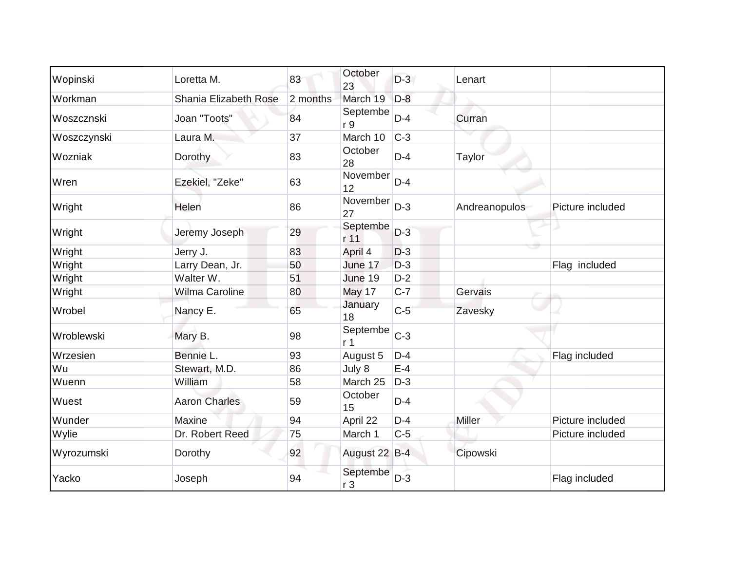| Wopinski | Loretta M. | 83 | October 23 | D-3 | Lenart | |
|---|---|---|---|---|---|---|
| Workman | Shania Elizabeth Rose | 2 months | March 19 | D-8 | | |
| Woszcznski | Joan "Toots" | 84 | September 9 | D-4 | Curran | |
| Woszczynski | Laura M. | 37 | March 10 | C-3 | | |
| Wozniak | Dorothy | 83 | October 28 | D-4 | Taylor | |
| Wren | Ezekiel, "Zeke" | 63 | November 12 | D-4 | | |
| Wright | Helen | 86 | November 27 | D-3 | Andreanopulos | Picture included |
| Wright | Jeremy Joseph | 29 | September 11 | D-3 | | |
| Wright | Jerry J. | 83 | April 4 | D-3 | | |
| Wright | Larry Dean, Jr. | 50 | June 17 | D-3 | | Flag included |
| Wright | Walter W. | 51 | June 19 | D-2 | | |
| Wright | Wilma Caroline | 80 | May 17 | C-7 | Gervais | |
| Wrobel | Nancy E. | 65 | January 18 | C-5 | Zavesky | |
| Wroblewski | Mary B. | 98 | September 1 | C-3 | | |
| Wrzesien | Bennie L. | 93 | August 5 | D-4 | | Flag included |
| Wu | Stewart, M.D. | 86 | July 8 | E-4 | | |
| Wuenn | William | 58 | March 25 | D-3 | | |
| Wuest | Aaron Charles | 59 | October 15 | D-4 | | |
| Wunder | Maxine | 94 | April 22 | D-4 | Miller | Picture included |
| Wylie | Dr. Robert Reed | 75 | March 1 | C-5 | | Picture included |
| Wyrozumski | Dorothy | 92 | August 22 | B-4 | Cipowski | |
| Yacko | Joseph | 94 | September 3 | D-3 | | Flag included |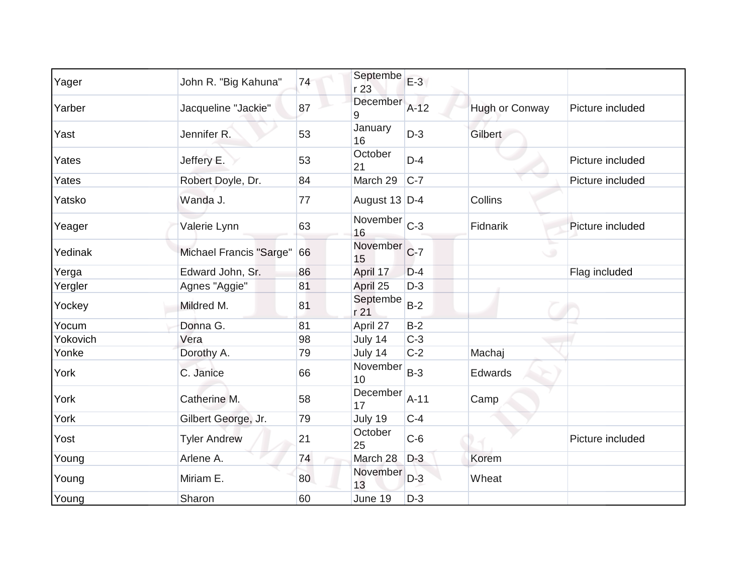| | | | | | | |
|---|---|---|---|---|---|---|
| Yager | John R. "Big Kahuna" | 74 | September 23 | E-3 | | |
| Yarber | Jacqueline "Jackie" | 87 | December 9 | A-12 | Hugh or Conway | Picture included |
| Yast | Jennifer R. | 53 | January 16 | D-3 | Gilbert | |
| Yates | Jeffery E. | 53 | October 21 | D-4 | | Picture included |
| Yates | Robert Doyle, Dr. | 84 | March 29 | C-7 | | Picture included |
| Yatsko | Wanda J. | 77 | August 13 | D-4 | Collins | |
| Yeager | Valerie Lynn | 63 | November 16 | C-3 | Fidnarik | Picture included |
| Yedinak | Michael Francis "Sarge" | 66 | November 15 | C-7 | | |
| Yerga | Edward John, Sr. | 86 | April 17 | D-4 | | Flag included |
| Yergler | Agnes "Aggie" | 81 | April 25 | D-3 | | |
| Yockey | Mildred M. | 81 | September 21 | B-2 | | |
| Yocum | Donna G. | 81 | April 27 | B-2 | | |
| Yokovich | Vera | 98 | July 14 | C-3 | | |
| Yonke | Dorothy A. | 79 | July 14 | C-2 | Machaj | |
| York | C. Janice | 66 | November 10 | B-3 | Edwards | |
| York | Catherine M. | 58 | December 17 | A-11 | Camp | |
| York | Gilbert George, Jr. | 79 | July 19 | C-4 | | |
| Yost | Tyler Andrew | 21 | October 25 | C-6 | | Picture included |
| Young | Arlene A. | 74 | March 28 | D-3 | Korem | |
| Young | Miriam E. | 80 | November 13 | D-3 | Wheat | |
| Young | Sharon | 60 | June 19 | D-3 | | |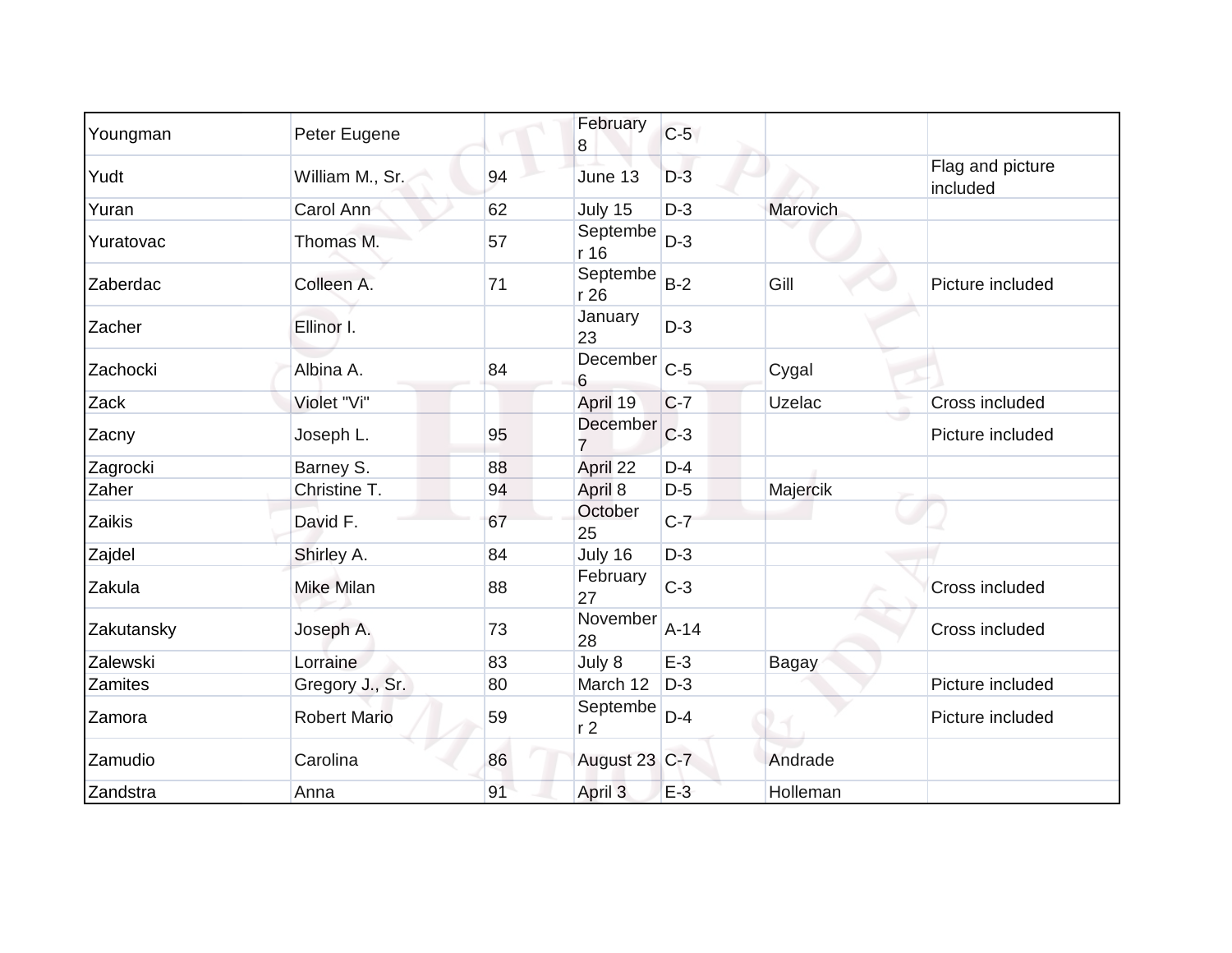| | | | | | | |
|---|---|---|---|---|---|---|
| Youngman | Peter Eugene | | February 8 | C-5 | | |
| Yudt | William M., Sr. | 94 | June 13 | D-3 | | Flag and picture included |
| Yuran | Carol Ann | 62 | July 15 | D-3 | Marovich | |
| Yuratovac | Thomas M. | 57 | September 16 | D-3 | | |
| Zaberdac | Colleen A. | 71 | September 26 | B-2 | Gill | Picture included |
| Zacher | Ellinor I. | | January 23 | D-3 | | |
| Zachocki | Albina A. | 84 | December 6 | C-5 | Cygal | |
| Zack | Violet "Vi" | | April 19 | C-7 | Uzelac | Cross included |
| Zacny | Joseph L. | 95 | December 7 | C-3 | | Picture included |
| Zagrocki | Barney S. | 88 | April 22 | D-4 | | |
| Zaher | Christine T. | 94 | April 8 | D-5 | Majercik | |
| Zaikis | David F. | 67 | October 25 | C-7 | | |
| Zajdel | Shirley A. | 84 | July 16 | D-3 | | |
| Zakula | Mike Milan | 88 | February 27 | C-3 | | Cross included |
| Zakutansky | Joseph A. | 73 | November 28 | A-14 | | Cross included |
| Zalewski | Lorraine | 83 | July 8 | E-3 | Bagay | |
| Zamites | Gregory J., Sr. | 80 | March 12 | D-3 | | Picture included |
| Zamora | Robert Mario | 59 | September 2 | D-4 | | Picture included |
| Zamudio | Carolina | 86 | August 23 | C-7 | Andrade | |
| Zandstra | Anna | 91 | April 3 | E-3 | Holleman | |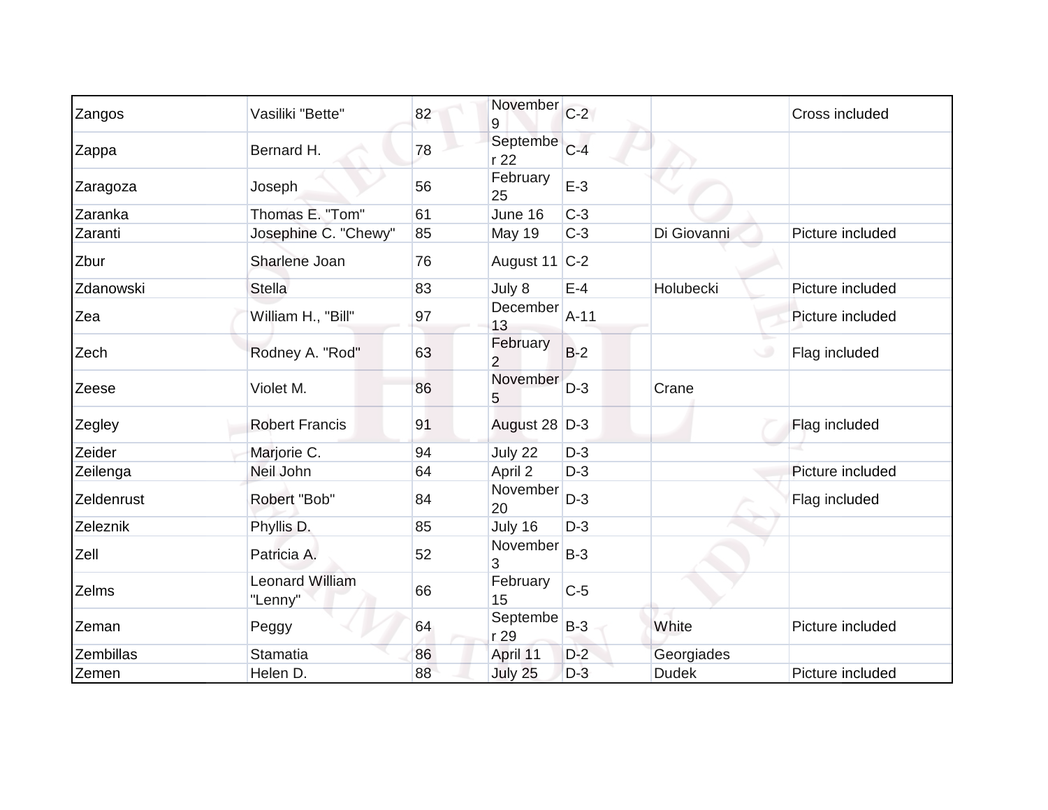| | | | | | | |
|---|---|---|---|---|---|---|
| Zangos | Vasiliki "Bette" | 82 | November 9 | C-2 | | Cross included |
| Zappa | Bernard H. | 78 | September 22 | C-4 | | |
| Zaragoza | Joseph | 56 | February 25 | E-3 | | |
| Zaranka | Thomas E. "Tom" | 61 | June 16 | C-3 | | |
| Zaranti | Josephine C. "Chewy" | 85 | May 19 | C-3 | Di Giovanni | Picture included |
| Zbur | Sharlene Joan | 76 | August 11 | C-2 | | |
| Zdanowski | Stella | 83 | July 8 | E-4 | Holubecki | Picture included |
| Zea | William H., "Bill" | 97 | December 13 | A-11 | | Picture included |
| Zech | Rodney A. "Rod" | 63 | February 2 | B-2 | | Flag included |
| Zeese | Violet M. | 86 | November 5 | D-3 | Crane | |
| Zegley | Robert Francis | 91 | August 28 | D-3 | | Flag included |
| Zeider | Marjorie C. | 94 | July 22 | D-3 | | |
| Zeilenga | Neil John | 64 | April 2 | D-3 | | Picture included |
| Zeldenrust | Robert "Bob" | 84 | November 20 | D-3 | | Flag included |
| Zeleznik | Phyllis D. | 85 | July 16 | D-3 | | |
| Zell | Patricia A. | 52 | November 3 | B-3 | | |
| Zelms | Leonard William "Lenny" | 66 | February 15 | C-5 | | |
| Zeman | Peggy | 64 | September 29 | B-3 | White | Picture included |
| Zembillas | Stamatia | 86 | April 11 | D-2 | Georgiades | |
| Zemen | Helen D. | 88 | July 25 | D-3 | Dudek | Picture included |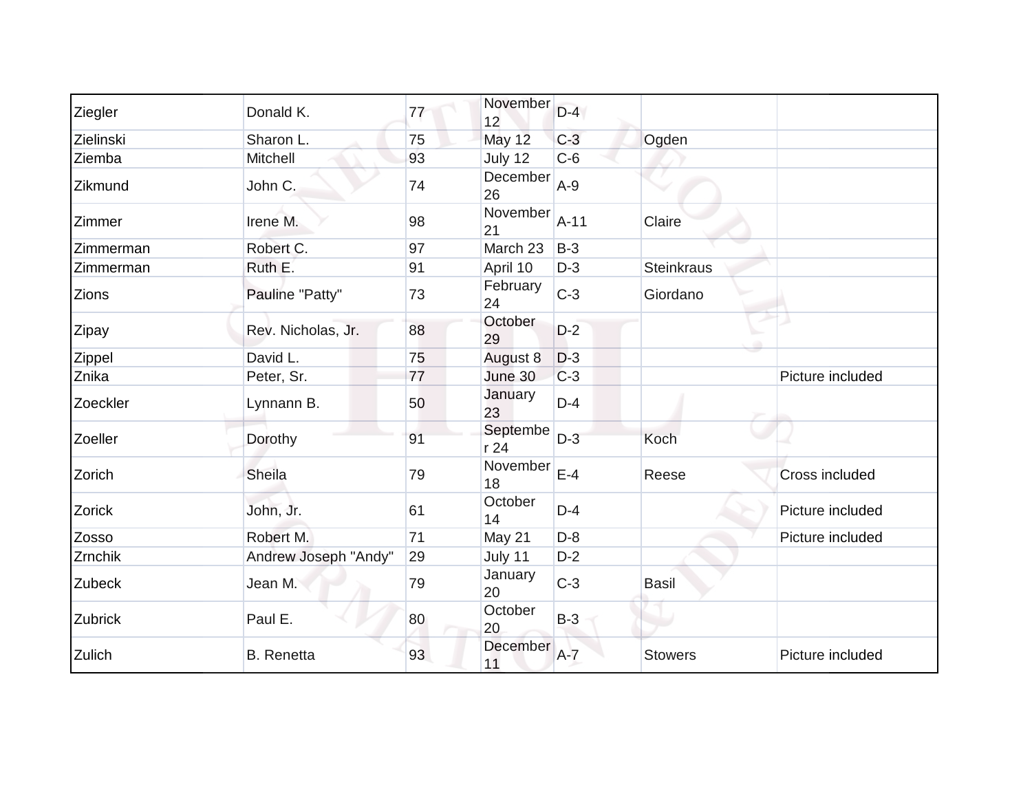| | | | | | | |
|---|---|---|---|---|---|---|
| Ziegler | Donald K. | 77 | November 12 | D-4 | | |
| Zielinski | Sharon L. | 75 | May 12 | C-3 | Ogden | |
| Ziemba | Mitchell | 93 | July 12 | C-6 | | |
| Zikmund | John C. | 74 | December 26 | A-9 | | |
| Zimmer | Irene M. | 98 | November 21 | A-11 | Claire | |
| Zimmerman | Robert C. | 97 | March 23 | B-3 | | |
| Zimmerman | Ruth E. | 91 | April 10 | D-3 | Steinkraus | |
| Zions | Pauline "Patty" | 73 | February 24 | C-3 | Giordano | |
| Zipay | Rev. Nicholas, Jr. | 88 | October 29 | D-2 | | |
| Zippel | David L. | 75 | August 8 | D-3 | | |
| Znika | Peter, Sr. | 77 | June 30 | C-3 | | Picture included |
| Zoeckler | Lynnann B. | 50 | January 23 | D-4 | | |
| Zoeller | Dorothy | 91 | September 24 | D-3 | Koch | |
| Zorich | Sheila | 79 | November 18 | E-4 | Reese | Cross included |
| Zorick | John, Jr. | 61 | October 14 | D-4 | | Picture included |
| Zosso | Robert M. | 71 | May 21 | D-8 | | Picture included |
| Zrnchik | Andrew Joseph "Andy" | 29 | July 11 | D-2 | | |
| Zubeck | Jean M. | 79 | January 20 | C-3 | Basil | |
| Zubrick | Paul E. | 80 | October 20 | B-3 | | |
| Zulich | B. Renetta | 93 | December 11 | A-7 | Stowers | Picture included |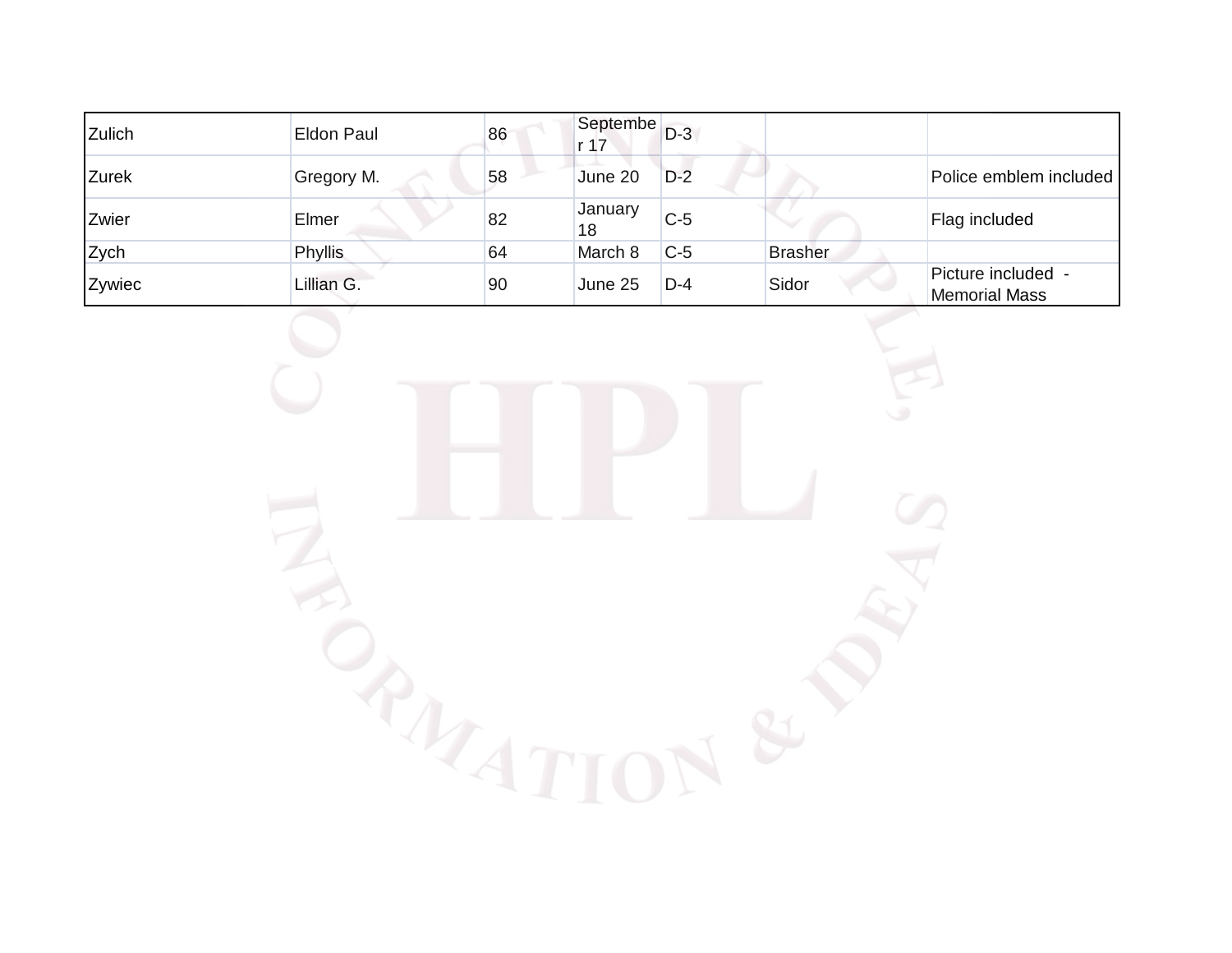| | | | | | | |
|---|---|---|---|---|---|---|
| Zulich | Eldon Paul | 86 | September 17 | D-3 | | |
| Zurek | Gregory M. | 58 | June 20 | D-2 | | Police emblem included |
| Zwier | Elmer | 82 | January 18 | C-5 | | Flag included |
| Zych | Phyllis | 64 | March 8 | C-5 | Brasher | |
| Zywiec | Lillian G. | 90 | June 25 | D-4 | Sidor | Picture included - Memorial Mass |